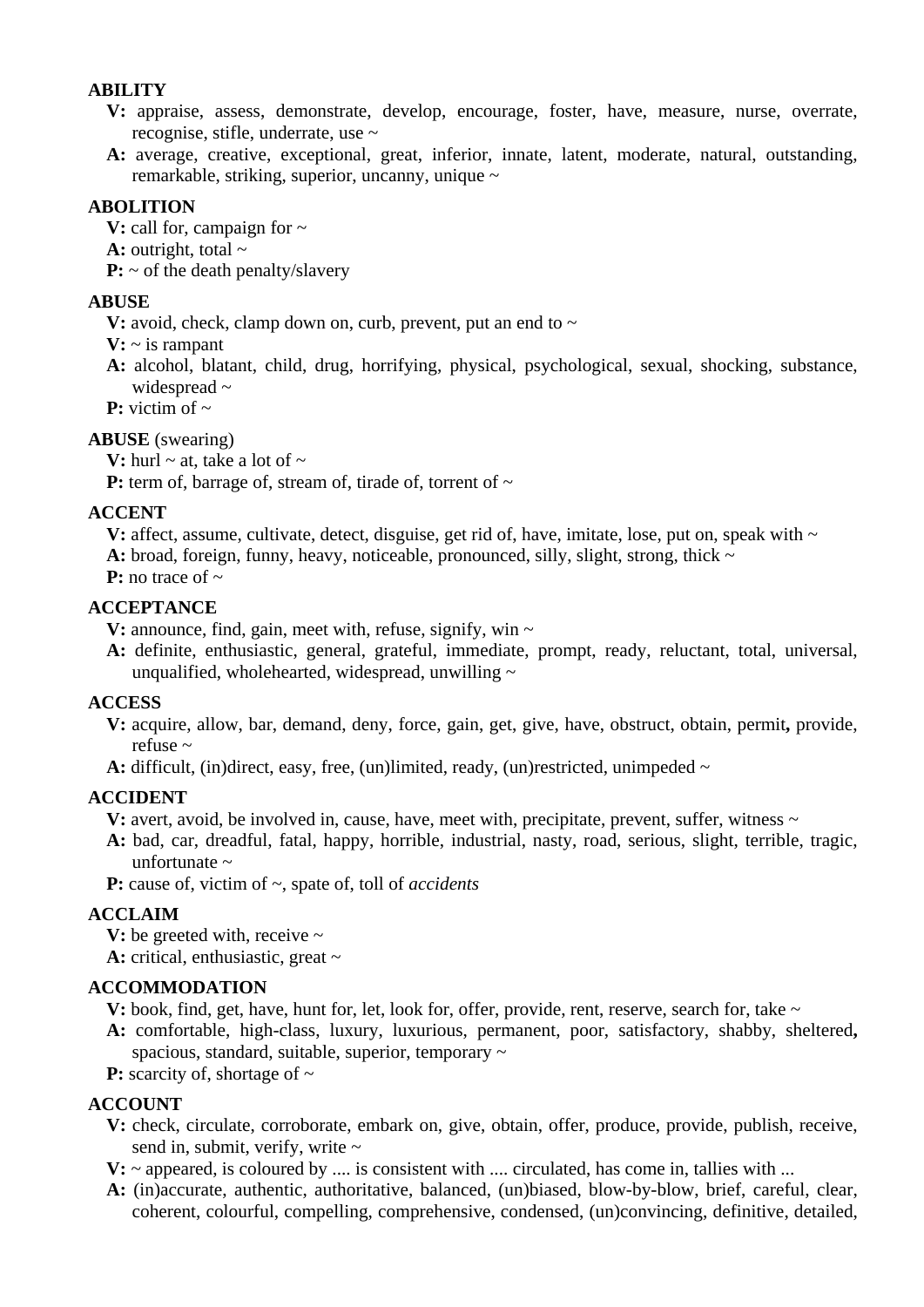**ABILITY**

**V:** appraise, assess, demonstrate, develop, encourage, foster, have, measure, nurse, overrate, recognise, stifle, underrate, use ~

**A:** average, creative, exceptional, great, inferior, innate, latent, moderate, natural, outstanding, remarkable, striking, superior, uncanny, unique ~

**ABOLITION**

**V:** call for, campaign for ~

**A:** outright, total ~

**P:** ~ of the death penalty/slavery

**ABUSE**

**V:** avoid, check, clamp down on, curb, prevent, put an end to ~

**V:** ~ is rampant

**A:** alcohol, blatant, child, drug, horrifying, physical, psychological, sexual, shocking, substance, widespread ~

**P:** victim of ~

**ABUSE** (swearing)

**V:** hurl ~ at, take a lot of ~

**P:** term of, barrage of, stream of, tirade of, torrent of ~

**ACCENT**

**V:** affect, assume, cultivate, detect, disguise, get rid of, have, imitate, lose, put on, speak with ~

**A:** broad, foreign, funny, heavy, noticeable, pronounced, silly, slight, strong, thick ~

**P:** no trace of ~

**ACCEPTANCE**

**V:** announce, find, gain, meet with, refuse, signify, win ~

**A:** definite, enthusiastic, general, grateful, immediate, prompt, ready, reluctant, total, universal, unqualified, wholehearted, widespread, unwilling ~

**ACCESS**

**V:** acquire, allow, bar, demand, deny, force, gain, get, give, have, obstruct, obtain, permit**,** provide, refuse ~

**A:** difficult, (in)direct, easy, free, (un)limited, ready, (un)restricted, unimpeded ~

**ACCIDENT**

**V:** avert, avoid, be involved in, cause, have, meet with, precipitate, prevent, suffer, witness ~

**A:** bad, car, dreadful, fatal, happy, horrible, industrial, nasty, road, serious, slight, terrible, tragic, unfortunate ~

**P:** cause of, victim of ~, spate of, toll of *accidents*

**ACCLAIM**

**V:** be greeted with, receive ~

**A:** critical, enthusiastic, great ~

**ACCOMMODATION**

**V:** book, find, get, have, hunt for, let, look for, offer, provide, rent, reserve, search for, take ~

**A:** comfortable, high-class, luxury, luxurious, permanent, poor, satisfactory, shabby, sheltered**,** spacious, standard, suitable, superior, temporary ~

**P:** scarcity of, shortage of ~

**ACCOUNT**

**V:** check, circulate, corroborate, embark on, give, obtain, offer, produce, provide, publish, receive, send in, submit, verify, write ~

**V:** ~ appeared, is coloured by .... is consistent with .... circulated, has come in, tallies with ...

**A:** (in)accurate, authentic, authoritative, balanced, (un)biased, blow-by-blow, brief, careful, clear, coherent, colourful, compelling, comprehensive, condensed, (un)convincing, definitive, detailed,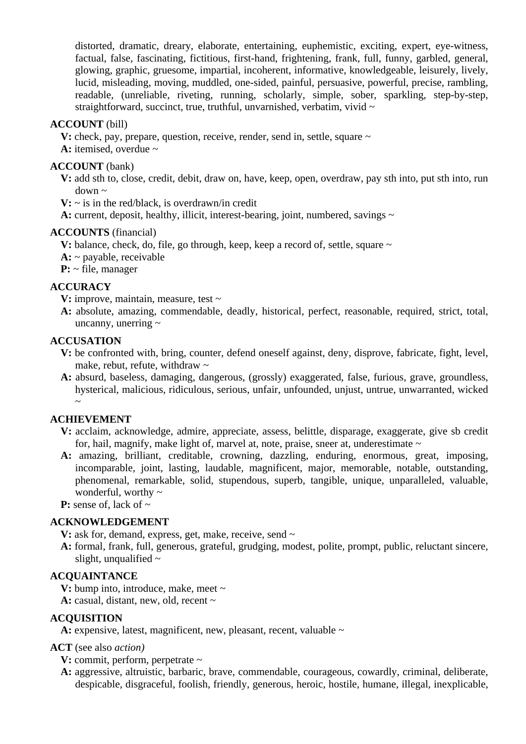distorted, dramatic, dreary, elaborate, entertaining, euphemistic, exciting, expert, eye-witness, factual, false, fascinating, fictitious, first-hand, frightening, frank, full, funny, garbled, general, glowing, graphic, gruesome, impartial, incoherent, informative, knowledgeable, leisurely, lively, lucid, misleading, moving, muddled, one-sided, painful, persuasive, powerful, precise, rambling, readable, (unreliable, riveting, running, scholarly, simple, sober, sparkling, step-by-step, straightforward, succinct, true, truthful, unvarnished, verbatim, vivid ~

**ACCOUNT** (bill)

**V:** check, pay, prepare, question, receive, render, send in, settle, square ~

**A:** itemised, overdue ~

**ACCOUNT** (bank)

**V:** add sth to, close, credit, debit, draw on, have, keep, open, overdraw, pay sth into, put sth into, run down ~

**V:** ~ is in the red/black, is overdrawn/in credit

**A:** current, deposit, healthy, illicit, interest-bearing, joint, numbered, savings ~

**ACCOUNTS** (financial)

**V:** balance, check, do, file, go through, keep, keep a record of, settle, square ~

**A:** ~ payable, receivable

**P:** ~ file, manager

**ACCURACY**

**V:** improve, maintain, measure, test ~

**A:** absolute, amazing, commendable, deadly, historical, perfect, reasonable, required, strict, total, uncanny, unerring ~

**ACCUSATION**

**V:** be confronted with, bring, counter, defend oneself against, deny, disprove, fabricate, fight, level, make, rebut, refute, withdraw ~

**A:** absurd, baseless, damaging, dangerous, (grossly) exaggerated, false, furious, grave, groundless, hysterical, malicious, ridiculous, serious, unfair, unfounded, unjust, untrue, unwarranted, wicked ~

**ACHIEVEMENT**

**V:** acclaim, acknowledge, admire, appreciate, assess, belittle, disparage, exaggerate, give sb credit for, hail, magnify, make light of, marvel at, note, praise, sneer at, underestimate ~

**A:** amazing, brilliant, creditable, crowning, dazzling, enduring, enormous, great, imposing, incomparable, joint, lasting, laudable, magnificent, major, memorable, notable, outstanding, phenomenal, remarkable, solid, stupendous, superb, tangible, unique, unparalleled, valuable, wonderful, worthy ~

**P:** sense of, lack of ~

**ACKNOWLEDGEMENT**

**V:** ask for, demand, express, get, make, receive, send ~

**A:** formal, frank, full, generous, grateful, grudging, modest, polite, prompt, public, reluctant sincere, slight, unqualified ~

**ACQUAINTANCE**

**V:** bump into, introduce, make, meet ~

**A:** casual, distant, new, old, recent ~

**ACQUISITION**

**A:** expensive, latest, magnificent, new, pleasant, recent, valuable ~

**ACT** (see also *action)*

**V:** commit, perform, perpetrate ~

**A:** aggressive, altruistic, barbaric, brave, commendable, courageous, cowardly, criminal, deliberate, despicable, disgraceful, foolish, friendly, generous, heroic, hostile, humane, illegal, inexplicable,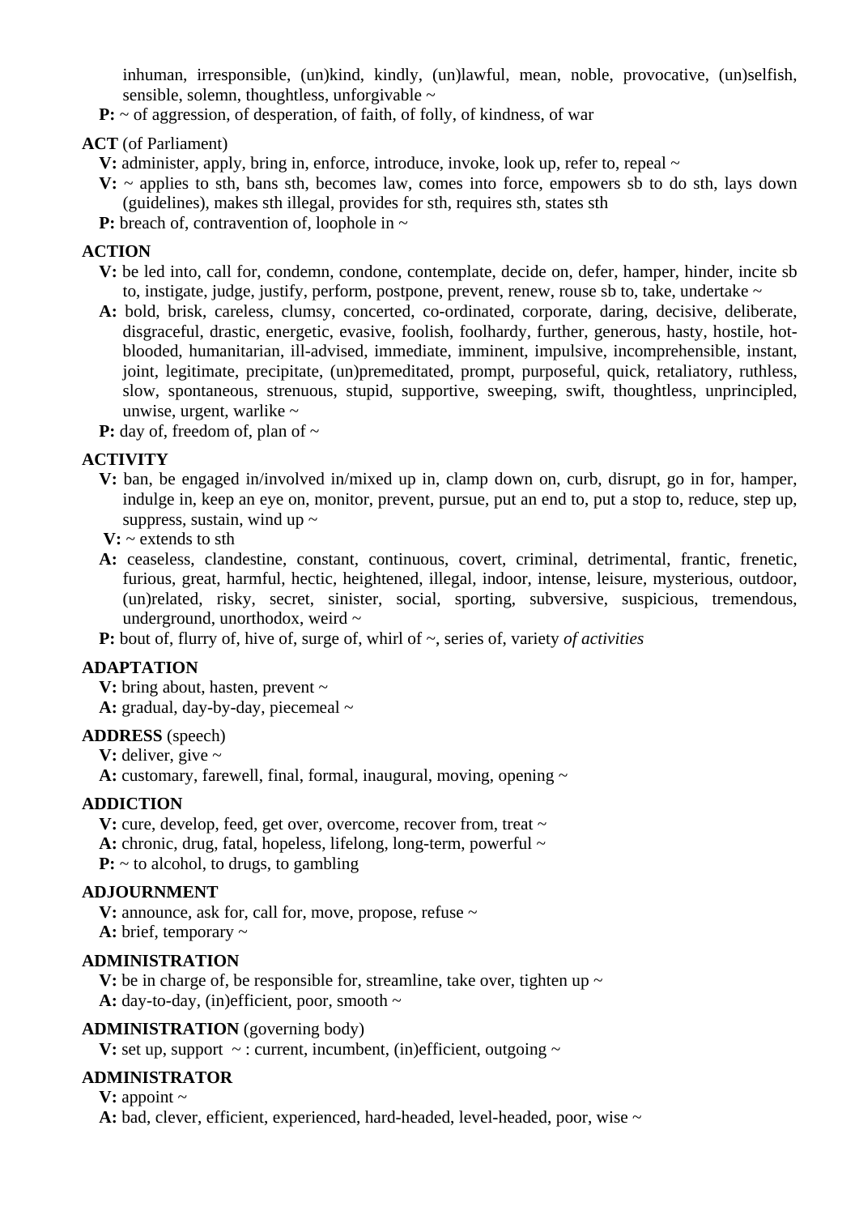inhuman, irresponsible, (un)kind, kindly, (un)lawful, mean, noble, provocative, (un)selfish, sensible, solemn, thoughtless, unforgivable ~

**P:** ~ of aggression, of desperation, of faith, of folly, of kindness, of war

**ACT** (of Parliament)

**V:** administer, apply, bring in, enforce, introduce, invoke, look up, refer to, repeal ~

**V:** ~ applies to sth, bans sth, becomes law, comes into force, empowers sb to do sth, lays down (guidelines), makes sth illegal, provides for sth, requires sth, states sth

**P:** breach of, contravention of, loophole in ~

**ACTION**

**V:** be led into, call for, condemn, condone, contemplate, decide on, defer, hamper, hinder, incite sb to, instigate, judge, justify, perform, postpone, prevent, renew, rouse sb to, take, undertake ~

**A:** bold, brisk, careless, clumsy, concerted, co-ordinated, corporate, daring, decisive, deliberate, disgraceful, drastic, energetic, evasive, foolish, foolhardy, further, generous, hasty, hostile, hot-blooded, humanitarian, ill-advised, immediate, imminent, impulsive, incomprehensible, instant, joint, legitimate, precipitate, (un)premeditated, prompt, purposeful, quick, retaliatory, ruthless, slow, spontaneous, strenuous, stupid, supportive, sweeping, swift, thoughtless, unprincipled, unwise, urgent, warlike ~

**P:** day of, freedom of, plan of ~

**ACTIVITY**

**V:** ban, be engaged in/involved in/mixed up in, clamp down on, curb, disrupt, go in for, hamper, indulge in, keep an eye on, monitor, prevent, pursue, put an end to, put a stop to, reduce, step up, suppress, sustain, wind up ~

**V:** ~ extends to sth

**A:** ceaseless, clandestine, constant, continuous, covert, criminal, detrimental, frantic, frenetic, furious, great, harmful, hectic, heightened, illegal, indoor, intense, leisure, mysterious, outdoor, (un)related, risky, secret, sinister, social, sporting, subversive, suspicious, tremendous, underground, unorthodox, weird ~

**P:** bout of, flurry of, hive of, surge of, whirl of ~, series of, variety *of activities*

**ADAPTATION**

**V:** bring about, hasten, prevent ~

**A:** gradual, day-by-day, piecemeal ~

**ADDRESS** (speech)

**V:** deliver, give ~

**A:** customary, farewell, final, formal, inaugural, moving, opening ~

**ADDICTION**

**V:** cure, develop, feed, get over, overcome, recover from, treat ~

**A:** chronic, drug, fatal, hopeless, lifelong, long-term, powerful ~

**P:** ~ to alcohol, to drugs, to gambling

**ADJOURNMENT**

**V:** announce, ask for, call for, move, propose, refuse ~

**A:** brief, temporary ~

**ADMINISTRATION**

**V:** be in charge of, be responsible for, streamline, take over, tighten up ~

**A:** day-to-day, (in)efficient, poor, smooth ~

**ADMINISTRATION** (governing body)

**V:** set up, support ~ : current, incumbent, (in)efficient, outgoing ~

**ADMINISTRATOR**

**V:** appoint ~

**A:** bad, clever, efficient, experienced, hard-headed, level-headed, poor, wise ~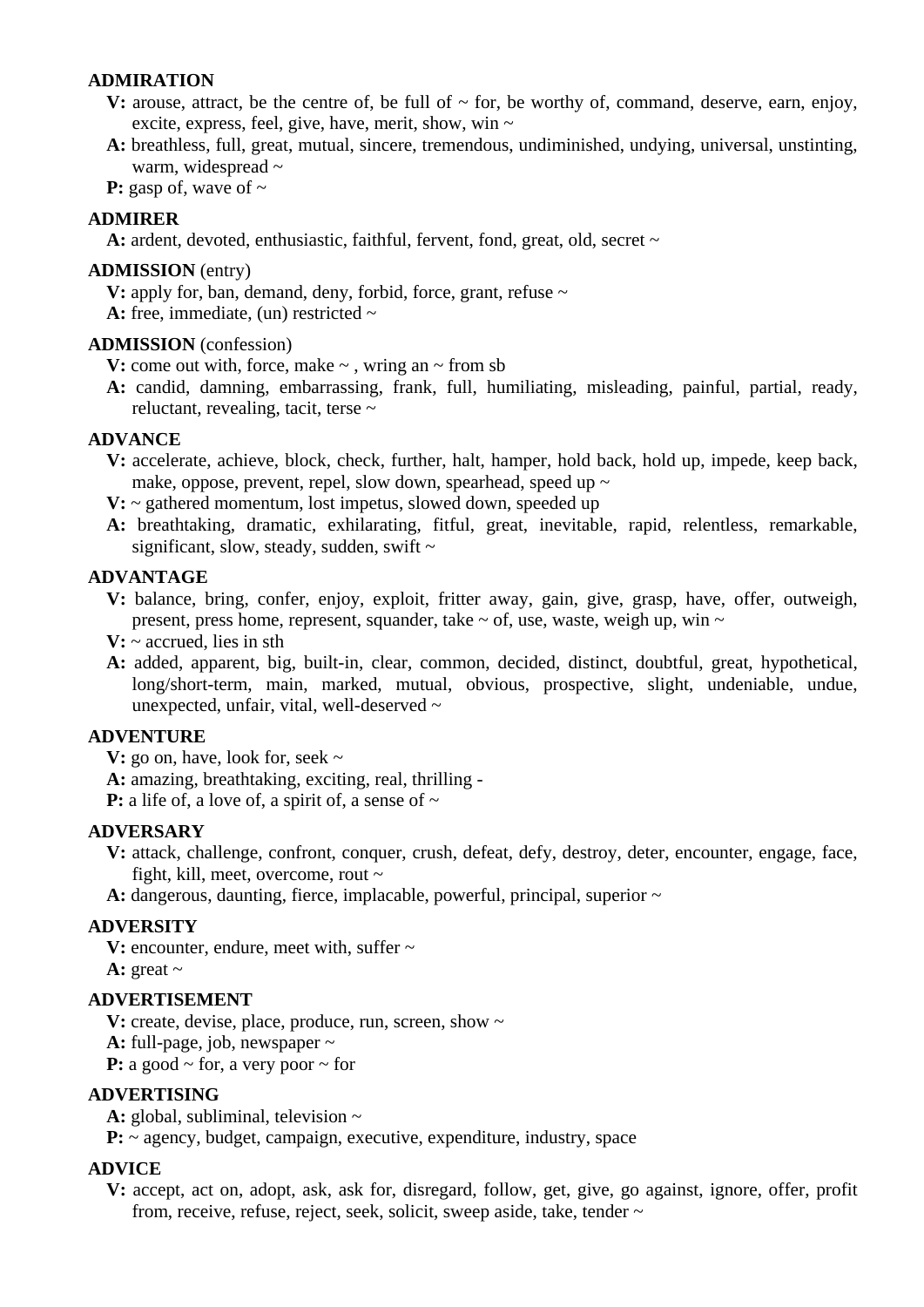**ADMIRATION**

**V:** arouse, attract, be the centre of, be full of ~ for, be worthy of, command, deserve, earn, enjoy, excite, express, feel, give, have, merit, show, win ~

**A:** breathless, full, great, mutual, sincere, tremendous, undiminished, undying, universal, unstinting, warm, widespread ~

**P:** gasp of, wave of ~

**ADMIRER**

**A:** ardent, devoted, enthusiastic, faithful, fervent, fond, great, old, secret ~

**ADMISSION** (entry)

**V:** apply for, ban, demand, deny, forbid, force, grant, refuse ~

**A:** free, immediate, (un) restricted ~

**ADMISSION** (confession)

**V:** come out with, force, make ~ , wring an ~ from sb

**A:** candid, damning, embarrassing, frank, full, humiliating, misleading, painful, partial, ready, reluctant, revealing, tacit, terse ~

**ADVANCE**

**V:** accelerate, achieve, block, check, further, halt, hamper, hold back, hold up, impede, keep back, make, oppose, prevent, repel, slow down, spearhead, speed up ~

**V:** ~ gathered momentum, lost impetus, slowed down, speeded up

**A:** breathtaking, dramatic, exhilarating, fitful, great, inevitable, rapid, relentless, remarkable, significant, slow, steady, sudden, swift ~

**ADVANTAGE**

**V:** balance, bring, confer, enjoy, exploit, fritter away, gain, give, grasp, have, offer, outweigh, present, press home, represent, squander, take ~ of, use, waste, weigh up, win ~

**V:** ~ accrued, lies in sth

**A:** added, apparent, big, built-in, clear, common, decided, distinct, doubtful, great, hypothetical, long/short-term, main, marked, mutual, obvious, prospective, slight, undeniable, undue, unexpected, unfair, vital, well-deserved ~

**ADVENTURE**

**V:** go on, have, look for, seek ~

**A:** amazing, breathtaking, exciting, real, thrilling -

**P:** a life of, a love of, a spirit of, a sense of ~

**ADVERSARY**

**V:** attack, challenge, confront, conquer, crush, defeat, defy, destroy, deter, encounter, engage, face, fight, kill, meet, overcome, rout ~

**A:** dangerous, daunting, fierce, implacable, powerful, principal, superior ~

**ADVERSITY**

**V:** encounter, endure, meet with, suffer ~

**A:** great ~

**ADVERTISEMENT**

**V:** create, devise, place, produce, run, screen, show ~

**A:** full-page, job, newspaper ~

**P:** a good ~ for, a very poor ~ for

**ADVERTISING**

**A:** global, subliminal, television ~

**P:** ~ agency, budget, campaign, executive, expenditure, industry, space

**ADVICE**

**V:** accept, act on, adopt, ask, ask for, disregard, follow, get, give, go against, ignore, offer, profit from, receive, refuse, reject, seek, solicit, sweep aside, take, tender ~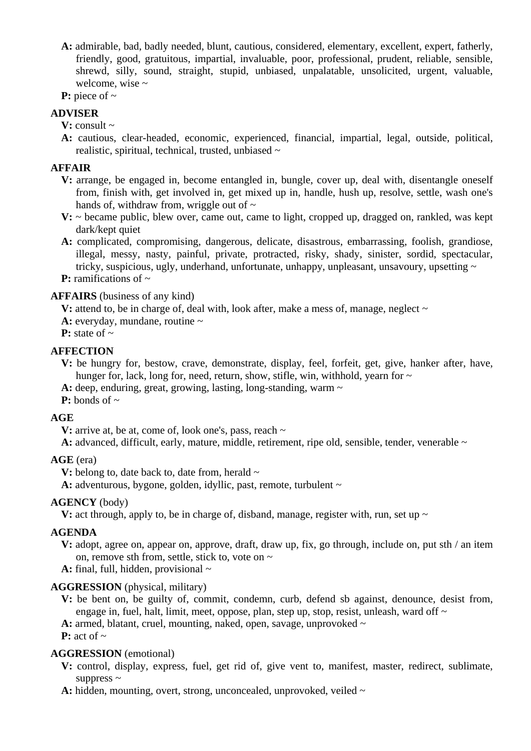**A:** admirable, bad, badly needed, blunt, cautious, considered, elementary, excellent, expert, fatherly, friendly, good, gratuitous, impartial, invaluable, poor, professional, prudent, reliable, sensible, shrewd, silly, sound, straight, stupid, unbiased, unpalatable, unsolicited, urgent, valuable, welcome, wise ~

**P:** piece of ~

**ADVISER**

**V:** consult ~

**A:** cautious, clear-headed, economic, experienced, financial, impartial, legal, outside, political, realistic, spiritual, technical, trusted, unbiased ~

**AFFAIR**

**V:** arrange, be engaged in, become entangled in, bungle, cover up, deal with, disentangle oneself from, finish with, get involved in, get mixed up in, handle, hush up, resolve, settle, wash one's hands of, withdraw from, wriggle out of ~

**V:** ~ became public, blew over, came out, came to light, cropped up, dragged on, rankled, was kept dark/kept quiet

**A:** complicated, compromising, dangerous, delicate, disastrous, embarrassing, foolish, grandiose, illegal, messy, nasty, painful, private, protracted, risky, shady, sinister, sordid, spectacular, tricky, suspicious, ugly, underhand, unfortunate, unhappy, unpleasant, unsavoury, upsetting ~

**P:** ramifications of ~

**AFFAIRS** (business of any kind)

**V:** attend to, be in charge of, deal with, look after, make a mess of, manage, neglect ~

**A:** everyday, mundane, routine ~

**P:** state of ~

**AFFECTION**

**V:** be hungry for, bestow, crave, demonstrate, display, feel, forfeit, get, give, hanker after, have, hunger for, lack, long for, need, return, show, stifle, win, withhold, yearn for ~

**A:** deep, enduring, great, growing, lasting, long-standing, warm ~

**P:** bonds of ~

**AGE**

**V:** arrive at, be at, come of, look one's, pass, reach ~

**A:** advanced, difficult, early, mature, middle, retirement, ripe old, sensible, tender, venerable ~

**AGE** (era)

**V:** belong to, date back to, date from, herald ~

**A:** adventurous, bygone, golden, idyllic, past, remote, turbulent ~

**AGENCY** (body)

**V:** act through, apply to, be in charge of, disband, manage, register with, run, set up ~

**AGENDA**

**V:** adopt, agree on, appear on, approve, draft, draw up, fix, go through, include on, put sth / an item on, remove sth from, settle, stick to, vote on ~

**A:** final, full, hidden, provisional ~

**AGGRESSION** (physical, military)

**V:** be bent on, be guilty of, commit, condemn, curb, defend sb against, denounce, desist from, engage in, fuel, halt, limit, meet, oppose, plan, step up, stop, resist, unleash, ward off ~

**A:** armed, blatant, cruel, mounting, naked, open, savage, unprovoked ~

**P:** act of ~

**AGGRESSION** (emotional)

**V:** control, display, express, fuel, get rid of, give vent to, manifest, master, redirect, sublimate, suppress ~

**A:** hidden, mounting, overt, strong, unconcealed, unprovoked, veiled ~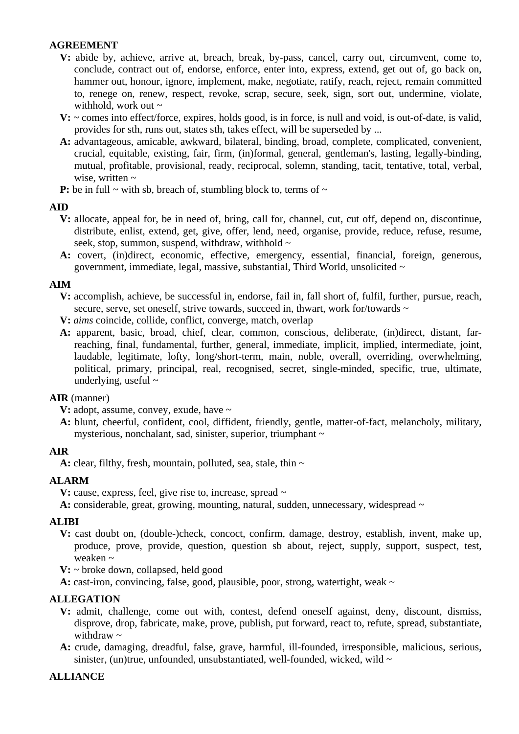**AGREEMENT**

- **V:** abide by, achieve, arrive at, breach, break, by-pass, cancel, carry out, circumvent, come to, conclude, contract out of, endorse, enforce, enter into, express, extend, get out of, go back on, hammer out, honour, ignore, implement, make, negotiate, ratify, reach, reject, remain committed to, renege on, renew, respect, revoke, scrap, secure, seek, sign, sort out, undermine, violate, withhold, work out ~
- **V:** ~ comes into effect/force, expires, holds good, is in force, is null and void, is out-of-date, is valid, provides for sth, runs out, states sth, takes effect, will be superseded by ...
- **A:** advantageous, amicable, awkward, bilateral, binding, broad, complete, complicated, convenient, crucial, equitable, existing, fair, firm, (in)formal, general, gentleman's, lasting, legally-binding, mutual, profitable, provisional, ready, reciprocal, solemn, standing, tacit, tentative, total, verbal, wise, written ~
- **P:** be in full ~ with sb, breach of, stumbling block to, terms of ~

**AID**

- **V:** allocate, appeal for, be in need of, bring, call for, channel, cut, cut off, depend on, discontinue, distribute, enlist, extend, get, give, offer, lend, need, organise, provide, reduce, refuse, resume, seek, stop, summon, suspend, withdraw, withhold ~
- **A:** covert, (in)direct, economic, effective, emergency, essential, financial, foreign, generous, government, immediate, legal, massive, substantial, Third World, unsolicited ~

**AIM**

- **V:** accomplish, achieve, be successful in, endorse, fail in, fall short of, fulfil, further, pursue, reach, secure, serve, set oneself, strive towards, succeed in, thwart, work for/towards ~
- **V:** *aims* coincide, collide, conflict, converge, match, overlap
- **A:** apparent, basic, broad, chief, clear, common, conscious, deliberate, (in)direct, distant, far-reaching, final, fundamental, further, general, immediate, implicit, implied, intermediate, joint, laudable, legitimate, lofty, long/short-term, main, noble, overall, overriding, overwhelming, political, primary, principal, real, recognised, secret, single-minded, specific, true, ultimate, underlying, useful ~

**AIR** (manner)

- **V:** adopt, assume, convey, exude, have ~
- **A:** blunt, cheerful, confident, cool, diffident, friendly, gentle, matter-of-fact, melancholy, military, mysterious, nonchalant, sad, sinister, superior, triumphant ~

**AIR**

- **A:** clear, filthy, fresh, mountain, polluted, sea, stale, thin ~

**ALARM**

- **V:** cause, express, feel, give rise to, increase, spread ~
- **A:** considerable, great, growing, mounting, natural, sudden, unnecessary, widespread ~

**ALIBI**

- **V:** cast doubt on, (double-)check, concoct, confirm, damage, destroy, establish, invent, make up, produce, prove, provide, question, question sb about, reject, supply, support, suspect, test, weaken ~
- **V:** ~ broke down, collapsed, held good
- **A:** cast-iron, convincing, false, good, plausible, poor, strong, watertight, weak ~

**ALLEGATION**

- **V:** admit, challenge, come out with, contest, defend oneself against, deny, discount, dismiss, disprove, drop, fabricate, make, prove, publish, put forward, react to, refute, spread, substantiate, withdraw ~
- **A:** crude, damaging, dreadful, false, grave, harmful, ill-founded, irresponsible, malicious, serious, sinister, (un)true, unfounded, unsubstantiated, well-founded, wicked, wild ~

**ALLIANCE**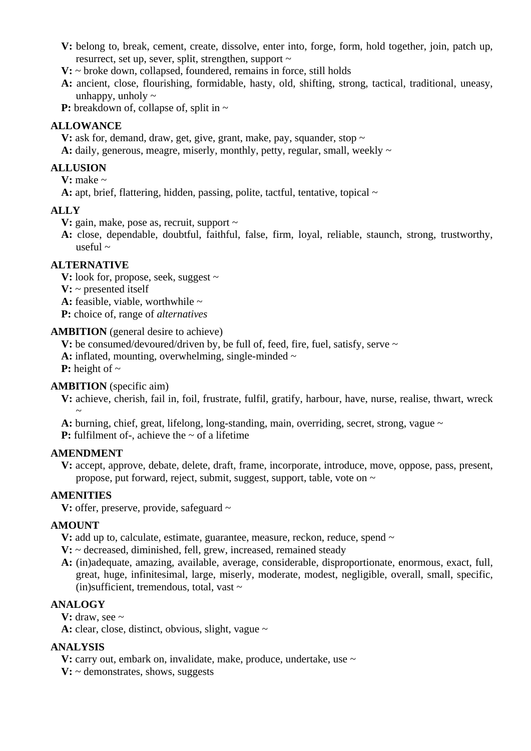**V:** belong to, break, cement, create, dissolve, enter into, forge, form, hold together, join, patch up, resurrect, set up, sever, split, strengthen, support ~
**V:** ~ broke down, collapsed, foundered, remains in force, still holds
**A:** ancient, close, flourishing, formidable, hasty, old, shifting, strong, tactical, traditional, uneasy, unhappy, unholy ~
**P:** breakdown of, collapse of, split in ~

**ALLOWANCE**
**V:** ask for, demand, draw, get, give, grant, make, pay, squander, stop ~
**A:** daily, generous, meagre, miserly, monthly, petty, regular, small, weekly ~

**ALLUSION**
**V:** make ~
**A:** apt, brief, flattering, hidden, passing, polite, tactful, tentative, topical ~

**ALLY**
**V:** gain, make, pose as, recruit, support ~
**A:** close, dependable, doubtful, faithful, false, firm, loyal, reliable, staunch, strong, trustworthy, useful ~

**ALTERNATIVE**
**V:** look for, propose, seek, suggest ~
**V:** ~ presented itself
**A:** feasible, viable, worthwhile ~
**P:** choice of, range of *alternatives*

**AMBITION** (general desire to achieve)
**V:** be consumed/devoured/driven by, be full of, feed, fire, fuel, satisfy, serve ~
**A:** inflated, mounting, overwhelming, single-minded ~
**P:** height of ~

**AMBITION** (specific aim)
**V:** achieve, cherish, fail in, foil, frustrate, fulfil, gratify, harbour, have, nurse, realise, thwart, wreck ~
**A:** burning, chief, great, lifelong, long-standing, main, overriding, secret, strong, vague ~
**P:** fulfilment of-, achieve the ~ of a lifetime

**AMENDMENT**
**V:** accept, approve, debate, delete, draft, frame, incorporate, introduce, move, oppose, pass, present, propose, put forward, reject, submit, suggest, support, table, vote on ~

**AMENITIES**
**V:** offer, preserve, provide, safeguard ~

**AMOUNT**
**V:** add up to, calculate, estimate, guarantee, measure, reckon, reduce, spend ~
**V:** ~ decreased, diminished, fell, grew, increased, remained steady
**A:** (in)adequate, amazing, available, average, considerable, disproportionate, enormous, exact, full, great, huge, infinitesimal, large, miserly, moderate, modest, negligible, overall, small, specific, (in)sufficient, tremendous, total, vast ~

**ANALOGY**
**V:** draw, see ~
**A:** clear, close, distinct, obvious, slight, vague ~

**ANALYSIS**
**V:** carry out, embark on, invalidate, make, produce, undertake, use ~
**V:** ~ demonstrates, shows, suggests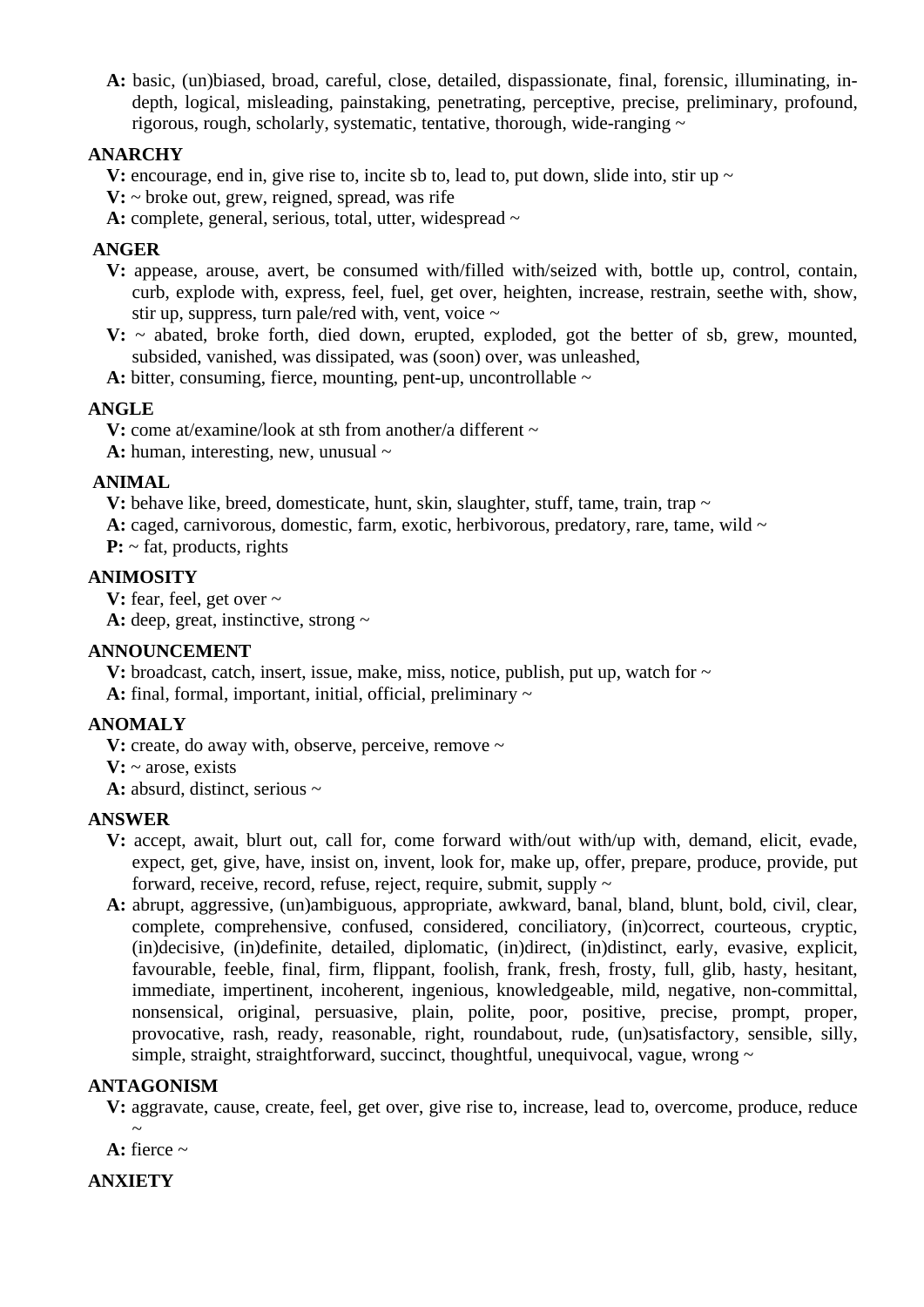**A:** basic, (un)biased, broad, careful, close, detailed, dispassionate, final, forensic, illuminating, in-depth, logical, misleading, painstaking, penetrating, perceptive, precise, preliminary, profound, rigorous, rough, scholarly, systematic, tentative, thorough, wide-ranging ~

**ANARCHY**

**V:** encourage, end in, give rise to, incite sb to, lead to, put down, slide into, stir up ~

**V:** ~ broke out, grew, reigned, spread, was rife

**A:** complete, general, serious, total, utter, widespread ~

**ANGER**

**V:** appease, arouse, avert, be consumed with/filled with/seized with, bottle up, control, contain, curb, explode with, express, feel, fuel, get over, heighten, increase, restrain, seethe with, show, stir up, suppress, turn pale/red with, vent, voice ~

**V:** ~ abated, broke forth, died down, erupted, exploded, got the better of sb, grew, mounted, subsided, vanished, was dissipated, was (soon) over, was unleashed,

**A:** bitter, consuming, fierce, mounting, pent-up, uncontrollable ~

**ANGLE**

**V:** come at/examine/look at sth from another/a different ~

**A:** human, interesting, new, unusual ~

**ANIMAL**

**V:** behave like, breed, domesticate, hunt, skin, slaughter, stuff, tame, train, trap ~

**A:** caged, carnivorous, domestic, farm, exotic, herbivorous, predatory, rare, tame, wild ~

**P:** ~ fat, products, rights

**ANIMOSITY**

**V:** fear, feel, get over ~

**A:** deep, great, instinctive, strong ~

**ANNOUNCEMENT**

**V:** broadcast, catch, insert, issue, make, miss, notice, publish, put up, watch for ~

**A:** final, formal, important, initial, official, preliminary ~

**ANOMALY**

**V:** create, do away with, observe, perceive, remove ~

**V:** ~ arose, exists

**A:** absurd, distinct, serious ~

**ANSWER**

**V:** accept, await, blurt out, call for, come forward with/out with/up with, demand, elicit, evade, expect, get, give, have, insist on, invent, look for, make up, offer, prepare, produce, provide, put forward, receive, record, refuse, reject, require, submit, supply ~

**A:** abrupt, aggressive, (un)ambiguous, appropriate, awkward, banal, bland, blunt, bold, civil, clear, complete, comprehensive, confused, considered, conciliatory, (in)correct, courteous, cryptic, (in)decisive, (in)definite, detailed, diplomatic, (in)direct, (in)distinct, early, evasive, explicit, favourable, feeble, final, firm, flippant, foolish, frank, fresh, frosty, full, glib, hasty, hesitant, immediate, impertinent, incoherent, ingenious, knowledgeable, mild, negative, non-committal, nonsensical, original, persuasive, plain, polite, poor, positive, precise, prompt, proper, provocative, rash, ready, reasonable, right, roundabout, rude, (un)satisfactory, sensible, silly, simple, straight, straightforward, succinct, thoughtful, unequivocal, vague, wrong ~

**ANTAGONISM**

**V:** aggravate, cause, create, feel, get over, give rise to, increase, lead to, overcome, produce, reduce ~

**A:** fierce ~

**ANXIETY**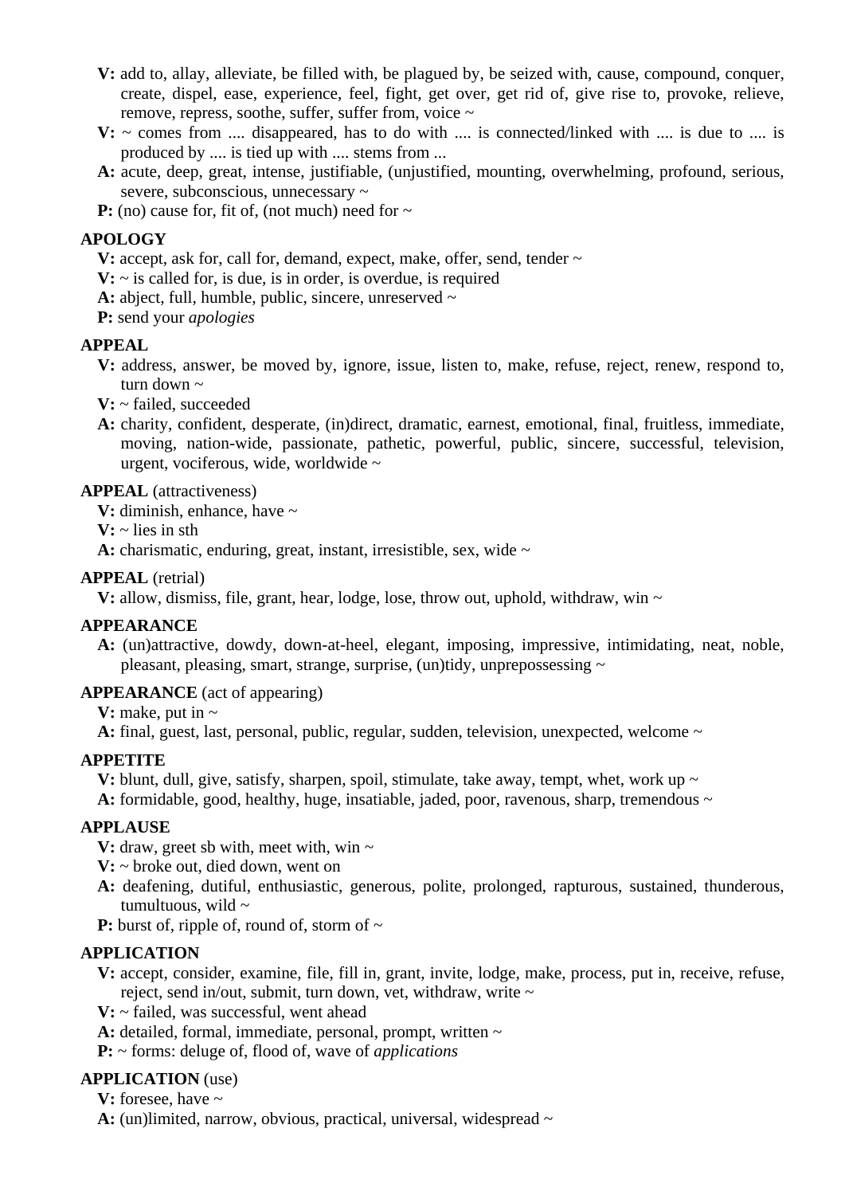**V:** add to, allay, alleviate, be filled with, be plagued by, be seized with, cause, compound, conquer, create, dispel, ease, experience, feel, fight, get over, get rid of, give rise to, provoke, relieve, remove, repress, soothe, suffer, suffer from, voice ~

**V:** ~ comes from .... disappeared, has to do with .... is connected/linked with .... is due to .... is produced by .... is tied up with .... stems from ...

**A:** acute, deep, great, intense, justifiable, (unjustified, mounting, overwhelming, profound, serious, severe, subconscious, unnecessary ~

**P:** (no) cause for, fit of, (not much) need for ~

**APOLOGY**

**V:** accept, ask for, call for, demand, expect, make, offer, send, tender ~

**V:** ~ is called for, is due, is in order, is overdue, is required

**A:** abject, full, humble, public, sincere, unreserved ~

**P:** send your *apologies*

**APPEAL**

**V:** address, answer, be moved by, ignore, issue, listen to, make, refuse, reject, renew, respond to, turn down ~

**V:** ~ failed, succeeded

**A:** charity, confident, desperate, (in)direct, dramatic, earnest, emotional, final, fruitless, immediate, moving, nation-wide, passionate, pathetic, powerful, public, sincere, successful, television, urgent, vociferous, wide, worldwide ~

**APPEAL** (attractiveness)

**V:** diminish, enhance, have ~

**V:** ~ lies in sth

**A:** charismatic, enduring, great, instant, irresistible, sex, wide ~

**APPEAL** (retrial)

**V:** allow, dismiss, file, grant, hear, lodge, lose, throw out, uphold, withdraw, win ~

**APPEARANCE**

**A:** (un)attractive, dowdy, down-at-heel, elegant, imposing, impressive, intimidating, neat, noble, pleasant, pleasing, smart, strange, surprise, (un)tidy, unprepossessing ~

**APPEARANCE** (act of appearing)

**V:** make, put in ~

**A:** final, guest, last, personal, public, regular, sudden, television, unexpected, welcome ~

**APPETITE**

**V:** blunt, dull, give, satisfy, sharpen, spoil, stimulate, take away, tempt, whet, work up ~

**A:** formidable, good, healthy, huge, insatiable, jaded, poor, ravenous, sharp, tremendous ~

**APPLAUSE**

**V:** draw, greet sb with, meet with, win ~

**V:** ~ broke out, died down, went on

**A:** deafening, dutiful, enthusiastic, generous, polite, prolonged, rapturous, sustained, thunderous, tumultuous, wild ~

**P:** burst of, ripple of, round of, storm of ~

**APPLICATION**

**V:** accept, consider, examine, file, fill in, grant, invite, lodge, make, process, put in, receive, refuse, reject, send in/out, submit, turn down, vet, withdraw, write ~

**V:** ~ failed, was successful, went ahead

**A:** detailed, formal, immediate, personal, prompt, written ~

**P:** ~ forms: deluge of, flood of, wave of *applications*

**APPLICATION** (use)

**V:** foresee, have ~

**A:** (un)limited, narrow, obvious, practical, universal, widespread ~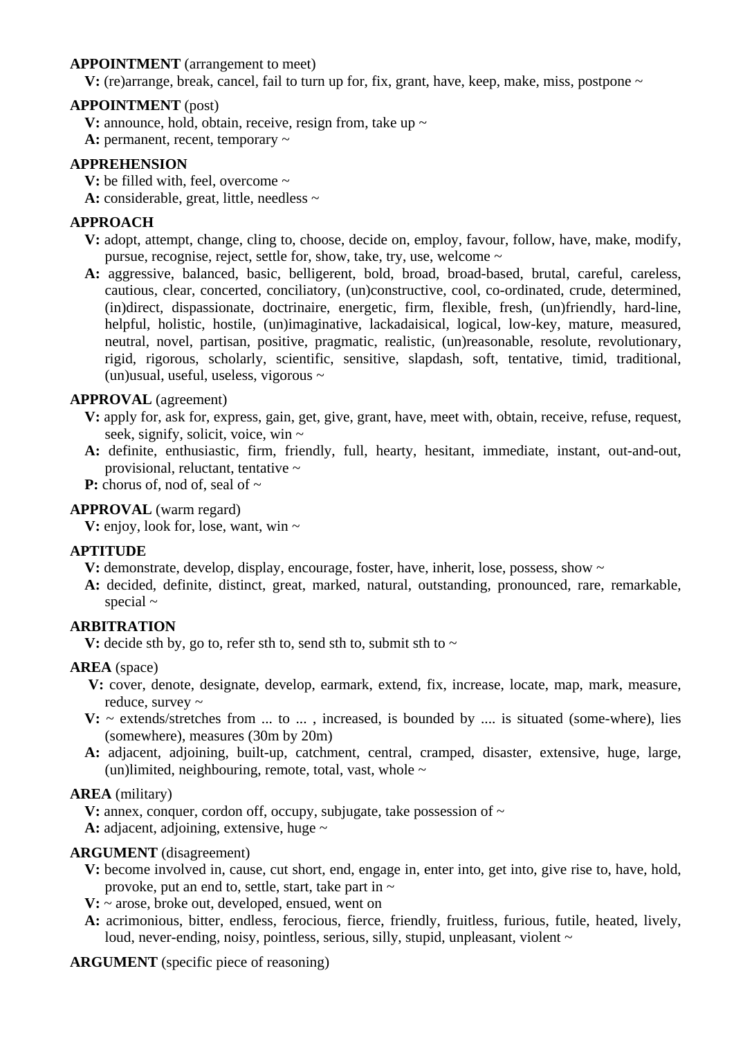**APPOINTMENT** (arrangement to meet)

**V:** (re)arrange, break, cancel, fail to turn up for, fix, grant, have, keep, make, miss, postpone ~

**APPOINTMENT** (post)

**V:** announce, hold, obtain, receive, resign from, take up ~

**A:** permanent, recent, temporary ~

**APPREHENSION**

**V:** be filled with, feel, overcome ~

**A:** considerable, great, little, needless ~

**APPROACH**

**V:** adopt, attempt, change, cling to, choose, decide on, employ, favour, follow, have, make, modify, pursue, recognise, reject, settle for, show, take, try, use, welcome ~

**A:** aggressive, balanced, basic, belligerent, bold, broad, broad-based, brutal, careful, careless, cautious, clear, concerted, conciliatory, (un)constructive, cool, co-ordinated, crude, determined, (in)direct, dispassionate, doctrinaire, energetic, firm, flexible, fresh, (un)friendly, hard-line, helpful, holistic, hostile, (un)imaginative, lackadaisical, logical, low-key, mature, measured, neutral, novel, partisan, positive, pragmatic, realistic, (un)reasonable, resolute, revolutionary, rigid, rigorous, scholarly, scientific, sensitive, slapdash, soft, tentative, timid, traditional, (un)usual, useful, useless, vigorous ~

**APPROVAL** (agreement)

**V:** apply for, ask for, express, gain, get, give, grant, have, meet with, obtain, receive, refuse, request, seek, signify, solicit, voice, win ~

**A:** definite, enthusiastic, firm, friendly, full, hearty, hesitant, immediate, instant, out-and-out, provisional, reluctant, tentative ~

**P:** chorus of, nod of, seal of ~

**APPROVAL** (warm regard)

**V:** enjoy, look for, lose, want, win ~

**APTITUDE**

**V:** demonstrate, develop, display, encourage, foster, have, inherit, lose, possess, show ~

**A:** decided, definite, distinct, great, marked, natural, outstanding, pronounced, rare, remarkable, special ~

**ARBITRATION**

**V:** decide sth by, go to, refer sth to, send sth to, submit sth to ~

**AREA** (space)

**V:** cover, denote, designate, develop, earmark, extend, fix, increase, locate, map, mark, measure, reduce, survey ~

**V:** ~ extends/stretches from ... to ... , increased, is bounded by .... is situated (some-where), lies (somewhere), measures (30m by 20m)

**A:** adjacent, adjoining, built-up, catchment, central, cramped, disaster, extensive, huge, large, (un)limited, neighbouring, remote, total, vast, whole ~

**AREA** (military)

**V:** annex, conquer, cordon off, occupy, subjugate, take possession of ~

**A:** adjacent, adjoining, extensive, huge ~

**ARGUMENT** (disagreement)

**V:** become involved in, cause, cut short, end, engage in, enter into, get into, give rise to, have, hold, provoke, put an end to, settle, start, take part in ~

**V:** ~ arose, broke out, developed, ensued, went on

**A:** acrimonious, bitter, endless, ferocious, fierce, friendly, fruitless, furious, futile, heated, lively, loud, never-ending, noisy, pointless, serious, silly, stupid, unpleasant, violent ~

**ARGUMENT** (specific piece of reasoning)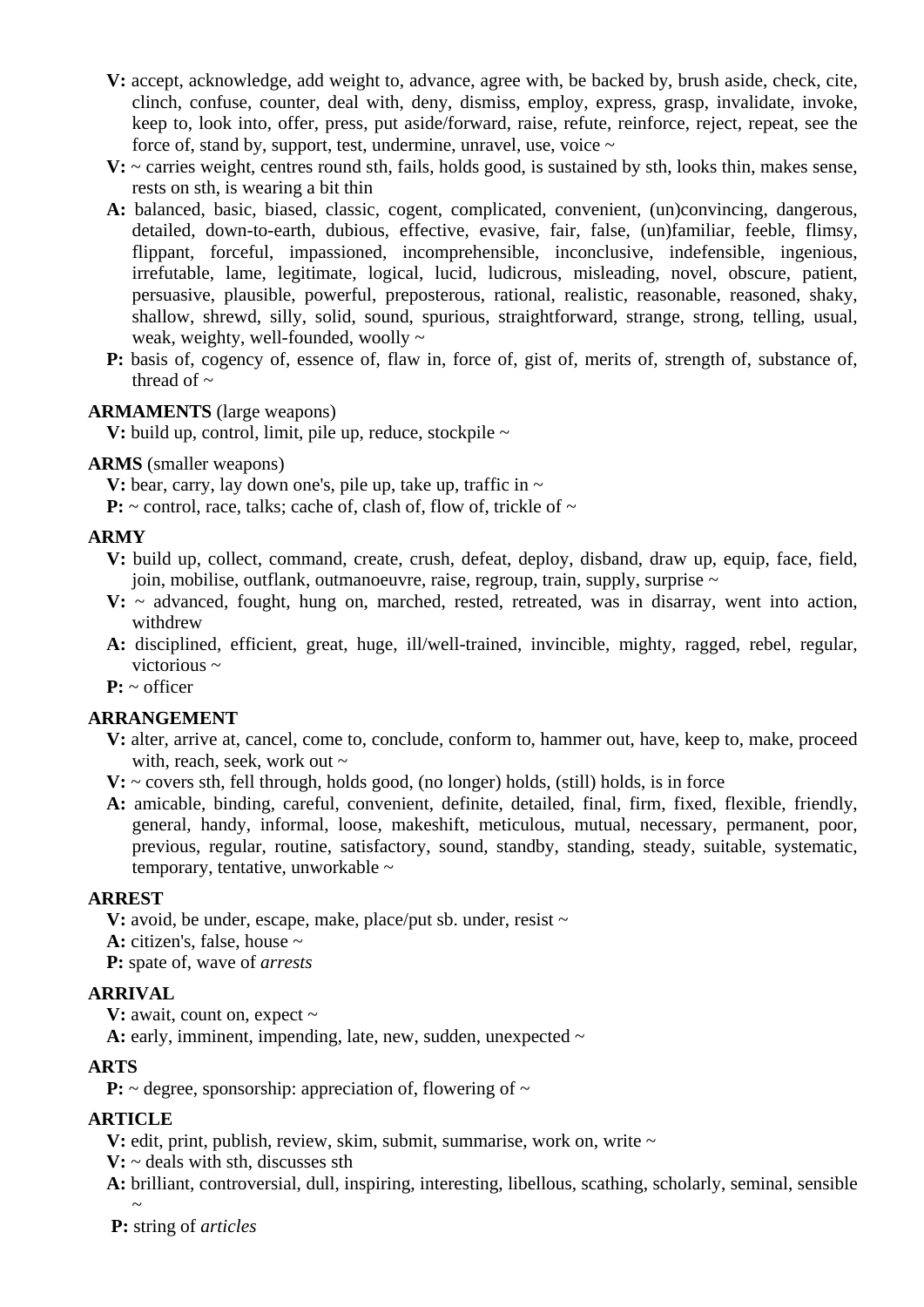**V:** accept, acknowledge, add weight to, advance, agree with, be backed by, brush aside, check, cite, clinch, confuse, counter, deal with, deny, dismiss, employ, express, grasp, invalidate, invoke, keep to, look into, offer, press, put aside/forward, raise, refute, reinforce, reject, repeat, see the force of, stand by, support, test, undermine, unravel, use, voice ~

**V:** ~ carries weight, centres round sth, fails, holds good, is sustained by sth, looks thin, makes sense, rests on sth, is wearing a bit thin

**A:** balanced, basic, biased, classic, cogent, complicated, convenient, (un)convincing, dangerous, detailed, down-to-earth, dubious, effective, evasive, fair, false, (un)familiar, feeble, flimsy, flippant, forceful, impassioned, incomprehensible, inconclusive, indefensible, ingenious, irrefutable, lame, legitimate, logical, lucid, ludicrous, misleading, novel, obscure, patient, persuasive, plausible, powerful, preposterous, rational, realistic, reasonable, reasoned, shaky, shallow, shrewd, silly, solid, sound, spurious, straightforward, strange, strong, telling, usual, weak, weighty, well-founded, woolly ~

**P:** basis of, cogency of, essence of, flaw in, force of, gist of, merits of, strength of, substance of, thread of ~

**ARMAMENTS** (large weapons)

**V:** build up, control, limit, pile up, reduce, stockpile ~

**ARMS** (smaller weapons)

**V:** bear, carry, lay down one's, pile up, take up, traffic in ~

**P:** ~ control, race, talks; cache of, clash of, flow of, trickle of ~

**ARMY**

**V:** build up, collect, command, create, crush, defeat, deploy, disband, draw up, equip, face, field, join, mobilise, outflank, outmanoeuvre, raise, regroup, train, supply, surprise ~

**V:** ~ advanced, fought, hung on, marched, rested, retreated, was in disarray, went into action, withdrew

**A:** disciplined, efficient, great, huge, ill/well-trained, invincible, mighty, ragged, rebel, regular, victorious ~

**P:** ~ officer

**ARRANGEMENT**

**V:** alter, arrive at, cancel, come to, conclude, conform to, hammer out, have, keep to, make, proceed with, reach, seek, work out ~

**V:** ~ covers sth, fell through, holds good, (no longer) holds, (still) holds, is in force

**A:** amicable, binding, careful, convenient, definite, detailed, final, firm, fixed, flexible, friendly, general, handy, informal, loose, makeshift, meticulous, mutual, necessary, permanent, poor, previous, regular, routine, satisfactory, sound, standby, standing, steady, suitable, systematic, temporary, tentative, unworkable ~

**ARREST**

**V:** avoid, be under, escape, make, place/put sb. under, resist ~

**A:** citizen's, false, house ~

**P:** spate of, wave of *arrests*

**ARRIVAL**

**V:** await, count on, expect ~

**A:** early, imminent, impending, late, new, sudden, unexpected ~

**ARTS**

**P:** ~ degree, sponsorship: appreciation of, flowering of ~

**ARTICLE**

**V:** edit, print, publish, review, skim, submit, summarise, work on, write ~

**V:** ~ deals with sth, discusses sth

**A:** brilliant, controversial, dull, inspiring, interesting, libellous, scathing, scholarly, seminal, sensible ~

**P:** string of *articles*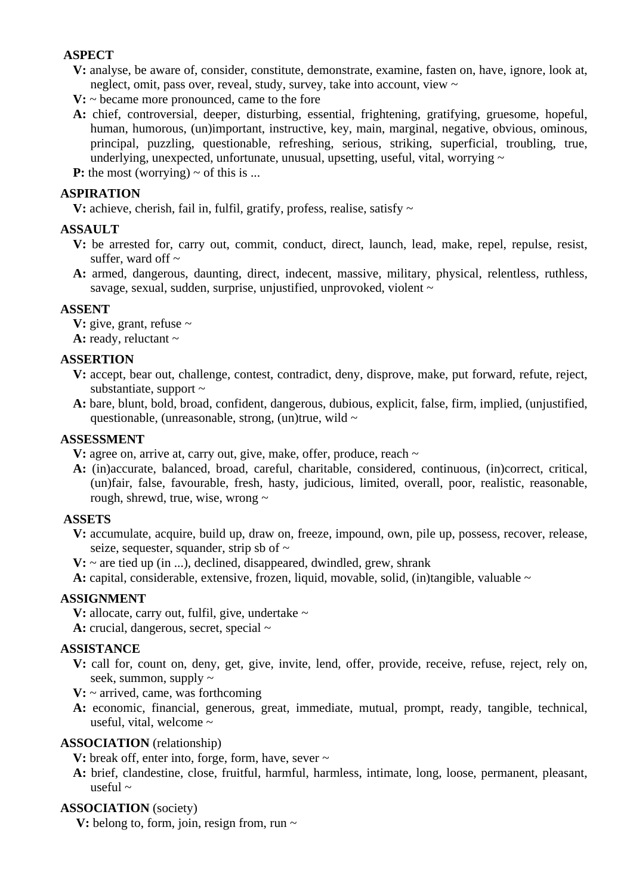**ASPECT**

**V:** analyse, be aware of, consider, constitute, demonstrate, examine, fasten on, have, ignore, look at, neglect, omit, pass over, reveal, study, survey, take into account, view ~

**V:** ~ became more pronounced, came to the fore

**A:** chief, controversial, deeper, disturbing, essential, frightening, gratifying, gruesome, hopeful, human, humorous, (un)important, instructive, key, main, marginal, negative, obvious, ominous, principal, puzzling, questionable, refreshing, serious, striking, superficial, troubling, true, underlying, unexpected, unfortunate, unusual, upsetting, useful, vital, worrying ~

**P:** the most (worrying) ~ of this is ...

**ASPIRATION**

**V:** achieve, cherish, fail in, fulfil, gratify, profess, realise, satisfy ~

**ASSAULT**

**V:** be arrested for, carry out, commit, conduct, direct, launch, lead, make, repel, repulse, resist, suffer, ward off ~

**A:** armed, dangerous, daunting, direct, indecent, massive, military, physical, relentless, ruthless, savage, sexual, sudden, surprise, unjustified, unprovoked, violent ~

**ASSENT**

**V:** give, grant, refuse ~

**A:** ready, reluctant ~

**ASSERTION**

**V:** accept, bear out, challenge, contest, contradict, deny, disprove, make, put forward, refute, reject, substantiate, support ~

**A:** bare, blunt, bold, broad, confident, dangerous, dubious, explicit, false, firm, implied, (unjustified, questionable, (unreasonable, strong, (un)true, wild ~

**ASSESSMENT**

**V:** agree on, arrive at, carry out, give, make, offer, produce, reach ~

**A:** (in)accurate, balanced, broad, careful, charitable, considered, continuous, (in)correct, critical, (un)fair, false, favourable, fresh, hasty, judicious, limited, overall, poor, realistic, reasonable, rough, shrewd, true, wise, wrong ~

**ASSETS**

**V:** accumulate, acquire, build up, draw on, freeze, impound, own, pile up, possess, recover, release, seize, sequester, squander, strip sb of ~

**V:** ~ are tied up (in ...), declined, disappeared, dwindled, grew, shrank

**A:** capital, considerable, extensive, frozen, liquid, movable, solid, (in)tangible, valuable ~

**ASSIGNMENT**

**V:** allocate, carry out, fulfil, give, undertake ~

**A:** crucial, dangerous, secret, special ~

**ASSISTANCE**

**V:** call for, count on, deny, get, give, invite, lend, offer, provide, receive, refuse, reject, rely on, seek, summon, supply ~

**V:** ~ arrived, came, was forthcoming

**A:** economic, financial, generous, great, immediate, mutual, prompt, ready, tangible, technical, useful, vital, welcome ~

**ASSOCIATION** (relationship)

**V:** break off, enter into, forge, form, have, sever ~

**A:** brief, clandestine, close, fruitful, harmful, harmless, intimate, long, loose, permanent, pleasant, useful ~

**ASSOCIATION** (society)

**V:** belong to, form, join, resign from, run ~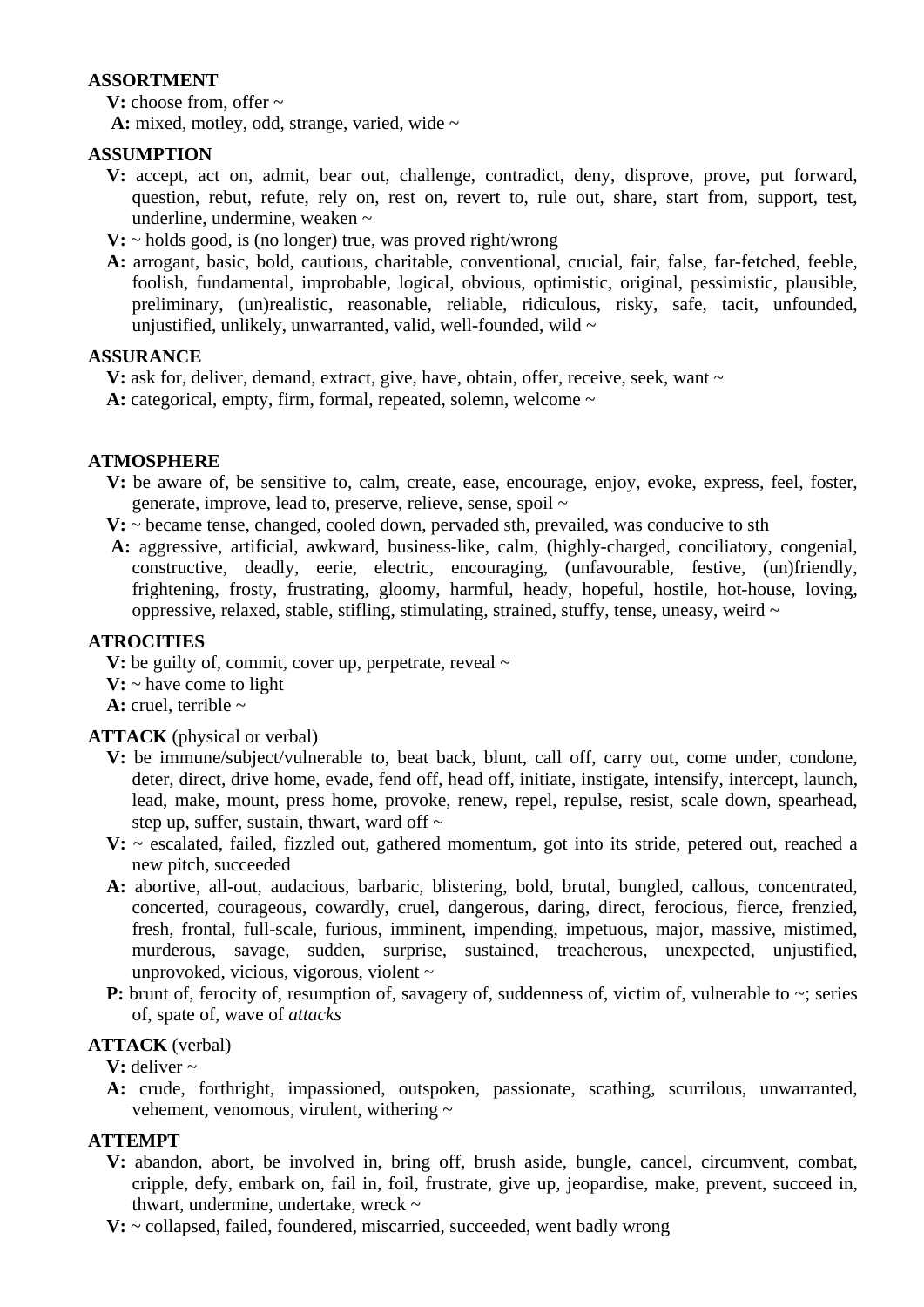**ASSORTMENT**

**V:** choose from, offer ~

**A:** mixed, motley, odd, strange, varied, wide ~

**ASSUMPTION**

**V:** accept, act on, admit, bear out, challenge, contradict, deny, disprove, prove, put forward, question, rebut, refute, rely on, rest on, revert to, rule out, share, start from, support, test, underline, undermine, weaken ~

**V:** ~ holds good, is (no longer) true, was proved right/wrong

**A:** arrogant, basic, bold, cautious, charitable, conventional, crucial, fair, false, far-fetched, feeble, foolish, fundamental, improbable, logical, obvious, optimistic, original, pessimistic, plausible, preliminary, (un)realistic, reasonable, reliable, ridiculous, risky, safe, tacit, unfounded, unjustified, unlikely, unwarranted, valid, well-founded, wild ~

**ASSURANCE**

**V:** ask for, deliver, demand, extract, give, have, obtain, offer, receive, seek, want ~

**A:** categorical, empty, firm, formal, repeated, solemn, welcome ~

**ATMOSPHERE**

**V:** be aware of, be sensitive to, calm, create, ease, encourage, enjoy, evoke, express, feel, foster, generate, improve, lead to, preserve, relieve, sense, spoil ~

**V:** ~ became tense, changed, cooled down, pervaded sth, prevailed, was conducive to sth

**A:** aggressive, artificial, awkward, business-like, calm, (highly-charged, conciliatory, congenial, constructive, deadly, eerie, electric, encouraging, (unfavourable, festive, (un)friendly, frightening, frosty, frustrating, gloomy, harmful, heady, hopeful, hostile, hot-house, loving, oppressive, relaxed, stable, stifling, stimulating, strained, stuffy, tense, uneasy, weird ~

**ATROCITIES**

**V:** be guilty of, commit, cover up, perpetrate, reveal ~

**V:** ~ have come to light

**A:** cruel, terrible ~

**ATTACK** (physical or verbal)

**V:** be immune/subject/vulnerable to, beat back, blunt, call off, carry out, come under, condone, deter, direct, drive home, evade, fend off, head off, initiate, instigate, intensify, intercept, launch, lead, make, mount, press home, provoke, renew, repel, repulse, resist, scale down, spearhead, step up, suffer, sustain, thwart, ward off ~

**V:** ~ escalated, failed, fizzled out, gathered momentum, got into its stride, petered out, reached a new pitch, succeeded

**A:** abortive, all-out, audacious, barbaric, blistering, bold, brutal, bungled, callous, concentrated, concerted, courageous, cowardly, cruel, dangerous, daring, direct, ferocious, fierce, frenzied, fresh, frontal, full-scale, furious, imminent, impending, impetuous, major, massive, mistimed, murderous, savage, sudden, surprise, sustained, treacherous, unexpected, unjustified, unprovoked, vicious, vigorous, violent ~

**P:** brunt of, ferocity of, resumption of, savagery of, suddenness of, victim of, vulnerable to ~; series of, spate of, wave of *attacks*

**ATTACK** (verbal)

**V:** deliver ~

**A:** crude, forthright, impassioned, outspoken, passionate, scathing, scurrilous, unwarranted, vehement, venomous, virulent, withering ~

**ATTEMPT**

**V:** abandon, abort, be involved in, bring off, brush aside, bungle, cancel, circumvent, combat, cripple, defy, embark on, fail in, foil, frustrate, give up, jeopardise, make, prevent, succeed in, thwart, undermine, undertake, wreck ~

**V:** ~ collapsed, failed, foundered, miscarried, succeeded, went badly wrong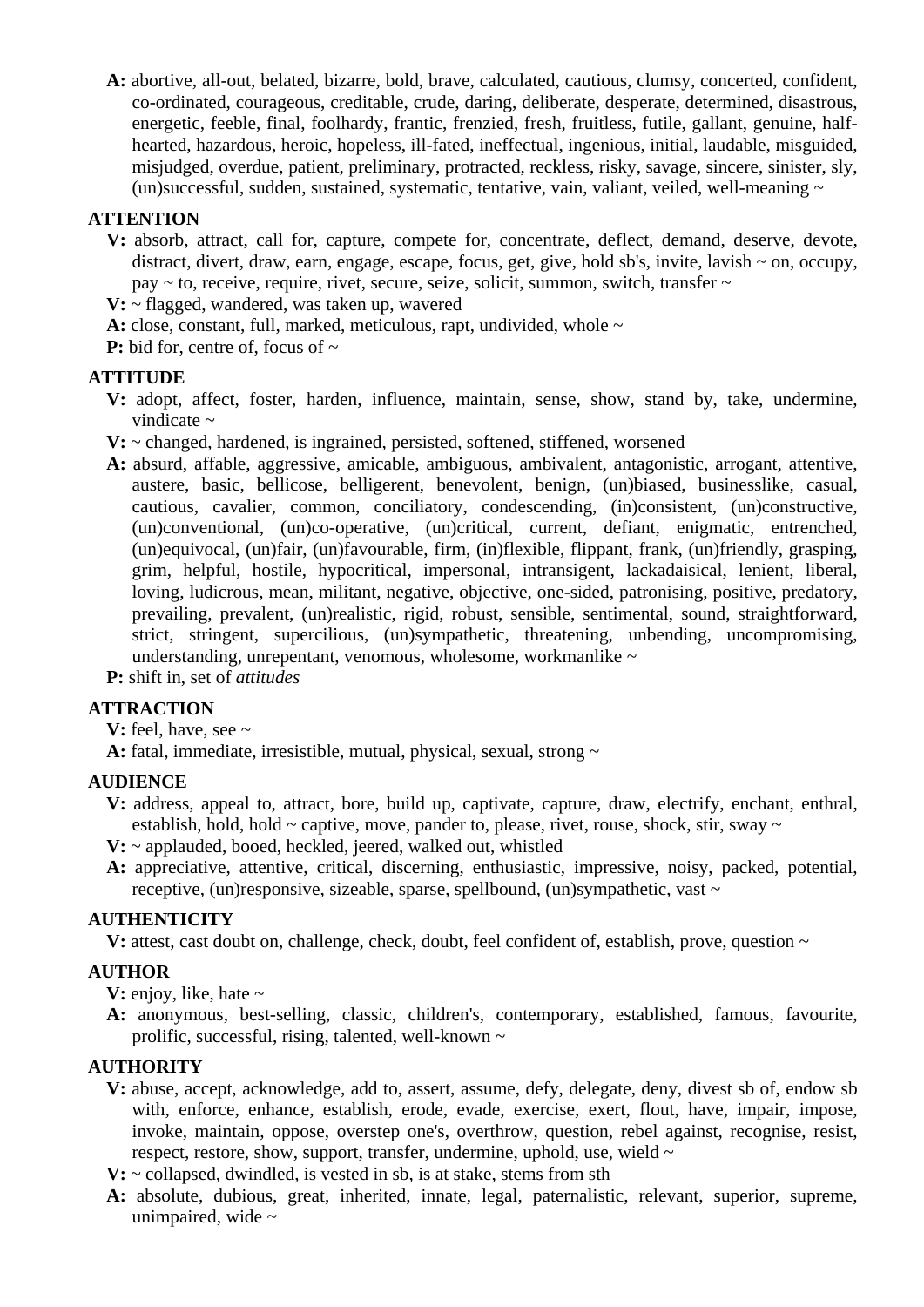**A:** abortive, all-out, belated, bizarre, bold, brave, calculated, cautious, clumsy, concerted, confident, co-ordinated, courageous, creditable, crude, daring, deliberate, desperate, determined, disastrous, energetic, feeble, final, foolhardy, frantic, frenzied, fresh, fruitless, futile, gallant, genuine, half-hearted, hazardous, heroic, hopeless, ill-fated, ineffectual, ingenious, initial, laudable, misguided, misjudged, overdue, patient, preliminary, protracted, reckless, risky, savage, sincere, sinister, sly, (un)successful, sudden, sustained, systematic, tentative, vain, valiant, veiled, well-meaning ~

**ATTENTION**

**V:** absorb, attract, call for, capture, compete for, concentrate, deflect, demand, deserve, devote, distract, divert, draw, earn, engage, escape, focus, get, give, hold sb's, invite, lavish ~ on, occupy, pay ~ to, receive, require, rivet, secure, seize, solicit, summon, switch, transfer ~

**V:** ~ flagged, wandered, was taken up, wavered

**A:** close, constant, full, marked, meticulous, rapt, undivided, whole ~

**P:** bid for, centre of, focus of ~

**ATTITUDE**

**V:** adopt, affect, foster, harden, influence, maintain, sense, show, stand by, take, undermine, vindicate ~

**V:** ~ changed, hardened, is ingrained, persisted, softened, stiffened, worsened

**A:** absurd, affable, aggressive, amicable, ambiguous, ambivalent, antagonistic, arrogant, attentive, austere, basic, bellicose, belligerent, benevolent, benign, (un)biased, businesslike, casual, cautious, cavalier, common, conciliatory, condescending, (in)consistent, (un)constructive, (un)conventional, (un)co-operative, (un)critical, current, defiant, enigmatic, entrenched, (un)equivocal, (un)fair, (un)favourable, firm, (in)flexible, flippant, frank, (un)friendly, grasping, grim, helpful, hostile, hypocritical, impersonal, intransigent, lackadaisical, lenient, liberal, loving, ludicrous, mean, militant, negative, objective, one-sided, patronising, positive, predatory, prevailing, prevalent, (un)realistic, rigid, robust, sensible, sentimental, sound, straightforward, strict, stringent, supercilious, (un)sympathetic, threatening, unbending, uncompromising, understanding, unrepentant, venomous, wholesome, workmanlike ~

**P:** shift in, set of *attitudes*

**ATTRACTION**

**V:** feel, have, see ~

**A:** fatal, immediate, irresistible, mutual, physical, sexual, strong ~

**AUDIENCE**

**V:** address, appeal to, attract, bore, build up, captivate, capture, draw, electrify, enchant, enthral, establish, hold, hold ~ captive, move, pander to, please, rivet, rouse, shock, stir, sway ~

**V:** ~ applauded, booed, heckled, jeered, walked out, whistled

**A:** appreciative, attentive, critical, discerning, enthusiastic, impressive, noisy, packed, potential, receptive, (un)responsive, sizeable, sparse, spellbound, (un)sympathetic, vast ~

**AUTHENTICITY**

**V:** attest, cast doubt on, challenge, check, doubt, feel confident of, establish, prove, question ~

**AUTHOR**

**V:** enjoy, like, hate ~

**A:** anonymous, best-selling, classic, children's, contemporary, established, famous, favourite, prolific, successful, rising, talented, well-known ~

**AUTHORITY**

**V:** abuse, accept, acknowledge, add to, assert, assume, defy, delegate, deny, divest sb of, endow sb with, enforce, enhance, establish, erode, evade, exercise, exert, flout, have, impair, impose, invoke, maintain, oppose, overstep one's, overthrow, question, rebel against, recognise, resist, respect, restore, show, support, transfer, undermine, uphold, use, wield ~

**V:** ~ collapsed, dwindled, is vested in sb, is at stake, stems from sth

**A:** absolute, dubious, great, inherited, innate, legal, paternalistic, relevant, superior, supreme, unimpaired, wide ~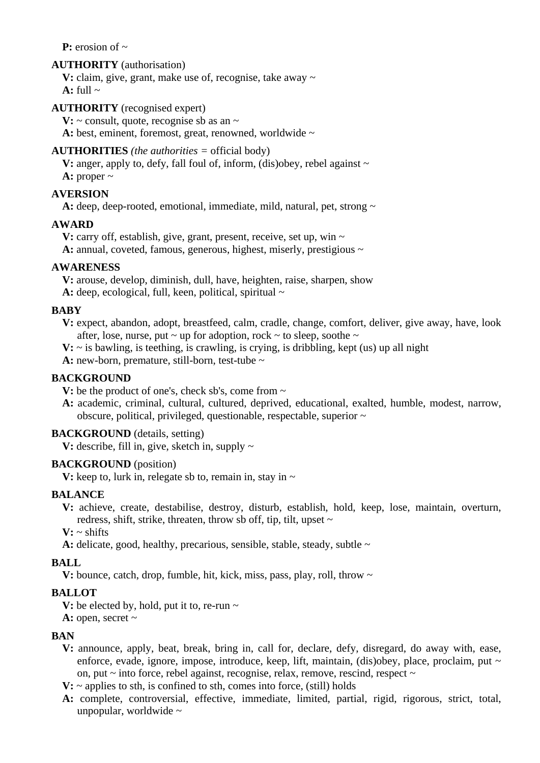**P:** erosion of ~

**AUTHORITY** (authorisation)
**V:** claim, give, grant, make use of, recognise, take away ~
**A:** full ~

**AUTHORITY** (recognised expert)
**V:** ~ consult, quote, recognise sb as an ~
**A:** best, eminent, foremost, great, renowned, worldwide ~

**AUTHORITIES** *(the authorities* = official body)
**V:** anger, apply to, defy, fall foul of, inform, (dis)obey, rebel against ~
**A:** proper ~

**AVERSION**
**A:** deep, deep-rooted, emotional, immediate, mild, natural, pet, strong ~

**AWARD**
**V:** carry off, establish, give, grant, present, receive, set up, win ~
**A:** annual, coveted, famous, generous, highest, miserly, prestigious ~

**AWARENESS**
**V:** arouse, develop, diminish, dull, have, heighten, raise, sharpen, show
**A:** deep, ecological, full, keen, political, spiritual ~

**BABY**
**V:** expect, abandon, adopt, breastfeed, calm, cradle, change, comfort, deliver, give away, have, look after, lose, nurse, put ~ up for adoption, rock ~ to sleep, soothe ~
**V:** ~ is bawling, is teething, is crawling, is crying, is dribbling, kept (us) up all night
**A:** new-born, premature, still-born, test-tube ~

**BACKGROUND**
**V:** be the product of one's, check sb's, come from ~
**A:** academic, criminal, cultural, cultured, deprived, educational, exalted, humble, modest, narrow, obscure, political, privileged, questionable, respectable, superior ~

**BACKGROUND** (details, setting)
**V:** describe, fill in, give, sketch in, supply ~

**BACKGROUND** (position)
**V:** keep to, lurk in, relegate sb to, remain in, stay in ~

**BALANCE**
**V:** achieve, create, destabilise, destroy, disturb, establish, hold, keep, lose, maintain, overturn, redress, shift, strike, threaten, throw sb off, tip, tilt, upset ~
**V:** ~ shifts
**A:** delicate, good, healthy, precarious, sensible, stable, steady, subtle ~

**BALL**
**V:** bounce, catch, drop, fumble, hit, kick, miss, pass, play, roll, throw ~

**BALLOT**
**V:** be elected by, hold, put it to, re-run ~
**A:** open, secret ~

**BAN**
**V:** announce, apply, beat, break, bring in, call for, declare, defy, disregard, do away with, ease, enforce, evade, ignore, impose, introduce, keep, lift, maintain, (dis)obey, place, proclaim, put ~ on, put ~ into force, rebel against, recognise, relax, remove, rescind, respect ~
**V:** ~ applies to sth, is confined to sth, comes into force, (still) holds
**A:** complete, controversial, effective, immediate, limited, partial, rigid, rigorous, strict, total, unpopular, worldwide ~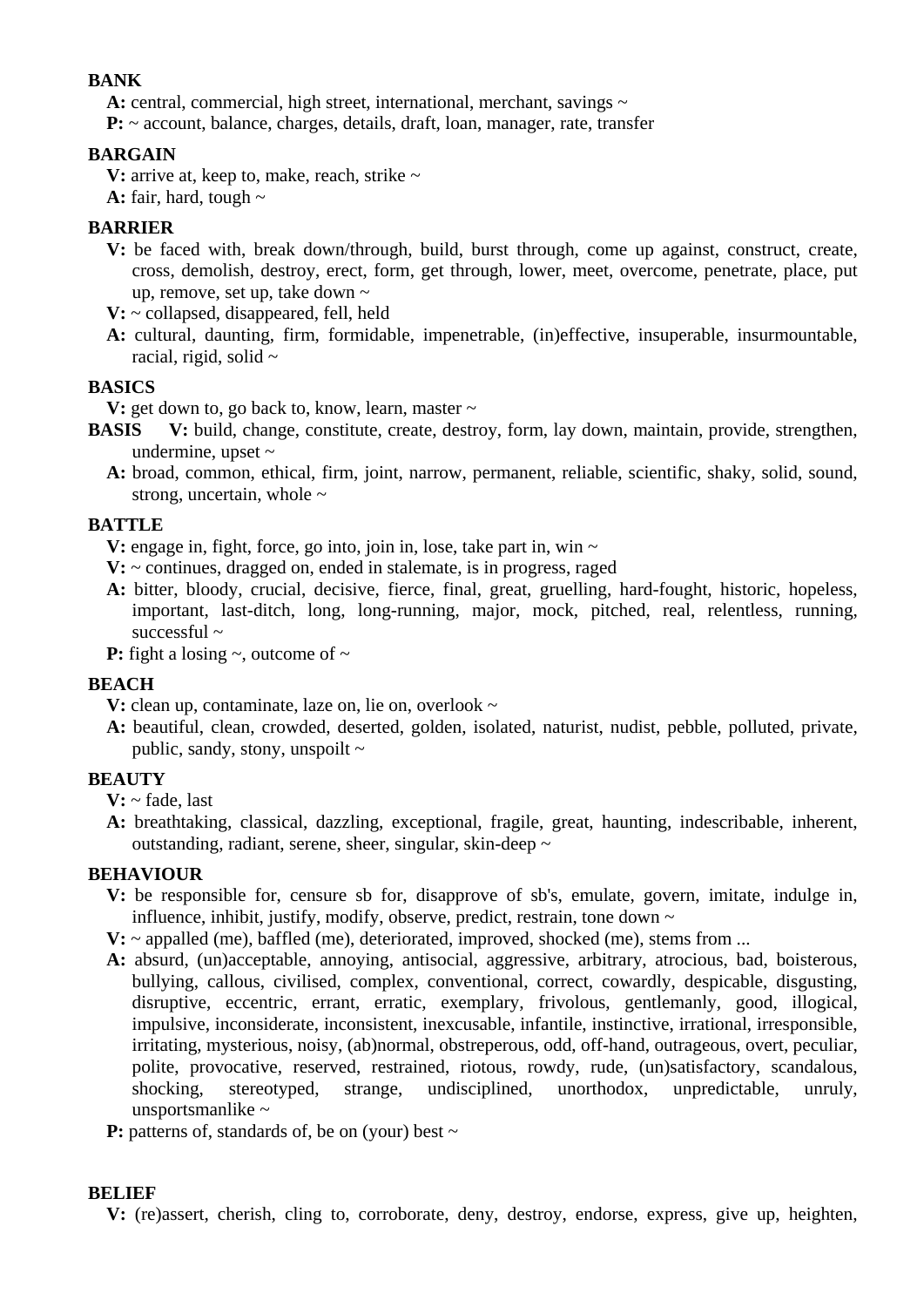**BANK**

**A:** central, commercial, high street, international, merchant, savings ~

**P:** ~ account, balance, charges, details, draft, loan, manager, rate, transfer

**BARGAIN**

**V:** arrive at, keep to, make, reach, strike ~

**A:** fair, hard, tough ~

**BARRIER**

**V:** be faced with, break down/through, build, burst through, come up against, construct, create, cross, demolish, destroy, erect, form, get through, lower, meet, overcome, penetrate, place, put up, remove, set up, take down ~

**V:** ~ collapsed, disappeared, fell, held

**A:** cultural, daunting, firm, formidable, impenetrable, (in)effective, insuperable, insurmountable, racial, rigid, solid ~

**BASICS**

**V:** get down to, go back to, know, learn, master ~

**BASIS** **V:** build, change, constitute, create, destroy, form, lay down, maintain, provide, strengthen, undermine, upset ~

**A:** broad, common, ethical, firm, joint, narrow, permanent, reliable, scientific, shaky, solid, sound, strong, uncertain, whole ~

**BATTLE**

**V:** engage in, fight, force, go into, join in, lose, take part in, win ~

**V:** ~ continues, dragged on, ended in stalemate, is in progress, raged

**A:** bitter, bloody, crucial, decisive, fierce, final, great, gruelling, hard-fought, historic, hopeless, important, last-ditch, long, long-running, major, mock, pitched, real, relentless, running, successful ~

**P:** fight a losing ~, outcome of ~

**BEACH**

**V:** clean up, contaminate, laze on, lie on, overlook ~

**A:** beautiful, clean, crowded, deserted, golden, isolated, naturist, nudist, pebble, polluted, private, public, sandy, stony, unspoilt ~

**BEAUTY**

**V:** ~ fade, last

**A:** breathtaking, classical, dazzling, exceptional, fragile, great, haunting, indescribable, inherent, outstanding, radiant, serene, sheer, singular, skin-deep ~

**BEHAVIOUR**

**V:** be responsible for, censure sb for, disapprove of sb's, emulate, govern, imitate, indulge in, influence, inhibit, justify, modify, observe, predict, restrain, tone down ~

**V:** ~ appalled (me), baffled (me), deteriorated, improved, shocked (me), stems from ...

**A:** absurd, (un)acceptable, annoying, antisocial, aggressive, arbitrary, atrocious, bad, boisterous, bullying, callous, civilised, complex, conventional, correct, cowardly, despicable, disgusting, disruptive, eccentric, errant, erratic, exemplary, frivolous, gentlemanly, good, illogical, impulsive, inconsiderate, inconsistent, inexcusable, infantile, instinctive, irrational, irresponsible, irritating, mysterious, noisy, (ab)normal, obstreperous, odd, off-hand, outrageous, overt, peculiar, polite, provocative, reserved, restrained, riotous, rowdy, rude, (un)satisfactory, scandalous, shocking, stereotyped, strange, undisciplined, unorthodox, unpredictable, unruly, unsportsmanlike ~

**P:** patterns of, standards of, be on (your) best ~

**BELIEF**

**V:** (re)assert, cherish, cling to, corroborate, deny, destroy, endorse, express, give up, heighten,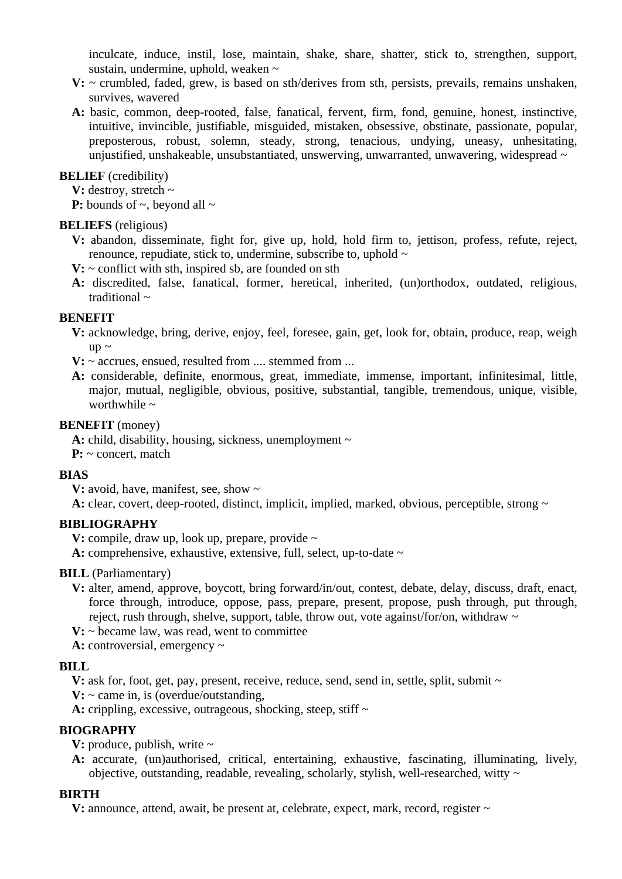inculcate, induce, instil, lose, maintain, shake, share, shatter, stick to, strengthen, support, sustain, undermine, uphold, weaken ~

**V:** ~ crumbled, faded, grew, is based on sth/derives from sth, persists, prevails, remains unshaken, survives, wavered

**A:** basic, common, deep-rooted, false, fanatical, fervent, firm, fond, genuine, honest, instinctive, intuitive, invincible, justifiable, misguided, mistaken, obsessive, obstinate, passionate, popular, preposterous, robust, solemn, steady, strong, tenacious, undying, uneasy, unhesitating, unjustified, unshakeable, unsubstantiated, unswerving, unwarranted, unwavering, widespread ~

**BELIEF** (credibility)

**V:** destroy, stretch ~

**P:** bounds of ~, beyond all ~

**BELIEFS** (religious)

**V:** abandon, disseminate, fight for, give up, hold, hold firm to, jettison, profess, refute, reject, renounce, repudiate, stick to, undermine, subscribe to, uphold ~

**V:** ~ conflict with sth, inspired sb, are founded on sth

**A:** discredited, false, fanatical, former, heretical, inherited, (un)orthodox, outdated, religious, traditional ~

**BENEFIT**

**V:** acknowledge, bring, derive, enjoy, feel, foresee, gain, get, look for, obtain, produce, reap, weigh up ~

**V:** ~ accrues, ensued, resulted from .... stemmed from ...

**A:** considerable, definite, enormous, great, immediate, immense, important, infinitesimal, little, major, mutual, negligible, obvious, positive, substantial, tangible, tremendous, unique, visible, worthwhile ~

**BENEFIT** (money)

**A:** child, disability, housing, sickness, unemployment ~

**P:** ~ concert, match

**BIAS**

**V:** avoid, have, manifest, see, show ~

**A:** clear, covert, deep-rooted, distinct, implicit, implied, marked, obvious, perceptible, strong ~

**BIBLIOGRAPHY**

**V:** compile, draw up, look up, prepare, provide ~

**A:** comprehensive, exhaustive, extensive, full, select, up-to-date ~

**BILL** (Parliamentary)

**V:** alter, amend, approve, boycott, bring forward/in/out, contest, debate, delay, discuss, draft, enact, force through, introduce, oppose, pass, prepare, present, propose, push through, put through, reject, rush through, shelve, support, table, throw out, vote against/for/on, withdraw ~

**V:** ~ became law, was read, went to committee

**A:** controversial, emergency ~

**BILL**

**V:** ask for, foot, get, pay, present, receive, reduce, send, send in, settle, split, submit ~

**V:** ~ came in, is (overdue/outstanding,

**A:** crippling, excessive, outrageous, shocking, steep, stiff ~

**BIOGRAPHY**

**V:** produce, publish, write ~

**A:** accurate, (un)authorised, critical, entertaining, exhaustive, fascinating, illuminating, lively, objective, outstanding, readable, revealing, scholarly, stylish, well-researched, witty ~

**BIRTH**

**V:** announce, attend, await, be present at, celebrate, expect, mark, record, register ~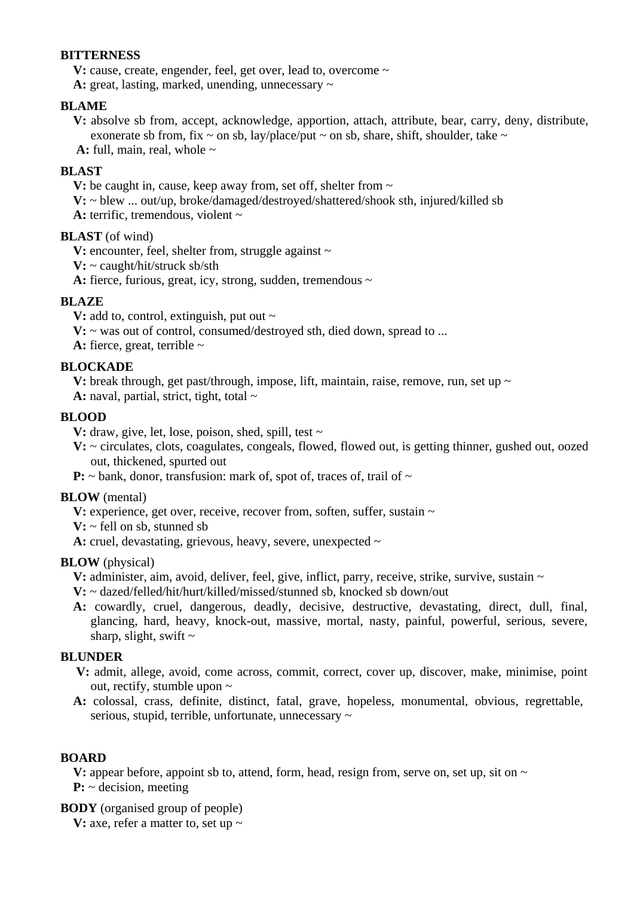**BITTERNESS**

**V:** cause, create, engender, feel, get over, lead to, overcome ~

**A:** great, lasting, marked, unending, unnecessary ~

**BLAME**

**V:** absolve sb from, accept, acknowledge, apportion, attach, attribute, bear, carry, deny, distribute, exonerate sb from, fix ~ on sb, lay/place/put ~ on sb, share, shift, shoulder, take ~

**A:** full, main, real, whole ~

**BLAST**

**V:** be caught in, cause, keep away from, set off, shelter from ~

**V:** ~ blew ... out/up, broke/damaged/destroyed/shattered/shook sth, injured/killed sb

**A:** terrific, tremendous, violent ~

**BLAST** (of wind)

**V:** encounter, feel, shelter from, struggle against ~

**V:** ~ caught/hit/struck sb/sth

**A:** fierce, furious, great, icy, strong, sudden, tremendous ~

**BLAZE**

**V:** add to, control, extinguish, put out ~

**V:** ~ was out of control, consumed/destroyed sth, died down, spread to ...

**A:** fierce, great, terrible ~

**BLOCKADE**

**V:** break through, get past/through, impose, lift, maintain, raise, remove, run, set up ~

**A:** naval, partial, strict, tight, total ~

**BLOOD**

**V:** draw, give, let, lose, poison, shed, spill, test ~

**V:** ~ circulates, clots, coagulates, congeals, flowed, flowed out, is getting thinner, gushed out, oozed out, thickened, spurted out

**P:** ~ bank, donor, transfusion: mark of, spot of, traces of, trail of ~

**BLOW** (mental)

**V:** experience, get over, receive, recover from, soften, suffer, sustain ~

**V:** ~ fell on sb, stunned sb

**A:** cruel, devastating, grievous, heavy, severe, unexpected ~

**BLOW** (physical)

**V:** administer, aim, avoid, deliver, feel, give, inflict, parry, receive, strike, survive, sustain ~

**V:** ~ dazed/felled/hit/hurt/killed/missed/stunned sb, knocked sb down/out

**A:** cowardly, cruel, dangerous, deadly, decisive, destructive, devastating, direct, dull, final, glancing, hard, heavy, knock-out, massive, mortal, nasty, painful, powerful, serious, severe, sharp, slight, swift ~

**BLUNDER**

**V:** admit, allege, avoid, come across, commit, correct, cover up, discover, make, minimise, point out, rectify, stumble upon ~

**A:** colossal, crass, definite, distinct, fatal, grave, hopeless, monumental, obvious, regrettable, serious, stupid, terrible, unfortunate, unnecessary ~

**BOARD**

**V:** appear before, appoint sb to, attend, form, head, resign from, serve on, set up, sit on ~

**P:** ~ decision, meeting

**BODY** (organised group of people)

**V:** axe, refer a matter to, set up ~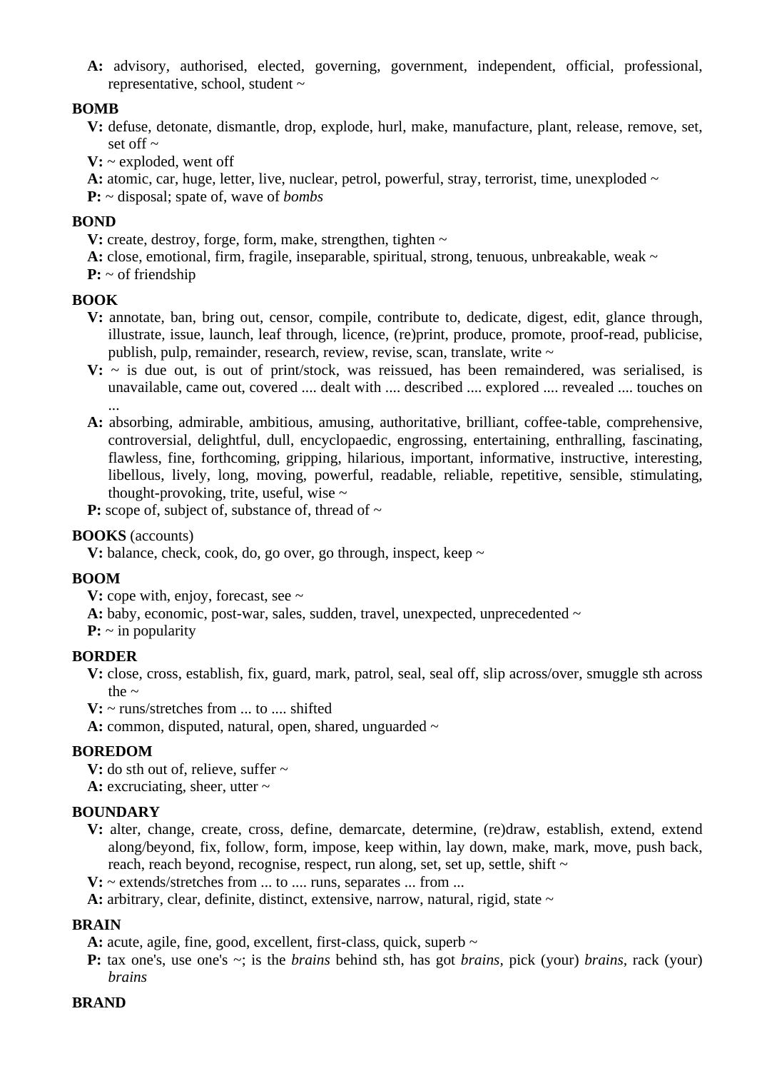**A:** advisory, authorised, elected, governing, government, independent, official, professional, representative, school, student ~

**BOMB**

**V:** defuse, detonate, dismantle, drop, explode, hurl, make, manufacture, plant, release, remove, set, set off ~

**V:** ~ exploded, went off

**A:** atomic, car, huge, letter, live, nuclear, petrol, powerful, stray, terrorist, time, unexploded ~

**P:** ~ disposal; spate of, wave of *bombs*

**BOND**

**V:** create, destroy, forge, form, make, strengthen, tighten ~

**A:** close, emotional, firm, fragile, inseparable, spiritual, strong, tenuous, unbreakable, weak ~

**P:** ~ of friendship

**BOOK**

**V:** annotate, ban, bring out, censor, compile, contribute to, dedicate, digest, edit, glance through, illustrate, issue, launch, leaf through, licence, (re)print, produce, promote, proof-read, publicise, publish, pulp, remainder, research, review, revise, scan, translate, write ~

**V:** ~ is due out, is out of print/stock, was reissued, has been remaindered, was serialised, is unavailable, came out, covered .... dealt with .... described .... explored .... revealed .... touches on ...

**A:** absorbing, admirable, ambitious, amusing, authoritative, brilliant, coffee-table, comprehensive, controversial, delightful, dull, encyclopaedic, engrossing, entertaining, enthralling, fascinating, flawless, fine, forthcoming, gripping, hilarious, important, informative, instructive, interesting, libellous, lively, long, moving, powerful, readable, reliable, repetitive, sensible, stimulating, thought-provoking, trite, useful, wise ~

**P:** scope of, subject of, substance of, thread of ~

**BOOKS** (accounts)

**V:** balance, check, cook, do, go over, go through, inspect, keep ~

**BOOM**

**V:** cope with, enjoy, forecast, see ~

**A:** baby, economic, post-war, sales, sudden, travel, unexpected, unprecedented ~

**P:** ~ in popularity

**BORDER**

**V:** close, cross, establish, fix, guard, mark, patrol, seal, seal off, slip across/over, smuggle sth across the ~

**V:** ~ runs/stretches from ... to .... shifted

**A:** common, disputed, natural, open, shared, unguarded ~

**BOREDOM**

**V:** do sth out of, relieve, suffer ~

**A:** excruciating, sheer, utter ~

**BOUNDARY**

**V:** alter, change, create, cross, define, demarcate, determine, (re)draw, establish, extend, extend along/beyond, fix, follow, form, impose, keep within, lay down, make, mark, move, push back, reach, reach beyond, recognise, respect, run along, set, set up, settle, shift ~

**V:** ~ extends/stretches from ... to .... runs, separates ... from ...

**A:** arbitrary, clear, definite, distinct, extensive, narrow, natural, rigid, state ~

**BRAIN**

**A:** acute, agile, fine, good, excellent, first-class, quick, superb ~

**P:** tax one's, use one's ~; is the *brains* behind sth, has got *brains*, pick (your) *brains*, rack (your) *brains*

**BRAND**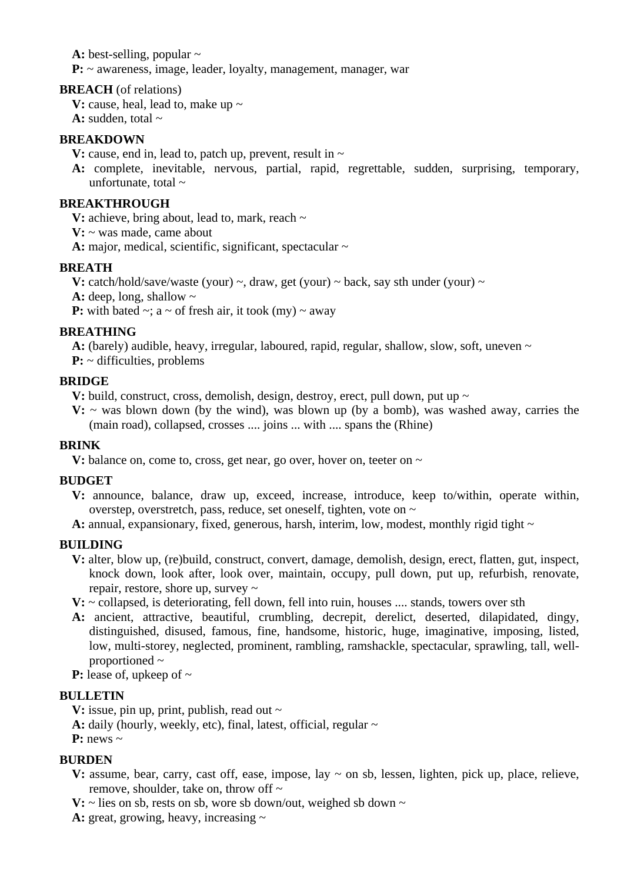**A:** best-selling, popular ~
**P:** ~ awareness, image, leader, loyalty, management, manager, war

**BREACH** (of relations)
**V:** cause, heal, lead to, make up ~
**A:** sudden, total ~

**BREAKDOWN**
**V:** cause, end in, lead to, patch up, prevent, result in ~
**A:** complete, inevitable, nervous, partial, rapid, regrettable, sudden, surprising, temporary, unfortunate, total ~

**BREAKTHROUGH**
**V:** achieve, bring about, lead to, mark, reach ~
**V:** ~ was made, came about
**A:** major, medical, scientific, significant, spectacular ~

**BREATH**
**V:** catch/hold/save/waste (your) ~, draw, get (your) ~ back, say sth under (your) ~
**A:** deep, long, shallow ~
**P:** with bated ~; a ~ of fresh air, it took (my) ~ away

**BREATHING**
**A:** (barely) audible, heavy, irregular, laboured, rapid, regular, shallow, slow, soft, uneven ~
**P:** ~ difficulties, problems

**BRIDGE**
**V:** build, construct, cross, demolish, design, destroy, erect, pull down, put up ~
**V:** ~ was blown down (by the wind), was blown up (by a bomb), was washed away, carries the (main road), collapsed, crosses .... joins ... with .... spans the (Rhine)

**BRINK**
**V:** balance on, come to, cross, get near, go over, hover on, teeter on ~

**BUDGET**
**V:** announce, balance, draw up, exceed, increase, introduce, keep to/within, operate within, overstep, overstretch, pass, reduce, set oneself, tighten, vote on ~
**A:** annual, expansionary, fixed, generous, harsh, interim, low, modest, monthly rigid tight ~

**BUILDING**
**V:** alter, blow up, (re)build, construct, convert, damage, demolish, design, erect, flatten, gut, inspect, knock down, look after, look over, maintain, occupy, pull down, put up, refurbish, renovate, repair, restore, shore up, survey ~
**V:** ~ collapsed, is deteriorating, fell down, fell into ruin, houses .... stands, towers over sth
**A:** ancient, attractive, beautiful, crumbling, decrepit, derelict, deserted, dilapidated, dingy, distinguished, disused, famous, fine, handsome, historic, huge, imaginative, imposing, listed, low, multi-storey, neglected, prominent, rambling, ramshackle, spectacular, sprawling, tall, well-proportioned ~
**P:** lease of, upkeep of ~

**BULLETIN**
**V:** issue, pin up, print, publish, read out ~
**A:** daily (hourly, weekly, etc), final, latest, official, regular ~
**P:** news ~

**BURDEN**
**V:** assume, bear, carry, cast off, ease, impose, lay ~ on sb, lessen, lighten, pick up, place, relieve, remove, shoulder, take on, throw off ~
**V:** ~ lies on sb, rests on sb, wore sb down/out, weighed sb down ~
**A:** great, growing, heavy, increasing ~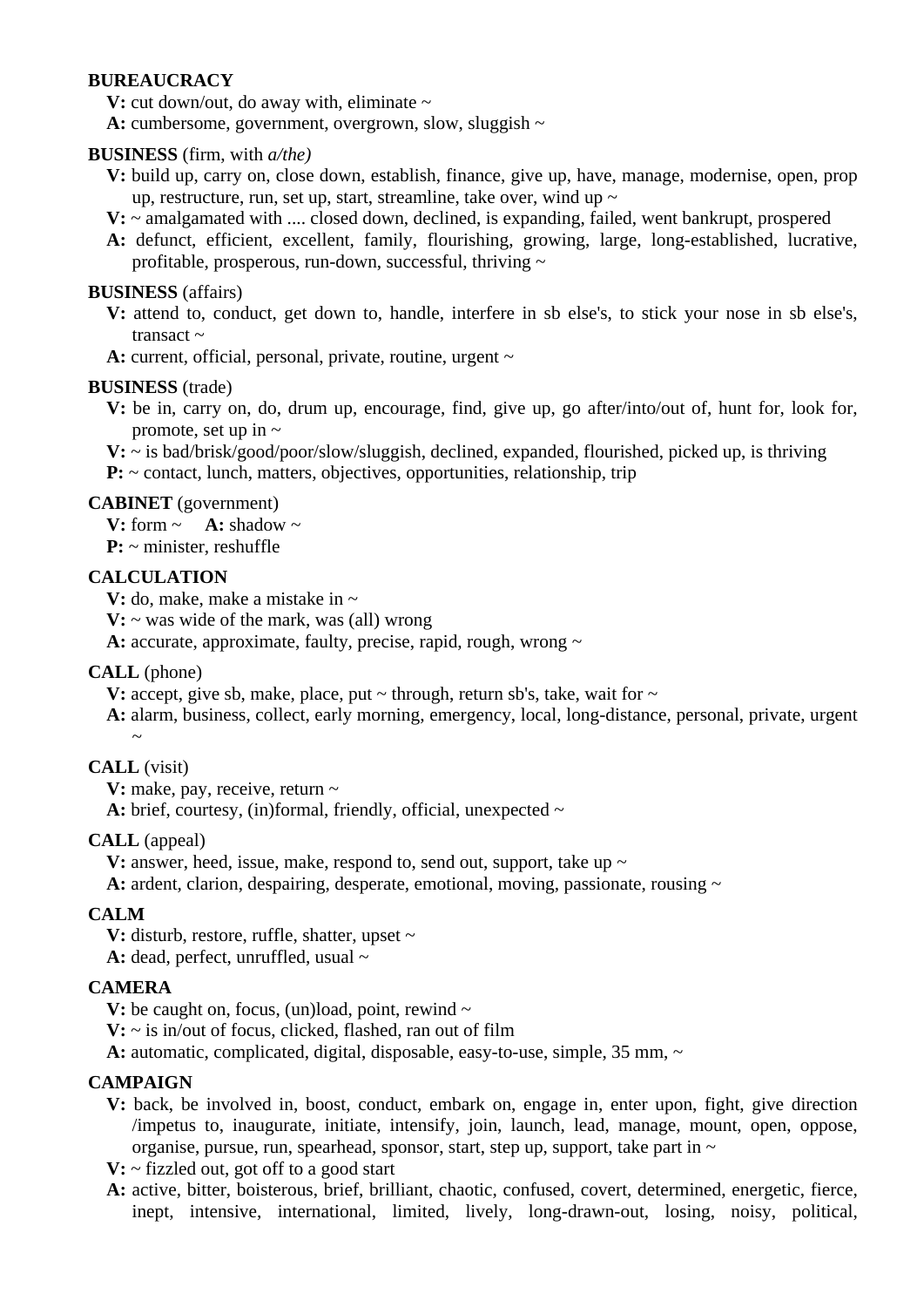**BUREAUCRACY**

**V:** cut down/out, do away with, eliminate ~
**A:** cumbersome, government, overgrown, slow, sluggish ~

**BUSINESS** (firm, with *a/the)*

**V:** build up, carry on, close down, establish, finance, give up, have, manage, modernise, open, prop up, restructure, run, set up, start, streamline, take over, wind up ~
**V:** ~ amalgamated with .... closed down, declined, is expanding, failed, went bankrupt, prospered
**A:** defunct, efficient, excellent, family, flourishing, growing, large, long-established, lucrative, profitable, prosperous, run-down, successful, thriving ~

**BUSINESS** (affairs)

**V:** attend to, conduct, get down to, handle, interfere in sb else's, to stick your nose in sb else's, transact ~
**A:** current, official, personal, private, routine, urgent ~

**BUSINESS** (trade)

**V:** be in, carry on, do, drum up, encourage, find, give up, go after/into/out of, hunt for, look for, promote, set up in ~
**V:** ~ is bad/brisk/good/poor/slow/sluggish, declined, expanded, flourished, picked up, is thriving
**P:** ~ contact, lunch, matters, objectives, opportunities, relationship, trip

**CABINET** (government)

**V:** form ~ **A:** shadow ~
**P:** ~ minister, reshuffle

**CALCULATION**

**V:** do, make, make a mistake in ~
**V:** ~ was wide of the mark, was (all) wrong
**A:** accurate, approximate, faulty, precise, rapid, rough, wrong ~

**CALL** (phone)

**V:** accept, give sb, make, place, put ~ through, return sb's, take, wait for ~
**A:** alarm, business, collect, early morning, emergency, local, long-distance, personal, private, urgent ~

**CALL** (visit)

**V:** make, pay, receive, return ~
**A:** brief, courtesy, (in)formal, friendly, official, unexpected ~

**CALL** (appeal)

**V:** answer, heed, issue, make, respond to, send out, support, take up ~
**A:** ardent, clarion, despairing, desperate, emotional, moving, passionate, rousing ~

**CALM**

**V:** disturb, restore, ruffle, shatter, upset ~
**A:** dead, perfect, unruffled, usual ~

**CAMERA**

**V:** be caught on, focus, (un)load, point, rewind ~
**V:** ~ is in/out of focus, clicked, flashed, ran out of film
**A:** automatic, complicated, digital, disposable, easy-to-use, simple, 35 mm, ~

**CAMPAIGN**

**V:** back, be involved in, boost, conduct, embark on, engage in, enter upon, fight, give direction /impetus to, inaugurate, initiate, intensify, join, launch, lead, manage, mount, open, oppose, organise, pursue, run, spearhead, sponsor, start, step up, support, take part in ~
**V:** ~ fizzled out, got off to a good start
**A:** active, bitter, boisterous, brief, brilliant, chaotic, confused, covert, determined, energetic, fierce, inept, intensive, international, limited, lively, long-drawn-out, losing, noisy, political,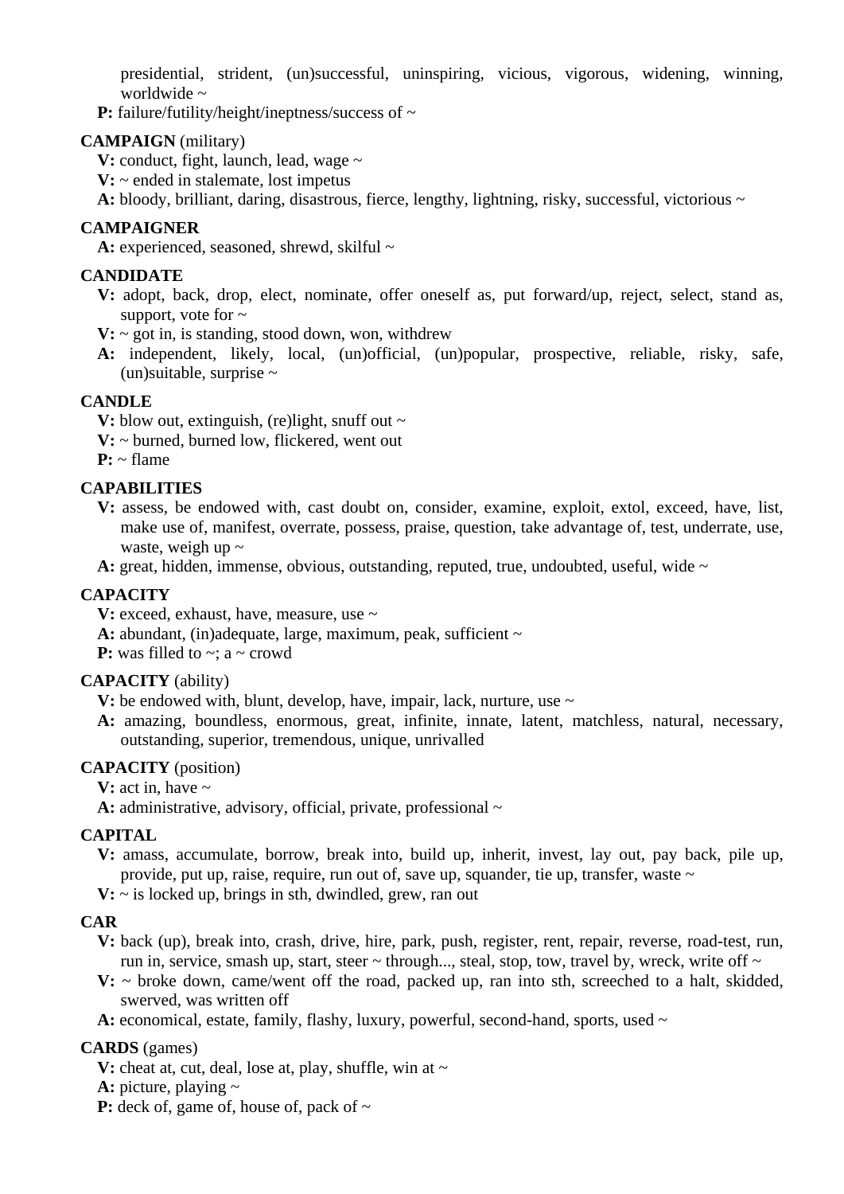presidential, strident, (un)successful, uninspiring, vicious, vigorous, widening, winning, worldwide ~

**P:** failure/futility/height/ineptness/success of ~

**CAMPAIGN** (military)

**V:** conduct, fight, launch, lead, wage ~

**V:** ~ ended in stalemate, lost impetus

**A:** bloody, brilliant, daring, disastrous, fierce, lengthy, lightning, risky, successful, victorious ~

**CAMPAIGNER**

**A:** experienced, seasoned, shrewd, skilful ~

**CANDIDATE**

**V:** adopt, back, drop, elect, nominate, offer oneself as, put forward/up, reject, select, stand as, support, vote for ~

**V:** ~ got in, is standing, stood down, won, withdrew

**A:** independent, likely, local, (un)official, (un)popular, prospective, reliable, risky, safe, (un)suitable, surprise ~

**CANDLE**

**V:** blow out, extinguish, (re)light, snuff out ~

**V:** ~ burned, burned low, flickered, went out

**P:** ~ flame

**CAPABILITIES**

**V:** assess, be endowed with, cast doubt on, consider, examine, exploit, extol, exceed, have, list, make use of, manifest, overrate, possess, praise, question, take advantage of, test, underrate, use, waste, weigh up ~

**A:** great, hidden, immense, obvious, outstanding, reputed, true, undoubted, useful, wide ~

**CAPACITY**

**V:** exceed, exhaust, have, measure, use ~

**A:** abundant, (in)adequate, large, maximum, peak, sufficient ~

**P:** was filled to ~; a ~ crowd

**CAPACITY** (ability)

**V:** be endowed with, blunt, develop, have, impair, lack, nurture, use ~

**A:** amazing, boundless, enormous, great, infinite, innate, latent, matchless, natural, necessary, outstanding, superior, tremendous, unique, unrivalled

**CAPACITY** (position)

**V:** act in, have ~

**A:** administrative, advisory, official, private, professional ~

**CAPITAL**

**V:** amass, accumulate, borrow, break into, build up, inherit, invest, lay out, pay back, pile up, provide, put up, raise, require, run out of, save up, squander, tie up, transfer, waste ~

**V:** ~ is locked up, brings in sth, dwindled, grew, ran out

**CAR**

**V:** back (up), break into, crash, drive, hire, park, push, register, rent, repair, reverse, road-test, run, run in, service, smash up, start, steer ~ through..., steal, stop, tow, travel by, wreck, write off ~

**V:** ~ broke down, came/went off the road, packed up, ran into sth, screeched to a halt, skidded, swerved, was written off

**A:** economical, estate, family, flashy, luxury, powerful, second-hand, sports, used ~

**CARDS** (games)

**V:** cheat at, cut, deal, lose at, play, shuffle, win at ~

**A:** picture, playing ~

**P:** deck of, game of, house of, pack of ~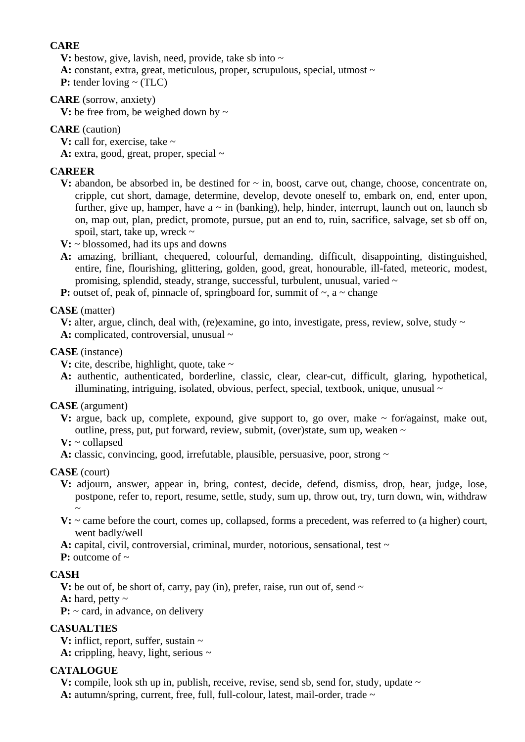**CARE**

**V:** bestow, give, lavish, need, provide, take sb into ~
**A:** constant, extra, great, meticulous, proper, scrupulous, special, utmost ~
**P:** tender loving ~ (TLC)

**CARE** (sorrow, anxiety)

**V:** be free from, be weighed down by ~

**CARE** (caution)

**V:** call for, exercise, take ~
**A:** extra, good, great, proper, special ~

**CAREER**

**V:** abandon, be absorbed in, be destined for ~ in, boost, carve out, change, choose, concentrate on, cripple, cut short, damage, determine, develop, devote oneself to, embark on, end, enter upon, further, give up, hamper, have a ~ in (banking), help, hinder, interrupt, launch out on, launch sb on, map out, plan, predict, promote, pursue, put an end to, ruin, sacrifice, salvage, set sb off on, spoil, start, take up, wreck ~
**V:** ~ blossomed, had its ups and downs
**A:** amazing, brilliant, chequered, colourful, demanding, difficult, disappointing, distinguished, entire, fine, flourishing, glittering, golden, good, great, honourable, ill-fated, meteoric, modest, promising, splendid, steady, strange, successful, turbulent, unusual, varied ~
**P:** outset of, peak of, pinnacle of, springboard for, summit of ~, a ~ change

**CASE** (matter)

**V:** alter, argue, clinch, deal with, (re)examine, go into, investigate, press, review, solve, study ~
**A:** complicated, controversial, unusual ~

**CASE** (instance)

**V:** cite, describe, highlight, quote, take ~
**A:** authentic, authenticated, borderline, classic, clear, clear-cut, difficult, glaring, hypothetical, illuminating, intriguing, isolated, obvious, perfect, special, textbook, unique, unusual ~

**CASE** (argument)

**V:** argue, back up, complete, expound, give support to, go over, make ~ for/against, make out, outline, press, put, put forward, review, submit, (over)state, sum up, weaken ~
**V:** ~ collapsed
**A:** classic, convincing, good, irrefutable, plausible, persuasive, poor, strong ~

**CASE** (court)

**V:** adjourn, answer, appear in, bring, contest, decide, defend, dismiss, drop, hear, judge, lose, postpone, refer to, report, resume, settle, study, sum up, throw out, try, turn down, win, withdraw ~
**V:** ~ came before the court, comes up, collapsed, forms a precedent, was referred to (a higher) court, went badly/well
**A:** capital, civil, controversial, criminal, murder, notorious, sensational, test ~
**P:** outcome of ~

**CASH**

**V:** be out of, be short of, carry, pay (in), prefer, raise, run out of, send ~
**A:** hard, petty ~
**P:** ~ card, in advance, on delivery

**CASUALTIES**

**V:** inflict, report, suffer, sustain ~
**A:** crippling, heavy, light, serious ~

**CATALOGUE**

**V:** compile, look sth up in, publish, receive, revise, send sb, send for, study, update ~
**A:** autumn/spring, current, free, full, full-colour, latest, mail-order, trade ~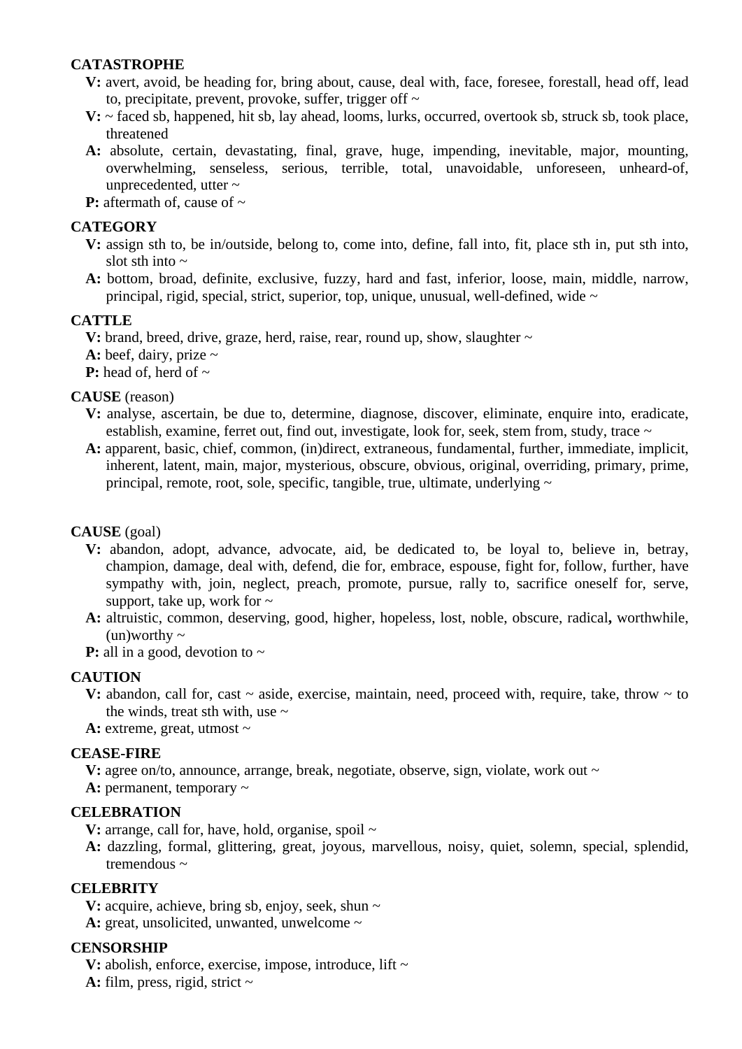**CATASTROPHE**

**V:** avert, avoid, be heading for, bring about, cause, deal with, face, foresee, forestall, head off, lead to, precipitate, prevent, provoke, suffer, trigger off ~

**V:** ~ faced sb, happened, hit sb, lay ahead, looms, lurks, occurred, overtook sb, struck sb, took place, threatened

**A:** absolute, certain, devastating, final, grave, huge, impending, inevitable, major, mounting, overwhelming, senseless, serious, terrible, total, unavoidable, unforeseen, unheard-of, unprecedented, utter ~

**P:** aftermath of, cause of ~

**CATEGORY**

**V:** assign sth to, be in/outside, belong to, come into, define, fall into, fit, place sth in, put sth into, slot sth into ~

**A:** bottom, broad, definite, exclusive, fuzzy, hard and fast, inferior, loose, main, middle, narrow, principal, rigid, special, strict, superior, top, unique, unusual, well-defined, wide ~

**CATTLE**

**V:** brand, breed, drive, graze, herd, raise, rear, round up, show, slaughter ~

**A:** beef, dairy, prize ~

**P:** head of, herd of ~

**CAUSE** (reason)

**V:** analyse, ascertain, be due to, determine, diagnose, discover, eliminate, enquire into, eradicate, establish, examine, ferret out, find out, investigate, look for, seek, stem from, study, trace ~

**A:** apparent, basic, chief, common, (in)direct, extraneous, fundamental, further, immediate, implicit, inherent, latent, main, major, mysterious, obscure, obvious, original, overriding, primary, prime, principal, remote, root, sole, specific, tangible, true, ultimate, underlying ~

**CAUSE** (goal)

**V:** abandon, adopt, advance, advocate, aid, be dedicated to, be loyal to, believe in, betray, champion, damage, deal with, defend, die for, embrace, espouse, fight for, follow, further, have sympathy with, join, neglect, preach, promote, pursue, rally to, sacrifice oneself for, serve, support, take up, work for ~

**A:** altruistic, common, deserving, good, higher, hopeless, lost, noble, obscure, radical**,** worthwhile, (un)worthy ~

**P:** all in a good, devotion to ~

**CAUTION**

**V:** abandon, call for, cast ~ aside, exercise, maintain, need, proceed with, require, take, throw ~ to the winds, treat sth with, use ~

**A:** extreme, great, utmost ~

**CEASE-FIRE**

**V:** agree on/to, announce, arrange, break, negotiate, observe, sign, violate, work out ~

**A:** permanent, temporary ~

**CELEBRATION**

**V:** arrange, call for, have, hold, organise, spoil ~

**A:** dazzling, formal, glittering, great, joyous, marvellous, noisy, quiet, solemn, special, splendid, tremendous ~

**CELEBRITY**

**V:** acquire, achieve, bring sb, enjoy, seek, shun ~

**A:** great, unsolicited, unwanted, unwelcome ~

**CENSORSHIP**

**V:** abolish, enforce, exercise, impose, introduce, lift ~

**A:** film, press, rigid, strict ~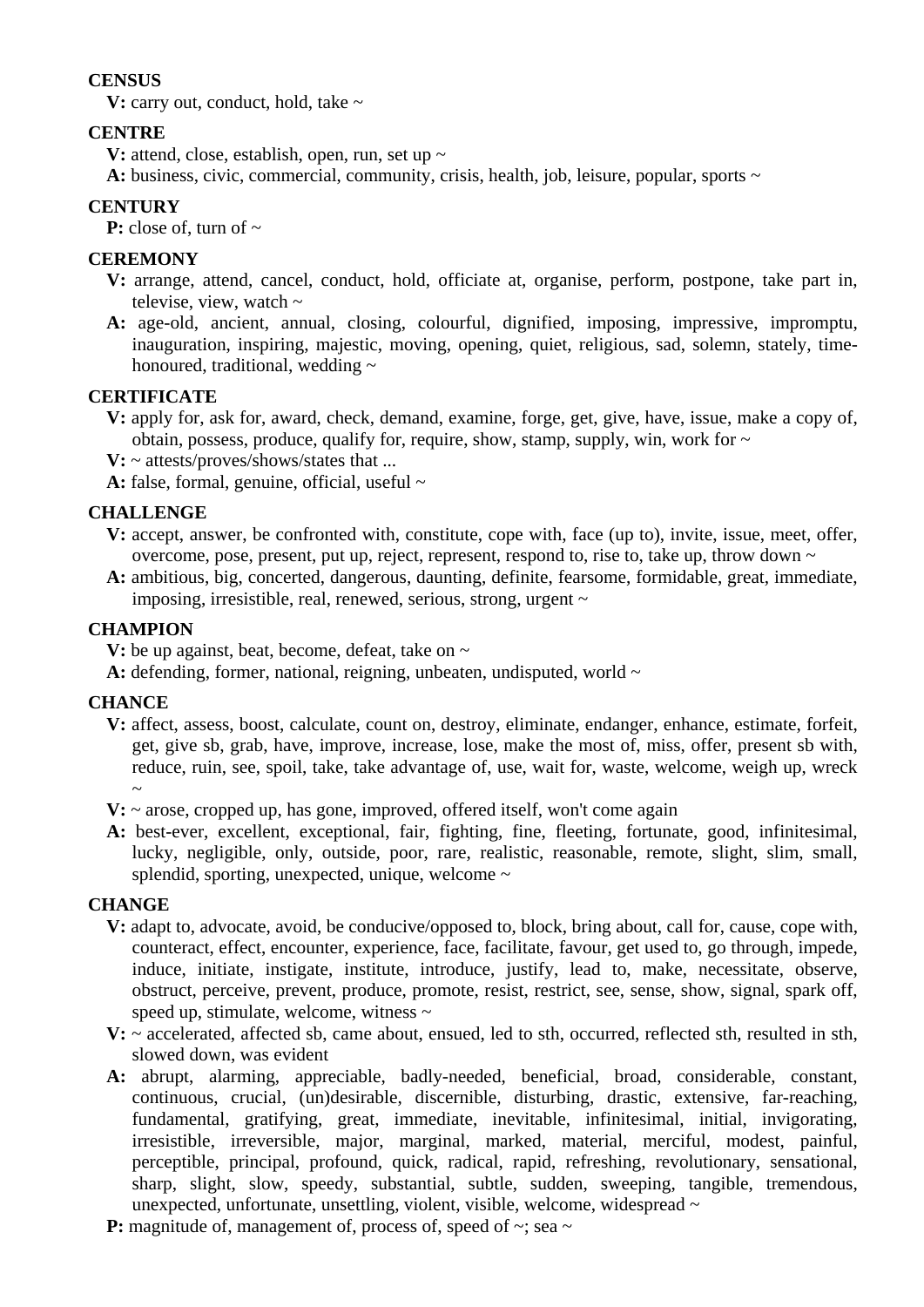**CENSUS**

**V:** carry out, conduct, hold, take ~

**CENTRE**

**V:** attend, close, establish, open, run, set up ~

**A:** business, civic, commercial, community, crisis, health, job, leisure, popular, sports ~

**CENTURY**

**P:** close of, turn of ~

**CEREMONY**

**V:** arrange, attend, cancel, conduct, hold, officiate at, organise, perform, postpone, take part in, televise, view, watch ~

**A:** age-old, ancient, annual, closing, colourful, dignified, imposing, impressive, impromptu, inauguration, inspiring, majestic, moving, opening, quiet, religious, sad, solemn, stately, time-honoured, traditional, wedding ~

**CERTIFICATE**

**V:** apply for, ask for, award, check, demand, examine, forge, get, give, have, issue, make a copy of, obtain, possess, produce, qualify for, require, show, stamp, supply, win, work for ~

**V:** ~ attests/proves/shows/states that ...

**A:** false, formal, genuine, official, useful ~

**CHALLENGE**

**V:** accept, answer, be confronted with, constitute, cope with, face (up to), invite, issue, meet, offer, overcome, pose, present, put up, reject, represent, respond to, rise to, take up, throw down ~

**A:** ambitious, big, concerted, dangerous, daunting, definite, fearsome, formidable, great, immediate, imposing, irresistible, real, renewed, serious, strong, urgent ~

**CHAMPION**

**V:** be up against, beat, become, defeat, take on ~

**A:** defending, former, national, reigning, unbeaten, undisputed, world ~

**CHANCE**

**V:** affect, assess, boost, calculate, count on, destroy, eliminate, endanger, enhance, estimate, forfeit, get, give sb, grab, have, improve, increase, lose, make the most of, miss, offer, present sb with, reduce, ruin, see, spoil, take, take advantage of, use, wait for, waste, welcome, weigh up, wreck ~

**V:** ~ arose, cropped up, has gone, improved, offered itself, won't come again

**A:** best-ever, excellent, exceptional, fair, fighting, fine, fleeting, fortunate, good, infinitesimal, lucky, negligible, only, outside, poor, rare, realistic, reasonable, remote, slight, slim, small, splendid, sporting, unexpected, unique, welcome ~

**CHANGE**

**V:** adapt to, advocate, avoid, be conducive/opposed to, block, bring about, call for, cause, cope with, counteract, effect, encounter, experience, face, facilitate, favour, get used to, go through, impede, induce, initiate, instigate, institute, introduce, justify, lead to, make, necessitate, observe, obstruct, perceive, prevent, produce, promote, resist, restrict, see, sense, show, signal, spark off, speed up, stimulate, welcome, witness ~

**V:** ~ accelerated, affected sb, came about, ensued, led to sth, occurred, reflected sth, resulted in sth, slowed down, was evident

**A:** abrupt, alarming, appreciable, badly-needed, beneficial, broad, considerable, constant, continuous, crucial, (un)desirable, discernible, disturbing, drastic, extensive, far-reaching, fundamental, gratifying, great, immediate, inevitable, infinitesimal, initial, invigorating, irresistible, irreversible, major, marginal, marked, material, merciful, modest, painful, perceptible, principal, profound, quick, radical, rapid, refreshing, revolutionary, sensational, sharp, slight, slow, speedy, substantial, subtle, sudden, sweeping, tangible, tremendous, unexpected, unfortunate, unsettling, violent, visible, welcome, widespread ~

**P:** magnitude of, management of, process of, speed of ~; sea ~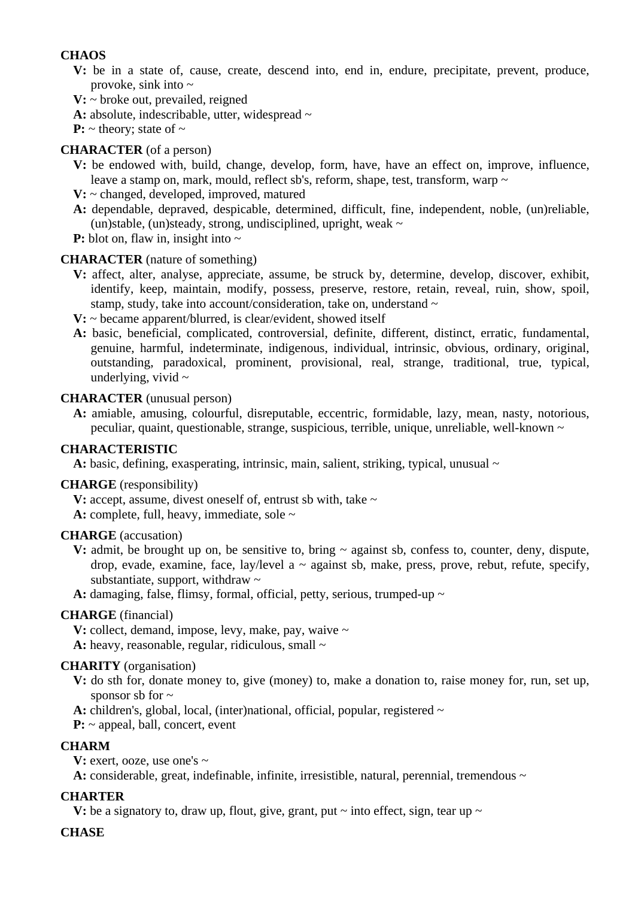**CHAOS**

**V:** be in a state of, cause, create, descend into, end in, endure, precipitate, prevent, produce, provoke, sink into ~

**V:** ~ broke out, prevailed, reigned

**A:** absolute, indescribable, utter, widespread ~

**P:** ~ theory; state of ~

**CHARACTER** (of a person)

**V:** be endowed with, build, change, develop, form, have, have an effect on, improve, influence, leave a stamp on, mark, mould, reflect sb's, reform, shape, test, transform, warp ~

**V:** ~ changed, developed, improved, matured

**A:** dependable, depraved, despicable, determined, difficult, fine, independent, noble, (un)reliable, (un)stable, (un)steady, strong, undisciplined, upright, weak ~

**P:** blot on, flaw in, insight into ~

**CHARACTER** (nature of something)

**V:** affect, alter, analyse, appreciate, assume, be struck by, determine, develop, discover, exhibit, identify, keep, maintain, modify, possess, preserve, restore, retain, reveal, ruin, show, spoil, stamp, study, take into account/consideration, take on, understand ~

**V:** ~ became apparent/blurred, is clear/evident, showed itself

**A:** basic, beneficial, complicated, controversial, definite, different, distinct, erratic, fundamental, genuine, harmful, indeterminate, indigenous, individual, intrinsic, obvious, ordinary, original, outstanding, paradoxical, prominent, provisional, real, strange, traditional, true, typical, underlying, vivid ~

**CHARACTER** (unusual person)

**A:** amiable, amusing, colourful, disreputable, eccentric, formidable, lazy, mean, nasty, notorious, peculiar, quaint, questionable, strange, suspicious, terrible, unique, unreliable, well-known ~

**CHARACTERISTIC**

**A:** basic, defining, exasperating, intrinsic, main, salient, striking, typical, unusual ~

**CHARGE** (responsibility)

**V:** accept, assume, divest oneself of, entrust sb with, take ~

**A:** complete, full, heavy, immediate, sole ~

**CHARGE** (accusation)

**V:** admit, be brought up on, be sensitive to, bring ~ against sb, confess to, counter, deny, dispute, drop, evade, examine, face, lay/level a ~ against sb, make, press, prove, rebut, refute, specify, substantiate, support, withdraw ~

**A:** damaging, false, flimsy, formal, official, petty, serious, trumped-up ~

**CHARGE** (financial)

**V:** collect, demand, impose, levy, make, pay, waive ~

**A:** heavy, reasonable, regular, ridiculous, small ~

**CHARITY** (organisation)

**V:** do sth for, donate money to, give (money) to, make a donation to, raise money for, run, set up, sponsor sb for ~

**A:** children's, global, local, (inter)national, official, popular, registered ~

**P:** ~ appeal, ball, concert, event

**CHARM**

**V:** exert, ooze, use one's ~

**A:** considerable, great, indefinable, infinite, irresistible, natural, perennial, tremendous ~

**CHARTER**

**V:** be a signatory to, draw up, flout, give, grant, put ~ into effect, sign, tear up ~

**CHASE**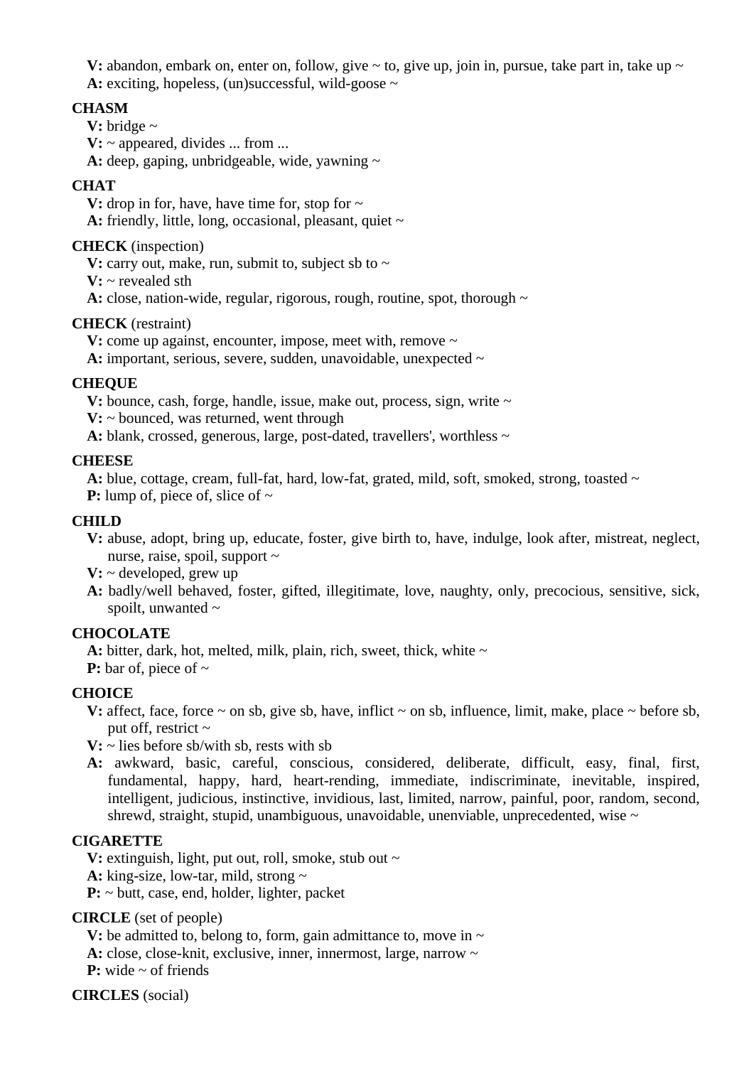**V:** abandon, embark on, enter on, follow, give ~ to, give up, join in, pursue, take part in, take up ~
**A:** exciting, hopeless, (un)successful, wild-goose ~

**CHASM**
**V:** bridge ~
**V:** ~ appeared, divides ... from ...
**A:** deep, gaping, unbridgeable, wide, yawning ~

**CHAT**
**V:** drop in for, have, have time for, stop for ~
**A:** friendly, little, long, occasional, pleasant, quiet ~

**CHECK** (inspection)
**V:** carry out, make, run, submit to, subject sb to ~
**V:** ~ revealed sth
**A:** close, nation-wide, regular, rigorous, rough, routine, spot, thorough ~

**CHECK** (restraint)
**V:** come up against, encounter, impose, meet with, remove ~
**A:** important, serious, severe, sudden, unavoidable, unexpected ~

**CHEQUE**
**V:** bounce, cash, forge, handle, issue, make out, process, sign, write ~
**V:** ~ bounced, was returned, went through
**A:** blank, crossed, generous, large, post-dated, travellers', worthless ~

**CHEESE**
**A:** blue, cottage, cream, full-fat, hard, low-fat, grated, mild, soft, smoked, strong, toasted ~
**P:** lump of, piece of, slice of ~

**CHILD**
**V:** abuse, adopt, bring up, educate, foster, give birth to, have, indulge, look after, mistreat, neglect, nurse, raise, spoil, support ~
**V:** ~ developed, grew up
**A:** badly/well behaved, foster, gifted, illegitimate, love, naughty, only, precocious, sensitive, sick, spoilt, unwanted ~

**CHOCOLATE**
**A:** bitter, dark, hot, melted, milk, plain, rich, sweet, thick, white ~
**P:** bar of, piece of ~

**CHOICE**
**V:** affect, face, force ~ on sb, give sb, have, inflict ~ on sb, influence, limit, make, place ~ before sb, put off, restrict ~
**V:** ~ lies before sb/with sb, rests with sb
**A:** awkward, basic, careful, conscious, considered, deliberate, difficult, easy, final, first, fundamental, happy, hard, heart-rending, immediate, indiscriminate, inevitable, inspired, intelligent, judicious, instinctive, invidious, last, limited, narrow, painful, poor, random, second, shrewd, straight, stupid, unambiguous, unavoidable, unenviable, unprecedented, wise ~

**CIGARETTE**
**V:** extinguish, light, put out, roll, smoke, stub out ~
**A:** king-size, low-tar, mild, strong ~
**P:** ~ butt, case, end, holder, lighter, packet

**CIRCLE** (set of people)
**V:** be admitted to, belong to, form, gain admittance to, move in ~
**A:** close, close-knit, exclusive, inner, innermost, large, narrow ~
**P:** wide ~ of friends

**CIRCLES** (social)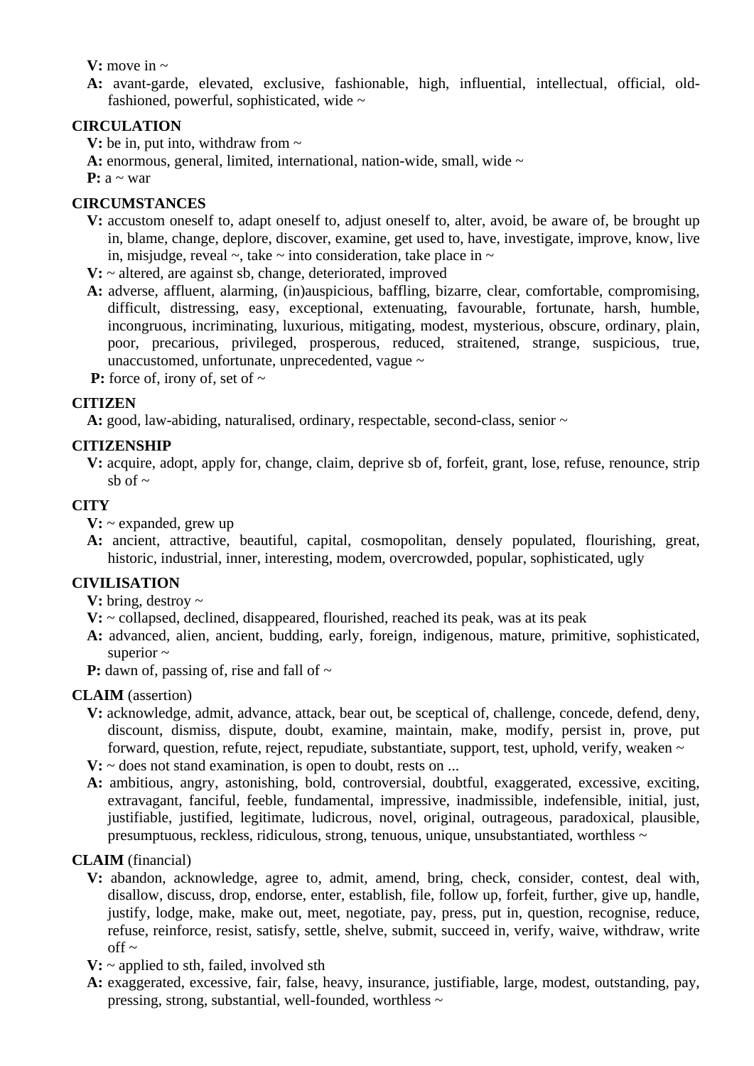**V:** move in ~

**A:** avant-garde, elevated, exclusive, fashionable, high, influential, intellectual, official, old-fashioned, powerful, sophisticated, wide ~

**CIRCULATION**

**V:** be in, put into, withdraw from ~

**A:** enormous, general, limited, international, nation-wide, small, wide ~

**P:** a ~ war

**CIRCUMSTANCES**

**V:** accustom oneself to, adapt oneself to, adjust oneself to, alter, avoid, be aware of, be brought up in, blame, change, deplore, discover, examine, get used to, have, investigate, improve, know, live in, misjudge, reveal ~, take ~ into consideration, take place in ~

**V:** ~ altered, are against sb, change, deteriorated, improved

**A:** adverse, affluent, alarming, (in)auspicious, baffling, bizarre, clear, comfortable, compromising, difficult, distressing, easy, exceptional, extenuating, favourable, fortunate, harsh, humble, incongruous, incriminating, luxurious, mitigating, modest, mysterious, obscure, ordinary, plain, poor, precarious, privileged, prosperous, reduced, straitened, strange, suspicious, true, unaccustomed, unfortunate, unprecedented, vague ~

**P:** force of, irony of, set of ~

**CITIZEN**

**A:** good, law-abiding, naturalised, ordinary, respectable, second-class, senior ~

**CITIZENSHIP**

**V:** acquire, adopt, apply for, change, claim, deprive sb of, forfeit, grant, lose, refuse, renounce, strip sb of ~

**CITY**

**V:** ~ expanded, grew up

**A:** ancient, attractive, beautiful, capital, cosmopolitan, densely populated, flourishing, great, historic, industrial, inner, interesting, modem, overcrowded, popular, sophisticated, ugly

**CIVILISATION**

**V:** bring, destroy ~

**V:** ~ collapsed, declined, disappeared, flourished, reached its peak, was at its peak

**A:** advanced, alien, ancient, budding, early, foreign, indigenous, mature, primitive, sophisticated, superior ~

**P:** dawn of, passing of, rise and fall of ~

**CLAIM** (assertion)

**V:** acknowledge, admit, advance, attack, bear out, be sceptical of, challenge, concede, defend, deny, discount, dismiss, dispute, doubt, examine, maintain, make, modify, persist in, prove, put forward, question, refute, reject, repudiate, substantiate, support, test, uphold, verify, weaken ~

**V:** ~ does not stand examination, is open to doubt, rests on ...

**A:** ambitious, angry, astonishing, bold, controversial, doubtful, exaggerated, excessive, exciting, extravagant, fanciful, feeble, fundamental, impressive, inadmissible, indefensible, initial, just, justifiable, justified, legitimate, ludicrous, novel, original, outrageous, paradoxical, plausible, presumptuous, reckless, ridiculous, strong, tenuous, unique, unsubstantiated, worthless ~

**CLAIM** (financial)

**V:** abandon, acknowledge, agree to, admit, amend, bring, check, consider, contest, deal with, disallow, discuss, drop, endorse, enter, establish, file, follow up, forfeit, further, give up, handle, justify, lodge, make, make out, meet, negotiate, pay, press, put in, question, recognise, reduce, refuse, reinforce, resist, satisfy, settle, shelve, submit, succeed in, verify, waive, withdraw, write off ~

**V:** ~ applied to sth, failed, involved sth

**A:** exaggerated, excessive, fair, false, heavy, insurance, justifiable, large, modest, outstanding, pay, pressing, strong, substantial, well-founded, worthless ~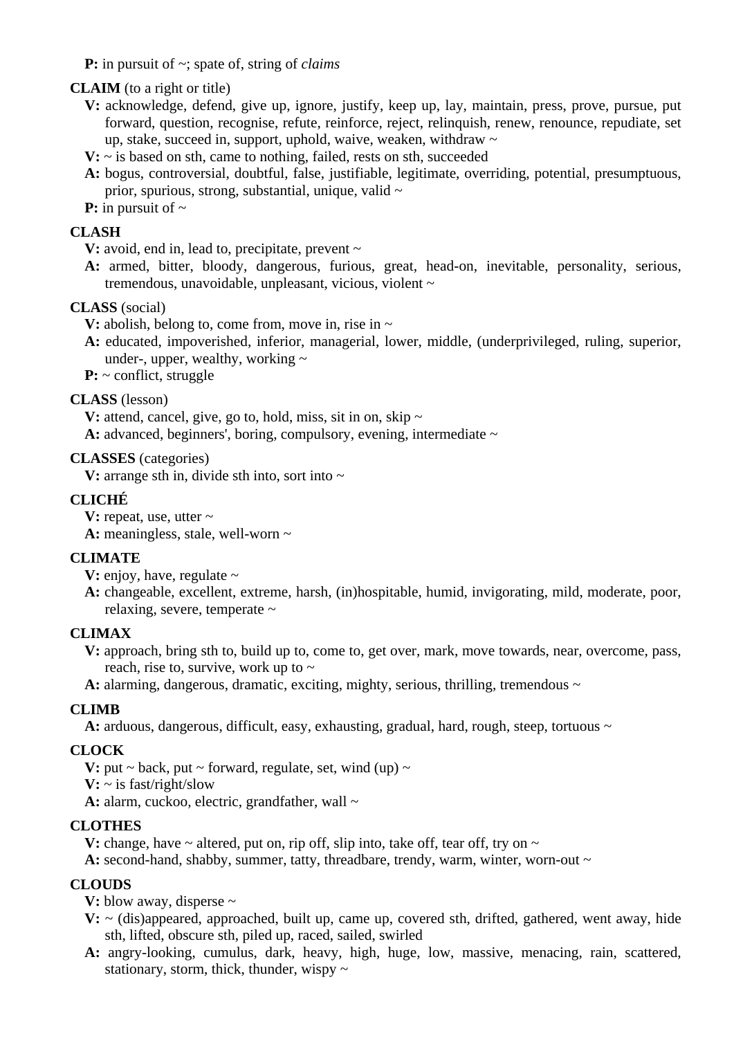**P:** in pursuit of ~; spate of, string of *claims*

**CLAIM** (to a right or title)

**V:** acknowledge, defend, give up, ignore, justify, keep up, lay, maintain, press, prove, pursue, put forward, question, recognise, refute, reinforce, reject, relinquish, renew, renounce, repudiate, set up, stake, succeed in, support, uphold, waive, weaken, withdraw ~

**V:** ~ is based on sth, came to nothing, failed, rests on sth, succeeded

**A:** bogus, controversial, doubtful, false, justifiable, legitimate, overriding, potential, presumptuous, prior, spurious, strong, substantial, unique, valid ~

**P:** in pursuit of ~

**CLASH**

**V:** avoid, end in, lead to, precipitate, prevent ~

**A:** armed, bitter, bloody, dangerous, furious, great, head-on, inevitable, personality, serious, tremendous, unavoidable, unpleasant, vicious, violent ~

**CLASS** (social)

**V:** abolish, belong to, come from, move in, rise in ~

**A:** educated, impoverished, inferior, managerial, lower, middle, (underprivileged, ruling, superior, under-, upper, wealthy, working ~

**P:** ~ conflict, struggle

**CLASS** (lesson)

**V:** attend, cancel, give, go to, hold, miss, sit in on, skip ~

**A:** advanced, beginners', boring, compulsory, evening, intermediate ~

**CLASSES** (categories)

**V:** arrange sth in, divide sth into, sort into ~

**CLICHÉ**

**V:** repeat, use, utter ~

**A:** meaningless, stale, well-worn ~

**CLIMATE**

**V:** enjoy, have, regulate ~

**A:** changeable, excellent, extreme, harsh, (in)hospitable, humid, invigorating, mild, moderate, poor, relaxing, severe, temperate ~

**CLIMAX**

**V:** approach, bring sth to, build up to, come to, get over, mark, move towards, near, overcome, pass, reach, rise to, survive, work up to ~

**A:** alarming, dangerous, dramatic, exciting, mighty, serious, thrilling, tremendous ~

**CLIMB**

**A:** arduous, dangerous, difficult, easy, exhausting, gradual, hard, rough, steep, tortuous ~

**CLOCK**

**V:** put ~ back, put ~ forward, regulate, set, wind (up) ~

**V:** ~ is fast/right/slow

**A:** alarm, cuckoo, electric, grandfather, wall ~

**CLOTHES**

**V:** change, have ~ altered, put on, rip off, slip into, take off, tear off, try on ~

**A:** second-hand, shabby, summer, tatty, threadbare, trendy, warm, winter, worn-out ~

**CLOUDS**

**V:** blow away, disperse ~

**V:** ~ (dis)appeared, approached, built up, came up, covered sth, drifted, gathered, went away, hide sth, lifted, obscure sth, piled up, raced, sailed, swirled

**A:** angry-looking, cumulus, dark, heavy, high, huge, low, massive, menacing, rain, scattered, stationary, storm, thick, thunder, wispy ~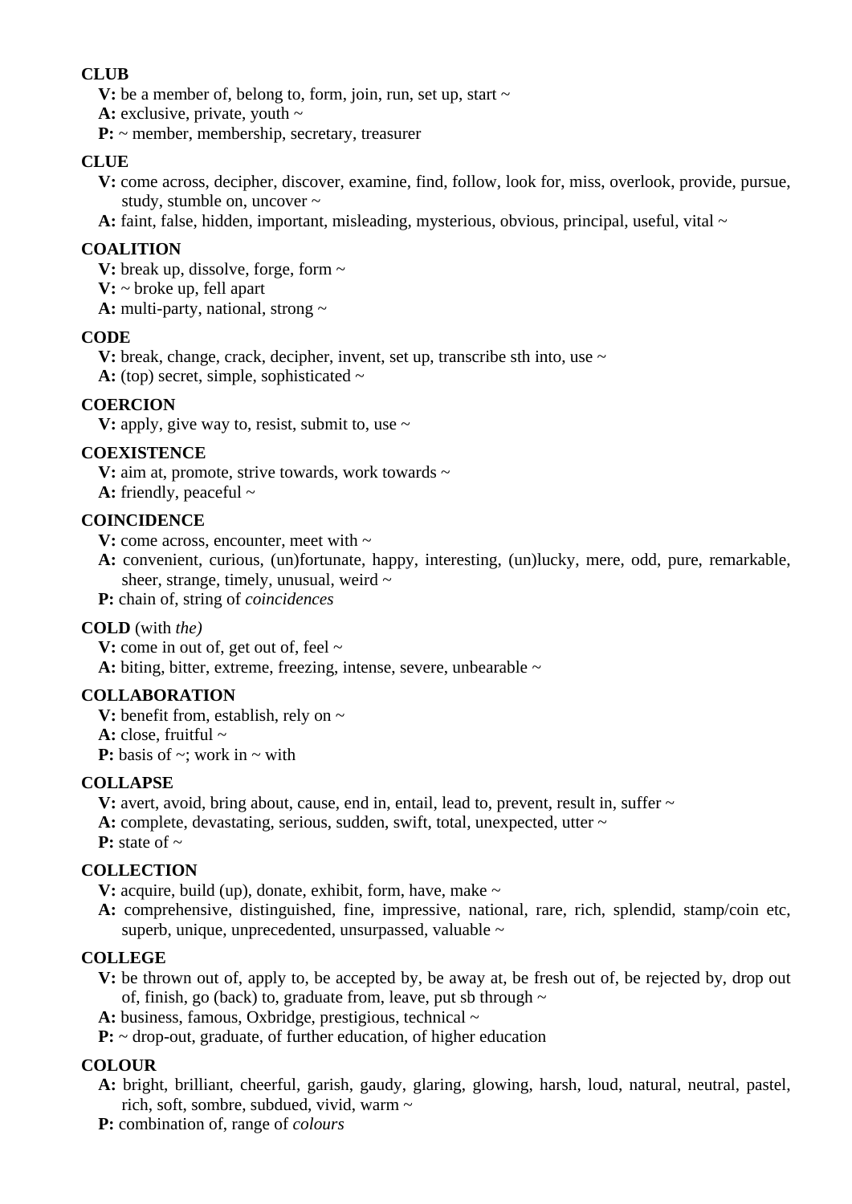**CLUB**

**V:** be a member of, belong to, form, join, run, set up, start ~

**A:** exclusive, private, youth ~

**P:** ~ member, membership, secretary, treasurer

**CLUE**

**V:** come across, decipher, discover, examine, find, follow, look for, miss, overlook, provide, pursue, study, stumble on, uncover ~

**A:** faint, false, hidden, important, misleading, mysterious, obvious, principal, useful, vital ~

**COALITION**

**V:** break up, dissolve, forge, form ~

**V:** ~ broke up, fell apart

**A:** multi-party, national, strong ~

**CODE**

**V:** break, change, crack, decipher, invent, set up, transcribe sth into, use ~

**A:** (top) secret, simple, sophisticated ~

**COERCION**

**V:** apply, give way to, resist, submit to, use ~

**COEXISTENCE**

**V:** aim at, promote, strive towards, work towards ~

**A:** friendly, peaceful ~

**COINCIDENCE**

**V:** come across, encounter, meet with ~

**A:** convenient, curious, (un)fortunate, happy, interesting, (un)lucky, mere, odd, pure, remarkable, sheer, strange, timely, unusual, weird ~

**P:** chain of, string of *coincidences*

**COLD** (with *the)*

**V:** come in out of, get out of, feel ~

**A:** biting, bitter, extreme, freezing, intense, severe, unbearable ~

**COLLABORATION**

**V:** benefit from, establish, rely on ~

**A:** close, fruitful ~

**P:** basis of ~; work in ~ with

**COLLAPSE**

**V:** avert, avoid, bring about, cause, end in, entail, lead to, prevent, result in, suffer ~

**A:** complete, devastating, serious, sudden, swift, total, unexpected, utter ~

**P:** state of ~

**COLLECTION**

**V:** acquire, build (up), donate, exhibit, form, have, make ~

**A:** comprehensive, distinguished, fine, impressive, national, rare, rich, splendid, stamp/coin etc, superb, unique, unprecedented, unsurpassed, valuable ~

**COLLEGE**

**V:** be thrown out of, apply to, be accepted by, be away at, be fresh out of, be rejected by, drop out of, finish, go (back) to, graduate from, leave, put sb through ~

**A:** business, famous, Oxbridge, prestigious, technical ~

**P:** ~ drop-out, graduate, of further education, of higher education

**COLOUR**

**A:** bright, brilliant, cheerful, garish, gaudy, glaring, glowing, harsh, loud, natural, neutral, pastel, rich, soft, sombre, subdued, vivid, warm ~

**P:** combination of, range of *colours*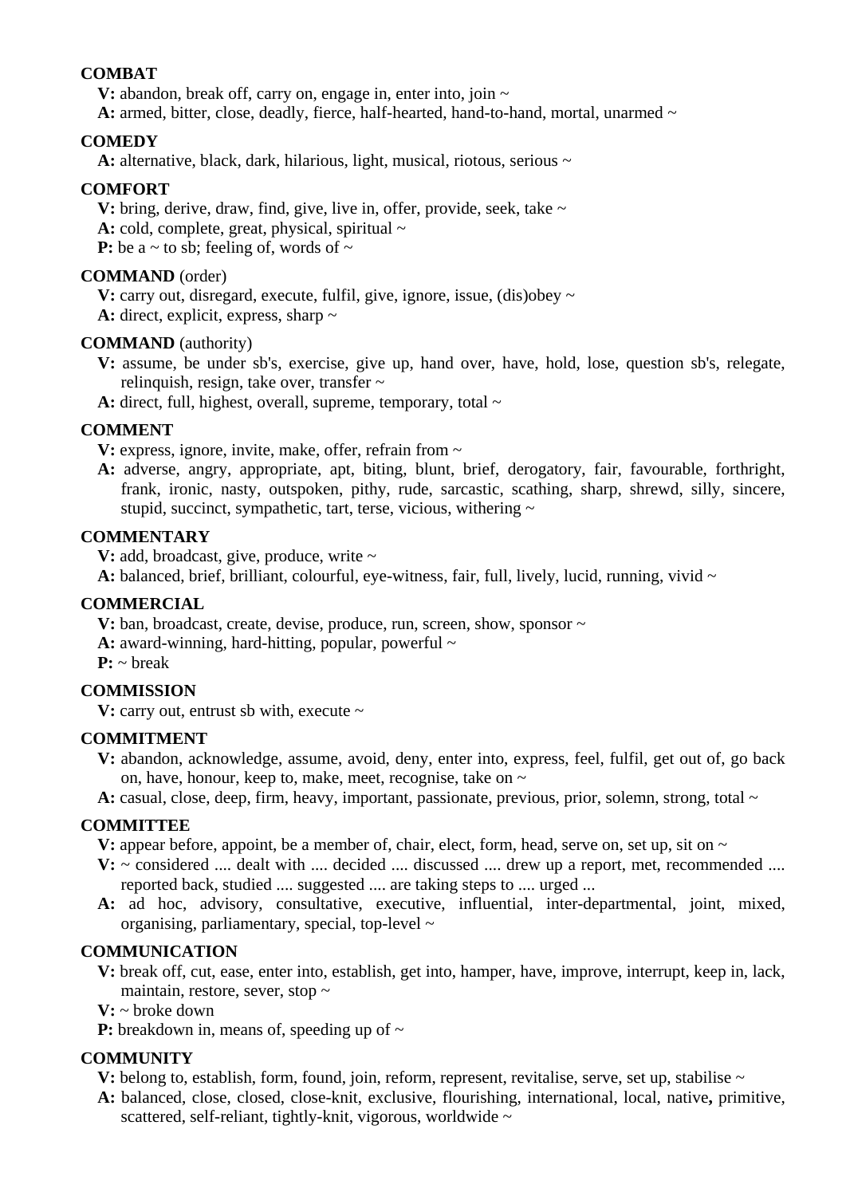**COMBAT**

**V:** abandon, break off, carry on, engage in, enter into, join ~

**A:** armed, bitter, close, deadly, fierce, half-hearted, hand-to-hand, mortal, unarmed ~

**COMEDY**

**A:** alternative, black, dark, hilarious, light, musical, riotous, serious ~

**COMFORT**

**V:** bring, derive, draw, find, give, live in, offer, provide, seek, take ~

**A:** cold, complete, great, physical, spiritual ~

**P:** be a ~ to sb; feeling of, words of ~

**COMMAND** (order)

**V:** carry out, disregard, execute, fulfil, give, ignore, issue, (dis)obey ~

**A:** direct, explicit, express, sharp ~

**COMMAND** (authority)

**V:** assume, be under sb's, exercise, give up, hand over, have, hold, lose, question sb's, relegate, relinquish, resign, take over, transfer ~

**A:** direct, full, highest, overall, supreme, temporary, total ~

**COMMENT**

**V:** express, ignore, invite, make, offer, refrain from ~

**A:** adverse, angry, appropriate, apt, biting, blunt, brief, derogatory, fair, favourable, forthright, frank, ironic, nasty, outspoken, pithy, rude, sarcastic, scathing, sharp, shrewd, silly, sincere, stupid, succinct, sympathetic, tart, terse, vicious, withering ~

**COMMENTARY**

**V:** add, broadcast, give, produce, write ~

**A:** balanced, brief, brilliant, colourful, eye-witness, fair, full, lively, lucid, running, vivid ~

**COMMERCIAL**

**V:** ban, broadcast, create, devise, produce, run, screen, show, sponsor ~

**A:** award-winning, hard-hitting, popular, powerful ~

**P:** ~ break

**COMMISSION**

**V:** carry out, entrust sb with, execute ~

**COMMITMENT**

**V:** abandon, acknowledge, assume, avoid, deny, enter into, express, feel, fulfil, get out of, go back on, have, honour, keep to, make, meet, recognise, take on ~

**A:** casual, close, deep, firm, heavy, important, passionate, previous, prior, solemn, strong, total ~

**COMMITTEE**

**V:** appear before, appoint, be a member of, chair, elect, form, head, serve on, set up, sit on ~

**V:** ~ considered .... dealt with .... decided .... discussed .... drew up a report, met, recommended .... reported back, studied .... suggested .... are taking steps to .... urged ...

**A:** ad hoc, advisory, consultative, executive, influential, inter-departmental, joint, mixed, organising, parliamentary, special, top-level ~

**COMMUNICATION**

**V:** break off, cut, ease, enter into, establish, get into, hamper, have, improve, interrupt, keep in, lack, maintain, restore, sever, stop ~

**V:** ~ broke down

**P:** breakdown in, means of, speeding up of ~

**COMMUNITY**

**V:** belong to, establish, form, found, join, reform, represent, revitalise, serve, set up, stabilise ~

**A:** balanced, close, closed, close-knit, exclusive, flourishing, international, local, native**,** primitive, scattered, self-reliant, tightly-knit, vigorous, worldwide ~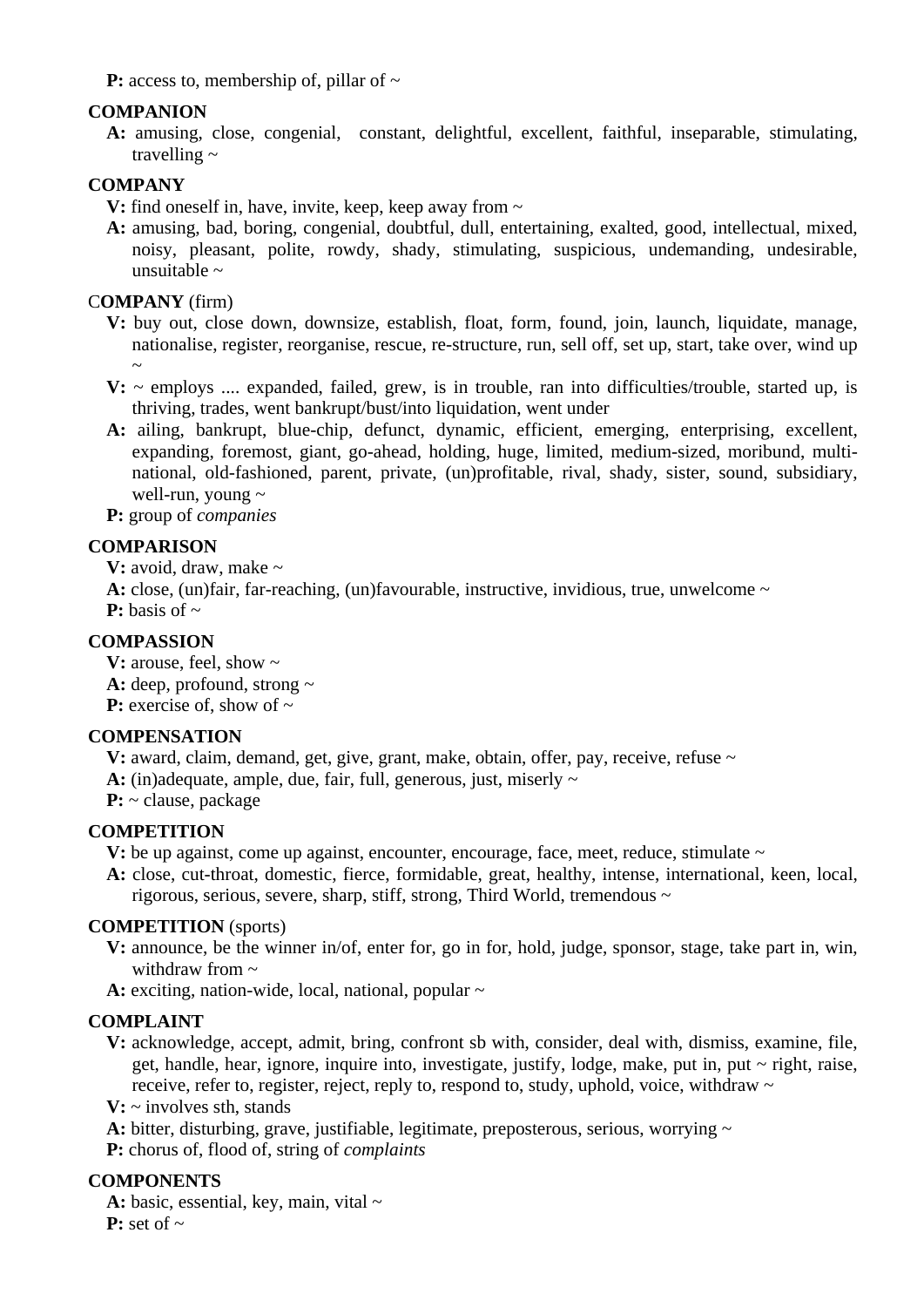**P:** access to, membership of, pillar of ~

**COMPANION**

**A:** amusing, close, congenial, constant, delightful, excellent, faithful, inseparable, stimulating, travelling ~

**COMPANY**

**V:** find oneself in, have, invite, keep, keep away from ~

**A:** amusing, bad, boring, congenial, doubtful, dull, entertaining, exalted, good, intellectual, mixed, noisy, pleasant, polite, rowdy, shady, stimulating, suspicious, undemanding, undesirable, unsuitable ~

C**OMPANY** (firm)

**V:** buy out, close down, downsize, establish, float, form, found, join, launch, liquidate, manage, nationalise, register, reorganise, rescue, re-structure, run, sell off, set up, start, take over, wind up ~

**V:** ~ employs .... expanded, failed, grew, is in trouble, ran into difficulties/trouble, started up, is thriving, trades, went bankrupt/bust/into liquidation, went under

**A:** ailing, bankrupt, blue-chip, defunct, dynamic, efficient, emerging, enterprising, excellent, expanding, foremost, giant, go-ahead, holding, huge, limited, medium-sized, moribund, multi-national, old-fashioned, parent, private, (un)profitable, rival, shady, sister, sound, subsidiary, well-run, young ~

**P:** group of *companies*

**COMPARISON**

**V:** avoid, draw, make ~

**A:** close, (un)fair, far-reaching, (un)favourable, instructive, invidious, true, unwelcome ~

**P:** basis of ~

**COMPASSION**

**V:** arouse, feel, show ~

**A:** deep, profound, strong ~

**P:** exercise of, show of ~

**COMPENSATION**

**V:** award, claim, demand, get, give, grant, make, obtain, offer, pay, receive, refuse ~

**A:** (in)adequate, ample, due, fair, full, generous, just, miserly ~

**P:** ~ clause, package

**COMPETITION**

**V:** be up against, come up against, encounter, encourage, face, meet, reduce, stimulate ~

**A:** close, cut-throat, domestic, fierce, formidable, great, healthy, intense, international, keen, local, rigorous, serious, severe, sharp, stiff, strong, Third World, tremendous ~

**COMPETITION** (sports)

**V:** announce, be the winner in/of, enter for, go in for, hold, judge, sponsor, stage, take part in, win, withdraw from ~

**A:** exciting, nation-wide, local, national, popular ~

**COMPLAINT**

**V:** acknowledge, accept, admit, bring, confront sb with, consider, deal with, dismiss, examine, file, get, handle, hear, ignore, inquire into, investigate, justify, lodge, make, put in, put ~ right, raise, receive, refer to, register, reject, reply to, respond to, study, uphold, voice, withdraw ~

**V:** ~ involves sth, stands

**A:** bitter, disturbing, grave, justifiable, legitimate, preposterous, serious, worrying ~

**P:** chorus of, flood of, string of *complaints*

**COMPONENTS**

**A:** basic, essential, key, main, vital ~

**P:** set of ~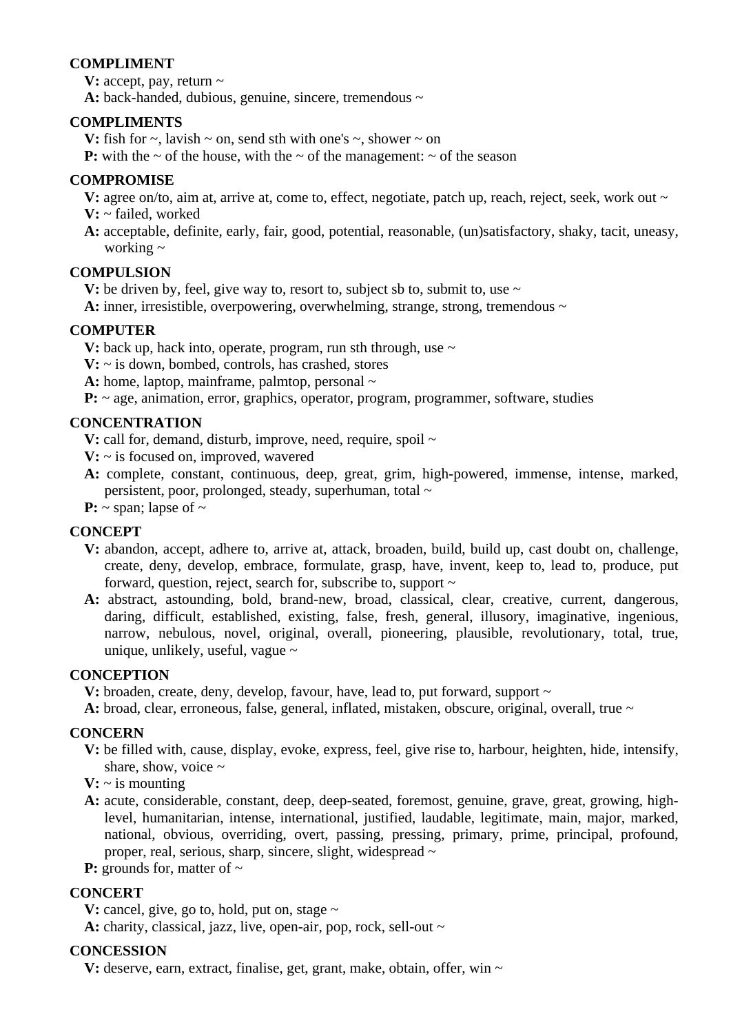**COMPLIMENT**

**V:** accept, pay, return ~
**A:** back-handed, dubious, genuine, sincere, tremendous ~

**COMPLIMENTS**

**V:** fish for ~, lavish ~ on, send sth with one's ~, shower ~ on
**P:** with the ~ of the house, with the ~ of the management: ~ of the season

**COMPROMISE**

**V:** agree on/to, aim at, arrive at, come to, effect, negotiate, patch up, reach, reject, seek, work out ~
**V:** ~ failed, worked
**A:** acceptable, definite, early, fair, good, potential, reasonable, (un)satisfactory, shaky, tacit, uneasy, working ~

**COMPULSION**

**V:** be driven by, feel, give way to, resort to, subject sb to, submit to, use ~
**A:** inner, irresistible, overpowering, overwhelming, strange, strong, tremendous ~

**COMPUTER**

**V:** back up, hack into, operate, program, run sth through, use ~
**V:** ~ is down, bombed, controls, has crashed, stores
**A:** home, laptop, mainframe, palmtop, personal ~
**P:** ~ age, animation, error, graphics, operator, program, programmer, software, studies

**CONCENTRATION**

**V:** call for, demand, disturb, improve, need, require, spoil ~
**V:** ~ is focused on, improved, wavered
**A:** complete, constant, continuous, deep, great, grim, high-powered, immense, intense, marked, persistent, poor, prolonged, steady, superhuman, total ~
**P:** ~ span; lapse of ~

**CONCEPT**

**V:** abandon, accept, adhere to, arrive at, attack, broaden, build, build up, cast doubt on, challenge, create, deny, develop, embrace, formulate, grasp, have, invent, keep to, lead to, produce, put forward, question, reject, search for, subscribe to, support ~
**A:** abstract, astounding, bold, brand-new, broad, classical, clear, creative, current, dangerous, daring, difficult, established, existing, false, fresh, general, illusory, imaginative, ingenious, narrow, nebulous, novel, original, overall, pioneering, plausible, revolutionary, total, true, unique, unlikely, useful, vague ~

**CONCEPTION**

**V:** broaden, create, deny, develop, favour, have, lead to, put forward, support ~
**A:** broad, clear, erroneous, false, general, inflated, mistaken, obscure, original, overall, true ~

**CONCERN**

**V:** be filled with, cause, display, evoke, express, feel, give rise to, harbour, heighten, hide, intensify, share, show, voice ~
**V:** ~ is mounting
**A:** acute, considerable, constant, deep, deep-seated, foremost, genuine, grave, great, growing, high-level, humanitarian, intense, international, justified, laudable, legitimate, main, major, marked, national, obvious, overriding, overt, passing, pressing, primary, prime, principal, profound, proper, real, serious, sharp, sincere, slight, widespread ~
**P:** grounds for, matter of ~

**CONCERT**

**V:** cancel, give, go to, hold, put on, stage ~
**A:** charity, classical, jazz, live, open-air, pop, rock, sell-out ~

**CONCESSION**

**V:** deserve, earn, extract, finalise, get, grant, make, obtain, offer, win ~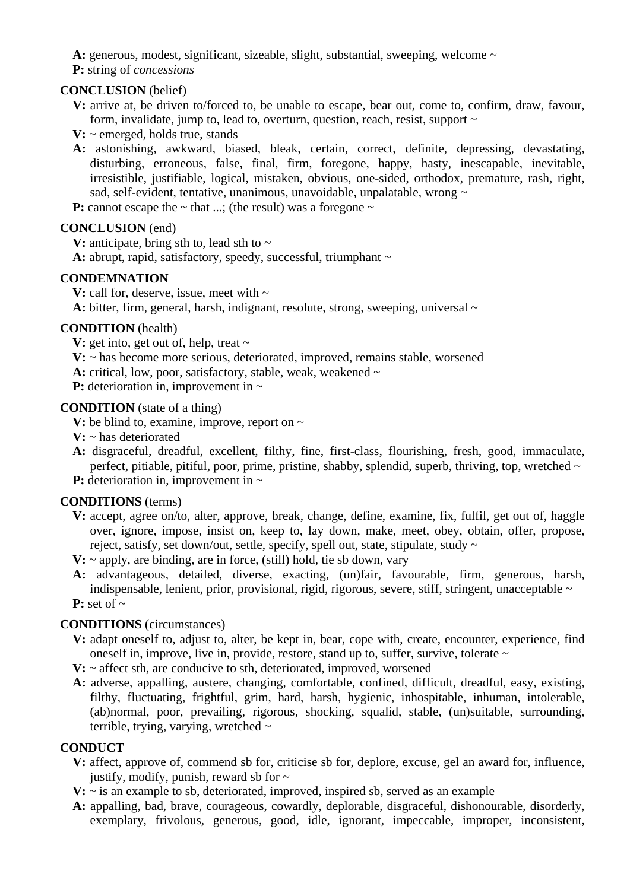**A:** generous, modest, significant, sizeable, slight, substantial, sweeping, welcome ~
**P:** string of *concessions*

**CONCLUSION** (belief)
**V:** arrive at, be driven to/forced to, be unable to escape, bear out, come to, confirm, draw, favour, form, invalidate, jump to, lead to, overturn, question, reach, resist, support ~
**V:** ~ emerged, holds true, stands
**A:** astonishing, awkward, biased, bleak, certain, correct, definite, depressing, devastating, disturbing, erroneous, false, final, firm, foregone, happy, hasty, inescapable, inevitable, irresistible, justifiable, logical, mistaken, obvious, one-sided, orthodox, premature, rash, right, sad, self-evident, tentative, unanimous, unavoidable, unpalatable, wrong ~
**P:** cannot escape the ~ that ...; (the result) was a foregone ~

**CONCLUSION** (end)
**V:** anticipate, bring sth to, lead sth to ~
**A:** abrupt, rapid, satisfactory, speedy, successful, triumphant ~

**CONDEMNATION**
**V:** call for, deserve, issue, meet with ~
**A:** bitter, firm, general, harsh, indignant, resolute, strong, sweeping, universal ~

**CONDITION** (health)
**V:** get into, get out of, help, treat ~
**V:** ~ has become more serious, deteriorated, improved, remains stable, worsened
**A:** critical, low, poor, satisfactory, stable, weak, weakened ~
**P:** deterioration in, improvement in ~

**CONDITION** (state of a thing)
**V:** be blind to, examine, improve, report on ~
**V:** ~ has deteriorated
**A:** disgraceful, dreadful, excellent, filthy, fine, first-class, flourishing, fresh, good, immaculate, perfect, pitiable, pitiful, poor, prime, pristine, shabby, splendid, superb, thriving, top, wretched ~
**P:** deterioration in, improvement in ~

**CONDITIONS** (terms)
**V:** accept, agree on/to, alter, approve, break, change, define, examine, fix, fulfil, get out of, haggle over, ignore, impose, insist on, keep to, lay down, make, meet, obey, obtain, offer, propose, reject, satisfy, set down/out, settle, specify, spell out, state, stipulate, study ~
**V:** ~ apply, are binding, are in force, (still) hold, tie sb down, vary
**A:** advantageous, detailed, diverse, exacting, (un)fair, favourable, firm, generous, harsh, indispensable, lenient, prior, provisional, rigid, rigorous, severe, stiff, stringent, unacceptable ~
**P:** set of ~

**CONDITIONS** (circumstances)
**V:** adapt oneself to, adjust to, alter, be kept in, bear, cope with, create, encounter, experience, find oneself in, improve, live in, provide, restore, stand up to, suffer, survive, tolerate ~
**V:** ~ affect sth, are conducive to sth, deteriorated, improved, worsened
**A:** adverse, appalling, austere, changing, comfortable, confined, difficult, dreadful, easy, existing, filthy, fluctuating, frightful, grim, hard, harsh, hygienic, inhospitable, inhuman, intolerable, (ab)normal, poor, prevailing, rigorous, shocking, squalid, stable, (un)suitable, surrounding, terrible, trying, varying, wretched ~

**CONDUCT**
**V:** affect, approve of, commend sb for, criticise sb for, deplore, excuse, gel an award for, influence, justify, modify, punish, reward sb for ~
**V:** ~ is an example to sb, deteriorated, improved, inspired sb, served as an example
**A:** appalling, bad, brave, courageous, cowardly, deplorable, disgraceful, dishonourable, disorderly, exemplary, frivolous, generous, good, idle, ignorant, impeccable, improper, inconsistent,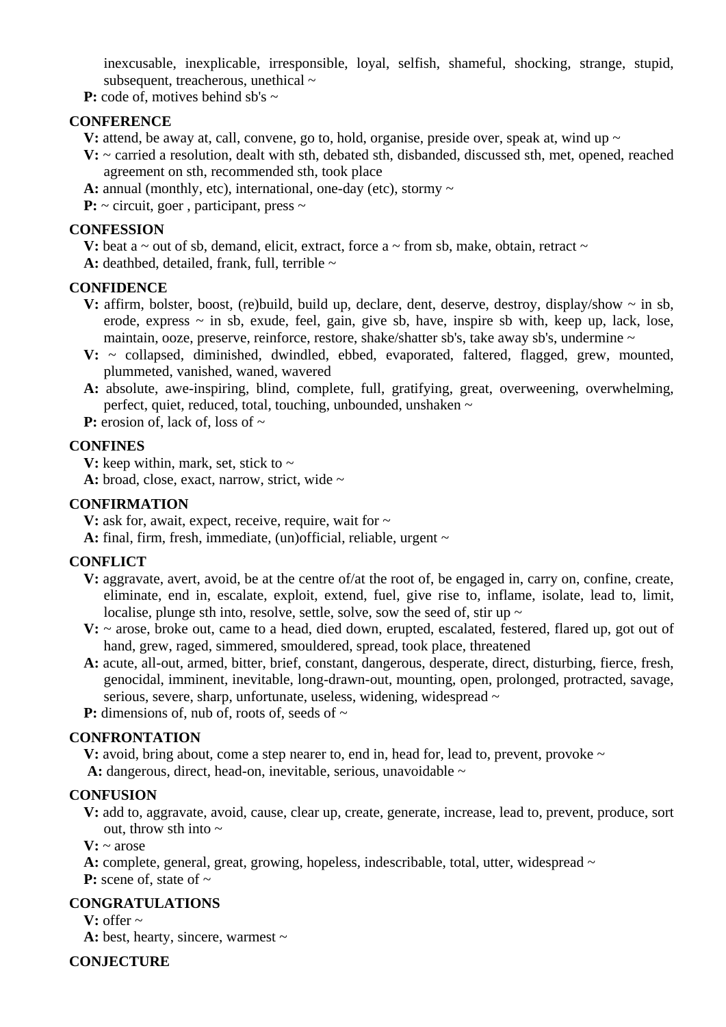inexcusable, inexplicable, irresponsible, loyal, selfish, shameful, shocking, strange, stupid, subsequent, treacherous, unethical ~

**P:** code of, motives behind sb's ~

**CONFERENCE**

**V:** attend, be away at, call, convene, go to, hold, organise, preside over, speak at, wind up ~

**V:** ~ carried a resolution, dealt with sth, debated sth, disbanded, discussed sth, met, opened, reached agreement on sth, recommended sth, took place

**A:** annual (monthly, etc), international, one-day (etc), stormy ~

**P:** ~ circuit, goer , participant, press ~

**CONFESSION**

**V:** beat a ~ out of sb, demand, elicit, extract, force a ~ from sb, make, obtain, retract ~

**A:** deathbed, detailed, frank, full, terrible ~

**CONFIDENCE**

**V:** affirm, bolster, boost, (re)build, build up, declare, dent, deserve, destroy, display/show ~ in sb, erode, express ~ in sb, exude, feel, gain, give sb, have, inspire sb with, keep up, lack, lose, maintain, ooze, preserve, reinforce, restore, shake/shatter sb's, take away sb's, undermine ~

**V:** ~ collapsed, diminished, dwindled, ebbed, evaporated, faltered, flagged, grew, mounted, plummeted, vanished, waned, wavered

**A:** absolute, awe-inspiring, blind, complete, full, gratifying, great, overweening, overwhelming, perfect, quiet, reduced, total, touching, unbounded, unshaken ~

**P:** erosion of, lack of, loss of ~

**CONFINES**

**V:** keep within, mark, set, stick to ~

**A:** broad, close, exact, narrow, strict, wide ~

**CONFIRMATION**

**V:** ask for, await, expect, receive, require, wait for ~

**A:** final, firm, fresh, immediate, (un)official, reliable, urgent ~

**CONFLICT**

**V:** aggravate, avert, avoid, be at the centre of/at the root of, be engaged in, carry on, confine, create, eliminate, end in, escalate, exploit, extend, fuel, give rise to, inflame, isolate, lead to, limit, localise, plunge sth into, resolve, settle, solve, sow the seed of, stir up ~

**V:** ~ arose, broke out, came to a head, died down, erupted, escalated, festered, flared up, got out of hand, grew, raged, simmered, smouldered, spread, took place, threatened

**A:** acute, all-out, armed, bitter, brief, constant, dangerous, desperate, direct, disturbing, fierce, fresh, genocidal, imminent, inevitable, long-drawn-out, mounting, open, prolonged, protracted, savage, serious, severe, sharp, unfortunate, useless, widening, widespread ~

**P:** dimensions of, nub of, roots of, seeds of ~

**CONFRONTATION**

**V:** avoid, bring about, come a step nearer to, end in, head for, lead to, prevent, provoke ~

**A:** dangerous, direct, head-on, inevitable, serious, unavoidable ~

**CONFUSION**

**V:** add to, aggravate, avoid, cause, clear up, create, generate, increase, lead to, prevent, produce, sort out, throw sth into ~

**V:** ~ arose

**A:** complete, general, great, growing, hopeless, indescribable, total, utter, widespread ~

**P:** scene of, state of ~

**CONGRATULATIONS**

**V:** offer ~

**A:** best, hearty, sincere, warmest ~

**CONJECTURE**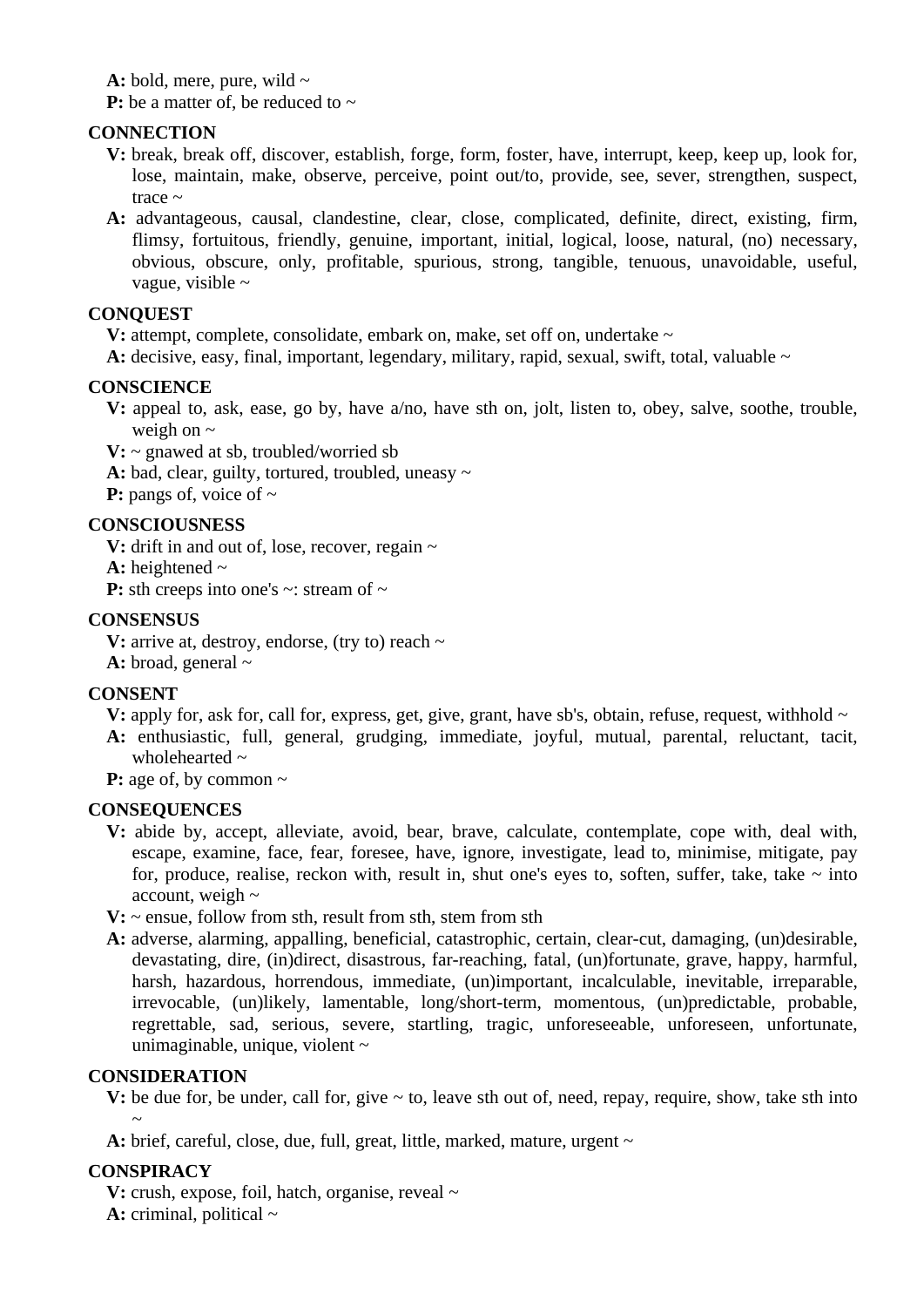**A:** bold, mere, pure, wild ~

**P:** be a matter of, be reduced to ~

**CONNECTION**

**V:** break, break off, discover, establish, forge, form, foster, have, interrupt, keep, keep up, look for, lose, maintain, make, observe, perceive, point out/to, provide, see, sever, strengthen, suspect, trace ~

**A:** advantageous, causal, clandestine, clear, close, complicated, definite, direct, existing, firm, flimsy, fortuitous, friendly, genuine, important, initial, logical, loose, natural, (no) necessary, obvious, obscure, only, profitable, spurious, strong, tangible, tenuous, unavoidable, useful, vague, visible ~

**CONQUEST**

**V:** attempt, complete, consolidate, embark on, make, set off on, undertake ~

**A:** decisive, easy, final, important, legendary, military, rapid, sexual, swift, total, valuable ~

**CONSCIENCE**

**V:** appeal to, ask, ease, go by, have a/no, have sth on, jolt, listen to, obey, salve, soothe, trouble, weigh on ~

**V:** ~ gnawed at sb, troubled/worried sb

**A:** bad, clear, guilty, tortured, troubled, uneasy ~

**P:** pangs of, voice of ~

**CONSCIOUSNESS**

**V:** drift in and out of, lose, recover, regain ~

**A:** heightened ~

**P:** sth creeps into one's ~: stream of ~

**CONSENSUS**

**V:** arrive at, destroy, endorse, (try to) reach ~

**A:** broad, general ~

**CONSENT**

**V:** apply for, ask for, call for, express, get, give, grant, have sb's, obtain, refuse, request, withhold ~

**A:** enthusiastic, full, general, grudging, immediate, joyful, mutual, parental, reluctant, tacit, wholehearted ~

**P:** age of, by common ~

**CONSEQUENCES**

**V:** abide by, accept, alleviate, avoid, bear, brave, calculate, contemplate, cope with, deal with, escape, examine, face, fear, foresee, have, ignore, investigate, lead to, minimise, mitigate, pay for, produce, realise, reckon with, result in, shut one's eyes to, soften, suffer, take, take ~ into account, weigh ~

**V:** ~ ensue, follow from sth, result from sth, stem from sth

**A:** adverse, alarming, appalling, beneficial, catastrophic, certain, clear-cut, damaging, (un)desirable, devastating, dire, (in)direct, disastrous, far-reaching, fatal, (un)fortunate, grave, happy, harmful, harsh, hazardous, horrendous, immediate, (un)important, incalculable, inevitable, irreparable, irrevocable, (un)likely, lamentable, long/short-term, momentous, (un)predictable, probable, regrettable, sad, serious, severe, startling, tragic, unforeseeable, unforeseen, unfortunate, unimaginable, unique, violent ~

**CONSIDERATION**

**V:** be due for, be under, call for, give ~ to, leave sth out of, need, repay, require, show, take sth into ~

**A:** brief, careful, close, due, full, great, little, marked, mature, urgent ~

**CONSPIRACY**

**V:** crush, expose, foil, hatch, organise, reveal ~

**A:** criminal, political ~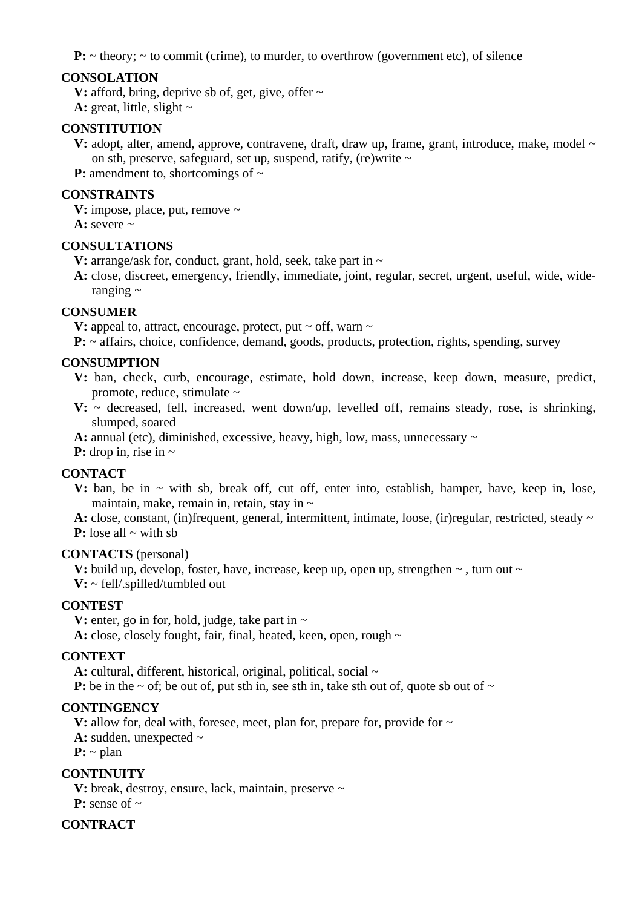**P:** ~ theory; ~ to commit (crime), to murder, to overthrow (government etc), of silence

**CONSOLATION**

**V:** afford, bring, deprive sb of, get, give, offer ~

**A:** great, little, slight ~

**CONSTITUTION**

**V:** adopt, alter, amend, approve, contravene, draft, draw up, frame, grant, introduce, make, model ~ on sth, preserve, safeguard, set up, suspend, ratify, (re)write ~

**P:** amendment to, shortcomings of ~

**CONSTRAINTS**

**V:** impose, place, put, remove ~

**A:** severe ~

**CONSULTATIONS**

**V:** arrange/ask for, conduct, grant, hold, seek, take part in ~

**A:** close, discreet, emergency, friendly, immediate, joint, regular, secret, urgent, useful, wide, wide-ranging ~

**CONSUMER**

**V:** appeal to, attract, encourage, protect, put ~ off, warn ~

**P:** ~ affairs, choice, confidence, demand, goods, products, protection, rights, spending, survey

**CONSUMPTION**

**V:** ban, check, curb, encourage, estimate, hold down, increase, keep down, measure, predict, promote, reduce, stimulate ~

**V:** ~ decreased, fell, increased, went down/up, levelled off, remains steady, rose, is shrinking, slumped, soared

**A:** annual (etc), diminished, excessive, heavy, high, low, mass, unnecessary ~

**P:** drop in, rise in ~

**CONTACT**

**V:** ban, be in ~ with sb, break off, cut off, enter into, establish, hamper, have, keep in, lose, maintain, make, remain in, retain, stay in ~

**A:** close, constant, (in)frequent, general, intermittent, intimate, loose, (ir)regular, restricted, steady ~

**P:** lose all ~ with sb

**CONTACTS** (personal)

**V:** build up, develop, foster, have, increase, keep up, open up, strengthen ~ , turn out ~

**V:** ~ fell/.spilled/tumbled out

**CONTEST**

**V:** enter, go in for, hold, judge, take part in ~

**A:** close, closely fought, fair, final, heated, keen, open, rough ~

**CONTEXT**

**A:** cultural, different, historical, original, political, social ~

**P:** be in the ~ of; be out of, put sth in, see sth in, take sth out of, quote sb out of ~

**CONTINGENCY**

**V:** allow for, deal with, foresee, meet, plan for, prepare for, provide for ~

**A:** sudden, unexpected ~

**P:** ~ plan

**CONTINUITY**

**V:** break, destroy, ensure, lack, maintain, preserve ~

**P:** sense of ~

**CONTRACT**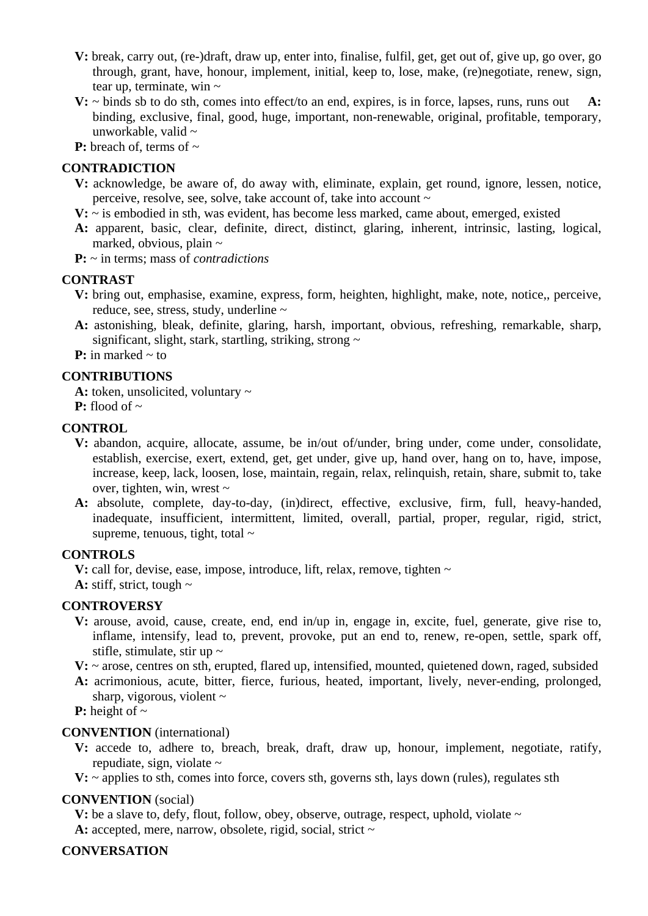**V:** break, carry out, (re-)draft, draw up, enter into, finalise, fulfil, get, get out of, give up, go over, go through, grant, have, honour, implement, initial, keep to, lose, make, (re)negotiate, renew, sign, tear up, terminate, win ~

**V:** ~ binds sb to do sth, comes into effect/to an end, expires, is in force, lapses, runs, runs out **A:** binding, exclusive, final, good, huge, important, non-renewable, original, profitable, temporary, unworkable, valid ~

**P:** breach of, terms of ~

**CONTRADICTION**

**V:** acknowledge, be aware of, do away with, eliminate, explain, get round, ignore, lessen, notice, perceive, resolve, see, solve, take account of, take into account ~

**V:** ~ is embodied in sth, was evident, has become less marked, came about, emerged, existed

**A:** apparent, basic, clear, definite, direct, distinct, glaring, inherent, intrinsic, lasting, logical, marked, obvious, plain ~

**P:** ~ in terms; mass of *contradictions*

**CONTRAST**

**V:** bring out, emphasise, examine, express, form, heighten, highlight, make, note, notice,, perceive, reduce, see, stress, study, underline ~

**A:** astonishing, bleak, definite, glaring, harsh, important, obvious, refreshing, remarkable, sharp, significant, slight, stark, startling, striking, strong ~

**P:** in marked ~ to

**CONTRIBUTIONS**

**A:** token, unsolicited, voluntary ~

**P:** flood of ~

**CONTROL**

**V:** abandon, acquire, allocate, assume, be in/out of/under, bring under, come under, consolidate, establish, exercise, exert, extend, get, get under, give up, hand over, hang on to, have, impose, increase, keep, lack, loosen, lose, maintain, regain, relax, relinquish, retain, share, submit to, take over, tighten, win, wrest ~

**A:** absolute, complete, day-to-day, (in)direct, effective, exclusive, firm, full, heavy-handed, inadequate, insufficient, intermittent, limited, overall, partial, proper, regular, rigid, strict, supreme, tenuous, tight, total ~

**CONTROLS**

**V:** call for, devise, ease, impose, introduce, lift, relax, remove, tighten ~

**A:** stiff, strict, tough ~

**CONTROVERSY**

**V:** arouse, avoid, cause, create, end, end in/up in, engage in, excite, fuel, generate, give rise to, inflame, intensify, lead to, prevent, provoke, put an end to, renew, re-open, settle, spark off, stifle, stimulate, stir up ~

**V:** ~ arose, centres on sth, erupted, flared up, intensified, mounted, quietened down, raged, subsided

**A:** acrimonious, acute, bitter, fierce, furious, heated, important, lively, never-ending, prolonged, sharp, vigorous, violent ~

**P:** height of ~

**CONVENTION** (international)

**V:** accede to, adhere to, breach, break, draft, draw up, honour, implement, negotiate, ratify, repudiate, sign, violate ~

**V:** ~ applies to sth, comes into force, covers sth, governs sth, lays down (rules), regulates sth

**CONVENTION** (social)

**V:** be a slave to, defy, flout, follow, obey, observe, outrage, respect, uphold, violate ~

**A:** accepted, mere, narrow, obsolete, rigid, social, strict ~

**CONVERSATION**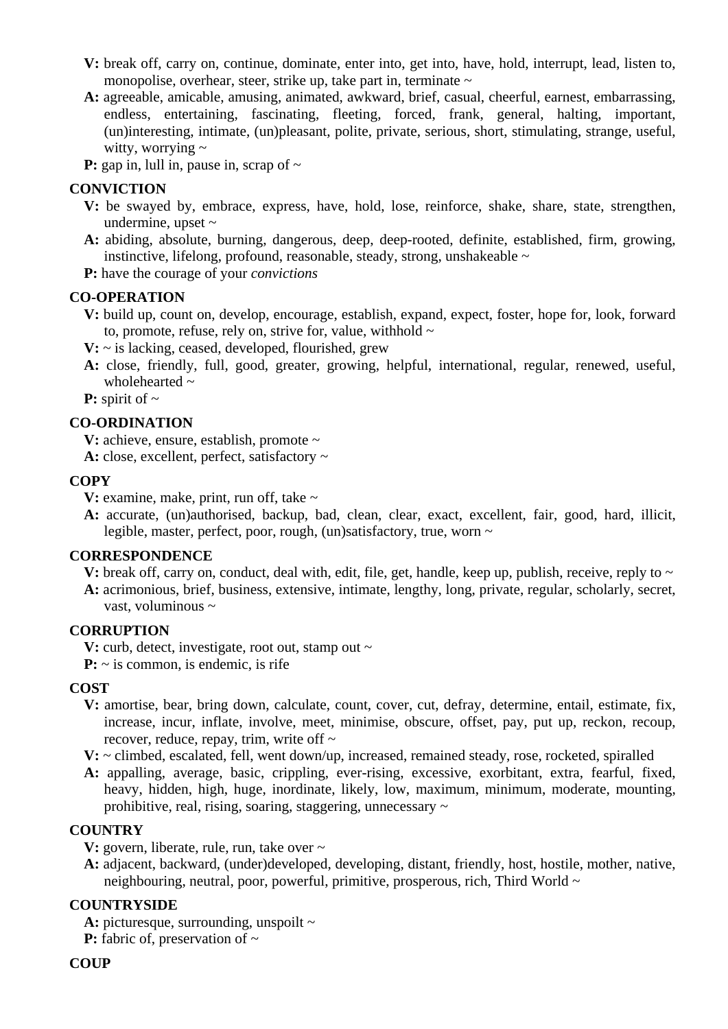**V:** break off, carry on, continue, dominate, enter into, get into, have, hold, interrupt, lead, listen to, monopolise, overhear, steer, strike up, take part in, terminate ~

**A:** agreeable, amicable, amusing, animated, awkward, brief, casual, cheerful, earnest, embarrassing, endless, entertaining, fascinating, fleeting, forced, frank, general, halting, important, (un)interesting, intimate, (un)pleasant, polite, private, serious, short, stimulating, strange, useful, witty, worrying ~

**P:** gap in, lull in, pause in, scrap of ~

**CONVICTION**

**V:** be swayed by, embrace, express, have, hold, lose, reinforce, shake, share, state, strengthen, undermine, upset ~

**A:** abiding, absolute, burning, dangerous, deep, deep-rooted, definite, established, firm, growing, instinctive, lifelong, profound, reasonable, steady, strong, unshakeable ~

**P:** have the courage of your *convictions*

**CO-OPERATION**

**V:** build up, count on, develop, encourage, establish, expand, expect, foster, hope for, look, forward to, promote, refuse, rely on, strive for, value, withhold ~

**V:** ~ is lacking, ceased, developed, flourished, grew

**A:** close, friendly, full, good, greater, growing, helpful, international, regular, renewed, useful, wholehearted ~

**P:** spirit of ~

**CO-ORDINATION**

**V:** achieve, ensure, establish, promote ~

**A:** close, excellent, perfect, satisfactory ~

**COPY**

**V:** examine, make, print, run off, take ~

**A:** accurate, (un)authorised, backup, bad, clean, clear, exact, excellent, fair, good, hard, illicit, legible, master, perfect, poor, rough, (un)satisfactory, true, worn ~

**CORRESPONDENCE**

**V:** break off, carry on, conduct, deal with, edit, file, get, handle, keep up, publish, receive, reply to ~

**A:** acrimonious, brief, business, extensive, intimate, lengthy, long, private, regular, scholarly, secret, vast, voluminous ~

**CORRUPTION**

**V:** curb, detect, investigate, root out, stamp out ~

**P:** ~ is common, is endemic, is rife

**COST**

**V:** amortise, bear, bring down, calculate, count, cover, cut, defray, determine, entail, estimate, fix, increase, incur, inflate, involve, meet, minimise, obscure, offset, pay, put up, reckon, recoup, recover, reduce, repay, trim, write off ~

**V:** ~ climbed, escalated, fell, went down/up, increased, remained steady, rose, rocketed, spiralled

**A:** appalling, average, basic, crippling, ever-rising, excessive, exorbitant, extra, fearful, fixed, heavy, hidden, high, huge, inordinate, likely, low, maximum, minimum, moderate, mounting, prohibitive, real, rising, soaring, staggering, unnecessary ~

**COUNTRY**

**V:** govern, liberate, rule, run, take over ~

**A:** adjacent, backward, (under)developed, developing, distant, friendly, host, hostile, mother, native, neighbouring, neutral, poor, powerful, primitive, prosperous, rich, Third World ~

**COUNTRYSIDE**

**A:** picturesque, surrounding, unspoilt ~

**P:** fabric of, preservation of ~

**COUP**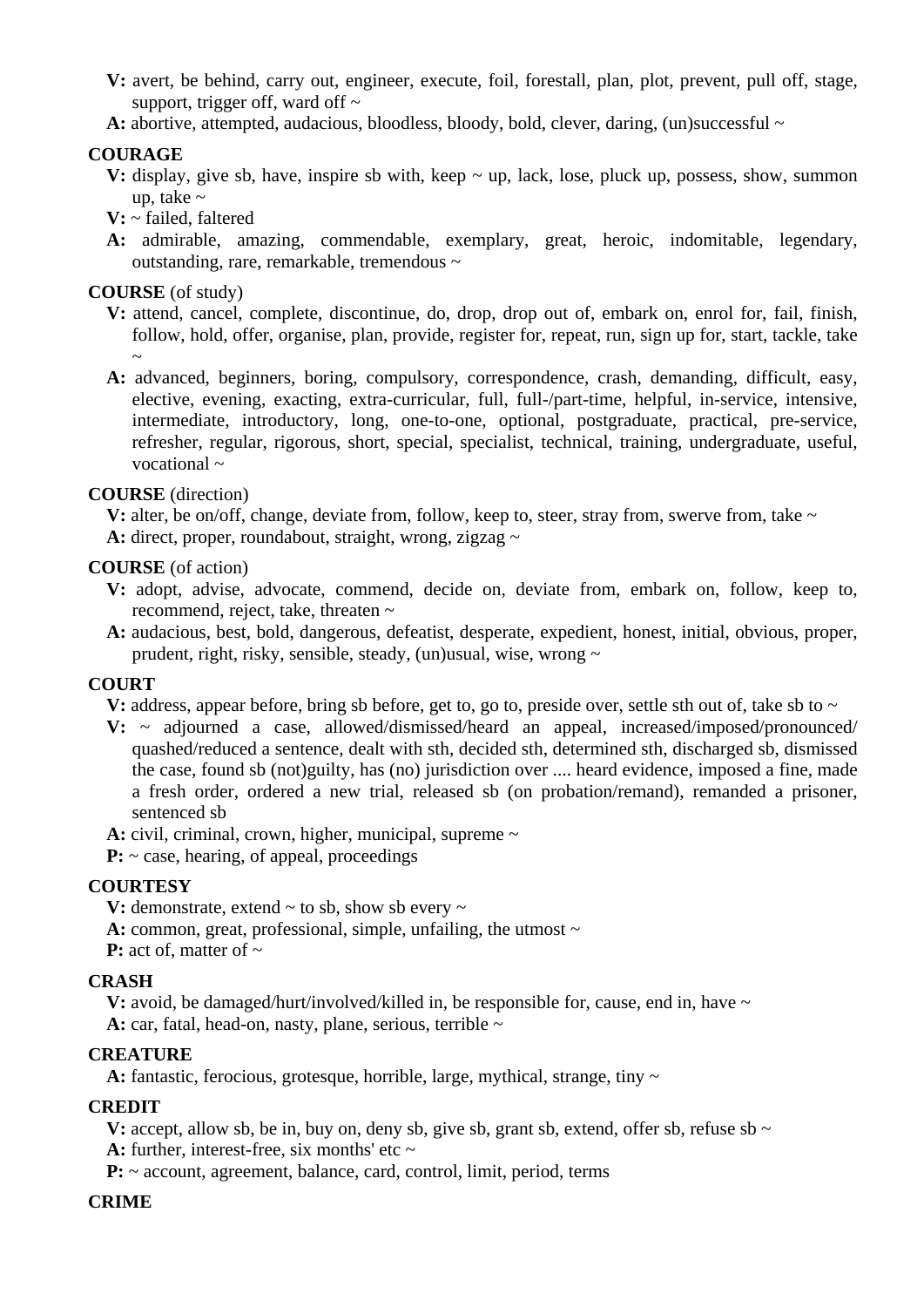**V:** avert, be behind, carry out, engineer, execute, foil, forestall, plan, plot, prevent, pull off, stage, support, trigger off, ward off ~

**A:** abortive, attempted, audacious, bloodless, bloody, bold, clever, daring, (un)successful ~

**COURAGE**

**V:** display, give sb, have, inspire sb with, keep ~ up, lack, lose, pluck up, possess, show, summon up, take ~

**V:** ~ failed, faltered

**A:** admirable, amazing, commendable, exemplary, great, heroic, indomitable, legendary, outstanding, rare, remarkable, tremendous ~

**COURSE** (of study)

**V:** attend, cancel, complete, discontinue, do, drop, drop out of, embark on, enrol for, fail, finish, follow, hold, offer, organise, plan, provide, register for, repeat, run, sign up for, start, tackle, take ~

**A:** advanced, beginners, boring, compulsory, correspondence, crash, demanding, difficult, easy, elective, evening, exacting, extra-curricular, full, full-/part-time, helpful, in-service, intensive, intermediate, introductory, long, one-to-one, optional, postgraduate, practical, pre-service, refresher, regular, rigorous, short, special, specialist, technical, training, undergraduate, useful, vocational ~

**COURSE** (direction)

**V:** alter, be on/off, change, deviate from, follow, keep to, steer, stray from, swerve from, take ~

**A:** direct, proper, roundabout, straight, wrong, zigzag ~

**COURSE** (of action)

**V:** adopt, advise, advocate, commend, decide on, deviate from, embark on, follow, keep to, recommend, reject, take, threaten ~

**A:** audacious, best, bold, dangerous, defeatist, desperate, expedient, honest, initial, obvious, proper, prudent, right, risky, sensible, steady, (un)usual, wise, wrong ~

**COURT**

**V:** address, appear before, bring sb before, get to, go to, preside over, settle sth out of, take sb to ~

**V:** ~ adjourned a case, allowed/dismissed/heard an appeal, increased/imposed/pronounced/quashed/reduced a sentence, dealt with sth, decided sth, determined sth, discharged sb, dismissed the case, found sb (not)guilty, has (no) jurisdiction over .... heard evidence, imposed a fine, made a fresh order, ordered a new trial, released sb (on probation/remand), remanded a prisoner, sentenced sb

**A:** civil, criminal, crown, higher, municipal, supreme ~

**P:** ~ case, hearing, of appeal, proceedings

**COURTESY**

**V:** demonstrate, extend ~ to sb, show sb every ~

**A:** common, great, professional, simple, unfailing, the utmost ~

**P:** act of, matter of ~

**CRASH**

**V:** avoid, be damaged/hurt/involved/killed in, be responsible for, cause, end in, have ~

**A:** car, fatal, head-on, nasty, plane, serious, terrible ~

**CREATURE**

**A:** fantastic, ferocious, grotesque, horrible, large, mythical, strange, tiny ~

**CREDIT**

**V:** accept, allow sb, be in, buy on, deny sb, give sb, grant sb, extend, offer sb, refuse sb ~

**A:** further, interest-free, six months' etc ~

**P:** ~ account, agreement, balance, card, control, limit, period, terms

**CRIME**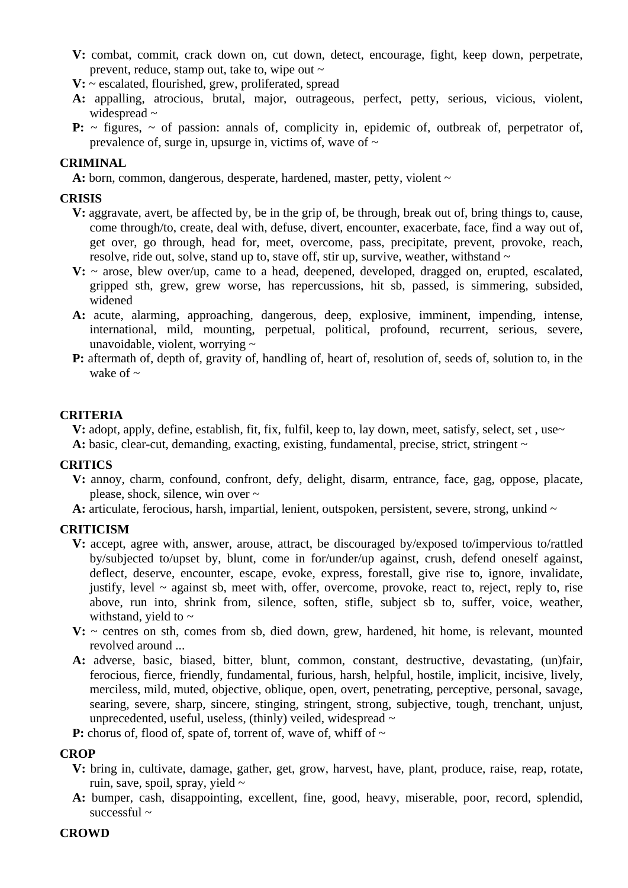**V:** combat, commit, crack down on, cut down, detect, encourage, fight, keep down, perpetrate, prevent, reduce, stamp out, take to, wipe out ~

**V:** ~ escalated, flourished, grew, proliferated, spread

**A:** appalling, atrocious, brutal, major, outrageous, perfect, petty, serious, vicious, violent, widespread ~

**P:** ~ figures, ~ of passion: annals of, complicity in, epidemic of, outbreak of, perpetrator of, prevalence of, surge in, upsurge in, victims of, wave of ~

**CRIMINAL**

**A:** born, common, dangerous, desperate, hardened, master, petty, violent ~

**CRISIS**

**V:** aggravate, avert, be affected by, be in the grip of, be through, break out of, bring things to, cause, come through/to, create, deal with, defuse, divert, encounter, exacerbate, face, find a way out of, get over, go through, head for, meet, overcome, pass, precipitate, prevent, provoke, reach, resolve, ride out, solve, stand up to, stave off, stir up, survive, weather, withstand ~

**V:** ~ arose, blew over/up, came to a head, deepened, developed, dragged on, erupted, escalated, gripped sth, grew, grew worse, has repercussions, hit sb, passed, is simmering, subsided, widened

**A:** acute, alarming, approaching, dangerous, deep, explosive, imminent, impending, intense, international, mild, mounting, perpetual, political, profound, recurrent, serious, severe, unavoidable, violent, worrying ~

**P:** aftermath of, depth of, gravity of, handling of, heart of, resolution of, seeds of, solution to, in the wake of ~

**CRITERIA**

**V:** adopt, apply, define, establish, fit, fix, fulfil, keep to, lay down, meet, satisfy, select, set , use~

**A:** basic, clear-cut, demanding, exacting, existing, fundamental, precise, strict, stringent ~

**CRITICS**

**V:** annoy, charm, confound, confront, defy, delight, disarm, entrance, face, gag, oppose, placate, please, shock, silence, win over ~

**A:** articulate, ferocious, harsh, impartial, lenient, outspoken, persistent, severe, strong, unkind ~

**CRITICISM**

**V:** accept, agree with, answer, arouse, attract, be discouraged by/exposed to/impervious to/rattled by/subjected to/upset by, blunt, come in for/under/up against, crush, defend oneself against, deflect, deserve, encounter, escape, evoke, express, forestall, give rise to, ignore, invalidate, justify, level ~ against sb, meet with, offer, overcome, provoke, react to, reject, reply to, rise above, run into, shrink from, silence, soften, stifle, subject sb to, suffer, voice, weather, withstand, yield to ~

**V:** ~ centres on sth, comes from sb, died down, grew, hardened, hit home, is relevant, mounted revolved around ...

**A:** adverse, basic, biased, bitter, blunt, common, constant, destructive, devastating, (un)fair, ferocious, fierce, friendly, fundamental, furious, harsh, helpful, hostile, implicit, incisive, lively, merciless, mild, muted, objective, oblique, open, overt, penetrating, perceptive, personal, savage, searing, severe, sharp, sincere, stinging, stringent, strong, subjective, tough, trenchant, unjust, unprecedented, useful, useless, (thinly) veiled, widespread ~

**P:** chorus of, flood of, spate of, torrent of, wave of, whiff of ~

**CROP**

**V:** bring in, cultivate, damage, gather, get, grow, harvest, have, plant, produce, raise, reap, rotate, ruin, save, spoil, spray, yield ~

**A:** bumper, cash, disappointing, excellent, fine, good, heavy, miserable, poor, record, splendid, successful ~

**CROWD**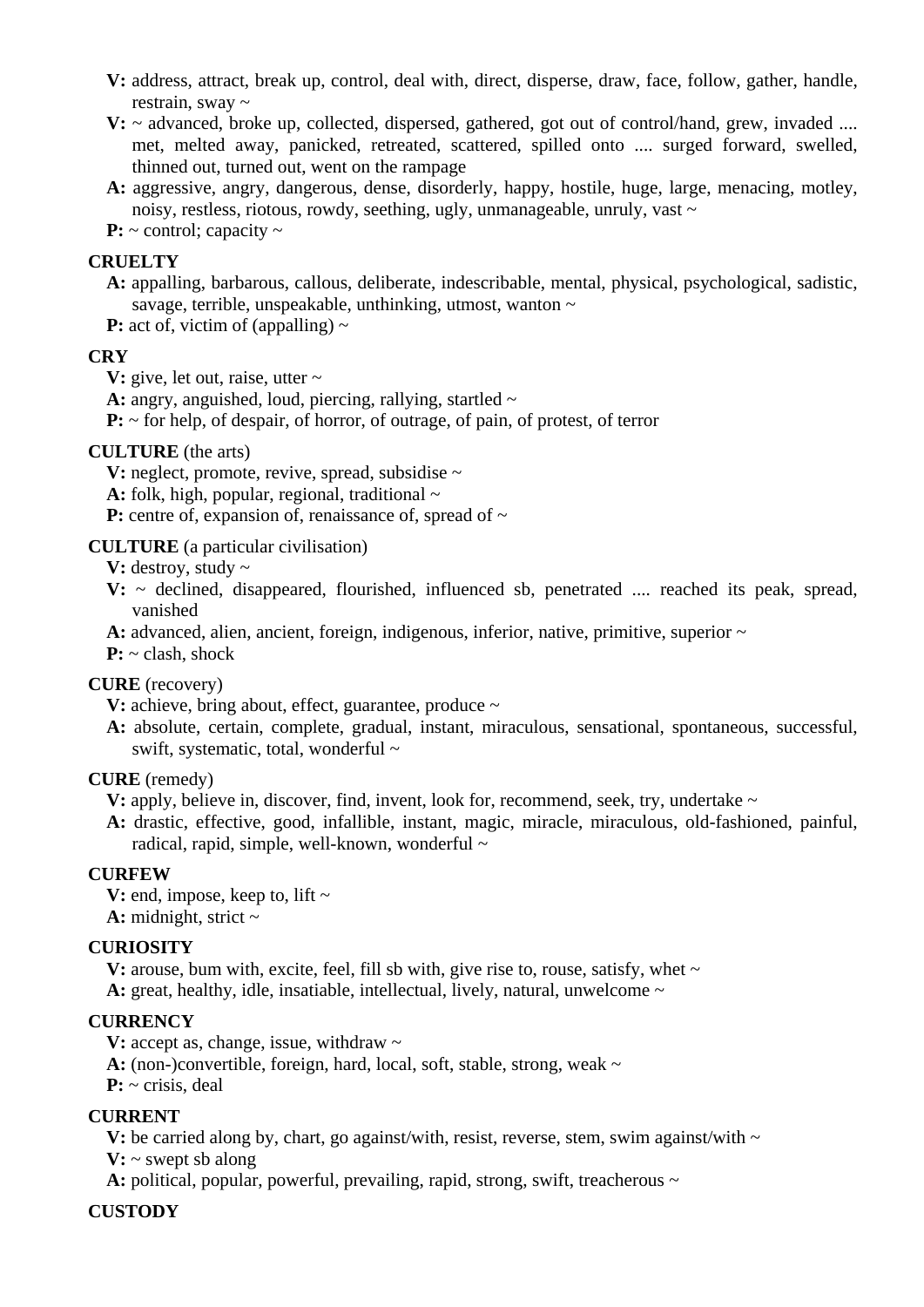**V:** address, attract, break up, control, deal with, direct, disperse, draw, face, follow, gather, handle, restrain, sway ~

**V:** ~ advanced, broke up, collected, dispersed, gathered, got out of control/hand, grew, invaded .... met, melted away, panicked, retreated, scattered, spilled onto .... surged forward, swelled, thinned out, turned out, went on the rampage

**A:** aggressive, angry, dangerous, dense, disorderly, happy, hostile, huge, large, menacing, motley, noisy, restless, riotous, rowdy, seething, ugly, unmanageable, unruly, vast ~

**P:** ~ control; capacity ~

**CRUELTY**

**A:** appalling, barbarous, callous, deliberate, indescribable, mental, physical, psychological, sadistic, savage, terrible, unspeakable, unthinking, utmost, wanton ~

**P:** act of, victim of (appalling) ~

**CRY**

**V:** give, let out, raise, utter ~

**A:** angry, anguished, loud, piercing, rallying, startled ~

**P:** ~ for help, of despair, of horror, of outrage, of pain, of protest, of terror

**CULTURE** (the arts)

**V:** neglect, promote, revive, spread, subsidise ~

**A:** folk, high, popular, regional, traditional ~

**P:** centre of, expansion of, renaissance of, spread of ~

**CULTURE** (a particular civilisation)

**V:** destroy, study ~

**V:** ~ declined, disappeared, flourished, influenced sb, penetrated .... reached its peak, spread, vanished

**A:** advanced, alien, ancient, foreign, indigenous, inferior, native, primitive, superior ~

**P:** ~ clash, shock

**CURE** (recovery)

**V:** achieve, bring about, effect, guarantee, produce ~

**A:** absolute, certain, complete, gradual, instant, miraculous, sensational, spontaneous, successful, swift, systematic, total, wonderful ~

**CURE** (remedy)

**V:** apply, believe in, discover, find, invent, look for, recommend, seek, try, undertake ~

**A:** drastic, effective, good, infallible, instant, magic, miracle, miraculous, old-fashioned, painful, radical, rapid, simple, well-known, wonderful ~

**CURFEW**

**V:** end, impose, keep to, lift ~

**A:** midnight, strict ~

**CURIOSITY**

**V:** arouse, bum with, excite, feel, fill sb with, give rise to, rouse, satisfy, whet ~

**A:** great, healthy, idle, insatiable, intellectual, lively, natural, unwelcome ~

**CURRENCY**

**V:** accept as, change, issue, withdraw ~

**A:** (non-)convertible, foreign, hard, local, soft, stable, strong, weak ~

**P:** ~ crisis, deal

**CURRENT**

**V:** be carried along by, chart, go against/with, resist, reverse, stem, swim against/with ~

**V:** ~ swept sb along

**A:** political, popular, powerful, prevailing, rapid, strong, swift, treacherous ~

**CUSTODY**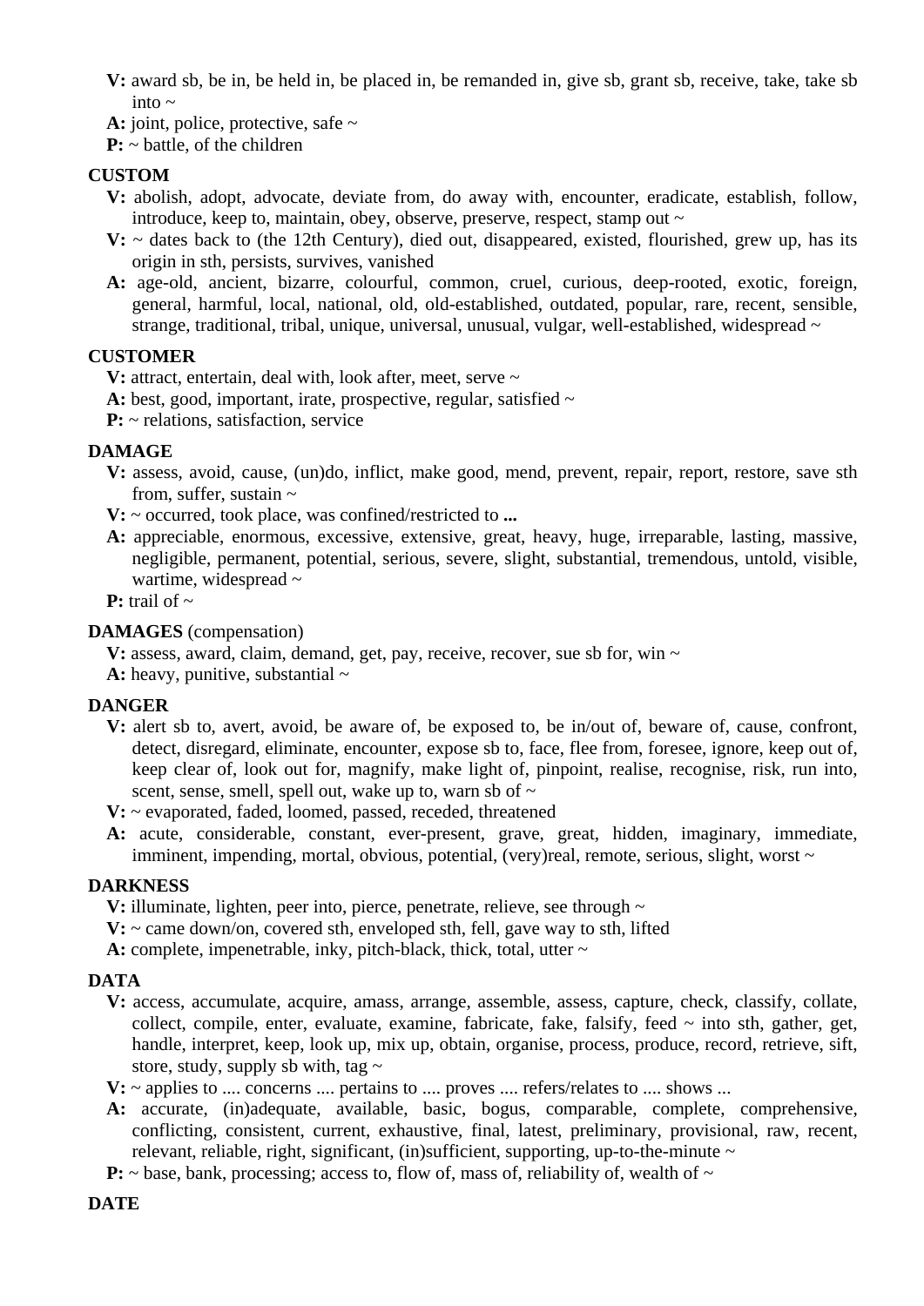**V:** award sb, be in, be held in, be placed in, be remanded in, give sb, grant sb, receive, take, take sb into ~

**A:** joint, police, protective, safe ~

**P:** ~ battle, of the children

**CUSTOM**

**V:** abolish, adopt, advocate, deviate from, do away with, encounter, eradicate, establish, follow, introduce, keep to, maintain, obey, observe, preserve, respect, stamp out ~

**V:** ~ dates back to (the 12th Century), died out, disappeared, existed, flourished, grew up, has its origin in sth, persists, survives, vanished

**A:** age-old, ancient, bizarre, colourful, common, cruel, curious, deep-rooted, exotic, foreign, general, harmful, local, national, old, old-established, outdated, popular, rare, recent, sensible, strange, traditional, tribal, unique, universal, unusual, vulgar, well-established, widespread ~

**CUSTOMER**

**V:** attract, entertain, deal with, look after, meet, serve ~

**A:** best, good, important, irate, prospective, regular, satisfied ~

**P:** ~ relations, satisfaction, service

**DAMAGE**

**V:** assess, avoid, cause, (un)do, inflict, make good, mend, prevent, repair, report, restore, save sth from, suffer, sustain ~

**V:** ~ occurred, took place, was confined/restricted to **...**

**A:** appreciable, enormous, excessive, extensive, great, heavy, huge, irreparable, lasting, massive, negligible, permanent, potential, serious, severe, slight, substantial, tremendous, untold, visible, wartime, widespread ~

**P:** trail of ~

**DAMAGES** (compensation)

**V:** assess, award, claim, demand, get, pay, receive, recover, sue sb for, win ~

**A:** heavy, punitive, substantial ~

**DANGER**

**V:** alert sb to, avert, avoid, be aware of, be exposed to, be in/out of, beware of, cause, confront, detect, disregard, eliminate, encounter, expose sb to, face, flee from, foresee, ignore, keep out of, keep clear of, look out for, magnify, make light of, pinpoint, realise, recognise, risk, run into, scent, sense, smell, spell out, wake up to, warn sb of ~

**V:** ~ evaporated, faded, loomed, passed, receded, threatened

**A:** acute, considerable, constant, ever-present, grave, great, hidden, imaginary, immediate, imminent, impending, mortal, obvious, potential, (very)real, remote, serious, slight, worst ~

**DARKNESS**

**V:** illuminate, lighten, peer into, pierce, penetrate, relieve, see through ~

**V:** ~ came down/on, covered sth, enveloped sth, fell, gave way to sth, lifted

**A:** complete, impenetrable, inky, pitch-black, thick, total, utter ~

**DATA**

**V:** access, accumulate, acquire, amass, arrange, assemble, assess, capture, check, classify, collate, collect, compile, enter, evaluate, examine, fabricate, fake, falsify, feed ~ into sth, gather, get, handle, interpret, keep, look up, mix up, obtain, organise, process, produce, record, retrieve, sift, store, study, supply sb with, tag ~

**V:** ~ applies to .... concerns .... pertains to .... proves .... refers/relates to .... shows ...

**A:** accurate, (in)adequate, available, basic, bogus, comparable, complete, comprehensive, conflicting, consistent, current, exhaustive, final, latest, preliminary, provisional, raw, recent, relevant, reliable, right, significant, (in)sufficient, supporting, up-to-the-minute ~

**P:** ~ base, bank, processing; access to, flow of, mass of, reliability of, wealth of ~

**DATE**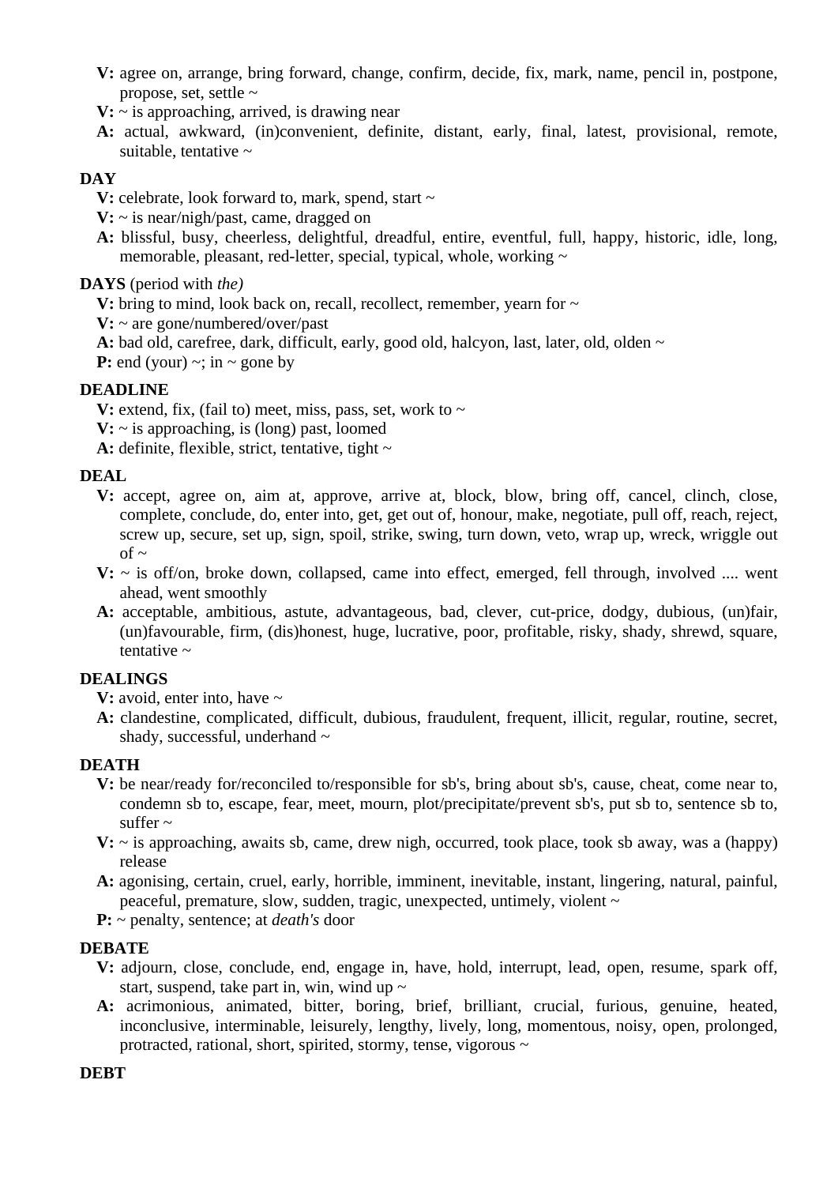**V:** agree on, arrange, bring forward, change, confirm, decide, fix, mark, name, pencil in, postpone, propose, set, settle ~

**V:** ~ is approaching, arrived, is drawing near

**A:** actual, awkward, (in)convenient, definite, distant, early, final, latest, provisional, remote, suitable, tentative ~

**DAY**

**V:** celebrate, look forward to, mark, spend, start ~

**V:** ~ is near/nigh/past, came, dragged on

**A:** blissful, busy, cheerless, delightful, dreadful, entire, eventful, full, happy, historic, idle, long, memorable, pleasant, red-letter, special, typical, whole, working ~

**DAYS** (period with *the)*

**V:** bring to mind, look back on, recall, recollect, remember, yearn for ~

**V:** ~ are gone/numbered/over/past

**A:** bad old, carefree, dark, difficult, early, good old, halcyon, last, later, old, olden ~

**P:** end (your) ~; in ~ gone by

**DEADLINE**

**V:** extend, fix, (fail to) meet, miss, pass, set, work to ~

**V:** ~ is approaching, is (long) past, loomed

**A:** definite, flexible, strict, tentative, tight ~

**DEAL**

**V:** accept, agree on, aim at, approve, arrive at, block, blow, bring off, cancel, clinch, close, complete, conclude, do, enter into, get, get out of, honour, make, negotiate, pull off, reach, reject, screw up, secure, set up, sign, spoil, strike, swing, turn down, veto, wrap up, wreck, wriggle out of ~

**V:** ~ is off/on, broke down, collapsed, came into effect, emerged, fell through, involved .... went ahead, went smoothly

**A:** acceptable, ambitious, astute, advantageous, bad, clever, cut-price, dodgy, dubious, (un)fair, (un)favourable, firm, (dis)honest, huge, lucrative, poor, profitable, risky, shady, shrewd, square, tentative ~

**DEALINGS**

**V:** avoid, enter into, have ~

**A:** clandestine, complicated, difficult, dubious, fraudulent, frequent, illicit, regular, routine, secret, shady, successful, underhand ~

**DEATH**

**V:** be near/ready for/reconciled to/responsible for sb's, bring about sb's, cause, cheat, come near to, condemn sb to, escape, fear, meet, mourn, plot/precipitate/prevent sb's, put sb to, sentence sb to, suffer ~

**V:** ~ is approaching, awaits sb, came, drew nigh, occurred, took place, took sb away, was a (happy) release

**A:** agonising, certain, cruel, early, horrible, imminent, inevitable, instant, lingering, natural, painful, peaceful, premature, slow, sudden, tragic, unexpected, untimely, violent ~

**P:** ~ penalty, sentence; at *death's* door

**DEBATE**

**V:** adjourn, close, conclude, end, engage in, have, hold, interrupt, lead, open, resume, spark off, start, suspend, take part in, win, wind up ~

**A:** acrimonious, animated, bitter, boring, brief, brilliant, crucial, furious, genuine, heated, inconclusive, interminable, leisurely, lengthy, lively, long, momentous, noisy, open, prolonged, protracted, rational, short, spirited, stormy, tense, vigorous ~

**DEBT**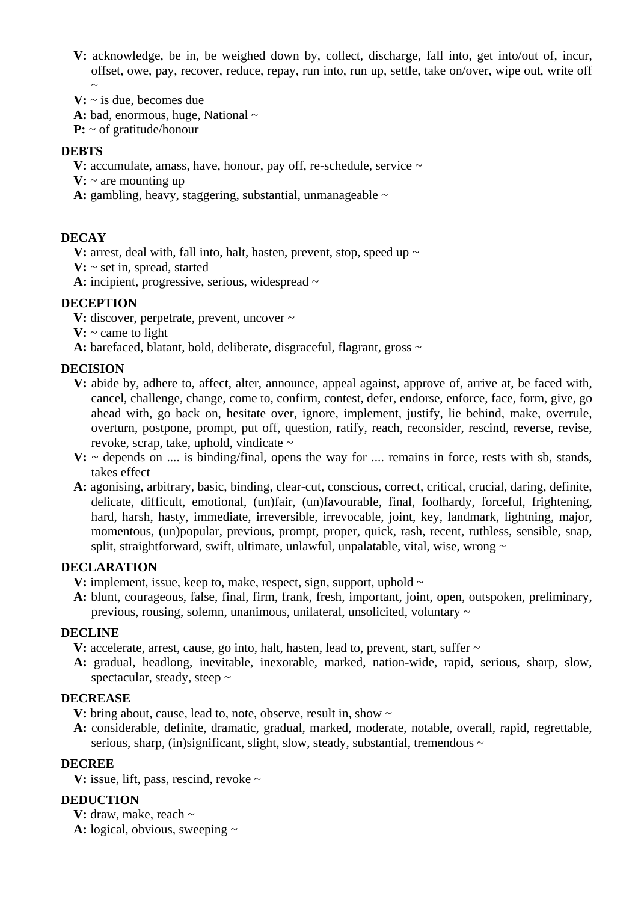**V:** acknowledge, be in, be weighed down by, collect, discharge, fall into, get into/out of, incur, offset, owe, pay, recover, reduce, repay, run into, run up, settle, take on/over, wipe out, write off ~

**V:** ~ is due, becomes due

**A:** bad, enormous, huge, National ~

**P:** ~ of gratitude/honour

**DEBTS**

**V:** accumulate, amass, have, honour, pay off, re-schedule, service ~

**V:** ~ are mounting up

**A:** gambling, heavy, staggering, substantial, unmanageable ~

**DECAY**

**V:** arrest, deal with, fall into, halt, hasten, prevent, stop, speed up ~

**V:** ~ set in, spread, started

**A:** incipient, progressive, serious, widespread ~

**DECEPTION**

**V:** discover, perpetrate, prevent, uncover ~

**V:** ~ came to light

**A:** barefaced, blatant, bold, deliberate, disgraceful, flagrant, gross ~

**DECISION**

**V:** abide by, adhere to, affect, alter, announce, appeal against, approve of, arrive at, be faced with, cancel, challenge, change, come to, confirm, contest, defer, endorse, enforce, face, form, give, go ahead with, go back on, hesitate over, ignore, implement, justify, lie behind, make, overrule, overturn, postpone, prompt, put off, question, ratify, reach, reconsider, rescind, reverse, revise, revoke, scrap, take, uphold, vindicate ~

**V:** ~ depends on .... is binding/final, opens the way for .... remains in force, rests with sb, stands, takes effect

**A:** agonising, arbitrary, basic, binding, clear-cut, conscious, correct, critical, crucial, daring, definite, delicate, difficult, emotional, (un)fair, (un)favourable, final, foolhardy, forceful, frightening, hard, harsh, hasty, immediate, irreversible, irrevocable, joint, key, landmark, lightning, major, momentous, (un)popular, previous, prompt, proper, quick, rash, recent, ruthless, sensible, snap, split, straightforward, swift, ultimate, unlawful, unpalatable, vital, wise, wrong ~

**DECLARATION**

**V:** implement, issue, keep to, make, respect, sign, support, uphold ~

**A:** blunt, courageous, false, final, firm, frank, fresh, important, joint, open, outspoken, preliminary, previous, rousing, solemn, unanimous, unilateral, unsolicited, voluntary ~

**DECLINE**

**V:** accelerate, arrest, cause, go into, halt, hasten, lead to, prevent, start, suffer ~

**A:** gradual, headlong, inevitable, inexorable, marked, nation-wide, rapid, serious, sharp, slow, spectacular, steady, steep ~

**DECREASE**

**V:** bring about, cause, lead to, note, observe, result in, show ~

**A:** considerable, definite, dramatic, gradual, marked, moderate, notable, overall, rapid, regrettable, serious, sharp, (in)significant, slight, slow, steady, substantial, tremendous ~

**DECREE**

**V:** issue, lift, pass, rescind, revoke ~

**DEDUCTION**

**V:** draw, make, reach ~

**A:** logical, obvious, sweeping ~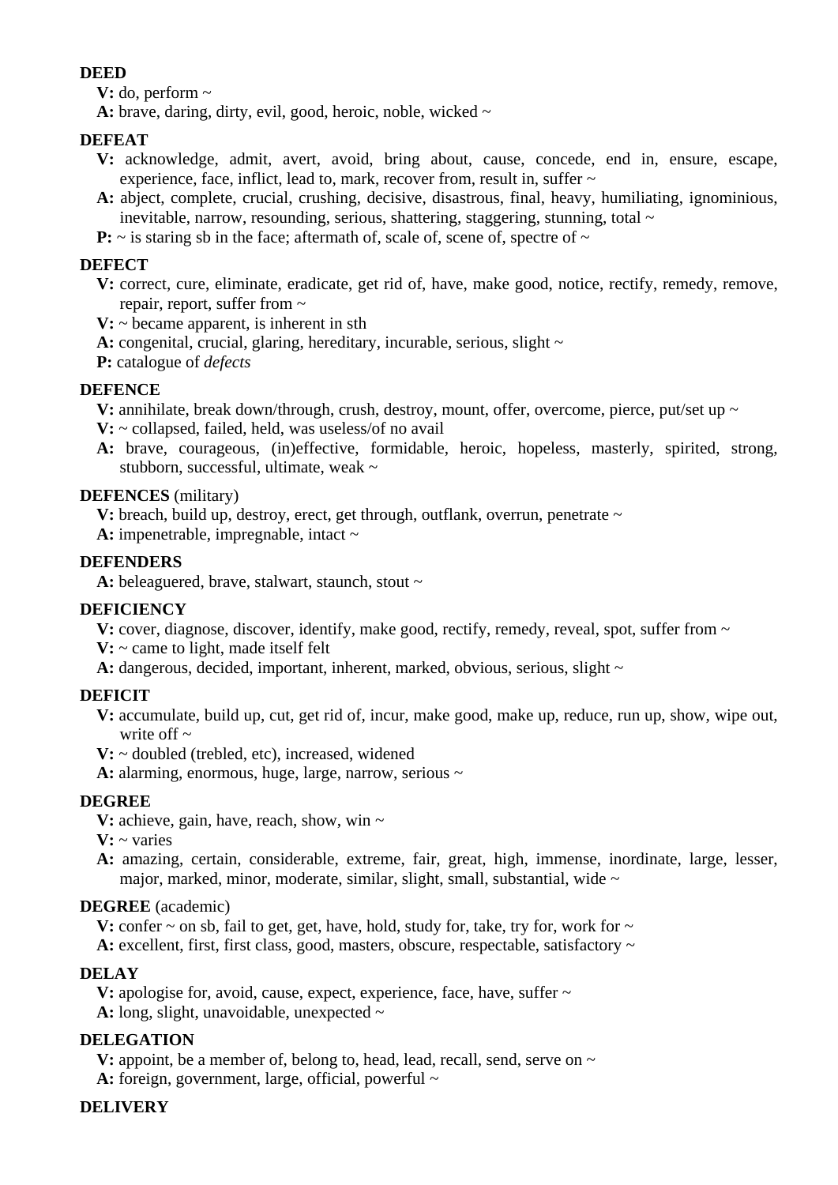**DEED**

**V:** do, perform ~

**A:** brave, daring, dirty, evil, good, heroic, noble, wicked ~

**DEFEAT**

**V:** acknowledge, admit, avert, avoid, bring about, cause, concede, end in, ensure, escape, experience, face, inflict, lead to, mark, recover from, result in, suffer ~

**A:** abject, complete, crucial, crushing, decisive, disastrous, final, heavy, humiliating, ignominious, inevitable, narrow, resounding, serious, shattering, staggering, stunning, total ~

**P:** ~ is staring sb in the face; aftermath of, scale of, scene of, spectre of ~

**DEFECT**

**V:** correct, cure, eliminate, eradicate, get rid of, have, make good, notice, rectify, remedy, remove, repair, report, suffer from ~

**V:** ~ became apparent, is inherent in sth

**A:** congenital, crucial, glaring, hereditary, incurable, serious, slight ~

**P:** catalogue of *defects*

**DEFENCE**

**V:** annihilate, break down/through, crush, destroy, mount, offer, overcome, pierce, put/set up ~

**V:** ~ collapsed, failed, held, was useless/of no avail

**A:** brave, courageous, (in)effective, formidable, heroic, hopeless, masterly, spirited, strong, stubborn, successful, ultimate, weak ~

**DEFENCES** (military)

**V:** breach, build up, destroy, erect, get through, outflank, overrun, penetrate ~

**A:** impenetrable, impregnable, intact ~

**DEFENDERS**

**A:** beleaguered, brave, stalwart, staunch, stout ~

**DEFICIENCY**

**V:** cover, diagnose, discover, identify, make good, rectify, remedy, reveal, spot, suffer from ~

**V:** ~ came to light, made itself felt

**A:** dangerous, decided, important, inherent, marked, obvious, serious, slight ~

**DEFICIT**

**V:** accumulate, build up, cut, get rid of, incur, make good, make up, reduce, run up, show, wipe out, write off ~

**V:** ~ doubled (trebled, etc), increased, widened

**A:** alarming, enormous, huge, large, narrow, serious ~

**DEGREE**

**V:** achieve, gain, have, reach, show, win ~

**V:** ~ varies

**A:** amazing, certain, considerable, extreme, fair, great, high, immense, inordinate, large, lesser, major, marked, minor, moderate, similar, slight, small, substantial, wide ~

**DEGREE** (academic)

**V:** confer ~ on sb, fail to get, get, have, hold, study for, take, try for, work for ~

**A:** excellent, first, first class, good, masters, obscure, respectable, satisfactory ~

**DELAY**

**V:** apologise for, avoid, cause, expect, experience, face, have, suffer ~

**A:** long, slight, unavoidable, unexpected ~

**DELEGATION**

**V:** appoint, be a member of, belong to, head, lead, recall, send, serve on ~

**A:** foreign, government, large, official, powerful ~

**DELIVERY**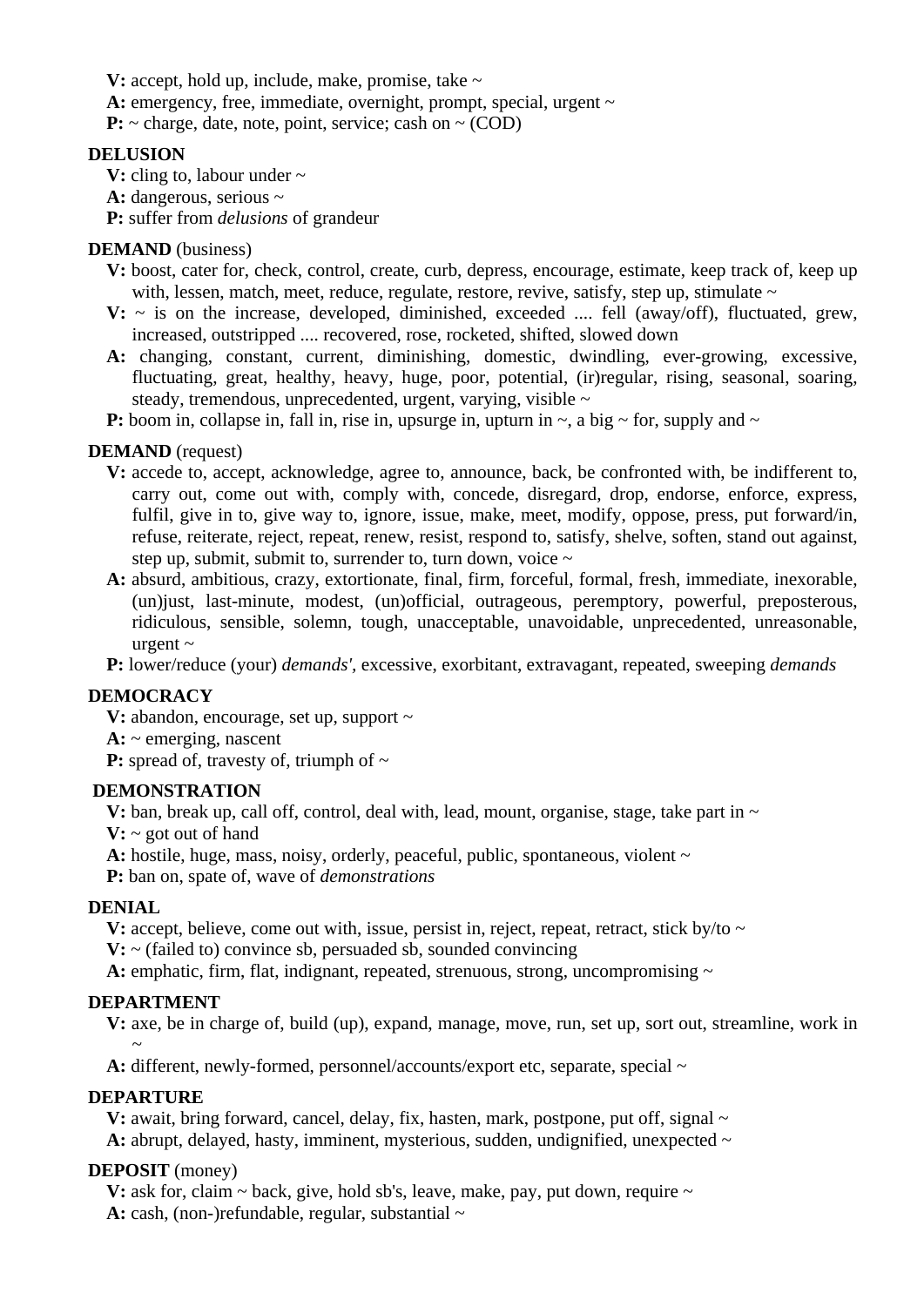**V:** accept, hold up, include, make, promise, take ~
**A:** emergency, free, immediate, overnight, prompt, special, urgent ~
**P:** ~ charge, date, note, point, service; cash on ~ (COD)

**DELUSION**
**V:** cling to, labour under ~
**A:** dangerous, serious ~
**P:** suffer from *delusions* of grandeur

**DEMAND** (business)
**V:** boost, cater for, check, control, create, curb, depress, encourage, estimate, keep track of, keep up with, lessen, match, meet, reduce, regulate, restore, revive, satisfy, step up, stimulate ~
**V:** ~ is on the increase, developed, diminished, exceeded .... fell (away/off), fluctuated, grew, increased, outstripped .... recovered, rose, rocketed, shifted, slowed down
**A:** changing, constant, current, diminishing, domestic, dwindling, ever-growing, excessive, fluctuating, great, healthy, heavy, huge, poor, potential, (ir)regular, rising, seasonal, soaring, steady, tremendous, unprecedented, urgent, varying, visible ~
**P:** boom in, collapse in, fall in, rise in, upsurge in, upturn in ~, a big ~ for, supply and ~

**DEMAND** (request)
**V:** accede to, accept, acknowledge, agree to, announce, back, be confronted with, be indifferent to, carry out, come out with, comply with, concede, disregard, drop, endorse, enforce, express, fulfil, give in to, give way to, ignore, issue, make, meet, modify, oppose, press, put forward/in, refuse, reiterate, reject, repeat, renew, resist, respond to, satisfy, shelve, soften, stand out against, step up, submit, submit to, surrender to, turn down, voice ~
**A:** absurd, ambitious, crazy, extortionate, final, firm, forceful, formal, fresh, immediate, inexorable, (un)just, last-minute, modest, (un)official, outrageous, peremptory, powerful, preposterous, ridiculous, sensible, solemn, tough, unacceptable, unavoidable, unprecedented, unreasonable, urgent ~
**P:** lower/reduce (your) *demands'*, excessive, exorbitant, extravagant, repeated, sweeping *demands*

**DEMOCRACY**
**V:** abandon, encourage, set up, support ~
**A:** ~ emerging, nascent
**P:** spread of, travesty of, triumph of ~

**DEMONSTRATION**
**V:** ban, break up, call off, control, deal with, lead, mount, organise, stage, take part in ~
**V:** ~ got out of hand
**A:** hostile, huge, mass, noisy, orderly, peaceful, public, spontaneous, violent ~
**P:** ban on, spate of, wave of *demonstrations*

**DENIAL**
**V:** accept, believe, come out with, issue, persist in, reject, repeat, retract, stick by/to ~
**V:** ~ (failed to) convince sb, persuaded sb, sounded convincing
**A:** emphatic, firm, flat, indignant, repeated, strenuous, strong, uncompromising ~

**DEPARTMENT**
**V:** axe, be in charge of, build (up), expand, manage, move, run, set up, sort out, streamline, work in ~
**A:** different, newly-formed, personnel/accounts/export etc, separate, special ~

**DEPARTURE**
**V:** await, bring forward, cancel, delay, fix, hasten, mark, postpone, put off, signal ~
**A:** abrupt, delayed, hasty, imminent, mysterious, sudden, undignified, unexpected ~

**DEPOSIT** (money)
**V:** ask for, claim ~ back, give, hold sb's, leave, make, pay, put down, require ~
**A:** cash, (non-)refundable, regular, substantial ~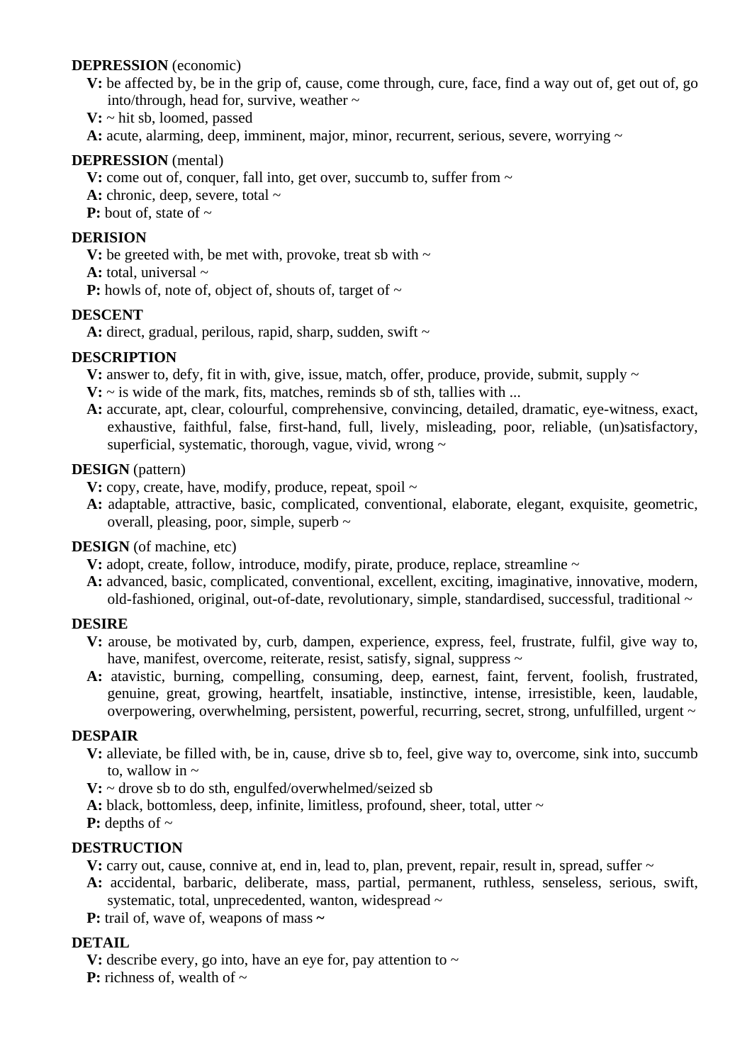**DEPRESSION** (economic)

**V:** be affected by, be in the grip of, cause, come through, cure, face, find a way out of, get out of, go into/through, head for, survive, weather ~

**V:** ~ hit sb, loomed, passed

**A:** acute, alarming, deep, imminent, major, minor, recurrent, serious, severe, worrying ~

**DEPRESSION** (mental)

**V:** come out of, conquer, fall into, get over, succumb to, suffer from ~

**A:** chronic, deep, severe, total ~

**P:** bout of, state of ~

**DERISION**

**V:** be greeted with, be met with, provoke, treat sb with ~

**A:** total, universal ~

**P:** howls of, note of, object of, shouts of, target of ~

**DESCENT**

**A:** direct, gradual, perilous, rapid, sharp, sudden, swift ~

**DESCRIPTION**

**V:** answer to, defy, fit in with, give, issue, match, offer, produce, provide, submit, supply ~

**V:** ~ is wide of the mark, fits, matches, reminds sb of sth, tallies with ...

**A:** accurate, apt, clear, colourful, comprehensive, convincing, detailed, dramatic, eye-witness, exact, exhaustive, faithful, false, first-hand, full, lively, misleading, poor, reliable, (un)satisfactory, superficial, systematic, thorough, vague, vivid, wrong ~

**DESIGN** (pattern)

**V:** copy, create, have, modify, produce, repeat, spoil ~

**A:** adaptable, attractive, basic, complicated, conventional, elaborate, elegant, exquisite, geometric, overall, pleasing, poor, simple, superb ~

**DESIGN** (of machine, etc)

**V:** adopt, create, follow, introduce, modify, pirate, produce, replace, streamline ~

**A:** advanced, basic, complicated, conventional, excellent, exciting, imaginative, innovative, modern, old-fashioned, original, out-of-date, revolutionary, simple, standardised, successful, traditional ~

**DESIRE**

**V:** arouse, be motivated by, curb, dampen, experience, express, feel, frustrate, fulfil, give way to, have, manifest, overcome, reiterate, resist, satisfy, signal, suppress ~

**A:** atavistic, burning, compelling, consuming, deep, earnest, faint, fervent, foolish, frustrated, genuine, great, growing, heartfelt, insatiable, instinctive, intense, irresistible, keen, laudable, overpowering, overwhelming, persistent, powerful, recurring, secret, strong, unfulfilled, urgent ~

**DESPAIR**

**V:** alleviate, be filled with, be in, cause, drive sb to, feel, give way to, overcome, sink into, succumb to, wallow in ~

**V:** ~ drove sb to do sth, engulfed/overwhelmed/seized sb

**A:** black, bottomless, deep, infinite, limitless, profound, sheer, total, utter ~

**P:** depths of ~

**DESTRUCTION**

**V:** carry out, cause, connive at, end in, lead to, plan, prevent, repair, result in, spread, suffer ~

**A:** accidental, barbaric, deliberate, mass, partial, permanent, ruthless, senseless, serious, swift, systematic, total, unprecedented, wanton, widespread ~

**P:** trail of, wave of, weapons of mass **~**

**DETAIL**

**V:** describe every, go into, have an eye for, pay attention to ~

**P:** richness of, wealth of ~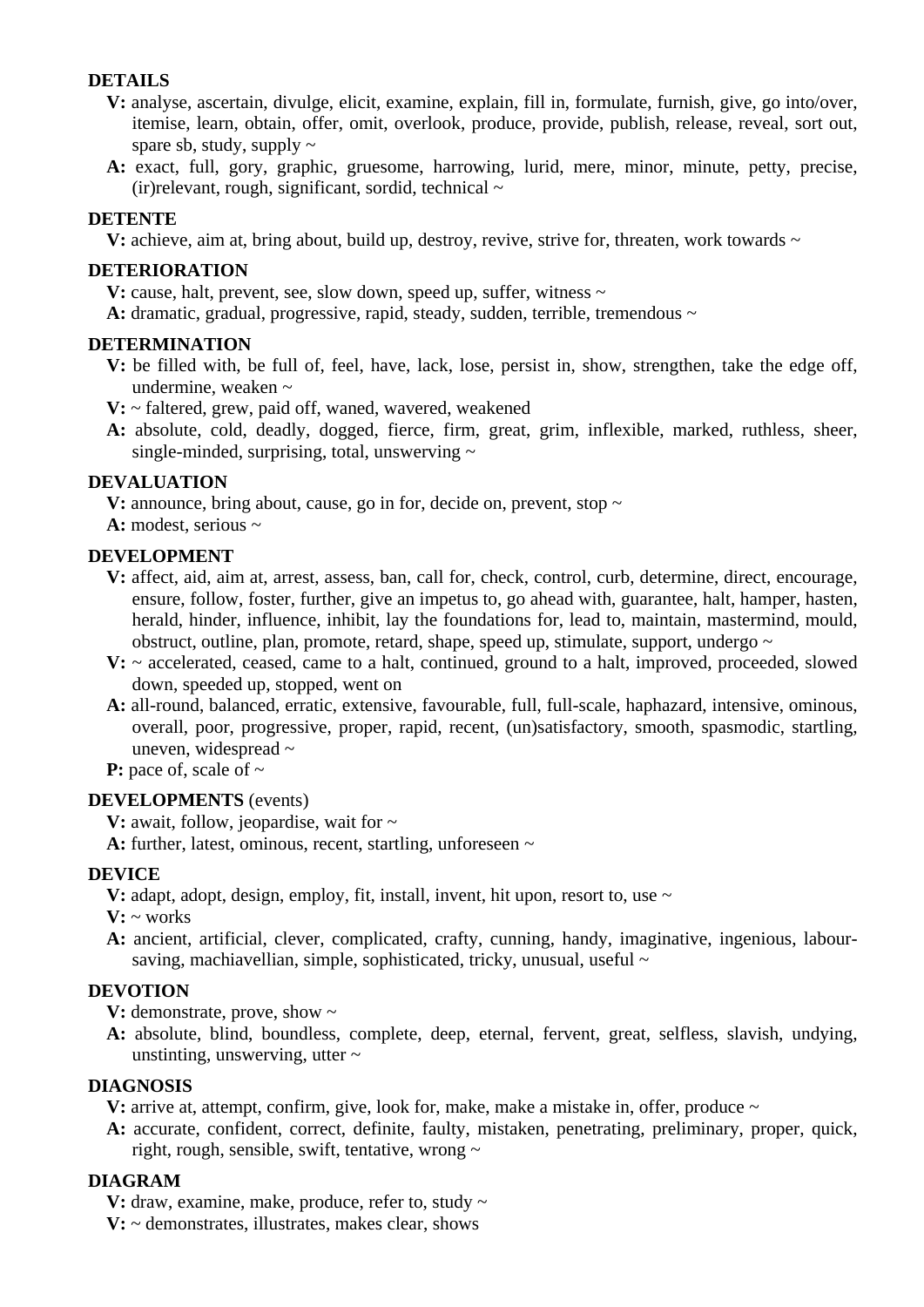**DETAILS**

**V:** analyse, ascertain, divulge, elicit, examine, explain, fill in, formulate, furnish, give, go into/over, itemise, learn, obtain, offer, omit, overlook, produce, provide, publish, release, reveal, sort out, spare sb, study, supply ~

**A:** exact, full, gory, graphic, gruesome, harrowing, lurid, mere, minor, minute, petty, precise, (ir)relevant, rough, significant, sordid, technical ~

**DETENTE**

**V:** achieve, aim at, bring about, build up, destroy, revive, strive for, threaten, work towards ~

**DETERIORATION**

**V:** cause, halt, prevent, see, slow down, speed up, suffer, witness ~

**A:** dramatic, gradual, progressive, rapid, steady, sudden, terrible, tremendous ~

**DETERMINATION**

**V:** be filled with, be full of, feel, have, lack, lose, persist in, show, strengthen, take the edge off, undermine, weaken ~

**V:** ~ faltered, grew, paid off, waned, wavered, weakened

**A:** absolute, cold, deadly, dogged, fierce, firm, great, grim, inflexible, marked, ruthless, sheer, single-minded, surprising, total, unswerving ~

**DEVALUATION**

**V:** announce, bring about, cause, go in for, decide on, prevent, stop ~

**A:** modest, serious ~

**DEVELOPMENT**

**V:** affect, aid, aim at, arrest, assess, ban, call for, check, control, curb, determine, direct, encourage, ensure, follow, foster, further, give an impetus to, go ahead with, guarantee, halt, hamper, hasten, herald, hinder, influence, inhibit, lay the foundations for, lead to, maintain, mastermind, mould, obstruct, outline, plan, promote, retard, shape, speed up, stimulate, support, undergo ~

**V:** ~ accelerated, ceased, came to a halt, continued, ground to a halt, improved, proceeded, slowed down, speeded up, stopped, went on

**A:** all-round, balanced, erratic, extensive, favourable, full, full-scale, haphazard, intensive, ominous, overall, poor, progressive, proper, rapid, recent, (un)satisfactory, smooth, spasmodic, startling, uneven, widespread ~

**P:** pace of, scale of ~

**DEVELOPMENTS** (events)

**V:** await, follow, jeopardise, wait for ~

**A:** further, latest, ominous, recent, startling, unforeseen ~

**DEVICE**

**V:** adapt, adopt, design, employ, fit, install, invent, hit upon, resort to, use ~

**V:** ~ works

**A:** ancient, artificial, clever, complicated, crafty, cunning, handy, imaginative, ingenious, labour-saving, machiavellian, simple, sophisticated, tricky, unusual, useful ~

**DEVOTION**

**V:** demonstrate, prove, show ~

**A:** absolute, blind, boundless, complete, deep, eternal, fervent, great, selfless, slavish, undying, unstinting, unswerving, utter ~

**DIAGNOSIS**

**V:** arrive at, attempt, confirm, give, look for, make, make a mistake in, offer, produce ~

**A:** accurate, confident, correct, definite, faulty, mistaken, penetrating, preliminary, proper, quick, right, rough, sensible, swift, tentative, wrong ~

**DIAGRAM**

**V:** draw, examine, make, produce, refer to, study ~

**V:** ~ demonstrates, illustrates, makes clear, shows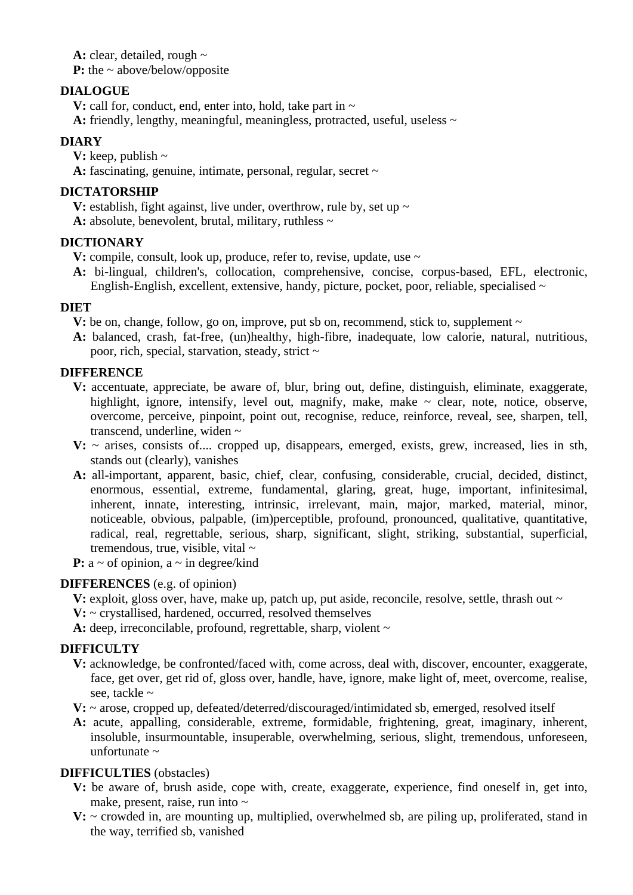**A:** clear, detailed, rough ~
**P:** the ~ above/below/opposite

**DIALOGUE**
**V:** call for, conduct, end, enter into, hold, take part in ~
**A:** friendly, lengthy, meaningful, meaningless, protracted, useful, useless ~

**DIARY**
**V:** keep, publish ~
**A:** fascinating, genuine, intimate, personal, regular, secret ~

**DICTATORSHIP**
**V:** establish, fight against, live under, overthrow, rule by, set up ~
**A:** absolute, benevolent, brutal, military, ruthless ~

**DICTIONARY**
**V:** compile, consult, look up, produce, refer to, revise, update, use ~
**A:** bi-lingual, children's, collocation, comprehensive, concise, corpus-based, EFL, electronic, English-English, excellent, extensive, handy, picture, pocket, poor, reliable, specialised ~

**DIET**
**V:** be on, change, follow, go on, improve, put sb on, recommend, stick to, supplement ~
**A:** balanced, crash, fat-free, (un)healthy, high-fibre, inadequate, low calorie, natural, nutritious, poor, rich, special, starvation, steady, strict ~

**DIFFERENCE**
**V:** accentuate, appreciate, be aware of, blur, bring out, define, distinguish, eliminate, exaggerate, highlight, ignore, intensify, level out, magnify, make, make ~ clear, note, notice, observe, overcome, perceive, pinpoint, point out, recognise, reduce, reinforce, reveal, see, sharpen, tell, transcend, underline, widen ~
**V:** ~ arises, consists of.... cropped up, disappears, emerged, exists, grew, increased, lies in sth, stands out (clearly), vanishes
**A:** all-important, apparent, basic, chief, clear, confusing, considerable, crucial, decided, distinct, enormous, essential, extreme, fundamental, glaring, great, huge, important, infinitesimal, inherent, innate, interesting, intrinsic, irrelevant, main, major, marked, material, minor, noticeable, obvious, palpable, (im)perceptible, profound, pronounced, qualitative, quantitative, radical, real, regrettable, serious, sharp, significant, slight, striking, substantial, superficial, tremendous, true, visible, vital ~
**P:** a ~ of opinion, a ~ in degree/kind

**DIFFERENCES** (e.g. of opinion)
**V:** exploit, gloss over, have, make up, patch up, put aside, reconcile, resolve, settle, thrash out ~
**V:** ~ crystallised, hardened, occurred, resolved themselves
**A:** deep, irreconcilable, profound, regrettable, sharp, violent ~

**DIFFICULTY**
**V:** acknowledge, be confronted/faced with, come across, deal with, discover, encounter, exaggerate, face, get over, get rid of, gloss over, handle, have, ignore, make light of, meet, overcome, realise, see, tackle ~
**V:** ~ arose, cropped up, defeated/deterred/discouraged/intimidated sb, emerged, resolved itself
**A:** acute, appalling, considerable, extreme, formidable, frightening, great, imaginary, inherent, insoluble, insurmountable, insuperable, overwhelming, serious, slight, tremendous, unforeseen, unfortunate ~

**DIFFICULTIES** (obstacles)
**V:** be aware of, brush aside, cope with, create, exaggerate, experience, find oneself in, get into, make, present, raise, run into ~
**V:** ~ crowded in, are mounting up, multiplied, overwhelmed sb, are piling up, proliferated, stand in the way, terrified sb, vanished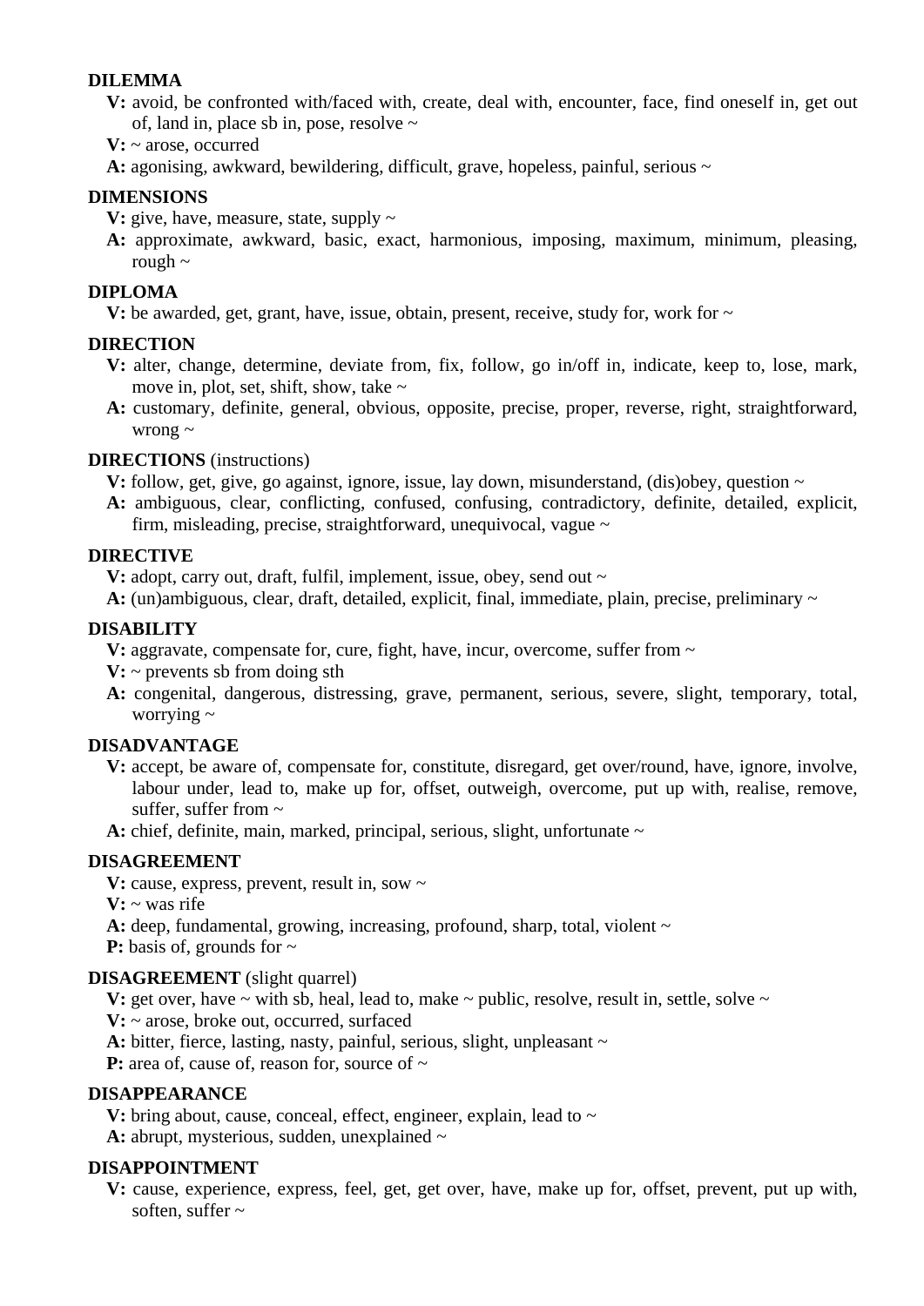**DILEMMA**

**V:** avoid, be confronted with/faced with, create, deal with, encounter, face, find oneself in, get out of, land in, place sb in, pose, resolve ~

**V:** ~ arose, occurred

**A:** agonising, awkward, bewildering, difficult, grave, hopeless, painful, serious ~

**DIMENSIONS**

**V:** give, have, measure, state, supply ~

**A:** approximate, awkward, basic, exact, harmonious, imposing, maximum, minimum, pleasing, rough ~

**DIPLOMA**

**V:** be awarded, get, grant, have, issue, obtain, present, receive, study for, work for ~

**DIRECTION**

**V:** alter, change, determine, deviate from, fix, follow, go in/off in, indicate, keep to, lose, mark, move in, plot, set, shift, show, take ~

**A:** customary, definite, general, obvious, opposite, precise, proper, reverse, right, straightforward, wrong ~

**DIRECTIONS** (instructions)

**V:** follow, get, give, go against, ignore, issue, lay down, misunderstand, (dis)obey, question ~

**A:** ambiguous, clear, conflicting, confused, confusing, contradictory, definite, detailed, explicit, firm, misleading, precise, straightforward, unequivocal, vague ~

**DIRECTIVE**

**V:** adopt, carry out, draft, fulfil, implement, issue, obey, send out ~

**A:** (un)ambiguous, clear, draft, detailed, explicit, final, immediate, plain, precise, preliminary ~

**DISABILITY**

**V:** aggravate, compensate for, cure, fight, have, incur, overcome, suffer from ~

**V:** ~ prevents sb from doing sth

**A:** congenital, dangerous, distressing, grave, permanent, serious, severe, slight, temporary, total, worrying ~

**DISADVANTAGE**

**V:** accept, be aware of, compensate for, constitute, disregard, get over/round, have, ignore, involve, labour under, lead to, make up for, offset, outweigh, overcome, put up with, realise, remove, suffer, suffer from ~

**A:** chief, definite, main, marked, principal, serious, slight, unfortunate ~

**DISAGREEMENT**

**V:** cause, express, prevent, result in, sow ~

**V:** ~ was rife

**A:** deep, fundamental, growing, increasing, profound, sharp, total, violent ~

**P:** basis of, grounds for ~

**DISAGREEMENT** (slight quarrel)

**V:** get over, have ~ with sb, heal, lead to, make ~ public, resolve, result in, settle, solve ~

**V:** ~ arose, broke out, occurred, surfaced

**A:** bitter, fierce, lasting, nasty, painful, serious, slight, unpleasant ~

**P:** area of, cause of, reason for, source of ~

**DISAPPEARANCE**

**V:** bring about, cause, conceal, effect, engineer, explain, lead to ~

**A:** abrupt, mysterious, sudden, unexplained ~

**DISAPPOINTMENT**

**V:** cause, experience, express, feel, get, get over, have, make up for, offset, prevent, put up with, soften, suffer ~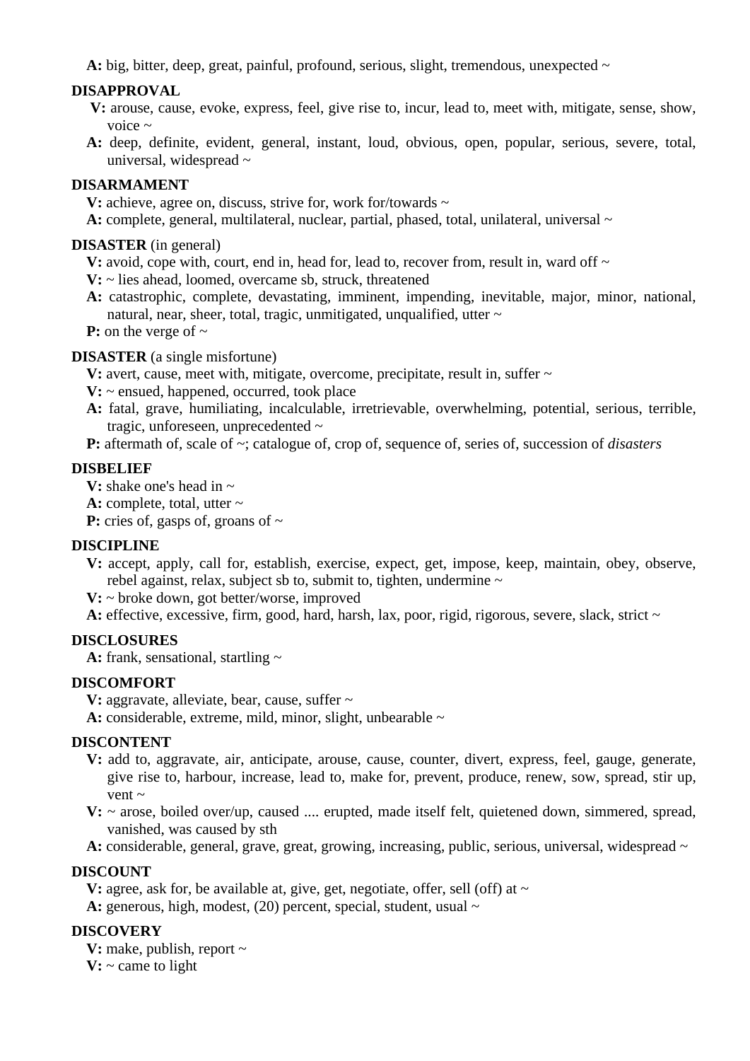**A:** big, bitter, deep, great, painful, profound, serious, slight, tremendous, unexpected ~

**DISAPPROVAL**

**V:** arouse, cause, evoke, express, feel, give rise to, incur, lead to, meet with, mitigate, sense, show, voice ~

**A:** deep, definite, evident, general, instant, loud, obvious, open, popular, serious, severe, total, universal, widespread ~

**DISARMAMENT**

**V:** achieve, agree on, discuss, strive for, work for/towards ~

**A:** complete, general, multilateral, nuclear, partial, phased, total, unilateral, universal ~

**DISASTER** (in general)

**V:** avoid, cope with, court, end in, head for, lead to, recover from, result in, ward off ~

**V:** ~ lies ahead, loomed, overcame sb, struck, threatened

**A:** catastrophic, complete, devastating, imminent, impending, inevitable, major, minor, national, natural, near, sheer, total, tragic, unmitigated, unqualified, utter ~

**P:** on the verge of ~

**DISASTER** (a single misfortune)

**V:** avert, cause, meet with, mitigate, overcome, precipitate, result in, suffer ~

**V:** ~ ensued, happened, occurred, took place

**A:** fatal, grave, humiliating, incalculable, irretrievable, overwhelming, potential, serious, terrible, tragic, unforeseen, unprecedented ~

**P:** aftermath of, scale of ~; catalogue of, crop of, sequence of, series of, succession of *disasters*

**DISBELIEF**

**V:** shake one's head in ~

**A:** complete, total, utter ~

**P:** cries of, gasps of, groans of ~

**DISCIPLINE**

**V:** accept, apply, call for, establish, exercise, expect, get, impose, keep, maintain, obey, observe, rebel against, relax, subject sb to, submit to, tighten, undermine ~

**V:** ~ broke down, got better/worse, improved

**A:** effective, excessive, firm, good, hard, harsh, lax, poor, rigid, rigorous, severe, slack, strict ~

**DISCLOSURES**

**A:** frank, sensational, startling ~

**DISCOMFORT**

**V:** aggravate, alleviate, bear, cause, suffer ~

**A:** considerable, extreme, mild, minor, slight, unbearable ~

**DISCONTENT**

**V:** add to, aggravate, air, anticipate, arouse, cause, counter, divert, express, feel, gauge, generate, give rise to, harbour, increase, lead to, make for, prevent, produce, renew, sow, spread, stir up, vent ~

**V:** ~ arose, boiled over/up, caused .... erupted, made itself felt, quietened down, simmered, spread, vanished, was caused by sth

**A:** considerable, general, grave, great, growing, increasing, public, serious, universal, widespread ~

**DISCOUNT**

**V:** agree, ask for, be available at, give, get, negotiate, offer, sell (off) at ~

**A:** generous, high, modest, (20) percent, special, student, usual ~

**DISCOVERY**

**V:** make, publish, report ~

**V:** ~ came to light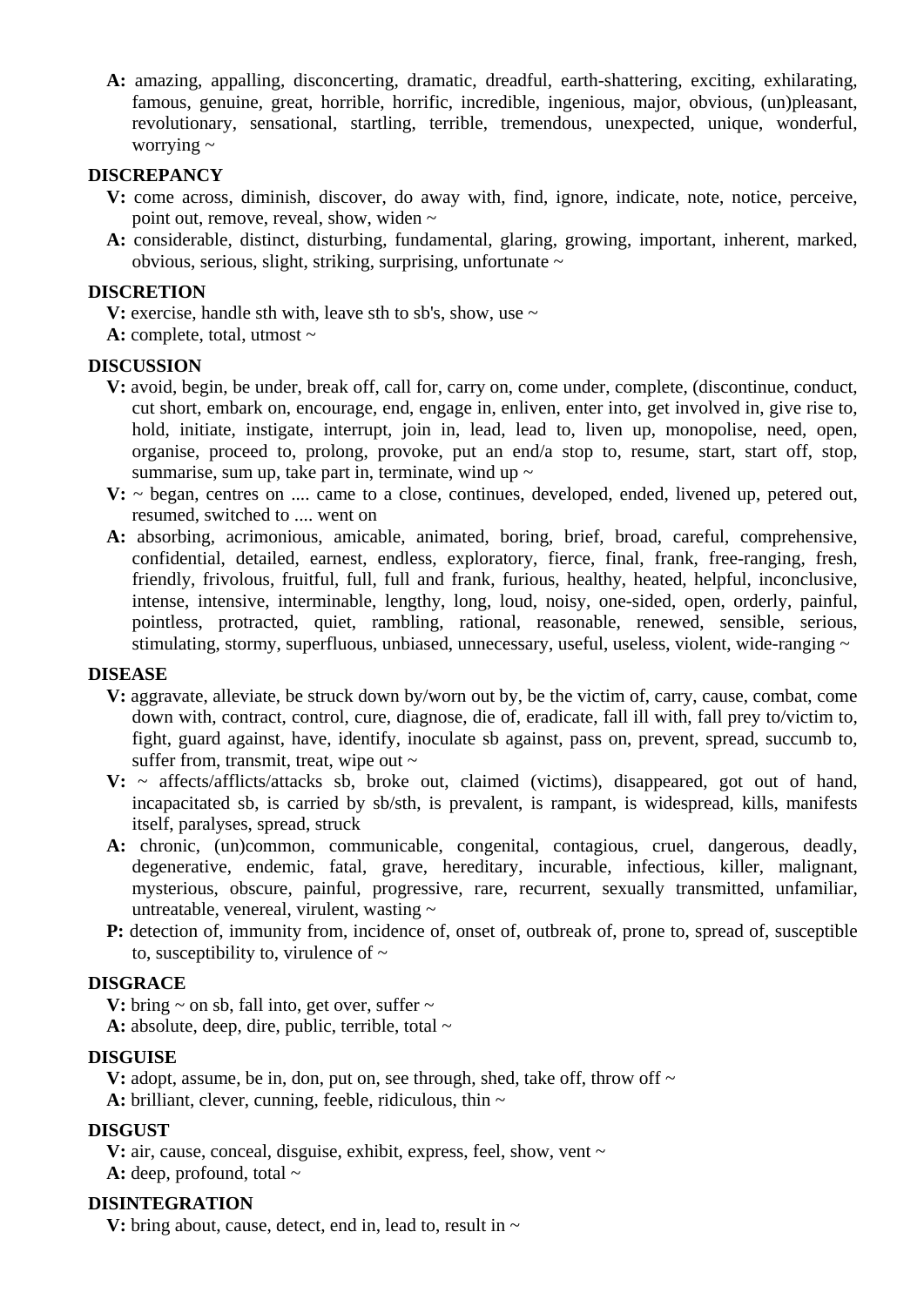**A:** amazing, appalling, disconcerting, dramatic, dreadful, earth-shattering, exciting, exhilarating, famous, genuine, great, horrible, horrific, incredible, ingenious, major, obvious, (un)pleasant, revolutionary, sensational, startling, terrible, tremendous, unexpected, unique, wonderful, worrying ~

**DISCREPANCY**

**V:** come across, diminish, discover, do away with, find, ignore, indicate, note, notice, perceive, point out, remove, reveal, show, widen ~

**A:** considerable, distinct, disturbing, fundamental, glaring, growing, important, inherent, marked, obvious, serious, slight, striking, surprising, unfortunate ~

**DISCRETION**

**V:** exercise, handle sth with, leave sth to sb's, show, use ~

**A:** complete, total, utmost ~

**DISCUSSION**

**V:** avoid, begin, be under, break off, call for, carry on, come under, complete, (discontinue, conduct, cut short, embark on, encourage, end, engage in, enliven, enter into, get involved in, give rise to, hold, initiate, instigate, interrupt, join in, lead, lead to, liven up, monopolise, need, open, organise, proceed to, prolong, provoke, put an end/a stop to, resume, start, start off, stop, summarise, sum up, take part in, terminate, wind up ~

**V:** ~ began, centres on .... came to a close, continues, developed, ended, livened up, petered out, resumed, switched to .... went on

**A:** absorbing, acrimonious, amicable, animated, boring, brief, broad, careful, comprehensive, confidential, detailed, earnest, endless, exploratory, fierce, final, frank, free-ranging, fresh, friendly, frivolous, fruitful, full, full and frank, furious, healthy, heated, helpful, inconclusive, intense, intensive, interminable, lengthy, long, loud, noisy, one-sided, open, orderly, painful, pointless, protracted, quiet, rambling, rational, reasonable, renewed, sensible, serious, stimulating, stormy, superfluous, unbiased, unnecessary, useful, useless, violent, wide-ranging ~

**DISEASE**

**V:** aggravate, alleviate, be struck down by/worn out by, be the victim of, carry, cause, combat, come down with, contract, control, cure, diagnose, die of, eradicate, fall ill with, fall prey to/victim to, fight, guard against, have, identify, inoculate sb against, pass on, prevent, spread, succumb to, suffer from, transmit, treat, wipe out ~

**V:** ~ affects/afflicts/attacks sb, broke out, claimed (victims), disappeared, got out of hand, incapacitated sb, is carried by sb/sth, is prevalent, is rampant, is widespread, kills, manifests itself, paralyses, spread, struck

**A:** chronic, (un)common, communicable, congenital, contagious, cruel, dangerous, deadly, degenerative, endemic, fatal, grave, hereditary, incurable, infectious, killer, malignant, mysterious, obscure, painful, progressive, rare, recurrent, sexually transmitted, unfamiliar, untreatable, venereal, virulent, wasting ~

**P:** detection of, immunity from, incidence of, onset of, outbreak of, prone to, spread of, susceptible to, susceptibility to, virulence of ~

**DISGRACE**

**V:** bring ~ on sb, fall into, get over, suffer ~

**A:** absolute, deep, dire, public, terrible, total ~

**DISGUISE**

**V:** adopt, assume, be in, don, put on, see through, shed, take off, throw off ~

**A:** brilliant, clever, cunning, feeble, ridiculous, thin ~

**DISGUST**

**V:** air, cause, conceal, disguise, exhibit, express, feel, show, vent ~

**A:** deep, profound, total ~

**DISINTEGRATION**

**V:** bring about, cause, detect, end in, lead to, result in ~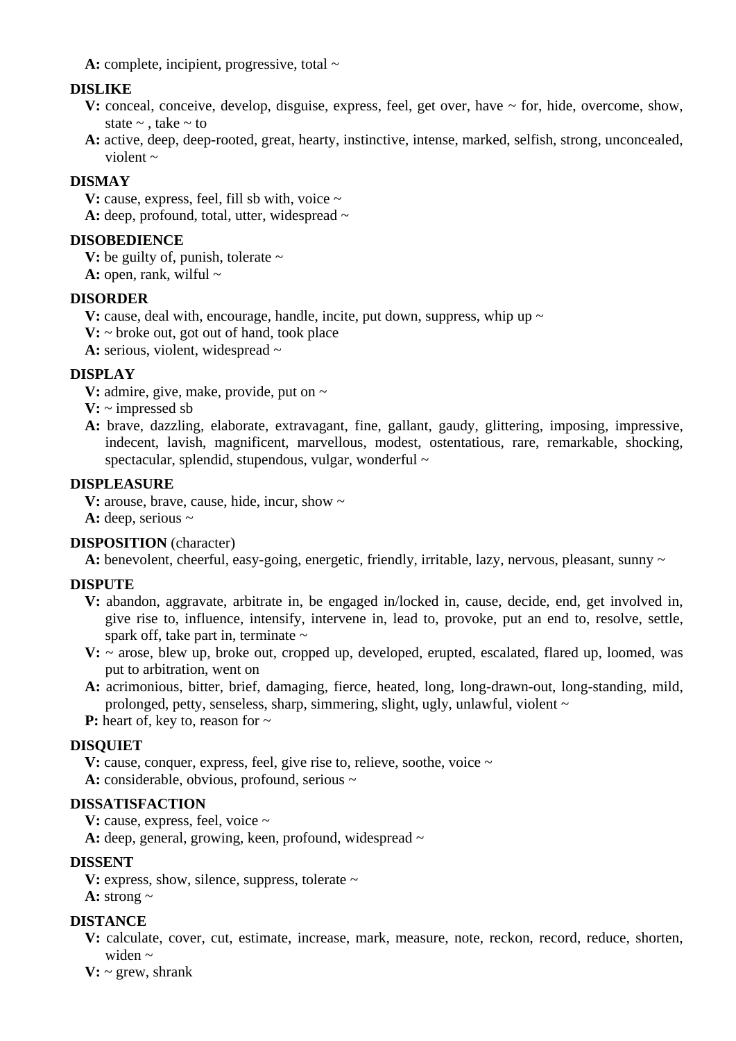**A:** complete, incipient, progressive, total ~

**DISLIKE**

**V:** conceal, conceive, develop, disguise, express, feel, get over, have ~ for, hide, overcome, show, state ~ , take ~ to

**A:** active, deep, deep-rooted, great, hearty, instinctive, intense, marked, selfish, strong, unconcealed, violent ~

**DISMAY**

**V:** cause, express, feel, fill sb with, voice ~

**A:** deep, profound, total, utter, widespread ~

**DISOBEDIENCE**

**V:** be guilty of, punish, tolerate ~

**A:** open, rank, wilful ~

**DISORDER**

**V:** cause, deal with, encourage, handle, incite, put down, suppress, whip up ~

**V:** ~ broke out, got out of hand, took place

**A:** serious, violent, widespread ~

**DISPLAY**

**V:** admire, give, make, provide, put on ~

**V:** ~ impressed sb

**A:** brave, dazzling, elaborate, extravagant, fine, gallant, gaudy, glittering, imposing, impressive, indecent, lavish, magnificent, marvellous, modest, ostentatious, rare, remarkable, shocking, spectacular, splendid, stupendous, vulgar, wonderful ~

**DISPLEASURE**

**V:** arouse, brave, cause, hide, incur, show ~

**A:** deep, serious ~

**DISPOSITION** (character)

**A:** benevolent, cheerful, easy-going, energetic, friendly, irritable, lazy, nervous, pleasant, sunny ~

**DISPUTE**

**V:** abandon, aggravate, arbitrate in, be engaged in/locked in, cause, decide, end, get involved in, give rise to, influence, intensify, intervene in, lead to, provoke, put an end to, resolve, settle, spark off, take part in, terminate ~

**V:** ~ arose, blew up, broke out, cropped up, developed, erupted, escalated, flared up, loomed, was put to arbitration, went on

**A:** acrimonious, bitter, brief, damaging, fierce, heated, long, long-drawn-out, long-standing, mild, prolonged, petty, senseless, sharp, simmering, slight, ugly, unlawful, violent ~

**P:** heart of, key to, reason for ~

**DISQUIET**

**V:** cause, conquer, express, feel, give rise to, relieve, soothe, voice ~

**A:** considerable, obvious, profound, serious ~

**DISSATISFACTION**

**V:** cause, express, feel, voice ~

**A:** deep, general, growing, keen, profound, widespread ~

**DISSENT**

**V:** express, show, silence, suppress, tolerate ~

**A:** strong ~

**DISTANCE**

**V:** calculate, cover, cut, estimate, increase, mark, measure, note, reckon, record, reduce, shorten, widen ~

**V:** ~ grew, shrank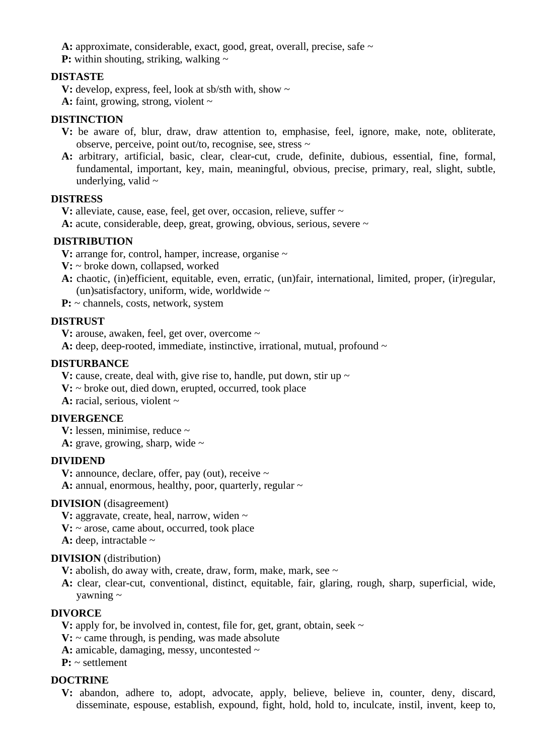**A:** approximate, considerable, exact, good, great, overall, precise, safe ~
**P:** within shouting, striking, walking ~

**DISTASTE**
**V:** develop, express, feel, look at sb/sth with, show ~
**A:** faint, growing, strong, violent ~

**DISTINCTION**
**V:** be aware of, blur, draw, draw attention to, emphasise, feel, ignore, make, note, obliterate, observe, perceive, point out/to, recognise, see, stress ~
**A:** arbitrary, artificial, basic, clear, clear-cut, crude, definite, dubious, essential, fine, formal, fundamental, important, key, main, meaningful, obvious, precise, primary, real, slight, subtle, underlying, valid ~

**DISTRESS**
**V:** alleviate, cause, ease, feel, get over, occasion, relieve, suffer ~
**A:** acute, considerable, deep, great, growing, obvious, serious, severe ~

**DISTRIBUTION**
**V:** arrange for, control, hamper, increase, organise ~
**V:** ~ broke down, collapsed, worked
**A:** chaotic, (in)efficient, equitable, even, erratic, (un)fair, international, limited, proper, (ir)regular, (un)satisfactory, uniform, wide, worldwide ~
**P:** ~ channels, costs, network, system

**DISTRUST**
**V:** arouse, awaken, feel, get over, overcome ~
**A:** deep, deep-rooted, immediate, instinctive, irrational, mutual, profound ~

**DISTURBANCE**
**V:** cause, create, deal with, give rise to, handle, put down, stir up ~
**V:** ~ broke out, died down, erupted, occurred, took place
**A:** racial, serious, violent ~

**DIVERGENCE**
**V:** lessen, minimise, reduce ~
**A:** grave, growing, sharp, wide ~

**DIVIDEND**
**V:** announce, declare, offer, pay (out), receive ~
**A:** annual, enormous, healthy, poor, quarterly, regular ~

**DIVISION** (disagreement)
**V:** aggravate, create, heal, narrow, widen ~
**V:** ~ arose, came about, occurred, took place
**A:** deep, intractable ~

**DIVISION** (distribution)
**V:** abolish, do away with, create, draw, form, make, mark, see ~
**A:** clear, clear-cut, conventional, distinct, equitable, fair, glaring, rough, sharp, superficial, wide, yawning ~

**DIVORCE**
**V:** apply for, be involved in, contest, file for, get, grant, obtain, seek ~
**V:** ~ came through, is pending, was made absolute
**A:** amicable, damaging, messy, uncontested ~
**P:** ~ settlement

**DOCTRINE**
**V:** abandon, adhere to, adopt, advocate, apply, believe, believe in, counter, deny, discard, disseminate, espouse, establish, expound, fight, hold, hold to, inculcate, instil, invent, keep to,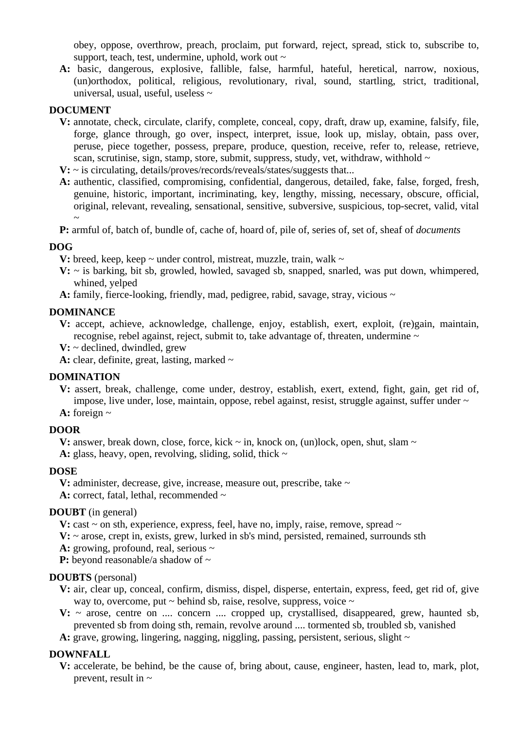obey, oppose, overthrow, preach, proclaim, put forward, reject, spread, stick to, subscribe to, support, teach, test, undermine, uphold, work out ~

**A:** basic, dangerous, explosive, fallible, false, harmful, hateful, heretical, narrow, noxious, (un)orthodox, political, religious, revolutionary, rival, sound, startling, strict, traditional, universal, usual, useful, useless ~

**DOCUMENT**

**V:** annotate, check, circulate, clarify, complete, conceal, copy, draft, draw up, examine, falsify, file, forge, glance through, go over, inspect, interpret, issue, look up, mislay, obtain, pass over, peruse, piece together, possess, prepare, produce, question, receive, refer to, release, retrieve, scan, scrutinise, sign, stamp, store, submit, suppress, study, vet, withdraw, withhold ~

**V:** ~ is circulating, details/proves/records/reveals/states/suggests that...

**A:** authentic, classified, compromising, confidential, dangerous, detailed, fake, false, forged, fresh, genuine, historic, important, incriminating, key, lengthy, missing, necessary, obscure, official, original, relevant, revealing, sensational, sensitive, subversive, suspicious, top-secret, valid, vital ~

**P:** armful of, batch of, bundle of, cache of, hoard of, pile of, series of, set of, sheaf of *documents*

**DOG**

**V:** breed, keep, keep ~ under control, mistreat, muzzle, train, walk ~

**V:** ~ is barking, bit sb, growled, howled, savaged sb, snapped, snarled, was put down, whimpered, whined, yelped

**A:** family, fierce-looking, friendly, mad, pedigree, rabid, savage, stray, vicious ~

**DOMINANCE**

**V:** accept, achieve, acknowledge, challenge, enjoy, establish, exert, exploit, (re)gain, maintain, recognise, rebel against, reject, submit to, take advantage of, threaten, undermine ~

**V:** ~ declined, dwindled, grew

**A:** clear, definite, great, lasting, marked ~

**DOMINATION**

**V:** assert, break, challenge, come under, destroy, establish, exert, extend, fight, gain, get rid of, impose, live under, lose, maintain, oppose, rebel against, resist, struggle against, suffer under ~

**A:** foreign ~

**DOOR**

**V:** answer, break down, close, force, kick ~ in, knock on, (un)lock, open, shut, slam ~

**A:** glass, heavy, open, revolving, sliding, solid, thick ~

**DOSE**

**V:** administer, decrease, give, increase, measure out, prescribe, take ~

**A:** correct, fatal, lethal, recommended ~

**DOUBT** (in general)

**V:** cast ~ on sth, experience, express, feel, have no, imply, raise, remove, spread ~

**V:** ~ arose, crept in, exists, grew, lurked in sb's mind, persisted, remained, surrounds sth

**A:** growing, profound, real, serious ~

**P:** beyond reasonable/a shadow of ~

**DOUBTS** (personal)

**V:** air, clear up, conceal, confirm, dismiss, dispel, disperse, entertain, express, feed, get rid of, give way to, overcome, put ~ behind sb, raise, resolve, suppress, voice ~

**V:** ~ arose, centre on .... concern .... cropped up, crystallised, disappeared, grew, haunted sb, prevented sb from doing sth, remain, revolve around .... tormented sb, troubled sb, vanished

**A:** grave, growing, lingering, nagging, niggling, passing, persistent, serious, slight ~

**DOWNFALL**

**V:** accelerate, be behind, be the cause of, bring about, cause, engineer, hasten, lead to, mark, plot, prevent, result in ~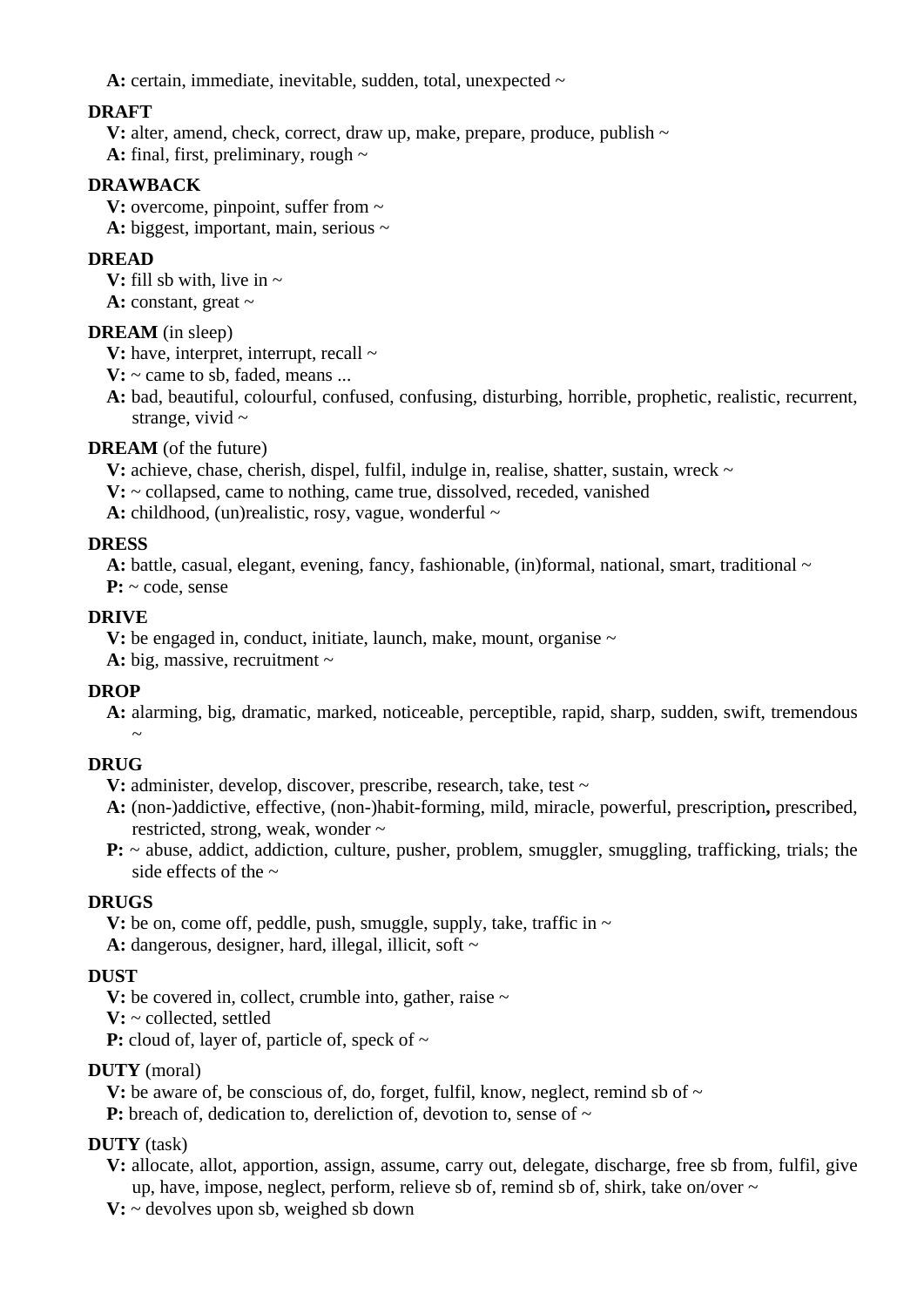**A:** certain, immediate, inevitable, sudden, total, unexpected ~

**DRAFT**

**V:** alter, amend, check, correct, draw up, make, prepare, produce, publish ~
**A:** final, first, preliminary, rough ~

**DRAWBACK**

**V:** overcome, pinpoint, suffer from ~
**A:** biggest, important, main, serious ~

**DREAD**

**V:** fill sb with, live in ~
**A:** constant, great ~

**DREAM** (in sleep)

**V:** have, interpret, interrupt, recall ~
**V:** ~ came to sb, faded, means ...
**A:** bad, beautiful, colourful, confused, confusing, disturbing, horrible, prophetic, realistic, recurrent, strange, vivid ~

**DREAM** (of the future)

**V:** achieve, chase, cherish, dispel, fulfil, indulge in, realise, shatter, sustain, wreck ~
**V:** ~ collapsed, came to nothing, came true, dissolved, receded, vanished
**A:** childhood, (un)realistic, rosy, vague, wonderful ~

**DRESS**

**A:** battle, casual, elegant, evening, fancy, fashionable, (in)formal, national, smart, traditional ~
**P:** ~ code, sense

**DRIVE**

**V:** be engaged in, conduct, initiate, launch, make, mount, organise ~
**A:** big, massive, recruitment ~

**DROP**

**A:** alarming, big, dramatic, marked, noticeable, perceptible, rapid, sharp, sudden, swift, tremendous ~

**DRUG**

**V:** administer, develop, discover, prescribe, research, take, test ~
**A:** (non-)addictive, effective, (non-)habit-forming, mild, miracle, powerful, prescription**,** prescribed, restricted, strong, weak, wonder ~
**P:** ~ abuse, addict, addiction, culture, pusher, problem, smuggler, smuggling, trafficking, trials; the side effects of the ~

**DRUGS**

**V:** be on, come off, peddle, push, smuggle, supply, take, traffic in ~
**A:** dangerous, designer, hard, illegal, illicit, soft ~

**DUST**

**V:** be covered in, collect, crumble into, gather, raise ~
**V:** ~ collected, settled
**P:** cloud of, layer of, particle of, speck of ~

**DUTY** (moral)

**V:** be aware of, be conscious of, do, forget, fulfil, know, neglect, remind sb of ~
**P:** breach of, dedication to, dereliction of, devotion to, sense of ~

**DUTY** (task)

**V:** allocate, allot, apportion, assign, assume, carry out, delegate, discharge, free sb from, fulfil, give up, have, impose, neglect, perform, relieve sb of, remind sb of, shirk, take on/over ~
**V:** ~ devolves upon sb, weighed sb down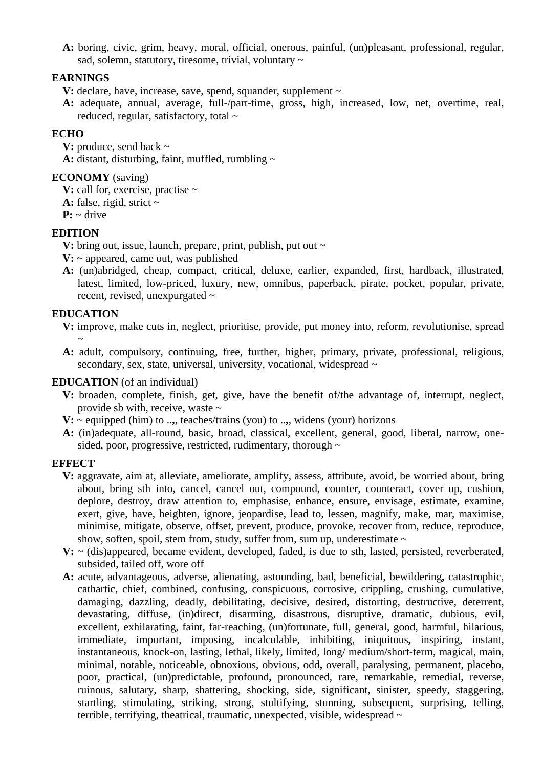**A:** boring, civic, grim, heavy, moral, official, onerous, painful, (un)pleasant, professional, regular, sad, solemn, statutory, tiresome, trivial, voluntary ~

**EARNINGS**

**V:** declare, have, increase, save, spend, squander, supplement ~

**A:** adequate, annual, average, full-/part-time, gross, high, increased, low, net, overtime, real, reduced, regular, satisfactory, total ~

**ECHO**

**V:** produce, send back ~

**A:** distant, disturbing, faint, muffled, rumbling ~

**ECONOMY** (saving)

**V:** call for, exercise, practise ~

**A:** false, rigid, strict ~

**P:** ~ drive

**EDITION**

**V:** bring out, issue, launch, prepare, print, publish, put out ~

**V:** ~ appeared, came out, was published

**A:** (un)abridged, cheap, compact, critical, deluxe, earlier, expanded, first, hardback, illustrated, latest, limited, low-priced, luxury, new, omnibus, paperback, pirate, pocket, popular, private, recent, revised, unexpurgated ~

**EDUCATION**

**V:** improve, make cuts in, neglect, prioritise, provide, put money into, reform, revolutionise, spread ~

**A:** adult, compulsory, continuing, free, further, higher, primary, private, professional, religious, secondary, sex, state, universal, university, vocational, widespread ~

**EDUCATION** (of an individual)

**V:** broaden, complete, finish, get, give, have the benefit of/the advantage of, interrupt, neglect, provide sb with, receive, waste ~

**V:** ~ equipped (him) to ..**,**, teaches/trains (you) to ..**,**, widens (your) horizons

**A:** (in)adequate, all-round, basic, broad, classical, excellent, general, good, liberal, narrow, one-sided, poor, progressive, restricted, rudimentary, thorough ~

**EFFECT**

**V:** aggravate, aim at, alleviate, ameliorate, amplify, assess, attribute, avoid, be worried about, bring about, bring sth into, cancel, cancel out, compound, counter, counteract, cover up, cushion, deplore, destroy, draw attention to, emphasise, enhance, ensure, envisage, estimate, examine, exert, give, have, heighten, ignore, jeopardise, lead to, lessen, magnify, make, mar, maximise, minimise, mitigate, observe, offset, prevent, produce, provoke, recover from, reduce, reproduce, show, soften, spoil, stem from, study, suffer from, sum up, underestimate ~

**V:** ~ (dis)appeared, became evident, developed, faded, is due to sth, lasted, persisted, reverberated, subsided, tailed off, wore off

**A:** acute, advantageous, adverse, alienating, astounding, bad, beneficial, bewildering**,** catastrophic, cathartic, chief, combined, confusing, conspicuous, corrosive, crippling, crushing, cumulative, damaging, dazzling, deadly, debilitating, decisive, desired, distorting, destructive, deterrent, devastating, diffuse, (in)direct, disarming, disastrous, disruptive, dramatic, dubious, evil, excellent, exhilarating, faint, far-reaching, (un)fortunate, full, general, good, harmful, hilarious, immediate, important, imposing, incalculable, inhibiting, iniquitous**,** inspiring, instant, instantaneous, knock-on, lasting, lethal, likely, limited, long/ medium/short-term, magical, main, minimal, notable, noticeable, obnoxious, obvious, odd**,** overall, paralysing, permanent, placebo, poor, practical, (un)predictable, profound**,** pronounced, rare, remarkable, remedial, reverse, ruinous, salutary, sharp, shattering, shocking, side, significant, sinister, speedy, staggering, startling, stimulating, striking, strong, stultifying, stunning, subsequent, surprising, telling, terrible, terrifying, theatrical, traumatic, unexpected, visible, widespread ~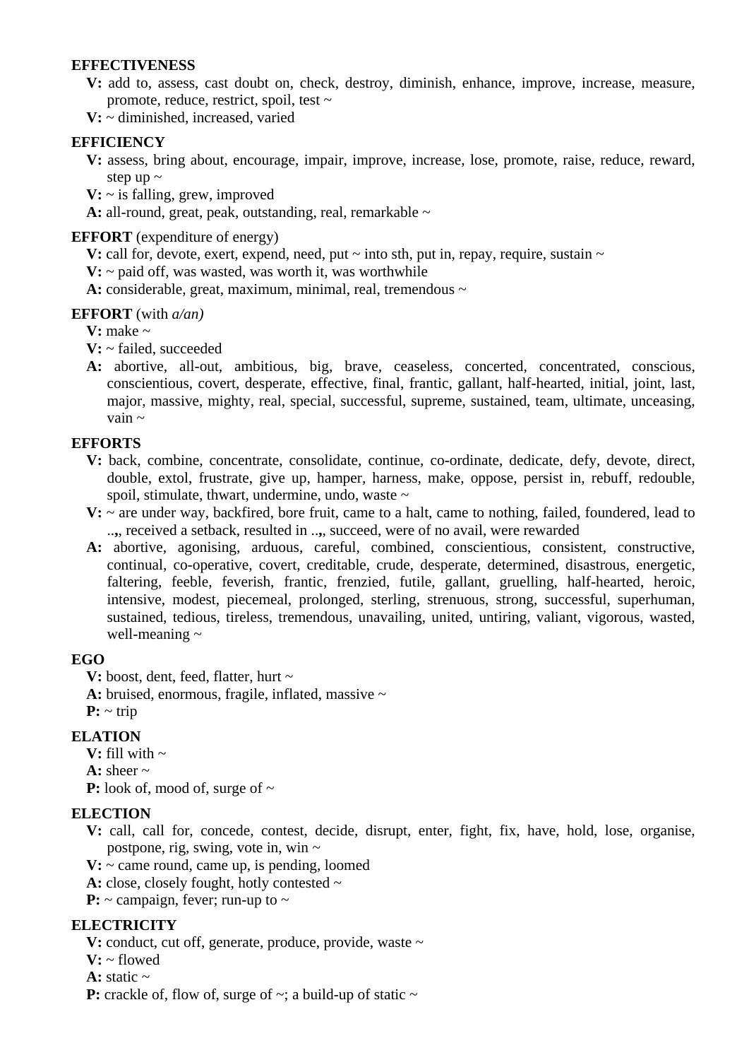**EFFECTIVENESS**

**V:** add to, assess, cast doubt on, check, destroy, diminish, enhance, improve, increase, measure, promote, reduce, restrict, spoil, test ~

**V:** ~ diminished, increased, varied

**EFFICIENCY**

**V:** assess, bring about, encourage, impair, improve, increase, lose, promote, raise, reduce, reward, step up ~

**V:** ~ is falling, grew, improved

**A:** all-round, great, peak, outstanding, real, remarkable ~

**EFFORT** (expenditure of energy)

**V:** call for, devote, exert, expend, need, put ~ into sth, put in, repay, require, sustain ~

**V:** ~ paid off, was wasted, was worth it, was worthwhile

**A:** considerable, great, maximum, minimal, real, tremendous ~

**EFFORT** (with *a/an)*

**V:** make ~

**V:** ~ failed, succeeded

**A:** abortive, all-out, ambitious, big, brave, ceaseless, concerted, concentrated, conscious, conscientious, covert, desperate, effective, final, frantic, gallant, half-hearted, initial, joint, last, major, massive, mighty, real, special, successful, supreme, sustained, team, ultimate, unceasing, vain ~

**EFFORTS**

**V:** back, combine, concentrate, consolidate, continue, co-ordinate, dedicate, defy, devote, direct, double, extol, frustrate, give up, hamper, harness, make, oppose, persist in, rebuff, redouble, spoil, stimulate, thwart, undermine, undo, waste ~

**V:** ~ are under way, backfired, bore fruit, came to a halt, came to nothing, failed, foundered, lead to ..**.**, received a setback, resulted in ..**.**, succeed, were of no avail, were rewarded

**A:** abortive, agonising, arduous, careful, combined, conscientious, consistent, constructive, continual, co-operative, covert, creditable, crude, desperate, determined, disastrous, energetic, faltering, feeble, feverish, frantic, frenzied, futile, gallant, gruelling, half-hearted, heroic, intensive, modest, piecemeal, prolonged, sterling, strenuous, strong, successful, superhuman, sustained, tedious, tireless, tremendous, unavailing, united, untiring, valiant, vigorous, wasted, well-meaning ~

**EGO**

**V:** boost, dent, feed, flatter, hurt ~

**A:** bruised, enormous, fragile, inflated, massive ~

**P:** ~ trip

**ELATION**

**V:** fill with ~

**A:** sheer ~

**P:** look of, mood of, surge of ~

**ELECTION**

**V:** call, call for, concede, contest, decide, disrupt, enter, fight, fix, have, hold, lose, organise, postpone, rig, swing, vote in, win ~

**V:** ~ came round, came up, is pending, loomed

**A:** close, closely fought, hotly contested ~

**P:** ~ campaign, fever; run-up to ~

**ELECTRICITY**

**V:** conduct, cut off, generate, produce, provide, waste ~

**V:** ~ flowed

**A:** static ~

**P:** crackle of, flow of, surge of ~; a build-up of static ~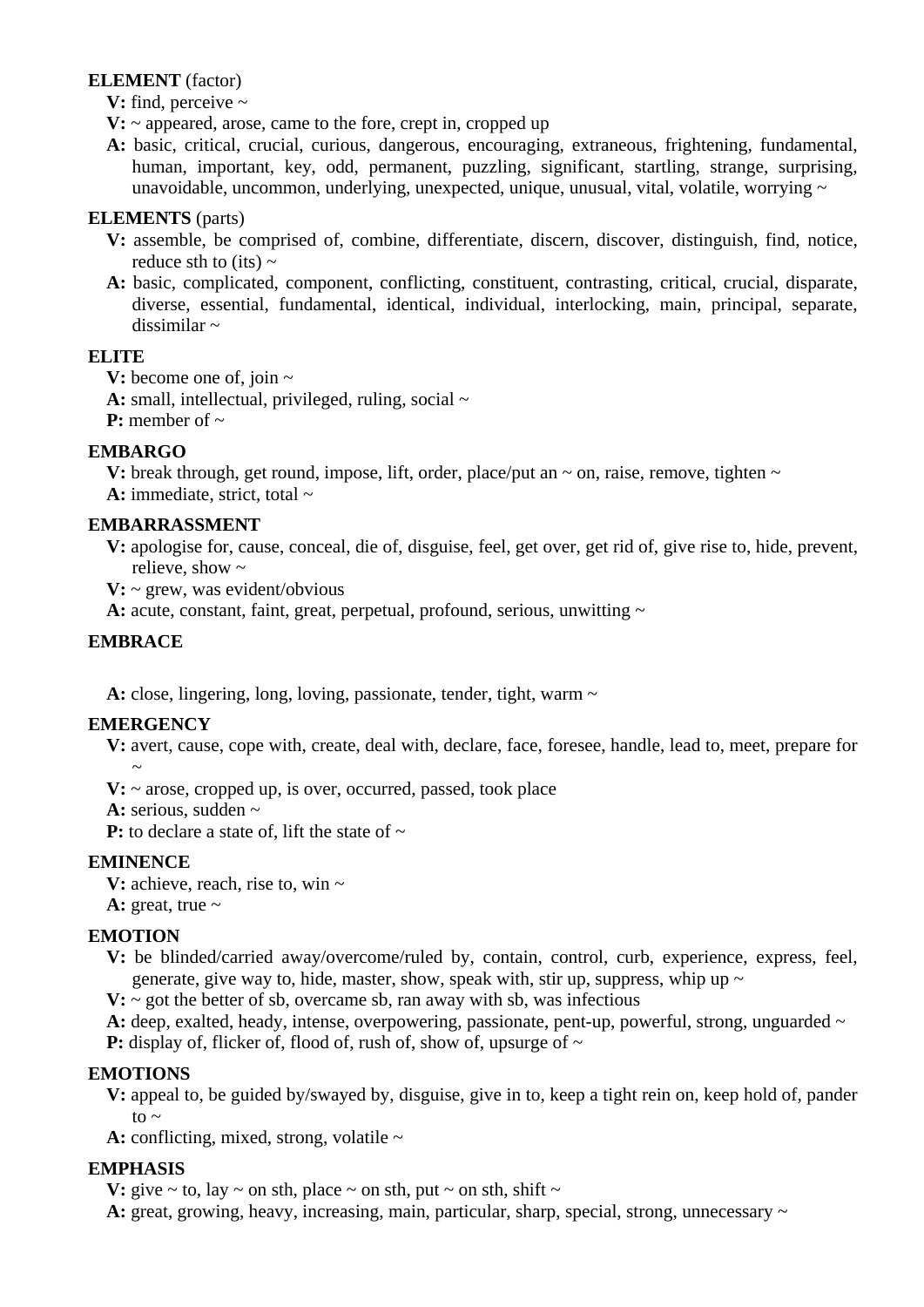**ELEMENT** (factor)

**V:** find, perceive ~

**V:** ~ appeared, arose, came to the fore, crept in, cropped up

**A:** basic, critical, crucial, curious, dangerous, encouraging, extraneous, frightening, fundamental, human, important, key, odd, permanent, puzzling, significant, startling, strange, surprising, unavoidable, uncommon, underlying, unexpected, unique, unusual, vital, volatile, worrying ~

**ELEMENTS** (parts)

**V:** assemble, be comprised of, combine, differentiate, discern, discover, distinguish, find, notice, reduce sth to (its) ~

**A:** basic, complicated, component, conflicting, constituent, contrasting, critical, crucial, disparate, diverse, essential, fundamental, identical, individual, interlocking, main, principal, separate, dissimilar ~

**ELITE**

**V:** become one of, join ~

**A:** small, intellectual, privileged, ruling, social ~

**P:** member of ~

**EMBARGO**

**V:** break through, get round, impose, lift, order, place/put an ~ on, raise, remove, tighten ~

**A:** immediate, strict, total ~

**EMBARRASSMENT**

**V:** apologise for, cause, conceal, die of, disguise, feel, get over, get rid of, give rise to, hide, prevent, relieve, show ~

**V:** ~ grew, was evident/obvious

**A:** acute, constant, faint, great, perpetual, profound, serious, unwitting ~

**EMBRACE**

**A:** close, lingering, long, loving, passionate, tender, tight, warm ~

**EMERGENCY**

**V:** avert, cause, cope with, create, deal with, declare, face, foresee, handle, lead to, meet, prepare for ~

**V:** ~ arose, cropped up, is over, occurred, passed, took place

**A:** serious, sudden ~

**P:** to declare a state of, lift the state of ~

**EMINENCE**

**V:** achieve, reach, rise to, win ~

**A:** great, true ~

**EMOTION**

**V:** be blinded/carried away/overcome/ruled by, contain, control, curb, experience, express, feel, generate, give way to, hide, master, show, speak with, stir up, suppress, whip up ~

**V:** ~ got the better of sb, overcame sb, ran away with sb, was infectious

**A:** deep, exalted, heady, intense, overpowering, passionate, pent-up, powerful, strong, unguarded ~

**P:** display of, flicker of, flood of, rush of, show of, upsurge of ~

**EMOTIONS**

**V:** appeal to, be guided by/swayed by, disguise, give in to, keep a tight rein on, keep hold of, pander to ~

**A:** conflicting, mixed, strong, volatile ~

**EMPHASIS**

**V:** give ~ to, lay ~ on sth, place ~ on sth, put ~ on sth, shift ~

**A:** great, growing, heavy, increasing, main, particular, sharp, special, strong, unnecessary ~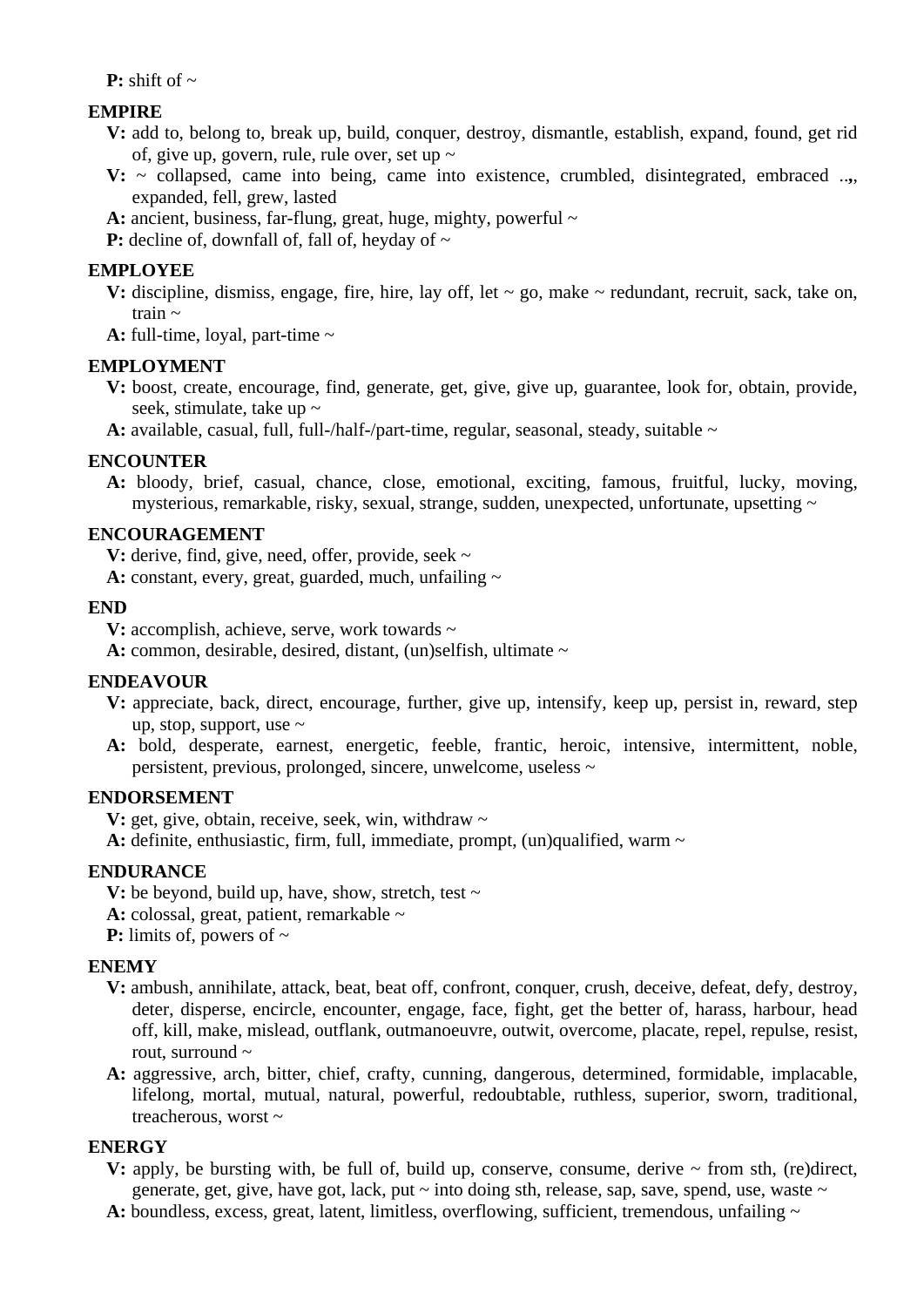**P:** shift of ~

**EMPIRE**

**V:** add to, belong to, break up, build, conquer, destroy, dismantle, establish, expand, found, get rid of, give up, govern, rule, rule over, set up ~

**V:** ~ collapsed, came into being, came into existence, crumbled, disintegrated, embraced ..,, expanded, fell, grew, lasted

**A:** ancient, business, far-flung, great, huge, mighty, powerful ~

**P:** decline of, downfall of, fall of, heyday of ~

**EMPLOYEE**

**V:** discipline, dismiss, engage, fire, hire, lay off, let ~ go, make ~ redundant, recruit, sack, take on, train ~

**A:** full-time, loyal, part-time ~

**EMPLOYMENT**

**V:** boost, create, encourage, find, generate, get, give, give up, guarantee, look for, obtain, provide, seek, stimulate, take up ~

**A:** available, casual, full, full-/half-/part-time, regular, seasonal, steady, suitable ~

**ENCOUNTER**

**A:** bloody, brief, casual, chance, close, emotional, exciting, famous, fruitful, lucky, moving, mysterious, remarkable, risky, sexual, strange, sudden, unexpected, unfortunate, upsetting ~

**ENCOURAGEMENT**

**V:** derive, find, give, need, offer, provide, seek ~

**A:** constant, every, great, guarded, much, unfailing ~

**END**

**V:** accomplish, achieve, serve, work towards ~

**A:** common, desirable, desired, distant, (un)selfish, ultimate ~

**ENDEAVOUR**

**V:** appreciate, back, direct, encourage, further, give up, intensify, keep up, persist in, reward, step up, stop, support, use ~

**A:** bold, desperate, earnest, energetic, feeble, frantic, heroic, intensive, intermittent, noble, persistent, previous, prolonged, sincere, unwelcome, useless ~

**ENDORSEMENT**

**V:** get, give, obtain, receive, seek, win, withdraw ~

**A:** definite, enthusiastic, firm, full, immediate, prompt, (un)qualified, warm ~

**ENDURANCE**

**V:** be beyond, build up, have, show, stretch, test ~

**A:** colossal, great, patient, remarkable ~

**P:** limits of, powers of ~

**ENEMY**

**V:** ambush, annihilate, attack, beat, beat off, confront, conquer, crush, deceive, defeat, defy, destroy, deter, disperse, encircle, encounter, engage, face, fight, get the better of, harass, harbour, head off, kill, make, mislead, outflank, outmanoeuvre, outwit, overcome, placate, repel, repulse, resist, rout, surround ~

**A:** aggressive, arch, bitter, chief, crafty, cunning, dangerous, determined, formidable, implacable, lifelong, mortal, mutual, natural, powerful, redoubtable, ruthless, superior, sworn, traditional, treacherous, worst ~

**ENERGY**

**V:** apply, be bursting with, be full of, build up, conserve, consume, derive ~ from sth, (re)direct, generate, get, give, have got, lack, put ~ into doing sth, release, sap, save, spend, use, waste ~

**A:** boundless, excess, great, latent, limitless, overflowing, sufficient, tremendous, unfailing ~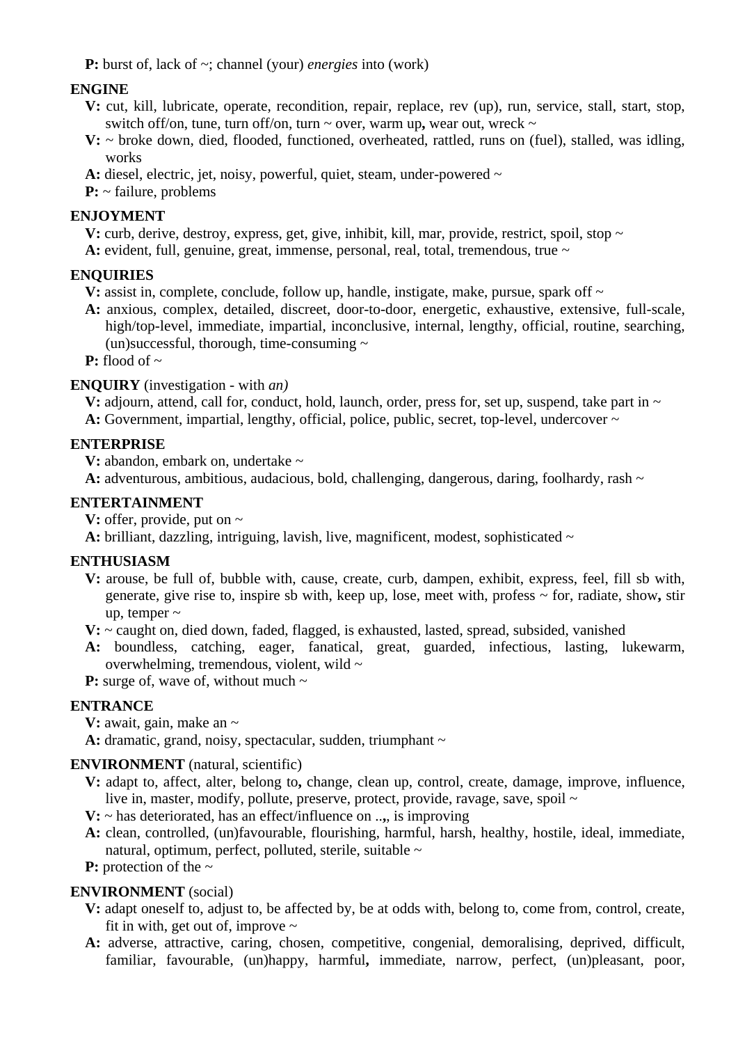**P:** burst of, lack of ~; channel (your) *energies* into (work)

**ENGINE**

**V:** cut, kill, lubricate, operate, recondition, repair, replace, rev (up), run, service, stall, start, stop, switch off/on, tune, turn off/on, turn ~ over, warm up**,** wear out, wreck ~

**V:** ~ broke down, died, flooded, functioned, overheated, rattled, runs on (fuel), stalled, was idling, works

**A:** diesel, electric, jet, noisy, powerful, quiet, steam, under-powered ~

**P:** ~ failure, problems

**ENJOYMENT**

**V:** curb, derive, destroy, express, get, give, inhibit, kill, mar, provide, restrict, spoil, stop ~

**A:** evident, full, genuine, great, immense, personal, real, total, tremendous, true ~

**ENQUIRIES**

**V:** assist in, complete, conclude, follow up, handle, instigate, make, pursue, spark off ~

**A:** anxious, complex, detailed, discreet, door-to-door, energetic, exhaustive, extensive, full-scale, high/top-level, immediate, impartial, inconclusive, internal, lengthy, official, routine, searching, (un)successful, thorough, time-consuming ~

**P:** flood of ~

**ENQUIRY** (investigation - with *an)*

**V:** adjourn, attend, call for, conduct, hold, launch, order, press for, set up, suspend, take part in ~

**A:** Government, impartial, lengthy, official, police, public, secret, top-level, undercover ~

**ENTERPRISE**

**V:** abandon, embark on, undertake ~

**A:** adventurous, ambitious, audacious, bold, challenging, dangerous, daring, foolhardy, rash ~

**ENTERTAINMENT**

**V:** offer, provide, put on ~

**A:** brilliant, dazzling, intriguing, lavish, live, magnificent, modest, sophisticated ~

**ENTHUSIASM**

**V:** arouse, be full of, bubble with, cause, create, curb, dampen, exhibit, express, feel, fill sb with, generate, give rise to, inspire sb with, keep up, lose, meet with, profess ~ for, radiate, show**,** stir up, temper ~

**V:** ~ caught on, died down, faded, flagged, is exhausted, lasted, spread, subsided, vanished

**A:** boundless, catching, eager, fanatical, great, guarded, infectious, lasting, lukewarm, overwhelming, tremendous, violent, wild ~

**P:** surge of, wave of, without much ~

**ENTRANCE**

**V:** await, gain, make an ~

**A:** dramatic, grand, noisy, spectacular, sudden, triumphant ~

**ENVIRONMENT** (natural, scientific)

**V:** adapt to, affect, alter, belong to**,** change, clean up, control, create, damage, improve, influence, live in, master, modify, pollute, preserve, protect, provide, ravage, save, spoil ~

**V:** ~ has deteriorated, has an effect/influence on ..**,**, is improving

**A:** clean, controlled, (un)favourable, flourishing, harmful, harsh, healthy, hostile, ideal, immediate, natural, optimum, perfect, polluted, sterile, suitable ~

**P:** protection of the ~

**ENVIRONMENT** (social)

**V:** adapt oneself to, adjust to, be affected by, be at odds with, belong to, come from, control, create, fit in with, get out of, improve ~

**A:** adverse, attractive, caring, chosen, competitive, congenial, demoralising, deprived, difficult, familiar, favourable, (un)happy, harmful**,** immediate, narrow, perfect, (un)pleasant, poor,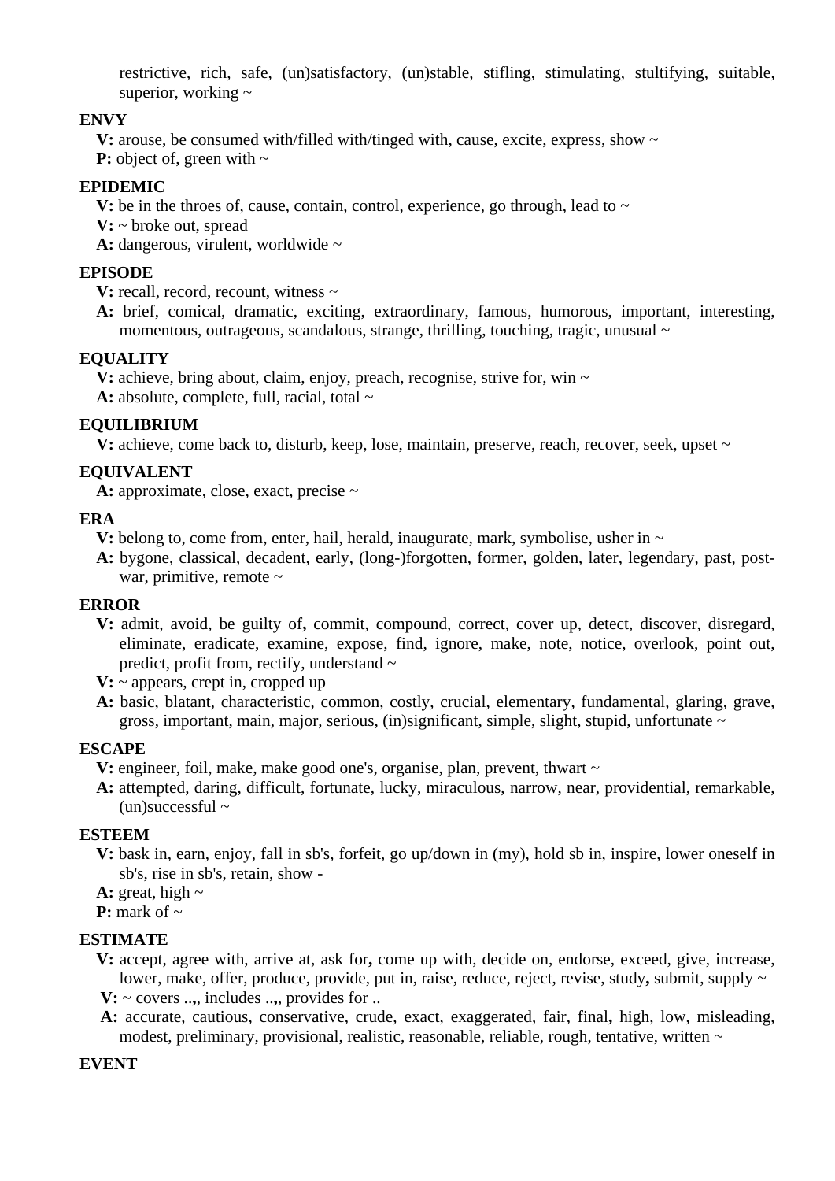restrictive, rich, safe, (un)satisfactory, (un)stable, stifling, stimulating, stultifying, suitable, superior, working ~

**ENVY**

**V:** arouse, be consumed with/filled with/tinged with, cause, excite, express, show ~
**P:** object of, green with ~

**EPIDEMIC**

**V:** be in the throes of, cause, contain, control, experience, go through, lead to ~
**V:** ~ broke out, spread
**A:** dangerous, virulent, worldwide ~

**EPISODE**

**V:** recall, record, recount, witness ~
**A:** brief, comical, dramatic, exciting, extraordinary, famous, humorous, important, interesting, momentous, outrageous, scandalous, strange, thrilling, touching, tragic, unusual ~

**EQUALITY**

**V:** achieve, bring about, claim, enjoy, preach, recognise, strive for, win ~
**A:** absolute, complete, full, racial, total ~

**EQUILIBRIUM**

**V:** achieve, come back to, disturb, keep, lose, maintain, preserve, reach, recover, seek, upset ~

**EQUIVALENT**

**A:** approximate, close, exact, precise ~

**ERA**

**V:** belong to, come from, enter, hail, herald, inaugurate, mark, symbolise, usher in ~
**A:** bygone, classical, decadent, early, (long-)forgotten, former, golden, later, legendary, past, post-war, primitive, remote ~

**ERROR**

**V:** admit, avoid, be guilty of**,** commit, compound, correct, cover up, detect, discover, disregard, eliminate, eradicate, examine, expose, find, ignore, make, note, notice, overlook, point out, predict, profit from, rectify, understand ~
**V:** ~ appears, crept in, cropped up
**A:** basic, blatant, characteristic, common, costly, crucial, elementary, fundamental, glaring, grave, gross, important, main, major, serious, (in)significant, simple, slight, stupid, unfortunate ~

**ESCAPE**

**V:** engineer, foil, make, make good one's, organise, plan, prevent, thwart ~
**A:** attempted, daring, difficult, fortunate, lucky, miraculous, narrow, near, providential, remarkable, (un)successful ~

**ESTEEM**

**V:** bask in, earn, enjoy, fall in sb's, forfeit, go up/down in (my), hold sb in, inspire, lower oneself in sb's, rise in sb's, retain, show -
**A:** great, high ~
**P:** mark of ~

**ESTIMATE**

**V:** accept, agree with, arrive at, ask for**,** come up with, decide on, endorse, exceed, give, increase, lower, make, offer, produce, provide, put in, raise, reduce, reject, revise, study**,** submit, supply ~
**V:** ~ covers ..**,**, includes ..**,**, provides for ..
**A:** accurate, cautious, conservative, crude, exact, exaggerated, fair, final**,** high, low, misleading, modest, preliminary, provisional, realistic, reasonable, reliable, rough, tentative, written ~

**EVENT**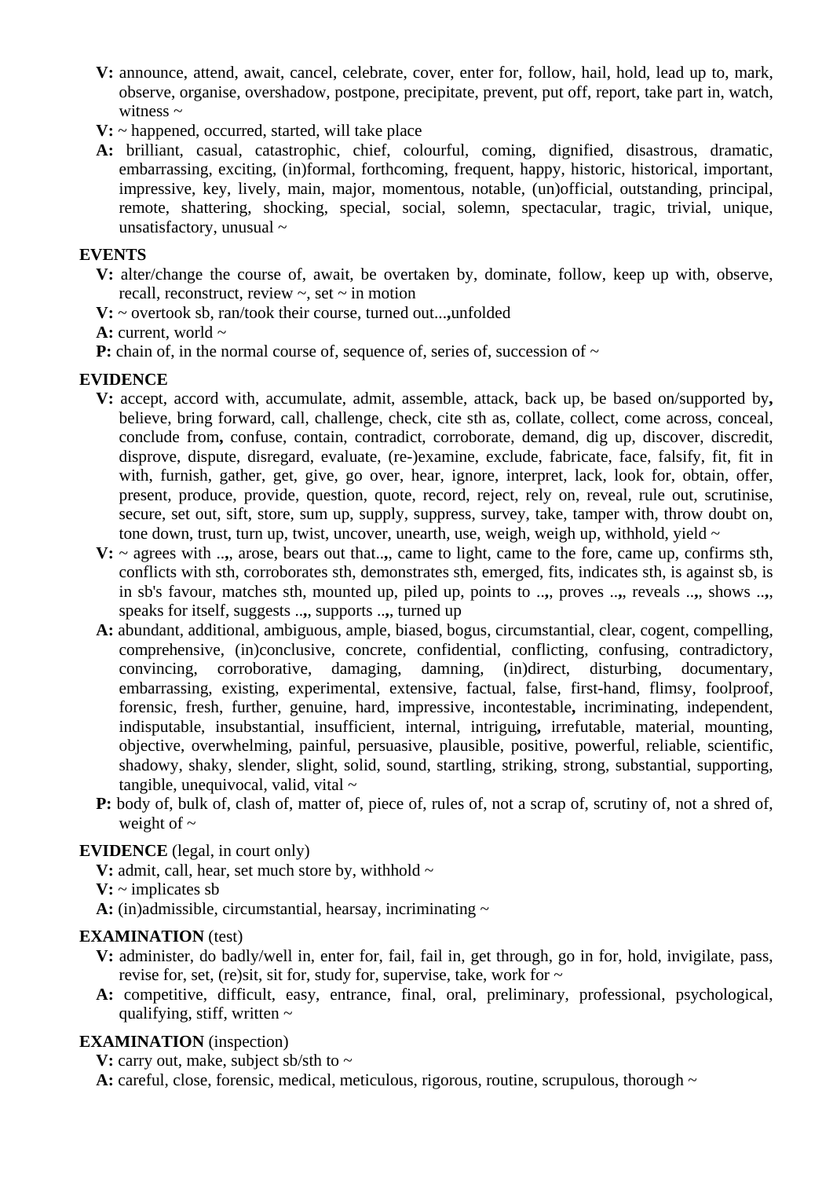**V:** announce, attend, await, cancel, celebrate, cover, enter for, follow, hail, hold, lead up to, mark, observe, organise, overshadow, postpone, precipitate, prevent, put off, report, take part in, watch, witness ~

**V:** ~ happened, occurred, started, will take place

**A:** brilliant, casual, catastrophic, chief, colourful, coming, dignified, disastrous, dramatic, embarrassing, exciting, (in)formal, forthcoming, frequent, happy, historic, historical, important, impressive, key, lively, main, major, momentous, notable, (un)official, outstanding, principal, remote, shattering, shocking, special, social, solemn, spectacular, tragic, trivial, unique, unsatisfactory, unusual ~

**EVENTS**

**V:** alter/change the course of, await, be overtaken by, dominate, follow, keep up with, observe, recall, reconstruct, review ~, set ~ in motion

**V:** ~ overtook sb, ran/took their course, turned out...**,**unfolded

**A:** current, world ~

**P:** chain of, in the normal course of, sequence of, series of, succession of ~

**EVIDENCE**

**V:** accept, accord with, accumulate, admit, assemble, attack, back up, be based on/supported by**,** believe, bring forward, call, challenge, check, cite sth as, collate, collect, come across, conceal, conclude from**,** confuse, contain, contradict, corroborate, demand, dig up, discover, discredit, disprove, dispute, disregard, evaluate, (re-)examine, exclude, fabricate, face, falsify, fit, fit in with, furnish, gather, get, give, go over, hear, ignore, interpret, lack, look for, obtain, offer, present, produce, provide, question, quote, record, reject, rely on, reveal, rule out, scrutinise, secure, set out, sift, store, sum up, supply, suppress, survey, take, tamper with, throw doubt on, tone down, trust, turn up, twist, uncover, unearth, use, weigh, weigh up, withhold, yield ~

**V:** ~ agrees with ..**,**, arose, bears out that..**,**, came to light, came to the fore, came up, confirms sth, conflicts with sth, corroborates sth, demonstrates sth, emerged, fits, indicates sth, is against sb, is in sb's favour, matches sth, mounted up, piled up, points to ..**,**, proves ..**,**, reveals ..**,**, shows ..**,**, speaks for itself, suggests ..**,**, supports ..**,**, turned up

**A:** abundant, additional, ambiguous, ample, biased, bogus, circumstantial, clear, cogent, compelling, comprehensive, (in)conclusive, concrete, confidential, conflicting, confusing, contradictory, convincing, corroborative, damaging, damning, (in)direct, disturbing, documentary, embarrassing, existing, experimental, extensive, factual, false, first-hand, flimsy, foolproof, forensic, fresh, further, genuine, hard, impressive, incontestable**,** incriminating, independent, indisputable, insubstantial, insufficient, internal, intriguing**,** irrefutable, material, mounting, objective, overwhelming, painful, persuasive, plausible, positive, powerful, reliable, scientific, shadowy, shaky, slender, slight, solid, sound, startling, striking, strong, substantial, supporting, tangible, unequivocal, valid, vital ~

**P:** body of, bulk of, clash of, matter of, piece of, rules of, not a scrap of, scrutiny of, not a shred of, weight of ~

**EVIDENCE** (legal, in court only)

**V:** admit, call, hear, set much store by, withhold ~

**V:** ~ implicates sb

**A:** (in)admissible, circumstantial, hearsay, incriminating ~

**EXAMINATION** (test)

**V:** administer, do badly/well in, enter for, fail, fail in, get through, go in for, hold, invigilate, pass, revise for, set, (re)sit, sit for, study for, supervise, take, work for ~

**A:** competitive, difficult, easy, entrance, final, oral, preliminary, professional, psychological, qualifying, stiff, written ~

**EXAMINATION** (inspection)

**V:** carry out, make, subject sb/sth to ~

**A:** careful, close, forensic, medical, meticulous, rigorous, routine, scrupulous, thorough ~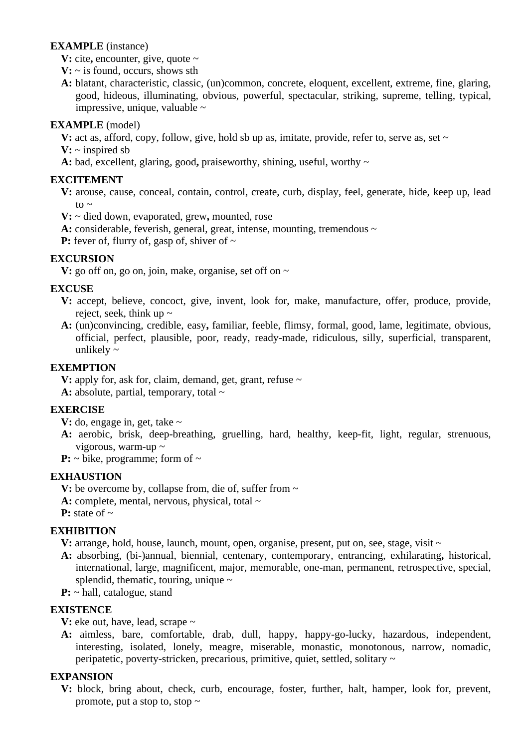**EXAMPLE** (instance)

**V:** cite, encounter, give, quote ~

**V:** ~ is found, occurs, shows sth

**A:** blatant, characteristic, classic, (un)common, concrete, eloquent, excellent, extreme, fine, glaring, good, hideous, illuminating, obvious, powerful, spectacular, striking, supreme, telling, typical, impressive, unique, valuable ~

**EXAMPLE** (model)

**V:** act as, afford, copy, follow, give, hold sb up as, imitate, provide, refer to, serve as, set ~

**V:** ~ inspired sb

**A:** bad, excellent, glaring, good, praiseworthy, shining, useful, worthy ~

**EXCITEMENT**

**V:** arouse, cause, conceal, contain, control, create, curb, display, feel, generate, hide, keep up, lead to ~

**V:** ~ died down, evaporated, grew, mounted, rose

**A:** considerable, feverish, general, great, intense, mounting, tremendous ~

**P:** fever of, flurry of, gasp of, shiver of ~

**EXCURSION**

**V:** go off on, go on, join, make, organise, set off on ~

**EXCUSE**

**V:** accept, believe, concoct, give, invent, look for, make, manufacture, offer, produce, provide, reject, seek, think up ~

**A:** (un)convincing, credible, easy, familiar, feeble, flimsy, formal, good, lame, legitimate, obvious, official, perfect, plausible, poor, ready, ready-made, ridiculous, silly, superficial, transparent, unlikely ~

**EXEMPTION**

**V:** apply for, ask for, claim, demand, get, grant, refuse ~

**A:** absolute, partial, temporary, total ~

**EXERCISE**

**V:** do, engage in, get, take ~

**A:** aerobic, brisk, deep-breathing, gruelling, hard, healthy, keep-fit, light, regular, strenuous, vigorous, warm-up ~

**P:** ~ bike, programme; form of ~

**EXHAUSTION**

**V:** be overcome by, collapse from, die of, suffer from ~

**A:** complete, mental, nervous, physical, total ~

**P:** state of ~

**EXHIBITION**

**V:** arrange, hold, house, launch, mount, open, organise, present, put on, see, stage, visit ~

**A:** absorbing, (bi-)annual, biennial, centenary, contemporary, entrancing, exhilarating, historical, international, large, magnificent, major, memorable, one-man, permanent, retrospective, special, splendid, thematic, touring, unique ~

**P:** ~ hall, catalogue, stand

**EXISTENCE**

**V:** eke out, have, lead, scrape ~

**A:** aimless, bare, comfortable, drab, dull, happy, happy-go-lucky, hazardous, independent, interesting, isolated, lonely, meagre, miserable, monastic, monotonous, narrow, nomadic, peripatetic, poverty-stricken, precarious, primitive, quiet, settled, solitary ~

**EXPANSION**

**V:** block, bring about, check, curb, encourage, foster, further, halt, hamper, look for, prevent, promote, put a stop to, stop ~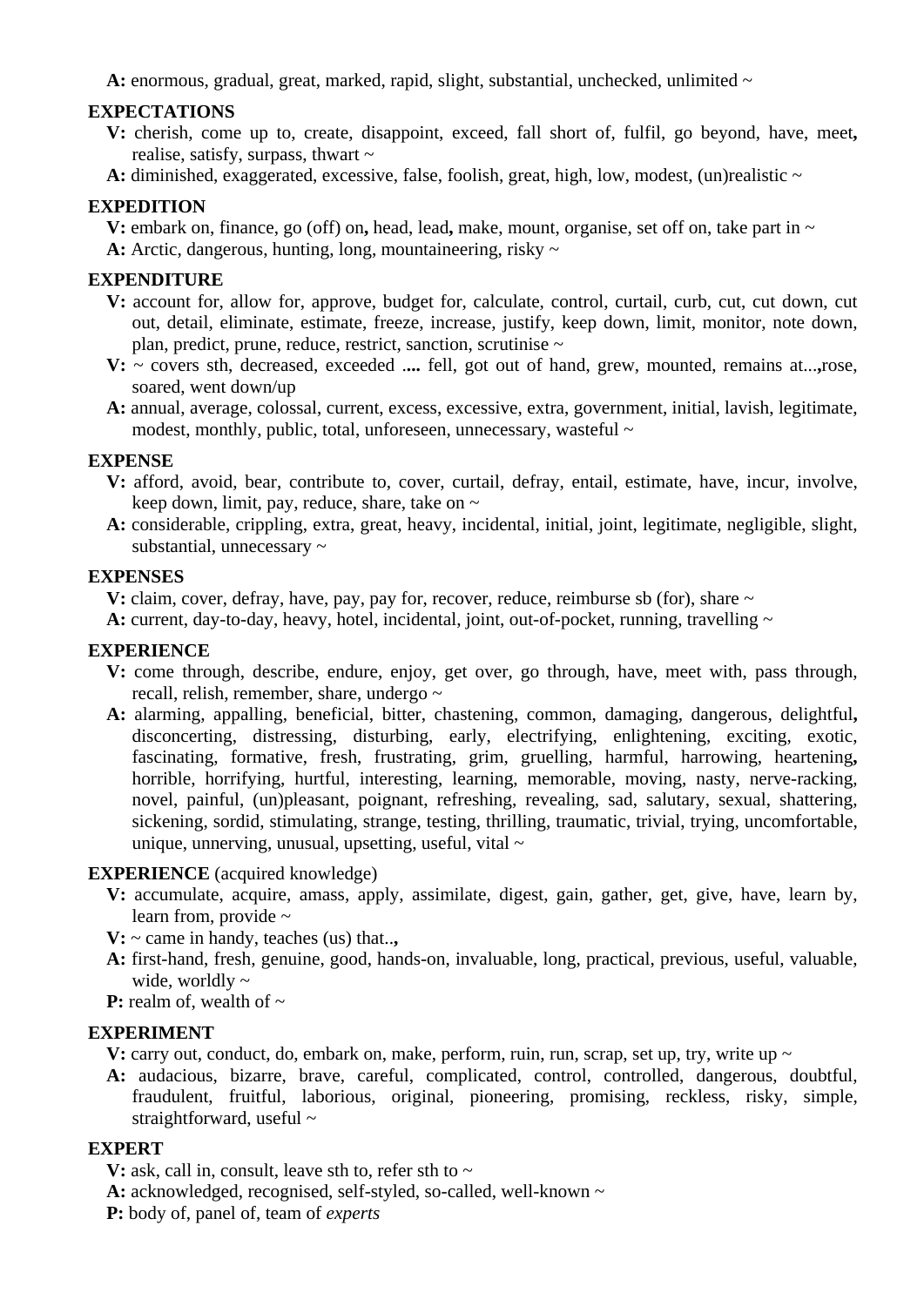**A:** enormous, gradual, great, marked, rapid, slight, substantial, unchecked, unlimited ~

**EXPECTATIONS**

**V:** cherish, come up to, create, disappoint, exceed, fall short of, fulfil, go beyond, have, meet**,** realise, satisfy, surpass, thwart ~

**A:** diminished, exaggerated, excessive, false, foolish, great, high, low, modest, (un)realistic ~

**EXPEDITION**

**V:** embark on, finance, go (off) on**,** head, lead**,** make, mount, organise, set off on, take part in ~

**A:** Arctic, dangerous, hunting, long, mountaineering, risky ~

**EXPENDITURE**

**V:** account for, allow for, approve, budget for, calculate, control, curtail, curb, cut, cut down, cut out, detail, eliminate, estimate, freeze, increase, justify, keep down, limit, monitor, note down, plan, predict, prune, reduce, restrict, sanction, scrutinise ~

**V:** ~ covers sth, decreased, exceeded **....** fell, got out of hand, grew, mounted, remains at...**,**rose, soared, went down/up

**A:** annual, average, colossal, current, excess, excessive, extra, government, initial, lavish, legitimate, modest, monthly, public, total, unforeseen, unnecessary, wasteful ~

**EXPENSE**

**V:** afford, avoid, bear, contribute to, cover, curtail, defray, entail, estimate, have, incur, involve, keep down, limit, pay, reduce, share, take on ~

**A:** considerable, crippling, extra, great, heavy, incidental, initial, joint, legitimate, negligible, slight, substantial, unnecessary ~

**EXPENSES**

**V:** claim, cover, defray, have, pay, pay for, recover, reduce, reimburse sb (for), share ~

**A:** current, day-to-day, heavy, hotel, incidental, joint, out-of-pocket, running, travelling ~

**EXPERIENCE**

**V:** come through, describe, endure, enjoy, get over, go through, have, meet with, pass through, recall, relish, remember, share, undergo ~

**A:** alarming, appalling, beneficial, bitter, chastening, common, damaging, dangerous, delightful**,** disconcerting, distressing, disturbing, early, electrifying, enlightening, exciting, exotic, fascinating, formative, fresh, frustrating, grim, gruelling, harmful, harrowing, heartening**,** horrible, horrifying, hurtful, interesting, learning, memorable, moving, nasty, nerve-racking, novel, painful, (un)pleasant, poignant, refreshing, revealing, sad, salutary, sexual, shattering, sickening, sordid, stimulating, strange, testing, thrilling, traumatic, trivial, trying, uncomfortable, unique, unnerving, unusual, upsetting, useful, vital ~

**EXPERIENCE** (acquired knowledge)

**V:** accumulate, acquire, amass, apply, assimilate, digest, gain, gather, get, give, have, learn by, learn from, provide ~

**V:** ~ came in handy, teaches (us) that..**,**

**A:** first-hand, fresh, genuine, good, hands-on, invaluable, long, practical, previous, useful, valuable, wide, worldly ~

**P:** realm of, wealth of ~

**EXPERIMENT**

**V:** carry out, conduct, do, embark on, make, perform, ruin, run, scrap, set up, try, write up ~

**A:** audacious, bizarre, brave, careful, complicated, control, controlled, dangerous, doubtful, fraudulent, fruitful, laborious, original, pioneering, promising, reckless, risky, simple, straightforward, useful ~

**EXPERT**

**V:** ask, call in, consult, leave sth to, refer sth to ~

**A:** acknowledged, recognised, self-styled, so-called, well-known ~

**P:** body of, panel of, team of *experts*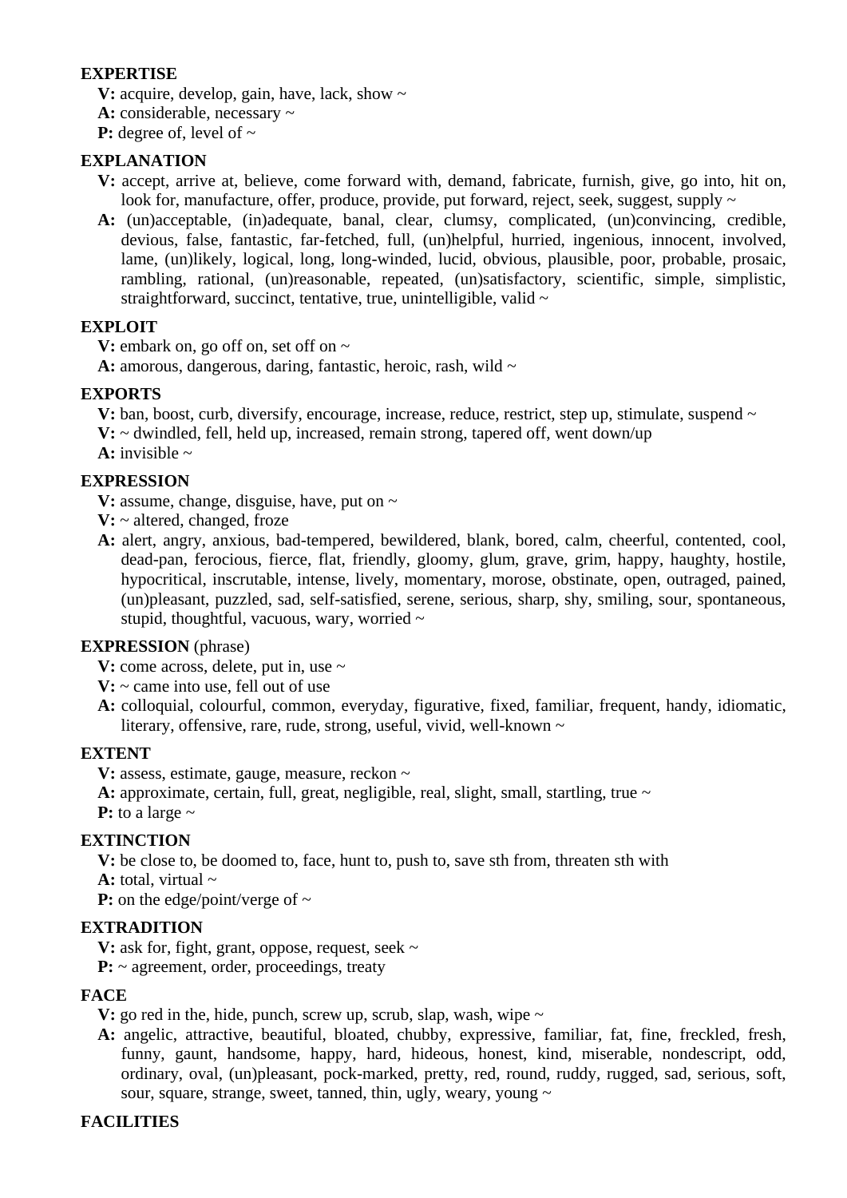**EXPERTISE**

**V:** acquire, develop, gain, have, lack, show ~

**A:** considerable, necessary ~

**P:** degree of, level of ~

**EXPLANATION**

**V:** accept, arrive at, believe, come forward with, demand, fabricate, furnish, give, go into, hit on, look for, manufacture, offer, produce, provide, put forward, reject, seek, suggest, supply ~

**A:** (un)acceptable, (in)adequate, banal, clear, clumsy, complicated, (un)convincing, credible, devious, false, fantastic, far-fetched, full, (un)helpful, hurried, ingenious, innocent, involved, lame, (un)likely, logical, long, long-winded, lucid, obvious, plausible, poor, probable, prosaic, rambling, rational, (un)reasonable, repeated, (un)satisfactory, scientific, simple, simplistic, straightforward, succinct, tentative, true, unintelligible, valid ~

**EXPLOIT**

**V:** embark on, go off on, set off on ~

**A:** amorous, dangerous, daring, fantastic, heroic, rash, wild ~

**EXPORTS**

**V:** ban, boost, curb, diversify, encourage, increase, reduce, restrict, step up, stimulate, suspend ~

**V:** ~ dwindled, fell, held up, increased, remain strong, tapered off, went down/up

**A:** invisible ~

**EXPRESSION**

**V:** assume, change, disguise, have, put on ~

**V:** ~ altered, changed, froze

**A:** alert, angry, anxious, bad-tempered, bewildered, blank, bored, calm, cheerful, contented, cool, dead-pan, ferocious, fierce, flat, friendly, gloomy, glum, grave, grim, happy, haughty, hostile, hypocritical, inscrutable, intense, lively, momentary, morose, obstinate, open, outraged, pained, (un)pleasant, puzzled, sad, self-satisfied, serene, serious, sharp, shy, smiling, sour, spontaneous, stupid, thoughtful, vacuous, wary, worried ~

**EXPRESSION** (phrase)

**V:** come across, delete, put in, use ~

**V:** ~ came into use, fell out of use

**A:** colloquial, colourful, common, everyday, figurative, fixed, familiar, frequent, handy, idiomatic, literary, offensive, rare, rude, strong, useful, vivid, well-known ~

**EXTENT**

**V:** assess, estimate, gauge, measure, reckon ~

**A:** approximate, certain, full, great, negligible, real, slight, small, startling, true ~

**P:** to a large ~

**EXTINCTION**

**V:** be close to, be doomed to, face, hunt to, push to, save sth from, threaten sth with

**A:** total, virtual ~

**P:** on the edge/point/verge of ~

**EXTRADITION**

**V:** ask for, fight, grant, oppose, request, seek ~

**P:** ~ agreement, order, proceedings, treaty

**FACE**

**V:** go red in the, hide, punch, screw up, scrub, slap, wash, wipe ~

**A:** angelic, attractive, beautiful, bloated, chubby, expressive, familiar, fat, fine, freckled, fresh, funny, gaunt, handsome, happy, hard, hideous, honest, kind, miserable, nondescript, odd, ordinary, oval, (un)pleasant, pock-marked, pretty, red, round, ruddy, rugged, sad, serious, soft, sour, square, strange, sweet, tanned, thin, ugly, weary, young ~

**FACILITIES**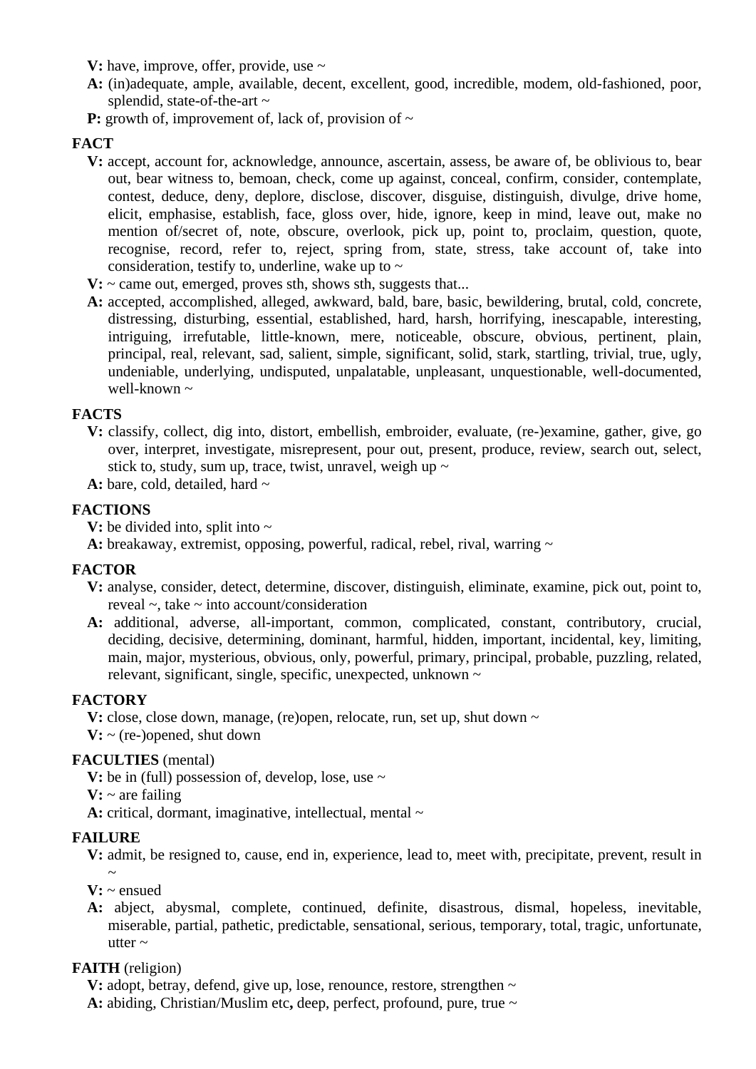**V:** have, improve, offer, provide, use ~

**A:** (in)adequate, ample, available, decent, excellent, good, incredible, modem, old-fashioned, poor, splendid, state-of-the-art ~

**P:** growth of, improvement of, lack of, provision of ~

**FACT**

**V:** accept, account for, acknowledge, announce, ascertain, assess, be aware of, be oblivious to, bear out, bear witness to, bemoan, check, come up against, conceal, confirm, consider, contemplate, contest, deduce, deny, deplore, disclose, discover, disguise, distinguish, divulge, drive home, elicit, emphasise, establish, face, gloss over, hide, ignore, keep in mind, leave out, make no mention of/secret of, note, obscure, overlook, pick up, point to, proclaim, question, quote, recognise, record, refer to, reject, spring from, state, stress, take account of, take into consideration, testify to, underline, wake up to ~

**V:** ~ came out, emerged, proves sth, shows sth, suggests that...

**A:** accepted, accomplished, alleged, awkward, bald, bare, basic, bewildering, brutal, cold, concrete, distressing, disturbing, essential, established, hard, harsh, horrifying, inescapable, interesting, intriguing, irrefutable, little-known, mere, noticeable, obscure, obvious, pertinent, plain, principal, real, relevant, sad, salient, simple, significant, solid, stark, startling, trivial, true, ugly, undeniable, underlying, undisputed, unpalatable, unpleasant, unquestionable, well-documented, well-known ~

**FACTS**

**V:** classify, collect, dig into, distort, embellish, embroider, evaluate, (re-)examine, gather, give, go over, interpret, investigate, misrepresent, pour out, present, produce, review, search out, select, stick to, study, sum up, trace, twist, unravel, weigh up ~

**A:** bare, cold, detailed, hard ~

**FACTIONS**

**V:** be divided into, split into ~

**A:** breakaway, extremist, opposing, powerful, radical, rebel, rival, warring ~

**FACTOR**

**V:** analyse, consider, detect, determine, discover, distinguish, eliminate, examine, pick out, point to, reveal ~, take ~ into account/consideration

**A:** additional, adverse, all-important, common, complicated, constant, contributory, crucial, deciding, decisive, determining, dominant, harmful, hidden, important, incidental, key, limiting, main, major, mysterious, obvious, only, powerful, primary, principal, probable, puzzling, related, relevant, significant, single, specific, unexpected, unknown ~

**FACTORY**

**V:** close, close down, manage, (re)open, relocate, run, set up, shut down ~

**V:** ~ (re-)opened, shut down

**FACULTIES** (mental)

**V:** be in (full) possession of, develop, lose, use ~

**V:** ~ are failing

**A:** critical, dormant, imaginative, intellectual, mental ~

**FAILURE**

**V:** admit, be resigned to, cause, end in, experience, lead to, meet with, precipitate, prevent, result in ~

**V:** ~ ensued

**A:** abject, abysmal, complete, continued, definite, disastrous, dismal, hopeless, inevitable, miserable, partial, pathetic, predictable, sensational, serious, temporary, total, tragic, unfortunate, utter ~

**FAITH** (religion)

**V:** adopt, betray, defend, give up, lose, renounce, restore, strengthen ~

**A:** abiding, Christian/Muslim etc**,** deep, perfect, profound, pure, true ~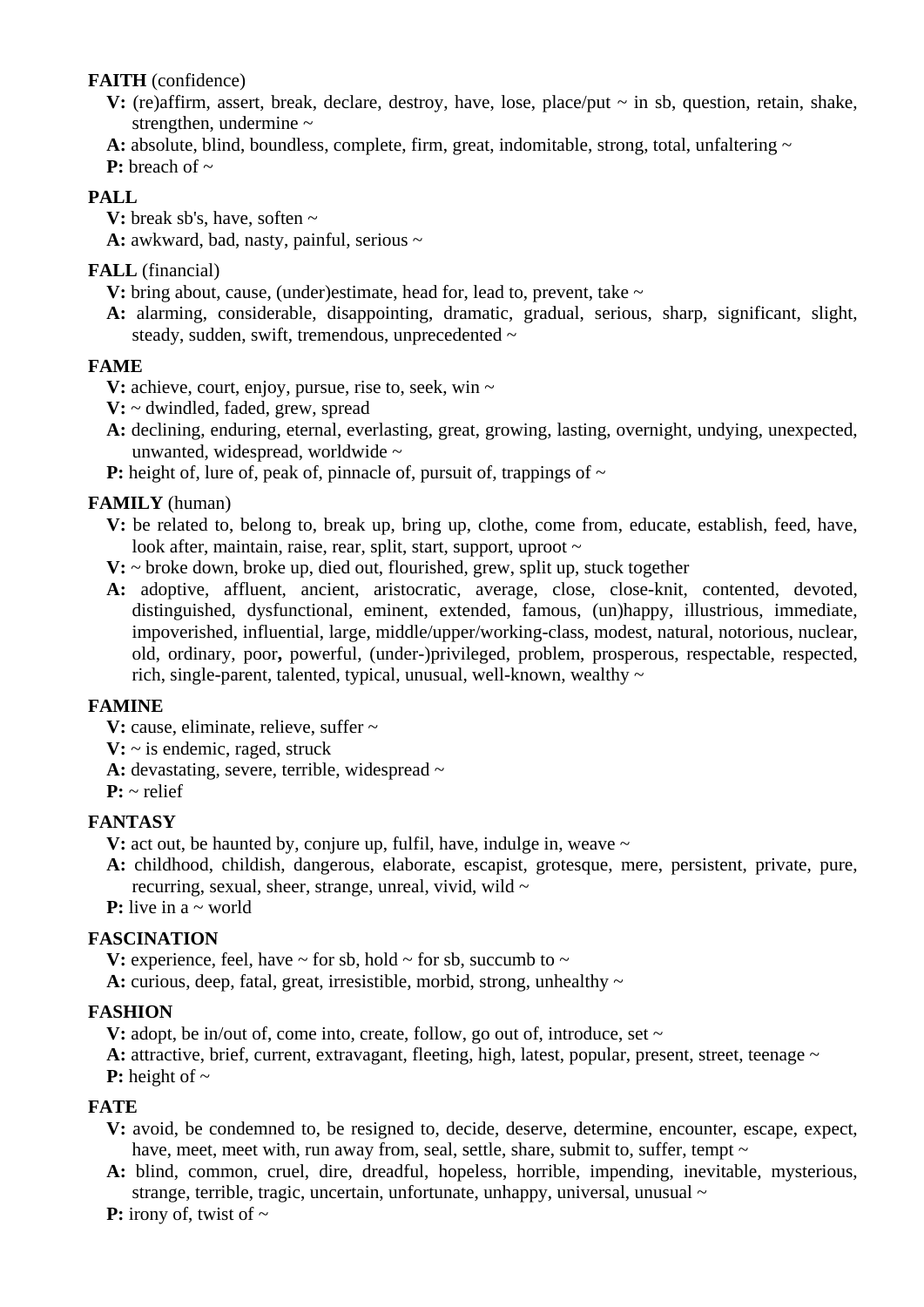**FAITH** (confidence)

**V:** (re)affirm, assert, break, declare, destroy, have, lose, place/put ~ in sb, question, retain, shake, strengthen, undermine ~

**A:** absolute, blind, boundless, complete, firm, great, indomitable, strong, total, unfaltering ~

**P:** breach of ~

**PALL**

**V:** break sb's, have, soften ~

**A:** awkward, bad, nasty, painful, serious ~

**FALL** (financial)

**V:** bring about, cause, (under)estimate, head for, lead to, prevent, take ~

**A:** alarming, considerable, disappointing, dramatic, gradual, serious, sharp, significant, slight, steady, sudden, swift, tremendous, unprecedented ~

**FAME**

**V:** achieve, court, enjoy, pursue, rise to, seek, win ~

**V:** ~ dwindled, faded, grew, spread

**A:** declining, enduring, eternal, everlasting, great, growing, lasting, overnight, undying, unexpected, unwanted, widespread, worldwide ~

**P:** height of, lure of, peak of, pinnacle of, pursuit of, trappings of ~

**FAMILY** (human)

**V:** be related to, belong to, break up, bring up, clothe, come from, educate, establish, feed, have, look after, maintain, raise, rear, split, start, support, uproot ~

**V:** ~ broke down, broke up, died out, flourished, grew, split up, stuck together

**A:** adoptive, affluent, ancient, aristocratic, average, close, close-knit, contented, devoted, distinguished, dysfunctional, eminent, extended, famous, (un)happy, illustrious, immediate, impoverished, influential, large, middle/upper/working-class, modest, natural, notorious, nuclear, old, ordinary, poor**,** powerful, (under-)privileged, problem, prosperous, respectable, respected, rich, single-parent, talented, typical, unusual, well-known, wealthy ~

**FAMINE**

**V:** cause, eliminate, relieve, suffer ~

**V:** ~ is endemic, raged, struck

**A:** devastating, severe, terrible, widespread ~

**P:** ~ relief

**FANTASY**

**V:** act out, be haunted by, conjure up, fulfil, have, indulge in, weave ~

**A:** childhood, childish, dangerous, elaborate, escapist, grotesque, mere, persistent, private, pure, recurring, sexual, sheer, strange, unreal, vivid, wild ~

**P:** live in a ~ world

**FASCINATION**

**V:** experience, feel, have ~ for sb, hold ~ for sb, succumb to ~

**A:** curious, deep, fatal, great, irresistible, morbid, strong, unhealthy ~

**FASHION**

**V:** adopt, be in/out of, come into, create, follow, go out of, introduce, set ~

**A:** attractive, brief, current, extravagant, fleeting, high, latest, popular, present, street, teenage ~

**P:** height of ~

**FATE**

**V:** avoid, be condemned to, be resigned to, decide, deserve, determine, encounter, escape, expect, have, meet, meet with, run away from, seal, settle, share, submit to, suffer, tempt ~

**A:** blind, common, cruel, dire, dreadful, hopeless, horrible, impending, inevitable, mysterious, strange, terrible, tragic, uncertain, unfortunate, unhappy, universal, unusual ~

**P:** irony of, twist of ~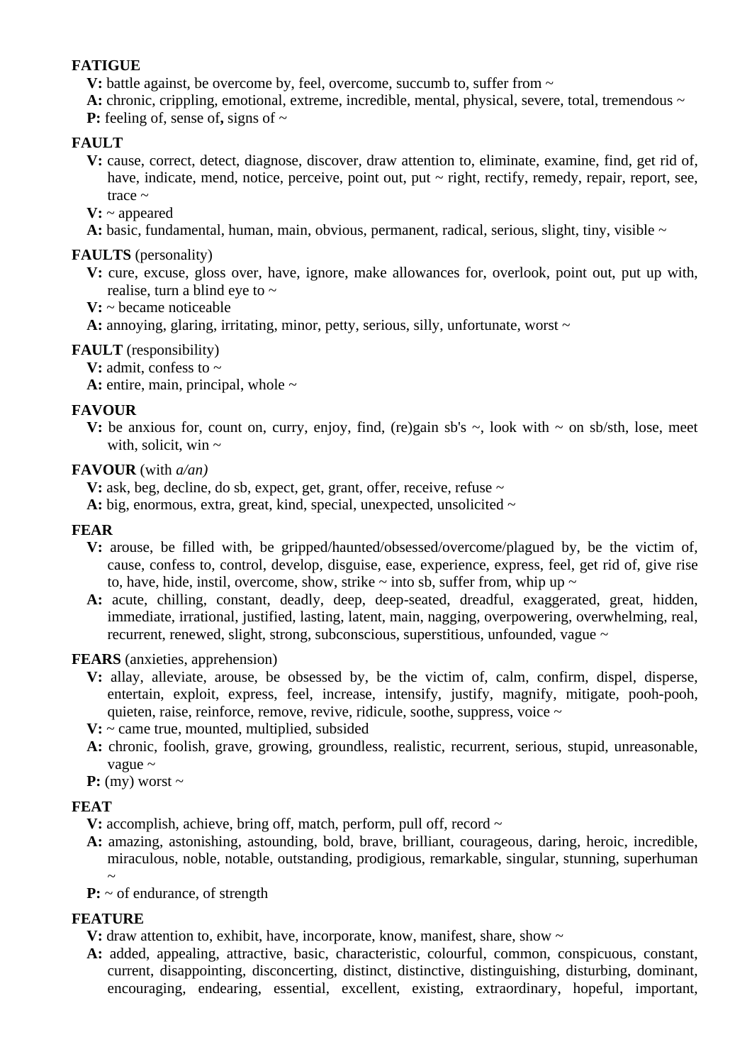**FATIGUE**

**V:** battle against, be overcome by, feel, overcome, succumb to, suffer from ~

**A:** chronic, crippling, emotional, extreme, incredible, mental, physical, severe, total, tremendous ~

**P:** feeling of, sense of**,** signs of ~

**FAULT**

**V:** cause, correct, detect, diagnose, discover, draw attention to, eliminate, examine, find, get rid of, have, indicate, mend, notice, perceive, point out, put ~ right, rectify, remedy, repair, report, see, trace ~

**V:** ~ appeared

**A:** basic, fundamental, human, main, obvious, permanent, radical, serious, slight, tiny, visible ~

**FAULTS** (personality)

**V:** cure, excuse, gloss over, have, ignore, make allowances for, overlook, point out, put up with, realise, turn a blind eye to ~

**V:** ~ became noticeable

**A:** annoying, glaring, irritating, minor, petty, serious, silly, unfortunate, worst ~

**FAULT** (responsibility)

**V:** admit, confess to ~

**A:** entire, main, principal, whole ~

**FAVOUR**

**V:** be anxious for, count on, curry, enjoy, find, (re)gain sb's ~, look with ~ on sb/sth, lose, meet with, solicit, win ~

**FAVOUR** (with *a/an)*

**V:** ask, beg, decline, do sb, expect, get, grant, offer, receive, refuse ~

**A:** big, enormous, extra, great, kind, special, unexpected, unsolicited ~

**FEAR**

**V:** arouse, be filled with, be gripped/haunted/obsessed/overcome/plagued by, be the victim of, cause, confess to, control, develop, disguise, ease, experience, express, feel, get rid of, give rise to, have, hide, instil, overcome, show, strike ~ into sb, suffer from, whip up ~

**A:** acute, chilling, constant, deadly, deep, deep-seated, dreadful, exaggerated, great, hidden, immediate, irrational, justified, lasting, latent, main, nagging, overpowering, overwhelming, real, recurrent, renewed, slight, strong, subconscious, superstitious, unfounded, vague ~

**FEARS** (anxieties, apprehension)

**V:** allay, alleviate, arouse, be obsessed by, be the victim of, calm, confirm, dispel, disperse, entertain, exploit, express, feel, increase, intensify, justify, magnify, mitigate, pooh-pooh, quieten, raise, reinforce, remove, revive, ridicule, soothe, suppress, voice ~

**V:** ~ came true, mounted, multiplied, subsided

**A:** chronic, foolish, grave, growing, groundless, realistic, recurrent, serious, stupid, unreasonable, vague ~

**P:** (my) worst ~

**FEAT**

**V:** accomplish, achieve, bring off, match, perform, pull off, record ~

**A:** amazing, astonishing, astounding, bold, brave, brilliant, courageous, daring, heroic, incredible, miraculous, noble, notable, outstanding, prodigious, remarkable, singular, stunning, superhuman ~

**P:** ~ of endurance, of strength

**FEATURE**

**V:** draw attention to, exhibit, have, incorporate, know, manifest, share, show ~

**A:** added, appealing, attractive, basic, characteristic, colourful, common, conspicuous, constant, current, disappointing, disconcerting, distinct, distinctive, distinguishing, disturbing, dominant, encouraging, endearing, essential, excellent, existing, extraordinary, hopeful, important,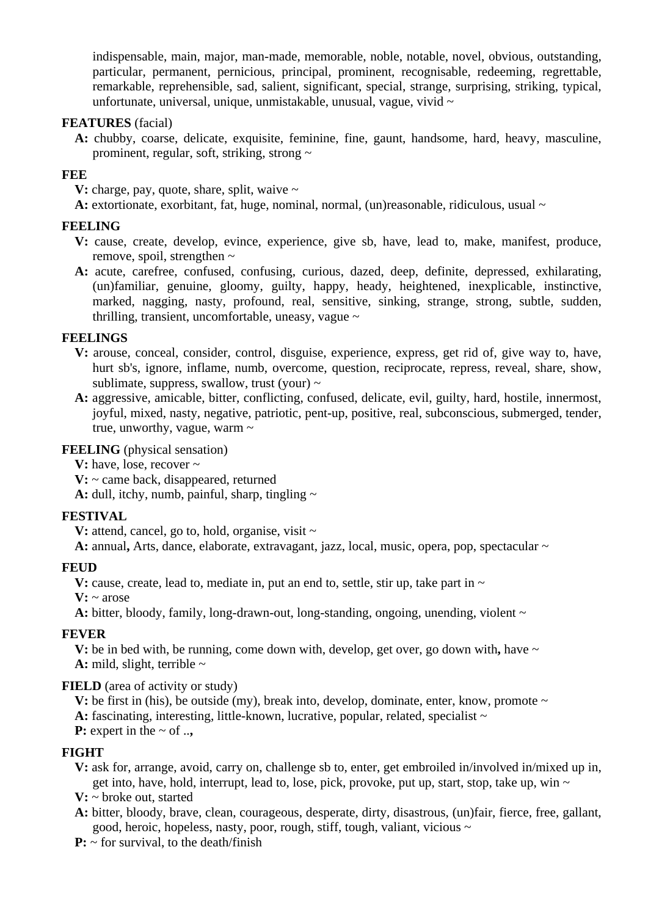indispensable, main, major, man-made, memorable, noble, notable, novel, obvious, outstanding, particular, permanent, pernicious, principal, prominent, recognisable, redeeming, regrettable, remarkable, reprehensible, sad, salient, significant, special, strange, surprising, striking, typical, unfortunate, universal, unique, unmistakable, unusual, vague, vivid ~

**FEATURES** (facial)

**A:** chubby, coarse, delicate, exquisite, feminine, fine, gaunt, handsome, hard, heavy, masculine, prominent, regular, soft, striking, strong ~

**FEE**

**V:** charge, pay, quote, share, split, waive ~

**A:** extortionate, exorbitant, fat, huge, nominal, normal, (un)reasonable, ridiculous, usual ~

**FEELING**

**V:** cause, create, develop, evince, experience, give sb, have, lead to, make, manifest, produce, remove, spoil, strengthen ~

**A:** acute, carefree, confused, confusing, curious, dazed, deep, definite, depressed, exhilarating, (un)familiar, genuine, gloomy, guilty, happy, heady, heightened, inexplicable, instinctive, marked, nagging, nasty, profound, real, sensitive, sinking, strange, strong, subtle, sudden, thrilling, transient, uncomfortable, uneasy, vague ~

**FEELINGS**

**V:** arouse, conceal, consider, control, disguise, experience, express, get rid of, give way to, have, hurt sb's, ignore, inflame, numb, overcome, question, reciprocate, repress, reveal, share, show, sublimate, suppress, swallow, trust (your) ~

**A:** aggressive, amicable, bitter, conflicting, confused, delicate, evil, guilty, hard, hostile, innermost, joyful, mixed, nasty, negative, patriotic, pent-up, positive, real, subconscious, submerged, tender, true, unworthy, vague, warm ~

**FEELING** (physical sensation)

**V:** have, lose, recover ~

**V:** ~ came back, disappeared, returned

**A:** dull, itchy, numb, painful, sharp, tingling ~

**FESTIVAL**

**V:** attend, cancel, go to, hold, organise, visit ~

**A:** annual**,** Arts, dance, elaborate, extravagant, jazz, local, music, opera, pop, spectacular ~

**FEUD**

**V:** cause, create, lead to, mediate in, put an end to, settle, stir up, take part in ~

**V:** ~ arose

**A:** bitter, bloody, family, long-drawn-out, long-standing, ongoing, unending, violent ~

**FEVER**

**V:** be in bed with, be running, come down with, develop, get over, go down with**,** have ~

**A:** mild, slight, terrible ~

**FIELD** (area of activity or study)

**V:** be first in (his), be outside (my), break into, develop, dominate, enter, know, promote ~

**A:** fascinating, interesting, little-known, lucrative, popular, related, specialist ~

**P:** expert in the ~ of ..**,**

**FIGHT**

**V:** ask for, arrange, avoid, carry on, challenge sb to, enter, get embroiled in/involved in/mixed up in, get into, have, hold, interrupt, lead to, lose, pick, provoke, put up, start, stop, take up, win ~

**V:** ~ broke out, started

**A:** bitter, bloody, brave, clean, courageous, desperate, dirty, disastrous, (un)fair, fierce, free, gallant, good, heroic, hopeless, nasty, poor, rough, stiff, tough, valiant, vicious ~

**P:** ~ for survival, to the death/finish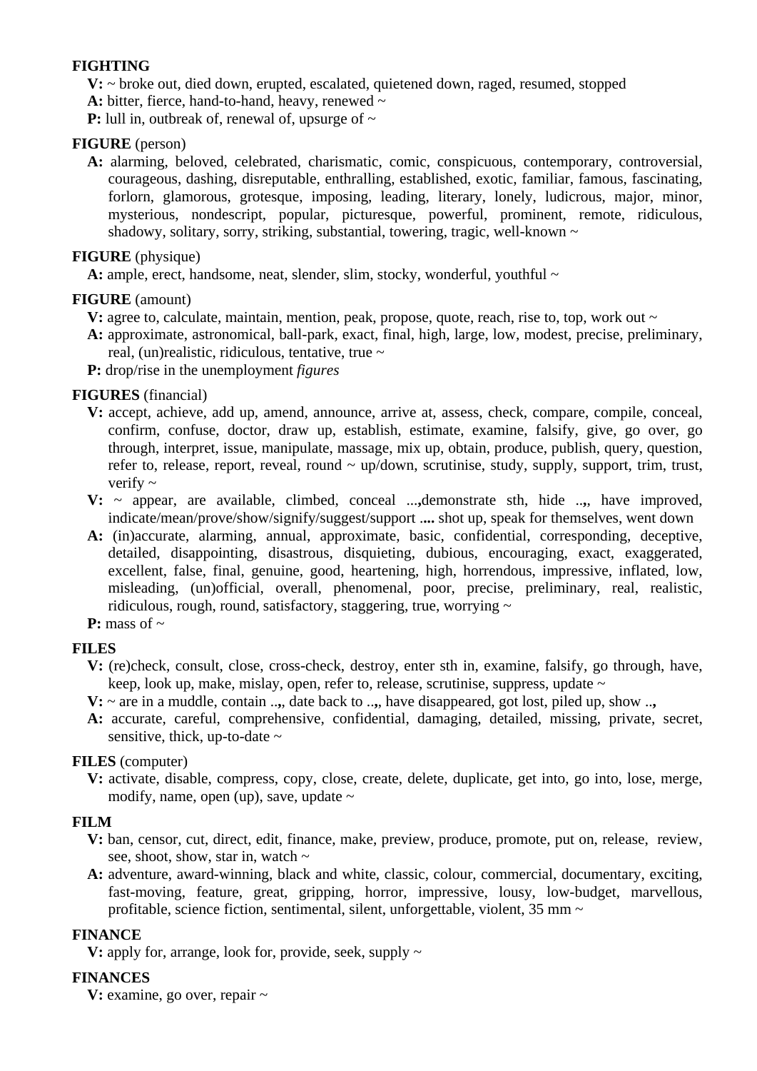**FIGHTING**

**V:** ~ broke out, died down, erupted, escalated, quietened down, raged, resumed, stopped

**A:** bitter, fierce, hand-to-hand, heavy, renewed ~

**P:** lull in, outbreak of, renewal of, upsurge of ~

**FIGURE** (person)

**A:** alarming, beloved, celebrated, charismatic, comic, conspicuous, contemporary, controversial, courageous, dashing, disreputable, enthralling, established, exotic, familiar, famous, fascinating, forlorn, glamorous, grotesque, imposing, leading, literary, lonely, ludicrous, major, minor, mysterious, nondescript, popular, picturesque, powerful, prominent, remote, ridiculous, shadowy, solitary, sorry, striking, substantial, towering, tragic, well-known ~

**FIGURE** (physique)

**A:** ample, erect, handsome, neat, slender, slim, stocky, wonderful, youthful ~

**FIGURE** (amount)

**V:** agree to, calculate, maintain, mention, peak, propose, quote, reach, rise to, top, work out ~

**A:** approximate, astronomical, ball-park, exact, final, high, large, low, modest, precise, preliminary, real, (un)realistic, ridiculous, tentative, true ~

**P:** drop/rise in the unemployment *figures*

**FIGURES** (financial)

**V:** accept, achieve, add up, amend, announce, arrive at, assess, check, compare, compile, conceal, confirm, confuse, doctor, draw up, establish, estimate, examine, falsify, give, go over, go through, interpret, issue, manipulate, massage, mix up, obtain, produce, publish, query, question, refer to, release, report, reveal, round ~ up/down, scrutinise, study, supply, support, trim, trust, verify ~

**V:** ~ appear, are available, climbed, conceal ...**,**demonstrate sth, hide ..**,**, have improved, indicate/mean/prove/show/signify/suggest/support **....** shot up, speak for themselves, went down

**A:** (in)accurate, alarming, annual, approximate, basic, confidential, corresponding, deceptive, detailed, disappointing, disastrous, disquieting, dubious, encouraging, exact, exaggerated, excellent, false, final, genuine, good, heartening, high, horrendous, impressive, inflated, low, misleading, (un)official, overall, phenomenal, poor, precise, preliminary, real, realistic, ridiculous, rough, round, satisfactory, staggering, true, worrying ~

**P:** mass of ~

**FILES**

**V:** (re)check, consult, close, cross-check, destroy, enter sth in, examine, falsify, go through, have, keep, look up, make, mislay, open, refer to, release, scrutinise, suppress, update ~

**V:** ~ are in a muddle, contain ..**,**, date back to ..**,**, have disappeared, got lost, piled up, show ..**,**

**A:** accurate, careful, comprehensive, confidential, damaging, detailed, missing, private, secret, sensitive, thick, up-to-date ~

**FILES** (computer)

**V:** activate, disable, compress, copy, close, create, delete, duplicate, get into, go into, lose, merge, modify, name, open (up), save, update ~

**FILM**

**V:** ban, censor, cut, direct, edit, finance, make, preview, produce, promote, put on, release, review, see, shoot, show, star in, watch ~

**A:** adventure, award-winning, black and white, classic, colour, commercial, documentary, exciting, fast-moving, feature, great, gripping, horror, impressive, lousy, low-budget, marvellous, profitable, science fiction, sentimental, silent, unforgettable, violent, 35 mm ~

**FINANCE**

**V:** apply for, arrange, look for, provide, seek, supply ~

**FINANCES**

**V:** examine, go over, repair ~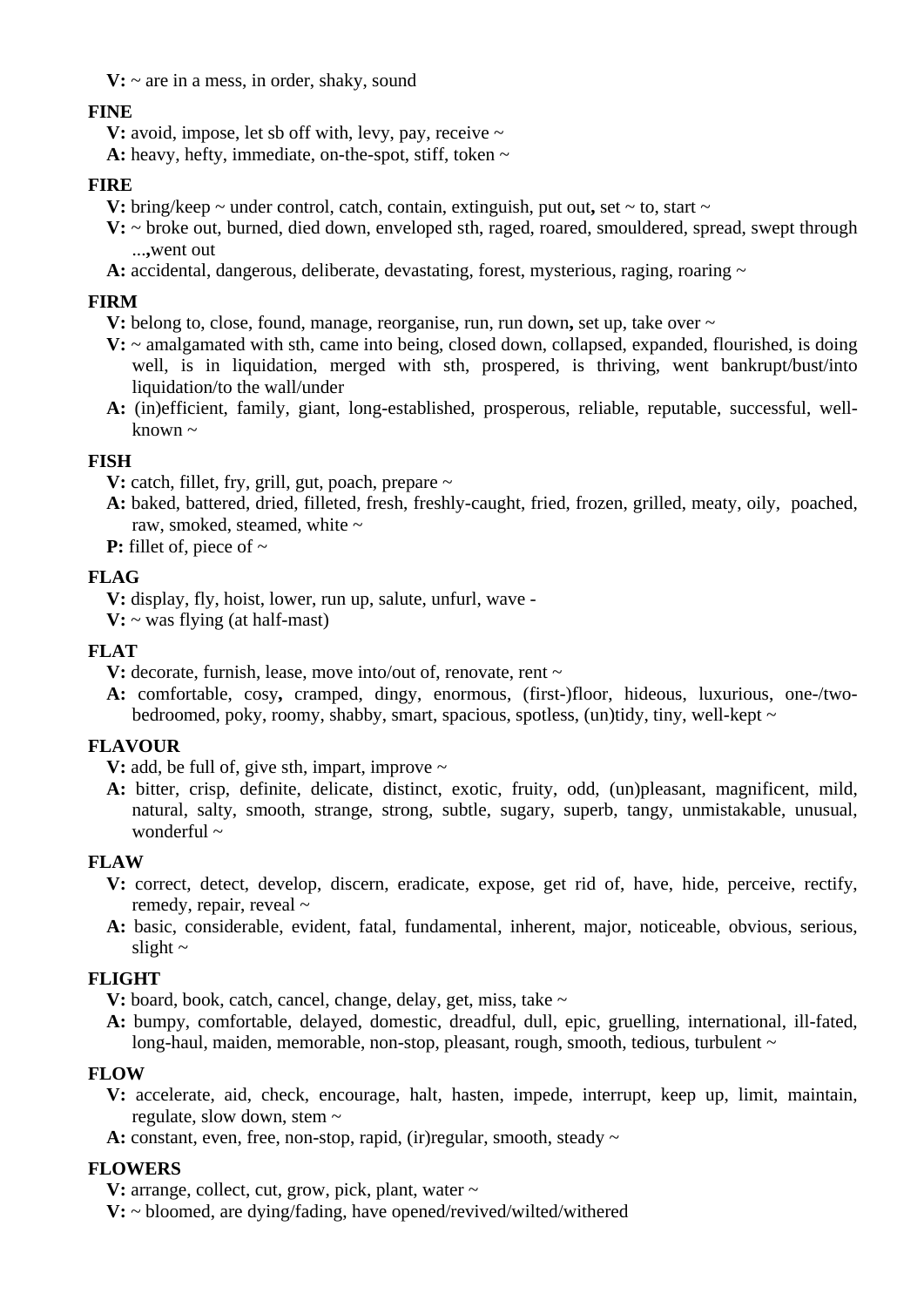**V:** ~ are in a mess, in order, shaky, sound

**FINE**

**V:** avoid, impose, let sb off with, levy, pay, receive ~

**A:** heavy, hefty, immediate, on-the-spot, stiff, token ~

**FIRE**

**V:** bring/keep ~ under control, catch, contain, extinguish, put out**,** set ~ to, start ~

**V:** ~ broke out, burned, died down, enveloped sth, raged, roared, smouldered, spread, swept through ...**,**went out

**A:** accidental, dangerous, deliberate, devastating, forest, mysterious, raging, roaring ~

**FIRM**

**V:** belong to, close, found, manage, reorganise, run, run down**,** set up, take over ~

**V:** ~ amalgamated with sth, came into being, closed down, collapsed, expanded, flourished, is doing well, is in liquidation, merged with sth, prospered, is thriving, went bankrupt/bust/into liquidation/to the wall/under

**A:** (in)efficient, family, giant, long-established, prosperous, reliable, reputable, successful, well-known ~

**FISH**

**V:** catch, fillet, fry, grill, gut, poach, prepare ~

**A:** baked, battered, dried, filleted, fresh, freshly-caught, fried, frozen, grilled, meaty, oily, poached, raw, smoked, steamed, white ~

**P:** fillet of, piece of ~

**FLAG**

**V:** display, fly, hoist, lower, run up, salute, unfurl, wave -

**V:** ~ was flying (at half-mast)

**FLAT**

**V:** decorate, furnish, lease, move into/out of, renovate, rent ~

**A:** comfortable, cosy**,** cramped, dingy, enormous, (first-)floor, hideous, luxurious, one-/two-bedroomed, poky, roomy, shabby, smart, spacious, spotless, (un)tidy, tiny, well-kept ~

**FLAVOUR**

**V:** add, be full of, give sth, impart, improve ~

**A:** bitter, crisp, definite, delicate, distinct, exotic, fruity, odd, (un)pleasant, magnificent, mild, natural, salty, smooth, strange, strong, subtle, sugary, superb, tangy, unmistakable, unusual, wonderful ~

**FLAW**

**V:** correct, detect, develop, discern, eradicate, expose, get rid of, have, hide, perceive, rectify, remedy, repair, reveal ~

**A:** basic, considerable, evident, fatal, fundamental, inherent, major, noticeable, obvious, serious, slight ~

**FLIGHT**

**V:** board, book, catch, cancel, change, delay, get, miss, take ~

**A:** bumpy, comfortable, delayed, domestic, dreadful, dull, epic, gruelling, international, ill-fated, long-haul, maiden, memorable, non-stop, pleasant, rough, smooth, tedious, turbulent ~

**FLOW**

**V:** accelerate, aid, check, encourage, halt, hasten, impede, interrupt, keep up, limit, maintain, regulate, slow down, stem ~

**A:** constant, even, free, non-stop, rapid, (ir)regular, smooth, steady ~

**FLOWERS**

**V:** arrange, collect, cut, grow, pick, plant, water ~

**V:** ~ bloomed, are dying/fading, have opened/revived/wilted/withered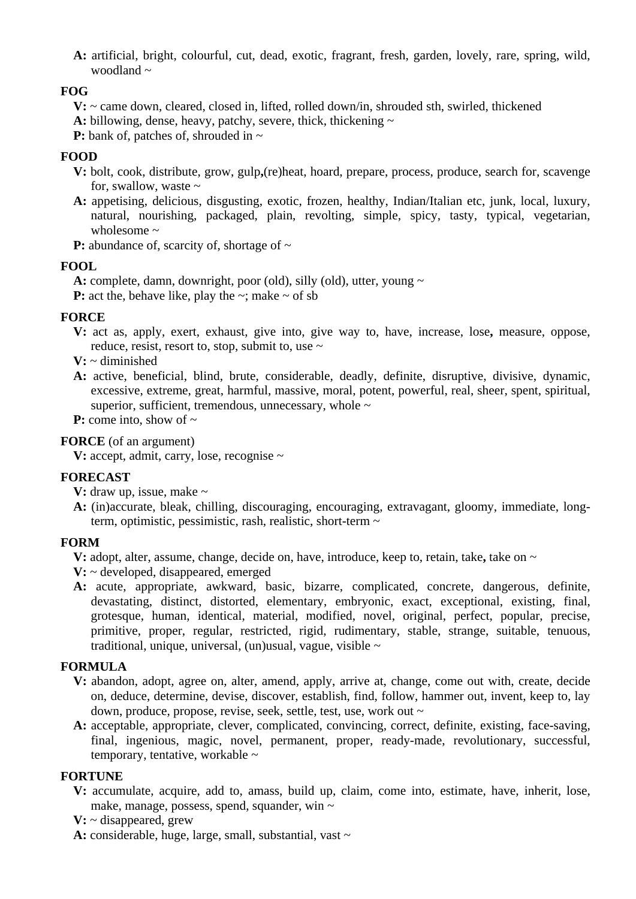**A:** artificial, bright, colourful, cut, dead, exotic, fragrant, fresh, garden, lovely, rare, spring, wild, woodland ~

**FOG**

**V:** ~ came down, cleared, closed in, lifted, rolled down/in, shrouded sth, swirled, thickened

**A:** billowing, dense, heavy, patchy, severe, thick, thickening ~

**P:** bank of, patches of, shrouded in ~

**FOOD**

**V:** bolt, cook, distribute, grow, gulp**,**(re)heat, hoard, prepare, process, produce, search for, scavenge for, swallow, waste ~

**A:** appetising, delicious, disgusting, exotic, frozen, healthy, Indian/Italian etc, junk, local, luxury, natural, nourishing, packaged, plain, revolting, simple, spicy, tasty, typical, vegetarian, wholesome ~

**P:** abundance of, scarcity of, shortage of ~

**FOOL**

**A:** complete, damn, downright, poor (old), silly (old), utter, young ~

**P:** act the, behave like, play the ~; make ~ of sb

**FORCE**

**V:** act as, apply, exert, exhaust, give into, give way to, have, increase, lose**,** measure, oppose, reduce, resist, resort to, stop, submit to, use ~

**V:** ~ diminished

**A:** active, beneficial, blind, brute, considerable, deadly, definite, disruptive, divisive, dynamic, excessive, extreme, great, harmful, massive, moral, potent, powerful, real, sheer, spent, spiritual, superior, sufficient, tremendous, unnecessary, whole ~

**P:** come into, show of ~

**FORCE** (of an argument)

**V:** accept, admit, carry, lose, recognise ~

**FORECAST**

**V:** draw up, issue, make ~

**A:** (in)accurate, bleak, chilling, discouraging, encouraging, extravagant, gloomy, immediate, long-term, optimistic, pessimistic, rash, realistic, short-term ~

**FORM**

**V:** adopt, alter, assume, change, decide on, have, introduce, keep to, retain, take**,** take on ~

**V:** ~ developed, disappeared, emerged

**A:** acute, appropriate, awkward, basic, bizarre, complicated, concrete, dangerous, definite, devastating, distinct, distorted, elementary, embryonic, exact, exceptional, existing, final, grotesque, human, identical, material, modified, novel, original, perfect, popular, precise, primitive, proper, regular, restricted, rigid, rudimentary, stable, strange, suitable, tenuous, traditional, unique, universal, (un)usual, vague, visible ~

**FORMULA**

**V:** abandon, adopt, agree on, alter, amend, apply, arrive at, change, come out with, create, decide on, deduce, determine, devise, discover, establish, find, follow, hammer out, invent, keep to, lay down, produce, propose, revise, seek, settle, test, use, work out ~

**A:** acceptable, appropriate, clever, complicated, convincing, correct, definite, existing, face-saving, final, ingenious, magic, novel, permanent, proper, ready-made, revolutionary, successful, temporary, tentative, workable ~

**FORTUNE**

**V:** accumulate, acquire, add to, amass, build up, claim, come into, estimate, have, inherit, lose, make, manage, possess, spend, squander, win ~

**V:** ~ disappeared, grew

**A:** considerable, huge, large, small, substantial, vast ~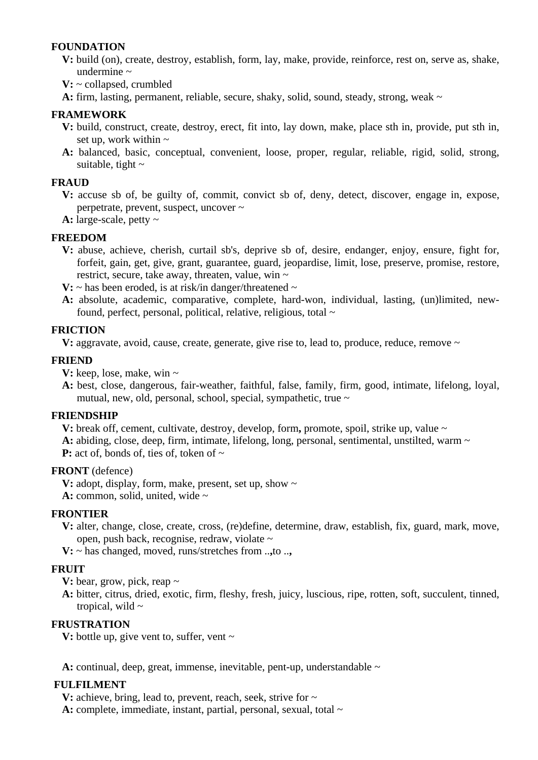**FOUNDATION**

**V:** build (on), create, destroy, establish, form, lay, make, provide, reinforce, rest on, serve as, shake, undermine ~

**V:** ~ collapsed, crumbled

**A:** firm, lasting, permanent, reliable, secure, shaky, solid, sound, steady, strong, weak ~

**FRAMEWORK**

**V:** build, construct, create, destroy, erect, fit into, lay down, make, place sth in, provide, put sth in, set up, work within ~

**A:** balanced, basic, conceptual, convenient, loose, proper, regular, reliable, rigid, solid, strong, suitable, tight ~

**FRAUD**

**V:** accuse sb of, be guilty of, commit, convict sb of, deny, detect, discover, engage in, expose, perpetrate, prevent, suspect, uncover ~

**A:** large-scale, petty ~

**FREEDOM**

**V:** abuse, achieve, cherish, curtail sb's, deprive sb of, desire, endanger, enjoy, ensure, fight for, forfeit, gain, get, give, grant, guarantee, guard, jeopardise, limit, lose, preserve, promise, restore, restrict, secure, take away, threaten, value, win ~

**V:** ~ has been eroded, is at risk/in danger/threatened ~

**A:** absolute, academic, comparative, complete, hard-won, individual, lasting, (un)limited, new-found, perfect, personal, political, relative, religious, total ~

**FRICTION**

**V:** aggravate, avoid, cause, create, generate, give rise to, lead to, produce, reduce, remove ~

**FRIEND**

**V:** keep, lose, make, win ~

**A:** best, close, dangerous, fair-weather, faithful, false, family, firm, good, intimate, lifelong, loyal, mutual, new, old, personal, school, special, sympathetic, true ~

**FRIENDSHIP**

**V:** break off, cement, cultivate, destroy, develop, form**,** promote, spoil, strike up, value ~

**A:** abiding, close, deep, firm, intimate, lifelong, long, personal, sentimental, unstilted, warm ~

**P:** act of, bonds of, ties of, token of ~

**FRONT** (defence)

**V:** adopt, display, form, make, present, set up, show ~

**A:** common, solid, united, wide ~

**FRONTIER**

**V:** alter, change, close, create, cross, (re)define, determine, draw, establish, fix, guard, mark, move, open, push back, recognise, redraw, violate ~

**V:** ~ has changed, moved, runs/stretches from ..**,**to ..**,**

**FRUIT**

**V:** bear, grow, pick, reap ~

**A:** bitter, citrus, dried, exotic, firm, fleshy, fresh, juicy, luscious, ripe, rotten, soft, succulent, tinned, tropical, wild ~

**FRUSTRATION**

**V:** bottle up, give vent to, suffer, vent ~

**A:** continual, deep, great, immense, inevitable, pent-up, understandable ~

**FULFILMENT**

**V:** achieve, bring, lead to, prevent, reach, seek, strive for ~

**A:** complete, immediate, instant, partial, personal, sexual, total ~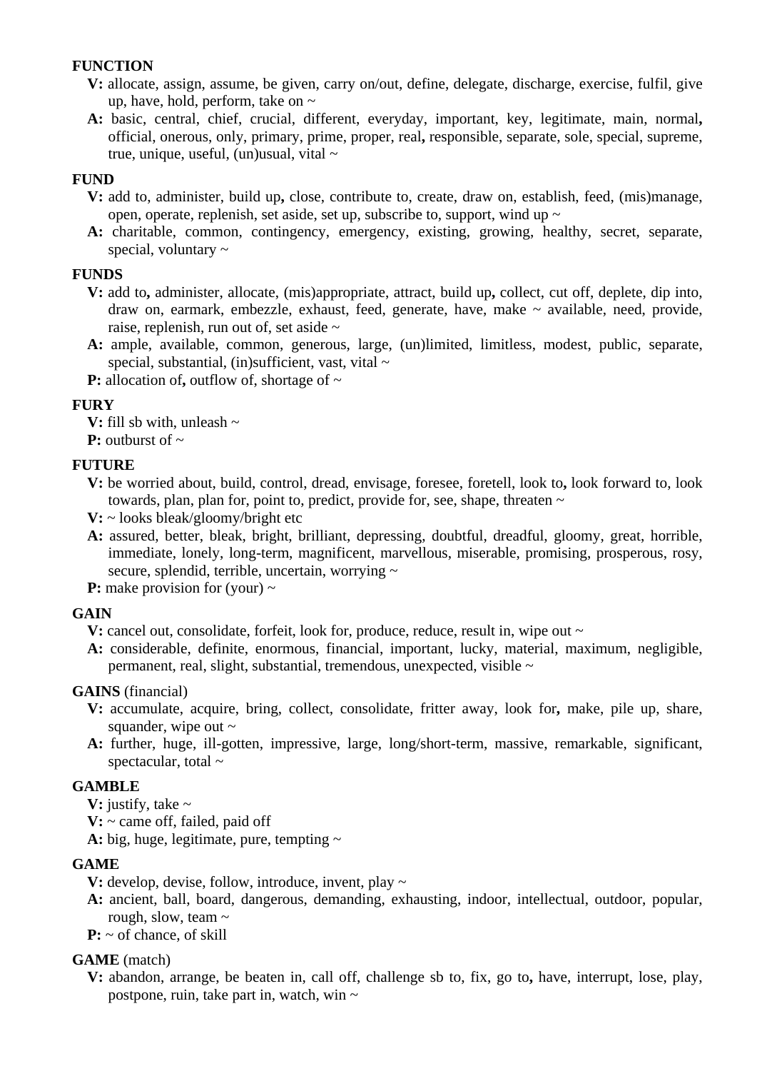**FUNCTION**

**V:** allocate, assign, assume, be given, carry on/out, define, delegate, discharge, exercise, fulfil, give up, have, hold, perform, take on ~

**A:** basic, central, chief, crucial, different, everyday, important, key, legitimate, main, normal**,** official, onerous, only, primary, prime, proper, real**,** responsible, separate, sole, special, supreme, true, unique, useful, (un)usual, vital ~

**FUND**

**V:** add to, administer, build up**,** close, contribute to, create, draw on, establish, feed, (mis)manage, open, operate, replenish, set aside, set up, subscribe to, support, wind up ~

**A:** charitable, common, contingency, emergency, existing, growing, healthy, secret, separate, special, voluntary ~

**FUNDS**

**V:** add to**,** administer, allocate, (mis)appropriate, attract, build up**,** collect, cut off, deplete, dip into, draw on, earmark, embezzle, exhaust, feed, generate, have, make ~ available, need, provide, raise, replenish, run out of, set aside ~

**A:** ample, available, common, generous, large, (un)limited, limitless, modest, public, separate, special, substantial, (in)sufficient, vast, vital ~

**P:** allocation of**,** outflow of, shortage of ~

**FURY**

**V:** fill sb with, unleash ~

**P:** outburst of ~

**FUTURE**

**V:** be worried about, build, control, dread, envisage, foresee, foretell, look to**,** look forward to, look towards, plan, plan for, point to, predict, provide for, see, shape, threaten ~

**V:** ~ looks bleak/gloomy/bright etc

**A:** assured, better, bleak, bright, brilliant, depressing, doubtful, dreadful, gloomy, great, horrible, immediate, lonely, long-term, magnificent, marvellous, miserable, promising, prosperous, rosy, secure, splendid, terrible, uncertain, worrying ~

**P:** make provision for (your) ~

**GAIN**

**V:** cancel out, consolidate, forfeit, look for, produce, reduce, result in, wipe out ~

**A:** considerable, definite, enormous, financial, important, lucky, material, maximum, negligible, permanent, real, slight, substantial, tremendous, unexpected, visible ~

**GAINS** (financial)

**V:** accumulate, acquire, bring, collect, consolidate, fritter away, look for**,** make, pile up, share, squander, wipe out ~

**A:** further, huge, ill-gotten, impressive, large, long/short-term, massive, remarkable, significant, spectacular, total ~

**GAMBLE**

**V:** justify, take ~

**V:** ~ came off, failed, paid off

**A:** big, huge, legitimate, pure, tempting ~

**GAME**

**V:** develop, devise, follow, introduce, invent, play ~

**A:** ancient, ball, board, dangerous, demanding, exhausting, indoor, intellectual, outdoor, popular, rough, slow, team ~

**P:** ~ of chance, of skill

**GAME** (match)

**V:** abandon, arrange, be beaten in, call off, challenge sb to, fix, go to**,** have, interrupt, lose, play, postpone, ruin, take part in, watch, win ~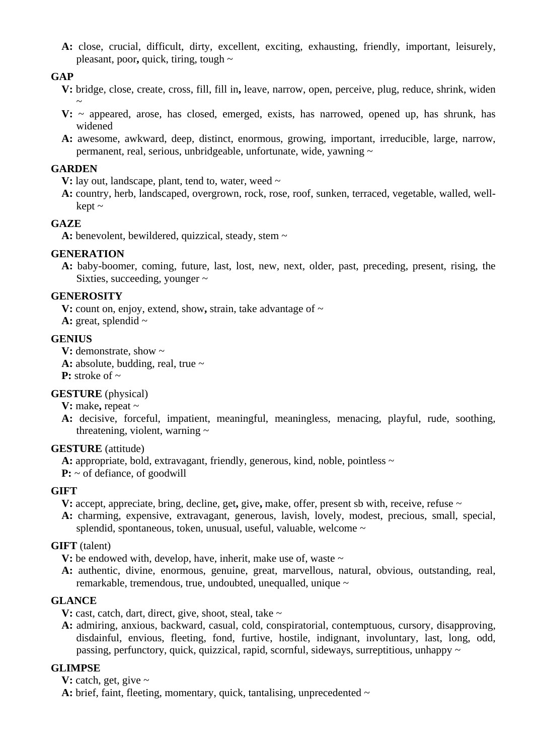**A:** close, crucial, difficult, dirty, excellent, exciting, exhausting, friendly, important, leisurely, pleasant, poor**,** quick, tiring, tough ~

**GAP**

**V:** bridge, close, create, cross, fill, fill in**,** leave, narrow, open, perceive, plug, reduce, shrink, widen ~

**V:** ~ appeared, arose, has closed, emerged, exists, has narrowed, opened up, has shrunk, has widened

**A:** awesome, awkward, deep, distinct, enormous, growing, important, irreducible, large, narrow, permanent, real, serious, unbridgeable, unfortunate, wide, yawning ~

**GARDEN**

**V:** lay out, landscape, plant, tend to, water, weed ~

**A:** country, herb, landscaped, overgrown, rock, rose, roof, sunken, terraced, vegetable, walled, well-kept ~

**GAZE**

**A:** benevolent, bewildered, quizzical, steady, stem ~

**GENERATION**

**A:** baby-boomer, coming, future, last, lost, new, next, older, past, preceding, present, rising, the Sixties, succeeding, younger ~

**GENEROSITY**

**V:** count on, enjoy, extend, show**,** strain, take advantage of ~

**A:** great, splendid ~

**GENIUS**

**V:** demonstrate, show ~

**A:** absolute, budding, real, true ~

**P:** stroke of ~

**GESTURE** (physical)

**V:** make**,** repeat ~

**A:** decisive, forceful, impatient, meaningful, meaningless, menacing, playful, rude, soothing, threatening, violent, warning ~

**GESTURE** (attitude)

**A:** appropriate, bold, extravagant, friendly, generous, kind, noble, pointless ~

**P:** ~ of defiance, of goodwill

**GIFT**

**V:** accept, appreciate, bring, decline, get**,** give**,** make, offer, present sb with, receive, refuse ~

**A:** charming, expensive, extravagant, generous, lavish, lovely, modest, precious, small, special, splendid, spontaneous, token, unusual, useful, valuable, welcome ~

**GIFT** (talent)

**V:** be endowed with, develop, have, inherit, make use of, waste ~

**A:** authentic, divine, enormous, genuine, great, marvellous, natural, obvious, outstanding, real, remarkable, tremendous, true, undoubted, unequalled, unique ~

**GLANCE**

**V:** cast, catch, dart, direct, give, shoot, steal, take ~

**A:** admiring, anxious, backward, casual, cold, conspiratorial, contemptuous, cursory, disapproving, disdainful, envious, fleeting, fond, furtive, hostile, indignant, involuntary, last, long, odd, passing, perfunctory, quick, quizzical, rapid, scornful, sideways, surreptitious, unhappy ~

**GLIMPSE**

**V:** catch, get, give ~

**A:** brief, faint, fleeting, momentary, quick, tantalising, unprecedented ~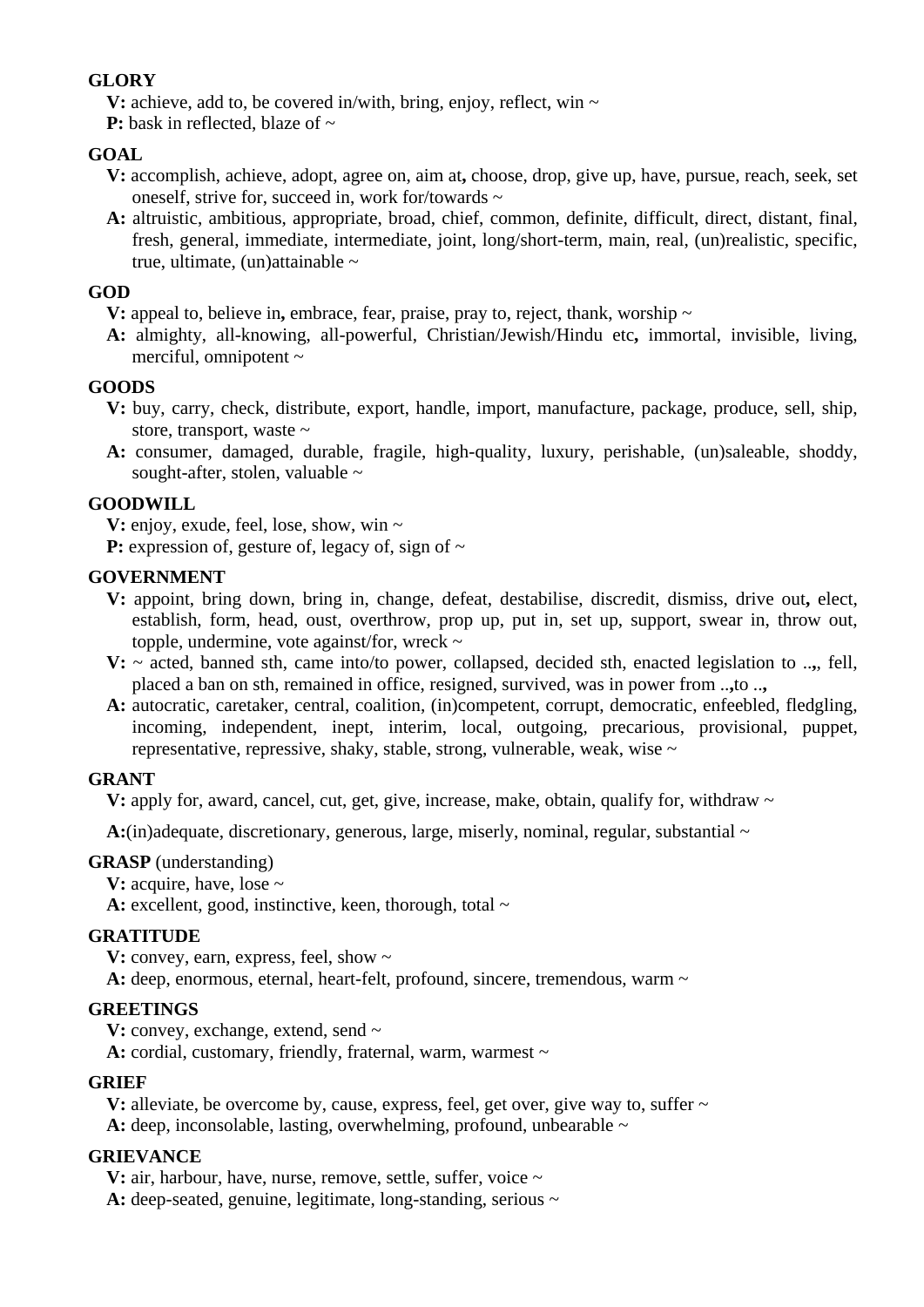**GLORY**

**V:** achieve, add to, be covered in/with, bring, enjoy, reflect, win ~

**P:** bask in reflected, blaze of ~

**GOAL**

**V:** accomplish, achieve, adopt, agree on, aim at**,** choose, drop, give up, have, pursue, reach, seek, set oneself, strive for, succeed in, work for/towards ~

**A:** altruistic, ambitious, appropriate, broad, chief, common, definite, difficult, direct, distant, final, fresh, general, immediate, intermediate, joint, long/short-term, main, real, (un)realistic, specific, true, ultimate, (un)attainable ~

**GOD**

**V:** appeal to, believe in**,** embrace, fear, praise, pray to, reject, thank, worship ~

**A:** almighty, all-knowing, all-powerful, Christian/Jewish/Hindu etc**,** immortal, invisible, living, merciful, omnipotent ~

**GOODS**

**V:** buy, carry, check, distribute, export, handle, import, manufacture, package, produce, sell, ship, store, transport, waste ~

**A:** consumer, damaged, durable, fragile, high-quality, luxury, perishable, (un)saleable, shoddy, sought-after, stolen, valuable ~

**GOODWILL**

**V:** enjoy, exude, feel, lose, show, win ~

**P:** expression of, gesture of, legacy of, sign of ~

**GOVERNMENT**

**V:** appoint, bring down, bring in, change, defeat, destabilise, discredit, dismiss, drive out**,** elect, establish, form, head, oust, overthrow, prop up, put in, set up, support, swear in, throw out, topple, undermine, vote against/for, wreck ~

**V:** ~ acted, banned sth, came into/to power, collapsed, decided sth, enacted legislation to ..**,**, fell, placed a ban on sth, remained in office, resigned, survived, was in power from ..**,**to ..**,**

**A:** autocratic, caretaker, central, coalition, (in)competent, corrupt, democratic, enfeebled, fledgling, incoming, independent, inept, interim, local, outgoing, precarious, provisional, puppet, representative, repressive, shaky, stable, strong, vulnerable, weak, wise ~

**GRANT**

**V:** apply for, award, cancel, cut, get, give, increase, make, obtain, qualify for, withdraw ~

**A:**(in)adequate, discretionary, generous, large, miserly, nominal, regular, substantial ~

**GRASP** (understanding)

**V:** acquire, have, lose ~

**A:** excellent, good, instinctive, keen, thorough, total ~

**GRATITUDE**

**V:** convey, earn, express, feel, show ~

**A:** deep, enormous, eternal, heart-felt, profound, sincere, tremendous, warm ~

**GREETINGS**

**V:** convey, exchange, extend, send ~

**A:** cordial, customary, friendly, fraternal, warm, warmest ~

**GRIEF**

**V:** alleviate, be overcome by, cause, express, feel, get over, give way to, suffer ~

**A:** deep, inconsolable, lasting, overwhelming, profound, unbearable ~

**GRIEVANCE**

**V:** air, harbour, have, nurse, remove, settle, suffer, voice ~

**A:** deep-seated, genuine, legitimate, long-standing, serious ~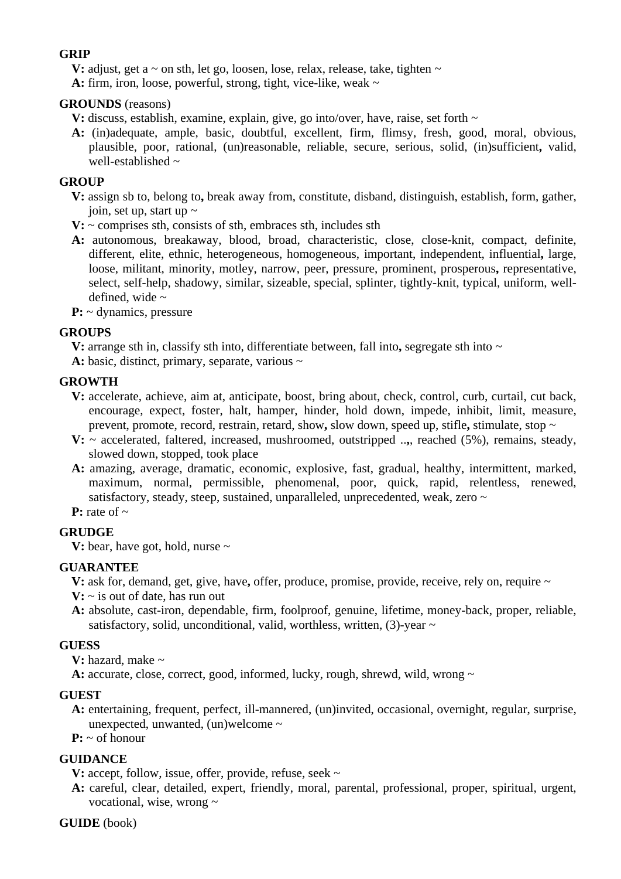**GRIP**

**V:** adjust, get a ~ on sth, let go, loosen, lose, relax, release, take, tighten ~

**A:** firm, iron, loose, powerful, strong, tight, vice-like, weak ~

**GROUNDS** (reasons)

**V:** discuss, establish, examine, explain, give, go into/over, have, raise, set forth ~

**A:** (in)adequate, ample, basic, doubtful, excellent, firm, flimsy, fresh, good, moral, obvious, plausible, poor, rational, (un)reasonable, reliable, secure, serious, solid, (in)sufficient**,** valid, well-established ~

**GROUP**

**V:** assign sb to, belong to**,** break away from, constitute, disband, distinguish, establish, form, gather, join, set up, start up ~

**V:** ~ comprises sth, consists of sth, embraces sth, includes sth

**A:** autonomous, breakaway, blood, broad, characteristic, close, close-knit, compact, definite, different, elite, ethnic, heterogeneous, homogeneous, important, independent, influential**,** large, loose, militant, minority, motley, narrow, peer, pressure, prominent, prosperous**,** representative, select, self-help, shadowy, similar, sizeable, special, splinter, tightly-knit, typical, uniform, well-defined, wide ~

**P:** ~ dynamics, pressure

**GROUPS**

**V:** arrange sth in, classify sth into, differentiate between, fall into**,** segregate sth into ~

**A:** basic, distinct, primary, separate, various ~

**GROWTH**

**V:** accelerate, achieve, aim at, anticipate, boost, bring about, check, control, curb, curtail, cut back, encourage, expect, foster, halt, hamper, hinder, hold down, impede, inhibit, limit, measure, prevent, promote, record, restrain, retard, show**,** slow down, speed up, stifle**,** stimulate, stop ~

**V:** ~ accelerated, faltered, increased, mushroomed, outstripped ..**,**, reached (5%), remains, steady, slowed down, stopped, took place

**A:** amazing, average, dramatic, economic, explosive, fast, gradual, healthy, intermittent, marked, maximum, normal, permissible, phenomenal, poor, quick, rapid, relentless, renewed, satisfactory, steady, steep, sustained, unparalleled, unprecedented, weak, zero ~

**P:** rate of ~

**GRUDGE**

**V:** bear, have got, hold, nurse ~

**GUARANTEE**

**V:** ask for, demand, get, give, have**,** offer, produce, promise, provide, receive, rely on, require ~

**V:** ~ is out of date, has run out

**A:** absolute, cast-iron, dependable, firm, foolproof, genuine, lifetime, money-back, proper, reliable, satisfactory, solid, unconditional, valid, worthless, written, (3)-year ~

**GUESS**

**V:** hazard, make ~

**A:** accurate, close, correct, good, informed, lucky, rough, shrewd, wild, wrong ~

**GUEST**

**A:** entertaining, frequent, perfect, ill-mannered, (un)invited, occasional, overnight, regular, surprise, unexpected, unwanted, (un)welcome ~

**P:** ~ of honour

**GUIDANCE**

**V:** accept, follow, issue, offer, provide, refuse, seek ~

**A:** careful, clear, detailed, expert, friendly, moral, parental, professional, proper, spiritual, urgent, vocational, wise, wrong ~

**GUIDE** (book)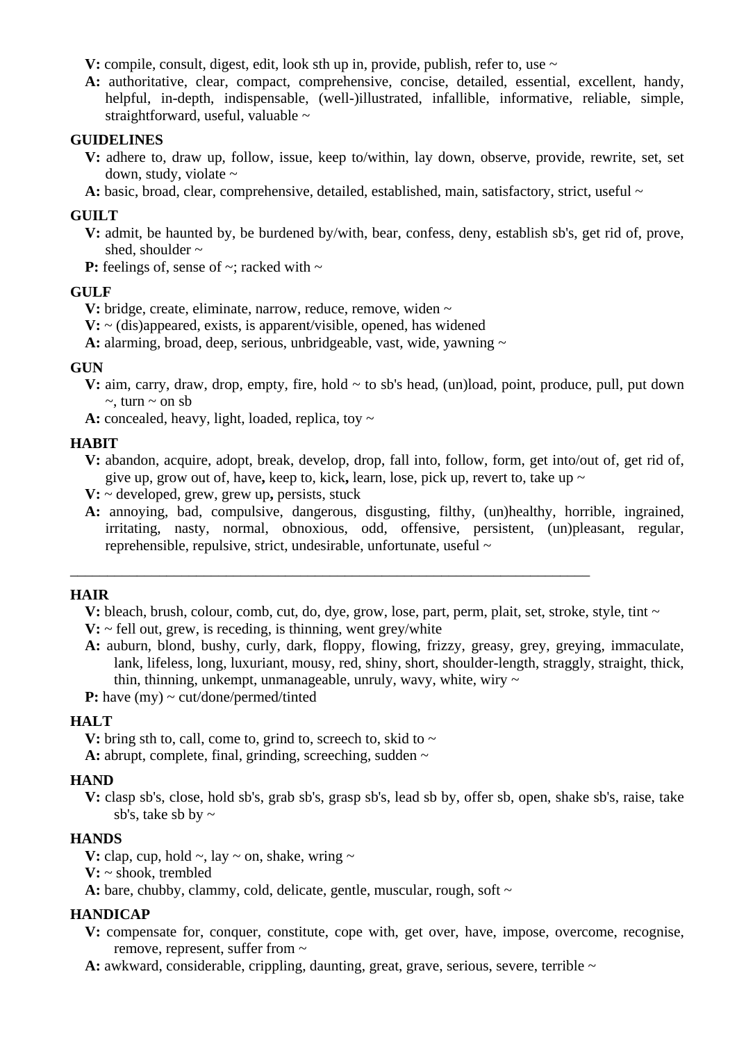**V:** compile, consult, digest, edit, look sth up in, provide, publish, refer to, use ~

**A:** authoritative, clear, compact, comprehensive, concise, detailed, essential, excellent, handy, helpful, in-depth, indispensable, (well-)illustrated, infallible, informative, reliable, simple, straightforward, useful, valuable ~

**GUIDELINES**

**V:** adhere to, draw up, follow, issue, keep to/within, lay down, observe, provide, rewrite, set, set down, study, violate ~

**A:** basic, broad, clear, comprehensive, detailed, established, main, satisfactory, strict, useful ~

**GUILT**

**V:** admit, be haunted by, be burdened by/with, bear, confess, deny, establish sb's, get rid of, prove, shed, shoulder ~

**P:** feelings of, sense of ~; racked with ~

**GULF**

**V:** bridge, create, eliminate, narrow, reduce, remove, widen ~

**V:** ~ (dis)appeared, exists, is apparent/visible, opened, has widened

**A:** alarming, broad, deep, serious, unbridgeable, vast, wide, yawning ~

**GUN**

**V:** aim, carry, draw, drop, empty, fire, hold ~ to sb's head, (un)load, point, produce, pull, put down ~, turn ~ on sb

**A:** concealed, heavy, light, loaded, replica, toy ~

**HABIT**

**V:** abandon, acquire, adopt, break, develop, drop, fall into, follow, form, get into/out of, get rid of, give up, grow out of, have**,** keep to, kick**,** learn, lose, pick up, revert to, take up ~

**V:** ~ developed, grew, grew up**,** persists, stuck

**A:** annoying, bad, compulsive, dangerous, disgusting, filthy, (un)healthy, horrible, ingrained, irritating, nasty, normal, obnoxious, odd, offensive, persistent, (un)pleasant, regular, reprehensible, repulsive, strict, undesirable, unfortunate, useful ~

---

**HAIR**

**V:** bleach, brush, colour, comb, cut, do, dye, grow, lose, part, perm, plait, set, stroke, style, tint ~

**V:** ~ fell out, grew, is receding, is thinning, went grey/white

**A:** auburn, blond, bushy, curly, dark, floppy, flowing, frizzy, greasy, grey, greying, immaculate, lank, lifeless, long, luxuriant, mousy, red, shiny, short, shoulder-length, straggly, straight, thick, thin, thinning, unkempt, unmanageable, unruly, wavy, white, wiry ~

**P:** have (my) ~ cut/done/permed/tinted

**HALT**

**V:** bring sth to, call, come to, grind to, screech to, skid to ~

**A:** abrupt, complete, final, grinding, screeching, sudden ~

**HAND**

**V:** clasp sb's, close, hold sb's, grab sb's, grasp sb's, lead sb by, offer sb, open, shake sb's, raise, take sb's, take sb by ~

**HANDS**

**V:** clap, cup, hold ~, lay ~ on, shake, wring ~

**V:** ~ shook, trembled

**A:** bare, chubby, clammy, cold, delicate, gentle, muscular, rough, soft ~

**HANDICAP**

**V:** compensate for, conquer, constitute, cope with, get over, have, impose, overcome, recognise, remove, represent, suffer from ~

**A:** awkward, considerable, crippling, daunting, great, grave, serious, severe, terrible ~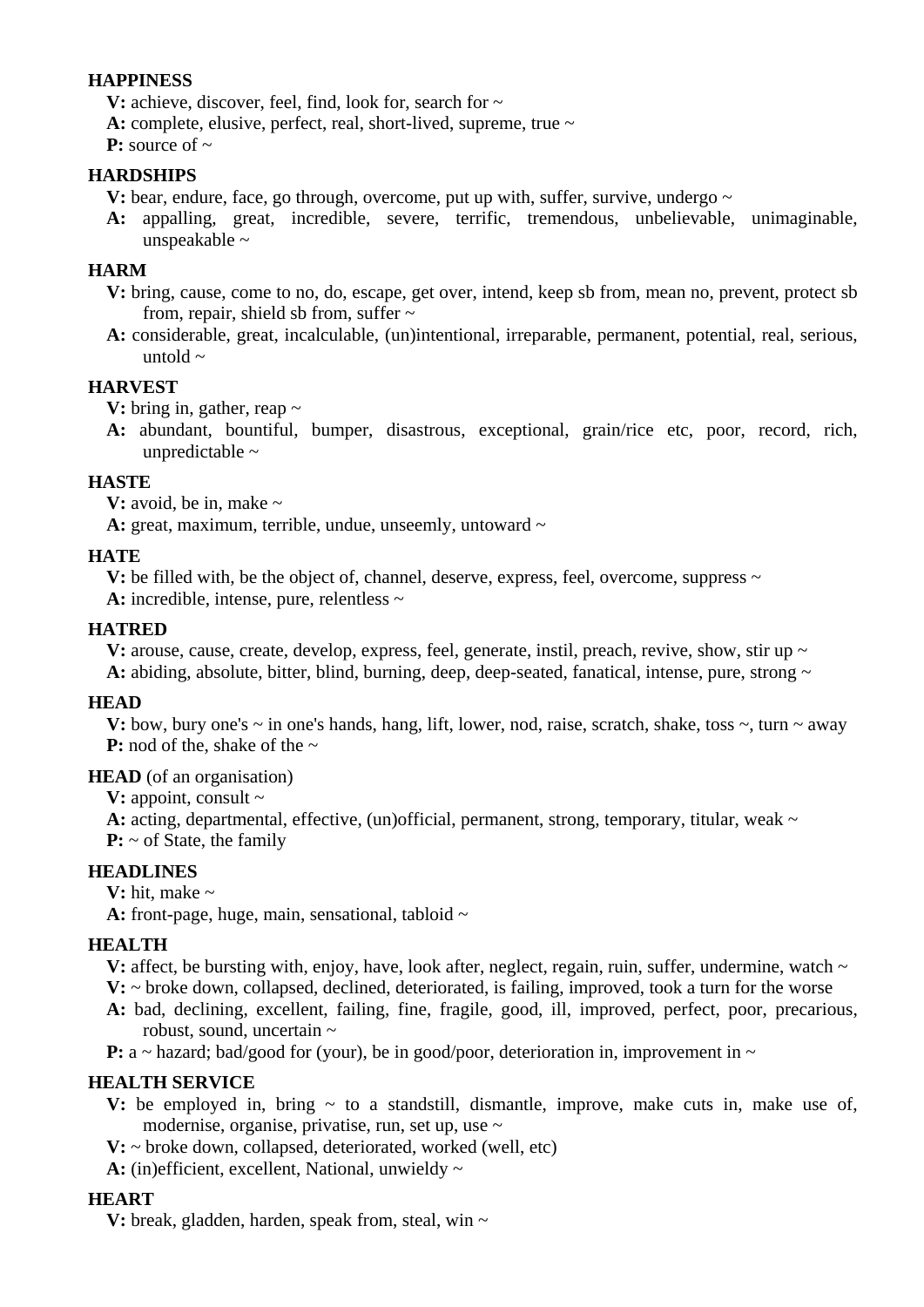**HAPPINESS**

**V:** achieve, discover, feel, find, look for, search for ~
**A:** complete, elusive, perfect, real, short-lived, supreme, true ~
**P:** source of ~

**HARDSHIPS**

**V:** bear, endure, face, go through, overcome, put up with, suffer, survive, undergo ~
**A:** appalling, great, incredible, severe, terrific, tremendous, unbelievable, unimaginable, unspeakable ~

**HARM**

**V:** bring, cause, come to no, do, escape, get over, intend, keep sb from, mean no, prevent, protect sb from, repair, shield sb from, suffer ~
**A:** considerable, great, incalculable, (un)intentional, irreparable, permanent, potential, real, serious, untold ~

**HARVEST**

**V:** bring in, gather, reap ~
**A:** abundant, bountiful, bumper, disastrous, exceptional, grain/rice etc, poor, record, rich, unpredictable ~

**HASTE**

**V:** avoid, be in, make ~
**A:** great, maximum, terrible, undue, unseemly, untoward ~

**HATE**

**V:** be filled with, be the object of, channel, deserve, express, feel, overcome, suppress ~
**A:** incredible, intense, pure, relentless ~

**HATRED**

**V:** arouse, cause, create, develop, express, feel, generate, instil, preach, revive, show, stir up ~
**A:** abiding, absolute, bitter, blind, burning, deep, deep-seated, fanatical, intense, pure, strong ~

**HEAD**

**V:** bow, bury one's ~ in one's hands, hang, lift, lower, nod, raise, scratch, shake, toss ~, turn ~ away
**P:** nod of the, shake of the ~

**HEAD** (of an organisation)

**V:** appoint, consult ~
**A:** acting, departmental, effective, (un)official, permanent, strong, temporary, titular, weak ~
**P:** ~ of State, the family

**HEADLINES**

**V:** hit, make ~
**A:** front-page, huge, main, sensational, tabloid ~

**HEALTH**

**V:** affect, be bursting with, enjoy, have, look after, neglect, regain, ruin, suffer, undermine, watch ~
**V:** ~ broke down, collapsed, declined, deteriorated, is failing, improved, took a turn for the worse
**A:** bad, declining, excellent, failing, fine, fragile, good, ill, improved, perfect, poor, precarious, robust, sound, uncertain ~
**P:** a ~ hazard; bad/good for (your), be in good/poor, deterioration in, improvement in ~

**HEALTH SERVICE**

**V:** be employed in, bring ~ to a standstill, dismantle, improve, make cuts in, make use of, modernise, organise, privatise, run, set up, use ~
**V:** ~ broke down, collapsed, deteriorated, worked (well, etc)
**A:** (in)efficient, excellent, National, unwieldy ~

**HEART**

**V:** break, gladden, harden, speak from, steal, win ~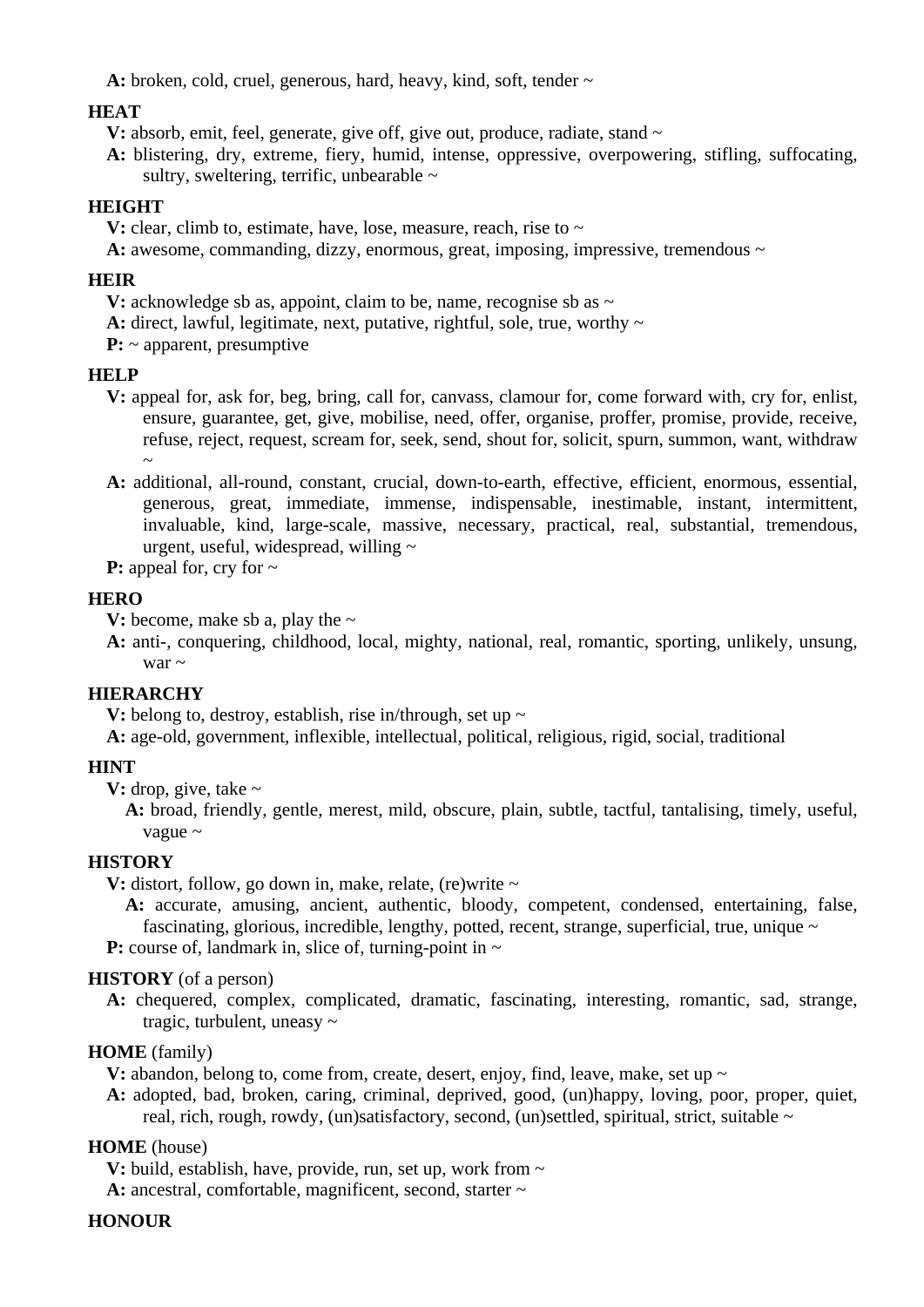**A:** broken, cold, cruel, generous, hard, heavy, kind, soft, tender ~

**HEAT**

**V:** absorb, emit, feel, generate, give off, give out, produce, radiate, stand ~

**A:** blistering, dry, extreme, fiery, humid, intense, oppressive, overpowering, stifling, suffocating, sultry, sweltering, terrific, unbearable ~

**HEIGHT**

**V:** clear, climb to, estimate, have, lose, measure, reach, rise to ~

**A:** awesome, commanding, dizzy, enormous, great, imposing, impressive, tremendous ~

**HEIR**

**V:** acknowledge sb as, appoint, claim to be, name, recognise sb as ~

**A:** direct, lawful, legitimate, next, putative, rightful, sole, true, worthy ~

**P:** ~ apparent, presumptive

**HELP**

**V:** appeal for, ask for, beg, bring, call for, canvass, clamour for, come forward with, cry for, enlist, ensure, guarantee, get, give, mobilise, need, offer, organise, proffer, promise, provide, receive, refuse, reject, request, scream for, seek, send, shout for, solicit, spurn, summon, want, withdraw ~

**A:** additional, all-round, constant, crucial, down-to-earth, effective, efficient, enormous, essential, generous, great, immediate, immense, indispensable, inestimable, instant, intermittent, invaluable, kind, large-scale, massive, necessary, practical, real, substantial, tremendous, urgent, useful, widespread, willing ~

**P:** appeal for, cry for ~

**HERO**

**V:** become, make sb a, play the ~

**A:** anti-, conquering, childhood, local, mighty, national, real, romantic, sporting, unlikely, unsung, war ~

**HIERARCHY**

**V:** belong to, destroy, establish, rise in/through, set up ~

**A:** age-old, government, inflexible, intellectual, political, religious, rigid, social, traditional

**HINT**

**V:** drop, give, take ~

**A:** broad, friendly, gentle, merest, mild, obscure, plain, subtle, tactful, tantalising, timely, useful, vague ~

**HISTORY**

**V:** distort, follow, go down in, make, relate, (re)write ~

**A:** accurate, amusing, ancient, authentic, bloody, competent, condensed, entertaining, false, fascinating, glorious, incredible, lengthy, potted, recent, strange, superficial, true, unique ~

**P:** course of, landmark in, slice of, turning-point in ~

**HISTORY** (of a person)

**A:** chequered, complex, complicated, dramatic, fascinating, interesting, romantic, sad, strange, tragic, turbulent, uneasy ~

**HOME** (family)

**V:** abandon, belong to, come from, create, desert, enjoy, find, leave, make, set up ~

**A:** adopted, bad, broken, caring, criminal, deprived, good, (un)happy, loving, poor, proper, quiet, real, rich, rough, rowdy, (un)satisfactory, second, (un)settled, spiritual, strict, suitable ~

**HOME** (house)

**V:** build, establish, have, provide, run, set up, work from ~

**A:** ancestral, comfortable, magnificent, second, starter ~

**HONOUR**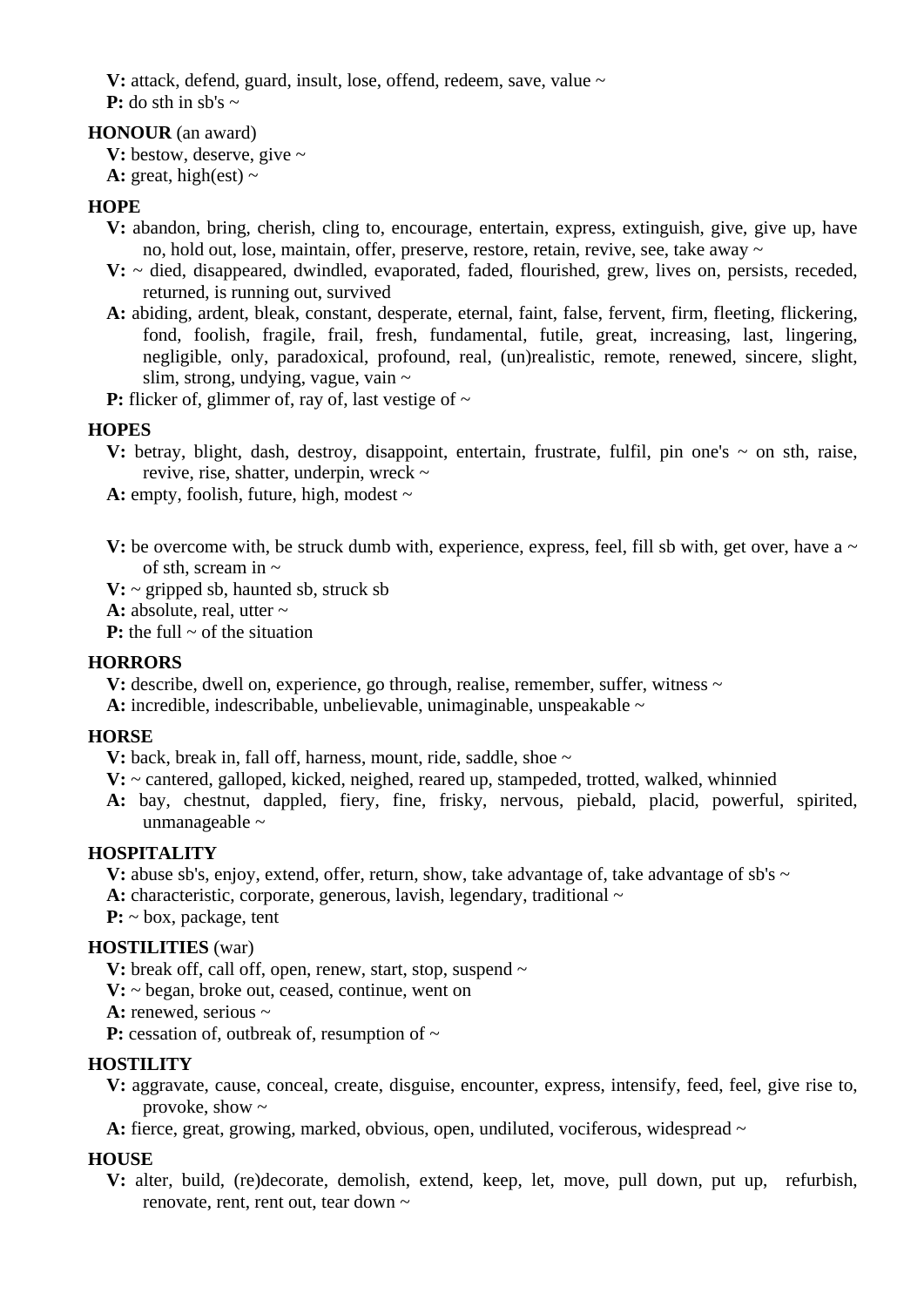**V:** attack, defend, guard, insult, lose, offend, redeem, save, value ~
**P:** do sth in sb's ~

**HONOUR** (an award)
**V:** bestow, deserve, give ~
**A:** great, high(est) ~

**HOPE**
**V:** abandon, bring, cherish, cling to, encourage, entertain, express, extinguish, give, give up, have no, hold out, lose, maintain, offer, preserve, restore, retain, revive, see, take away ~
**V:** ~ died, disappeared, dwindled, evaporated, faded, flourished, grew, lives on, persists, receded, returned, is running out, survived
**A:** abiding, ardent, bleak, constant, desperate, eternal, faint, false, fervent, firm, fleeting, flickering, fond, foolish, fragile, frail, fresh, fundamental, futile, great, increasing, last, lingering, negligible, only, paradoxical, profound, real, (un)realistic, remote, renewed, sincere, slight, slim, strong, undying, vague, vain ~
**P:** flicker of, glimmer of, ray of, last vestige of ~

**HOPES**
**V:** betray, blight, dash, destroy, disappoint, entertain, frustrate, fulfil, pin one's ~ on sth, raise, revive, rise, shatter, underpin, wreck ~
**A:** empty, foolish, future, high, modest ~

**V:** be overcome with, be struck dumb with, experience, express, feel, fill sb with, get over, have a ~ of sth, scream in ~
**V:** ~ gripped sb, haunted sb, struck sb
**A:** absolute, real, utter ~
**P:** the full ~ of the situation

**HORRORS**
**V:** describe, dwell on, experience, go through, realise, remember, suffer, witness ~
**A:** incredible, indescribable, unbelievable, unimaginable, unspeakable ~

**HORSE**
**V:** back, break in, fall off, harness, mount, ride, saddle, shoe ~
**V:** ~ cantered, galloped, kicked, neighed, reared up, stampeded, trotted, walked, whinnied
**A:** bay, chestnut, dappled, fiery, fine, frisky, nervous, piebald, placid, powerful, spirited, unmanageable ~

**HOSPITALITY**
**V:** abuse sb's, enjoy, extend, offer, return, show, take advantage of, take advantage of sb's ~
**A:** characteristic, corporate, generous, lavish, legendary, traditional ~
**P:** ~ box, package, tent

**HOSTILITIES** (war)
**V:** break off, call off, open, renew, start, stop, suspend ~
**V:** ~ began, broke out, ceased, continue, went on
**A:** renewed, serious ~
**P:** cessation of, outbreak of, resumption of ~

**HOSTILITY**
**V:** aggravate, cause, conceal, create, disguise, encounter, express, intensify, feed, feel, give rise to, provoke, show ~
**A:** fierce, great, growing, marked, obvious, open, undiluted, vociferous, widespread ~

**HOUSE**
**V:** alter, build, (re)decorate, demolish, extend, keep, let, move, pull down, put up, refurbish, renovate, rent, rent out, tear down ~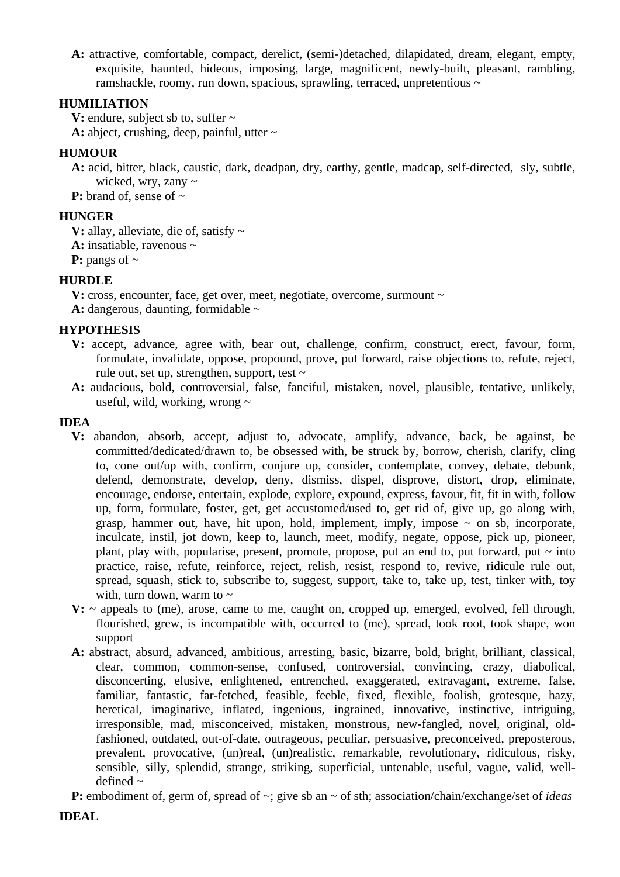**A:** attractive, comfortable, compact, derelict, (semi-)detached, dilapidated, dream, elegant, empty, exquisite, haunted, hideous, imposing, large, magnificent, newly-built, pleasant, rambling, ramshackle, roomy, run down, spacious, sprawling, terraced, unpretentious ~

**HUMILIATION**

**V:** endure, subject sb to, suffer ~

**A:** abject, crushing, deep, painful, utter ~

**HUMOUR**

**A:** acid, bitter, black, caustic, dark, deadpan, dry, earthy, gentle, madcap, self-directed, sly, subtle, wicked, wry, zany ~

**P:** brand of, sense of ~

**HUNGER**

**V:** allay, alleviate, die of, satisfy ~

**A:** insatiable, ravenous ~

**P:** pangs of ~

**HURDLE**

**V:** cross, encounter, face, get over, meet, negotiate, overcome, surmount ~

**A:** dangerous, daunting, formidable ~

**HYPOTHESIS**

**V:** accept, advance, agree with, bear out, challenge, confirm, construct, erect, favour, form, formulate, invalidate, oppose, propound, prove, put forward, raise objections to, refute, reject, rule out, set up, strengthen, support, test ~

**A:** audacious, bold, controversial, false, fanciful, mistaken, novel, plausible, tentative, unlikely, useful, wild, working, wrong ~

**IDEA**

**V:** abandon, absorb, accept, adjust to, advocate, amplify, advance, back, be against, be committed/dedicated/drawn to, be obsessed with, be struck by, borrow, cherish, clarify, cling to, cone out/up with, confirm, conjure up, consider, contemplate, convey, debate, debunk, defend, demonstrate, develop, deny, dismiss, dispel, disprove, distort, drop, eliminate, encourage, endorse, entertain, explode, explore, expound, express, favour, fit, fit in with, follow up, form, formulate, foster, get, get accustomed/used to, get rid of, give up, go along with, grasp, hammer out, have, hit upon, hold, implement, imply, impose ~ on sb, incorporate, inculcate, instil, jot down, keep to, launch, meet, modify, negate, oppose, pick up, pioneer, plant, play with, popularise, present, promote, propose, put an end to, put forward, put ~ into practice, raise, refute, reinforce, reject, relish, resist, respond to, revive, ridicule rule out, spread, squash, stick to, subscribe to, suggest, support, take to, take up, test, tinker with, toy with, turn down, warm to ~

**V:** ~ appeals to (me), arose, came to me, caught on, cropped up, emerged, evolved, fell through, flourished, grew, is incompatible with, occurred to (me), spread, took root, took shape, won support

**A:** abstract, absurd, advanced, ambitious, arresting, basic, bizarre, bold, bright, brilliant, classical, clear, common, common-sense, confused, controversial, convincing, crazy, diabolical, disconcerting, elusive, enlightened, entrenched, exaggerated, extravagant, extreme, false, familiar, fantastic, far-fetched, feasible, feeble, fixed, flexible, foolish, grotesque, hazy, heretical, imaginative, inflated, ingenious, ingrained, innovative, instinctive, intriguing, irresponsible, mad, misconceived, mistaken, monstrous, new-fangled, novel, original, old-fashioned, outdated, out-of-date, outrageous, peculiar, persuasive, preconceived, preposterous, prevalent, provocative, (un)real, (un)realistic, remarkable, revolutionary, ridiculous, risky, sensible, silly, splendid, strange, striking, superficial, untenable, useful, vague, valid, well-defined ~

**P:** embodiment of, germ of, spread of ~; give sb an ~ of sth; association/chain/exchange/set of *ideas*

**IDEAL**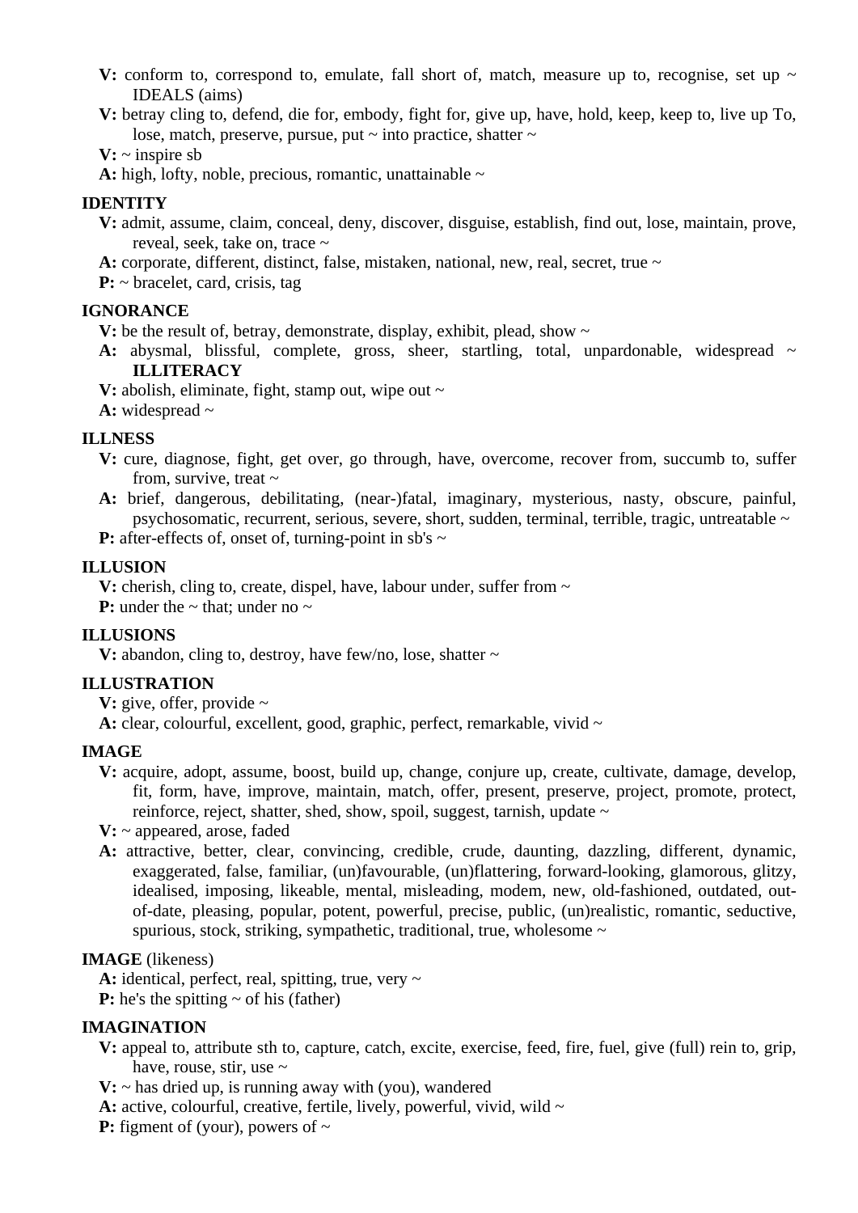**V:** conform to, correspond to, emulate, fall short of, match, measure up to, recognise, set up ~ IDEALS (aims)

**V:** betray cling to, defend, die for, embody, fight for, give up, have, hold, keep, keep to, live up To, lose, match, preserve, pursue, put ~ into practice, shatter ~

**V:** ~ inspire sb

**A:** high, lofty, noble, precious, romantic, unattainable ~

**IDENTITY**

**V:** admit, assume, claim, conceal, deny, discover, disguise, establish, find out, lose, maintain, prove, reveal, seek, take on, trace ~

**A:** corporate, different, distinct, false, mistaken, national, new, real, secret, true ~

**P:** ~ bracelet, card, crisis, tag

**IGNORANCE**

**V:** be the result of, betray, demonstrate, display, exhibit, plead, show ~

**A:** abysmal, blissful, complete, gross, sheer, startling, total, unpardonable, widespread ~ **ILLITERACY**

**V:** abolish, eliminate, fight, stamp out, wipe out ~

**A:** widespread ~

**ILLNESS**

**V:** cure, diagnose, fight, get over, go through, have, overcome, recover from, succumb to, suffer from, survive, treat ~

**A:** brief, dangerous, debilitating, (near-)fatal, imaginary, mysterious, nasty, obscure, painful, psychosomatic, recurrent, serious, severe, short, sudden, terminal, terrible, tragic, untreatable ~

**P:** after-effects of, onset of, turning-point in sb's ~

**ILLUSION**

**V:** cherish, cling to, create, dispel, have, labour under, suffer from ~

**P:** under the ~ that; under no ~

**ILLUSIONS**

**V:** abandon, cling to, destroy, have few/no, lose, shatter ~

**ILLUSTRATION**

**V:** give, offer, provide ~

**A:** clear, colourful, excellent, good, graphic, perfect, remarkable, vivid ~

**IMAGE**

**V:** acquire, adopt, assume, boost, build up, change, conjure up, create, cultivate, damage, develop, fit, form, have, improve, maintain, match, offer, present, preserve, project, promote, protect, reinforce, reject, shatter, shed, show, spoil, suggest, tarnish, update ~

**V:** ~ appeared, arose, faded

**A:** attractive, better, clear, convincing, credible, crude, daunting, dazzling, different, dynamic, exaggerated, false, familiar, (un)favourable, (un)flattering, forward-looking, glamorous, glitzy, idealised, imposing, likeable, mental, misleading, modem, new, old-fashioned, outdated, out-of-date, pleasing, popular, potent, powerful, precise, public, (un)realistic, romantic, seductive, spurious, stock, striking, sympathetic, traditional, true, wholesome ~

**IMAGE** (likeness)

**A:** identical, perfect, real, spitting, true, very ~

**P:** he's the spitting ~ of his (father)

**IMAGINATION**

**V:** appeal to, attribute sth to, capture, catch, excite, exercise, feed, fire, fuel, give (full) rein to, grip, have, rouse, stir, use ~

**V:** ~ has dried up, is running away with (you), wandered

**A:** active, colourful, creative, fertile, lively, powerful, vivid, wild ~

**P:** figment of (your), powers of ~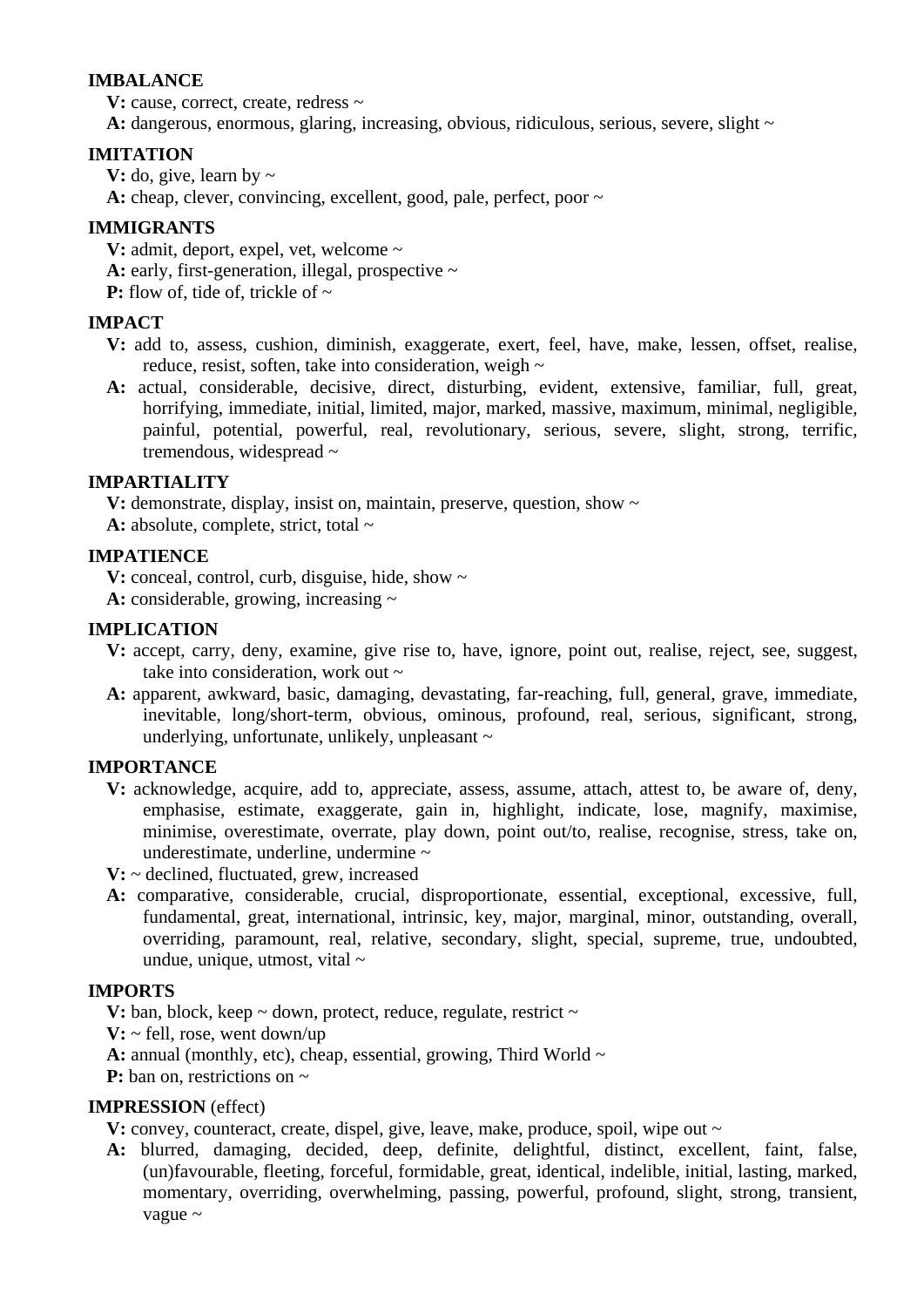**IMBALANCE**

**V:** cause, correct, create, redress ~

**A:** dangerous, enormous, glaring, increasing, obvious, ridiculous, serious, severe, slight ~

**IMITATION**

**V:** do, give, learn by ~

**A:** cheap, clever, convincing, excellent, good, pale, perfect, poor ~

**IMMIGRANTS**

**V:** admit, deport, expel, vet, welcome ~

**A:** early, first-generation, illegal, prospective ~

**P:** flow of, tide of, trickle of ~

**IMPACT**

**V:** add to, assess, cushion, diminish, exaggerate, exert, feel, have, make, lessen, offset, realise, reduce, resist, soften, take into consideration, weigh ~

**A:** actual, considerable, decisive, direct, disturbing, evident, extensive, familiar, full, great, horrifying, immediate, initial, limited, major, marked, massive, maximum, minimal, negligible, painful, potential, powerful, real, revolutionary, serious, severe, slight, strong, terrific, tremendous, widespread ~

**IMPARTIALITY**

**V:** demonstrate, display, insist on, maintain, preserve, question, show ~

**A:** absolute, complete, strict, total ~

**IMPATIENCE**

**V:** conceal, control, curb, disguise, hide, show ~

**A:** considerable, growing, increasing ~

**IMPLICATION**

**V:** accept, carry, deny, examine, give rise to, have, ignore, point out, realise, reject, see, suggest, take into consideration, work out ~

**A:** apparent, awkward, basic, damaging, devastating, far-reaching, full, general, grave, immediate, inevitable, long/short-term, obvious, ominous, profound, real, serious, significant, strong, underlying, unfortunate, unlikely, unpleasant ~

**IMPORTANCE**

**V:** acknowledge, acquire, add to, appreciate, assess, assume, attach, attest to, be aware of, deny, emphasise, estimate, exaggerate, gain in, highlight, indicate, lose, magnify, maximise, minimise, overestimate, overrate, play down, point out/to, realise, recognise, stress, take on, underestimate, underline, undermine ~

**V:** ~ declined, fluctuated, grew, increased

**A:** comparative, considerable, crucial, disproportionate, essential, exceptional, excessive, full, fundamental, great, international, intrinsic, key, major, marginal, minor, outstanding, overall, overriding, paramount, real, relative, secondary, slight, special, supreme, true, undoubted, undue, unique, utmost, vital ~

**IMPORTS**

**V:** ban, block, keep ~ down, protect, reduce, regulate, restrict ~

**V:** ~ fell, rose, went down/up

**A:** annual (monthly, etc), cheap, essential, growing, Third World ~

**P:** ban on, restrictions on ~

**IMPRESSION** (effect)

**V:** convey, counteract, create, dispel, give, leave, make, produce, spoil, wipe out ~

**A:** blurred, damaging, decided, deep, definite, delightful, distinct, excellent, faint, false, (un)favourable, fleeting, forceful, formidable, great, identical, indelible, initial, lasting, marked, momentary, overriding, overwhelming, passing, powerful, profound, slight, strong, transient, vague ~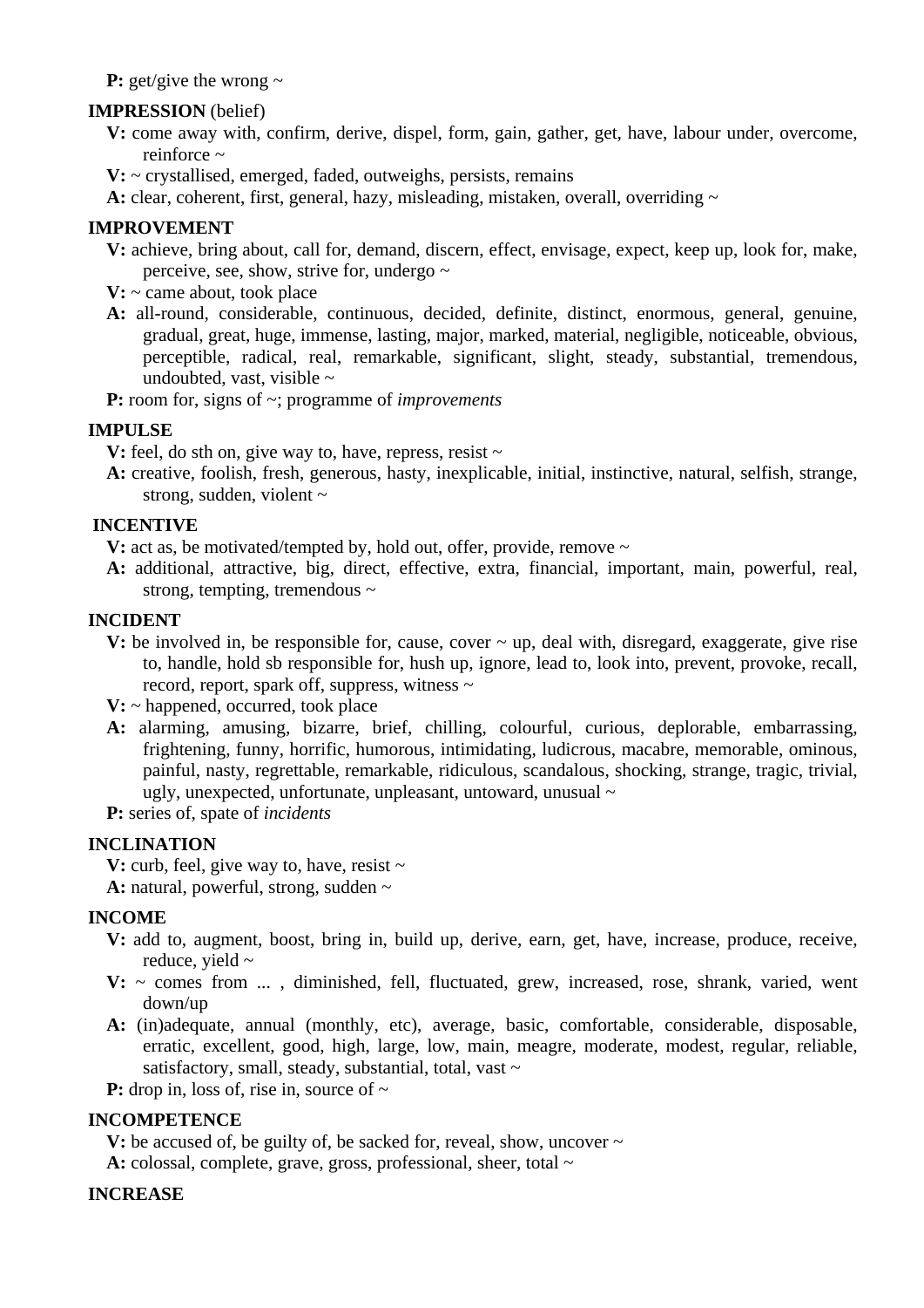**P:** get/give the wrong ~

**IMPRESSION** (belief)

**V:** come away with, confirm, derive, dispel, form, gain, gather, get, have, labour under, overcome, reinforce ~

**V:** ~ crystallised, emerged, faded, outweighs, persists, remains

**A:** clear, coherent, first, general, hazy, misleading, mistaken, overall, overriding ~

**IMPROVEMENT**

**V:** achieve, bring about, call for, demand, discern, effect, envisage, expect, keep up, look for, make, perceive, see, show, strive for, undergo ~

**V:** ~ came about, took place

**A:** all-round, considerable, continuous, decided, definite, distinct, enormous, general, genuine, gradual, great, huge, immense, lasting, major, marked, material, negligible, noticeable, obvious, perceptible, radical, real, remarkable, significant, slight, steady, substantial, tremendous, undoubted, vast, visible ~

**P:** room for, signs of ~; programme of *improvements*

**IMPULSE**

**V:** feel, do sth on, give way to, have, repress, resist ~

**A:** creative, foolish, fresh, generous, hasty, inexplicable, initial, instinctive, natural, selfish, strange, strong, sudden, violent ~

**INCENTIVE**

**V:** act as, be motivated/tempted by, hold out, offer, provide, remove ~

**A:** additional, attractive, big, direct, effective, extra, financial, important, main, powerful, real, strong, tempting, tremendous ~

**INCIDENT**

**V:** be involved in, be responsible for, cause, cover ~ up, deal with, disregard, exaggerate, give rise to, handle, hold sb responsible for, hush up, ignore, lead to, look into, prevent, provoke, recall, record, report, spark off, suppress, witness ~

**V:** ~ happened, occurred, took place

**A:** alarming, amusing, bizarre, brief, chilling, colourful, curious, deplorable, embarrassing, frightening, funny, horrific, humorous, intimidating, ludicrous, macabre, memorable, ominous, painful, nasty, regrettable, remarkable, ridiculous, scandalous, shocking, strange, tragic, trivial, ugly, unexpected, unfortunate, unpleasant, untoward, unusual ~

**P:** series of, spate of *incidents*

**INCLINATION**

**V:** curb, feel, give way to, have, resist ~

**A:** natural, powerful, strong, sudden ~

**INCOME**

**V:** add to, augment, boost, bring in, build up, derive, earn, get, have, increase, produce, receive, reduce, yield ~

**V:** ~ comes from ... , diminished, fell, fluctuated, grew, increased, rose, shrank, varied, went down/up

**A:** (in)adequate, annual (monthly, etc), average, basic, comfortable, considerable, disposable, erratic, excellent, good, high, large, low, main, meagre, moderate, modest, regular, reliable, satisfactory, small, steady, substantial, total, vast ~

**P:** drop in, loss of, rise in, source of ~

**INCOMPETENCE**

**V:** be accused of, be guilty of, be sacked for, reveal, show, uncover ~

**A:** colossal, complete, grave, gross, professional, sheer, total ~

**INCREASE**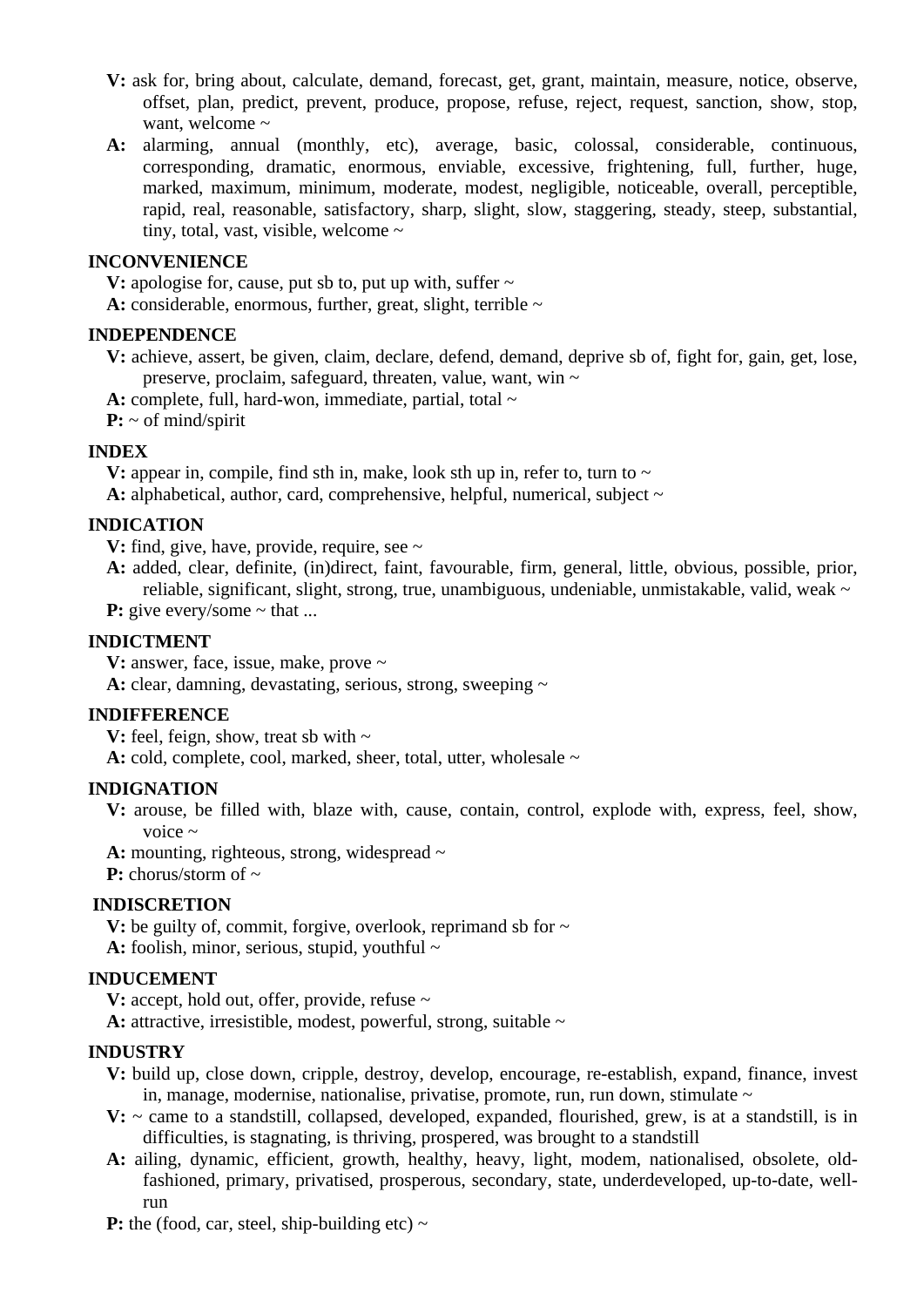**V:** ask for, bring about, calculate, demand, forecast, get, grant, maintain, measure, notice, observe, offset, plan, predict, prevent, produce, propose, refuse, reject, request, sanction, show, stop, want, welcome ~

**A:** alarming, annual (monthly, etc), average, basic, colossal, considerable, continuous, corresponding, dramatic, enormous, enviable, excessive, frightening, full, further, huge, marked, maximum, minimum, moderate, modest, negligible, noticeable, overall, perceptible, rapid, real, reasonable, satisfactory, sharp, slight, slow, staggering, steady, steep, substantial, tiny, total, vast, visible, welcome ~

**INCONVENIENCE**

**V:** apologise for, cause, put sb to, put up with, suffer ~

**A:** considerable, enormous, further, great, slight, terrible ~

**INDEPENDENCE**

**V:** achieve, assert, be given, claim, declare, defend, demand, deprive sb of, fight for, gain, get, lose, preserve, proclaim, safeguard, threaten, value, want, win ~

**A:** complete, full, hard-won, immediate, partial, total ~

**P:** ~ of mind/spirit

**INDEX**

**V:** appear in, compile, find sth in, make, look sth up in, refer to, turn to ~

**A:** alphabetical, author, card, comprehensive, helpful, numerical, subject ~

**INDICATION**

**V:** find, give, have, provide, require, see ~

**A:** added, clear, definite, (in)direct, faint, favourable, firm, general, little, obvious, possible, prior, reliable, significant, slight, strong, true, unambiguous, undeniable, unmistakable, valid, weak ~

**P:** give every/some ~ that ...

**INDICTMENT**

**V:** answer, face, issue, make, prove ~

**A:** clear, damning, devastating, serious, strong, sweeping ~

**INDIFFERENCE**

**V:** feel, feign, show, treat sb with ~

**A:** cold, complete, cool, marked, sheer, total, utter, wholesale ~

**INDIGNATION**

**V:** arouse, be filled with, blaze with, cause, contain, control, explode with, express, feel, show, voice ~

**A:** mounting, righteous, strong, widespread ~

**P:** chorus/storm of ~

**INDISCRETION**

**V:** be guilty of, commit, forgive, overlook, reprimand sb for ~

**A:** foolish, minor, serious, stupid, youthful ~

**INDUCEMENT**

**V:** accept, hold out, offer, provide, refuse ~

**A:** attractive, irresistible, modest, powerful, strong, suitable ~

**INDUSTRY**

**V:** build up, close down, cripple, destroy, develop, encourage, re-establish, expand, finance, invest in, manage, modernise, nationalise, privatise, promote, run, run down, stimulate ~

**V:** ~ came to a standstill, collapsed, developed, expanded, flourished, grew, is at a standstill, is in difficulties, is stagnating, is thriving, prospered, was brought to a standstill

**A:** ailing, dynamic, efficient, growth, healthy, heavy, light, modem, nationalised, obsolete, old-fashioned, primary, privatised, prosperous, secondary, state, underdeveloped, up-to-date, well-run

**P:** the (food, car, steel, ship-building etc) ~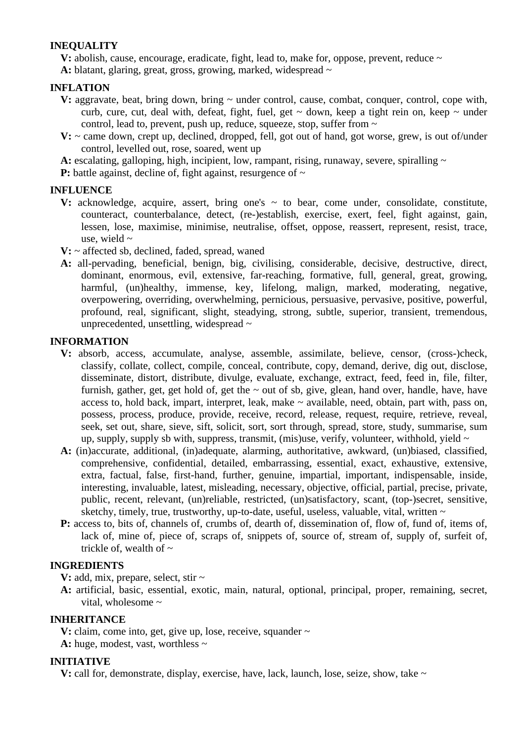**INEQUALITY**

**V:** abolish, cause, encourage, eradicate, fight, lead to, make for, oppose, prevent, reduce ~

**A:** blatant, glaring, great, gross, growing, marked, widespread ~

**INFLATION**

**V:** aggravate, beat, bring down, bring ~ under control, cause, combat, conquer, control, cope with, curb, cure, cut, deal with, defeat, fight, fuel, get ~ down, keep a tight rein on, keep ~ under control, lead to, prevent, push up, reduce, squeeze, stop, suffer from ~

**V:** ~ came down, crept up, declined, dropped, fell, got out of hand, got worse, grew, is out of/under control, levelled out, rose, soared, went up

**A:** escalating, galloping, high, incipient, low, rampant, rising, runaway, severe, spiralling ~

**P:** battle against, decline of, fight against, resurgence of ~

**INFLUENCE**

**V:** acknowledge, acquire, assert, bring one's ~ to bear, come under, consolidate, constitute, counteract, counterbalance, detect, (re-)establish, exercise, exert, feel, fight against, gain, lessen, lose, maximise, minimise, neutralise, offset, oppose, reassert, represent, resist, trace, use, wield ~

**V:** ~ affected sb, declined, faded, spread, waned

**A:** all-pervading, beneficial, benign, big, civilising, considerable, decisive, destructive, direct, dominant, enormous, evil, extensive, far-reaching, formative, full, general, great, growing, harmful, (un)healthy, immense, key, lifelong, malign, marked, moderating, negative, overpowering, overriding, overwhelming, pernicious, persuasive, pervasive, positive, powerful, profound, real, significant, slight, steadying, strong, subtle, superior, transient, tremendous, unprecedented, unsettling, widespread ~

**INFORMATION**

**V:** absorb, access, accumulate, analyse, assemble, assimilate, believe, censor, (cross-)check, classify, collate, collect, compile, conceal, contribute, copy, demand, derive, dig out, disclose, disseminate, distort, distribute, divulge, evaluate, exchange, extract, feed, feed in, file, filter, furnish, gather, get, get hold of, get the ~ out of sb, give, glean, hand over, handle, have, have access to, hold back, impart, interpret, leak, make ~ available, need, obtain, part with, pass on, possess, process, produce, provide, receive, record, release, request, require, retrieve, reveal, seek, set out, share, sieve, sift, solicit, sort, sort through, spread, store, study, summarise, sum up, supply, supply sb with, suppress, transmit, (mis)use, verify, volunteer, withhold, yield ~

**A:** (in)accurate, additional, (in)adequate, alarming, authoritative, awkward, (un)biased, classified, comprehensive, confidential, detailed, embarrassing, essential, exact, exhaustive, extensive, extra, factual, false, first-hand, further, genuine, impartial, important, indispensable, inside, interesting, invaluable, latest, misleading, necessary, objective, official, partial, precise, private, public, recent, relevant, (un)reliable, restricted, (un)satisfactory, scant, (top-)secret, sensitive, sketchy, timely, true, trustworthy, up-to-date, useful, useless, valuable, vital, written ~

**P:** access to, bits of, channels of, crumbs of, dearth of, dissemination of, flow of, fund of, items of, lack of, mine of, piece of, scraps of, snippets of, source of, stream of, supply of, surfeit of, trickle of, wealth of ~

**INGREDIENTS**

**V:** add, mix, prepare, select, stir ~

**A:** artificial, basic, essential, exotic, main, natural, optional, principal, proper, remaining, secret, vital, wholesome ~

**INHERITANCE**

**V:** claim, come into, get, give up, lose, receive, squander ~

**A:** huge, modest, vast, worthless ~

**INITIATIVE**

**V:** call for, demonstrate, display, exercise, have, lack, launch, lose, seize, show, take ~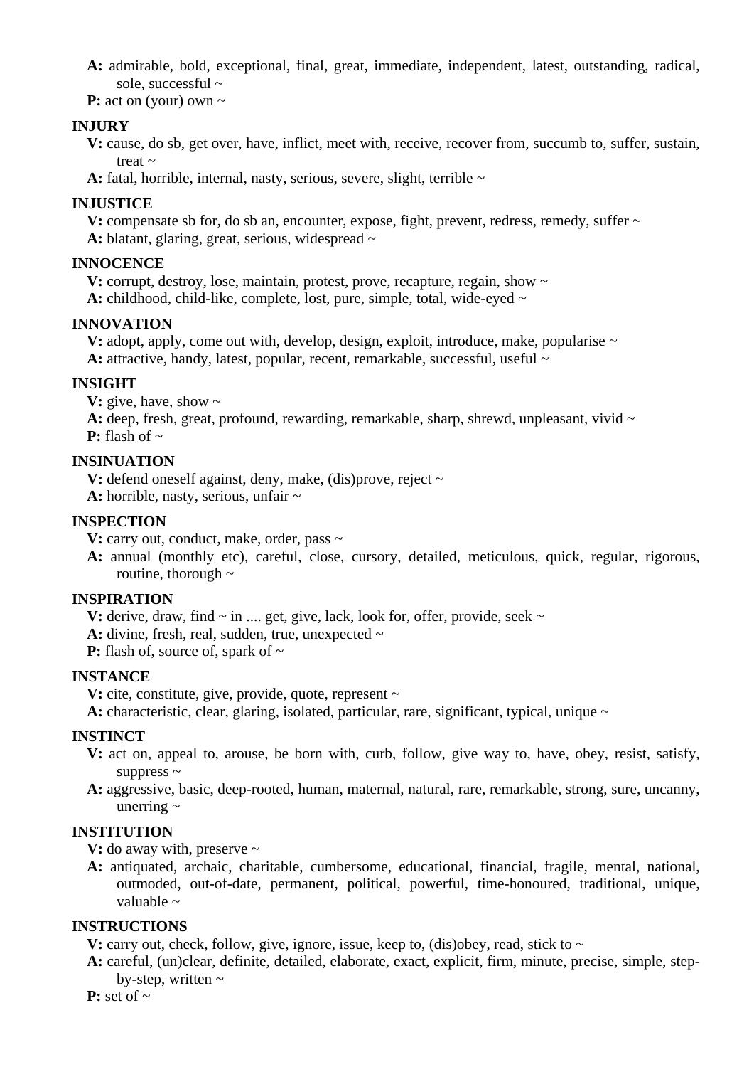**A:** admirable, bold, exceptional, final, great, immediate, independent, latest, outstanding, radical, sole, successful ~

**P:** act on (your) own ~

**INJURY**

**V:** cause, do sb, get over, have, inflict, meet with, receive, recover from, succumb to, suffer, sustain, treat ~

**A:** fatal, horrible, internal, nasty, serious, severe, slight, terrible ~

**INJUSTICE**

**V:** compensate sb for, do sb an, encounter, expose, fight, prevent, redress, remedy, suffer ~

**A:** blatant, glaring, great, serious, widespread ~

**INNOCENCE**

**V:** corrupt, destroy, lose, maintain, protest, prove, recapture, regain, show ~

**A:** childhood, child-like, complete, lost, pure, simple, total, wide-eyed ~

**INNOVATION**

**V:** adopt, apply, come out with, develop, design, exploit, introduce, make, popularise ~

**A:** attractive, handy, latest, popular, recent, remarkable, successful, useful ~

**INSIGHT**

**V:** give, have, show ~

**A:** deep, fresh, great, profound, rewarding, remarkable, sharp, shrewd, unpleasant, vivid ~

**P:** flash of ~

**INSINUATION**

**V:** defend oneself against, deny, make, (dis)prove, reject ~

**A:** horrible, nasty, serious, unfair ~

**INSPECTION**

**V:** carry out, conduct, make, order, pass ~

**A:** annual (monthly etc), careful, close, cursory, detailed, meticulous, quick, regular, rigorous, routine, thorough ~

**INSPIRATION**

**V:** derive, draw, find ~ in .... get, give, lack, look for, offer, provide, seek ~

**A:** divine, fresh, real, sudden, true, unexpected ~

**P:** flash of, source of, spark of ~

**INSTANCE**

**V:** cite, constitute, give, provide, quote, represent ~

**A:** characteristic, clear, glaring, isolated, particular, rare, significant, typical, unique ~

**INSTINCT**

**V:** act on, appeal to, arouse, be born with, curb, follow, give way to, have, obey, resist, satisfy, suppress ~

**A:** aggressive, basic, deep-rooted, human, maternal, natural, rare, remarkable, strong, sure, uncanny, unerring ~

**INSTITUTION**

**V:** do away with, preserve ~

**A:** antiquated, archaic, charitable, cumbersome, educational, financial, fragile, mental, national, outmoded, out-of-date, permanent, political, powerful, time-honoured, traditional, unique, valuable ~

**INSTRUCTIONS**

**V:** carry out, check, follow, give, ignore, issue, keep to, (dis)obey, read, stick to ~

**A:** careful, (un)clear, definite, detailed, elaborate, exact, explicit, firm, minute, precise, simple, step-by-step, written ~

**P:** set of ~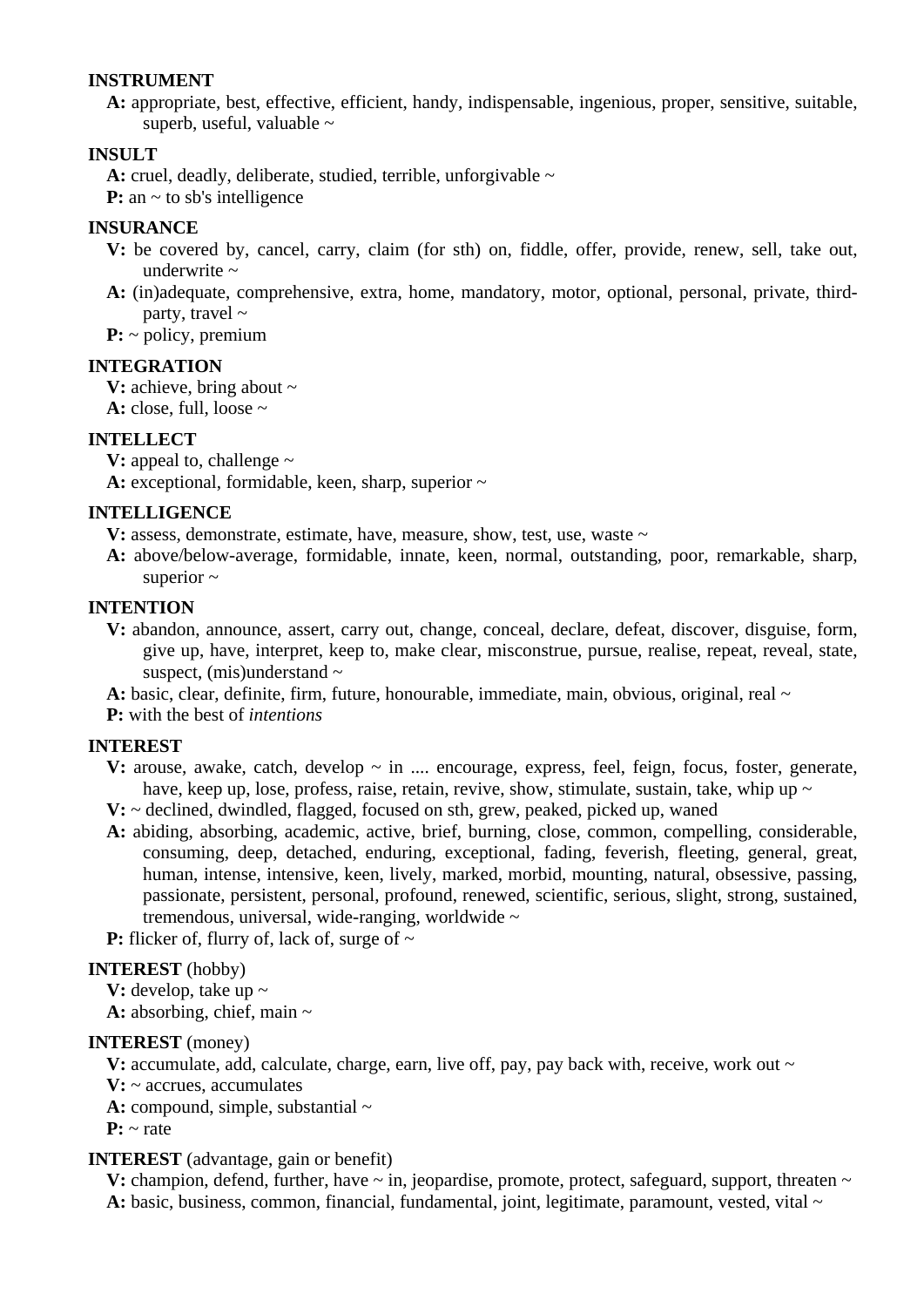**INSTRUMENT**

**A:** appropriate, best, effective, efficient, handy, indispensable, ingenious, proper, sensitive, suitable, superb, useful, valuable ~

**INSULT**

**A:** cruel, deadly, deliberate, studied, terrible, unforgivable ~
**P:** an ~ to sb's intelligence

**INSURANCE**

**V:** be covered by, cancel, carry, claim (for sth) on, fiddle, offer, provide, renew, sell, take out, underwrite ~
**A:** (in)adequate, comprehensive, extra, home, mandatory, motor, optional, personal, private, third-party, travel ~
**P:** ~ policy, premium

**INTEGRATION**

**V:** achieve, bring about ~
**A:** close, full, loose ~

**INTELLECT**

**V:** appeal to, challenge ~
**A:** exceptional, formidable, keen, sharp, superior ~

**INTELLIGENCE**

**V:** assess, demonstrate, estimate, have, measure, show, test, use, waste ~
**A:** above/below-average, formidable, innate, keen, normal, outstanding, poor, remarkable, sharp, superior ~

**INTENTION**

**V:** abandon, announce, assert, carry out, change, conceal, declare, defeat, discover, disguise, form, give up, have, interpret, keep to, make clear, misconstrue, pursue, realise, repeat, reveal, state, suspect, (mis)understand ~
**A:** basic, clear, definite, firm, future, honourable, immediate, main, obvious, original, real ~
**P:** with the best of *intentions*

**INTEREST**

**V:** arouse, awake, catch, develop ~ in .... encourage, express, feel, feign, focus, foster, generate, have, keep up, lose, profess, raise, retain, revive, show, stimulate, sustain, take, whip up ~
**V:** ~ declined, dwindled, flagged, focused on sth, grew, peaked, picked up, waned
**A:** abiding, absorbing, academic, active, brief, burning, close, common, compelling, considerable, consuming, deep, detached, enduring, exceptional, fading, feverish, fleeting, general, great, human, intense, intensive, keen, lively, marked, morbid, mounting, natural, obsessive, passing, passionate, persistent, personal, profound, renewed, scientific, serious, slight, strong, sustained, tremendous, universal, wide-ranging, worldwide ~
**P:** flicker of, flurry of, lack of, surge of ~

**INTEREST** (hobby)

**V:** develop, take up ~
**A:** absorbing, chief, main ~

**INTEREST** (money)

**V:** accumulate, add, calculate, charge, earn, live off, pay, pay back with, receive, work out ~
**V:** ~ accrues, accumulates
**A:** compound, simple, substantial ~
**P:** ~ rate

**INTEREST** (advantage, gain or benefit)

**V:** champion, defend, further, have ~ in, jeopardise, promote, protect, safeguard, support, threaten ~
**A:** basic, business, common, financial, fundamental, joint, legitimate, paramount, vested, vital ~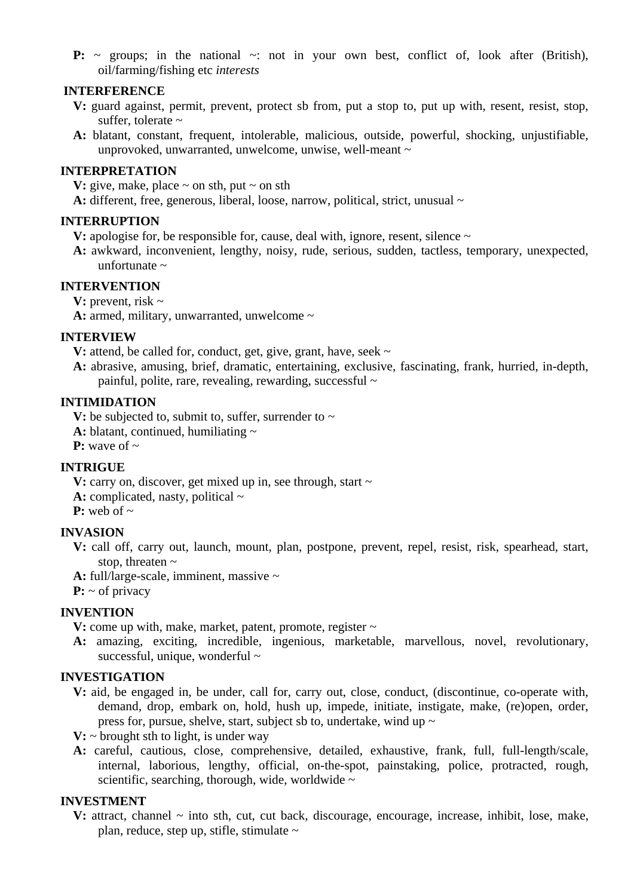**P:** ~ groups; in the national ~: not in your own best, conflict of, look after (British), oil/farming/fishing etc *interests*

**INTERFERENCE**

**V:** guard against, permit, prevent, protect sb from, put a stop to, put up with, resent, resist, stop, suffer, tolerate ~

**A:** blatant, constant, frequent, intolerable, malicious, outside, powerful, shocking, unjustifiable, unprovoked, unwarranted, unwelcome, unwise, well-meant ~

**INTERPRETATION**

**V:** give, make, place ~ on sth, put ~ on sth

**A:** different, free, generous, liberal, loose, narrow, political, strict, unusual ~

**INTERRUPTION**

**V:** apologise for, be responsible for, cause, deal with, ignore, resent, silence ~

**A:** awkward, inconvenient, lengthy, noisy, rude, serious, sudden, tactless, temporary, unexpected, unfortunate ~

**INTERVENTION**

**V:** prevent, risk ~

**A:** armed, military, unwarranted, unwelcome ~

**INTERVIEW**

**V:** attend, be called for, conduct, get, give, grant, have, seek ~

**A:** abrasive, amusing, brief, dramatic, entertaining, exclusive, fascinating, frank, hurried, in-depth, painful, polite, rare, revealing, rewarding, successful ~

**INTIMIDATION**

**V:** be subjected to, submit to, suffer, surrender to ~

**A:** blatant, continued, humiliating ~

**P:** wave of ~

**INTRIGUE**

**V:** carry on, discover, get mixed up in, see through, start ~

**A:** complicated, nasty, political ~

**P:** web of ~

**INVASION**

**V:** call off, carry out, launch, mount, plan, postpone, prevent, repel, resist, risk, spearhead, start, stop, threaten ~

**A:** full/large-scale, imminent, massive ~

**P:** ~ of privacy

**INVENTION**

**V:** come up with, make, market, patent, promote, register ~

**A:** amazing, exciting, incredible, ingenious, marketable, marvellous, novel, revolutionary, successful, unique, wonderful ~

**INVESTIGATION**

**V:** aid, be engaged in, be under, call for, carry out, close, conduct, (discontinue, co-operate with, demand, drop, embark on, hold, hush up, impede, initiate, instigate, make, (re)open, order, press for, pursue, shelve, start, subject sb to, undertake, wind up ~

**V:** ~ brought sth to light, is under way

**A:** careful, cautious, close, comprehensive, detailed, exhaustive, frank, full, full-length/scale, internal, laborious, lengthy, official, on-the-spot, painstaking, police, protracted, rough, scientific, searching, thorough, wide, worldwide ~

**INVESTMENT**

**V:** attract, channel ~ into sth, cut, cut back, discourage, encourage, increase, inhibit, lose, make, plan, reduce, step up, stifle, stimulate ~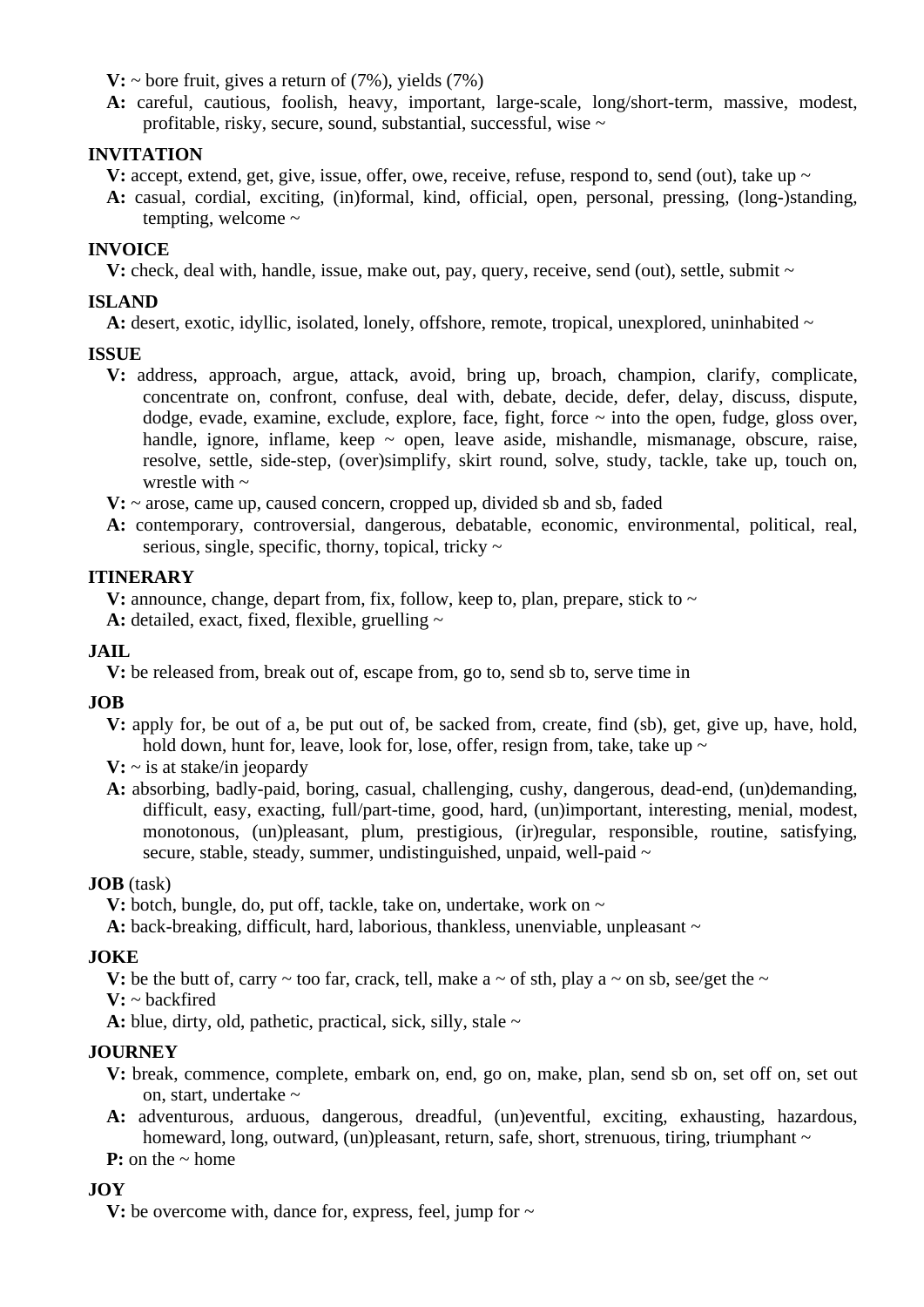**V:** ~ bore fruit, gives a return of (7%), yields (7%)

**A:** careful, cautious, foolish, heavy, important, large-scale, long/short-term, massive, modest, profitable, risky, secure, sound, substantial, successful, wise ~

**INVITATION**

**V:** accept, extend, get, give, issue, offer, owe, receive, refuse, respond to, send (out), take up ~

**A:** casual, cordial, exciting, (in)formal, kind, official, open, personal, pressing, (long-)standing, tempting, welcome ~

**INVOICE**

**V:** check, deal with, handle, issue, make out, pay, query, receive, send (out), settle, submit ~

**ISLAND**

**A:** desert, exotic, idyllic, isolated, lonely, offshore, remote, tropical, unexplored, uninhabited ~

**ISSUE**

**V:** address, approach, argue, attack, avoid, bring up, broach, champion, clarify, complicate, concentrate on, confront, confuse, deal with, debate, decide, defer, delay, discuss, dispute, dodge, evade, examine, exclude, explore, face, fight, force ~ into the open, fudge, gloss over, handle, ignore, inflame, keep ~ open, leave aside, mishandle, mismanage, obscure, raise, resolve, settle, side-step, (over)simplify, skirt round, solve, study, tackle, take up, touch on, wrestle with ~

**V:** ~ arose, came up, caused concern, cropped up, divided sb and sb, faded

**A:** contemporary, controversial, dangerous, debatable, economic, environmental, political, real, serious, single, specific, thorny, topical, tricky ~

**ITINERARY**

**V:** announce, change, depart from, fix, follow, keep to, plan, prepare, stick to ~

**A:** detailed, exact, fixed, flexible, gruelling ~

**JAIL**

**V:** be released from, break out of, escape from, go to, send sb to, serve time in

**JOB**

**V:** apply for, be out of a, be put out of, be sacked from, create, find (sb), get, give up, have, hold, hold down, hunt for, leave, look for, lose, offer, resign from, take, take up ~

**V:** ~ is at stake/in jeopardy

**A:** absorbing, badly-paid, boring, casual, challenging, cushy, dangerous, dead-end, (un)demanding, difficult, easy, exacting, full/part-time, good, hard, (un)important, interesting, menial, modest, monotonous, (un)pleasant, plum, prestigious, (ir)regular, responsible, routine, satisfying, secure, stable, steady, summer, undistinguished, unpaid, well-paid ~

**JOB** (task)

**V:** botch, bungle, do, put off, tackle, take on, undertake, work on ~

**A:** back-breaking, difficult, hard, laborious, thankless, unenviable, unpleasant ~

**JOKE**

**V:** be the butt of, carry ~ too far, crack, tell, make a ~ of sth, play a ~ on sb, see/get the ~

**V:** ~ backfired

**A:** blue, dirty, old, pathetic, practical, sick, silly, stale ~

**JOURNEY**

**V:** break, commence, complete, embark on, end, go on, make, plan, send sb on, set off on, set out on, start, undertake ~

**A:** adventurous, arduous, dangerous, dreadful, (un)eventful, exciting, exhausting, hazardous, homeward, long, outward, (un)pleasant, return, safe, short, strenuous, tiring, triumphant ~

**P:** on the ~ home

**JOY**

**V:** be overcome with, dance for, express, feel, jump for ~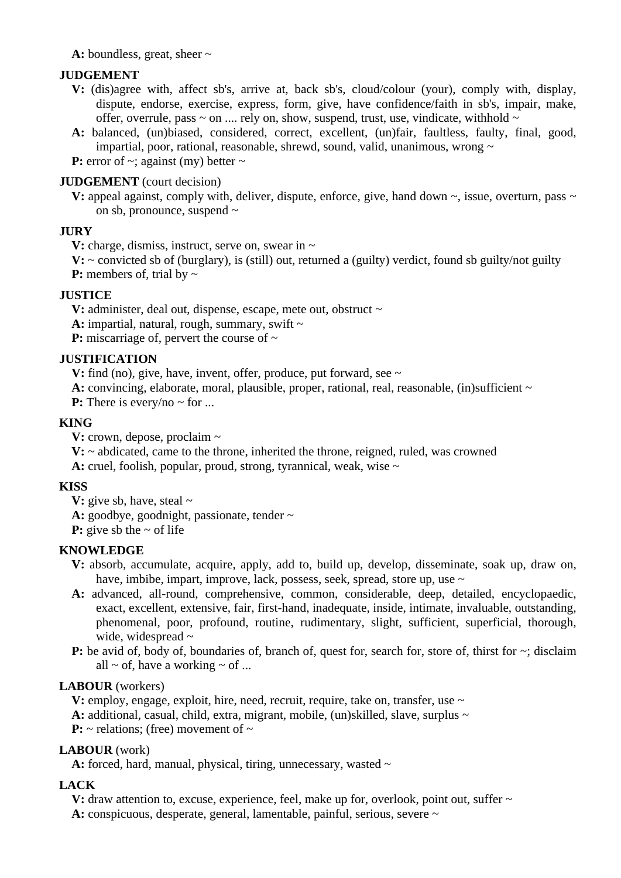**A:** boundless, great, sheer ~

**JUDGEMENT**

**V:** (dis)agree with, affect sb's, arrive at, back sb's, cloud/colour (your), comply with, display, dispute, endorse, exercise, express, form, give, have confidence/faith in sb's, impair, make, offer, overrule, pass ~ on .... rely on, show, suspend, trust, use, vindicate, withhold ~

**A:** balanced, (un)biased, considered, correct, excellent, (un)fair, faultless, faulty, final, good, impartial, poor, rational, reasonable, shrewd, sound, valid, unanimous, wrong ~

**P:** error of ~; against (my) better ~

**JUDGEMENT** (court decision)

**V:** appeal against, comply with, deliver, dispute, enforce, give, hand down ~, issue, overturn, pass ~ on sb, pronounce, suspend ~

**JURY**

**V:** charge, dismiss, instruct, serve on, swear in ~

**V:** ~ convicted sb of (burglary), is (still) out, returned a (guilty) verdict, found sb guilty/not guilty

**P:** members of, trial by ~

**JUSTICE**

**V:** administer, deal out, dispense, escape, mete out, obstruct ~

**A:** impartial, natural, rough, summary, swift ~

**P:** miscarriage of, pervert the course of ~

**JUSTIFICATION**

**V:** find (no), give, have, invent, offer, produce, put forward, see ~

**A:** convincing, elaborate, moral, plausible, proper, rational, real, reasonable, (in)sufficient ~

**P:** There is every/no ~ for ...

**KING**

**V:** crown, depose, proclaim ~

**V:** ~ abdicated, came to the throne, inherited the throne, reigned, ruled, was crowned

**A:** cruel, foolish, popular, proud, strong, tyrannical, weak, wise ~

**KISS**

**V:** give sb, have, steal ~

**A:** goodbye, goodnight, passionate, tender ~

**P:** give sb the ~ of life

**KNOWLEDGE**

**V:** absorb, accumulate, acquire, apply, add to, build up, develop, disseminate, soak up, draw on, have, imbibe, impart, improve, lack, possess, seek, spread, store up, use ~

**A:** advanced, all-round, comprehensive, common, considerable, deep, detailed, encyclopaedic, exact, excellent, extensive, fair, first-hand, inadequate, inside, intimate, invaluable, outstanding, phenomenal, poor, profound, routine, rudimentary, slight, sufficient, superficial, thorough, wide, widespread ~

**P:** be avid of, body of, boundaries of, branch of, quest for, search for, store of, thirst for ~; disclaim all ~ of, have a working ~ of ...

**LABOUR** (workers)

**V:** employ, engage, exploit, hire, need, recruit, require, take on, transfer, use ~

**A:** additional, casual, child, extra, migrant, mobile, (un)skilled, slave, surplus ~

**P:** ~ relations; (free) movement of ~

**LABOUR** (work)

**A:** forced, hard, manual, physical, tiring, unnecessary, wasted ~

**LACK**

**V:** draw attention to, excuse, experience, feel, make up for, overlook, point out, suffer ~

**A:** conspicuous, desperate, general, lamentable, painful, serious, severe ~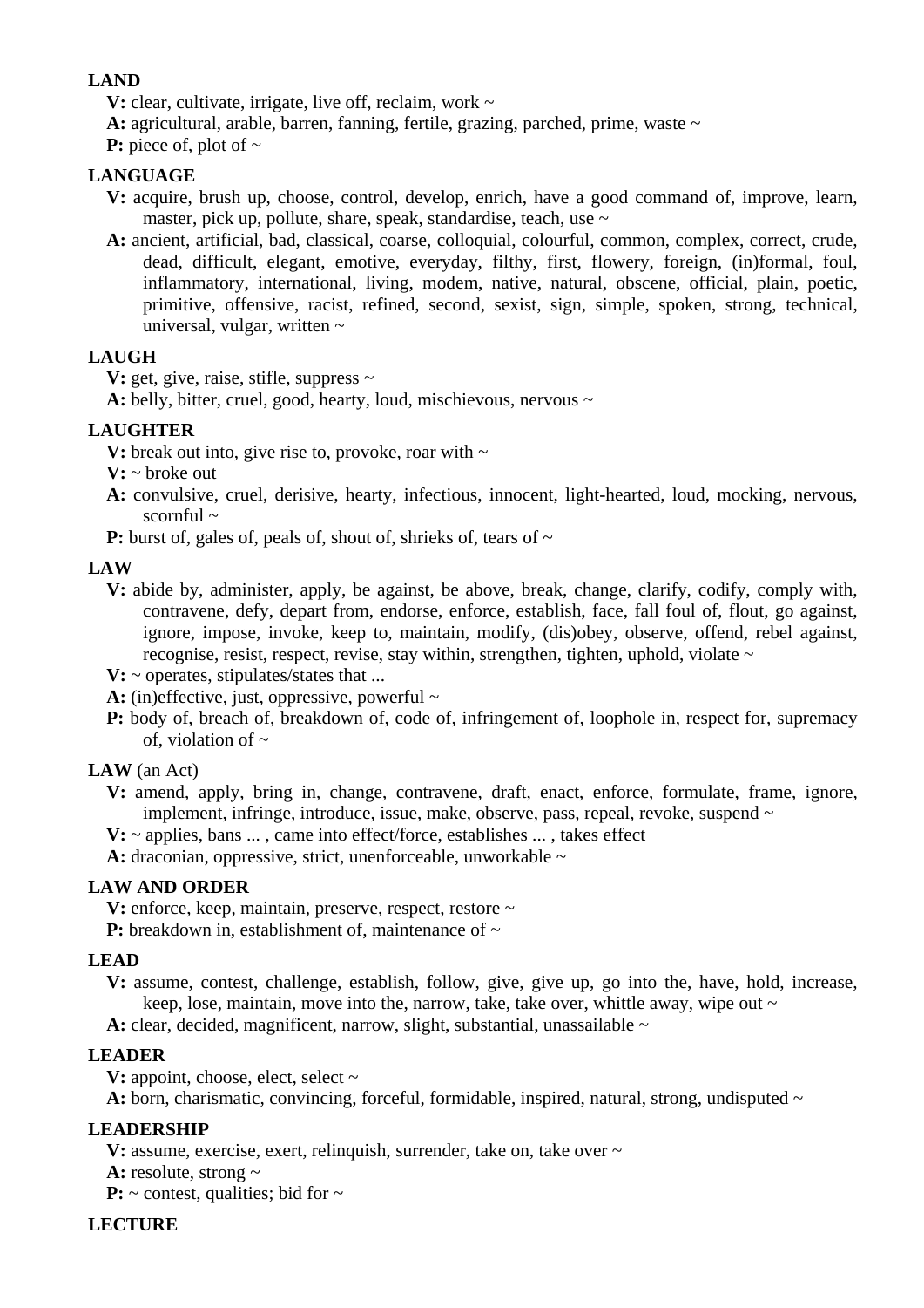**LAND**

**V:** clear, cultivate, irrigate, live off, reclaim, work ~

**A:** agricultural, arable, barren, fanning, fertile, grazing, parched, prime, waste ~

**P:** piece of, plot of ~

**LANGUAGE**

**V:** acquire, brush up, choose, control, develop, enrich, have a good command of, improve, learn, master, pick up, pollute, share, speak, standardise, teach, use ~

**A:** ancient, artificial, bad, classical, coarse, colloquial, colourful, common, complex, correct, crude, dead, difficult, elegant, emotive, everyday, filthy, first, flowery, foreign, (in)formal, foul, inflammatory, international, living, modem, native, natural, obscene, official, plain, poetic, primitive, offensive, racist, refined, second, sexist, sign, simple, spoken, strong, technical, universal, vulgar, written ~

**LAUGH**

**V:** get, give, raise, stifle, suppress ~

**A:** belly, bitter, cruel, good, hearty, loud, mischievous, nervous ~

**LAUGHTER**

**V:** break out into, give rise to, provoke, roar with ~

**V:** ~ broke out

**A:** convulsive, cruel, derisive, hearty, infectious, innocent, light-hearted, loud, mocking, nervous, scornful ~

**P:** burst of, gales of, peals of, shout of, shrieks of, tears of ~

**LAW**

**V:** abide by, administer, apply, be against, be above, break, change, clarify, codify, comply with, contravene, defy, depart from, endorse, enforce, establish, face, fall foul of, flout, go against, ignore, impose, invoke, keep to, maintain, modify, (dis)obey, observe, offend, rebel against, recognise, resist, respect, revise, stay within, strengthen, tighten, uphold, violate ~

**V:** ~ operates, stipulates/states that ...

**A:** (in)effective, just, oppressive, powerful ~

**P:** body of, breach of, breakdown of, code of, infringement of, loophole in, respect for, supremacy of, violation of ~

**LAW** (an Act)

**V:** amend, apply, bring in, change, contravene, draft, enact, enforce, formulate, frame, ignore, implement, infringe, introduce, issue, make, observe, pass, repeal, revoke, suspend ~

**V:** ~ applies, bans ... , came into effect/force, establishes ... , takes effect

**A:** draconian, oppressive, strict, unenforceable, unworkable ~

**LAW AND ORDER**

**V:** enforce, keep, maintain, preserve, respect, restore ~

**P:** breakdown in, establishment of, maintenance of ~

**LEAD**

**V:** assume, contest, challenge, establish, follow, give, give up, go into the, have, hold, increase, keep, lose, maintain, move into the, narrow, take, take over, whittle away, wipe out ~

**A:** clear, decided, magnificent, narrow, slight, substantial, unassailable ~

**LEADER**

**V:** appoint, choose, elect, select ~

**A:** born, charismatic, convincing, forceful, formidable, inspired, natural, strong, undisputed ~

**LEADERSHIP**

**V:** assume, exercise, exert, relinquish, surrender, take on, take over ~

**A:** resolute, strong ~

**P:** ~ contest, qualities; bid for ~

**LECTURE**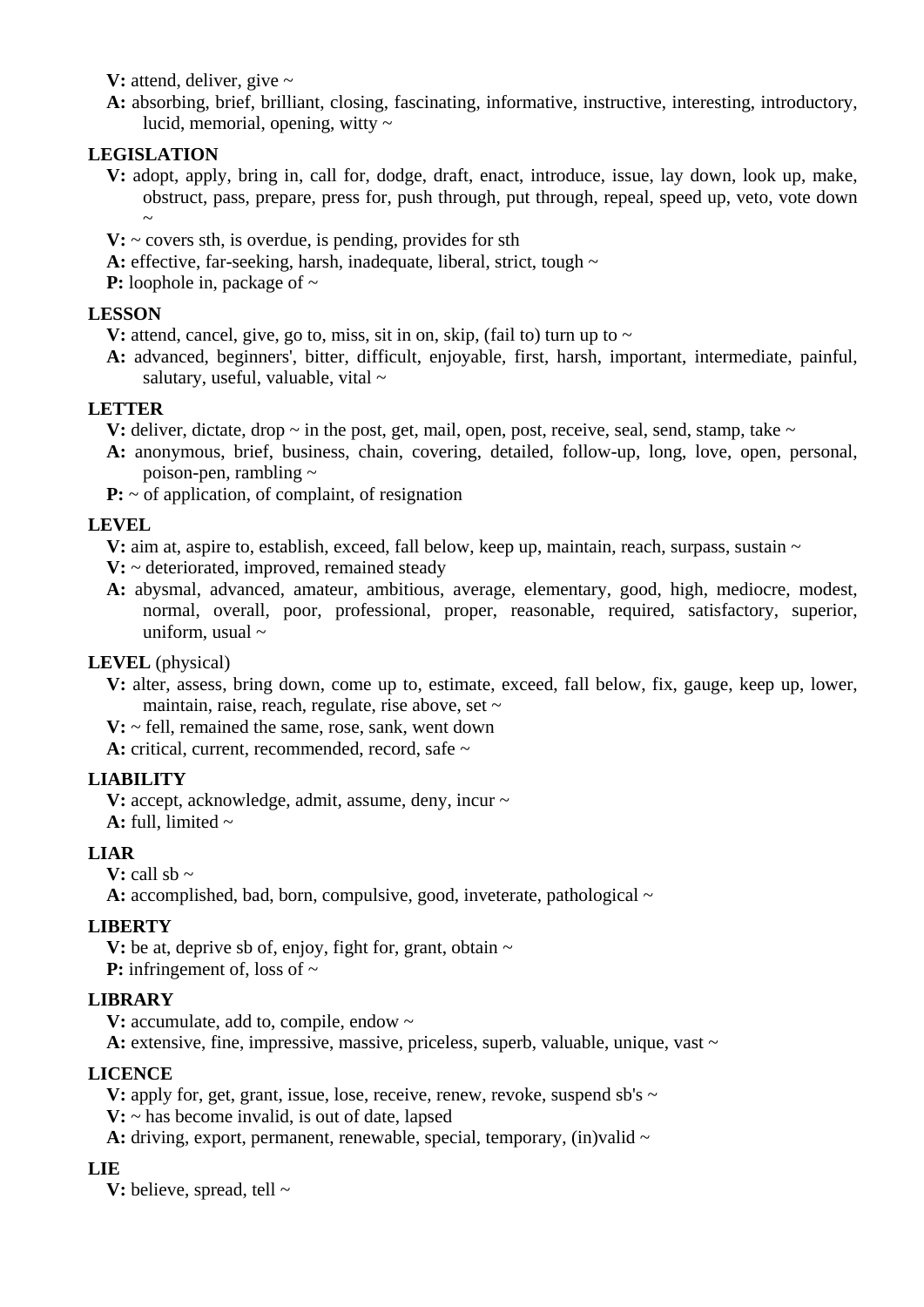**V:** attend, deliver, give ~

**A:** absorbing, brief, brilliant, closing, fascinating, informative, instructive, interesting, introductory, lucid, memorial, opening, witty ~

**LEGISLATION**

**V:** adopt, apply, bring in, call for, dodge, draft, enact, introduce, issue, lay down, look up, make, obstruct, pass, prepare, press for, push through, put through, repeal, speed up, veto, vote down ~

**V:** ~ covers sth, is overdue, is pending, provides for sth

**A:** effective, far-seeking, harsh, inadequate, liberal, strict, tough ~

**P:** loophole in, package of ~

**LESSON**

**V:** attend, cancel, give, go to, miss, sit in on, skip, (fail to) turn up to ~

**A:** advanced, beginners', bitter, difficult, enjoyable, first, harsh, important, intermediate, painful, salutary, useful, valuable, vital ~

**LETTER**

**V:** deliver, dictate, drop ~ in the post, get, mail, open, post, receive, seal, send, stamp, take ~

**A:** anonymous, brief, business, chain, covering, detailed, follow-up, long, love, open, personal, poison-pen, rambling ~

**P:** ~ of application, of complaint, of resignation

**LEVEL**

**V:** aim at, aspire to, establish, exceed, fall below, keep up, maintain, reach, surpass, sustain ~

**V:** ~ deteriorated, improved, remained steady

**A:** abysmal, advanced, amateur, ambitious, average, elementary, good, high, mediocre, modest, normal, overall, poor, professional, proper, reasonable, required, satisfactory, superior, uniform, usual ~

**LEVEL** (physical)

**V:** alter, assess, bring down, come up to, estimate, exceed, fall below, fix, gauge, keep up, lower, maintain, raise, reach, regulate, rise above, set ~

**V:** ~ fell, remained the same, rose, sank, went down

**A:** critical, current, recommended, record, safe ~

**LIABILITY**

**V:** accept, acknowledge, admit, assume, deny, incur ~

**A:** full, limited ~

**LIAR**

**V:** call sb ~

**A:** accomplished, bad, born, compulsive, good, inveterate, pathological ~

**LIBERTY**

**V:** be at, deprive sb of, enjoy, fight for, grant, obtain ~

**P:** infringement of, loss of ~

**LIBRARY**

**V:** accumulate, add to, compile, endow ~

**A:** extensive, fine, impressive, massive, priceless, superb, valuable, unique, vast ~

**LICENCE**

**V:** apply for, get, grant, issue, lose, receive, renew, revoke, suspend sb's ~

**V:** ~ has become invalid, is out of date, lapsed

**A:** driving, export, permanent, renewable, special, temporary, (in)valid ~

**LIE**

**V:** believe, spread, tell ~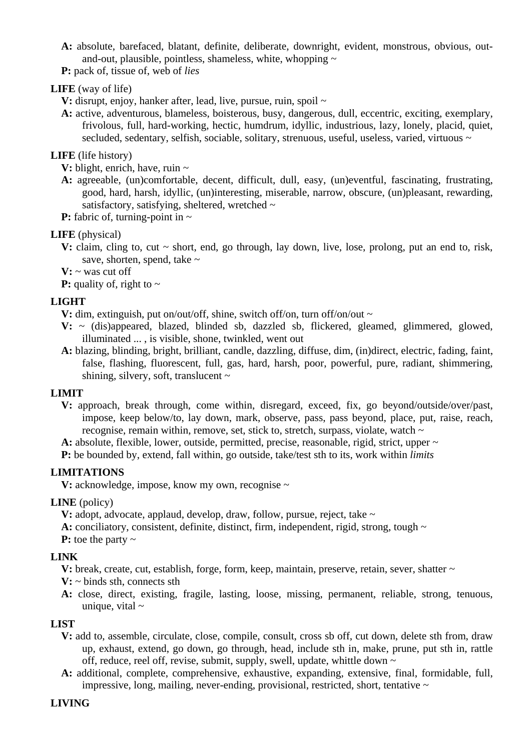**A:** absolute, barefaced, blatant, definite, deliberate, downright, evident, monstrous, obvious, out-and-out, plausible, pointless, shameless, white, whopping ~

**P:** pack of, tissue of, web of *lies*

**LIFE** (way of life)

**V:** disrupt, enjoy, hanker after, lead, live, pursue, ruin, spoil ~

**A:** active, adventurous, blameless, boisterous, busy, dangerous, dull, eccentric, exciting, exemplary, frivolous, full, hard-working, hectic, humdrum, idyllic, industrious, lazy, lonely, placid, quiet, secluded, sedentary, selfish, sociable, solitary, strenuous, useful, useless, varied, virtuous ~

**LIFE** (life history)

**V:** blight, enrich, have, ruin ~

**A:** agreeable, (un)comfortable, decent, difficult, dull, easy, (un)eventful, fascinating, frustrating, good, hard, harsh, idyllic, (un)interesting, miserable, narrow, obscure, (un)pleasant, rewarding, satisfactory, satisfying, sheltered, wretched ~

**P:** fabric of, turning-point in ~

**LIFE** (physical)

**V:** claim, cling to, cut ~ short, end, go through, lay down, live, lose, prolong, put an end to, risk, save, shorten, spend, take ~

**V:** ~ was cut off

**P:** quality of, right to ~

**LIGHT**

**V:** dim, extinguish, put on/out/off, shine, switch off/on, turn off/on/out ~

**V:** ~ (dis)appeared, blazed, blinded sb, dazzled sb, flickered, gleamed, glimmered, glowed, illuminated ... , is visible, shone, twinkled, went out

**A:** blazing, blinding, bright, brilliant, candle, dazzling, diffuse, dim, (in)direct, electric, fading, faint, false, flashing, fluorescent, full, gas, hard, harsh, poor, powerful, pure, radiant, shimmering, shining, silvery, soft, translucent ~

**LIMIT**

**V:** approach, break through, come within, disregard, exceed, fix, go beyond/outside/over/past, impose, keep below/to, lay down, mark, observe, pass, pass beyond, place, put, raise, reach, recognise, remain within, remove, set, stick to, stretch, surpass, violate, watch ~

**A:** absolute, flexible, lower, outside, permitted, precise, reasonable, rigid, strict, upper ~

**P:** be bounded by, extend, fall within, go outside, take/test sth to its, work within *limits*

**LIMITATIONS**

**V:** acknowledge, impose, know my own, recognise ~

**LINE** (policy)

**V:** adopt, advocate, applaud, develop, draw, follow, pursue, reject, take ~

**A:** conciliatory, consistent, definite, distinct, firm, independent, rigid, strong, tough ~

**P:** toe the party ~

**LINK**

**V:** break, create, cut, establish, forge, form, keep, maintain, preserve, retain, sever, shatter ~

**V:** ~ binds sth, connects sth

**A:** close, direct, existing, fragile, lasting, loose, missing, permanent, reliable, strong, tenuous, unique, vital ~

**LIST**

**V:** add to, assemble, circulate, close, compile, consult, cross sb off, cut down, delete sth from, draw up, exhaust, extend, go down, go through, head, include sth in, make, prune, put sth in, rattle off, reduce, reel off, revise, submit, supply, swell, update, whittle down ~

**A:** additional, complete, comprehensive, exhaustive, expanding, extensive, final, formidable, full, impressive, long, mailing, never-ending, provisional, restricted, short, tentative ~

**LIVING**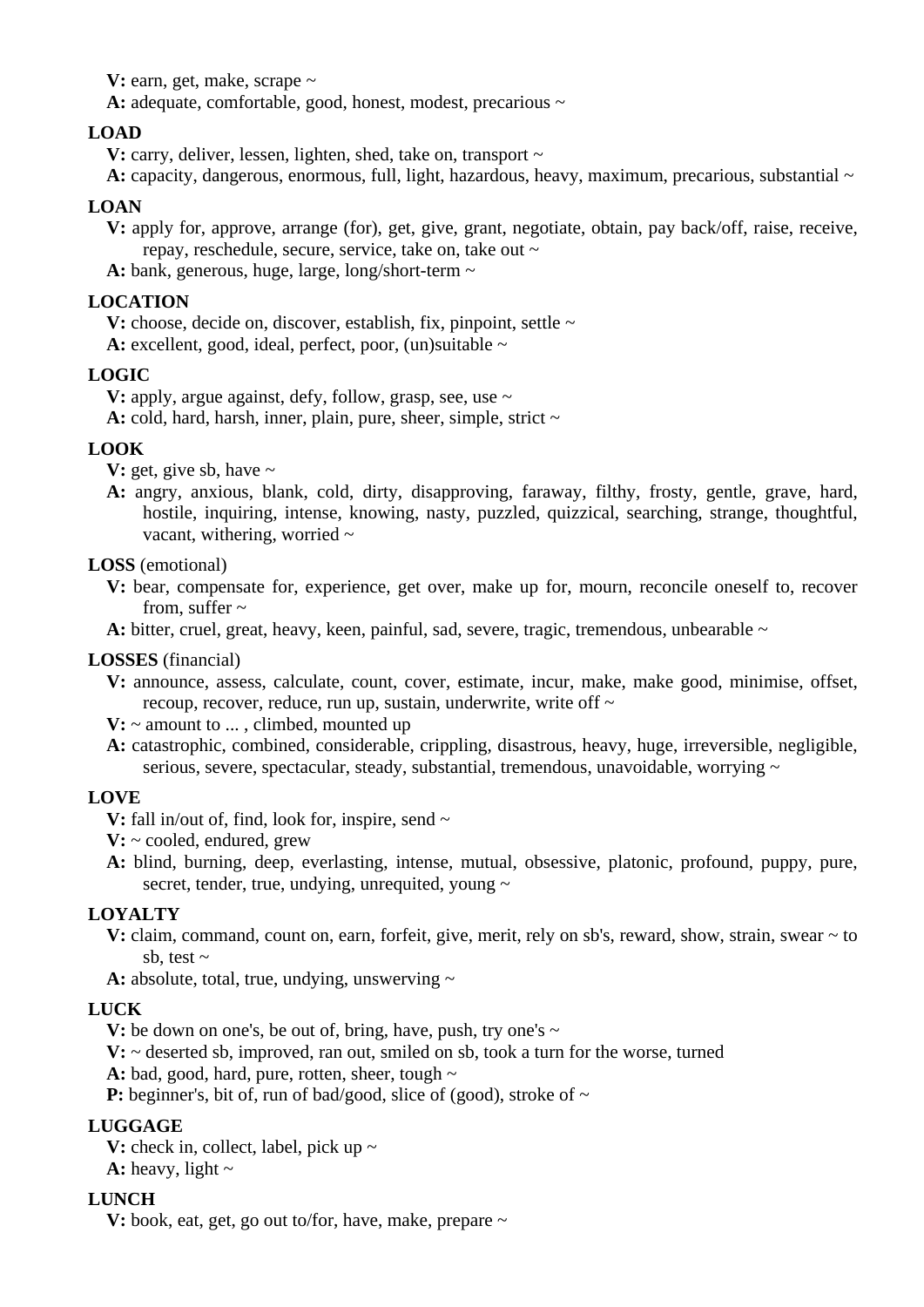**V:** earn, get, make, scrape ~

**A:** adequate, comfortable, good, honest, modest, precarious ~

**LOAD**

**V:** carry, deliver, lessen, lighten, shed, take on, transport ~

**A:** capacity, dangerous, enormous, full, light, hazardous, heavy, maximum, precarious, substantial ~

**LOAN**

**V:** apply for, approve, arrange (for), get, give, grant, negotiate, obtain, pay back/off, raise, receive, repay, reschedule, secure, service, take on, take out ~

**A:** bank, generous, huge, large, long/short-term ~

**LOCATION**

**V:** choose, decide on, discover, establish, fix, pinpoint, settle ~

**A:** excellent, good, ideal, perfect, poor, (un)suitable ~

**LOGIC**

**V:** apply, argue against, defy, follow, grasp, see, use ~

**A:** cold, hard, harsh, inner, plain, pure, sheer, simple, strict ~

**LOOK**

**V:** get, give sb, have ~

**A:** angry, anxious, blank, cold, dirty, disapproving, faraway, filthy, frosty, gentle, grave, hard, hostile, inquiring, intense, knowing, nasty, puzzled, quizzical, searching, strange, thoughtful, vacant, withering, worried ~

**LOSS** (emotional)

**V:** bear, compensate for, experience, get over, make up for, mourn, reconcile oneself to, recover from, suffer ~

**A:** bitter, cruel, great, heavy, keen, painful, sad, severe, tragic, tremendous, unbearable ~

**LOSSES** (financial)

**V:** announce, assess, calculate, count, cover, estimate, incur, make, make good, minimise, offset, recoup, recover, reduce, run up, sustain, underwrite, write off ~

**V:** ~ amount to ... , climbed, mounted up

**A:** catastrophic, combined, considerable, crippling, disastrous, heavy, huge, irreversible, negligible, serious, severe, spectacular, steady, substantial, tremendous, unavoidable, worrying ~

**LOVE**

**V:** fall in/out of, find, look for, inspire, send ~

**V:** ~ cooled, endured, grew

**A:** blind, burning, deep, everlasting, intense, mutual, obsessive, platonic, profound, puppy, pure, secret, tender, true, undying, unrequited, young ~

**LOYALTY**

**V:** claim, command, count on, earn, forfeit, give, merit, rely on sb's, reward, show, strain, swear ~ to sb, test ~

**A:** absolute, total, true, undying, unswerving ~

**LUCK**

**V:** be down on one's, be out of, bring, have, push, try one's ~

**V:** ~ deserted sb, improved, ran out, smiled on sb, took a turn for the worse, turned

**A:** bad, good, hard, pure, rotten, sheer, tough ~

**P:** beginner's, bit of, run of bad/good, slice of (good), stroke of ~

**LUGGAGE**

**V:** check in, collect, label, pick up ~

**A:** heavy, light ~

**LUNCH**

**V:** book, eat, get, go out to/for, have, make, prepare ~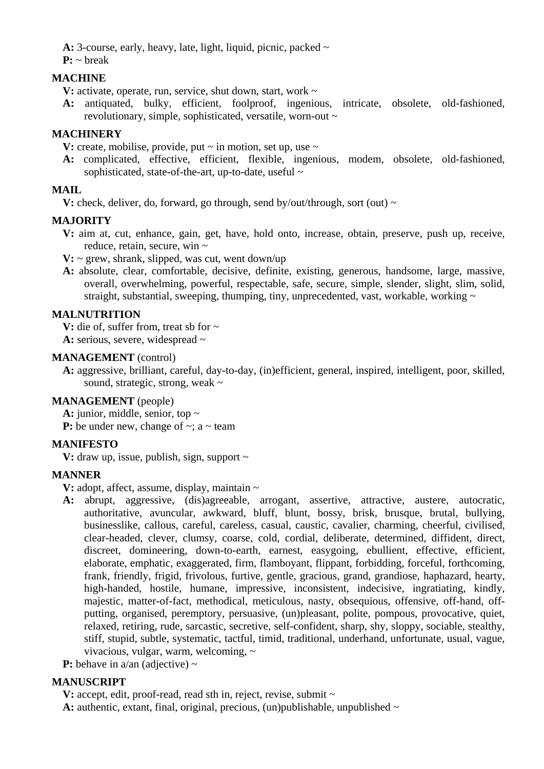**A:** 3-course, early, heavy, late, light, liquid, picnic, packed ~
**P:** ~ break

**MACHINE**
**V:** activate, operate, run, service, shut down, start, work ~
**A:** antiquated, bulky, efficient, foolproof, ingenious, intricate, obsolete, old-fashioned, revolutionary, simple, sophisticated, versatile, worn-out ~

**MACHINERY**
**V:** create, mobilise, provide, put ~ in motion, set up, use ~
**A:** complicated, effective, efficient, flexible, ingenious, modem, obsolete, old-fashioned, sophisticated, state-of-the-art, up-to-date, useful ~

**MAIL**
**V:** check, deliver, do, forward, go through, send by/out/through, sort (out) ~

**MAJORITY**
**V:** aim at, cut, enhance, gain, get, have, hold onto, increase, obtain, preserve, push up, receive, reduce, retain, secure, win ~
**V:** ~ grew, shrank, slipped, was cut, went down/up
**A:** absolute, clear, comfortable, decisive, definite, existing, generous, handsome, large, massive, overall, overwhelming, powerful, respectable, safe, secure, simple, slender, slight, slim, solid, straight, substantial, sweeping, thumping, tiny, unprecedented, vast, workable, working ~

**MALNUTRITION**
**V:** die of, suffer from, treat sb for ~
**A:** serious, severe, widespread ~

**MANAGEMENT** (control)
**A:** aggressive, brilliant, careful, day-to-day, (in)efficient, general, inspired, intelligent, poor, skilled, sound, strategic, strong, weak ~

**MANAGEMENT** (people)
**A:** junior, middle, senior, top ~
**P:** be under new, change of ~; a ~ team

**MANIFESTO**
**V:** draw up, issue, publish, sign, support ~

**MANNER**
**V:** adopt, affect, assume, display, maintain ~
**A:** abrupt, aggressive, (dis)agreeable, arrogant, assertive, attractive, austere, autocratic, authoritative, avuncular, awkward, bluff, blunt, bossy, brisk, brusque, brutal, bullying, businesslike, callous, careful, careless, casual, caustic, cavalier, charming, cheerful, civilised, clear-headed, clever, clumsy, coarse, cold, cordial, deliberate, determined, diffident, direct, discreet, domineering, down-to-earth, earnest, easygoing, ebullient, effective, efficient, elaborate, emphatic, exaggerated, firm, flamboyant, flippant, forbidding, forceful, forthcoming, frank, friendly, frigid, frivolous, furtive, gentle, gracious, grand, grandiose, haphazard, hearty, high-handed, hostile, humane, impressive, inconsistent, indecisive, ingratiating, kindly, majestic, matter-of-fact, methodical, meticulous, nasty, obsequious, offensive, off-hand, off-putting, organised, peremptory, persuasive, (un)pleasant, polite, pompous, provocative, quiet, relaxed, retiring, rude, sarcastic, secretive, self-confident, sharp, shy, sloppy, sociable, stealthy, stiff, stupid, subtle, systematic, tactful, timid, traditional, underhand, unfortunate, usual, vague, vivacious, vulgar, warm, welcoming, ~
**P:** behave in a/an (adjective) ~

**MANUSCRIPT**
**V:** accept, edit, proof-read, read sth in, reject, revise, submit ~
**A:** authentic, extant, final, original, precious, (un)publishable, unpublished ~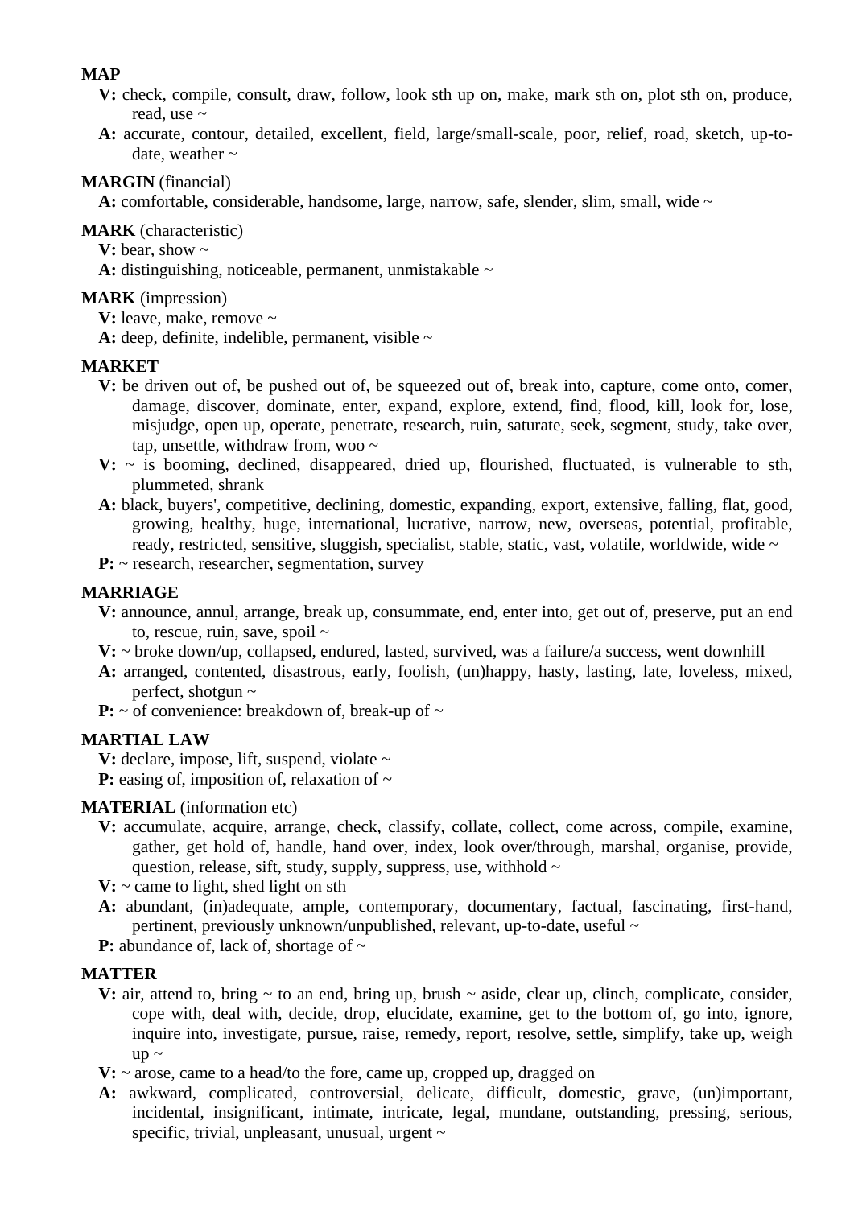**MAP**

**V:** check, compile, consult, draw, follow, look sth up on, make, mark sth on, plot sth on, produce, read, use ~

**A:** accurate, contour, detailed, excellent, field, large/small-scale, poor, relief, road, sketch, up-to-date, weather ~

**MARGIN** (financial)

**A:** comfortable, considerable, handsome, large, narrow, safe, slender, slim, small, wide ~

**MARK** (characteristic)

**V:** bear, show ~

**A:** distinguishing, noticeable, permanent, unmistakable ~

**MARK** (impression)

**V:** leave, make, remove ~

**A:** deep, definite, indelible, permanent, visible ~

**MARKET**

**V:** be driven out of, be pushed out of, be squeezed out of, break into, capture, come onto, comer, damage, discover, dominate, enter, expand, explore, extend, find, flood, kill, look for, lose, misjudge, open up, operate, penetrate, research, ruin, saturate, seek, segment, study, take over, tap, unsettle, withdraw from, woo ~

**V:** ~ is booming, declined, disappeared, dried up, flourished, fluctuated, is vulnerable to sth, plummeted, shrank

**A:** black, buyers', competitive, declining, domestic, expanding, export, extensive, falling, flat, good, growing, healthy, huge, international, lucrative, narrow, new, overseas, potential, profitable, ready, restricted, sensitive, sluggish, specialist, stable, static, vast, volatile, worldwide, wide ~

**P:** ~ research, researcher, segmentation, survey

**MARRIAGE**

**V:** announce, annul, arrange, break up, consummate, end, enter into, get out of, preserve, put an end to, rescue, ruin, save, spoil ~

**V:** ~ broke down/up, collapsed, endured, lasted, survived, was a failure/a success, went downhill

**A:** arranged, contented, disastrous, early, foolish, (un)happy, hasty, lasting, late, loveless, mixed, perfect, shotgun ~

**P:** ~ of convenience: breakdown of, break-up of ~

**MARTIAL LAW**

**V:** declare, impose, lift, suspend, violate ~

**P:** easing of, imposition of, relaxation of ~

**MATERIAL** (information etc)

**V:** accumulate, acquire, arrange, check, classify, collate, collect, come across, compile, examine, gather, get hold of, handle, hand over, index, look over/through, marshal, organise, provide, question, release, sift, study, supply, suppress, use, withhold ~

**V:** ~ came to light, shed light on sth

**A:** abundant, (in)adequate, ample, contemporary, documentary, factual, fascinating, first-hand, pertinent, previously unknown/unpublished, relevant, up-to-date, useful ~

**P:** abundance of, lack of, shortage of ~

**MATTER**

**V:** air, attend to, bring ~ to an end, bring up, brush ~ aside, clear up, clinch, complicate, consider, cope with, deal with, decide, drop, elucidate, examine, get to the bottom of, go into, ignore, inquire into, investigate, pursue, raise, remedy, report, resolve, settle, simplify, take up, weigh up ~

**V:** ~ arose, came to a head/to the fore, came up, cropped up, dragged on

**A:** awkward, complicated, controversial, delicate, difficult, domestic, grave, (un)important, incidental, insignificant, intimate, intricate, legal, mundane, outstanding, pressing, serious, specific, trivial, unpleasant, unusual, urgent ~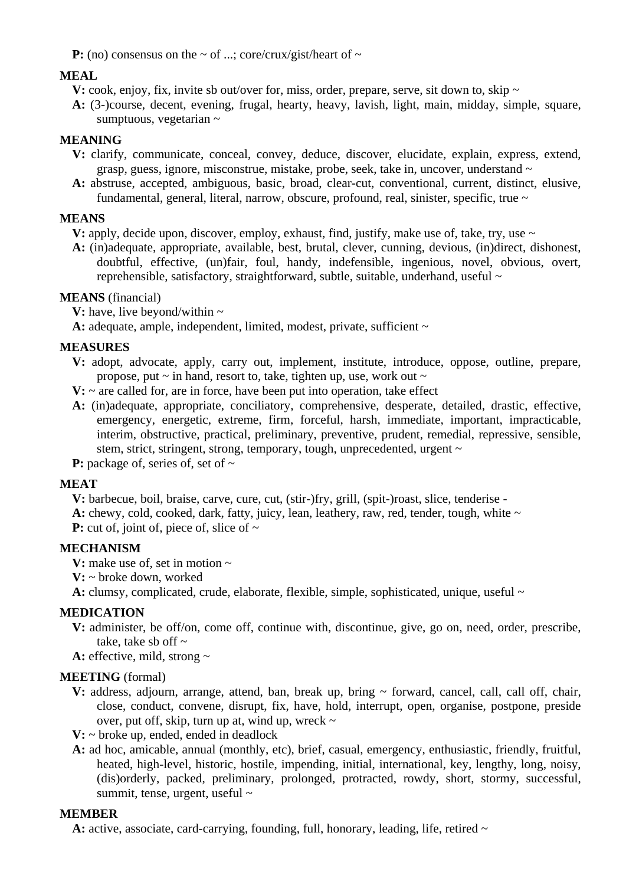**P:** (no) consensus on the ~ of ...; core/crux/gist/heart of ~

**MEAL**

**V:** cook, enjoy, fix, invite sb out/over for, miss, order, prepare, serve, sit down to, skip ~

**A:** (3-)course, decent, evening, frugal, hearty, heavy, lavish, light, main, midday, simple, square, sumptuous, vegetarian ~

**MEANING**

**V:** clarify, communicate, conceal, convey, deduce, discover, elucidate, explain, express, extend, grasp, guess, ignore, misconstrue, mistake, probe, seek, take in, uncover, understand ~

**A:** abstruse, accepted, ambiguous, basic, broad, clear-cut, conventional, current, distinct, elusive, fundamental, general, literal, narrow, obscure, profound, real, sinister, specific, true ~

**MEANS**

**V:** apply, decide upon, discover, employ, exhaust, find, justify, make use of, take, try, use ~

**A:** (in)adequate, appropriate, available, best, brutal, clever, cunning, devious, (in)direct, dishonest, doubtful, effective, (un)fair, foul, handy, indefensible, ingenious, novel, obvious, overt, reprehensible, satisfactory, straightforward, subtle, suitable, underhand, useful ~

**MEANS** (financial)

**V:** have, live beyond/within ~

**A:** adequate, ample, independent, limited, modest, private, sufficient ~

**MEASURES**

**V:** adopt, advocate, apply, carry out, implement, institute, introduce, oppose, outline, prepare, propose, put ~ in hand, resort to, take, tighten up, use, work out ~

**V:** ~ are called for, are in force, have been put into operation, take effect

**A:** (in)adequate, appropriate, conciliatory, comprehensive, desperate, detailed, drastic, effective, emergency, energetic, extreme, firm, forceful, harsh, immediate, important, impracticable, interim, obstructive, practical, preliminary, preventive, prudent, remedial, repressive, sensible, stem, strict, stringent, strong, temporary, tough, unprecedented, urgent ~

**P:** package of, series of, set of ~

**MEAT**

**V:** barbecue, boil, braise, carve, cure, cut, (stir-)fry, grill, (spit-)roast, slice, tenderise -

**A:** chewy, cold, cooked, dark, fatty, juicy, lean, leathery, raw, red, tender, tough, white ~

**P:** cut of, joint of, piece of, slice of ~

**MECHANISM**

**V:** make use of, set in motion ~

**V:** ~ broke down, worked

**A:** clumsy, complicated, crude, elaborate, flexible, simple, sophisticated, unique, useful ~

**MEDICATION**

**V:** administer, be off/on, come off, continue with, discontinue, give, go on, need, order, prescribe, take, take sb off ~

**A:** effective, mild, strong ~

**MEETING** (formal)

**V:** address, adjourn, arrange, attend, ban, break up, bring ~ forward, cancel, call, call off, chair, close, conduct, convene, disrupt, fix, have, hold, interrupt, open, organise, postpone, preside over, put off, skip, turn up at, wind up, wreck ~

**V:** ~ broke up, ended, ended in deadlock

**A:** ad hoc, amicable, annual (monthly, etc), brief, casual, emergency, enthusiastic, friendly, fruitful, heated, high-level, historic, hostile, impending, initial, international, key, lengthy, long, noisy, (dis)orderly, packed, preliminary, prolonged, protracted, rowdy, short, stormy, successful, summit, tense, urgent, useful ~

**MEMBER**

**A:** active, associate, card-carrying, founding, full, honorary, leading, life, retired ~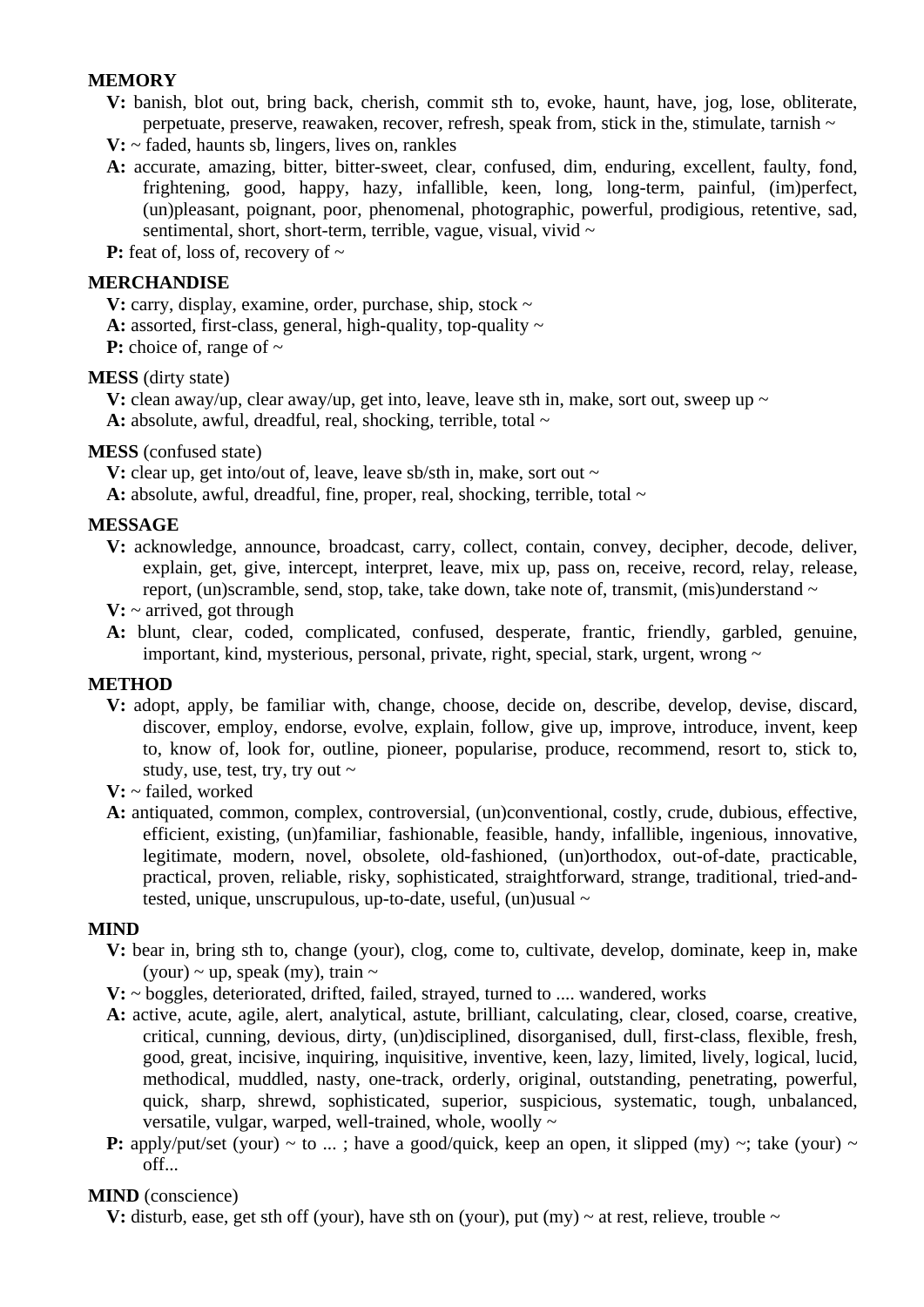**MEMORY**

**V:** banish, blot out, bring back, cherish, commit sth to, evoke, haunt, have, jog, lose, obliterate, perpetuate, preserve, reawaken, recover, refresh, speak from, stick in the, stimulate, tarnish ~

**V:** ~ faded, haunts sb, lingers, lives on, rankles

**A:** accurate, amazing, bitter, bitter-sweet, clear, confused, dim, enduring, excellent, faulty, fond, frightening, good, happy, hazy, infallible, keen, long, long-term, painful, (im)perfect, (un)pleasant, poignant, poor, phenomenal, photographic, powerful, prodigious, retentive, sad, sentimental, short, short-term, terrible, vague, visual, vivid ~

**P:** feat of, loss of, recovery of ~

**MERCHANDISE**

**V:** carry, display, examine, order, purchase, ship, stock ~

**A:** assorted, first-class, general, high-quality, top-quality ~

**P:** choice of, range of ~

**MESS** (dirty state)

**V:** clean away/up, clear away/up, get into, leave, leave sth in, make, sort out, sweep up ~

**A:** absolute, awful, dreadful, real, shocking, terrible, total ~

**MESS** (confused state)

**V:** clear up, get into/out of, leave, leave sb/sth in, make, sort out ~

**A:** absolute, awful, dreadful, fine, proper, real, shocking, terrible, total ~

**MESSAGE**

**V:** acknowledge, announce, broadcast, carry, collect, contain, convey, decipher, decode, deliver, explain, get, give, intercept, interpret, leave, mix up, pass on, receive, record, relay, release, report, (un)scramble, send, stop, take, take down, take note of, transmit, (mis)understand ~

**V:** ~ arrived, got through

**A:** blunt, clear, coded, complicated, confused, desperate, frantic, friendly, garbled, genuine, important, kind, mysterious, personal, private, right, special, stark, urgent, wrong ~

**METHOD**

**V:** adopt, apply, be familiar with, change, choose, decide on, describe, develop, devise, discard, discover, employ, endorse, evolve, explain, follow, give up, improve, introduce, invent, keep to, know of, look for, outline, pioneer, popularise, produce, recommend, resort to, stick to, study, use, test, try, try out ~

**V:** ~ failed, worked

**A:** antiquated, common, complex, controversial, (un)conventional, costly, crude, dubious, effective, efficient, existing, (un)familiar, fashionable, feasible, handy, infallible, ingenious, innovative, legitimate, modern, novel, obsolete, old-fashioned, (un)orthodox, out-of-date, practicable, practical, proven, reliable, risky, sophisticated, straightforward, strange, traditional, tried-and-tested, unique, unscrupulous, up-to-date, useful, (un)usual ~

**MIND**

**V:** bear in, bring sth to, change (your), clog, come to, cultivate, develop, dominate, keep in, make (your) ~ up, speak (my), train ~

**V:** ~ boggles, deteriorated, drifted, failed, strayed, turned to .... wandered, works

**A:** active, acute, agile, alert, analytical, astute, brilliant, calculating, clear, closed, coarse, creative, critical, cunning, devious, dirty, (un)disciplined, disorganised, dull, first-class, flexible, fresh, good, great, incisive, inquiring, inquisitive, inventive, keen, lazy, limited, lively, logical, lucid, methodical, muddled, nasty, one-track, orderly, original, outstanding, penetrating, powerful, quick, sharp, shrewd, sophisticated, superior, suspicious, systematic, tough, unbalanced, versatile, vulgar, warped, well-trained, whole, woolly ~

**P:** apply/put/set (your) ~ to ... ; have a good/quick, keep an open, it slipped (my) ~; take (your) ~ off...

**MIND** (conscience)

**V:** disturb, ease, get sth off (your), have sth on (your), put (my) ~ at rest, relieve, trouble ~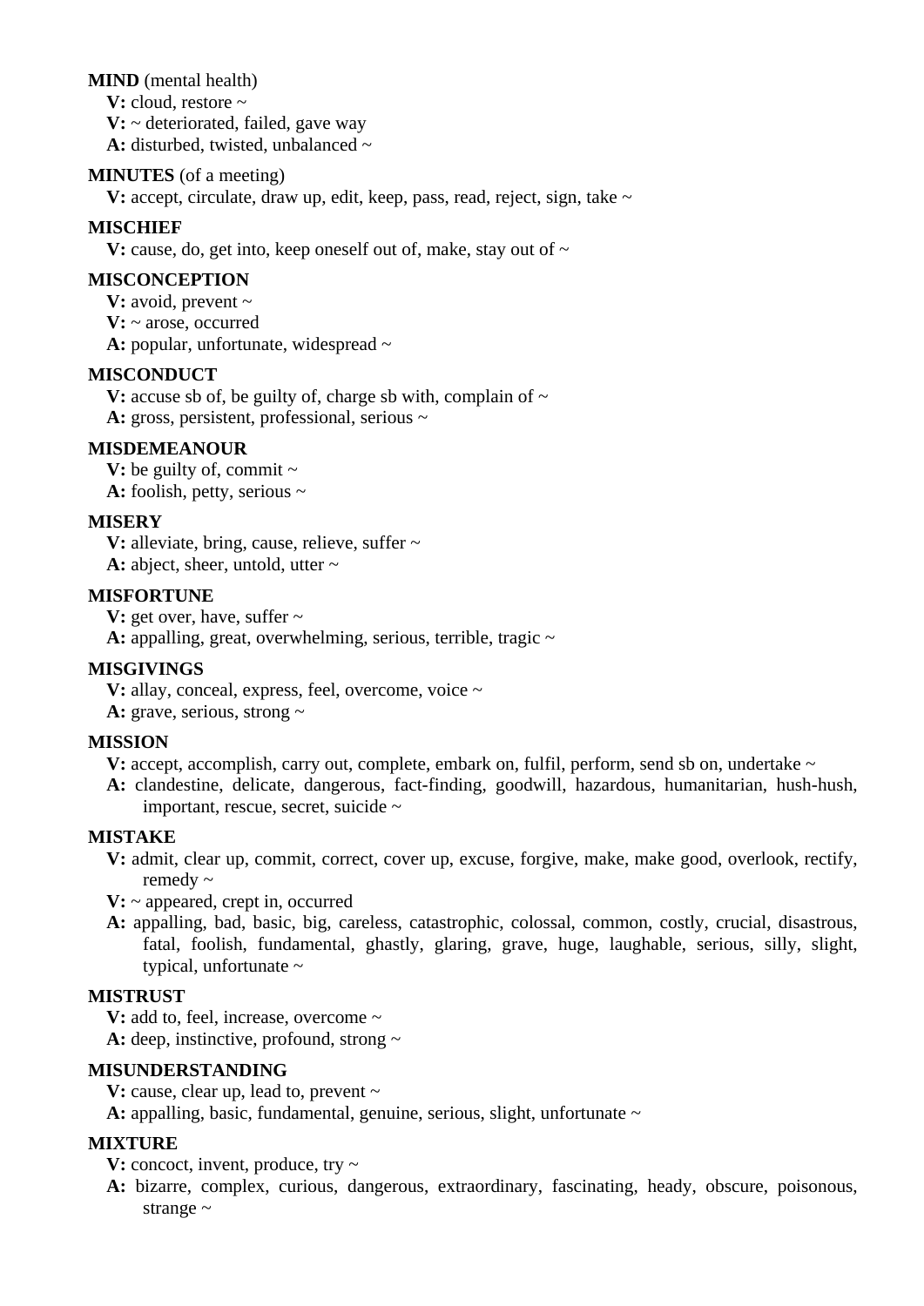**MIND** (mental health)
**V:** cloud, restore ~
**V:** ~ deteriorated, failed, gave way
**A:** disturbed, twisted, unbalanced ~

**MINUTES** (of a meeting)
**V:** accept, circulate, draw up, edit, keep, pass, read, reject, sign, take ~

**MISCHIEF**
**V:** cause, do, get into, keep oneself out of, make, stay out of ~

**MISCONCEPTION**
**V:** avoid, prevent ~
**V:** ~ arose, occurred
**A:** popular, unfortunate, widespread ~

**MISCONDUCT**
**V:** accuse sb of, be guilty of, charge sb with, complain of ~
**A:** gross, persistent, professional, serious ~

**MISDEMEANOUR**
**V:** be guilty of, commit ~
**A:** foolish, petty, serious ~

**MISERY**
**V:** alleviate, bring, cause, relieve, suffer ~
**A:** abject, sheer, untold, utter ~

**MISFORTUNE**
**V:** get over, have, suffer ~
**A:** appalling, great, overwhelming, serious, terrible, tragic ~

**MISGIVINGS**
**V:** allay, conceal, express, feel, overcome, voice ~
**A:** grave, serious, strong ~

**MISSION**
**V:** accept, accomplish, carry out, complete, embark on, fulfil, perform, send sb on, undertake ~
**A:** clandestine, delicate, dangerous, fact-finding, goodwill, hazardous, humanitarian, hush-hush, important, rescue, secret, suicide ~

**MISTAKE**
**V:** admit, clear up, commit, correct, cover up, excuse, forgive, make, make good, overlook, rectify, remedy ~
**V:** ~ appeared, crept in, occurred
**A:** appalling, bad, basic, big, careless, catastrophic, colossal, common, costly, crucial, disastrous, fatal, foolish, fundamental, ghastly, glaring, grave, huge, laughable, serious, silly, slight, typical, unfortunate ~

**MISTRUST**
**V:** add to, feel, increase, overcome ~
**A:** deep, instinctive, profound, strong ~

**MISUNDERSTANDING**
**V:** cause, clear up, lead to, prevent ~
**A:** appalling, basic, fundamental, genuine, serious, slight, unfortunate ~

**MIXTURE**
**V:** concoct, invent, produce, try ~
**A:** bizarre, complex, curious, dangerous, extraordinary, fascinating, heady, obscure, poisonous, strange ~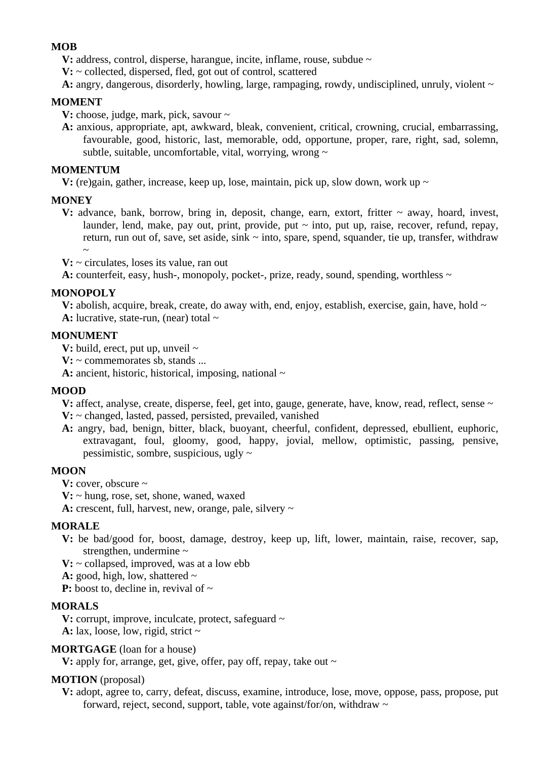**MOB**

**V:** address, control, disperse, harangue, incite, inflame, rouse, subdue ~

**V:** ~ collected, dispersed, fled, got out of control, scattered

**A:** angry, dangerous, disorderly, howling, large, rampaging, rowdy, undisciplined, unruly, violent ~

**MOMENT**

**V:** choose, judge, mark, pick, savour ~

**A:** anxious, appropriate, apt, awkward, bleak, convenient, critical, crowning, crucial, embarrassing, favourable, good, historic, last, memorable, odd, opportune, proper, rare, right, sad, solemn, subtle, suitable, uncomfortable, vital, worrying, wrong ~

**MOMENTUM**

**V:** (re)gain, gather, increase, keep up, lose, maintain, pick up, slow down, work up ~

**MONEY**

**V:** advance, bank, borrow, bring in, deposit, change, earn, extort, fritter ~ away, hoard, invest, launder, lend, make, pay out, print, provide, put ~ into, put up, raise, recover, refund, repay, return, run out of, save, set aside, sink ~ into, spare, spend, squander, tie up, transfer, withdraw ~

**V:** ~ circulates, loses its value, ran out

**A:** counterfeit, easy, hush-, monopoly, pocket-, prize, ready, sound, spending, worthless ~

**MONOPOLY**

**V:** abolish, acquire, break, create, do away with, end, enjoy, establish, exercise, gain, have, hold ~

**A:** lucrative, state-run, (near) total ~

**MONUMENT**

**V:** build, erect, put up, unveil ~

**V:** ~ commemorates sb, stands ...

**A:** ancient, historic, historical, imposing, national ~

**MOOD**

**V:** affect, analyse, create, disperse, feel, get into, gauge, generate, have, know, read, reflect, sense ~

**V:** ~ changed, lasted, passed, persisted, prevailed, vanished

**A:** angry, bad, benign, bitter, black, buoyant, cheerful, confident, depressed, ebullient, euphoric, extravagant, foul, gloomy, good, happy, jovial, mellow, optimistic, passing, pensive, pessimistic, sombre, suspicious, ugly ~

**MOON**

**V:** cover, obscure ~

**V:** ~ hung, rose, set, shone, waned, waxed

**A:** crescent, full, harvest, new, orange, pale, silvery ~

**MORALE**

**V:** be bad/good for, boost, damage, destroy, keep up, lift, lower, maintain, raise, recover, sap, strengthen, undermine ~

**V:** ~ collapsed, improved, was at a low ebb

**A:** good, high, low, shattered ~

**P:** boost to, decline in, revival of ~

**MORALS**

**V:** corrupt, improve, inculcate, protect, safeguard ~

**A:** lax, loose, low, rigid, strict ~

**MORTGAGE** (loan for a house)

**V:** apply for, arrange, get, give, offer, pay off, repay, take out ~

**MOTION** (proposal)

**V:** adopt, agree to, carry, defeat, discuss, examine, introduce, lose, move, oppose, pass, propose, put forward, reject, second, support, table, vote against/for/on, withdraw ~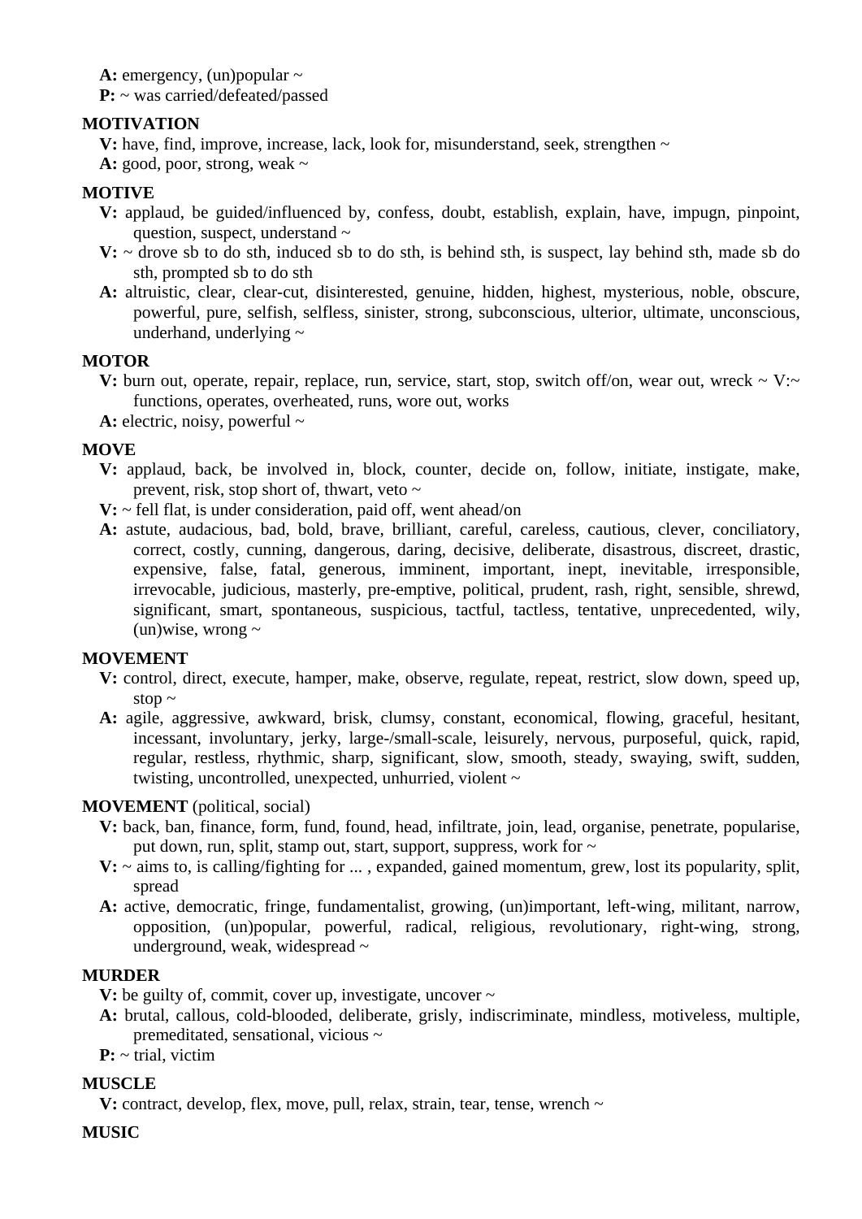**A:** emergency, (un)popular ~

**P:** ~ was carried/defeated/passed

**MOTIVATION**

**V:** have, find, improve, increase, lack, look for, misunderstand, seek, strengthen ~

**A:** good, poor, strong, weak ~

**MOTIVE**

**V:** applaud, be guided/influenced by, confess, doubt, establish, explain, have, impugn, pinpoint, question, suspect, understand ~

**V:** ~ drove sb to do sth, induced sb to do sth, is behind sth, is suspect, lay behind sth, made sb do sth, prompted sb to do sth

**A:** altruistic, clear, clear-cut, disinterested, genuine, hidden, highest, mysterious, noble, obscure, powerful, pure, selfish, selfless, sinister, strong, subconscious, ulterior, ultimate, unconscious, underhand, underlying ~

**MOTOR**

**V:** burn out, operate, repair, replace, run, service, start, stop, switch off/on, wear out, wreck ~ V:~ functions, operates, overheated, runs, wore out, works

**A:** electric, noisy, powerful ~

**MOVE**

**V:** applaud, back, be involved in, block, counter, decide on, follow, initiate, instigate, make, prevent, risk, stop short of, thwart, veto ~

**V:** ~ fell flat, is under consideration, paid off, went ahead/on

**A:** astute, audacious, bad, bold, brave, brilliant, careful, careless, cautious, clever, conciliatory, correct, costly, cunning, dangerous, daring, decisive, deliberate, disastrous, discreet, drastic, expensive, false, fatal, generous, imminent, important, inept, inevitable, irresponsible, irrevocable, judicious, masterly, pre-emptive, political, prudent, rash, right, sensible, shrewd, significant, smart, spontaneous, suspicious, tactful, tactless, tentative, unprecedented, wily, (un)wise, wrong ~

**MOVEMENT**

**V:** control, direct, execute, hamper, make, observe, regulate, repeat, restrict, slow down, speed up, stop ~

**A:** agile, aggressive, awkward, brisk, clumsy, constant, economical, flowing, graceful, hesitant, incessant, involuntary, jerky, large-/small-scale, leisurely, nervous, purposeful, quick, rapid, regular, restless, rhythmic, sharp, significant, slow, smooth, steady, swaying, swift, sudden, twisting, uncontrolled, unexpected, unhurried, violent ~

**MOVEMENT** (political, social)

**V:** back, ban, finance, form, fund, found, head, infiltrate, join, lead, organise, penetrate, popularise, put down, run, split, stamp out, start, support, suppress, work for ~

**V:** ~ aims to, is calling/fighting for ... , expanded, gained momentum, grew, lost its popularity, split, spread

**A:** active, democratic, fringe, fundamentalist, growing, (un)important, left-wing, militant, narrow, opposition, (un)popular, powerful, radical, religious, revolutionary, right-wing, strong, underground, weak, widespread ~

**MURDER**

**V:** be guilty of, commit, cover up, investigate, uncover ~

**A:** brutal, callous, cold-blooded, deliberate, grisly, indiscriminate, mindless, motiveless, multiple, premeditated, sensational, vicious ~

**P:** ~ trial, victim

**MUSCLE**

**V:** contract, develop, flex, move, pull, relax, strain, tear, tense, wrench ~

**MUSIC**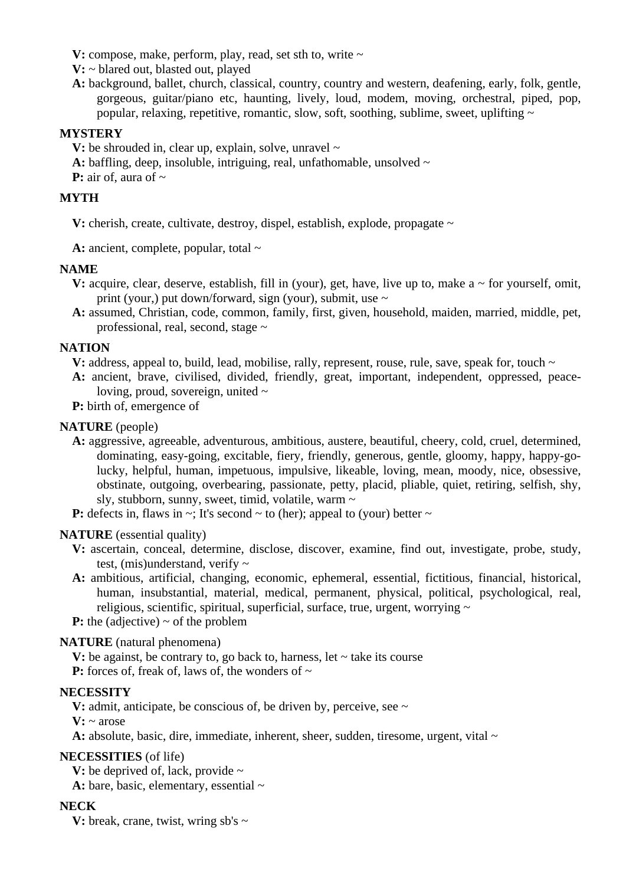**V:** compose, make, perform, play, read, set sth to, write ~

**V:** ~ blared out, blasted out, played

**A:** background, ballet, church, classical, country, country and western, deafening, early, folk, gentle, gorgeous, guitar/piano etc, haunting, lively, loud, modem, moving, orchestral, piped, pop, popular, relaxing, repetitive, romantic, slow, soft, soothing, sublime, sweet, uplifting ~

**MYSTERY**

**V:** be shrouded in, clear up, explain, solve, unravel ~

**A:** baffling, deep, insoluble, intriguing, real, unfathomable, unsolved ~

**P:** air of, aura of ~

**MYTH**

**V:** cherish, create, cultivate, destroy, dispel, establish, explode, propagate ~

**A:** ancient, complete, popular, total ~

**NAME**

**V:** acquire, clear, deserve, establish, fill in (your), get, have, live up to, make a ~ for yourself, omit, print (your,) put down/forward, sign (your), submit, use ~

**A:** assumed, Christian, code, common, family, first, given, household, maiden, married, middle, pet, professional, real, second, stage ~

**NATION**

**V:** address, appeal to, build, lead, mobilise, rally, represent, rouse, rule, save, speak for, touch ~

**A:** ancient, brave, civilised, divided, friendly, great, important, independent, oppressed, peace-loving, proud, sovereign, united ~

**P:** birth of, emergence of

**NATURE** (people)

**A:** aggressive, agreeable, adventurous, ambitious, austere, beautiful, cheery, cold, cruel, determined, dominating, easy-going, excitable, fiery, friendly, generous, gentle, gloomy, happy, happy-go-lucky, helpful, human, impetuous, impulsive, likeable, loving, mean, moody, nice, obsessive, obstinate, outgoing, overbearing, passionate, petty, placid, pliable, quiet, retiring, selfish, shy, sly, stubborn, sunny, sweet, timid, volatile, warm ~

**P:** defects in, flaws in ~; It's second ~ to (her); appeal to (your) better ~

**NATURE** (essential quality)

**V:** ascertain, conceal, determine, disclose, discover, examine, find out, investigate, probe, study, test, (mis)understand, verify ~

**A:** ambitious, artificial, changing, economic, ephemeral, essential, fictitious, financial, historical, human, insubstantial, material, medical, permanent, physical, political, psychological, real, religious, scientific, spiritual, superficial, surface, true, urgent, worrying ~

**P:** the (adjective) ~ of the problem

**NATURE** (natural phenomena)

**V:** be against, be contrary to, go back to, harness, let ~ take its course

**P:** forces of, freak of, laws of, the wonders of ~

**NECESSITY**

**V:** admit, anticipate, be conscious of, be driven by, perceive, see ~

**V:** ~ arose

**A:** absolute, basic, dire, immediate, inherent, sheer, sudden, tiresome, urgent, vital ~

**NECESSITIES** (of life)

**V:** be deprived of, lack, provide ~

**A:** bare, basic, elementary, essential ~

**NECK**

**V:** break, crane, twist, wring sb's ~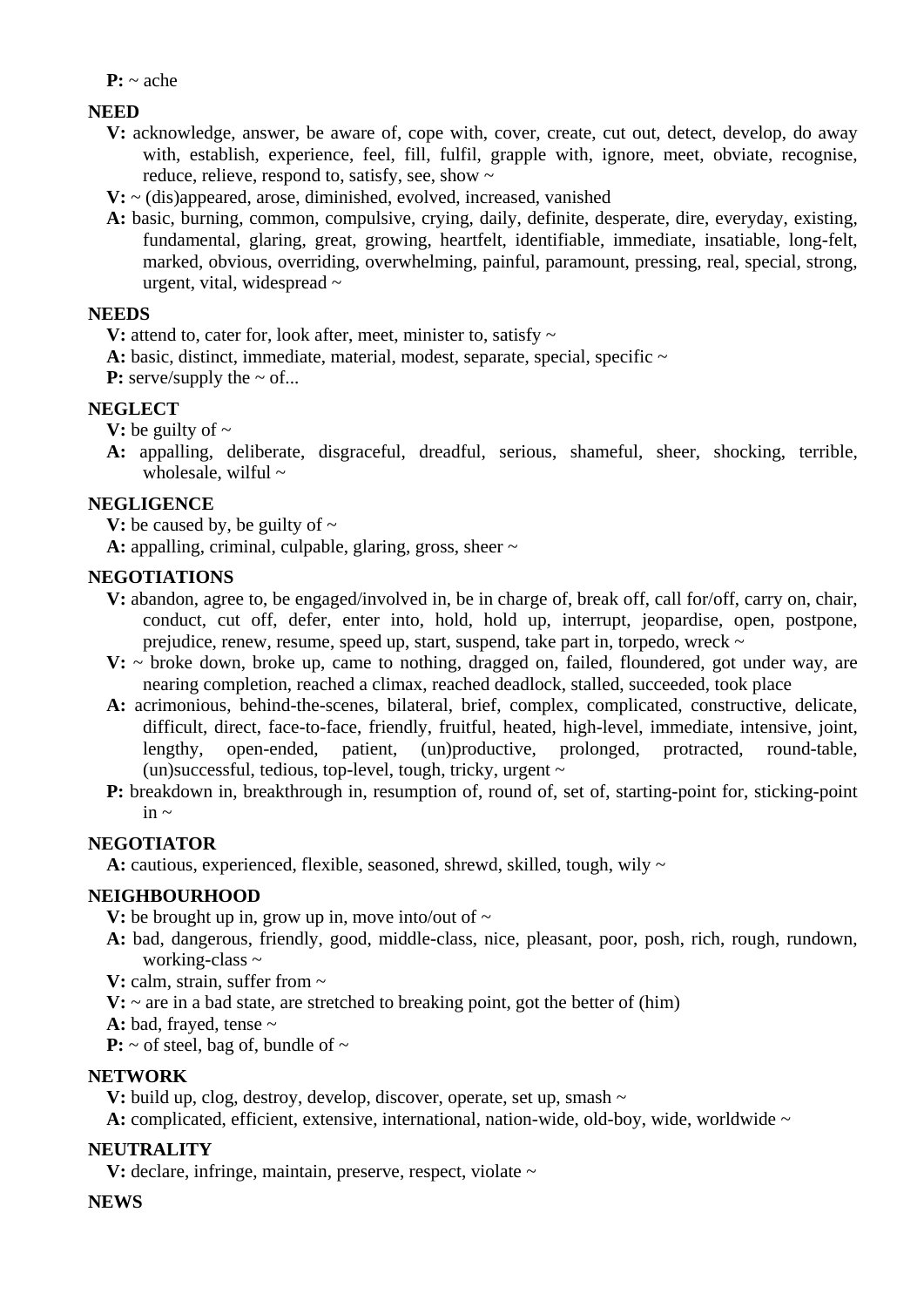**P:** ~ ache

**NEED**

**V:** acknowledge, answer, be aware of, cope with, cover, create, cut out, detect, develop, do away with, establish, experience, feel, fill, fulfil, grapple with, ignore, meet, obviate, recognise, reduce, relieve, respond to, satisfy, see, show ~

**V:** ~ (dis)appeared, arose, diminished, evolved, increased, vanished

**A:** basic, burning, common, compulsive, crying, daily, definite, desperate, dire, everyday, existing, fundamental, glaring, great, growing, heartfelt, identifiable, immediate, insatiable, long-felt, marked, obvious, overriding, overwhelming, painful, paramount, pressing, real, special, strong, urgent, vital, widespread ~

**NEEDS**

**V:** attend to, cater for, look after, meet, minister to, satisfy ~

**A:** basic, distinct, immediate, material, modest, separate, special, specific ~

**P:** serve/supply the ~ of...

**NEGLECT**

**V:** be guilty of ~

**A:** appalling, deliberate, disgraceful, dreadful, serious, shameful, sheer, shocking, terrible, wholesale, wilful ~

**NEGLIGENCE**

**V:** be caused by, be guilty of ~

**A:** appalling, criminal, culpable, glaring, gross, sheer ~

**NEGOTIATIONS**

**V:** abandon, agree to, be engaged/involved in, be in charge of, break off, call for/off, carry on, chair, conduct, cut off, defer, enter into, hold, hold up, interrupt, jeopardise, open, postpone, prejudice, renew, resume, speed up, start, suspend, take part in, torpedo, wreck ~

**V:** ~ broke down, broke up, came to nothing, dragged on, failed, floundered, got under way, are nearing completion, reached a climax, reached deadlock, stalled, succeeded, took place

**A:** acrimonious, behind-the-scenes, bilateral, brief, complex, complicated, constructive, delicate, difficult, direct, face-to-face, friendly, fruitful, heated, high-level, immediate, intensive, joint, lengthy, open-ended, patient, (un)productive, prolonged, protracted, round-table, (un)successful, tedious, top-level, tough, tricky, urgent ~

**P:** breakdown in, breakthrough in, resumption of, round of, set of, starting-point for, sticking-point in ~

**NEGOTIATOR**

**A:** cautious, experienced, flexible, seasoned, shrewd, skilled, tough, wily ~

**NEIGHBOURHOOD**

**V:** be brought up in, grow up in, move into/out of ~

**A:** bad, dangerous, friendly, good, middle-class, nice, pleasant, poor, posh, rich, rough, rundown, working-class ~

**V:** calm, strain, suffer from ~

**V:** ~ are in a bad state, are stretched to breaking point, got the better of (him)

**A:** bad, frayed, tense ~

**P:** ~ of steel, bag of, bundle of ~

**NETWORK**

**V:** build up, clog, destroy, develop, discover, operate, set up, smash ~

**A:** complicated, efficient, extensive, international, nation-wide, old-boy, wide, worldwide ~

**NEUTRALITY**

**V:** declare, infringe, maintain, preserve, respect, violate ~

**NEWS**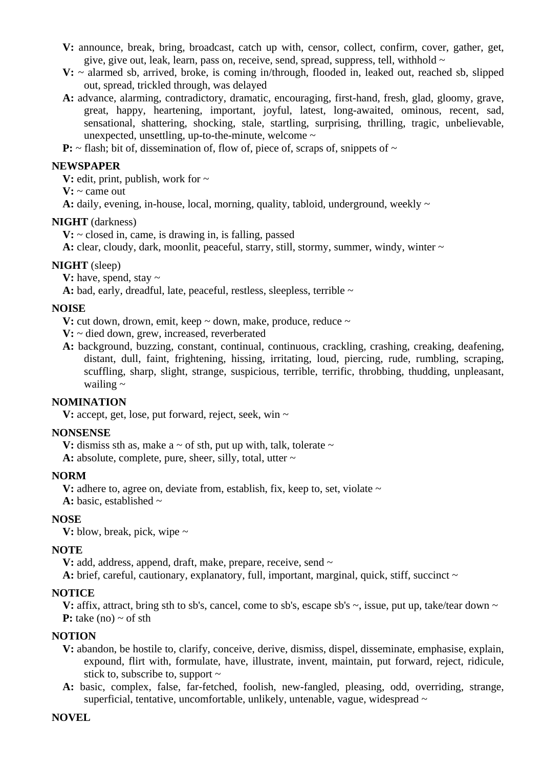**V:** announce, break, bring, broadcast, catch up with, censor, collect, confirm, cover, gather, get, give, give out, leak, learn, pass on, receive, send, spread, suppress, tell, withhold ~

**V:** ~ alarmed sb, arrived, broke, is coming in/through, flooded in, leaked out, reached sb, slipped out, spread, trickled through, was delayed

**A:** advance, alarming, contradictory, dramatic, encouraging, first-hand, fresh, glad, gloomy, grave, great, happy, heartening, important, joyful, latest, long-awaited, ominous, recent, sad, sensational, shattering, shocking, stale, startling, surprising, thrilling, tragic, unbelievable, unexpected, unsettling, up-to-the-minute, welcome ~

**P:** ~ flash; bit of, dissemination of, flow of, piece of, scraps of, snippets of ~

**NEWSPAPER**

**V:** edit, print, publish, work for ~

**V:** ~ came out

**A:** daily, evening, in-house, local, morning, quality, tabloid, underground, weekly ~

**NIGHT** (darkness)

**V:** ~ closed in, came, is drawing in, is falling, passed

**A:** clear, cloudy, dark, moonlit, peaceful, starry, still, stormy, summer, windy, winter ~

**NIGHT** (sleep)

**V:** have, spend, stay ~

**A:** bad, early, dreadful, late, peaceful, restless, sleepless, terrible ~

**NOISE**

**V:** cut down, drown, emit, keep ~ down, make, produce, reduce ~

**V:** ~ died down, grew, increased, reverberated

**A:** background, buzzing, constant, continual, continuous, crackling, crashing, creaking, deafening, distant, dull, faint, frightening, hissing, irritating, loud, piercing, rude, rumbling, scraping, scuffling, sharp, slight, strange, suspicious, terrible, terrific, throbbing, thudding, unpleasant, wailing ~

**NOMINATION**

**V:** accept, get, lose, put forward, reject, seek, win ~

**NONSENSE**

**V:** dismiss sth as, make a ~ of sth, put up with, talk, tolerate ~

**A:** absolute, complete, pure, sheer, silly, total, utter ~

**NORM**

**V:** adhere to, agree on, deviate from, establish, fix, keep to, set, violate ~

**A:** basic, established ~

**NOSE**

**V:** blow, break, pick, wipe ~

**NOTE**

**V:** add, address, append, draft, make, prepare, receive, send ~

**A:** brief, careful, cautionary, explanatory, full, important, marginal, quick, stiff, succinct ~

**NOTICE**

**V:** affix, attract, bring sth to sb's, cancel, come to sb's, escape sb's ~, issue, put up, take/tear down ~

**P:** take (no) ~ of sth

**NOTION**

**V:** abandon, be hostile to, clarify, conceive, derive, dismiss, dispel, disseminate, emphasise, explain, expound, flirt with, formulate, have, illustrate, invent, maintain, put forward, reject, ridicule, stick to, subscribe to, support ~

**A:** basic, complex, false, far-fetched, foolish, new-fangled, pleasing, odd, overriding, strange, superficial, tentative, uncomfortable, unlikely, untenable, vague, widespread ~

**NOVEL**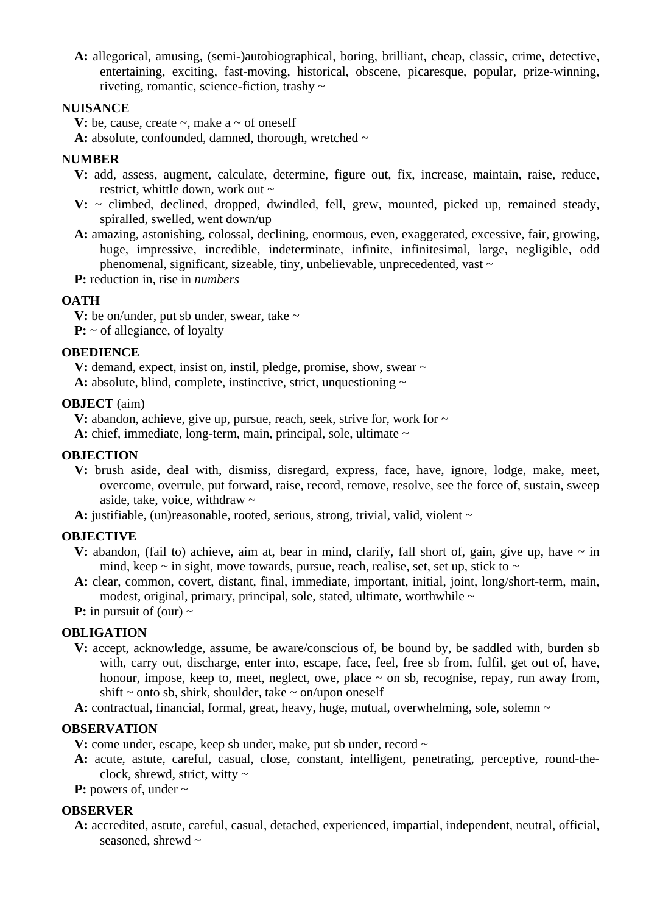**A:** allegorical, amusing, (semi-)autobiographical, boring, brilliant, cheap, classic, crime, detective, entertaining, exciting, fast-moving, historical, obscene, picaresque, popular, prize-winning, riveting, romantic, science-fiction, trashy ~

**NUISANCE**

**V:** be, cause, create ~, make a ~ of oneself

**A:** absolute, confounded, damned, thorough, wretched ~

**NUMBER**

**V:** add, assess, augment, calculate, determine, figure out, fix, increase, maintain, raise, reduce, restrict, whittle down, work out ~

**V:** ~ climbed, declined, dropped, dwindled, fell, grew, mounted, picked up, remained steady, spiralled, swelled, went down/up

**A:** amazing, astonishing, colossal, declining, enormous, even, exaggerated, excessive, fair, growing, huge, impressive, incredible, indeterminate, infinite, infinitesimal, large, negligible, odd phenomenal, significant, sizeable, tiny, unbelievable, unprecedented, vast ~

**P:** reduction in, rise in *numbers*

**OATH**

**V:** be on/under, put sb under, swear, take ~

**P:** ~ of allegiance, of loyalty

**OBEDIENCE**

**V:** demand, expect, insist on, instil, pledge, promise, show, swear ~

**A:** absolute, blind, complete, instinctive, strict, unquestioning ~

**OBJECT** (aim)

**V:** abandon, achieve, give up, pursue, reach, seek, strive for, work for ~

**A:** chief, immediate, long-term, main, principal, sole, ultimate ~

**OBJECTION**

**V:** brush aside, deal with, dismiss, disregard, express, face, have, ignore, lodge, make, meet, overcome, overrule, put forward, raise, record, remove, resolve, see the force of, sustain, sweep aside, take, voice, withdraw ~

**A:** justifiable, (un)reasonable, rooted, serious, strong, trivial, valid, violent ~

**OBJECTIVE**

**V:** abandon, (fail to) achieve, aim at, bear in mind, clarify, fall short of, gain, give up, have ~ in mind, keep ~ in sight, move towards, pursue, reach, realise, set, set up, stick to ~

**A:** clear, common, covert, distant, final, immediate, important, initial, joint, long/short-term, main, modest, original, primary, principal, sole, stated, ultimate, worthwhile ~

**P:** in pursuit of (our) ~

**OBLIGATION**

**V:** accept, acknowledge, assume, be aware/conscious of, be bound by, be saddled with, burden sb with, carry out, discharge, enter into, escape, face, feel, free sb from, fulfil, get out of, have, honour, impose, keep to, meet, neglect, owe, place ~ on sb, recognise, repay, run away from, shift ~ onto sb, shirk, shoulder, take ~ on/upon oneself

**A:** contractual, financial, formal, great, heavy, huge, mutual, overwhelming, sole, solemn ~

**OBSERVATION**

**V:** come under, escape, keep sb under, make, put sb under, record ~

**A:** acute, astute, careful, casual, close, constant, intelligent, penetrating, perceptive, round-the-clock, shrewd, strict, witty ~

**P:** powers of, under ~

**OBSERVER**

**A:** accredited, astute, careful, casual, detached, experienced, impartial, independent, neutral, official, seasoned, shrewd ~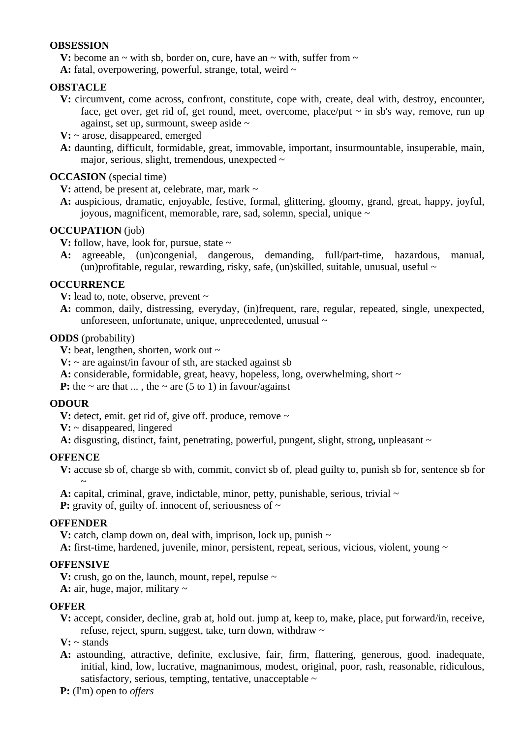**OBSESSION**

**V:** become an ~ with sb, border on, cure, have an ~ with, suffer from ~
**A:** fatal, overpowering, powerful, strange, total, weird ~

**OBSTACLE**

**V:** circumvent, come across, confront, constitute, cope with, create, deal with, destroy, encounter, face, get over, get rid of, get round, meet, overcome, place/put ~ in sb's way, remove, run up against, set up, surmount, sweep aside ~
**V:** ~ arose, disappeared, emerged
**A:** daunting, difficult, formidable, great, immovable, important, insurmountable, insuperable, main, major, serious, slight, tremendous, unexpected ~

**OCCASION** (special time)

**V:** attend, be present at, celebrate, mar, mark ~
**A:** auspicious, dramatic, enjoyable, festive, formal, glittering, gloomy, grand, great, happy, joyful, joyous, magnificent, memorable, rare, sad, solemn, special, unique ~

**OCCUPATION** (job)

**V:** follow, have, look for, pursue, state ~
**A:** agreeable, (un)congenial, dangerous, demanding, full/part-time, hazardous, manual, (un)profitable, regular, rewarding, risky, safe, (un)skilled, suitable, unusual, useful ~

**OCCURRENCE**

**V:** lead to, note, observe, prevent ~
**A:** common, daily, distressing, everyday, (in)frequent, rare, regular, repeated, single, unexpected, unforeseen, unfortunate, unique, unprecedented, unusual ~

**ODDS** (probability)

**V:** beat, lengthen, shorten, work out ~
**V:** ~ are against/in favour of sth, are stacked against sb
**A:** considerable, formidable, great, heavy, hopeless, long, overwhelming, short ~
**P:** the ~ are that ... , the ~ are (5 to 1) in favour/against

**ODOUR**

**V:** detect, emit. get rid of, give off. produce, remove ~
**V:** ~ disappeared, lingered
**A:** disgusting, distinct, faint, penetrating, powerful, pungent, slight, strong, unpleasant ~

**OFFENCE**

**V:** accuse sb of, charge sb with, commit, convict sb of, plead guilty to, punish sb for, sentence sb for ~
**A:** capital, criminal, grave, indictable, minor, petty, punishable, serious, trivial ~
**P:** gravity of, guilty of. innocent of, seriousness of ~

**OFFENDER**

**V:** catch, clamp down on, deal with, imprison, lock up, punish ~
**A:** first-time, hardened, juvenile, minor, persistent, repeat, serious, vicious, violent, young ~

**OFFENSIVE**

**V:** crush, go on the, launch, mount, repel, repulse ~
**A:** air, huge, major, military ~

**OFFER**

**V:** accept, consider, decline, grab at, hold out. jump at, keep to, make, place, put forward/in, receive, refuse, reject, spurn, suggest, take, turn down, withdraw ~
**V:** ~ stands
**A:** astounding, attractive, definite, exclusive, fair, firm, flattering, generous, good. inadequate, initial, kind, low, lucrative, magnanimous, modest, original, poor, rash, reasonable, ridiculous, satisfactory, serious, tempting, tentative, unacceptable ~
**P:** (I'm) open to *offers*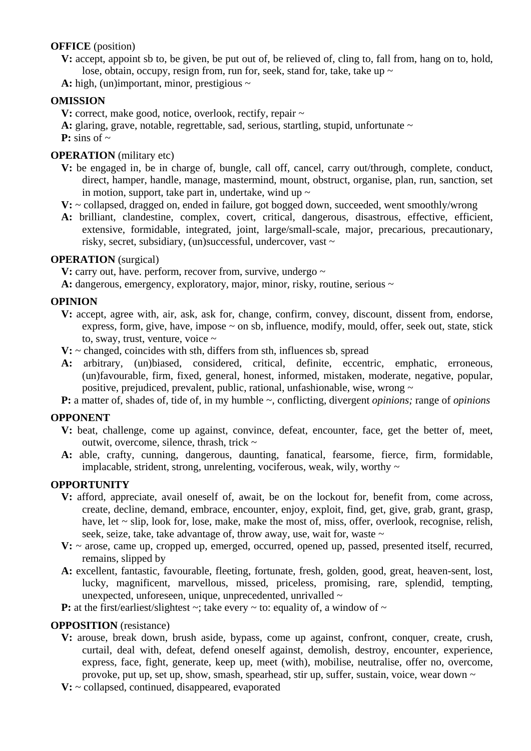**OFFICE** (position)

**V:** accept, appoint sb to, be given, be put out of, be relieved of, cling to, fall from, hang on to, hold, lose, obtain, occupy, resign from, run for, seek, stand for, take, take up ~

**A:** high, (un)important, minor, prestigious ~

**OMISSION**

**V:** correct, make good, notice, overlook, rectify, repair ~

**A:** glaring, grave, notable, regrettable, sad, serious, startling, stupid, unfortunate ~

**P:** sins of ~

**OPERATION** (military etc)

**V:** be engaged in, be in charge of, bungle, call off, cancel, carry out/through, complete, conduct, direct, hamper, handle, manage, mastermind, mount, obstruct, organise, plan, run, sanction, set in motion, support, take part in, undertake, wind up ~

**V:** ~ collapsed, dragged on, ended in failure, got bogged down, succeeded, went smoothly/wrong

**A:** brilliant, clandestine, complex, covert, critical, dangerous, disastrous, effective, efficient, extensive, formidable, integrated, joint, large/small-scale, major, precarious, precautionary, risky, secret, subsidiary, (un)successful, undercover, vast ~

**OPERATION** (surgical)

**V:** carry out, have. perform, recover from, survive, undergo ~

**A:** dangerous, emergency, exploratory, major, minor, risky, routine, serious ~

**OPINION**

**V:** accept, agree with, air, ask, ask for, change, confirm, convey, discount, dissent from, endorse, express, form, give, have, impose ~ on sb, influence, modify, mould, offer, seek out, state, stick to, sway, trust, venture, voice ~

**V:** ~ changed, coincides with sth, differs from sth, influences sb, spread

**A:** arbitrary, (un)biased, considered, critical, definite, eccentric, emphatic, erroneous, (un)favourable, firm, fixed, general, honest, informed, mistaken, moderate, negative, popular, positive, prejudiced, prevalent, public, rational, unfashionable, wise, wrong ~

**P:** a matter of, shades of, tide of, in my humble ~, conflicting, divergent *opinions;* range of *opinions*

**OPPONENT**

**V:** beat, challenge, come up against, convince, defeat, encounter, face, get the better of, meet, outwit, overcome, silence, thrash, trick ~

**A:** able, crafty, cunning, dangerous, daunting, fanatical, fearsome, fierce, firm, formidable, implacable, strident, strong, unrelenting, vociferous, weak, wily, worthy ~

**OPPORTUNITY**

**V:** afford, appreciate, avail oneself of, await, be on the lockout for, benefit from, come across, create, decline, demand, embrace, encounter, enjoy, exploit, find, get, give, grab, grant, grasp, have, let ~ slip, look for, lose, make, make the most of, miss, offer, overlook, recognise, relish, seek, seize, take, take advantage of, throw away, use, wait for, waste ~

**V:** ~ arose, came up, cropped up, emerged, occurred, opened up, passed, presented itself, recurred, remains, slipped by

**A:** excellent, fantastic, favourable, fleeting, fortunate, fresh, golden, good, great, heaven-sent, lost, lucky, magnificent, marvellous, missed, priceless, promising, rare, splendid, tempting, unexpected, unforeseen, unique, unprecedented, unrivalled ~

**P:** at the first/earliest/slightest ~; take every ~ to: equality of, a window of ~

**OPPOSITION** (resistance)

**V:** arouse, break down, brush aside, bypass, come up against, confront, conquer, create, crush, curtail, deal with, defeat, defend oneself against, demolish, destroy, encounter, experience, express, face, fight, generate, keep up, meet (with), mobilise, neutralise, offer no, overcome, provoke, put up, set up, show, smash, spearhead, stir up, suffer, sustain, voice, wear down ~

**V:** ~ collapsed, continued, disappeared, evaporated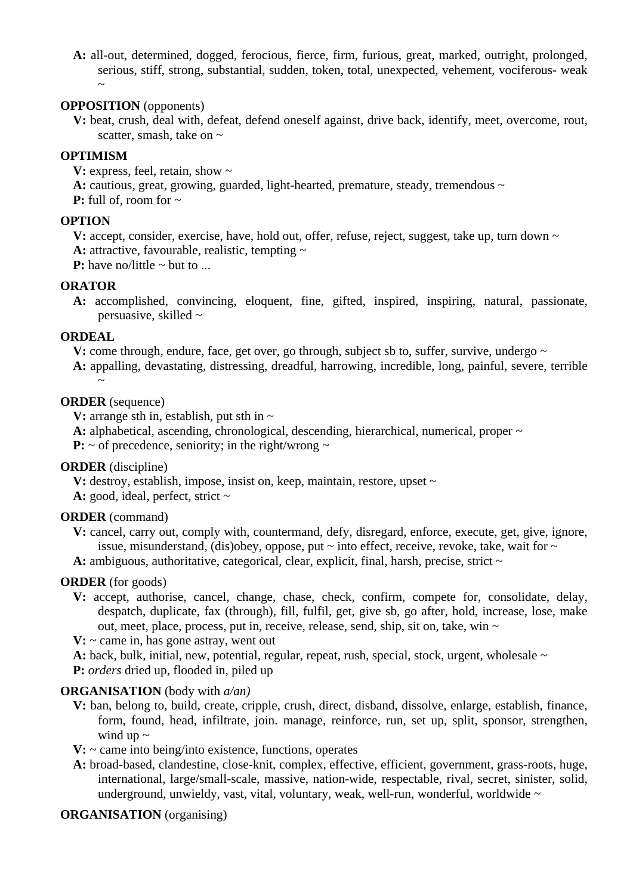**A:** all-out, determined, dogged, ferocious, fierce, firm, furious, great, marked, outright, prolonged, serious, stiff, strong, substantial, sudden, token, total, unexpected, vehement, vociferous- weak ~

**OPPOSITION** (opponents)

**V:** beat, crush, deal with, defeat, defend oneself against, drive back, identify, meet, overcome, rout, scatter, smash, take on ~

**OPTIMISM**

**V:** express, feel, retain, show ~

**A:** cautious, great, growing, guarded, light-hearted, premature, steady, tremendous ~

**P:** full of, room for ~

**OPTION**

**V:** accept, consider, exercise, have, hold out, offer, refuse, reject, suggest, take up, turn down ~

**A:** attractive, favourable, realistic, tempting ~

**P:** have no/little ~ but to ...

**ORATOR**

**A:** accomplished, convincing, eloquent, fine, gifted, inspired, inspiring, natural, passionate, persuasive, skilled ~

**ORDEAL**

**V:** come through, endure, face, get over, go through, subject sb to, suffer, survive, undergo ~

**A:** appalling, devastating, distressing, dreadful, harrowing, incredible, long, painful, severe, terrible ~

**ORDER** (sequence)

**V:** arrange sth in, establish, put sth in ~

**A:** alphabetical, ascending, chronological, descending, hierarchical, numerical, proper ~

**P:** ~ of precedence, seniority; in the right/wrong ~

**ORDER** (discipline)

**V:** destroy, establish, impose, insist on, keep, maintain, restore, upset ~

**A:** good, ideal, perfect, strict ~

**ORDER** (command)

**V:** cancel, carry out, comply with, countermand, defy, disregard, enforce, execute, get, give, ignore, issue, misunderstand, (dis)obey, oppose, put ~ into effect, receive, revoke, take, wait for ~

**A:** ambiguous, authoritative, categorical, clear, explicit, final, harsh, precise, strict ~

**ORDER** (for goods)

**V:** accept, authorise, cancel, change, chase, check, confirm, compete for, consolidate, delay, despatch, duplicate, fax (through), fill, fulfil, get, give sb, go after, hold, increase, lose, make out, meet, place, process, put in, receive, release, send, ship, sit on, take, win ~

**V:** ~ came in, has gone astray, went out

**A:** back, bulk, initial, new, potential, regular, repeat, rush, special, stock, urgent, wholesale ~

**P:** *orders* dried up, flooded in, piled up

**ORGANISATION** (body with *a/an)*

**V:** ban, belong to, build, create, cripple, crush, direct, disband, dissolve, enlarge, establish, finance, form, found, head, infiltrate, join. manage, reinforce, run, set up, split, sponsor, strengthen, wind up ~

**V:** ~ came into being/into existence, functions, operates

**A:** broad-based, clandestine, close-knit, complex, effective, efficient, government, grass-roots, huge, international, large/small-scale, massive, nation-wide, respectable, rival, secret, sinister, solid, underground, unwieldy, vast, vital, voluntary, weak, well-run, wonderful, worldwide ~

**ORGANISATION** (organising)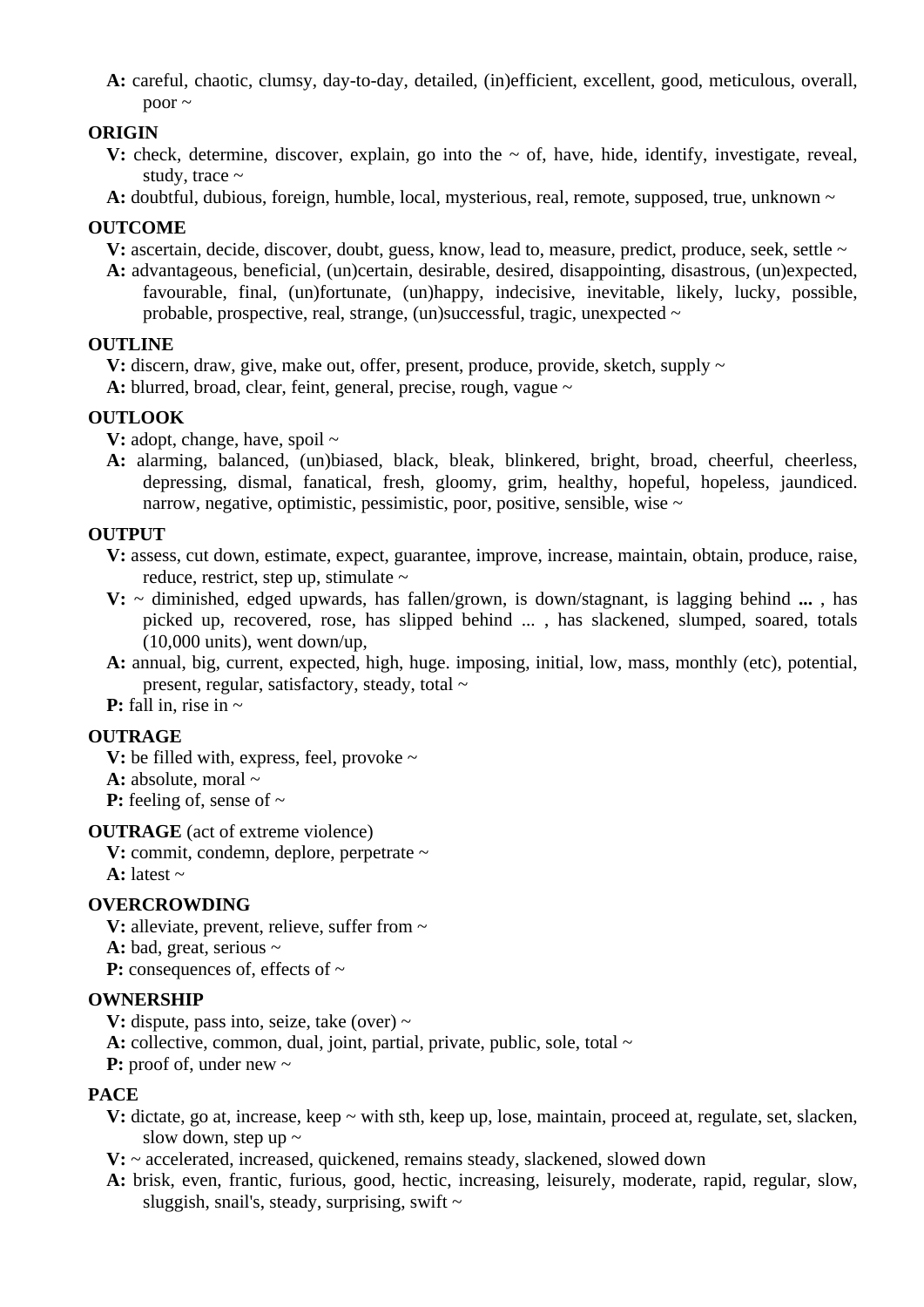**A:** careful, chaotic, clumsy, day-to-day, detailed, (in)efficient, excellent, good, meticulous, overall, poor ~

**ORIGIN**

**V:** check, determine, discover, explain, go into the ~ of, have, hide, identify, investigate, reveal, study, trace ~

**A:** doubtful, dubious, foreign, humble, local, mysterious, real, remote, supposed, true, unknown ~

**OUTCOME**

**V:** ascertain, decide, discover, doubt, guess, know, lead to, measure, predict, produce, seek, settle ~

**A:** advantageous, beneficial, (un)certain, desirable, desired, disappointing, disastrous, (un)expected, favourable, final, (un)fortunate, (un)happy, indecisive, inevitable, likely, lucky, possible, probable, prospective, real, strange, (un)successful, tragic, unexpected ~

**OUTLINE**

**V:** discern, draw, give, make out, offer, present, produce, provide, sketch, supply ~

**A:** blurred, broad, clear, feint, general, precise, rough, vague ~

**OUTLOOK**

**V:** adopt, change, have, spoil ~

**A:** alarming, balanced, (un)biased, black, bleak, blinkered, bright, broad, cheerful, cheerless, depressing, dismal, fanatical, fresh, gloomy, grim, healthy, hopeful, hopeless, jaundiced. narrow, negative, optimistic, pessimistic, poor, positive, sensible, wise ~

**OUTPUT**

**V:** assess, cut down, estimate, expect, guarantee, improve, increase, maintain, obtain, produce, raise, reduce, restrict, step up, stimulate ~

**V:** ~ diminished, edged upwards, has fallen/grown, is down/stagnant, is lagging behind **...** , has picked up, recovered, rose, has slipped behind ... , has slackened, slumped, soared, totals (10,000 units), went down/up,

**A:** annual, big, current, expected, high, huge. imposing, initial, low, mass, monthly (etc), potential, present, regular, satisfactory, steady, total ~

**P:** fall in, rise in ~

**OUTRAGE**

**V:** be filled with, express, feel, provoke ~

**A:** absolute, moral ~

**P:** feeling of, sense of ~

**OUTRAGE** (act of extreme violence)

**V:** commit, condemn, deplore, perpetrate ~

**A:** latest ~

**OVERCROWDING**

**V:** alleviate, prevent, relieve, suffer from ~

**A:** bad, great, serious ~

**P:** consequences of, effects of ~

**OWNERSHIP**

**V:** dispute, pass into, seize, take (over) ~

**A:** collective, common, dual, joint, partial, private, public, sole, total ~

**P:** proof of, under new ~

**PACE**

**V:** dictate, go at, increase, keep ~ with sth, keep up, lose, maintain, proceed at, regulate, set, slacken, slow down, step up ~

**V:** ~ accelerated, increased, quickened, remains steady, slackened, slowed down

**A:** brisk, even, frantic, furious, good, hectic, increasing, leisurely, moderate, rapid, regular, slow, sluggish, snail's, steady, surprising, swift ~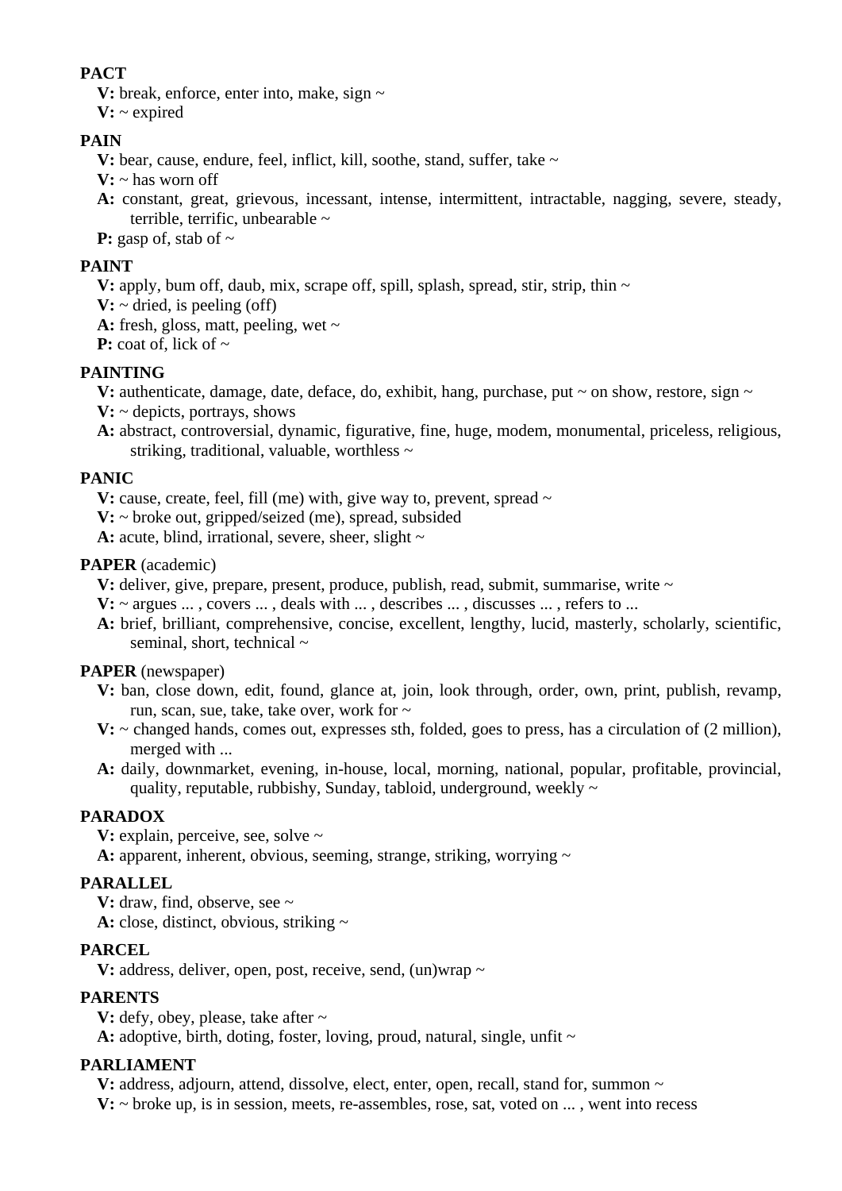**PACT**

**V:** break, enforce, enter into, make, sign ~
**V:** ~ expired

**PAIN**

**V:** bear, cause, endure, feel, inflict, kill, soothe, stand, suffer, take ~
**V:** ~ has worn off
**A:** constant, great, grievous, incessant, intense, intermittent, intractable, nagging, severe, steady, terrible, terrific, unbearable ~
**P:** gasp of, stab of ~

**PAINT**

**V:** apply, bum off, daub, mix, scrape off, spill, splash, spread, stir, strip, thin ~
**V:** ~ dried, is peeling (off)
**A:** fresh, gloss, matt, peeling, wet ~
**P:** coat of, lick of ~

**PAINTING**

**V:** authenticate, damage, date, deface, do, exhibit, hang, purchase, put ~ on show, restore, sign ~
**V:** ~ depicts, portrays, shows
**A:** abstract, controversial, dynamic, figurative, fine, huge, modem, monumental, priceless, religious, striking, traditional, valuable, worthless ~

**PANIC**

**V:** cause, create, feel, fill (me) with, give way to, prevent, spread ~
**V:** ~ broke out, gripped/seized (me), spread, subsided
**A:** acute, blind, irrational, severe, sheer, slight ~

**PAPER** (academic)

**V:** deliver, give, prepare, present, produce, publish, read, submit, summarise, write ~
**V:** ~ argues ... , covers ... , deals with ... , describes ... , discusses ... , refers to ...
**A:** brief, brilliant, comprehensive, concise, excellent, lengthy, lucid, masterly, scholarly, scientific, seminal, short, technical ~

**PAPER** (newspaper)

**V:** ban, close down, edit, found, glance at, join, look through, order, own, print, publish, revamp, run, scan, sue, take, take over, work for ~
**V:** ~ changed hands, comes out, expresses sth, folded, goes to press, has a circulation of (2 million), merged with ...
**A:** daily, downmarket, evening, in-house, local, morning, national, popular, profitable, provincial, quality, reputable, rubbishy, Sunday, tabloid, underground, weekly ~

**PARADOX**

**V:** explain, perceive, see, solve ~
**A:** apparent, inherent, obvious, seeming, strange, striking, worrying ~

**PARALLEL**

**V:** draw, find, observe, see ~
**A:** close, distinct, obvious, striking ~

**PARCEL**

**V:** address, deliver, open, post, receive, send, (un)wrap ~

**PARENTS**

**V:** defy, obey, please, take after ~
**A:** adoptive, birth, doting, foster, loving, proud, natural, single, unfit ~

**PARLIAMENT**

**V:** address, adjourn, attend, dissolve, elect, enter, open, recall, stand for, summon ~
**V:** ~ broke up, is in session, meets, re-assembles, rose, sat, voted on ... , went into recess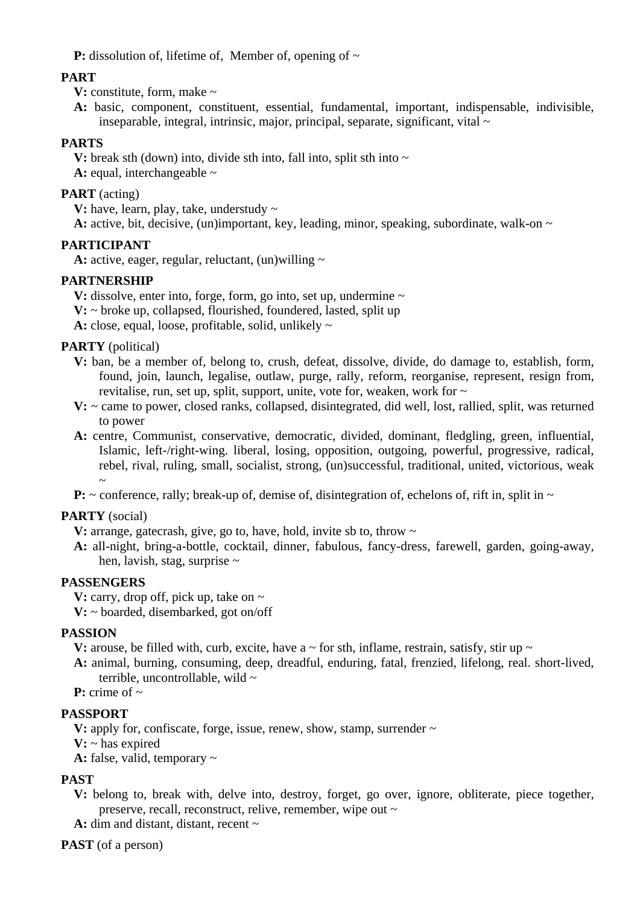**P:** dissolution of, lifetime of, Member of, opening of ~

**PART**

**V:** constitute, form, make ~

**A:** basic, component, constituent, essential, fundamental, important, indispensable, indivisible, inseparable, integral, intrinsic, major, principal, separate, significant, vital ~

**PARTS**

**V:** break sth (down) into, divide sth into, fall into, split sth into ~

**A:** equal, interchangeable ~

**PART** (acting)

**V:** have, learn, play, take, understudy ~

**A:** active, bit, decisive, (un)important, key, leading, minor, speaking, subordinate, walk-on ~

**PARTICIPANT**

**A:** active, eager, regular, reluctant, (un)willing ~

**PARTNERSHIP**

**V:** dissolve, enter into, forge, form, go into, set up, undermine ~

**V:** ~ broke up, collapsed, flourished, foundered, lasted, split up

**A:** close, equal, loose, profitable, solid, unlikely ~

**PARTY** (political)

**V:** ban, be a member of, belong to, crush, defeat, dissolve, divide, do damage to, establish, form, found, join, launch, legalise, outlaw, purge, rally, reform, reorganise, represent, resign from, revitalise, run, set up, split, support, unite, vote for, weaken, work for ~

**V:** ~ came to power, closed ranks, collapsed, disintegrated, did well, lost, rallied, split, was returned to power

**A:** centre, Communist, conservative, democratic, divided, dominant, fledgling, green, influential, Islamic, left-/right-wing. liberal, losing, opposition, outgoing, powerful, progressive, radical, rebel, rival, ruling, small, socialist, strong, (un)successful, traditional, united, victorious, weak ~

**P:** ~ conference, rally; break-up of, demise of, disintegration of, echelons of, rift in, split in ~

**PARTY** (social)

**V:** arrange, gatecrash, give, go to, have, hold, invite sb to, throw ~

**A:** all-night, bring-a-bottle, cocktail, dinner, fabulous, fancy-dress, farewell, garden, going-away, hen, lavish, stag, surprise ~

**PASSENGERS**

**V:** carry, drop off, pick up, take on ~

**V:** ~ boarded, disembarked, got on/off

**PASSION**

**V:** arouse, be filled with, curb, excite, have a ~ for sth, inflame, restrain, satisfy, stir up ~

**A:** animal, burning, consuming, deep, dreadful, enduring, fatal, frenzied, lifelong, real. short-lived, terrible, uncontrollable, wild ~

**P:** crime of ~

**PASSPORT**

**V:** apply for, confiscate, forge, issue, renew, show, stamp, surrender ~

**V:** ~ has expired

**A:** false, valid, temporary ~

**PAST**

**V:** belong to, break with, delve into, destroy, forget, go over, ignore, obliterate, piece together, preserve, recall, reconstruct, relive, remember, wipe out ~

**A:** dim and distant, distant, recent ~

**PAST** (of a person)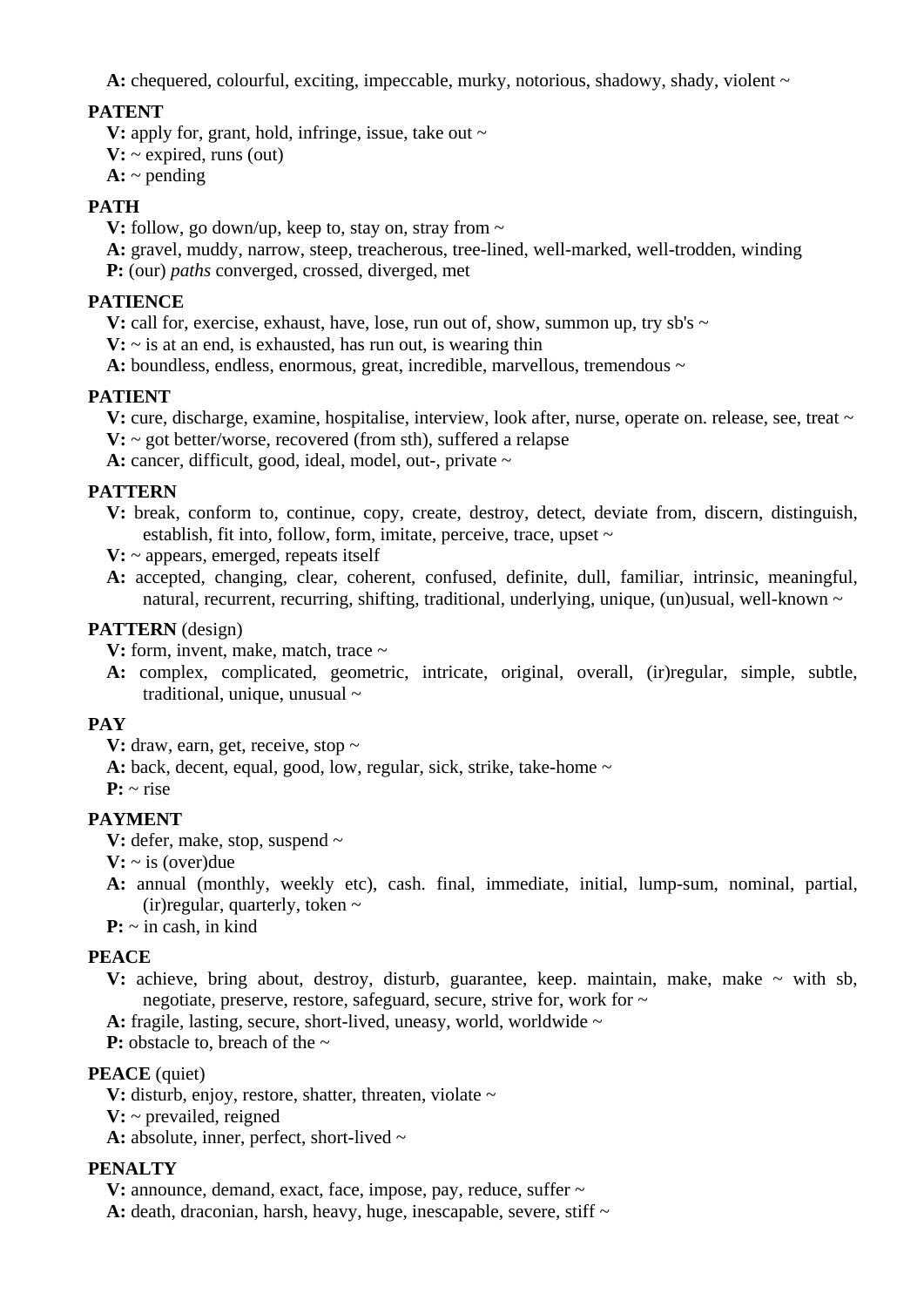**A:** chequered, colourful, exciting, impeccable, murky, notorious, shadowy, shady, violent ~

**PATENT**

**V:** apply for, grant, hold, infringe, issue, take out ~
**V:** ~ expired, runs (out)
**A:** ~ pending

**PATH**

**V:** follow, go down/up, keep to, stay on, stray from ~
**A:** gravel, muddy, narrow, steep, treacherous, tree-lined, well-marked, well-trodden, winding
**P:** (our) *paths* converged, crossed, diverged, met

**PATIENCE**

**V:** call for, exercise, exhaust, have, lose, run out of, show, summon up, try sb's ~
**V:** ~ is at an end, is exhausted, has run out, is wearing thin
**A:** boundless, endless, enormous, great, incredible, marvellous, tremendous ~

**PATIENT**

**V:** cure, discharge, examine, hospitalise, interview, look after, nurse, operate on. release, see, treat ~
**V:** ~ got better/worse, recovered (from sth), suffered a relapse
**A:** cancer, difficult, good, ideal, model, out-, private ~

**PATTERN**

**V:** break, conform to, continue, copy, create, destroy, detect, deviate from, discern, distinguish, establish, fit into, follow, form, imitate, perceive, trace, upset ~
**V:** ~ appears, emerged, repeats itself
**A:** accepted, changing, clear, coherent, confused, definite, dull, familiar, intrinsic, meaningful, natural, recurrent, recurring, shifting, traditional, underlying, unique, (un)usual, well-known ~

**PATTERN** (design)

**V:** form, invent, make, match, trace ~
**A:** complex, complicated, geometric, intricate, original, overall, (ir)regular, simple, subtle, traditional, unique, unusual ~

**PAY**

**V:** draw, earn, get, receive, stop ~
**A:** back, decent, equal, good, low, regular, sick, strike, take-home ~
**P:** ~ rise

**PAYMENT**

**V:** defer, make, stop, suspend ~
**V:** ~ is (over)due
**A:** annual (monthly, weekly etc), cash. final, immediate, initial, lump-sum, nominal, partial, (ir)regular, quarterly, token ~
**P:** ~ in cash, in kind

**PEACE**

**V:** achieve, bring about, destroy, disturb, guarantee, keep. maintain, make, make ~ with sb, negotiate, preserve, restore, safeguard, secure, strive for, work for ~
**A:** fragile, lasting, secure, short-lived, uneasy, world, worldwide ~
**P:** obstacle to, breach of the ~

**PEACE** (quiet)

**V:** disturb, enjoy, restore, shatter, threaten, violate ~
**V:** ~ prevailed, reigned
**A:** absolute, inner, perfect, short-lived ~

**PENALTY**

**V:** announce, demand, exact, face, impose, pay, reduce, suffer ~
**A:** death, draconian, harsh, heavy, huge, inescapable, severe, stiff ~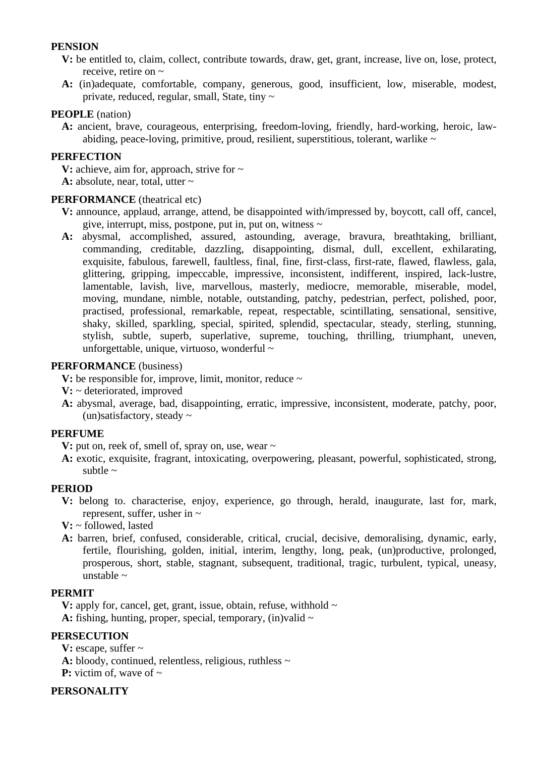**PENSION**

**V:** be entitled to, claim, collect, contribute towards, draw, get, grant, increase, live on, lose, protect, receive, retire on ~

**A:** (in)adequate, comfortable, company, generous, good, insufficient, low, miserable, modest, private, reduced, regular, small, State, tiny ~

**PEOPLE** (nation)

**A:** ancient, brave, courageous, enterprising, freedom-loving, friendly, hard-working, heroic, law-abiding, peace-loving, primitive, proud, resilient, superstitious, tolerant, warlike ~

**PERFECTION**

**V:** achieve, aim for, approach, strive for ~

**A:** absolute, near, total, utter ~

**PERFORMANCE** (theatrical etc)

**V:** announce, applaud, arrange, attend, be disappointed with/impressed by, boycott, call off, cancel, give, interrupt, miss, postpone, put in, put on, witness ~

**A:** abysmal, accomplished, assured, astounding, average, bravura, breathtaking, brilliant, commanding, creditable, dazzling, disappointing, dismal, dull, excellent, exhilarating, exquisite, fabulous, farewell, faultless, final, fine, first-class, first-rate, flawed, flawless, gala, glittering, gripping, impeccable, impressive, inconsistent, indifferent, inspired, lack-lustre, lamentable, lavish, live, marvellous, masterly, mediocre, memorable, miserable, model, moving, mundane, nimble, notable, outstanding, patchy, pedestrian, perfect, polished, poor, practised, professional, remarkable, repeat, respectable, scintillating, sensational, sensitive, shaky, skilled, sparkling, special, spirited, splendid, spectacular, steady, sterling, stunning, stylish, subtle, superb, superlative, supreme, touching, thrilling, triumphant, uneven, unforgettable, unique, virtuoso, wonderful ~

**PERFORMANCE** (business)

**V:** be responsible for, improve, limit, monitor, reduce ~

**V:** ~ deteriorated, improved

**A:** abysmal, average, bad, disappointing, erratic, impressive, inconsistent, moderate, patchy, poor, (un)satisfactory, steady ~

**PERFUME**

**V:** put on, reek of, smell of, spray on, use, wear ~

**A:** exotic, exquisite, fragrant, intoxicating, overpowering, pleasant, powerful, sophisticated, strong, subtle ~

**PERIOD**

**V:** belong to. characterise, enjoy, experience, go through, herald, inaugurate, last for, mark, represent, suffer, usher in ~

**V:** ~ followed, lasted

**A:** barren, brief, confused, considerable, critical, crucial, decisive, demoralising, dynamic, early, fertile, flourishing, golden, initial, interim, lengthy, long, peak, (un)productive, prolonged, prosperous, short, stable, stagnant, subsequent, traditional, tragic, turbulent, typical, uneasy, unstable ~

**PERMIT**

**V:** apply for, cancel, get, grant, issue, obtain, refuse, withhold ~

**A:** fishing, hunting, proper, special, temporary, (in)valid ~

**PERSECUTION**

**V:** escape, suffer ~

**A:** bloody, continued, relentless, religious, ruthless ~

**P:** victim of, wave of ~

**PERSONALITY**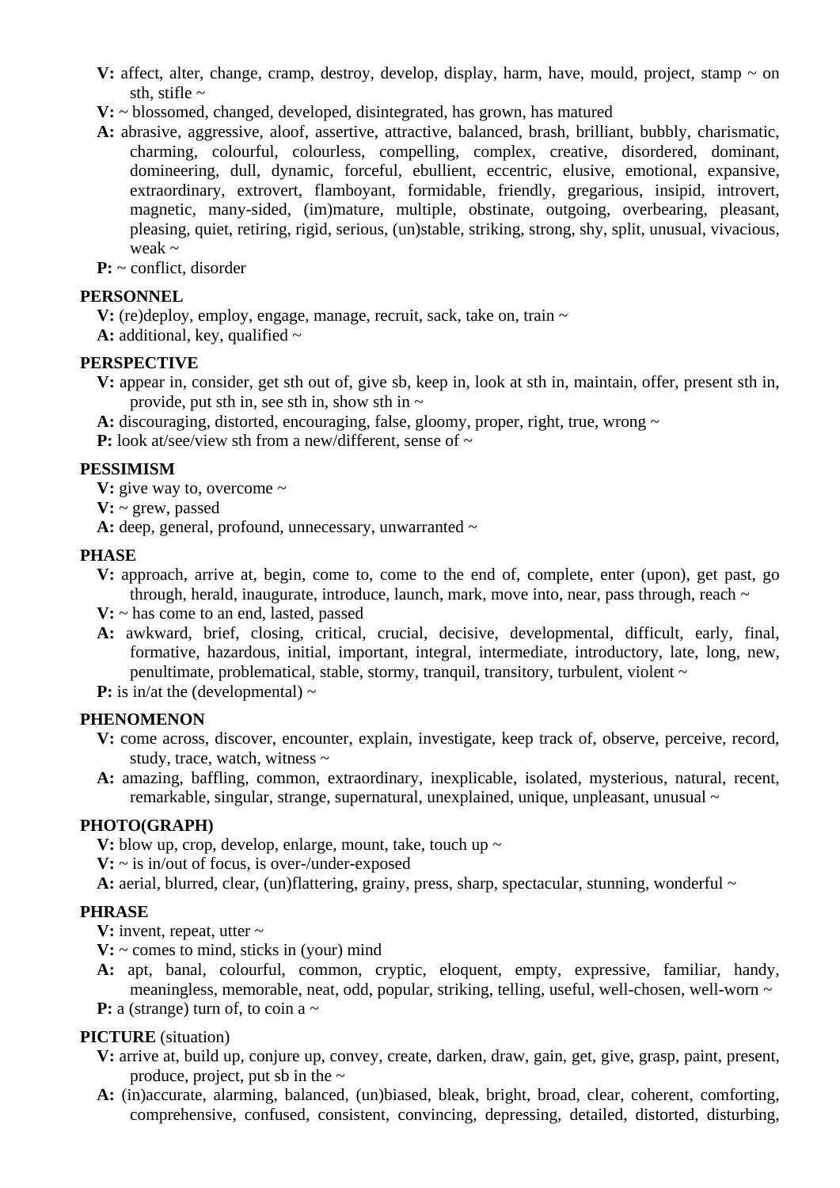**V:** affect, alter, change, cramp, destroy, develop, display, harm, have, mould, project, stamp ~ on sth, stifle ~

**V:** ~ blossomed, changed, developed, disintegrated, has grown, has matured

**A:** abrasive, aggressive, aloof, assertive, attractive, balanced, brash, brilliant, bubbly, charismatic, charming, colourful, colourless, compelling, complex, creative, disordered, dominant, domineering, dull, dynamic, forceful, ebullient, eccentric, elusive, emotional, expansive, extraordinary, extrovert, flamboyant, formidable, friendly, gregarious, insipid, introvert, magnetic, many-sided, (im)mature, multiple, obstinate, outgoing, overbearing, pleasant, pleasing, quiet, retiring, rigid, serious, (un)stable, striking, strong, shy, split, unusual, vivacious, weak ~

**P:** ~ conflict, disorder

**PERSONNEL**

**V:** (re)deploy, employ, engage, manage, recruit, sack, take on, train ~

**A:** additional, key, qualified ~

**PERSPECTIVE**

**V:** appear in, consider, get sth out of, give sb, keep in, look at sth in, maintain, offer, present sth in, provide, put sth in, see sth in, show sth in ~

**A:** discouraging, distorted, encouraging, false, gloomy, proper, right, true, wrong ~

**P:** look at/see/view sth from a new/different, sense of ~

**PESSIMISM**

**V:** give way to, overcome ~

**V:** ~ grew, passed

**A:** deep, general, profound, unnecessary, unwarranted ~

**PHASE**

**V:** approach, arrive at, begin, come to, come to the end of, complete, enter (upon), get past, go through, herald, inaugurate, introduce, launch, mark, move into, near, pass through, reach ~

**V:** ~ has come to an end, lasted, passed

**A:** awkward, brief, closing, critical, crucial, decisive, developmental, difficult, early, final, formative, hazardous, initial, important, integral, intermediate, introductory, late, long, new, penultimate, problematical, stable, stormy, tranquil, transitory, turbulent, violent ~

**P:** is in/at the (developmental) ~

**PHENOMENON**

**V:** come across, discover, encounter, explain, investigate, keep track of, observe, perceive, record, study, trace, watch, witness ~

**A:** amazing, baffling, common, extraordinary, inexplicable, isolated, mysterious, natural, recent, remarkable, singular, strange, supernatural, unexplained, unique, unpleasant, unusual ~

**PHOTO(GRAPH)**

**V:** blow up, crop, develop, enlarge, mount, take, touch up ~

**V:** ~ is in/out of focus, is over-/under-exposed

**A:** aerial, blurred, clear, (un)flattering, grainy, press, sharp, spectacular, stunning, wonderful ~

**PHRASE**

**V:** invent, repeat, utter ~

**V:** ~ comes to mind, sticks in (your) mind

**A:** apt, banal, colourful, common, cryptic, eloquent, empty, expressive, familiar, handy, meaningless, memorable, neat, odd, popular, striking, telling, useful, well-chosen, well-worn ~

**P:** a (strange) turn of, to coin a ~

**PICTURE** (situation)

**V:** arrive at, build up, conjure up, convey, create, darken, draw, gain, get, give, grasp, paint, present, produce, project, put sb in the ~

**A:** (in)accurate, alarming, balanced, (un)biased, bleak, bright, broad, clear, coherent, comforting, comprehensive, confused, consistent, convincing, depressing, detailed, distorted, disturbing,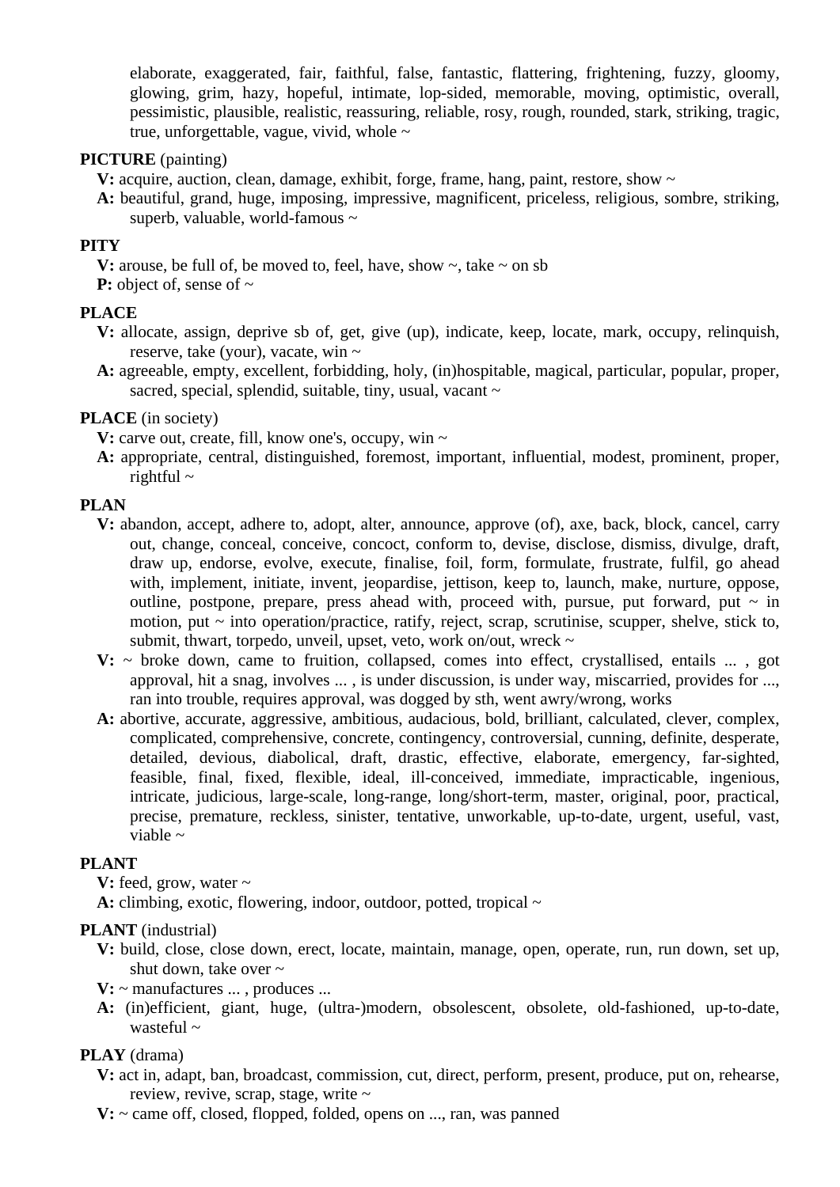elaborate, exaggerated, fair, faithful, false, fantastic, flattering, frightening, fuzzy, gloomy, glowing, grim, hazy, hopeful, intimate, lop-sided, memorable, moving, optimistic, overall, pessimistic, plausible, realistic, reassuring, reliable, rosy, rough, rounded, stark, striking, tragic, true, unforgettable, vague, vivid, whole ~

**PICTURE** (painting)

**V:** acquire, auction, clean, damage, exhibit, forge, frame, hang, paint, restore, show ~

**A:** beautiful, grand, huge, imposing, impressive, magnificent, priceless, religious, sombre, striking, superb, valuable, world-famous ~

**PITY**

**V:** arouse, be full of, be moved to, feel, have, show ~, take ~ on sb

**P:** object of, sense of ~

**PLACE**

**V:** allocate, assign, deprive sb of, get, give (up), indicate, keep, locate, mark, occupy, relinquish, reserve, take (your), vacate, win ~

**A:** agreeable, empty, excellent, forbidding, holy, (in)hospitable, magical, particular, popular, proper, sacred, special, splendid, suitable, tiny, usual, vacant ~

**PLACE** (in society)

**V:** carve out, create, fill, know one's, occupy, win ~

**A:** appropriate, central, distinguished, foremost, important, influential, modest, prominent, proper, rightful ~

**PLAN**

**V:** abandon, accept, adhere to, adopt, alter, announce, approve (of), axe, back, block, cancel, carry out, change, conceal, conceive, concoct, conform to, devise, disclose, dismiss, divulge, draft, draw up, endorse, evolve, execute, finalise, foil, form, formulate, frustrate, fulfil, go ahead with, implement, initiate, invent, jeopardise, jettison, keep to, launch, make, nurture, oppose, outline, postpone, prepare, press ahead with, proceed with, pursue, put forward, put ~ in motion, put ~ into operation/practice, ratify, reject, scrap, scrutinise, scupper, shelve, stick to, submit, thwart, torpedo, unveil, upset, veto, work on/out, wreck ~

**V:** ~ broke down, came to fruition, collapsed, comes into effect, crystallised, entails ... , got approval, hit a snag, involves ... , is under discussion, is under way, miscarried, provides for ..., ran into trouble, requires approval, was dogged by sth, went awry/wrong, works

**A:** abortive, accurate, aggressive, ambitious, audacious, bold, brilliant, calculated, clever, complex, complicated, comprehensive, concrete, contingency, controversial, cunning, definite, desperate, detailed, devious, diabolical, draft, drastic, effective, elaborate, emergency, far-sighted, feasible, final, fixed, flexible, ideal, ill-conceived, immediate, impracticable, ingenious, intricate, judicious, large-scale, long-range, long/short-term, master, original, poor, practical, precise, premature, reckless, sinister, tentative, unworkable, up-to-date, urgent, useful, vast, viable ~

**PLANT**

**V:** feed, grow, water ~

**A:** climbing, exotic, flowering, indoor, outdoor, potted, tropical ~

**PLANT** (industrial)

**V:** build, close, close down, erect, locate, maintain, manage, open, operate, run, run down, set up, shut down, take over ~

**V:** ~ manufactures ... , produces ...

**A:** (in)efficient, giant, huge, (ultra-)modern, obsolescent, obsolete, old-fashioned, up-to-date, wasteful ~

**PLAY** (drama)

**V:** act in, adapt, ban, broadcast, commission, cut, direct, perform, present, produce, put on, rehearse, review, revive, scrap, stage, write ~

**V:** ~ came off, closed, flopped, folded, opens on ..., ran, was panned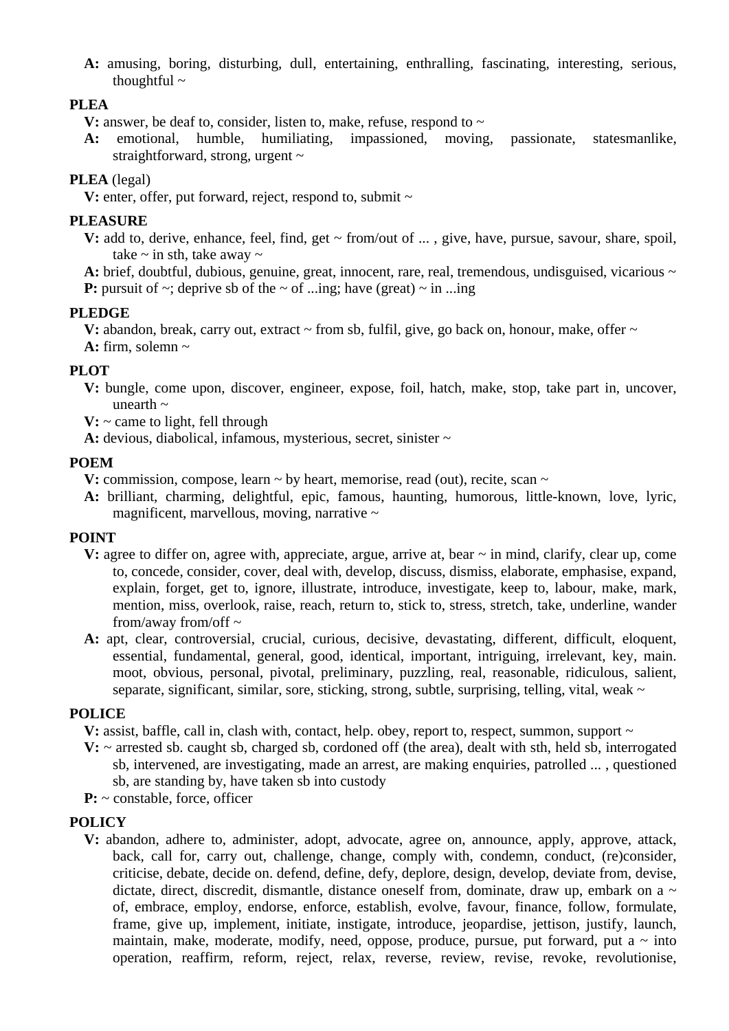**A:** amusing, boring, disturbing, dull, entertaining, enthralling, fascinating, interesting, serious, thoughtful ~

**PLEA**

**V:** answer, be deaf to, consider, listen to, make, refuse, respond to ~

**A:** emotional, humble, humiliating, impassioned, moving, passionate, statesmanlike, straightforward, strong, urgent ~

**PLEA** (legal)

**V:** enter, offer, put forward, reject, respond to, submit ~

**PLEASURE**

**V:** add to, derive, enhance, feel, find, get ~ from/out of ... , give, have, pursue, savour, share, spoil, take ~ in sth, take away ~

**A:** brief, doubtful, dubious, genuine, great, innocent, rare, real, tremendous, undisguised, vicarious ~

**P:** pursuit of ~; deprive sb of the ~ of ...ing; have (great) ~ in ...ing

**PLEDGE**

**V:** abandon, break, carry out, extract ~ from sb, fulfil, give, go back on, honour, make, offer ~

**A:** firm, solemn ~

**PLOT**

**V:** bungle, come upon, discover, engineer, expose, foil, hatch, make, stop, take part in, uncover, unearth ~

**V:** ~ came to light, fell through

**A:** devious, diabolical, infamous, mysterious, secret, sinister ~

**POEM**

**V:** commission, compose, learn ~ by heart, memorise, read (out), recite, scan ~

**A:** brilliant, charming, delightful, epic, famous, haunting, humorous, little-known, love, lyric, magnificent, marvellous, moving, narrative ~

**POINT**

**V:** agree to differ on, agree with, appreciate, argue, arrive at, bear ~ in mind, clarify, clear up, come to, concede, consider, cover, deal with, develop, discuss, dismiss, elaborate, emphasise, expand, explain, forget, get to, ignore, illustrate, introduce, investigate, keep to, labour, make, mark, mention, miss, overlook, raise, reach, return to, stick to, stress, stretch, take, underline, wander from/away from/off ~

**A:** apt, clear, controversial, crucial, curious, decisive, devastating, different, difficult, eloquent, essential, fundamental, general, good, identical, important, intriguing, irrelevant, key, main. moot, obvious, personal, pivotal, preliminary, puzzling, real, reasonable, ridiculous, salient, separate, significant, similar, sore, sticking, strong, subtle, surprising, telling, vital, weak ~

**POLICE**

**V:** assist, baffle, call in, clash with, contact, help. obey, report to, respect, summon, support ~

**V:** ~ arrested sb. caught sb, charged sb, cordoned off (the area), dealt with sth, held sb, interrogated sb, intervened, are investigating, made an arrest, are making enquiries, patrolled ... , questioned sb, are standing by, have taken sb into custody

**P:** ~ constable, force, officer

**POLICY**

**V:** abandon, adhere to, administer, adopt, advocate, agree on, announce, apply, approve, attack, back, call for, carry out, challenge, change, comply with, condemn, conduct, (re)consider, criticise, debate, decide on. defend, define, defy, deplore, design, develop, deviate from, devise, dictate, direct, discredit, dismantle, distance oneself from, dominate, draw up, embark on a ~ of, embrace, employ, endorse, enforce, establish, evolve, favour, finance, follow, formulate, frame, give up, implement, initiate, instigate, introduce, jeopardise, jettison, justify, launch, maintain, make, moderate, modify, need, oppose, produce, pursue, put forward, put a ~ into operation, reaffirm, reform, reject, relax, reverse, review, revise, revoke, revolutionise,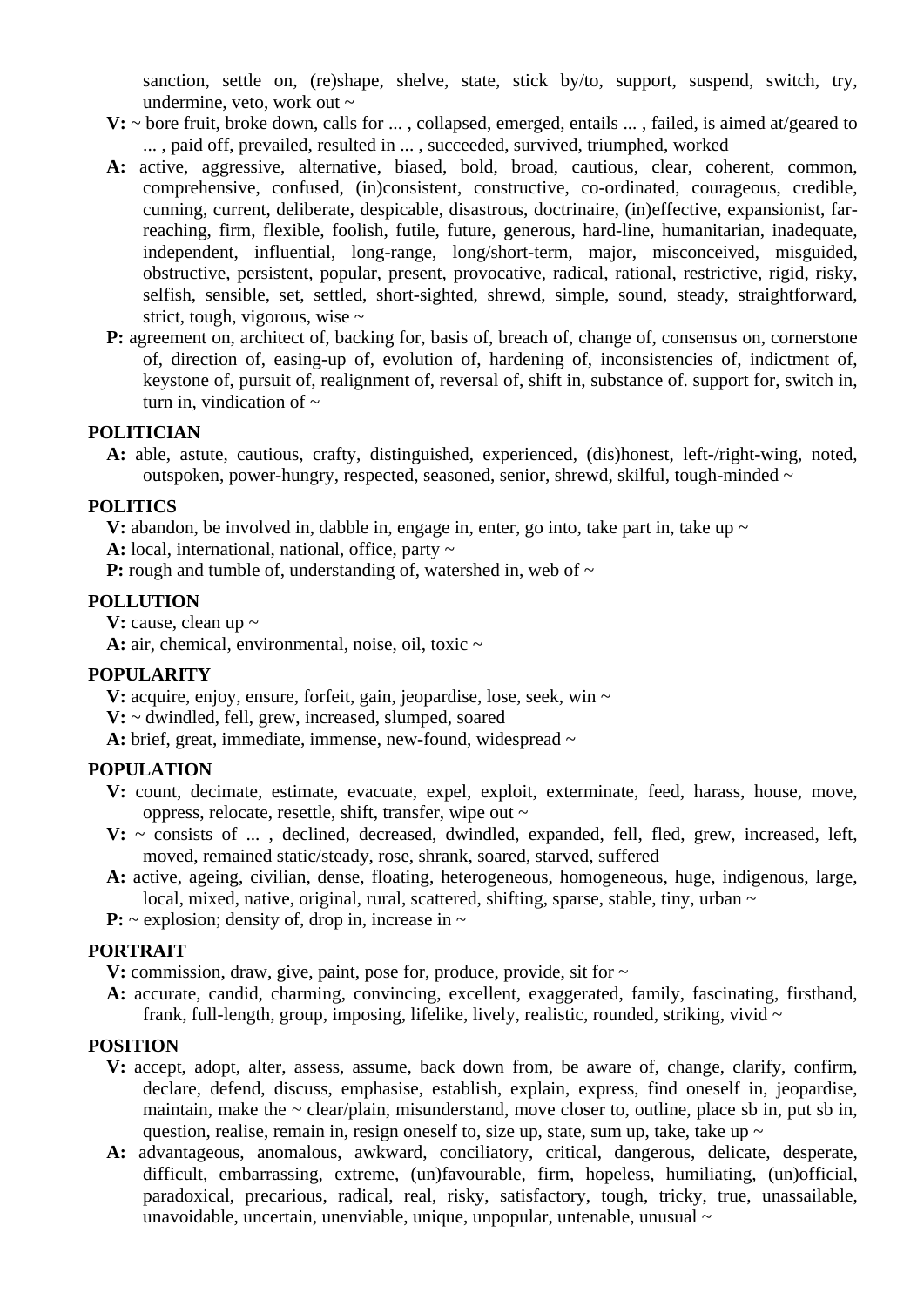sanction, settle on, (re)shape, shelve, state, stick by/to, support, suspend, switch, try, undermine, veto, work out ~

**V:** ~ bore fruit, broke down, calls for ... , collapsed, emerged, entails ... , failed, is aimed at/geared to ... , paid off, prevailed, resulted in ... , succeeded, survived, triumphed, worked

**A:** active, aggressive, alternative, biased, bold, broad, cautious, clear, coherent, common, comprehensive, confused, (in)consistent, constructive, co-ordinated, courageous, credible, cunning, current, deliberate, despicable, disastrous, doctrinaire, (in)effective, expansionist, far-reaching, firm, flexible, foolish, futile, future, generous, hard-line, humanitarian, inadequate, independent, influential, long-range, long/short-term, major, misconceived, misguided, obstructive, persistent, popular, present, provocative, radical, rational, restrictive, rigid, risky, selfish, sensible, set, settled, short-sighted, shrewd, simple, sound, steady, straightforward, strict, tough, vigorous, wise ~

**P:** agreement on, architect of, backing for, basis of, breach of, change of, consensus on, cornerstone of, direction of, easing-up of, evolution of, hardening of, inconsistencies of, indictment of, keystone of, pursuit of, realignment of, reversal of, shift in, substance of. support for, switch in, turn in, vindication of ~

**POLITICIAN**

**A:** able, astute, cautious, crafty, distinguished, experienced, (dis)honest, left-/right-wing, noted, outspoken, power-hungry, respected, seasoned, senior, shrewd, skilful, tough-minded ~

**POLITICS**

**V:** abandon, be involved in, dabble in, engage in, enter, go into, take part in, take up ~

**A:** local, international, national, office, party ~

**P:** rough and tumble of, understanding of, watershed in, web of ~

**POLLUTION**

**V:** cause, clean up ~

**A:** air, chemical, environmental, noise, oil, toxic ~

**POPULARITY**

**V:** acquire, enjoy, ensure, forfeit, gain, jeopardise, lose, seek, win ~

**V:** ~ dwindled, fell, grew, increased, slumped, soared

**A:** brief, great, immediate, immense, new-found, widespread ~

**POPULATION**

**V:** count, decimate, estimate, evacuate, expel, exploit, exterminate, feed, harass, house, move, oppress, relocate, resettle, shift, transfer, wipe out ~

**V:** ~ consists of ... , declined, decreased, dwindled, expanded, fell, fled, grew, increased, left, moved, remained static/steady, rose, shrank, soared, starved, suffered

**A:** active, ageing, civilian, dense, floating, heterogeneous, homogeneous, huge, indigenous, large, local, mixed, native, original, rural, scattered, shifting, sparse, stable, tiny, urban ~

**P:** ~ explosion; density of, drop in, increase in ~

**PORTRAIT**

**V:** commission, draw, give, paint, pose for, produce, provide, sit for ~

**A:** accurate, candid, charming, convincing, excellent, exaggerated, family, fascinating, firsthand, frank, full-length, group, imposing, lifelike, lively, realistic, rounded, striking, vivid ~

**POSITION**

**V:** accept, adopt, alter, assess, assume, back down from, be aware of, change, clarify, confirm, declare, defend, discuss, emphasise, establish, explain, express, find oneself in, jeopardise, maintain, make the ~ clear/plain, misunderstand, move closer to, outline, place sb in, put sb in, question, realise, remain in, resign oneself to, size up, state, sum up, take, take up ~

**A:** advantageous, anomalous, awkward, conciliatory, critical, dangerous, delicate, desperate, difficult, embarrassing, extreme, (un)favourable, firm, hopeless, humiliating, (un)official, paradoxical, precarious, radical, real, risky, satisfactory, tough, tricky, true, unassailable, unavoidable, uncertain, unenviable, unique, unpopular, untenable, unusual ~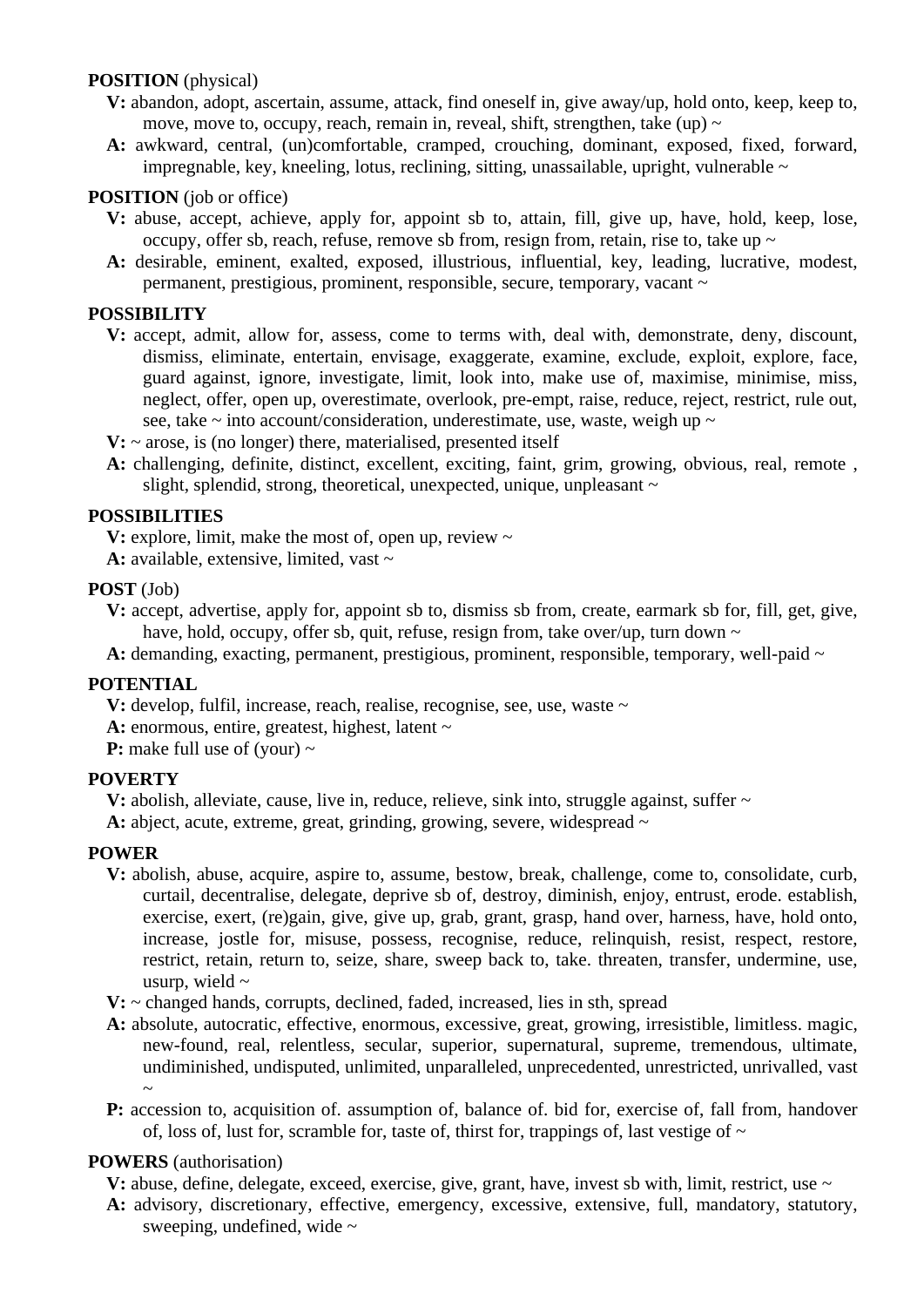**POSITION** (physical)

**V:** abandon, adopt, ascertain, assume, attack, find oneself in, give away/up, hold onto, keep, keep to, move, move to, occupy, reach, remain in, reveal, shift, strengthen, take (up) ~

**A:** awkward, central, (un)comfortable, cramped, crouching, dominant, exposed, fixed, forward, impregnable, key, kneeling, lotus, reclining, sitting, unassailable, upright, vulnerable ~

**POSITION** (job or office)

**V:** abuse, accept, achieve, apply for, appoint sb to, attain, fill, give up, have, hold, keep, lose, occupy, offer sb, reach, refuse, remove sb from, resign from, retain, rise to, take up ~

**A:** desirable, eminent, exalted, exposed, illustrious, influential, key, leading, lucrative, modest, permanent, prestigious, prominent, responsible, secure, temporary, vacant ~

**POSSIBILITY**

**V:** accept, admit, allow for, assess, come to terms with, deal with, demonstrate, deny, discount, dismiss, eliminate, entertain, envisage, exaggerate, examine, exclude, exploit, explore, face, guard against, ignore, investigate, limit, look into, make use of, maximise, minimise, miss, neglect, offer, open up, overestimate, overlook, pre-empt, raise, reduce, reject, restrict, rule out, see, take ~ into account/consideration, underestimate, use, waste, weigh up ~

**V:** ~ arose, is (no longer) there, materialised, presented itself

**A:** challenging, definite, distinct, excellent, exciting, faint, grim, growing, obvious, real, remote , slight, splendid, strong, theoretical, unexpected, unique, unpleasant ~

**POSSIBILITIES**

**V:** explore, limit, make the most of, open up, review ~

**A:** available, extensive, limited, vast ~

**POST** (Job)

**V:** accept, advertise, apply for, appoint sb to, dismiss sb from, create, earmark sb for, fill, get, give, have, hold, occupy, offer sb, quit, refuse, resign from, take over/up, turn down ~

**A:** demanding, exacting, permanent, prestigious, prominent, responsible, temporary, well-paid ~

**POTENTIAL**

**V:** develop, fulfil, increase, reach, realise, recognise, see, use, waste ~

**A:** enormous, entire, greatest, highest, latent ~

**P:** make full use of (your) ~

**POVERTY**

**V:** abolish, alleviate, cause, live in, reduce, relieve, sink into, struggle against, suffer ~

**A:** abject, acute, extreme, great, grinding, growing, severe, widespread ~

**POWER**

**V:** abolish, abuse, acquire, aspire to, assume, bestow, break, challenge, come to, consolidate, curb, curtail, decentralise, delegate, deprive sb of, destroy, diminish, enjoy, entrust, erode. establish, exercise, exert, (re)gain, give, give up, grab, grant, grasp, hand over, harness, have, hold onto, increase, jostle for, misuse, possess, recognise, reduce, relinquish, resist, respect, restore, restrict, retain, return to, seize, share, sweep back to, take. threaten, transfer, undermine, use, usurp, wield ~

**V:** ~ changed hands, corrupts, declined, faded, increased, lies in sth, spread

**A:** absolute, autocratic, effective, enormous, excessive, great, growing, irresistible, limitless. magic, new-found, real, relentless, secular, superior, supernatural, supreme, tremendous, ultimate, undiminished, undisputed, unlimited, unparalleled, unprecedented, unrestricted, unrivalled, vast ~

**P:** accession to, acquisition of. assumption of, balance of. bid for, exercise of, fall from, handover of, loss of, lust for, scramble for, taste of, thirst for, trappings of, last vestige of ~

**POWERS** (authorisation)

**V:** abuse, define, delegate, exceed, exercise, give, grant, have, invest sb with, limit, restrict, use ~

**A:** advisory, discretionary, effective, emergency, excessive, extensive, full, mandatory, statutory, sweeping, undefined, wide ~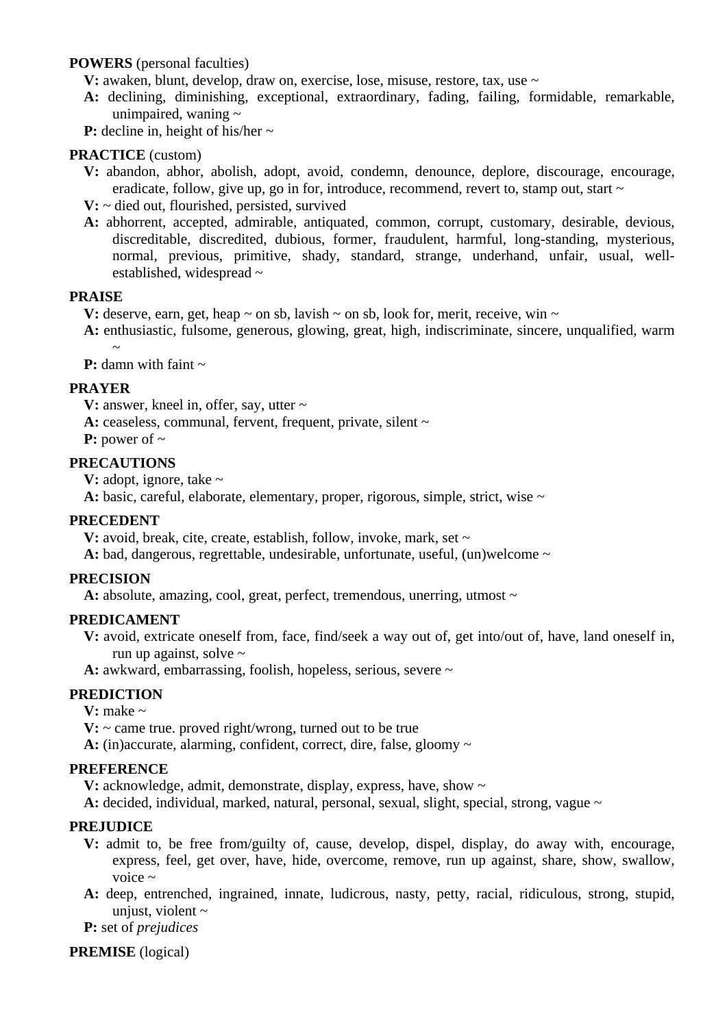**POWERS** (personal faculties)

**V:** awaken, blunt, develop, draw on, exercise, lose, misuse, restore, tax, use ~

**A:** declining, diminishing, exceptional, extraordinary, fading, failing, formidable, remarkable, unimpaired, waning ~

**P:** decline in, height of his/her ~

**PRACTICE** (custom)

**V:** abandon, abhor, abolish, adopt, avoid, condemn, denounce, deplore, discourage, encourage, eradicate, follow, give up, go in for, introduce, recommend, revert to, stamp out, start ~

**V:** ~ died out, flourished, persisted, survived

**A:** abhorrent, accepted, admirable, antiquated, common, corrupt, customary, desirable, devious, discreditable, discredited, dubious, former, fraudulent, harmful, long-standing, mysterious, normal, previous, primitive, shady, standard, strange, underhand, unfair, usual, well-established, widespread ~

**PRAISE**

**V:** deserve, earn, get, heap ~ on sb, lavish ~ on sb, look for, merit, receive, win ~

**A:** enthusiastic, fulsome, generous, glowing, great, high, indiscriminate, sincere, unqualified, warm ~

**P:** damn with faint ~

**PRAYER**

**V:** answer, kneel in, offer, say, utter ~

**A:** ceaseless, communal, fervent, frequent, private, silent ~

**P:** power of ~

**PRECAUTIONS**

**V:** adopt, ignore, take ~

**A:** basic, careful, elaborate, elementary, proper, rigorous, simple, strict, wise ~

**PRECEDENT**

**V:** avoid, break, cite, create, establish, follow, invoke, mark, set ~

**A:** bad, dangerous, regrettable, undesirable, unfortunate, useful, (un)welcome ~

**PRECISION**

**A:** absolute, amazing, cool, great, perfect, tremendous, unerring, utmost ~

**PREDICAMENT**

**V:** avoid, extricate oneself from, face, find/seek a way out of, get into/out of, have, land oneself in, run up against, solve ~

**A:** awkward, embarrassing, foolish, hopeless, serious, severe ~

**PREDICTION**

**V:** make ~

**V:** ~ came true. proved right/wrong, turned out to be true

**A:** (in)accurate, alarming, confident, correct, dire, false, gloomy ~

**PREFERENCE**

**V:** acknowledge, admit, demonstrate, display, express, have, show ~

**A:** decided, individual, marked, natural, personal, sexual, slight, special, strong, vague ~

**PREJUDICE**

**V:** admit to, be free from/guilty of, cause, develop, dispel, display, do away with, encourage, express, feel, get over, have, hide, overcome, remove, run up against, share, show, swallow, voice ~

**A:** deep, entrenched, ingrained, innate, ludicrous, nasty, petty, racial, ridiculous, strong, stupid, unjust, violent ~

**P:** set of *prejudices*

**PREMISE** (logical)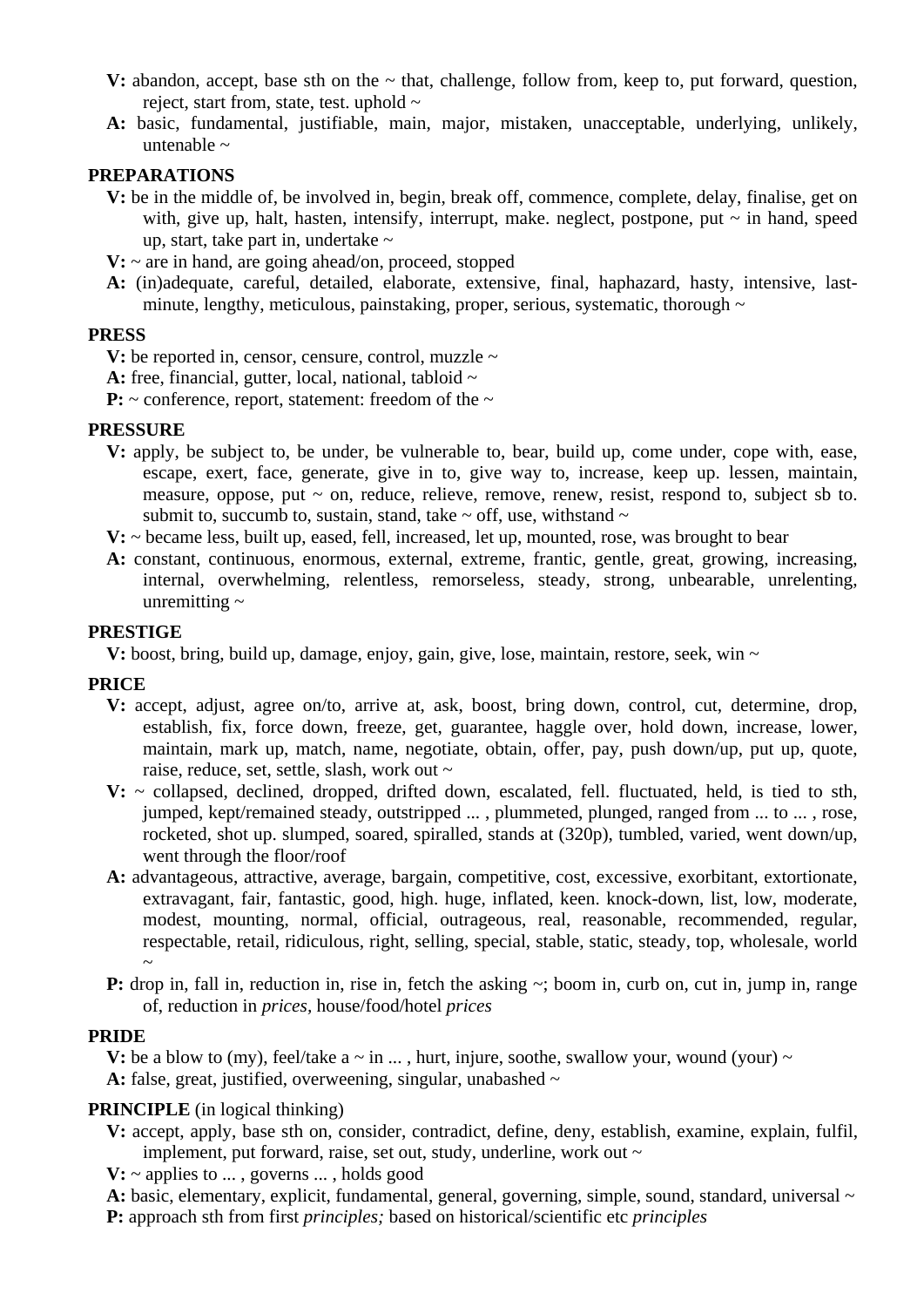**V:** abandon, accept, base sth on the ~ that, challenge, follow from, keep to, put forward, question, reject, start from, state, test. uphold ~

**A:** basic, fundamental, justifiable, main, major, mistaken, unacceptable, underlying, unlikely, untenable ~

**PREPARATIONS**

**V:** be in the middle of, be involved in, begin, break off, commence, complete, delay, finalise, get on with, give up, halt, hasten, intensify, interrupt, make. neglect, postpone, put ~ in hand, speed up, start, take part in, undertake ~

**V:** ~ are in hand, are going ahead/on, proceed, stopped

**A:** (in)adequate, careful, detailed, elaborate, extensive, final, haphazard, hasty, intensive, last-minute, lengthy, meticulous, painstaking, proper, serious, systematic, thorough ~

**PRESS**

**V:** be reported in, censor, censure, control, muzzle ~

**A:** free, financial, gutter, local, national, tabloid ~

**P:** ~ conference, report, statement: freedom of the ~

**PRESSURE**

**V:** apply, be subject to, be under, be vulnerable to, bear, build up, come under, cope with, ease, escape, exert, face, generate, give in to, give way to, increase, keep up. lessen, maintain, measure, oppose, put ~ on, reduce, relieve, remove, renew, resist, respond to, subject sb to. submit to, succumb to, sustain, stand, take ~ off, use, withstand ~

**V:** ~ became less, built up, eased, fell, increased, let up, mounted, rose, was brought to bear

**A:** constant, continuous, enormous, external, extreme, frantic, gentle, great, growing, increasing, internal, overwhelming, relentless, remorseless, steady, strong, unbearable, unrelenting, unremitting ~

**PRESTIGE**

**V:** boost, bring, build up, damage, enjoy, gain, give, lose, maintain, restore, seek, win ~

**PRICE**

**V:** accept, adjust, agree on/to, arrive at, ask, boost, bring down, control, cut, determine, drop, establish, fix, force down, freeze, get, guarantee, haggle over, hold down, increase, lower, maintain, mark up, match, name, negotiate, obtain, offer, pay, push down/up, put up, quote, raise, reduce, set, settle, slash, work out ~

**V:** ~ collapsed, declined, dropped, drifted down, escalated, fell. fluctuated, held, is tied to sth, jumped, kept/remained steady, outstripped ... , plummeted, plunged, ranged from ... to ... , rose, rocketed, shot up. slumped, soared, spiralled, stands at (320p), tumbled, varied, went down/up, went through the floor/roof

**A:** advantageous, attractive, average, bargain, competitive, cost, excessive, exorbitant, extortionate, extravagant, fair, fantastic, good, high. huge, inflated, keen. knock-down, list, low, moderate, modest, mounting, normal, official, outrageous, real, reasonable, recommended, regular, respectable, retail, ridiculous, right, selling, special, stable, static, steady, top, wholesale, world ~

**P:** drop in, fall in, reduction in, rise in, fetch the asking ~; boom in, curb on, cut in, jump in, range of, reduction in *prices*, house/food/hotel *prices*

**PRIDE**

**V:** be a blow to (my), feel/take a ~ in ... , hurt, injure, soothe, swallow your, wound (your) ~

**A:** false, great, justified, overweening, singular, unabashed ~

**PRINCIPLE** (in logical thinking)

**V:** accept, apply, base sth on, consider, contradict, define, deny, establish, examine, explain, fulfil, implement, put forward, raise, set out, study, underline, work out ~

**V:** ~ applies to ... , governs ... , holds good

**A:** basic, elementary, explicit, fundamental, general, governing, simple, sound, standard, universal ~

**P:** approach sth from first *principles;* based on historical/scientific etc *principles*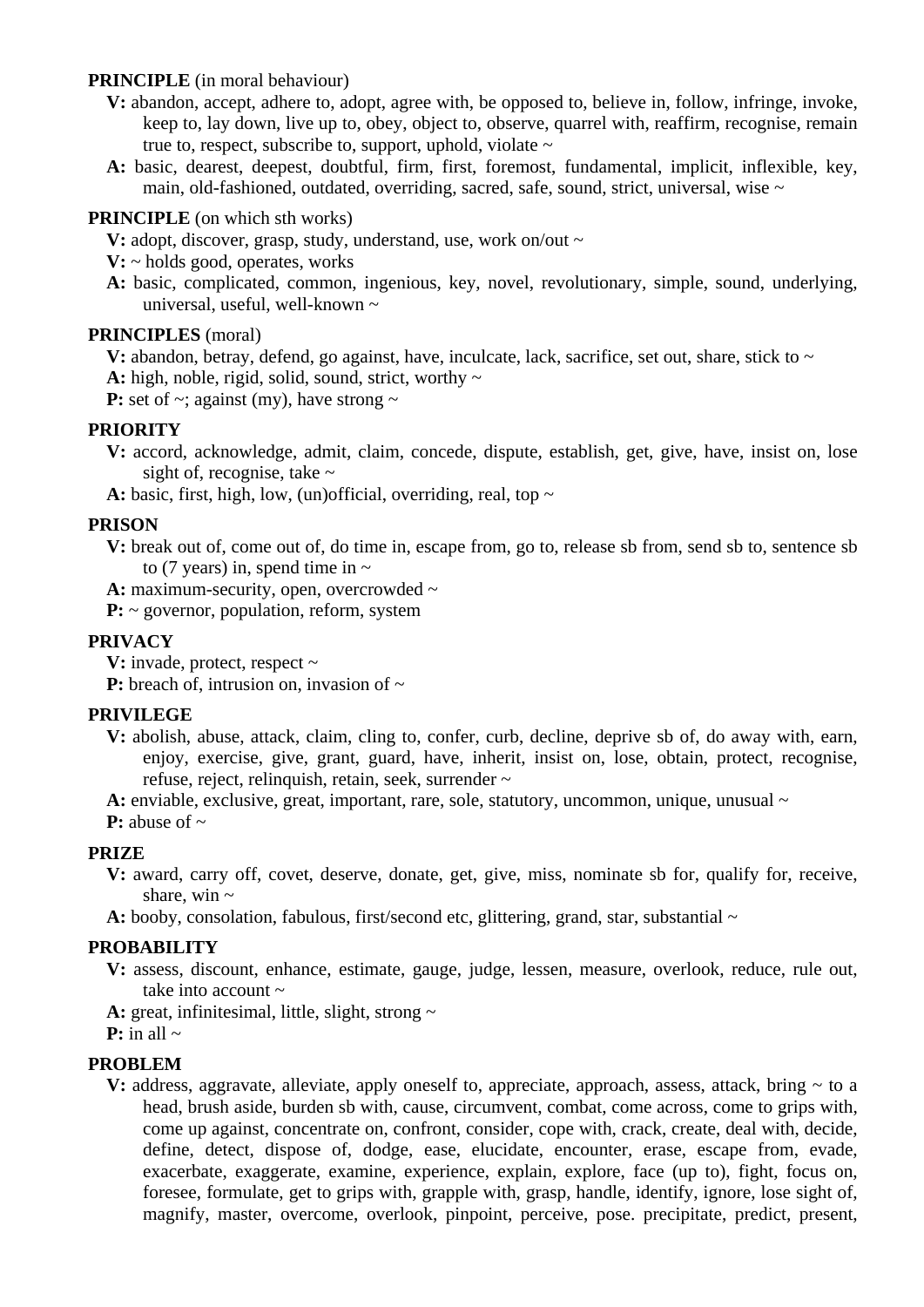**PRINCIPLE** (in moral behaviour)

**V:** abandon, accept, adhere to, adopt, agree with, be opposed to, believe in, follow, infringe, invoke, keep to, lay down, live up to, obey, object to, observe, quarrel with, reaffirm, recognise, remain true to, respect, subscribe to, support, uphold, violate ~

**A:** basic, dearest, deepest, doubtful, firm, first, foremost, fundamental, implicit, inflexible, key, main, old-fashioned, outdated, overriding, sacred, safe, sound, strict, universal, wise ~

**PRINCIPLE** (on which sth works)

**V:** adopt, discover, grasp, study, understand, use, work on/out ~

**V:** ~ holds good, operates, works

**A:** basic, complicated, common, ingenious, key, novel, revolutionary, simple, sound, underlying, universal, useful, well-known ~

**PRINCIPLES** (moral)

**V:** abandon, betray, defend, go against, have, inculcate, lack, sacrifice, set out, share, stick to ~

**A:** high, noble, rigid, solid, sound, strict, worthy ~

**P:** set of ~; against (my), have strong ~

**PRIORITY**

**V:** accord, acknowledge, admit, claim, concede, dispute, establish, get, give, have, insist on, lose sight of, recognise, take ~

**A:** basic, first, high, low, (un)official, overriding, real, top ~

**PRISON**

**V:** break out of, come out of, do time in, escape from, go to, release sb from, send sb to, sentence sb to (7 years) in, spend time in ~

**A:** maximum-security, open, overcrowded ~

**P:** ~ governor, population, reform, system

**PRIVACY**

**V:** invade, protect, respect ~

**P:** breach of, intrusion on, invasion of ~

**PRIVILEGE**

**V:** abolish, abuse, attack, claim, cling to, confer, curb, decline, deprive sb of, do away with, earn, enjoy, exercise, give, grant, guard, have, inherit, insist on, lose, obtain, protect, recognise, refuse, reject, relinquish, retain, seek, surrender ~

**A:** enviable, exclusive, great, important, rare, sole, statutory, uncommon, unique, unusual ~

**P:** abuse of ~

**PRIZE**

**V:** award, carry off, covet, deserve, donate, get, give, miss, nominate sb for, qualify for, receive, share, win ~

**A:** booby, consolation, fabulous, first/second etc, glittering, grand, star, substantial ~

**PROBABILITY**

**V:** assess, discount, enhance, estimate, gauge, judge, lessen, measure, overlook, reduce, rule out, take into account ~

**A:** great, infinitesimal, little, slight, strong ~

**P:** in all ~

**PROBLEM**

**V:** address, aggravate, alleviate, apply oneself to, appreciate, approach, assess, attack, bring ~ to a head, brush aside, burden sb with, cause, circumvent, combat, come across, come to grips with, come up against, concentrate on, confront, consider, cope with, crack, create, deal with, decide, define, detect, dispose of, dodge, ease, elucidate, encounter, erase, escape from, evade, exacerbate, exaggerate, examine, experience, explain, explore, face (up to), fight, focus on, foresee, formulate, get to grips with, grapple with, grasp, handle, identify, ignore, lose sight of, magnify, master, overcome, overlook, pinpoint, perceive, pose. precipitate, predict, present,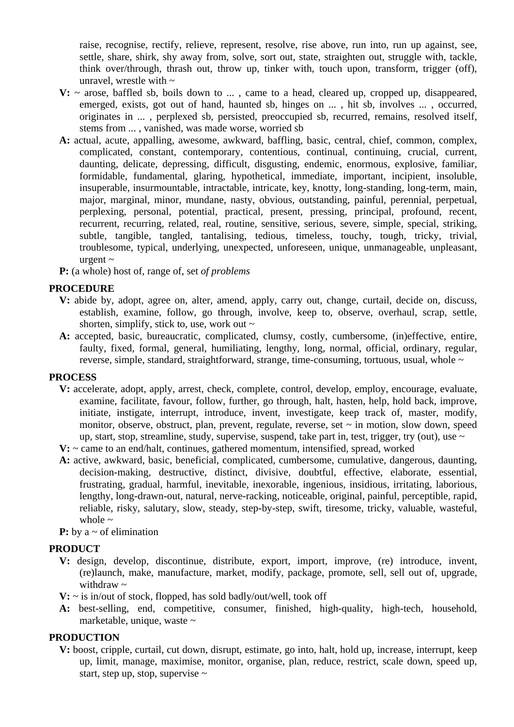raise, recognise, rectify, relieve, represent, resolve, rise above, run into, run up against, see, settle, share, shirk, shy away from, solve, sort out, state, straighten out, struggle with, tackle, think over/through, thrash out, throw up, tinker with, touch upon, transform, trigger (off), unravel, wrestle with ~

**V:** ~ arose, baffled sb, boils down to ... , came to a head, cleared up, cropped up, disappeared, emerged, exists, got out of hand, haunted sb, hinges on ... , hit sb, involves ... , occurred, originates in ... , perplexed sb, persisted, preoccupied sb, recurred, remains, resolved itself, stems from ... , vanished, was made worse, worried sb

**A:** actual, acute, appalling, awesome, awkward, baffling, basic, central, chief, common, complex, complicated, constant, contemporary, contentious, continual, continuing, crucial, current, daunting, delicate, depressing, difficult, disgusting, endemic, enormous, explosive, familiar, formidable, fundamental, glaring, hypothetical, immediate, important, incipient, insoluble, insuperable, insurmountable, intractable, intricate, key, knotty, long-standing, long-term, main, major, marginal, minor, mundane, nasty, obvious, outstanding, painful, perennial, perpetual, perplexing, personal, potential, practical, present, pressing, principal, profound, recent, recurrent, recurring, related, real, routine, sensitive, serious, severe, simple, special, striking, subtle, tangible, tangled, tantalising, tedious, timeless, touchy, tough, tricky, trivial, troublesome, typical, underlying, unexpected, unforeseen, unique, unmanageable, unpleasant, urgent ~

**P:** (a whole) host of, range of, set *of problems*

**PROCEDURE**

**V:** abide by, adopt, agree on, alter, amend, apply, carry out, change, curtail, decide on, discuss, establish, examine, follow, go through, involve, keep to, observe, overhaul, scrap, settle, shorten, simplify, stick to, use, work out ~

**A:** accepted, basic, bureaucratic, complicated, clumsy, costly, cumbersome, (in)effective, entire, faulty, fixed, formal, general, humiliating, lengthy, long, normal, official, ordinary, regular, reverse, simple, standard, straightforward, strange, time-consuming, tortuous, usual, whole ~

**PROCESS**

**V:** accelerate, adopt, apply, arrest, check, complete, control, develop, employ, encourage, evaluate, examine, facilitate, favour, follow, further, go through, halt, hasten, help, hold back, improve, initiate, instigate, interrupt, introduce, invent, investigate, keep track of, master, modify, monitor, observe, obstruct, plan, prevent, regulate, reverse, set ~ in motion, slow down, speed up, start, stop, streamline, study, supervise, suspend, take part in, test, trigger, try (out), use ~

**V:** ~ came to an end/halt, continues, gathered momentum, intensified, spread, worked

**A:** active, awkward, basic, beneficial, complicated, cumbersome, cumulative, dangerous, daunting, decision-making, destructive, distinct, divisive, doubtful, effective, elaborate, essential, frustrating, gradual, harmful, inevitable, inexorable, ingenious, insidious, irritating, laborious, lengthy, long-drawn-out, natural, nerve-racking, noticeable, original, painful, perceptible, rapid, reliable, risky, salutary, slow, steady, step-by-step, swift, tiresome, tricky, valuable, wasteful, whole ~

**P:** by a ~ of elimination

**PRODUCT**

**V:** design, develop, discontinue, distribute, export, import, improve, (re) introduce, invent, (re)launch, make, manufacture, market, modify, package, promote, sell, sell out of, upgrade, withdraw ~

**V:** ~ is in/out of stock, flopped, has sold badly/out/well, took off

**A:** best-selling, end, competitive, consumer, finished, high-quality, high-tech, household, marketable, unique, waste ~

**PRODUCTION**

**V:** boost, cripple, curtail, cut down, disrupt, estimate, go into, halt, hold up, increase, interrupt, keep up, limit, manage, maximise, monitor, organise, plan, reduce, restrict, scale down, speed up, start, step up, stop, supervise ~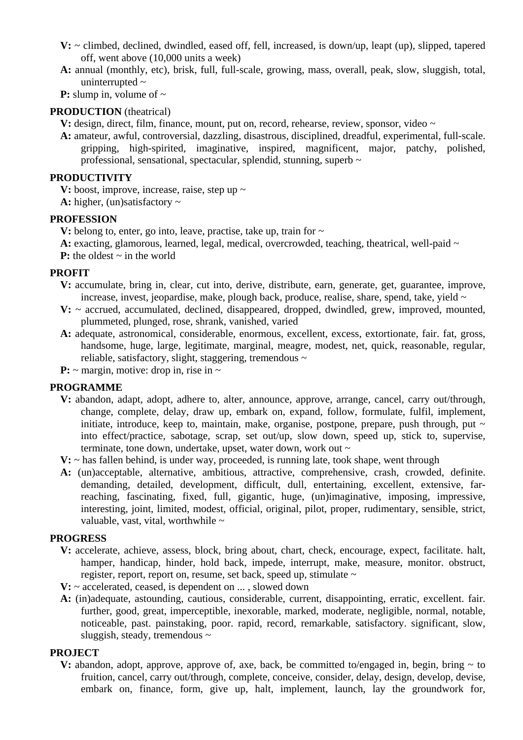**V:** ~ climbed, declined, dwindled, eased off, fell, increased, is down/up, leapt (up), slipped, tapered off, went above (10,000 units a week)

**A:** annual (monthly, etc), brisk, full, full-scale, growing, mass, overall, peak, slow, sluggish, total, uninterrupted ~

**P:** slump in, volume of ~

**PRODUCTION** (theatrical)

**V:** design, direct, film, finance, mount, put on, record, rehearse, review, sponsor, video ~

**A:** amateur, awful, controversial, dazzling, disastrous, disciplined, dreadful, experimental, full-scale. gripping, high-spirited, imaginative, inspired, magnificent, major, patchy, polished, professional, sensational, spectacular, splendid, stunning, superb ~

**PRODUCTIVITY**

**V:** boost, improve, increase, raise, step up ~

**A:** higher, (un)satisfactory ~

**PROFESSION**

**V:** belong to, enter, go into, leave, practise, take up, train for ~

**A:** exacting, glamorous, learned, legal, medical, overcrowded, teaching, theatrical, well-paid ~

**P:** the oldest ~ in the world

**PROFIT**

**V:** accumulate, bring in, clear, cut into, derive, distribute, earn, generate, get, guarantee, improve, increase, invest, jeopardise, make, plough back, produce, realise, share, spend, take, yield ~

**V:** ~ accrued, accumulated, declined, disappeared, dropped, dwindled, grew, improved, mounted, plummeted, plunged, rose, shrank, vanished, varied

**A:** adequate, astronomical, considerable, enormous, excellent, excess, extortionate, fair. fat, gross, handsome, huge, large, legitimate, marginal, meagre, modest, net, quick, reasonable, regular, reliable, satisfactory, slight, staggering, tremendous ~

**P:** ~ margin, motive: drop in, rise in ~

**PROGRAMME**

**V:** abandon, adapt, adopt, adhere to, alter, announce, approve, arrange, cancel, carry out/through, change, complete, delay, draw up, embark on, expand, follow, formulate, fulfil, implement, initiate, introduce, keep to, maintain, make, organise, postpone, prepare, push through, put ~ into effect/practice, sabotage, scrap, set out/up, slow down, speed up, stick to, supervise, terminate, tone down, undertake, upset, water down, work out ~

**V:** ~ has fallen behind, is under way, proceeded, is running late, took shape, went through

**A:** (un)acceptable, alternative, ambitious, attractive, comprehensive, crash, crowded, definite. demanding, detailed, development, difficult, dull, entertaining, excellent, extensive, far-reaching, fascinating, fixed, full, gigantic, huge, (un)imaginative, imposing, impressive, interesting, joint, limited, modest, official, original, pilot, proper, rudimentary, sensible, strict, valuable, vast, vital, worthwhile ~

**PROGRESS**

**V:** accelerate, achieve, assess, block, bring about, chart, check, encourage, expect, facilitate. halt, hamper, handicap, hinder, hold back, impede, interrupt, make, measure, monitor. obstruct, register, report, report on, resume, set back, speed up, stimulate ~

**V:** ~ accelerated, ceased, is dependent on ... , slowed down

**A:** (in)adequate, astounding, cautious, considerable, current, disappointing, erratic, excellent. fair. further, good, great, imperceptible, inexorable, marked, moderate, negligible, normal, notable, noticeable, past. painstaking, poor. rapid, record, remarkable, satisfactory. significant, slow, sluggish, steady, tremendous ~

**PROJECT**

**V:** abandon, adopt, approve, approve of, axe, back, be committed to/engaged in, begin, bring ~ to fruition, cancel, carry out/through, complete, conceive, consider, delay, design, develop, devise, embark on, finance, form, give up, halt, implement, launch, lay the groundwork for,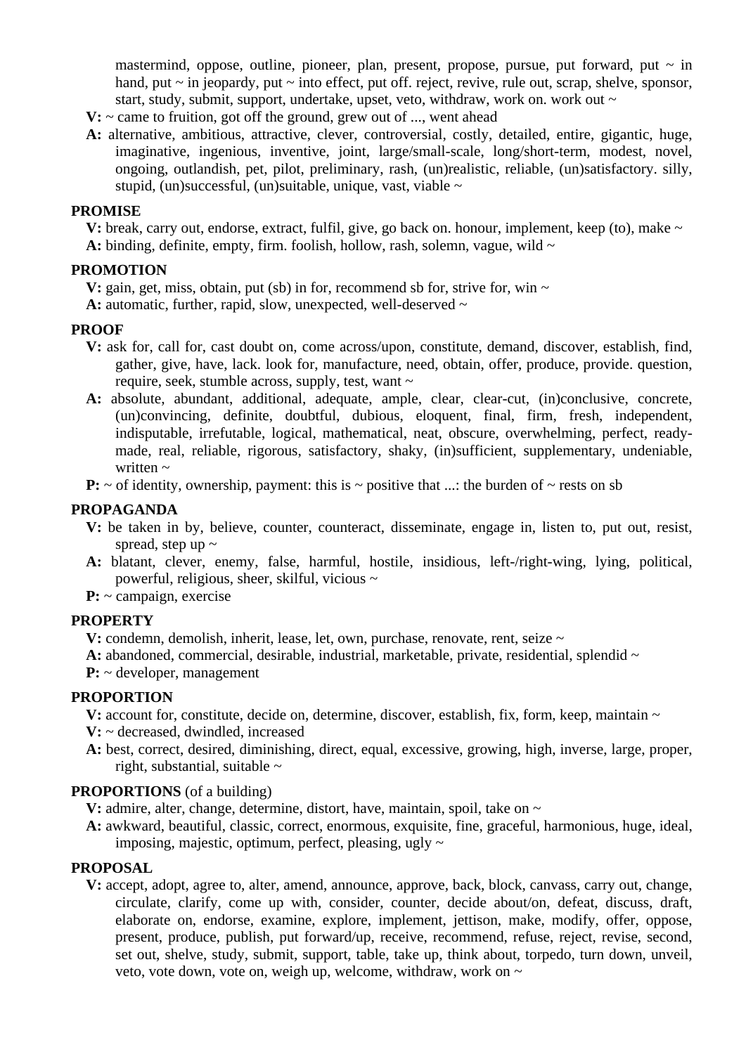mastermind, oppose, outline, pioneer, plan, present, propose, pursue, put forward, put ~ in hand, put ~ in jeopardy, put ~ into effect, put off. reject, revive, rule out, scrap, shelve, sponsor, start, study, submit, support, undertake, upset, veto, withdraw, work on. work out ~

**V:** ~ came to fruition, got off the ground, grew out of ..., went ahead

**A:** alternative, ambitious, attractive, clever, controversial, costly, detailed, entire, gigantic, huge, imaginative, ingenious, inventive, joint, large/small-scale, long/short-term, modest, novel, ongoing, outlandish, pet, pilot, preliminary, rash, (un)realistic, reliable, (un)satisfactory. silly, stupid, (un)successful, (un)suitable, unique, vast, viable ~

**PROMISE**

**V:** break, carry out, endorse, extract, fulfil, give, go back on. honour, implement, keep (to), make ~

**A:** binding, definite, empty, firm. foolish, hollow, rash, solemn, vague, wild ~

**PROMOTION**

**V:** gain, get, miss, obtain, put (sb) in for, recommend sb for, strive for, win ~

**A:** automatic, further, rapid, slow, unexpected, well-deserved ~

**PROOF**

**V:** ask for, call for, cast doubt on, come across/upon, constitute, demand, discover, establish, find, gather, give, have, lack. look for, manufacture, need, obtain, offer, produce, provide. question, require, seek, stumble across, supply, test, want ~

**A:** absolute, abundant, additional, adequate, ample, clear, clear-cut, (in)conclusive, concrete, (un)convincing, definite, doubtful, dubious, eloquent, final, firm, fresh, independent, indisputable, irrefutable, logical, mathematical, neat, obscure, overwhelming, perfect, ready-made, real, reliable, rigorous, satisfactory, shaky, (in)sufficient, supplementary, undeniable, written ~

**P:** ~ of identity, ownership, payment: this is ~ positive that ...: the burden of ~ rests on sb

**PROPAGANDA**

**V:** be taken in by, believe, counter, counteract, disseminate, engage in, listen to, put out, resist, spread, step up ~

**A:** blatant, clever, enemy, false, harmful, hostile, insidious, left-/right-wing, lying, political, powerful, religious, sheer, skilful, vicious ~

**P:** ~ campaign, exercise

**PROPERTY**

**V:** condemn, demolish, inherit, lease, let, own, purchase, renovate, rent, seize ~

**A:** abandoned, commercial, desirable, industrial, marketable, private, residential, splendid ~

**P:** ~ developer, management

**PROPORTION**

**V:** account for, constitute, decide on, determine, discover, establish, fix, form, keep, maintain ~

**V:** ~ decreased, dwindled, increased

**A:** best, correct, desired, diminishing, direct, equal, excessive, growing, high, inverse, large, proper, right, substantial, suitable ~

**PROPORTIONS** (of a building)

**V:** admire, alter, change, determine, distort, have, maintain, spoil, take on ~

**A:** awkward, beautiful, classic, correct, enormous, exquisite, fine, graceful, harmonious, huge, ideal, imposing, majestic, optimum, perfect, pleasing, ugly ~

**PROPOSAL**

**V:** accept, adopt, agree to, alter, amend, announce, approve, back, block, canvass, carry out, change, circulate, clarify, come up with, consider, counter, decide about/on, defeat, discuss, draft, elaborate on, endorse, examine, explore, implement, jettison, make, modify, offer, oppose, present, produce, publish, put forward/up, receive, recommend, refuse, reject, revise, second, set out, shelve, study, submit, support, table, take up, think about, torpedo, turn down, unveil, veto, vote down, vote on, weigh up, welcome, withdraw, work on ~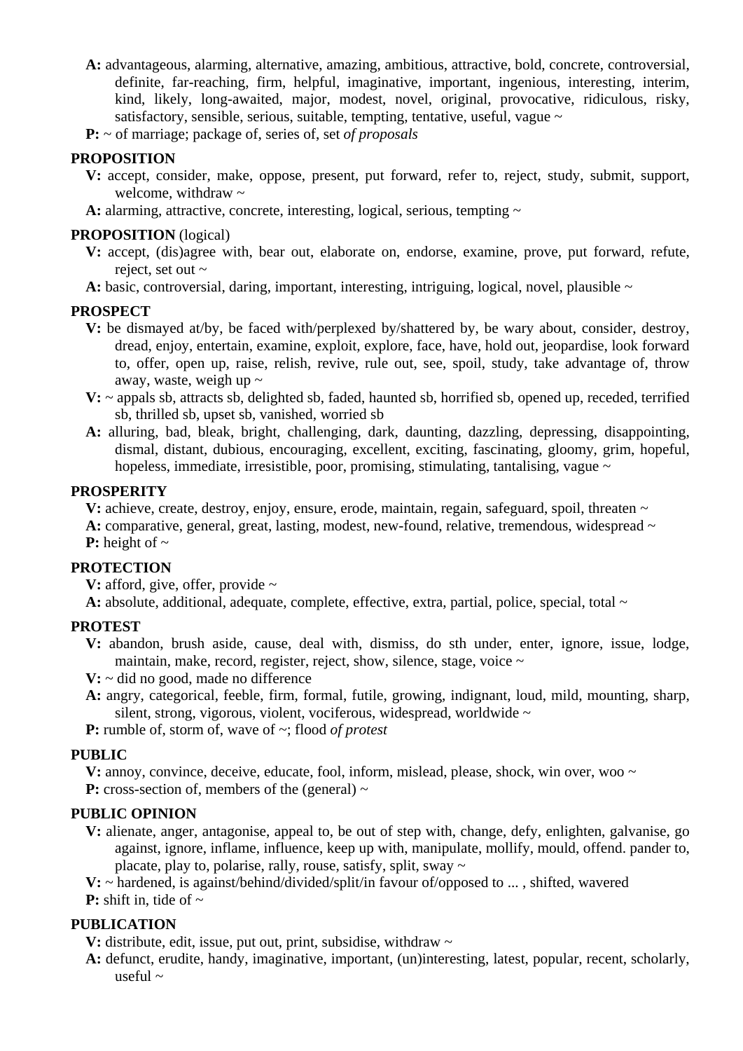**A:** advantageous, alarming, alternative, amazing, ambitious, attractive, bold, concrete, controversial, definite, far-reaching, firm, helpful, imaginative, important, ingenious, interesting, interim, kind, likely, long-awaited, major, modest, novel, original, provocative, ridiculous, risky, satisfactory, sensible, serious, suitable, tempting, tentative, useful, vague ~

**P:** ~ of marriage; package of, series of, set *of proposals*

**PROPOSITION**

**V:** accept, consider, make, oppose, present, put forward, refer to, reject, study, submit, support, welcome, withdraw ~

**A:** alarming, attractive, concrete, interesting, logical, serious, tempting ~

**PROPOSITION** (logical)

**V:** accept, (dis)agree with, bear out, elaborate on, endorse, examine, prove, put forward, refute, reject, set out ~

**A:** basic, controversial, daring, important, interesting, intriguing, logical, novel, plausible ~

**PROSPECT**

**V:** be dismayed at/by, be faced with/perplexed by/shattered by, be wary about, consider, destroy, dread, enjoy, entertain, examine, exploit, explore, face, have, hold out, jeopardise, look forward to, offer, open up, raise, relish, revive, rule out, see, spoil, study, take advantage of, throw away, waste, weigh up ~

**V:** ~ appals sb, attracts sb, delighted sb, faded, haunted sb, horrified sb, opened up, receded, terrified sb, thrilled sb, upset sb, vanished, worried sb

**A:** alluring, bad, bleak, bright, challenging, dark, daunting, dazzling, depressing, disappointing, dismal, distant, dubious, encouraging, excellent, exciting, fascinating, gloomy, grim, hopeful, hopeless, immediate, irresistible, poor, promising, stimulating, tantalising, vague ~

**PROSPERITY**

**V:** achieve, create, destroy, enjoy, ensure, erode, maintain, regain, safeguard, spoil, threaten ~

**A:** comparative, general, great, lasting, modest, new-found, relative, tremendous, widespread ~

**P:** height of ~

**PROTECTION**

**V:** afford, give, offer, provide ~

**A:** absolute, additional, adequate, complete, effective, extra, partial, police, special, total ~

**PROTEST**

**V:** abandon, brush aside, cause, deal with, dismiss, do sth under, enter, ignore, issue, lodge, maintain, make, record, register, reject, show, silence, stage, voice ~

**V:** ~ did no good, made no difference

**A:** angry, categorical, feeble, firm, formal, futile, growing, indignant, loud, mild, mounting, sharp, silent, strong, vigorous, violent, vociferous, widespread, worldwide ~

**P:** rumble of, storm of, wave of ~; flood *of protest*

**PUBLIC**

**V:** annoy, convince, deceive, educate, fool, inform, mislead, please, shock, win over, woo ~

**P:** cross-section of, members of the (general) ~

**PUBLIC OPINION**

**V:** alienate, anger, antagonise, appeal to, be out of step with, change, defy, enlighten, galvanise, go against, ignore, inflame, influence, keep up with, manipulate, mollify, mould, offend. pander to, placate, play to, polarise, rally, rouse, satisfy, split, sway ~

**V:** ~ hardened, is against/behind/divided/split/in favour of/opposed to ... , shifted, wavered

**P:** shift in, tide of ~

**PUBLICATION**

**V:** distribute, edit, issue, put out, print, subsidise, withdraw ~

**A:** defunct, erudite, handy, imaginative, important, (un)interesting, latest, popular, recent, scholarly, useful ~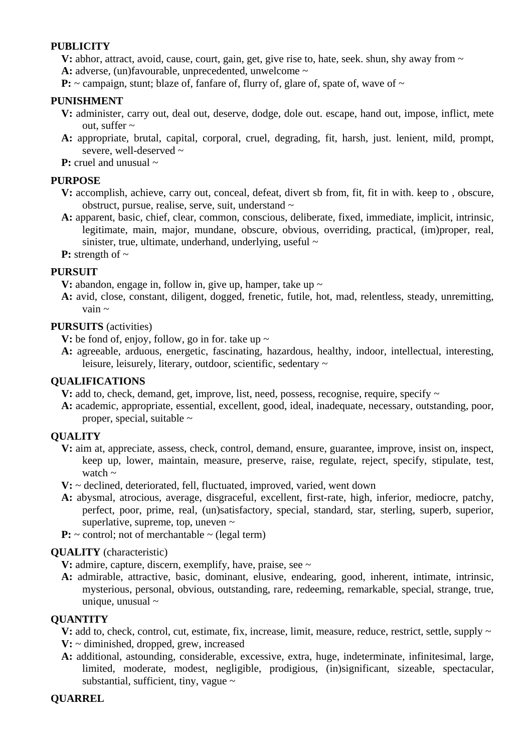**PUBLICITY**

**V:** abhor, attract, avoid, cause, court, gain, get, give rise to, hate, seek. shun, shy away from ~

**A:** adverse, (un)favourable, unprecedented, unwelcome ~

**P:** ~ campaign, stunt; blaze of, fanfare of, flurry of, glare of, spate of, wave of ~

**PUNISHMENT**

**V:** administer, carry out, deal out, deserve, dodge, dole out. escape, hand out, impose, inflict, mete out, suffer ~

**A:** appropriate, brutal, capital, corporal, cruel, degrading, fit, harsh, just. lenient, mild, prompt, severe, well-deserved ~

**P:** cruel and unusual ~

**PURPOSE**

**V:** accomplish, achieve, carry out, conceal, defeat, divert sb from, fit, fit in with. keep to , obscure, obstruct, pursue, realise, serve, suit, understand ~

**A:** apparent, basic, chief, clear, common, conscious, deliberate, fixed, immediate, implicit, intrinsic, legitimate, main, major, mundane, obscure, obvious, overriding, practical, (im)proper, real, sinister, true, ultimate, underhand, underlying, useful ~

**P:** strength of ~

**PURSUIT**

**V:** abandon, engage in, follow in, give up, hamper, take up ~

**A:** avid, close, constant, diligent, dogged, frenetic, futile, hot, mad, relentless, steady, unremitting, vain ~

**PURSUITS** (activities)

**V:** be fond of, enjoy, follow, go in for. take up ~

**A:** agreeable, arduous, energetic, fascinating, hazardous, healthy, indoor, intellectual, interesting, leisure, leisurely, literary, outdoor, scientific, sedentary ~

**QUALIFICATIONS**

**V:** add to, check, demand, get, improve, list, need, possess, recognise, require, specify ~

**A:** academic, appropriate, essential, excellent, good, ideal, inadequate, necessary, outstanding, poor, proper, special, suitable ~

**QUALITY**

**V:** aim at, appreciate, assess, check, control, demand, ensure, guarantee, improve, insist on, inspect, keep up, lower, maintain, measure, preserve, raise, regulate, reject, specify, stipulate, test, watch ~

**V:** ~ declined, deteriorated, fell, fluctuated, improved, varied, went down

**A:** abysmal, atrocious, average, disgraceful, excellent, first-rate, high, inferior, mediocre, patchy, perfect, poor, prime, real, (un)satisfactory, special, standard, star, sterling, superb, superior, superlative, supreme, top, uneven ~

**P:** ~ control; not of merchantable ~ (legal term)

**QUALITY** (characteristic)

**V:** admire, capture, discern, exemplify, have, praise, see ~

**A:** admirable, attractive, basic, dominant, elusive, endearing, good, inherent, intimate, intrinsic, mysterious, personal, obvious, outstanding, rare, redeeming, remarkable, special, strange, true, unique, unusual ~

**QUANTITY**

**V:** add to, check, control, cut, estimate, fix, increase, limit, measure, reduce, restrict, settle, supply ~

**V:** ~ diminished, dropped, grew, increased

**A:** additional, astounding, considerable, excessive, extra, huge, indeterminate, infinitesimal, large, limited, moderate, modest, negligible, prodigious, (in)significant, sizeable, spectacular, substantial, sufficient, tiny, vague ~

**QUARREL**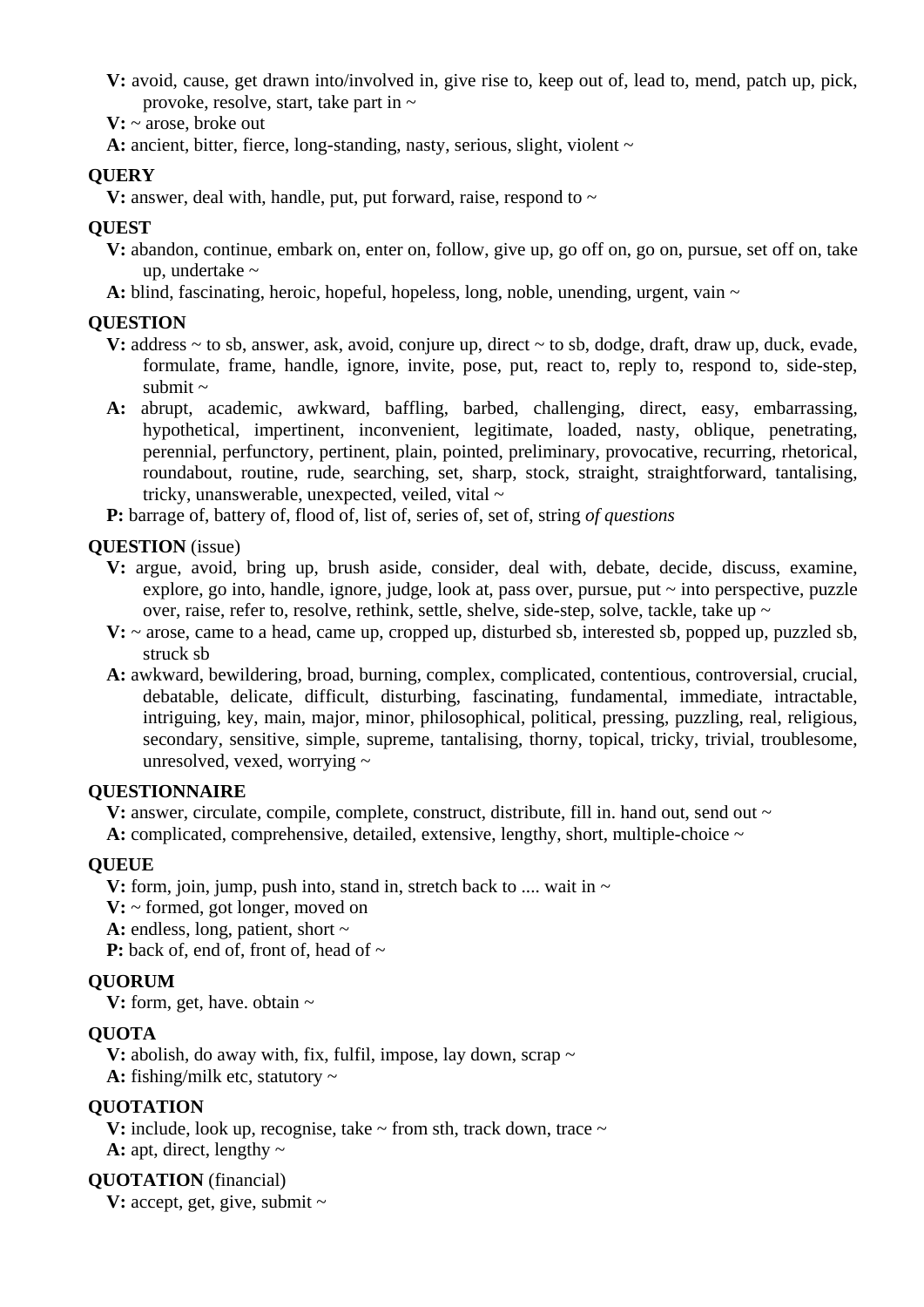**V:** avoid, cause, get drawn into/involved in, give rise to, keep out of, lead to, mend, patch up, pick, provoke, resolve, start, take part in ~

**V:** ~ arose, broke out

**A:** ancient, bitter, fierce, long-standing, nasty, serious, slight, violent ~

**QUERY**

**V:** answer, deal with, handle, put, put forward, raise, respond to ~

**QUEST**

**V:** abandon, continue, embark on, enter on, follow, give up, go off on, go on, pursue, set off on, take up, undertake ~

**A:** blind, fascinating, heroic, hopeful, hopeless, long, noble, unending, urgent, vain ~

**QUESTION**

**V:** address ~ to sb, answer, ask, avoid, conjure up, direct ~ to sb, dodge, draft, draw up, duck, evade, formulate, frame, handle, ignore, invite, pose, put, react to, reply to, respond to, side-step, submit ~

**A:** abrupt, academic, awkward, baffling, barbed, challenging, direct, easy, embarrassing, hypothetical, impertinent, inconvenient, legitimate, loaded, nasty, oblique, penetrating, perennial, perfunctory, pertinent, plain, pointed, preliminary, provocative, recurring, rhetorical, roundabout, routine, rude, searching, set, sharp, stock, straight, straightforward, tantalising, tricky, unanswerable, unexpected, veiled, vital ~

**P:** barrage of, battery of, flood of, list of, series of, set of, string *of questions*

**QUESTION** (issue)

**V:** argue, avoid, bring up, brush aside, consider, deal with, debate, decide, discuss, examine, explore, go into, handle, ignore, judge, look at, pass over, pursue, put ~ into perspective, puzzle over, raise, refer to, resolve, rethink, settle, shelve, side-step, solve, tackle, take up ~

**V:** ~ arose, came to a head, came up, cropped up, disturbed sb, interested sb, popped up, puzzled sb, struck sb

**A:** awkward, bewildering, broad, burning, complex, complicated, contentious, controversial, crucial, debatable, delicate, difficult, disturbing, fascinating, fundamental, immediate, intractable, intriguing, key, main, major, minor, philosophical, political, pressing, puzzling, real, religious, secondary, sensitive, simple, supreme, tantalising, thorny, topical, tricky, trivial, troublesome, unresolved, vexed, worrying ~

**QUESTIONNAIRE**

**V:** answer, circulate, compile, complete, construct, distribute, fill in. hand out, send out ~

**A:** complicated, comprehensive, detailed, extensive, lengthy, short, multiple-choice ~

**QUEUE**

**V:** form, join, jump, push into, stand in, stretch back to .... wait in ~

**V:** ~ formed, got longer, moved on

**A:** endless, long, patient, short ~

**P:** back of, end of, front of, head of ~

**QUORUM**

**V:** form, get, have. obtain ~

**QUOTA**

**V:** abolish, do away with, fix, fulfil, impose, lay down, scrap ~

**A:** fishing/milk etc, statutory ~

**QUOTATION**

**V:** include, look up, recognise, take ~ from sth, track down, trace ~

**A:** apt, direct, lengthy ~

**QUOTATION** (financial)

**V:** accept, get, give, submit ~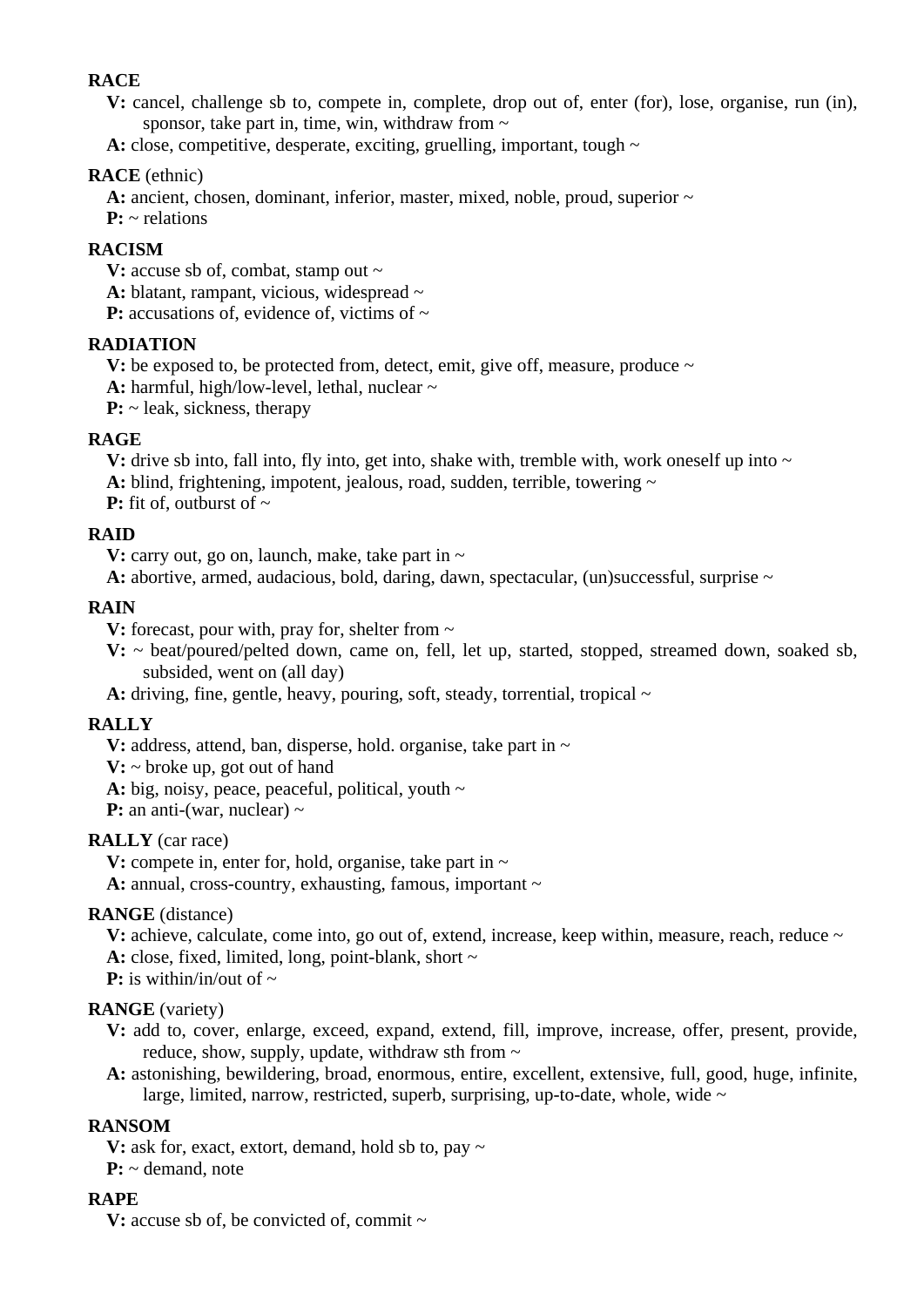**RACE**

**V:** cancel, challenge sb to, compete in, complete, drop out of, enter (for), lose, organise, run (in), sponsor, take part in, time, win, withdraw from ~

**A:** close, competitive, desperate, exciting, gruelling, important, tough ~

**RACE** (ethnic)

**A:** ancient, chosen, dominant, inferior, master, mixed, noble, proud, superior ~

**P:** ~ relations

**RACISM**

**V:** accuse sb of, combat, stamp out ~

**A:** blatant, rampant, vicious, widespread ~

**P:** accusations of, evidence of, victims of ~

**RADIATION**

**V:** be exposed to, be protected from, detect, emit, give off, measure, produce ~

**A:** harmful, high/low-level, lethal, nuclear ~

**P:** ~ leak, sickness, therapy

**RAGE**

**V:** drive sb into, fall into, fly into, get into, shake with, tremble with, work oneself up into ~

**A:** blind, frightening, impotent, jealous, road, sudden, terrible, towering ~

**P:** fit of, outburst of ~

**RAID**

**V:** carry out, go on, launch, make, take part in ~

**A:** abortive, armed, audacious, bold, daring, dawn, spectacular, (un)successful, surprise ~

**RAIN**

**V:** forecast, pour with, pray for, shelter from ~

**V:** ~ beat/poured/pelted down, came on, fell, let up, started, stopped, streamed down, soaked sb, subsided, went on (all day)

**A:** driving, fine, gentle, heavy, pouring, soft, steady, torrential, tropical ~

**RALLY**

**V:** address, attend, ban, disperse, hold. organise, take part in ~

**V:** ~ broke up, got out of hand

**A:** big, noisy, peace, peaceful, political, youth ~

**P:** an anti-(war, nuclear) ~

**RALLY** (car race)

**V:** compete in, enter for, hold, organise, take part in ~

**A:** annual, cross-country, exhausting, famous, important ~

**RANGE** (distance)

**V:** achieve, calculate, come into, go out of, extend, increase, keep within, measure, reach, reduce ~

**A:** close, fixed, limited, long, point-blank, short ~

**P:** is within/in/out of ~

**RANGE** (variety)

**V:** add to, cover, enlarge, exceed, expand, extend, fill, improve, increase, offer, present, provide, reduce, show, supply, update, withdraw sth from ~

**A:** astonishing, bewildering, broad, enormous, entire, excellent, extensive, full, good, huge, infinite, large, limited, narrow, restricted, superb, surprising, up-to-date, whole, wide ~

**RANSOM**

**V:** ask for, exact, extort, demand, hold sb to, pay ~

**P:** ~ demand, note

**RAPE**

**V:** accuse sb of, be convicted of, commit ~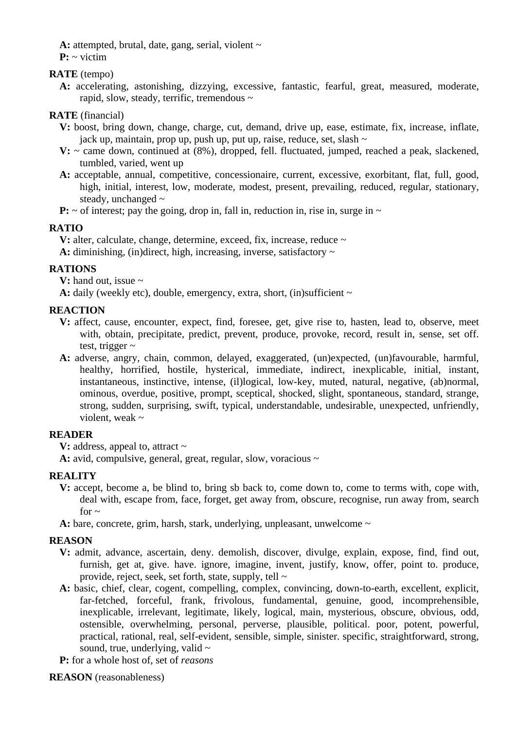**A:** attempted, brutal, date, gang, serial, violent ~
**P:** ~ victim

**RATE** (tempo)

**A:** accelerating, astonishing, dizzying, excessive, fantastic, fearful, great, measured, moderate, rapid, slow, steady, terrific, tremendous ~

**RATE** (financial)

**V:** boost, bring down, change, charge, cut, demand, drive up, ease, estimate, fix, increase, inflate, jack up, maintain, prop up, push up, put up, raise, reduce, set, slash ~
**V:** ~ came down, continued at (8%), dropped, fell. fluctuated, jumped, reached a peak, slackened, tumbled, varied, went up
**A:** acceptable, annual, competitive, concessionaire, current, excessive, exorbitant, flat, full, good, high, initial, interest, low, moderate, modest, present, prevailing, reduced, regular, stationary, steady, unchanged ~
**P:** ~ of interest; pay the going, drop in, fall in, reduction in, rise in, surge in ~

**RATIO**

**V:** alter, calculate, change, determine, exceed, fix, increase, reduce ~
**A:** diminishing, (in)direct, high, increasing, inverse, satisfactory ~

**RATIONS**

**V:** hand out, issue ~
**A:** daily (weekly etc), double, emergency, extra, short, (in)sufficient ~

**REACTION**

**V:** affect, cause, encounter, expect, find, foresee, get, give rise to, hasten, lead to, observe, meet with, obtain, precipitate, predict, prevent, produce, provoke, record, result in, sense, set off. test, trigger ~
**A:** adverse, angry, chain, common, delayed, exaggerated, (un)expected, (un)favourable, harmful, healthy, horrified, hostile, hysterical, immediate, indirect, inexplicable, initial, instant, instantaneous, instinctive, intense, (il)logical, low-key, muted, natural, negative, (ab)normal, ominous, overdue, positive, prompt, sceptical, shocked, slight, spontaneous, standard, strange, strong, sudden, surprising, swift, typical, understandable, undesirable, unexpected, unfriendly, violent, weak ~

**READER**

**V:** address, appeal to, attract ~
**A:** avid, compulsive, general, great, regular, slow, voracious ~

**REALITY**

**V:** accept, become a, be blind to, bring sb back to, come down to, come to terms with, cope with, deal with, escape from, face, forget, get away from, obscure, recognise, run away from, search for ~
**A:** bare, concrete, grim, harsh, stark, underlying, unpleasant, unwelcome ~

**REASON**

**V:** admit, advance, ascertain, deny. demolish, discover, divulge, explain, expose, find, find out, furnish, get at, give. have. ignore, imagine, invent, justify, know, offer, point to. produce, provide, reject, seek, set forth, state, supply, tell ~
**A:** basic, chief, clear, cogent, compelling, complex, convincing, down-to-earth, excellent, explicit, far-fetched, forceful, frank, frivolous, fundamental, genuine, good, incomprehensible, inexplicable, irrelevant, legitimate, likely, logical, main, mysterious, obscure, obvious, odd, ostensible, overwhelming, personal, perverse, plausible, political. poor, potent, powerful, practical, rational, real, self-evident, sensible, simple, sinister. specific, straightforward, strong, sound, true, underlying, valid ~
**P:** for a whole host of, set of *reasons*

**REASON** (reasonableness)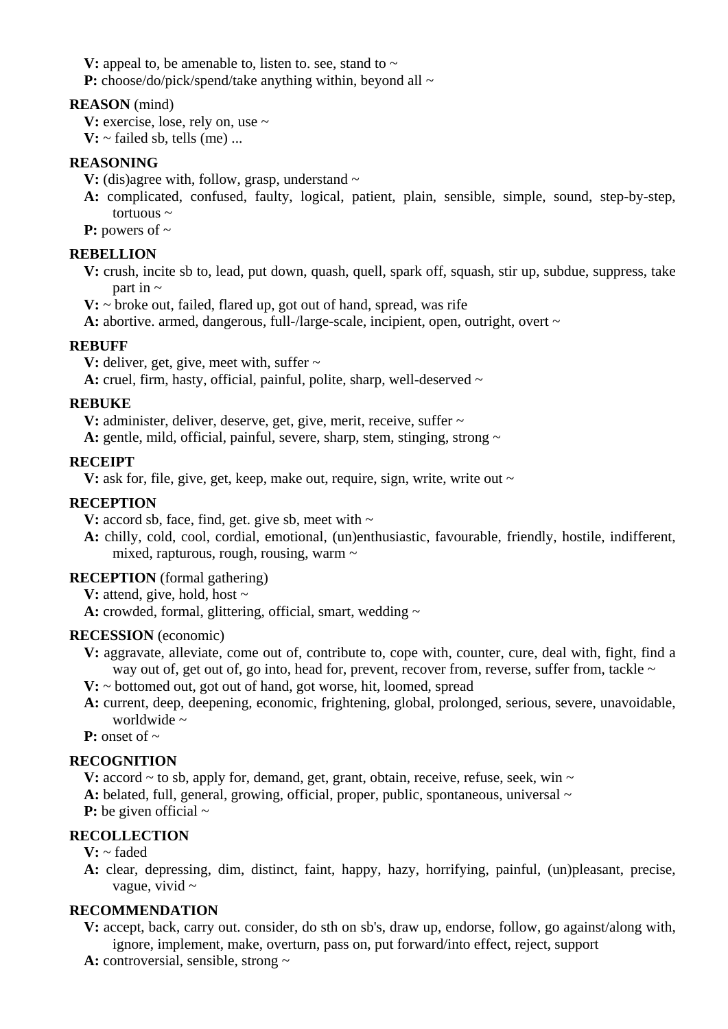**V:** appeal to, be amenable to, listen to. see, stand to ~
**P:** choose/do/pick/spend/take anything within, beyond all ~

**REASON** (mind)
**V:** exercise, lose, rely on, use ~
**V:** ~ failed sb, tells (me) ...

**REASONING**
**V:** (dis)agree with, follow, grasp, understand ~
**A:** complicated, confused, faulty, logical, patient, plain, sensible, simple, sound, step-by-step, tortuous ~
**P:** powers of ~

**REBELLION**
**V:** crush, incite sb to, lead, put down, quash, quell, spark off, squash, stir up, subdue, suppress, take part in ~
**V:** ~ broke out, failed, flared up, got out of hand, spread, was rife
**A:** abortive. armed, dangerous, full-/large-scale, incipient, open, outright, overt ~

**REBUFF**
**V:** deliver, get, give, meet with, suffer ~
**A:** cruel, firm, hasty, official, painful, polite, sharp, well-deserved ~

**REBUKE**
**V:** administer, deliver, deserve, get, give, merit, receive, suffer ~
**A:** gentle, mild, official, painful, severe, sharp, stem, stinging, strong ~

**RECEIPT**
**V:** ask for, file, give, get, keep, make out, require, sign, write, write out ~

**RECEPTION**
**V:** accord sb, face, find, get. give sb, meet with ~
**A:** chilly, cold, cool, cordial, emotional, (un)enthusiastic, favourable, friendly, hostile, indifferent, mixed, rapturous, rough, rousing, warm ~

**RECEPTION** (formal gathering)
**V:** attend, give, hold, host ~
**A:** crowded, formal, glittering, official, smart, wedding ~

**RECESSION** (economic)
**V:** aggravate, alleviate, come out of, contribute to, cope with, counter, cure, deal with, fight, find a way out of, get out of, go into, head for, prevent, recover from, reverse, suffer from, tackle ~
**V:** ~ bottomed out, got out of hand, got worse, hit, loomed, spread
**A:** current, deep, deepening, economic, frightening, global, prolonged, serious, severe, unavoidable, worldwide ~
**P:** onset of ~

**RECOGNITION**
**V:** accord ~ to sb, apply for, demand, get, grant, obtain, receive, refuse, seek, win ~
**A:** belated, full, general, growing, official, proper, public, spontaneous, universal ~
**P:** be given official ~

**RECOLLECTION**
**V:** ~ faded
**A:** clear, depressing, dim, distinct, faint, happy, hazy, horrifying, painful, (un)pleasant, precise, vague, vivid ~

**RECOMMENDATION**
**V:** accept, back, carry out. consider, do sth on sb's, draw up, endorse, follow, go against/along with, ignore, implement, make, overturn, pass on, put forward/into effect, reject, support
**A:** controversial, sensible, strong ~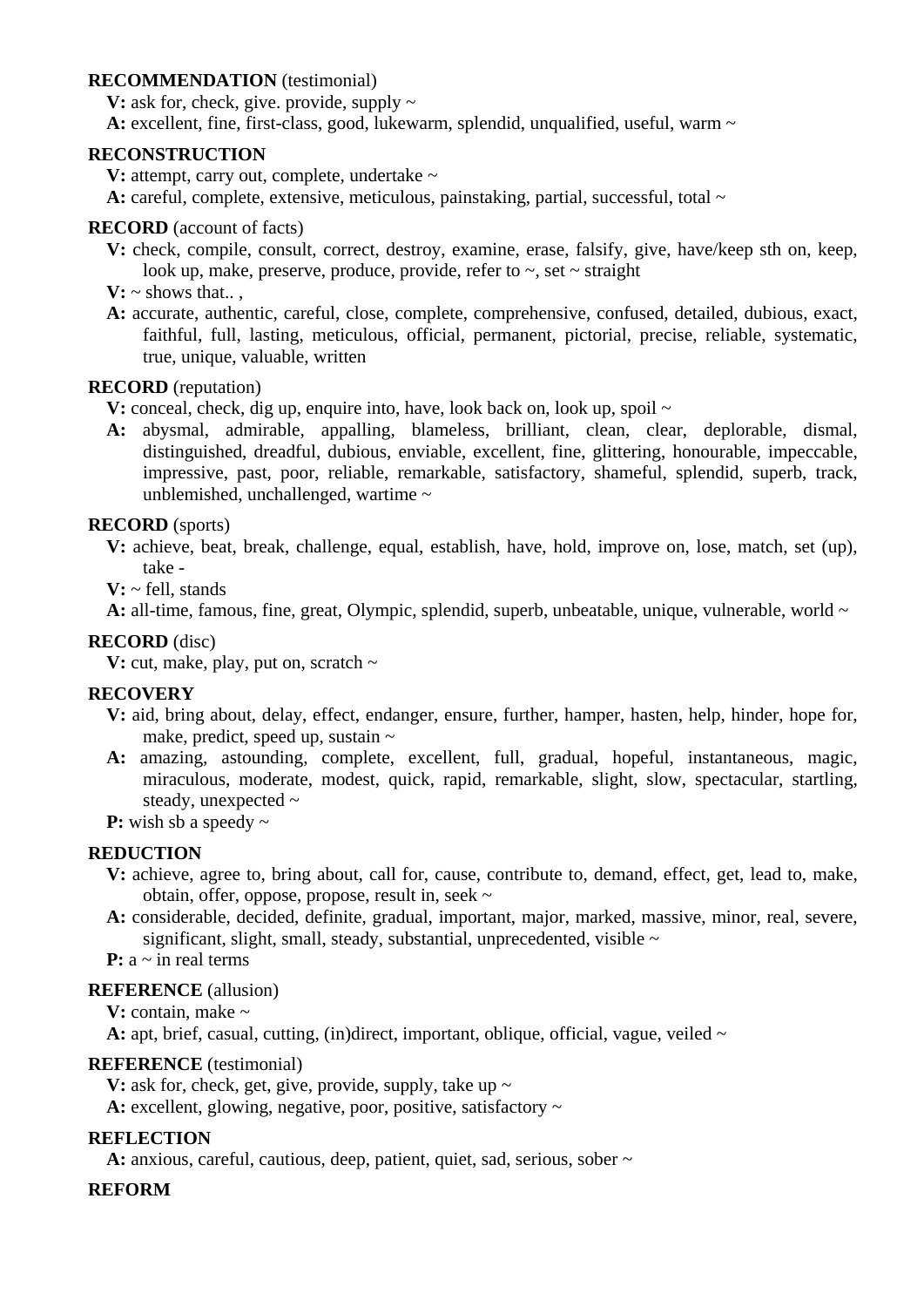**RECOMMENDATION** (testimonial)

**V:** ask for, check, give. provide, supply ~

**A:** excellent, fine, first-class, good, lukewarm, splendid, unqualified, useful, warm ~

**RECONSTRUCTION**

**V:** attempt, carry out, complete, undertake ~

**A:** careful, complete, extensive, meticulous, painstaking, partial, successful, total ~

**RECORD** (account of facts)

**V:** check, compile, consult, correct, destroy, examine, erase, falsify, give, have/keep sth on, keep, look up, make, preserve, produce, provide, refer to ~, set ~ straight

**V:** ~ shows that.. ,

**A:** accurate, authentic, careful, close, complete, comprehensive, confused, detailed, dubious, exact, faithful, full, lasting, meticulous, official, permanent, pictorial, precise, reliable, systematic, true, unique, valuable, written

**RECORD** (reputation)

**V:** conceal, check, dig up, enquire into, have, look back on, look up, spoil ~

**A:** abysmal, admirable, appalling, blameless, brilliant, clean, clear, deplorable, dismal, distinguished, dreadful, dubious, enviable, excellent, fine, glittering, honourable, impeccable, impressive, past, poor, reliable, remarkable, satisfactory, shameful, splendid, superb, track, unblemished, unchallenged, wartime ~

**RECORD** (sports)

**V:** achieve, beat, break, challenge, equal, establish, have, hold, improve on, lose, match, set (up), take -

**V:** ~ fell, stands

**A:** all-time, famous, fine, great, Olympic, splendid, superb, unbeatable, unique, vulnerable, world ~

**RECORD** (disc)

**V:** cut, make, play, put on, scratch ~

**RECOVERY**

**V:** aid, bring about, delay, effect, endanger, ensure, further, hamper, hasten, help, hinder, hope for, make, predict, speed up, sustain ~

**A:** amazing, astounding, complete, excellent, full, gradual, hopeful, instantaneous, magic, miraculous, moderate, modest, quick, rapid, remarkable, slight, slow, spectacular, startling, steady, unexpected ~

**P:** wish sb a speedy ~

**REDUCTION**

**V:** achieve, agree to, bring about, call for, cause, contribute to, demand, effect, get, lead to, make, obtain, offer, oppose, propose, result in, seek ~

**A:** considerable, decided, definite, gradual, important, major, marked, massive, minor, real, severe, significant, slight, small, steady, substantial, unprecedented, visible ~

**P:** a ~ in real terms

**REFERENCE** (allusion)

**V:** contain, make ~

**A:** apt, brief, casual, cutting, (in)direct, important, oblique, official, vague, veiled ~

**REFERENCE** (testimonial)

**V:** ask for, check, get, give, provide, supply, take up ~

**A:** excellent, glowing, negative, poor, positive, satisfactory ~

**REFLECTION**

**A:** anxious, careful, cautious, deep, patient, quiet, sad, serious, sober ~

**REFORM**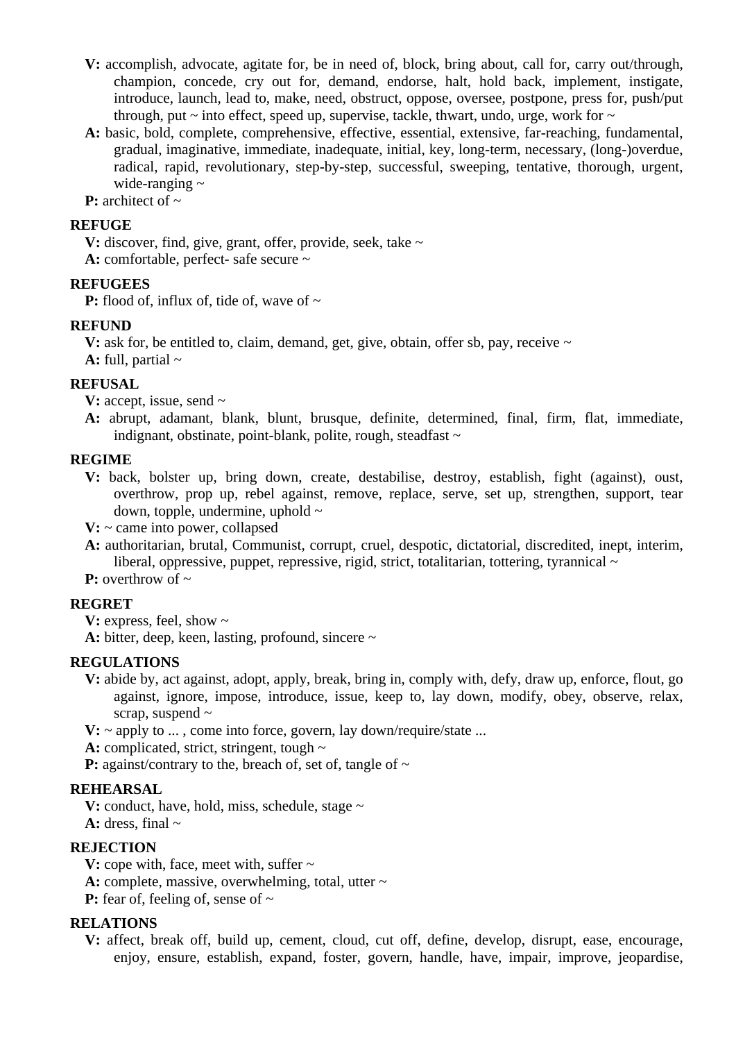**V:** accomplish, advocate, agitate for, be in need of, block, bring about, call for, carry out/through, champion, concede, cry out for, demand, endorse, halt, hold back, implement, instigate, introduce, launch, lead to, make, need, obstruct, oppose, oversee, postpone, press for, push/put through, put ~ into effect, speed up, supervise, tackle, thwart, undo, urge, work for ~

**A:** basic, bold, complete, comprehensive, effective, essential, extensive, far-reaching, fundamental, gradual, imaginative, immediate, inadequate, initial, key, long-term, necessary, (long-)overdue, radical, rapid, revolutionary, step-by-step, successful, sweeping, tentative, thorough, urgent, wide-ranging ~

**P:** architect of ~

**REFUGE**

**V:** discover, find, give, grant, offer, provide, seek, take ~

**A:** comfortable, perfect- safe secure ~

**REFUGEES**

**P:** flood of, influx of, tide of, wave of ~

**REFUND**

**V:** ask for, be entitled to, claim, demand, get, give, obtain, offer sb, pay, receive ~

**A:** full, partial ~

**REFUSAL**

**V:** accept, issue, send ~

**A:** abrupt, adamant, blank, blunt, brusque, definite, determined, final, firm, flat, immediate, indignant, obstinate, point-blank, polite, rough, steadfast ~

**REGIME**

**V:** back, bolster up, bring down, create, destabilise, destroy, establish, fight (against), oust, overthrow, prop up, rebel against, remove, replace, serve, set up, strengthen, support, tear down, topple, undermine, uphold ~

**V:** ~ came into power, collapsed

**A:** authoritarian, brutal, Communist, corrupt, cruel, despotic, dictatorial, discredited, inept, interim, liberal, oppressive, puppet, repressive, rigid, strict, totalitarian, tottering, tyrannical ~

**P:** overthrow of ~

**REGRET**

**V:** express, feel, show ~

**A:** bitter, deep, keen, lasting, profound, sincere ~

**REGULATIONS**

**V:** abide by, act against, adopt, apply, break, bring in, comply with, defy, draw up, enforce, flout, go against, ignore, impose, introduce, issue, keep to, lay down, modify, obey, observe, relax, scrap, suspend ~

**V:** ~ apply to ... , come into force, govern, lay down/require/state ...

**A:** complicated, strict, stringent, tough ~

**P:** against/contrary to the, breach of, set of, tangle of ~

**REHEARSAL**

**V:** conduct, have, hold, miss, schedule, stage ~

**A:** dress, final ~

**REJECTION**

**V:** cope with, face, meet with, suffer ~

**A:** complete, massive, overwhelming, total, utter ~

**P:** fear of, feeling of, sense of ~

**RELATIONS**

**V:** affect, break off, build up, cement, cloud, cut off, define, develop, disrupt, ease, encourage, enjoy, ensure, establish, expand, foster, govern, handle, have, impair, improve, jeopardise,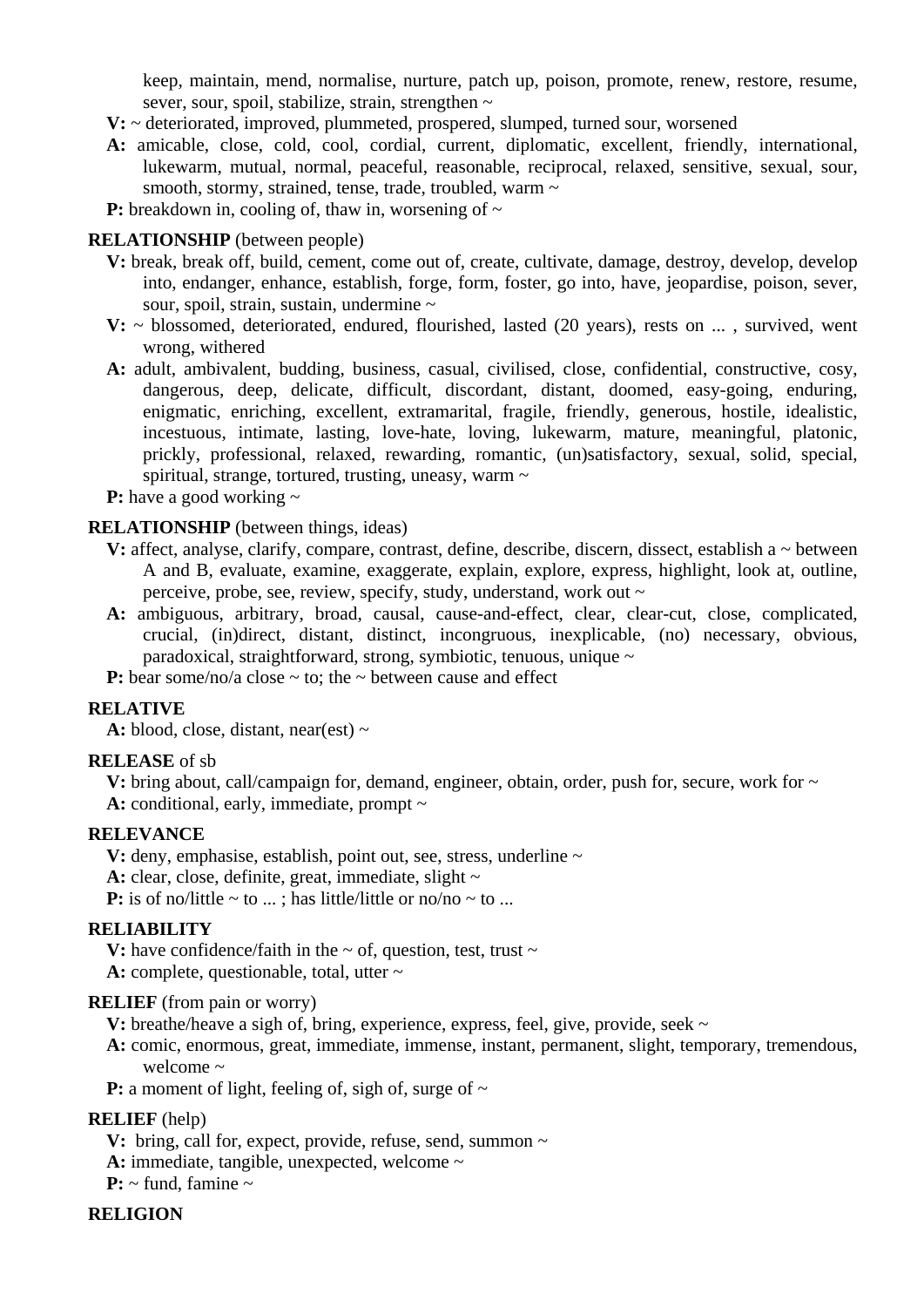keep, maintain, mend, normalise, nurture, patch up, poison, promote, renew, restore, resume, sever, sour, spoil, stabilize, strain, strengthen ~

**V:** ~ deteriorated, improved, plummeted, prospered, slumped, turned sour, worsened

**A:** amicable, close, cold, cool, cordial, current, diplomatic, excellent, friendly, international, lukewarm, mutual, normal, peaceful, reasonable, reciprocal, relaxed, sensitive, sexual, sour, smooth, stormy, strained, tense, trade, troubled, warm ~

**P:** breakdown in, cooling of, thaw in, worsening of ~

**RELATIONSHIP** (between people)

**V:** break, break off, build, cement, come out of, create, cultivate, damage, destroy, develop, develop into, endanger, enhance, establish, forge, form, foster, go into, have, jeopardise, poison, sever, sour, spoil, strain, sustain, undermine ~

**V:** ~ blossomed, deteriorated, endured, flourished, lasted (20 years), rests on ... , survived, went wrong, withered

**A:** adult, ambivalent, budding, business, casual, civilised, close, confidential, constructive, cosy, dangerous, deep, delicate, difficult, discordant, distant, doomed, easy-going, enduring, enigmatic, enriching, excellent, extramarital, fragile, friendly, generous, hostile, idealistic, incestuous, intimate, lasting, love-hate, loving, lukewarm, mature, meaningful, platonic, prickly, professional, relaxed, rewarding, romantic, (un)satisfactory, sexual, solid, special, spiritual, strange, tortured, trusting, uneasy, warm ~

**P:** have a good working ~

**RELATIONSHIP** (between things, ideas)

**V:** affect, analyse, clarify, compare, contrast, define, describe, discern, dissect, establish a ~ between A and B, evaluate, examine, exaggerate, explain, explore, express, highlight, look at, outline, perceive, probe, see, review, specify, study, understand, work out ~

**A:** ambiguous, arbitrary, broad, causal, cause-and-effect, clear, clear-cut, close, complicated, crucial, (in)direct, distant, distinct, incongruous, inexplicable, (no) necessary, obvious, paradoxical, straightforward, strong, symbiotic, tenuous, unique ~

**P:** bear some/no/a close ~ to; the ~ between cause and effect

**RELATIVE**

**A:** blood, close, distant, near(est) ~

**RELEASE** of sb

**V:** bring about, call/campaign for, demand, engineer, obtain, order, push for, secure, work for ~

**A:** conditional, early, immediate, prompt ~

**RELEVANCE**

**V:** deny, emphasise, establish, point out, see, stress, underline ~

**A:** clear, close, definite, great, immediate, slight ~

**P:** is of no/little ~ to ... ; has little/little or no/no ~ to ...

**RELIABILITY**

**V:** have confidence/faith in the ~ of, question, test, trust ~

**A:** complete, questionable, total, utter ~

**RELIEF** (from pain or worry)

**V:** breathe/heave a sigh of, bring, experience, express, feel, give, provide, seek ~

**A:** comic, enormous, great, immediate, immense, instant, permanent, slight, temporary, tremendous, welcome ~

**P:** a moment of light, feeling of, sigh of, surge of ~

**RELIEF** (help)

**V:** bring, call for, expect, provide, refuse, send, summon ~

**A:** immediate, tangible, unexpected, welcome ~

**P:** ~ fund, famine ~

**RELIGION**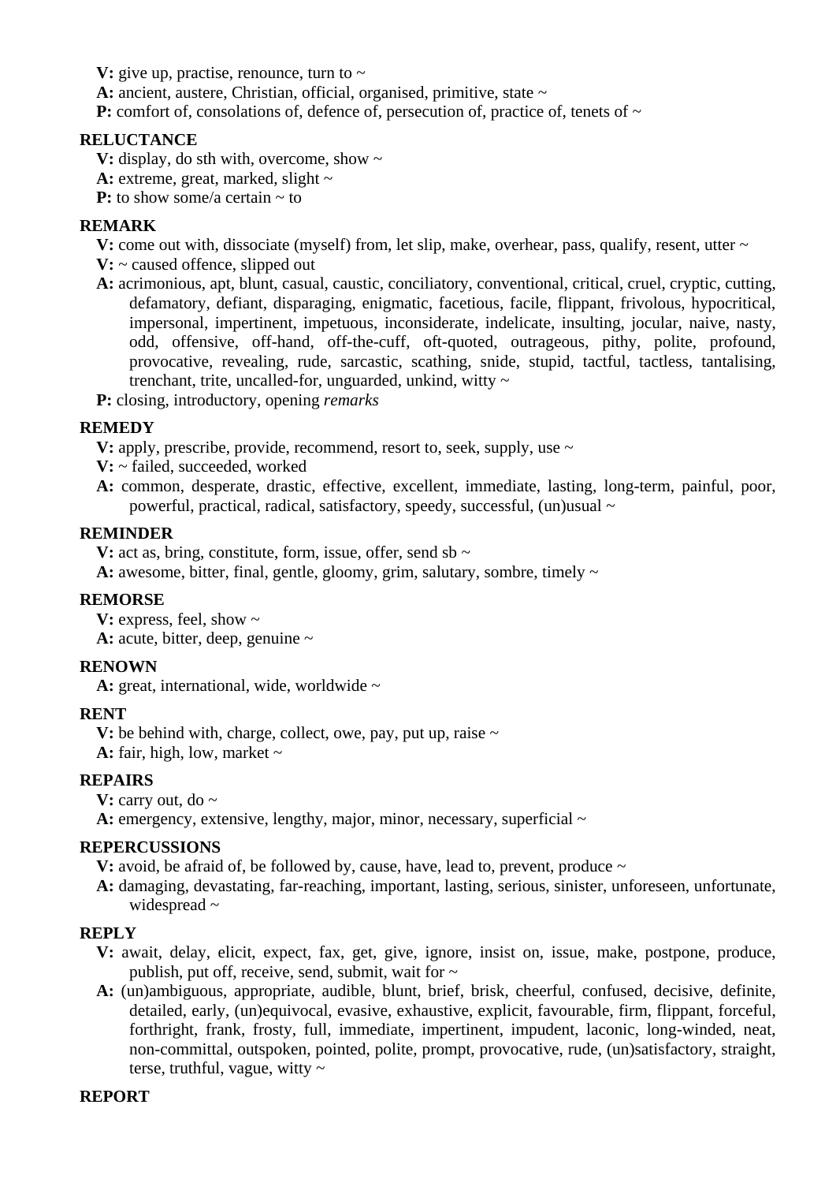**V:** give up, practise, renounce, turn to ~
**A:** ancient, austere, Christian, official, organised, primitive, state ~
**P:** comfort of, consolations of, defence of, persecution of, practice of, tenets of ~

**RELUCTANCE**

**V:** display, do sth with, overcome, show ~
**A:** extreme, great, marked, slight ~
**P:** to show some/a certain ~ to

**REMARK**

**V:** come out with, dissociate (myself) from, let slip, make, overhear, pass, qualify, resent, utter ~
**V:** ~ caused offence, slipped out
**A:** acrimonious, apt, blunt, casual, caustic, conciliatory, conventional, critical, cruel, cryptic, cutting, defamatory, defiant, disparaging, enigmatic, facetious, facile, flippant, frivolous, hypocritical, impersonal, impertinent, impetuous, inconsiderate, indelicate, insulting, jocular, naive, nasty, odd, offensive, off-hand, off-the-cuff, oft-quoted, outrageous, pithy, polite, profound, provocative, revealing, rude, sarcastic, scathing, snide, stupid, tactful, tactless, tantalising, trenchant, trite, uncalled-for, unguarded, unkind, witty ~
**P:** closing, introductory, opening *remarks*

**REMEDY**

**V:** apply, prescribe, provide, recommend, resort to, seek, supply, use ~
**V:** ~ failed, succeeded, worked
**A:** common, desperate, drastic, effective, excellent, immediate, lasting, long-term, painful, poor, powerful, practical, radical, satisfactory, speedy, successful, (un)usual ~

**REMINDER**

**V:** act as, bring, constitute, form, issue, offer, send sb ~
**A:** awesome, bitter, final, gentle, gloomy, grim, salutary, sombre, timely ~

**REMORSE**

**V:** express, feel, show ~
**A:** acute, bitter, deep, genuine ~

**RENOWN**

**A:** great, international, wide, worldwide ~

**RENT**

**V:** be behind with, charge, collect, owe, pay, put up, raise ~
**A:** fair, high, low, market ~

**REPAIRS**

**V:** carry out, do ~
**A:** emergency, extensive, lengthy, major, minor, necessary, superficial ~

**REPERCUSSIONS**

**V:** avoid, be afraid of, be followed by, cause, have, lead to, prevent, produce ~
**A:** damaging, devastating, far-reaching, important, lasting, serious, sinister, unforeseen, unfortunate, widespread ~

**REPLY**

**V:** await, delay, elicit, expect, fax, get, give, ignore, insist on, issue, make, postpone, produce, publish, put off, receive, send, submit, wait for ~
**A:** (un)ambiguous, appropriate, audible, blunt, brief, brisk, cheerful, confused, decisive, definite, detailed, early, (un)equivocal, evasive, exhaustive, explicit, favourable, firm, flippant, forceful, forthright, frank, frosty, full, immediate, impertinent, impudent, laconic, long-winded, neat, non-committal, outspoken, pointed, polite, prompt, provocative, rude, (un)satisfactory, straight, terse, truthful, vague, witty ~

**REPORT**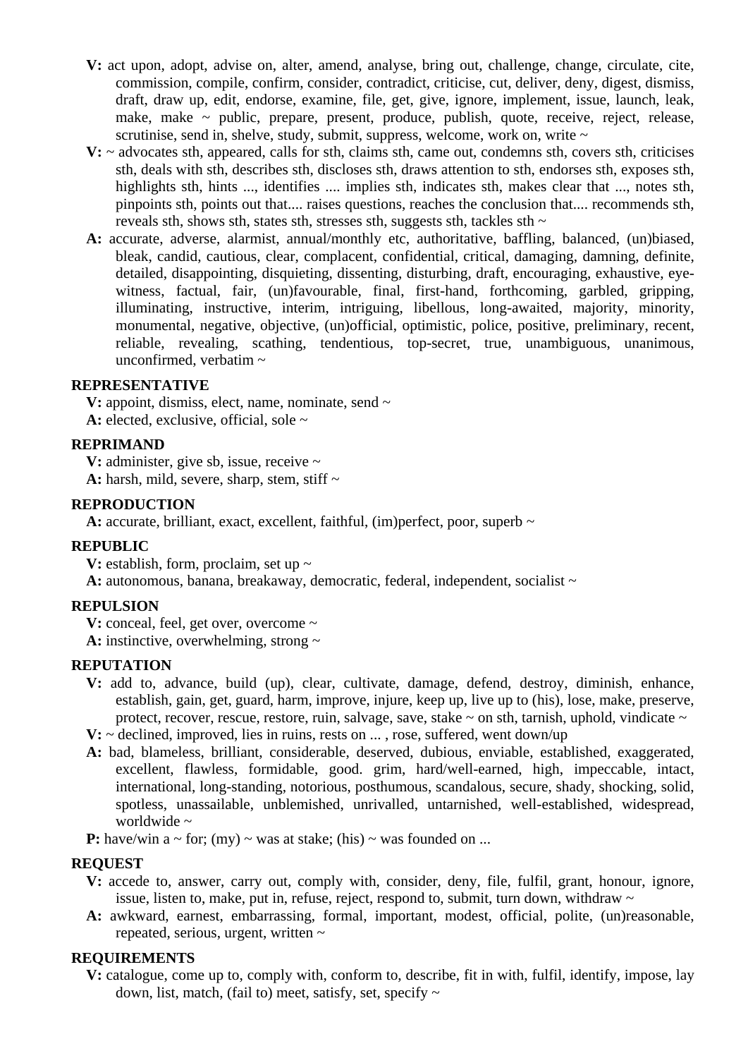**V:** act upon, adopt, advise on, alter, amend, analyse, bring out, challenge, change, circulate, cite, commission, compile, confirm, consider, contradict, criticise, cut, deliver, deny, digest, dismiss, draft, draw up, edit, endorse, examine, file, get, give, ignore, implement, issue, launch, leak, make, make ~ public, prepare, present, produce, publish, quote, receive, reject, release, scrutinise, send in, shelve, study, submit, suppress, welcome, work on, write ~

**V:** ~ advocates sth, appeared, calls for sth, claims sth, came out, condemns sth, covers sth, criticises sth, deals with sth, describes sth, discloses sth, draws attention to sth, endorses sth, exposes sth, highlights sth, hints ..., identifies .... implies sth, indicates sth, makes clear that ..., notes sth, pinpoints sth, points out that.... raises questions, reaches the conclusion that.... recommends sth, reveals sth, shows sth, states sth, stresses sth, suggests sth, tackles sth ~

**A:** accurate, adverse, alarmist, annual/monthly etc, authoritative, baffling, balanced, (un)biased, bleak, candid, cautious, clear, complacent, confidential, critical, damaging, damning, definite, detailed, disappointing, disquieting, dissenting, disturbing, draft, encouraging, exhaustive, eye-witness, factual, fair, (un)favourable, final, first-hand, forthcoming, garbled, gripping, illuminating, instructive, interim, intriguing, libellous, long-awaited, majority, minority, monumental, negative, objective, (un)official, optimistic, police, positive, preliminary, recent, reliable, revealing, scathing, tendentious, top-secret, true, unambiguous, unanimous, unconfirmed, verbatim ~

**REPRESENTATIVE**

**V:** appoint, dismiss, elect, name, nominate, send ~
**A:** elected, exclusive, official, sole ~

**REPRIMAND**

**V:** administer, give sb, issue, receive ~
**A:** harsh, mild, severe, sharp, stem, stiff ~

**REPRODUCTION**

**A:** accurate, brilliant, exact, excellent, faithful, (im)perfect, poor, superb ~

**REPUBLIC**

**V:** establish, form, proclaim, set up ~
**A:** autonomous, banana, breakaway, democratic, federal, independent, socialist ~

**REPULSION**

**V:** conceal, feel, get over, overcome ~
**A:** instinctive, overwhelming, strong ~

**REPUTATION**

**V:** add to, advance, build (up), clear, cultivate, damage, defend, destroy, diminish, enhance, establish, gain, get, guard, harm, improve, injure, keep up, live up to (his), lose, make, preserve, protect, recover, rescue, restore, ruin, salvage, save, stake ~ on sth, tarnish, uphold, vindicate ~

**V:** ~ declined, improved, lies in ruins, rests on ... , rose, suffered, went down/up

**A:** bad, blameless, brilliant, considerable, deserved, dubious, enviable, established, exaggerated, excellent, flawless, formidable, good. grim, hard/well-earned, high, impeccable, intact, international, long-standing, notorious, posthumous, scandalous, secure, shady, shocking, solid, spotless, unassailable, unblemished, unrivalled, untarnished, well-established, widespread, worldwide ~

**P:** have/win a ~ for; (my) ~ was at stake; (his) ~ was founded on ...

**REQUEST**

**V:** accede to, answer, carry out, comply with, consider, deny, file, fulfil, grant, honour, ignore, issue, listen to, make, put in, refuse, reject, respond to, submit, turn down, withdraw ~

**A:** awkward, earnest, embarrassing, formal, important, modest, official, polite, (un)reasonable, repeated, serious, urgent, written ~

**REQUIREMENTS**

**V:** catalogue, come up to, comply with, conform to, describe, fit in with, fulfil, identify, impose, lay down, list, match, (fail to) meet, satisfy, set, specify ~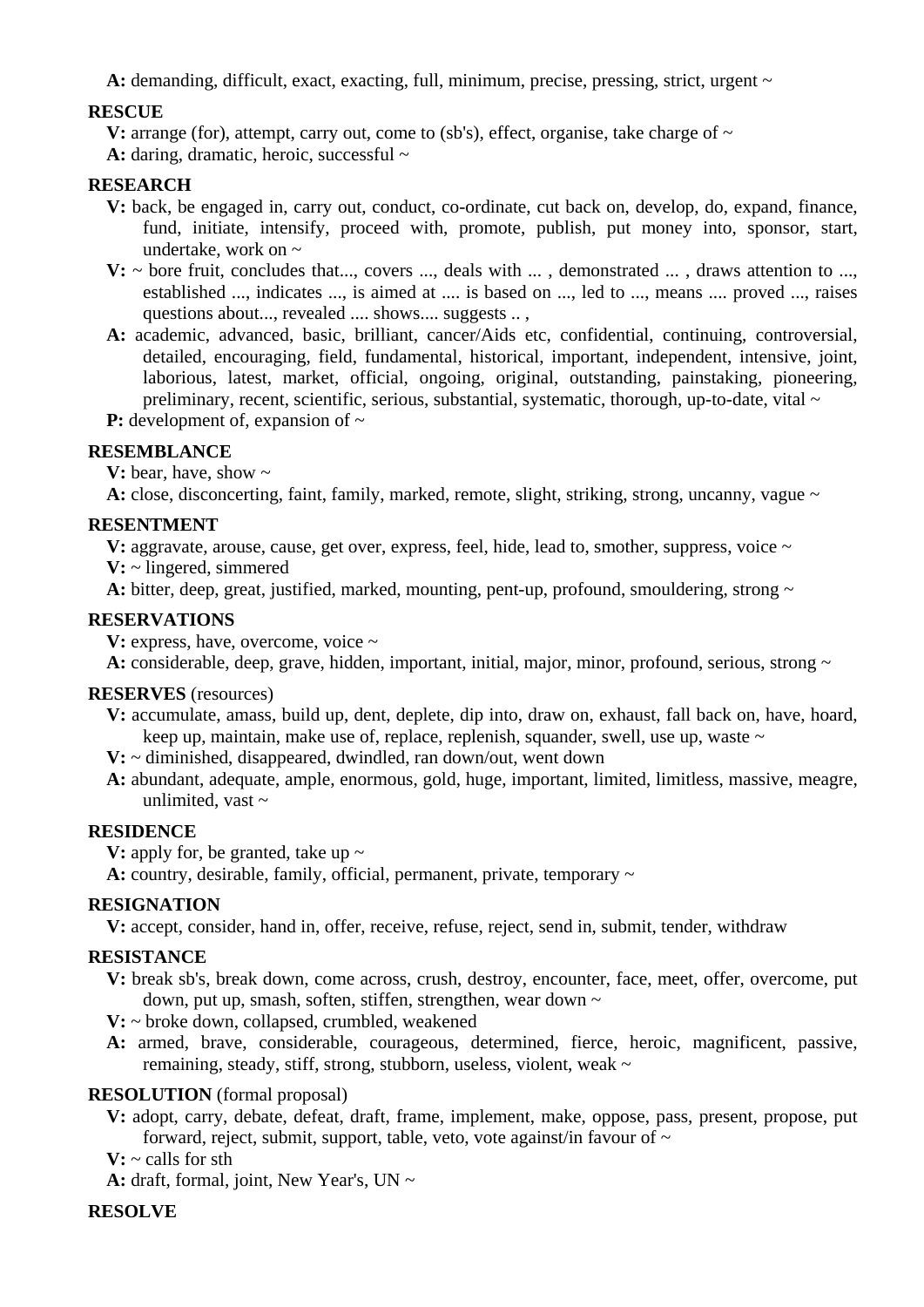**A:** demanding, difficult, exact, exacting, full, minimum, precise, pressing, strict, urgent ~

**RESCUE**

**V:** arrange (for), attempt, carry out, come to (sb's), effect, organise, take charge of ~

**A:** daring, dramatic, heroic, successful ~

**RESEARCH**

**V:** back, be engaged in, carry out, conduct, co-ordinate, cut back on, develop, do, expand, finance, fund, initiate, intensify, proceed with, promote, publish, put money into, sponsor, start, undertake, work on ~

**V:** ~ bore fruit, concludes that..., covers ..., deals with ... , demonstrated ... , draws attention to ..., established ..., indicates ..., is aimed at .... is based on ..., led to ..., means .... proved ..., raises questions about..., revealed .... shows.... suggests .. ,

**A:** academic, advanced, basic, brilliant, cancer/Aids etc, confidential, continuing, controversial, detailed, encouraging, field, fundamental, historical, important, independent, intensive, joint, laborious, latest, market, official, ongoing, original, outstanding, painstaking, pioneering, preliminary, recent, scientific, serious, substantial, systematic, thorough, up-to-date, vital ~

**P:** development of, expansion of ~

**RESEMBLANCE**

**V:** bear, have, show ~

**A:** close, disconcerting, faint, family, marked, remote, slight, striking, strong, uncanny, vague ~

**RESENTMENT**

**V:** aggravate, arouse, cause, get over, express, feel, hide, lead to, smother, suppress, voice ~

**V:** ~ lingered, simmered

**A:** bitter, deep, great, justified, marked, mounting, pent-up, profound, smouldering, strong ~

**RESERVATIONS**

**V:** express, have, overcome, voice ~

**A:** considerable, deep, grave, hidden, important, initial, major, minor, profound, serious, strong ~

**RESERVES** (resources)

**V:** accumulate, amass, build up, dent, deplete, dip into, draw on, exhaust, fall back on, have, hoard, keep up, maintain, make use of, replace, replenish, squander, swell, use up, waste ~

**V:** ~ diminished, disappeared, dwindled, ran down/out, went down

**A:** abundant, adequate, ample, enormous, gold, huge, important, limited, limitless, massive, meagre, unlimited, vast ~

**RESIDENCE**

**V:** apply for, be granted, take up ~

**A:** country, desirable, family, official, permanent, private, temporary ~

**RESIGNATION**

**V:** accept, consider, hand in, offer, receive, refuse, reject, send in, submit, tender, withdraw

**RESISTANCE**

**V:** break sb's, break down, come across, crush, destroy, encounter, face, meet, offer, overcome, put down, put up, smash, soften, stiffen, strengthen, wear down ~

**V:** ~ broke down, collapsed, crumbled, weakened

**A:** armed, brave, considerable, courageous, determined, fierce, heroic, magnificent, passive, remaining, steady, stiff, strong, stubborn, useless, violent, weak ~

**RESOLUTION** (formal proposal)

**V:** adopt, carry, debate, defeat, draft, frame, implement, make, oppose, pass, present, propose, put forward, reject, submit, support, table, veto, vote against/in favour of ~

**V:** ~ calls for sth

**A:** draft, formal, joint, New Year's, UN ~

**RESOLVE**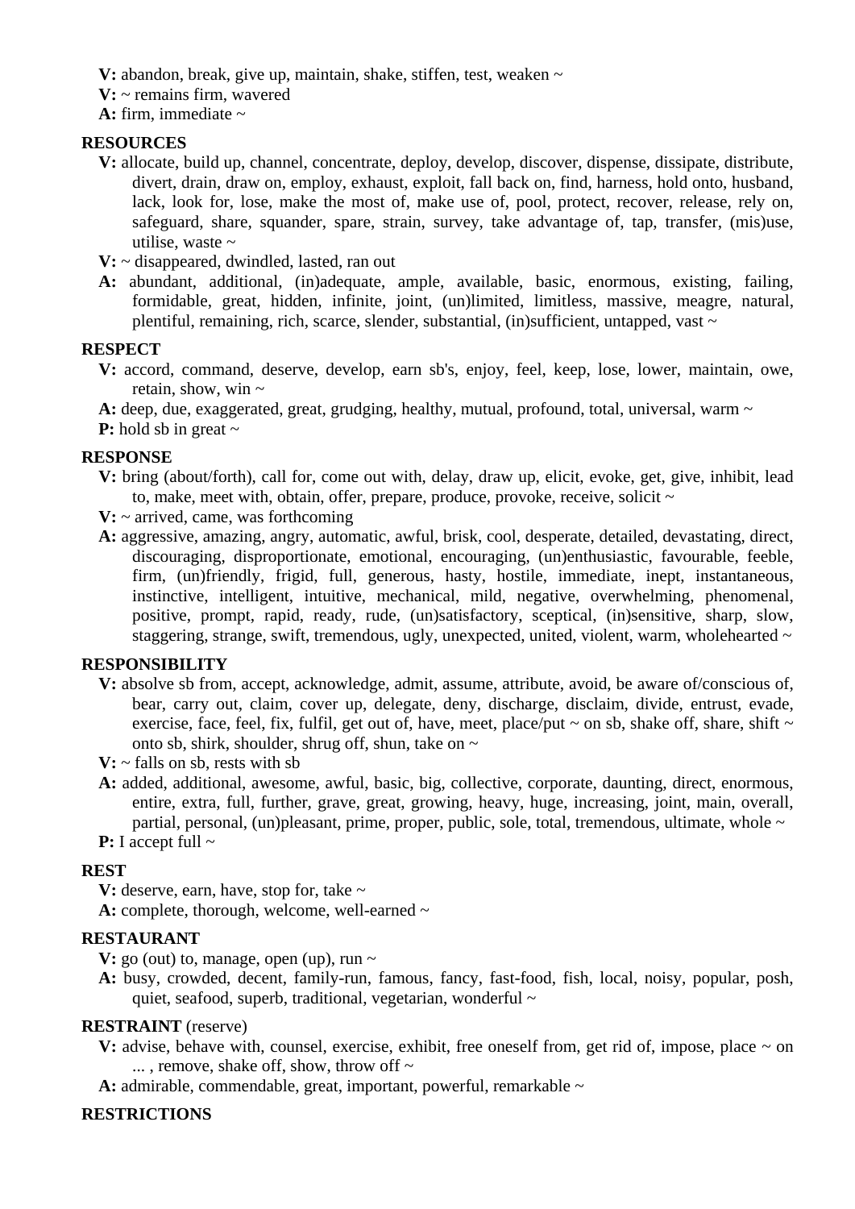**V:** abandon, break, give up, maintain, shake, stiffen, test, weaken ~

**V:** ~ remains firm, wavered

**A:** firm, immediate ~

**RESOURCES**

**V:** allocate, build up, channel, concentrate, deploy, develop, discover, dispense, dissipate, distribute, divert, drain, draw on, employ, exhaust, exploit, fall back on, find, harness, hold onto, husband, lack, look for, lose, make the most of, make use of, pool, protect, recover, release, rely on, safeguard, share, squander, spare, strain, survey, take advantage of, tap, transfer, (mis)use, utilise, waste ~

**V:** ~ disappeared, dwindled, lasted, ran out

**A:** abundant, additional, (in)adequate, ample, available, basic, enormous, existing, failing, formidable, great, hidden, infinite, joint, (un)limited, limitless, massive, meagre, natural, plentiful, remaining, rich, scarce, slender, substantial, (in)sufficient, untapped, vast ~

**RESPECT**

**V:** accord, command, deserve, develop, earn sb's, enjoy, feel, keep, lose, lower, maintain, owe, retain, show, win ~

**A:** deep, due, exaggerated, great, grudging, healthy, mutual, profound, total, universal, warm ~

**P:** hold sb in great ~

**RESPONSE**

**V:** bring (about/forth), call for, come out with, delay, draw up, elicit, evoke, get, give, inhibit, lead to, make, meet with, obtain, offer, prepare, produce, provoke, receive, solicit ~

**V:** ~ arrived, came, was forthcoming

**A:** aggressive, amazing, angry, automatic, awful, brisk, cool, desperate, detailed, devastating, direct, discouraging, disproportionate, emotional, encouraging, (un)enthusiastic, favourable, feeble, firm, (un)friendly, frigid, full, generous, hasty, hostile, immediate, inept, instantaneous, instinctive, intelligent, intuitive, mechanical, mild, negative, overwhelming, phenomenal, positive, prompt, rapid, ready, rude, (un)satisfactory, sceptical, (in)sensitive, sharp, slow, staggering, strange, swift, tremendous, ugly, unexpected, united, violent, warm, wholehearted ~

**RESPONSIBILITY**

**V:** absolve sb from, accept, acknowledge, admit, assume, attribute, avoid, be aware of/conscious of, bear, carry out, claim, cover up, delegate, deny, discharge, disclaim, divide, entrust, evade, exercise, face, feel, fix, fulfil, get out of, have, meet, place/put ~ on sb, shake off, share, shift ~ onto sb, shirk, shoulder, shrug off, shun, take on ~

**V:** ~ falls on sb, rests with sb

**A:** added, additional, awesome, awful, basic, big, collective, corporate, daunting, direct, enormous, entire, extra, full, further, grave, great, growing, heavy, huge, increasing, joint, main, overall, partial, personal, (un)pleasant, prime, proper, public, sole, total, tremendous, ultimate, whole ~

**P:** I accept full ~

**REST**

**V:** deserve, earn, have, stop for, take ~

**A:** complete, thorough, welcome, well-earned ~

**RESTAURANT**

**V:** go (out) to, manage, open (up), run ~

**A:** busy, crowded, decent, family-run, famous, fancy, fast-food, fish, local, noisy, popular, posh, quiet, seafood, superb, traditional, vegetarian, wonderful ~

**RESTRAINT** (reserve)

**V:** advise, behave with, counsel, exercise, exhibit, free oneself from, get rid of, impose, place ~ on ... , remove, shake off, show, throw off ~

**A:** admirable, commendable, great, important, powerful, remarkable ~

**RESTRICTIONS**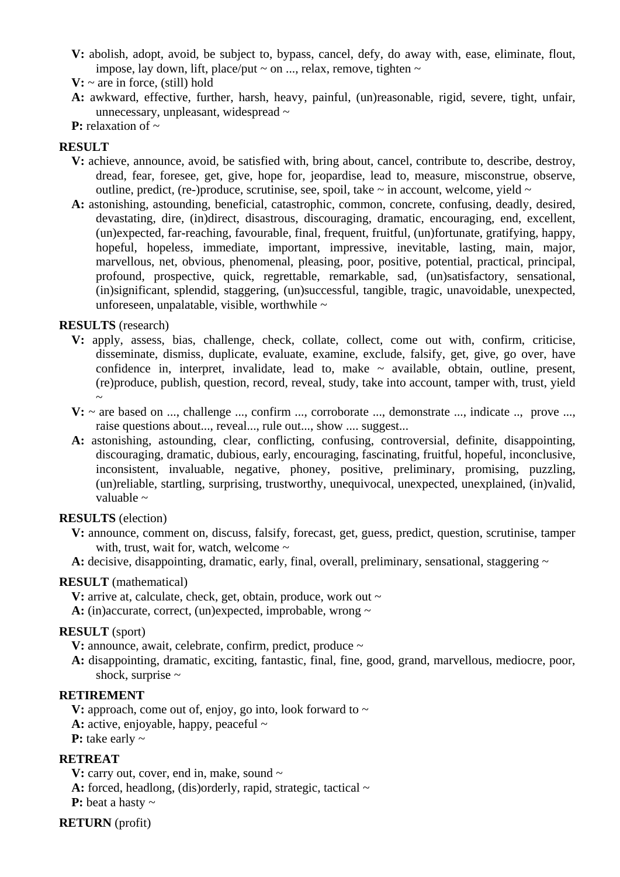**V:** abolish, adopt, avoid, be subject to, bypass, cancel, defy, do away with, ease, eliminate, flout, impose, lay down, lift, place/put ~ on ..., relax, remove, tighten ~

**V:** ~ are in force, (still) hold

**A:** awkward, effective, further, harsh, heavy, painful, (un)reasonable, rigid, severe, tight, unfair, unnecessary, unpleasant, widespread ~

**P:** relaxation of ~

**RESULT**

**V:** achieve, announce, avoid, be satisfied with, bring about, cancel, contribute to, describe, destroy, dread, fear, foresee, get, give, hope for, jeopardise, lead to, measure, misconstrue, observe, outline, predict, (re-)produce, scrutinise, see, spoil, take ~ in account, welcome, yield ~

**A:** astonishing, astounding, beneficial, catastrophic, common, concrete, confusing, deadly, desired, devastating, dire, (in)direct, disastrous, discouraging, dramatic, encouraging, end, excellent, (un)expected, far-reaching, favourable, final, frequent, fruitful, (un)fortunate, gratifying, happy, hopeful, hopeless, immediate, important, impressive, inevitable, lasting, main, major, marvellous, net, obvious, phenomenal, pleasing, poor, positive, potential, practical, principal, profound, prospective, quick, regrettable, remarkable, sad, (un)satisfactory, sensational, (in)significant, splendid, staggering, (un)successful, tangible, tragic, unavoidable, unexpected, unforeseen, unpalatable, visible, worthwhile ~

**RESULTS** (research)

**V:** apply, assess, bias, challenge, check, collate, collect, come out with, confirm, criticise, disseminate, dismiss, duplicate, evaluate, examine, exclude, falsify, get, give, go over, have confidence in, interpret, invalidate, lead to, make ~ available, obtain, outline, present, (re)produce, publish, question, record, reveal, study, take into account, tamper with, trust, yield ~

**V:** ~ are based on ..., challenge ..., confirm ..., corroborate ..., demonstrate ..., indicate .., prove ..., raise questions about..., reveal..., rule out..., show .... suggest...

**A:** astonishing, astounding, clear, conflicting, confusing, controversial, definite, disappointing, discouraging, dramatic, dubious, early, encouraging, fascinating, fruitful, hopeful, inconclusive, inconsistent, invaluable, negative, phoney, positive, preliminary, promising, puzzling, (un)reliable, startling, surprising, trustworthy, unequivocal, unexpected, unexplained, (in)valid, valuable ~

**RESULTS** (election)

**V:** announce, comment on, discuss, falsify, forecast, get, guess, predict, question, scrutinise, tamper with, trust, wait for, watch, welcome ~

**A:** decisive, disappointing, dramatic, early, final, overall, preliminary, sensational, staggering ~

**RESULT** (mathematical)

**V:** arrive at, calculate, check, get, obtain, produce, work out ~

**A:** (in)accurate, correct, (un)expected, improbable, wrong ~

**RESULT** (sport)

**V:** announce, await, celebrate, confirm, predict, produce ~

**A:** disappointing, dramatic, exciting, fantastic, final, fine, good, grand, marvellous, mediocre, poor, shock, surprise ~

**RETIREMENT**

**V:** approach, come out of, enjoy, go into, look forward to ~

**A:** active, enjoyable, happy, peaceful ~

**P:** take early ~

**RETREAT**

**V:** carry out, cover, end in, make, sound ~

**A:** forced, headlong, (dis)orderly, rapid, strategic, tactical ~

**P:** beat a hasty ~

**RETURN** (profit)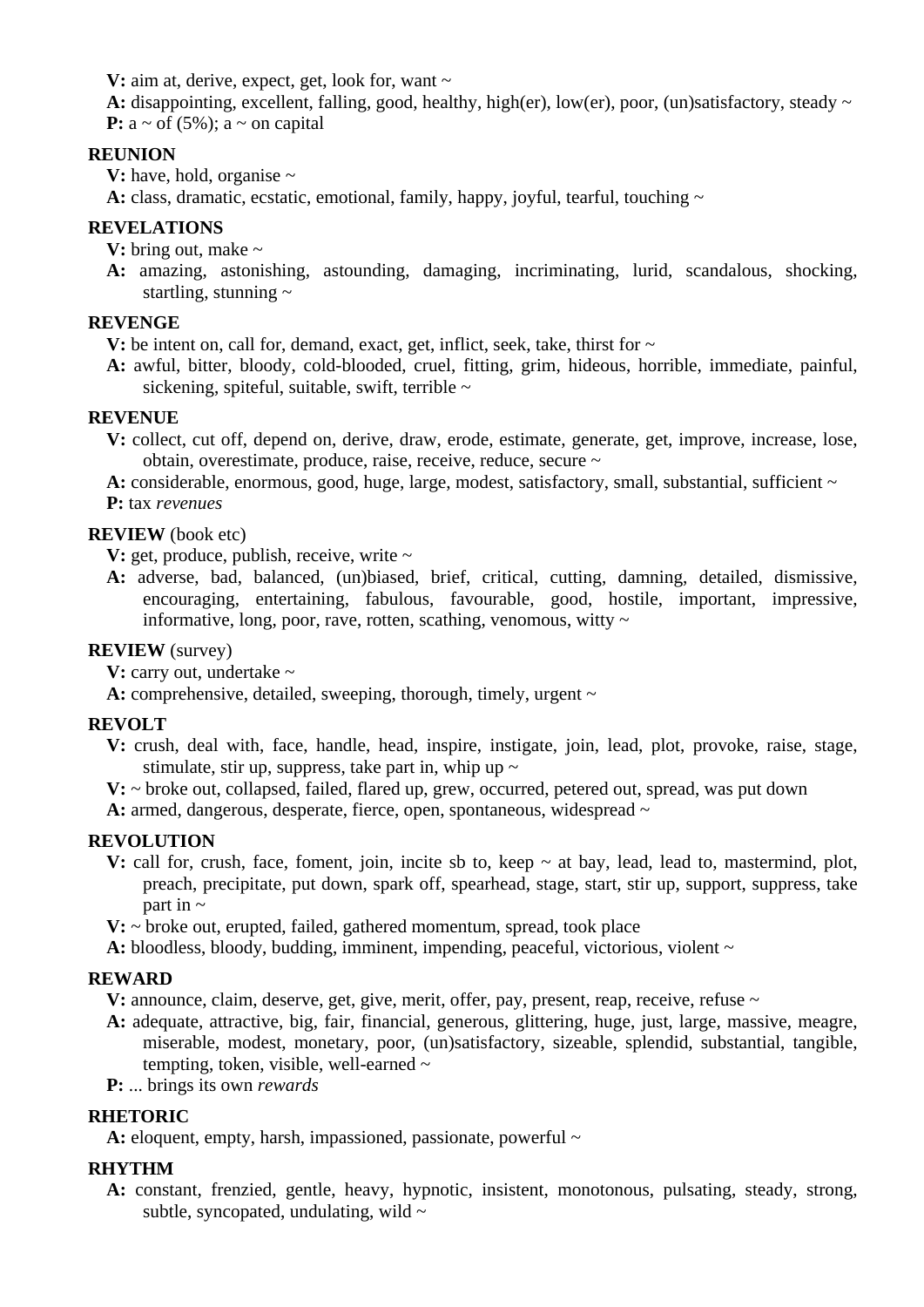**V:** aim at, derive, expect, get, look for, want ~
**A:** disappointing, excellent, falling, good, healthy, high(er), low(er), poor, (un)satisfactory, steady ~
**P:** a ~ of (5%); a ~ on capital

**REUNION**
**V:** have, hold, organise ~
**A:** class, dramatic, ecstatic, emotional, family, happy, joyful, tearful, touching ~

**REVELATIONS**
**V:** bring out, make ~
**A:** amazing, astonishing, astounding, damaging, incriminating, lurid, scandalous, shocking, startling, stunning ~

**REVENGE**
**V:** be intent on, call for, demand, exact, get, inflict, seek, take, thirst for ~
**A:** awful, bitter, bloody, cold-blooded, cruel, fitting, grim, hideous, horrible, immediate, painful, sickening, spiteful, suitable, swift, terrible ~

**REVENUE**
**V:** collect, cut off, depend on, derive, draw, erode, estimate, generate, get, improve, increase, lose, obtain, overestimate, produce, raise, receive, reduce, secure ~
**A:** considerable, enormous, good, huge, large, modest, satisfactory, small, substantial, sufficient ~
**P:** tax *revenues*

**REVIEW** (book etc)
**V:** get, produce, publish, receive, write ~
**A:** adverse, bad, balanced, (un)biased, brief, critical, cutting, damning, detailed, dismissive, encouraging, entertaining, fabulous, favourable, good, hostile, important, impressive, informative, long, poor, rave, rotten, scathing, venomous, witty ~

**REVIEW** (survey)
**V:** carry out, undertake ~
**A:** comprehensive, detailed, sweeping, thorough, timely, urgent ~

**REVOLT**
**V:** crush, deal with, face, handle, head, inspire, instigate, join, lead, plot, provoke, raise, stage, stimulate, stir up, suppress, take part in, whip up ~
**V:** ~ broke out, collapsed, failed, flared up, grew, occurred, petered out, spread, was put down
**A:** armed, dangerous, desperate, fierce, open, spontaneous, widespread ~

**REVOLUTION**
**V:** call for, crush, face, foment, join, incite sb to, keep ~ at bay, lead, lead to, mastermind, plot, preach, precipitate, put down, spark off, spearhead, stage, start, stir up, support, suppress, take part in ~
**V:** ~ broke out, erupted, failed, gathered momentum, spread, took place
**A:** bloodless, bloody, budding, imminent, impending, peaceful, victorious, violent ~

**REWARD**
**V:** announce, claim, deserve, get, give, merit, offer, pay, present, reap, receive, refuse ~
**A:** adequate, attractive, big, fair, financial, generous, glittering, huge, just, large, massive, meagre, miserable, modest, monetary, poor, (un)satisfactory, sizeable, splendid, substantial, tangible, tempting, token, visible, well-earned ~
**P:** ... brings its own *rewards*

**RHETORIC**
**A:** eloquent, empty, harsh, impassioned, passionate, powerful ~

**RHYTHM**
**A:** constant, frenzied, gentle, heavy, hypnotic, insistent, monotonous, pulsating, steady, strong, subtle, syncopated, undulating, wild ~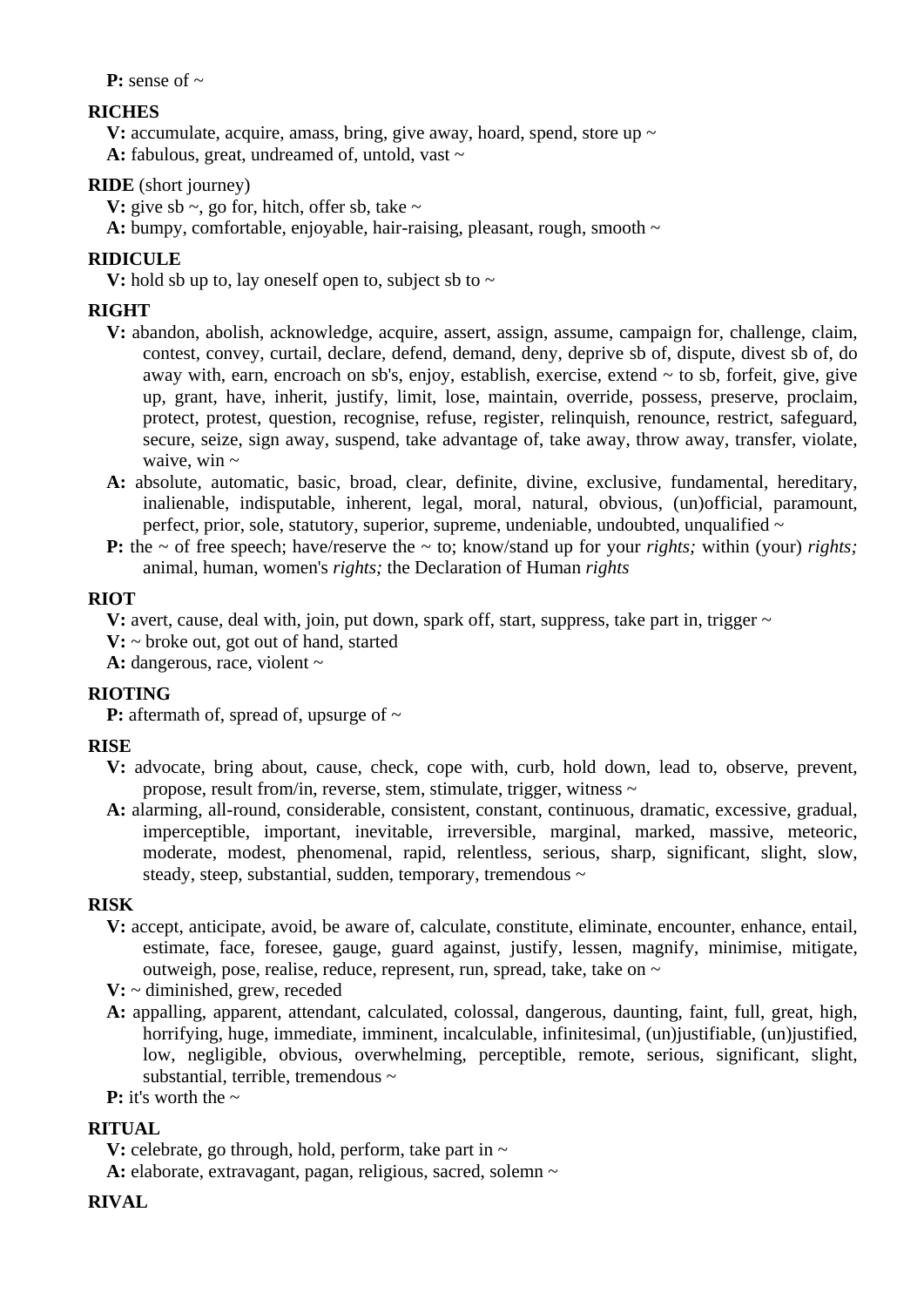**P:** sense of ~

**RICHES**

**V:** accumulate, acquire, amass, bring, give away, hoard, spend, store up ~

**A:** fabulous, great, undreamed of, untold, vast ~

**RIDE** (short journey)

**V:** give sb ~, go for, hitch, offer sb, take ~

**A:** bumpy, comfortable, enjoyable, hair-raising, pleasant, rough, smooth ~

**RIDICULE**

**V:** hold sb up to, lay oneself open to, subject sb to ~

**RIGHT**

**V:** abandon, abolish, acknowledge, acquire, assert, assign, assume, campaign for, challenge, claim, contest, convey, curtail, declare, defend, demand, deny, deprive sb of, dispute, divest sb of, do away with, earn, encroach on sb's, enjoy, establish, exercise, extend ~ to sb, forfeit, give, give up, grant, have, inherit, justify, limit, lose, maintain, override, possess, preserve, proclaim, protect, protest, question, recognise, refuse, register, relinquish, renounce, restrict, safeguard, secure, seize, sign away, suspend, take advantage of, take away, throw away, transfer, violate, waive, win ~

**A:** absolute, automatic, basic, broad, clear, definite, divine, exclusive, fundamental, hereditary, inalienable, indisputable, inherent, legal, moral, natural, obvious, (un)official, paramount, perfect, prior, sole, statutory, superior, supreme, undeniable, undoubted, unqualified ~

**P:** the ~ of free speech; have/reserve the ~ to; know/stand up for your *rights;* within (your) *rights;* animal, human, women's *rights;* the Declaration of Human *rights*

**RIOT**

**V:** avert, cause, deal with, join, put down, spark off, start, suppress, take part in, trigger ~

**V:** ~ broke out, got out of hand, started

**A:** dangerous, race, violent ~

**RIOTING**

**P:** aftermath of, spread of, upsurge of ~

**RISE**

**V:** advocate, bring about, cause, check, cope with, curb, hold down, lead to, observe, prevent, propose, result from/in, reverse, stem, stimulate, trigger, witness ~

**A:** alarming, all-round, considerable, consistent, constant, continuous, dramatic, excessive, gradual, imperceptible, important, inevitable, irreversible, marginal, marked, massive, meteoric, moderate, modest, phenomenal, rapid, relentless, serious, sharp, significant, slight, slow, steady, steep, substantial, sudden, temporary, tremendous ~

**RISK**

**V:** accept, anticipate, avoid, be aware of, calculate, constitute, eliminate, encounter, enhance, entail, estimate, face, foresee, gauge, guard against, justify, lessen, magnify, minimise, mitigate, outweigh, pose, realise, reduce, represent, run, spread, take, take on ~

**V:** ~ diminished, grew, receded

**A:** appalling, apparent, attendant, calculated, colossal, dangerous, daunting, faint, full, great, high, horrifying, huge, immediate, imminent, incalculable, infinitesimal, (un)justifiable, (un)justified, low, negligible, obvious, overwhelming, perceptible, remote, serious, significant, slight, substantial, terrible, tremendous ~

**P:** it's worth the ~

**RITUAL**

**V:** celebrate, go through, hold, perform, take part in ~

**A:** elaborate, extravagant, pagan, religious, sacred, solemn ~

**RIVAL**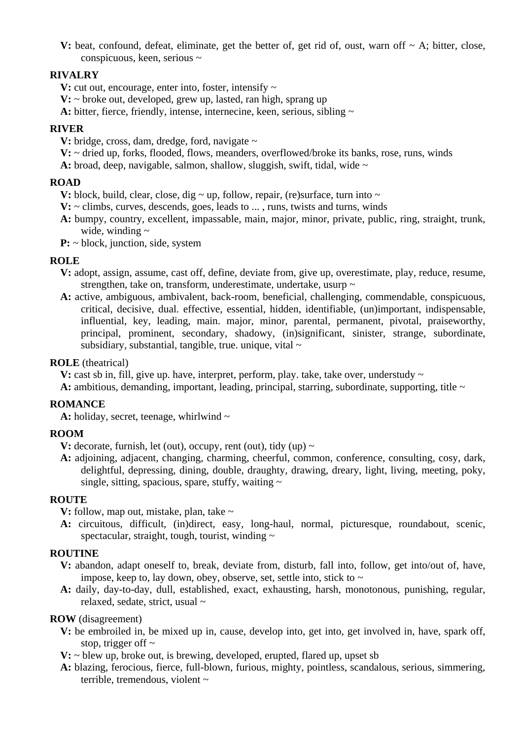**V:** beat, confound, defeat, eliminate, get the better of, get rid of, oust, warn off ~ A; bitter, close, conspicuous, keen, serious ~

**RIVALRY**

**V:** cut out, encourage, enter into, foster, intensify ~

**V:** ~ broke out, developed, grew up, lasted, ran high, sprang up

**A:** bitter, fierce, friendly, intense, internecine, keen, serious, sibling ~

**RIVER**

**V:** bridge, cross, dam, dredge, ford, navigate ~

**V:** ~ dried up, forks, flooded, flows, meanders, overflowed/broke its banks, rose, runs, winds

**A:** broad, deep, navigable, salmon, shallow, sluggish, swift, tidal, wide ~

**ROAD**

**V:** block, build, clear, close, dig ~ up, follow, repair, (re)surface, turn into ~

**V:** ~ climbs, curves, descends, goes, leads to ... , runs, twists and turns, winds

**A:** bumpy, country, excellent, impassable, main, major, minor, private, public, ring, straight, trunk, wide, winding ~

**P:** ~ block, junction, side, system

**ROLE**

**V:** adopt, assign, assume, cast off, define, deviate from, give up, overestimate, play, reduce, resume, strengthen, take on, transform, underestimate, undertake, usurp ~

**A:** active, ambiguous, ambivalent, back-room, beneficial, challenging, commendable, conspicuous, critical, decisive, dual. effective, essential, hidden, identifiable, (un)important, indispensable, influential, key, leading, main. major, minor, parental, permanent, pivotal, praiseworthy, principal, prominent, secondary, shadowy, (in)significant, sinister, strange, subordinate, subsidiary, substantial, tangible, true. unique, vital ~

**ROLE** (theatrical)

**V:** cast sb in, fill, give up. have, interpret, perform, play. take, take over, understudy ~

**A:** ambitious, demanding, important, leading, principal, starring, subordinate, supporting, title ~

**ROMANCE**

**A:** holiday, secret, teenage, whirlwind ~

**ROOM**

**V:** decorate, furnish, let (out), occupy, rent (out), tidy (up) ~

**A:** adjoining, adjacent, changing, charming, cheerful, common, conference, consulting, cosy, dark, delightful, depressing, dining, double, draughty, drawing, dreary, light, living, meeting, poky, single, sitting, spacious, spare, stuffy, waiting ~

**ROUTE**

**V:** follow, map out, mistake, plan, take ~

**A:** circuitous, difficult, (in)direct, easy, long-haul, normal, picturesque, roundabout, scenic, spectacular, straight, tough, tourist, winding ~

**ROUTINE**

**V:** abandon, adapt oneself to, break, deviate from, disturb, fall into, follow, get into/out of, have, impose, keep to, lay down, obey, observe, set, settle into, stick to ~

**A:** daily, day-to-day, dull, established, exact, exhausting, harsh, monotonous, punishing, regular, relaxed, sedate, strict, usual ~

**ROW** (disagreement)

**V:** be embroiled in, be mixed up in, cause, develop into, get into, get involved in, have, spark off, stop, trigger off ~

**V:** ~ blew up, broke out, is brewing, developed, erupted, flared up, upset sb

**A:** blazing, ferocious, fierce, full-blown, furious, mighty, pointless, scandalous, serious, simmering, terrible, tremendous, violent ~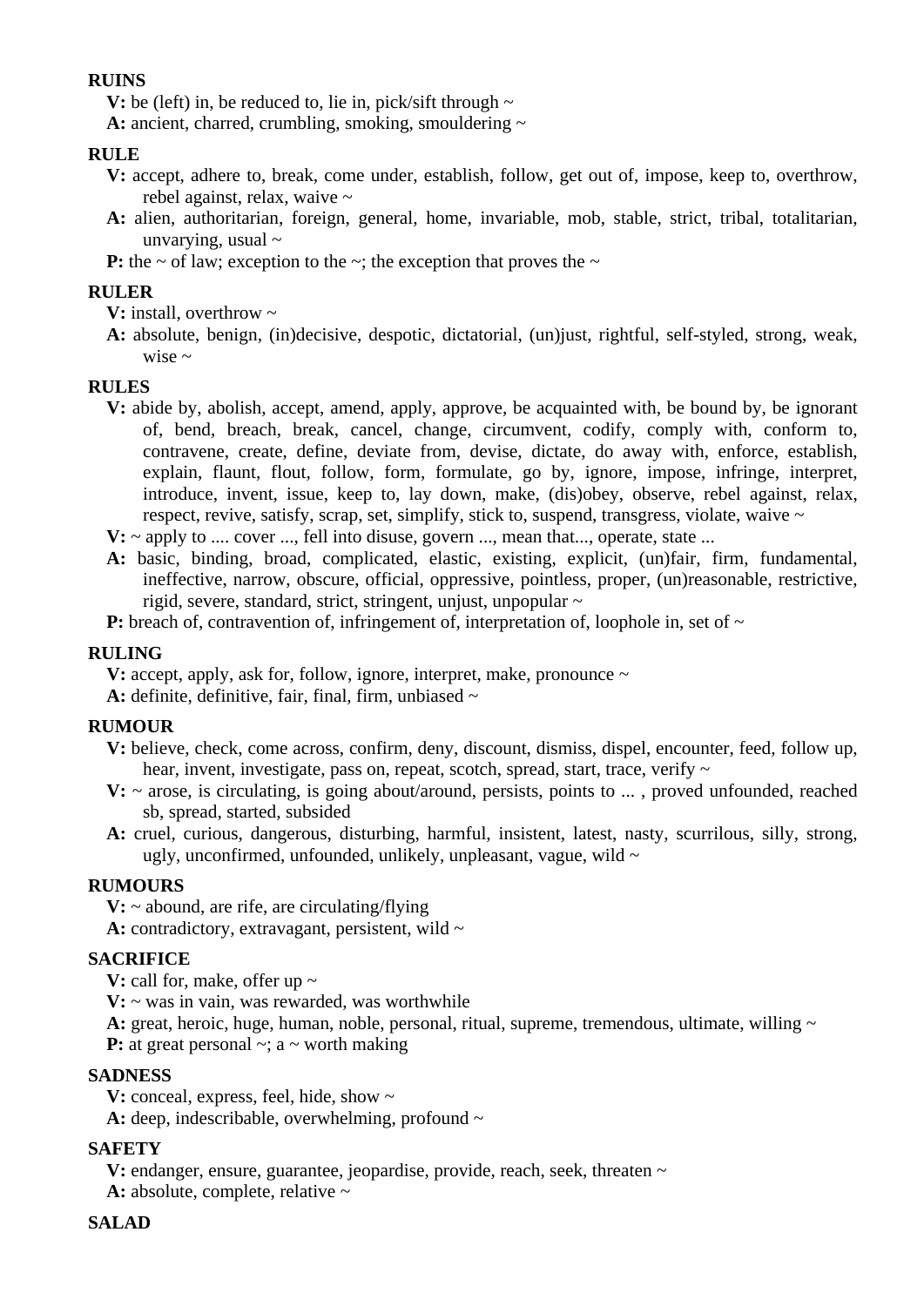**RUINS**

**V:** be (left) in, be reduced to, lie in, pick/sift through ~
**A:** ancient, charred, crumbling, smoking, smouldering ~

**RULE**

**V:** accept, adhere to, break, come under, establish, follow, get out of, impose, keep to, overthrow, rebel against, relax, waive ~
**A:** alien, authoritarian, foreign, general, home, invariable, mob, stable, strict, tribal, totalitarian, unvarying, usual ~
**P:** the ~ of law; exception to the ~; the exception that proves the ~

**RULER**

**V:** install, overthrow ~
**A:** absolute, benign, (in)decisive, despotic, dictatorial, (un)just, rightful, self-styled, strong, weak, wise ~

**RULES**

**V:** abide by, abolish, accept, amend, apply, approve, be acquainted with, be bound by, be ignorant of, bend, breach, break, cancel, change, circumvent, codify, comply with, conform to, contravene, create, define, deviate from, devise, dictate, do away with, enforce, establish, explain, flaunt, flout, follow, form, formulate, go by, ignore, impose, infringe, interpret, introduce, invent, issue, keep to, lay down, make, (dis)obey, observe, rebel against, relax, respect, revive, satisfy, scrap, set, simplify, stick to, suspend, transgress, violate, waive ~
**V:** ~ apply to .... cover ..., fell into disuse, govern ..., mean that..., operate, state ...
**A:** basic, binding, broad, complicated, elastic, existing, explicit, (un)fair, firm, fundamental, ineffective, narrow, obscure, official, oppressive, pointless, proper, (un)reasonable, restrictive, rigid, severe, standard, strict, stringent, unjust, unpopular ~
**P:** breach of, contravention of, infringement of, interpretation of, loophole in, set of ~

**RULING**

**V:** accept, apply, ask for, follow, ignore, interpret, make, pronounce ~
**A:** definite, definitive, fair, final, firm, unbiased ~

**RUMOUR**

**V:** believe, check, come across, confirm, deny, discount, dismiss, dispel, encounter, feed, follow up, hear, invent, investigate, pass on, repeat, scotch, spread, start, trace, verify ~
**V:** ~ arose, is circulating, is going about/around, persists, points to ... , proved unfounded, reached sb, spread, started, subsided
**A:** cruel, curious, dangerous, disturbing, harmful, insistent, latest, nasty, scurrilous, silly, strong, ugly, unconfirmed, unfounded, unlikely, unpleasant, vague, wild ~

**RUMOURS**

**V:** ~ abound, are rife, are circulating/flying
**A:** contradictory, extravagant, persistent, wild ~

**SACRIFICE**

**V:** call for, make, offer up ~
**V:** ~ was in vain, was rewarded, was worthwhile
**A:** great, heroic, huge, human, noble, personal, ritual, supreme, tremendous, ultimate, willing ~
**P:** at great personal ~; a ~ worth making

**SADNESS**

**V:** conceal, express, feel, hide, show ~
**A:** deep, indescribable, overwhelming, profound ~

**SAFETY**

**V:** endanger, ensure, guarantee, jeopardise, provide, reach, seek, threaten ~
**A:** absolute, complete, relative ~

**SALAD**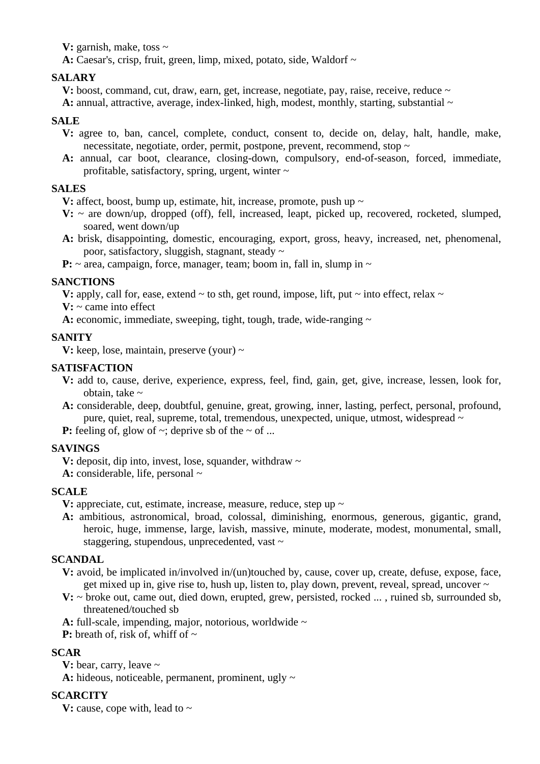**V:** garnish, make, toss ~

**A:** Caesar's, crisp, fruit, green, limp, mixed, potato, side, Waldorf ~

**SALARY**

**V:** boost, command, cut, draw, earn, get, increase, negotiate, pay, raise, receive, reduce ~

**A:** annual, attractive, average, index-linked, high, modest, monthly, starting, substantial ~

**SALE**

**V:** agree to, ban, cancel, complete, conduct, consent to, decide on, delay, halt, handle, make, necessitate, negotiate, order, permit, postpone, prevent, recommend, stop ~

**A:** annual, car boot, clearance, closing-down, compulsory, end-of-season, forced, immediate, profitable, satisfactory, spring, urgent, winter ~

**SALES**

**V:** affect, boost, bump up, estimate, hit, increase, promote, push up ~

**V:** ~ are down/up, dropped (off), fell, increased, leapt, picked up, recovered, rocketed, slumped, soared, went down/up

**A:** brisk, disappointing, domestic, encouraging, export, gross, heavy, increased, net, phenomenal, poor, satisfactory, sluggish, stagnant, steady ~

**P:** ~ area, campaign, force, manager, team; boom in, fall in, slump in ~

**SANCTIONS**

**V:** apply, call for, ease, extend ~ to sth, get round, impose, lift, put ~ into effect, relax ~

**V:** ~ came into effect

**A:** economic, immediate, sweeping, tight, tough, trade, wide-ranging ~

**SANITY**

**V:** keep, lose, maintain, preserve (your) ~

**SATISFACTION**

**V:** add to, cause, derive, experience, express, feel, find, gain, get, give, increase, lessen, look for, obtain, take ~

**A:** considerable, deep, doubtful, genuine, great, growing, inner, lasting, perfect, personal, profound, pure, quiet, real, supreme, total, tremendous, unexpected, unique, utmost, widespread ~

**P:** feeling of, glow of ~; deprive sb of the ~ of ...

**SAVINGS**

**V:** deposit, dip into, invest, lose, squander, withdraw ~

**A:** considerable, life, personal ~

**SCALE**

**V:** appreciate, cut, estimate, increase, measure, reduce, step up ~

**A:** ambitious, astronomical, broad, colossal, diminishing, enormous, generous, gigantic, grand, heroic, huge, immense, large, lavish, massive, minute, moderate, modest, monumental, small, staggering, stupendous, unprecedented, vast ~

**SCANDAL**

**V:** avoid, be implicated in/involved in/(un)touched by, cause, cover up, create, defuse, expose, face, get mixed up in, give rise to, hush up, listen to, play down, prevent, reveal, spread, uncover ~

**V:** ~ broke out, came out, died down, erupted, grew, persisted, rocked ... , ruined sb, surrounded sb, threatened/touched sb

**A:** full-scale, impending, major, notorious, worldwide ~

**P:** breath of, risk of, whiff of ~

**SCAR**

**V:** bear, carry, leave ~

**A:** hideous, noticeable, permanent, prominent, ugly ~

**SCARCITY**

**V:** cause, cope with, lead to ~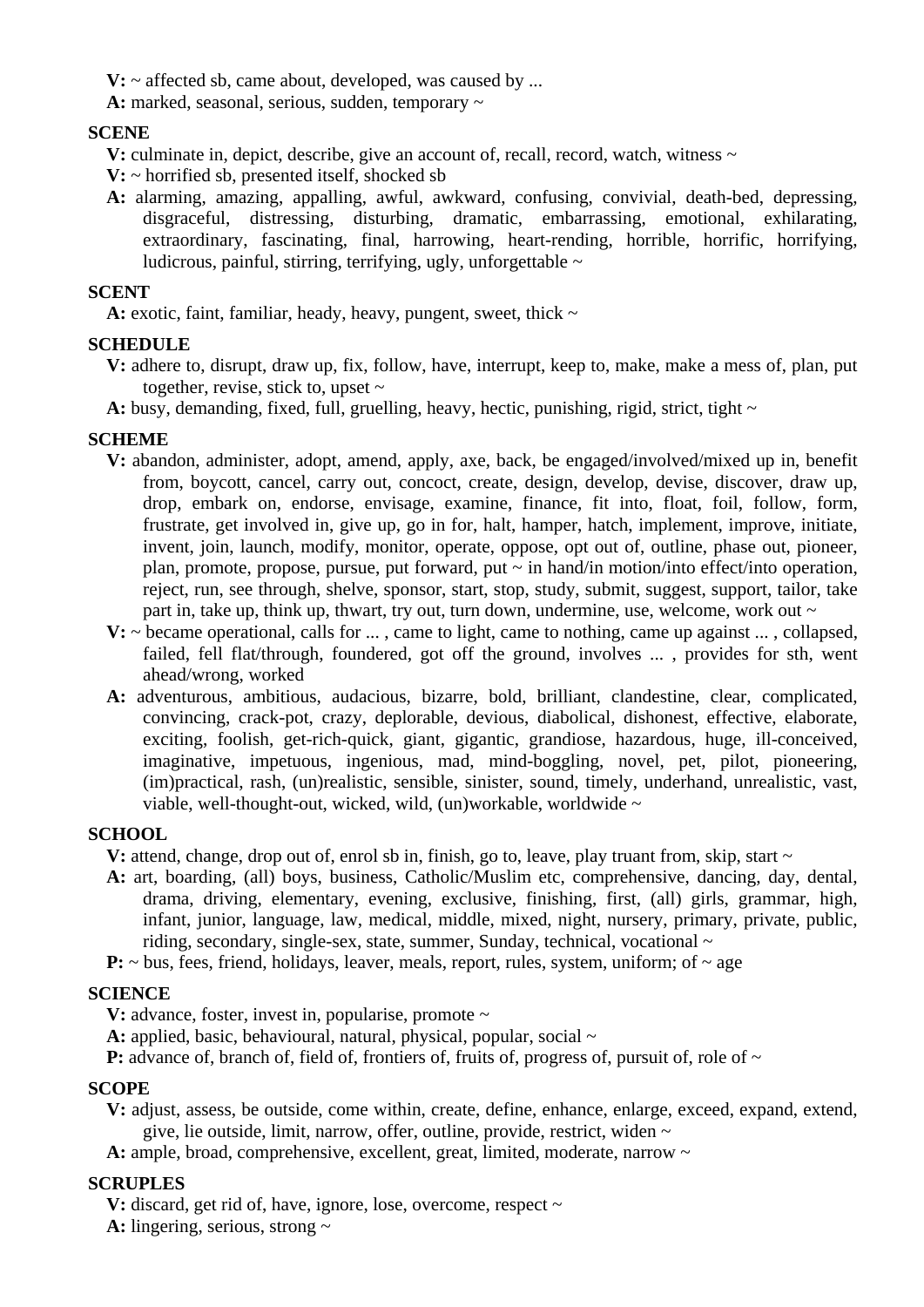**V:** ~ affected sb, came about, developed, was caused by ...

**A:** marked, seasonal, serious, sudden, temporary ~

**SCENE**

**V:** culminate in, depict, describe, give an account of, recall, record, watch, witness ~

**V:** ~ horrified sb, presented itself, shocked sb

**A:** alarming, amazing, appalling, awful, awkward, confusing, convivial, death-bed, depressing, disgraceful, distressing, disturbing, dramatic, embarrassing, emotional, exhilarating, extraordinary, fascinating, final, harrowing, heart-rending, horrible, horrific, horrifying, ludicrous, painful, stirring, terrifying, ugly, unforgettable ~

**SCENT**

**A:** exotic, faint, familiar, heady, heavy, pungent, sweet, thick ~

**SCHEDULE**

**V:** adhere to, disrupt, draw up, fix, follow, have, interrupt, keep to, make, make a mess of, plan, put together, revise, stick to, upset ~

**A:** busy, demanding, fixed, full, gruelling, heavy, hectic, punishing, rigid, strict, tight ~

**SCHEME**

**V:** abandon, administer, adopt, amend, apply, axe, back, be engaged/involved/mixed up in, benefit from, boycott, cancel, carry out, concoct, create, design, develop, devise, discover, draw up, drop, embark on, endorse, envisage, examine, finance, fit into, float, foil, follow, form, frustrate, get involved in, give up, go in for, halt, hamper, hatch, implement, improve, initiate, invent, join, launch, modify, monitor, operate, oppose, opt out of, outline, phase out, pioneer, plan, promote, propose, pursue, put forward, put ~ in hand/in motion/into effect/into operation, reject, run, see through, shelve, sponsor, start, stop, study, submit, suggest, support, tailor, take part in, take up, think up, thwart, try out, turn down, undermine, use, welcome, work out ~

**V:** ~ became operational, calls for ... , came to light, came to nothing, came up against ... , collapsed, failed, fell flat/through, foundered, got off the ground, involves ... , provides for sth, went ahead/wrong, worked

**A:** adventurous, ambitious, audacious, bizarre, bold, brilliant, clandestine, clear, complicated, convincing, crack-pot, crazy, deplorable, devious, diabolical, dishonest, effective, elaborate, exciting, foolish, get-rich-quick, giant, gigantic, grandiose, hazardous, huge, ill-conceived, imaginative, impetuous, ingenious, mad, mind-boggling, novel, pet, pilot, pioneering, (im)practical, rash, (un)realistic, sensible, sinister, sound, timely, underhand, unrealistic, vast, viable, well-thought-out, wicked, wild, (un)workable, worldwide ~

**SCHOOL**

**V:** attend, change, drop out of, enrol sb in, finish, go to, leave, play truant from, skip, start ~

**A:** art, boarding, (all) boys, business, Catholic/Muslim etc, comprehensive, dancing, day, dental, drama, driving, elementary, evening, exclusive, finishing, first, (all) girls, grammar, high, infant, junior, language, law, medical, middle, mixed, night, nursery, primary, private, public, riding, secondary, single-sex, state, summer, Sunday, technical, vocational ~

**P:** ~ bus, fees, friend, holidays, leaver, meals, report, rules, system, uniform; of ~ age

**SCIENCE**

**V:** advance, foster, invest in, popularise, promote ~

**A:** applied, basic, behavioural, natural, physical, popular, social ~

**P:** advance of, branch of, field of, frontiers of, fruits of, progress of, pursuit of, role of ~

**SCOPE**

**V:** adjust, assess, be outside, come within, create, define, enhance, enlarge, exceed, expand, extend, give, lie outside, limit, narrow, offer, outline, provide, restrict, widen ~

**A:** ample, broad, comprehensive, excellent, great, limited, moderate, narrow ~

**SCRUPLES**

**V:** discard, get rid of, have, ignore, lose, overcome, respect ~

**A:** lingering, serious, strong ~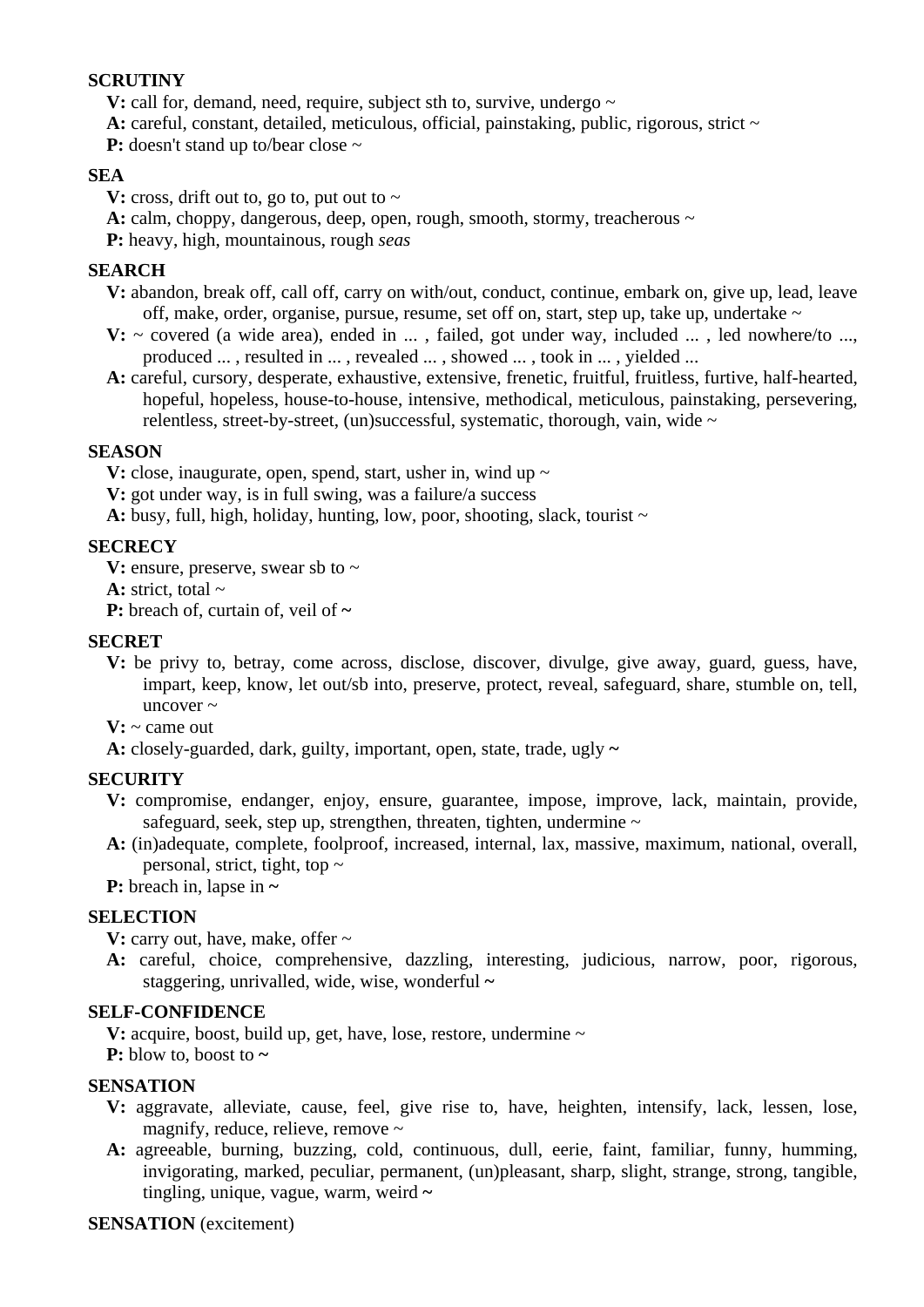**SCRUTINY**

**V:** call for, demand, need, require, subject sth to, survive, undergo ~

**A:** careful, constant, detailed, meticulous, official, painstaking, public, rigorous, strict ~

**P:** doesn't stand up to/bear close ~

**SEA**

**V:** cross, drift out to, go to, put out to ~

**A:** calm, choppy, dangerous, deep, open, rough, smooth, stormy, treacherous ~

**P:** heavy, high, mountainous, rough *seas*

**SEARCH**

**V:** abandon, break off, call off, carry on with/out, conduct, continue, embark on, give up, lead, leave off, make, order, organise, pursue, resume, set off on, start, step up, take up, undertake ~

**V:** ~ covered (a wide area), ended in ... , failed, got under way, included ... , led nowhere/to ..., produced ... , resulted in ... , revealed ... , showed ... , took in ... , yielded ...

**A:** careful, cursory, desperate, exhaustive, extensive, frenetic, fruitful, fruitless, furtive, half-hearted, hopeful, hopeless, house-to-house, intensive, methodical, meticulous, painstaking, persevering, relentless, street-by-street, (un)successful, systematic, thorough, vain, wide ~

**SEASON**

**V:** close, inaugurate, open, spend, start, usher in, wind up ~

**V:** got under way, is in full swing, was a failure/a success

**A:** busy, full, high, holiday, hunting, low, poor, shooting, slack, tourist ~

**SECRECY**

**V:** ensure, preserve, swear sb to ~

**A:** strict, total ~

**P:** breach of, curtain of, veil of **~**

**SECRET**

**V:** be privy to, betray, come across, disclose, discover, divulge, give away, guard, guess, have, impart, keep, know, let out/sb into, preserve, protect, reveal, safeguard, share, stumble on, tell, uncover ~

**V:** ~ came out

**A:** closely-guarded, dark, guilty, important, open, state, trade, ugly **~**

**SECURITY**

**V:** compromise, endanger, enjoy, ensure, guarantee, impose, improve, lack, maintain, provide, safeguard, seek, step up, strengthen, threaten, tighten, undermine ~

**A:** (in)adequate, complete, foolproof, increased, internal, lax, massive, maximum, national, overall, personal, strict, tight, top ~

**P:** breach in, lapse in **~**

**SELECTION**

**V:** carry out, have, make, offer ~

**A:** careful, choice, comprehensive, dazzling, interesting, judicious, narrow, poor, rigorous, staggering, unrivalled, wide, wise, wonderful **~**

**SELF-CONFIDENCE**

**V:** acquire, boost, build up, get, have, lose, restore, undermine ~

**P:** blow to, boost to **~**

**SENSATION**

**V:** aggravate, alleviate, cause, feel, give rise to, have, heighten, intensify, lack, lessen, lose, magnify, reduce, relieve, remove ~

**A:** agreeable, burning, buzzing, cold, continuous, dull, eerie, faint, familiar, funny, humming, invigorating, marked, peculiar, permanent, (un)pleasant, sharp, slight, strange, strong, tangible, tingling, unique, vague, warm, weird **~**

**SENSATION** (excitement)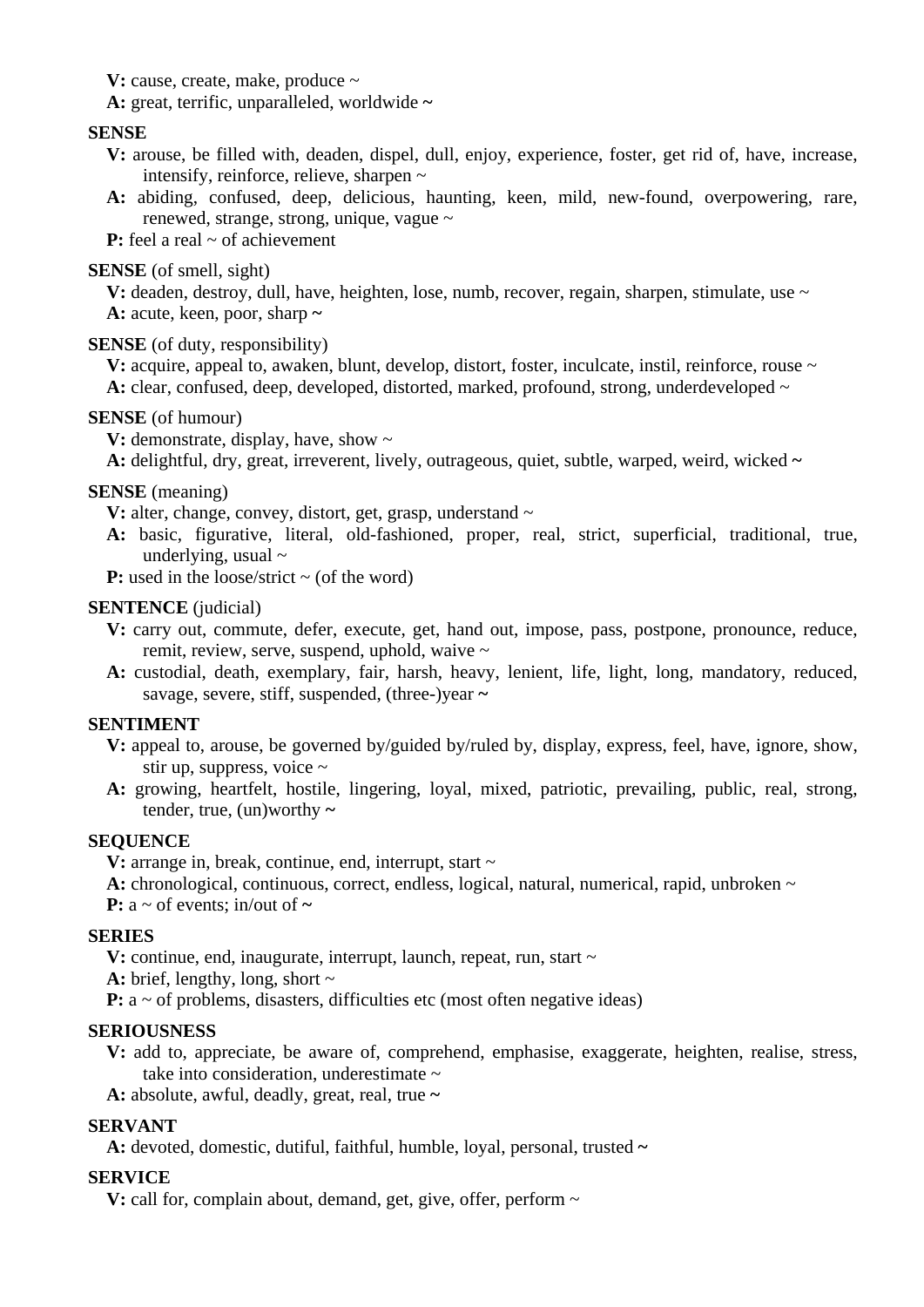**V:** cause, create, make, produce ~

**A:** great, terrific, unparalleled, worldwide **~**

**SENSE**

**V:** arouse, be filled with, deaden, dispel, dull, enjoy, experience, foster, get rid of, have, increase, intensify, reinforce, relieve, sharpen ~

**A:** abiding, confused, deep, delicious, haunting, keen, mild, new-found, overpowering, rare, renewed, strange, strong, unique, vague ~

**P:** feel a real ~ of achievement

**SENSE** (of smell, sight)

**V:** deaden, destroy, dull, have, heighten, lose, numb, recover, regain, sharpen, stimulate, use ~

**A:** acute, keen, poor, sharp **~**

**SENSE** (of duty, responsibility)

**V:** acquire, appeal to, awaken, blunt, develop, distort, foster, inculcate, instil, reinforce, rouse ~

**A:** clear, confused, deep, developed, distorted, marked, profound, strong, underdeveloped ~

**SENSE** (of humour)

**V:** demonstrate, display, have, show ~

**A:** delightful, dry, great, irreverent, lively, outrageous, quiet, subtle, warped, weird, wicked **~**

**SENSE** (meaning)

**V:** alter, change, convey, distort, get, grasp, understand ~

**A:** basic, figurative, literal, old-fashioned, proper, real, strict, superficial, traditional, true, underlying, usual ~

**P:** used in the loose/strict ~ (of the word)

**SENTENCE** (judicial)

**V:** carry out, commute, defer, execute, get, hand out, impose, pass, postpone, pronounce, reduce, remit, review, serve, suspend, uphold, waive ~

**A:** custodial, death, exemplary, fair, harsh, heavy, lenient, life, light, long, mandatory, reduced, savage, severe, stiff, suspended, (three-)year **~**

**SENTIMENT**

**V:** appeal to, arouse, be governed by/guided by/ruled by, display, express, feel, have, ignore, show, stir up, suppress, voice ~

**A:** growing, heartfelt, hostile, lingering, loyal, mixed, patriotic, prevailing, public, real, strong, tender, true, (un)worthy **~**

**SEQUENCE**

**V:** arrange in, break, continue, end, interrupt, start ~

**A:** chronological, continuous, correct, endless, logical, natural, numerical, rapid, unbroken ~

**P:** a ~ of events; in/out of **~**

**SERIES**

**V:** continue, end, inaugurate, interrupt, launch, repeat, run, start ~

**A:** brief, lengthy, long, short ~

**P:** a ~ of problems, disasters, difficulties etc (most often negative ideas)

**SERIOUSNESS**

**V:** add to, appreciate, be aware of, comprehend, emphasise, exaggerate, heighten, realise, stress, take into consideration, underestimate ~

**A:** absolute, awful, deadly, great, real, true **~**

**SERVANT**

**A:** devoted, domestic, dutiful, faithful, humble, loyal, personal, trusted **~**

**SERVICE**

**V:** call for, complain about, demand, get, give, offer, perform ~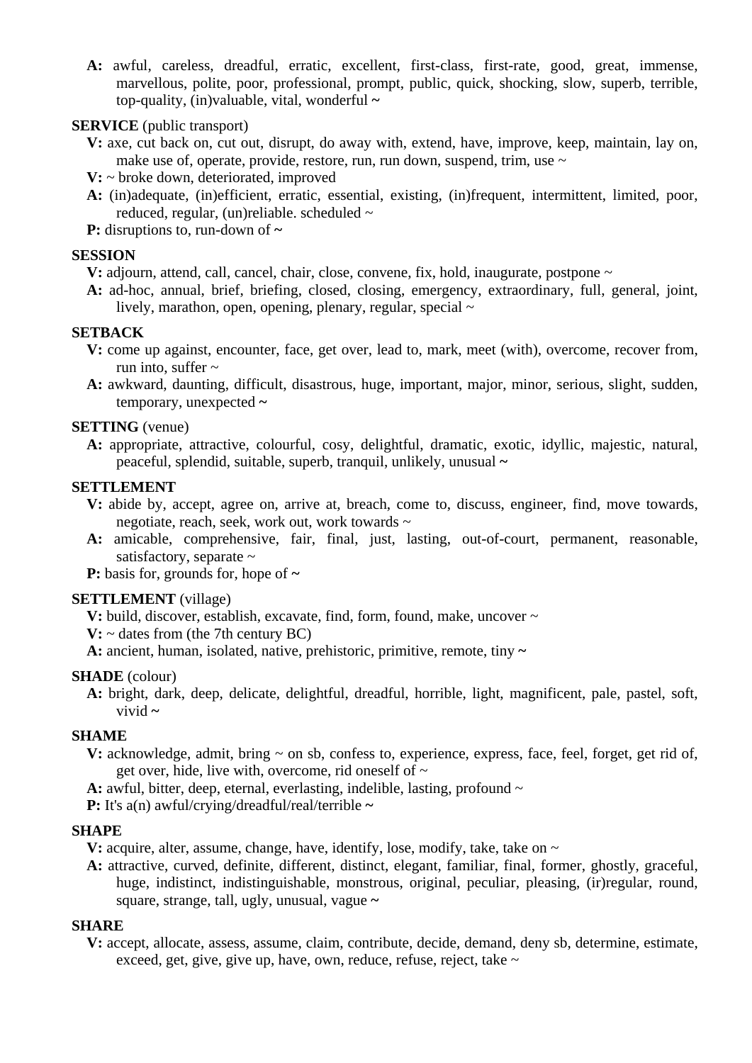**A:** awful, careless, dreadful, erratic, excellent, first-class, first-rate, good, great, immense, marvellous, polite, poor, professional, prompt, public, quick, shocking, slow, superb, terrible, top-quality, (in)valuable, vital, wonderful **~**

**SERVICE** (public transport)

**V:** axe, cut back on, cut out, disrupt, do away with, extend, have, improve, keep, maintain, lay on, make use of, operate, provide, restore, run, run down, suspend, trim, use ~

**V:** ~ broke down, deteriorated, improved

**A:** (in)adequate, (in)efficient, erratic, essential, existing, (in)frequent, intermittent, limited, poor, reduced, regular, (un)reliable. scheduled ~

**P:** disruptions to, run-down of **~**

**SESSION**

**V:** adjourn, attend, call, cancel, chair, close, convene, fix, hold, inaugurate, postpone ~

**A:** ad-hoc, annual, brief, briefing, closed, closing, emergency, extraordinary, full, general, joint, lively, marathon, open, opening, plenary, regular, special ~

**SETBACK**

**V:** come up against, encounter, face, get over, lead to, mark, meet (with), overcome, recover from, run into, suffer ~

**A:** awkward, daunting, difficult, disastrous, huge, important, major, minor, serious, slight, sudden, temporary, unexpected **~**

**SETTING** (venue)

**A:** appropriate, attractive, colourful, cosy, delightful, dramatic, exotic, idyllic, majestic, natural, peaceful, splendid, suitable, superb, tranquil, unlikely, unusual **~**

**SETTLEMENT**

**V:** abide by, accept, agree on, arrive at, breach, come to, discuss, engineer, find, move towards, negotiate, reach, seek, work out, work towards ~

**A:** amicable, comprehensive, fair, final, just, lasting, out-of-court, permanent, reasonable, satisfactory, separate ~

**P:** basis for, grounds for, hope of **~**

**SETTLEMENT** (village)

**V:** build, discover, establish, excavate, find, form, found, make, uncover ~

**V:** ~ dates from (the 7th century BC)

**A:** ancient, human, isolated, native, prehistoric, primitive, remote, tiny **~**

**SHADE** (colour)

**A:** bright, dark, deep, delicate, delightful, dreadful, horrible, light, magnificent, pale, pastel, soft, vivid **~**

**SHAME**

**V:** acknowledge, admit, bring ~ on sb, confess to, experience, express, face, feel, forget, get rid of, get over, hide, live with, overcome, rid oneself of ~

**A:** awful, bitter, deep, eternal, everlasting, indelible, lasting, profound ~

**P:** It's a(n) awful/crying/dreadful/real/terrible **~**

**SHAPE**

**V:** acquire, alter, assume, change, have, identify, lose, modify, take, take on ~

**A:** attractive, curved, definite, different, distinct, elegant, familiar, final, former, ghostly, graceful, huge, indistinct, indistinguishable, monstrous, original, peculiar, pleasing, (ir)regular, round, square, strange, tall, ugly, unusual, vague **~**

**SHARE**

**V:** accept, allocate, assess, assume, claim, contribute, decide, demand, deny sb, determine, estimate, exceed, get, give, give up, have, own, reduce, refuse, reject, take ~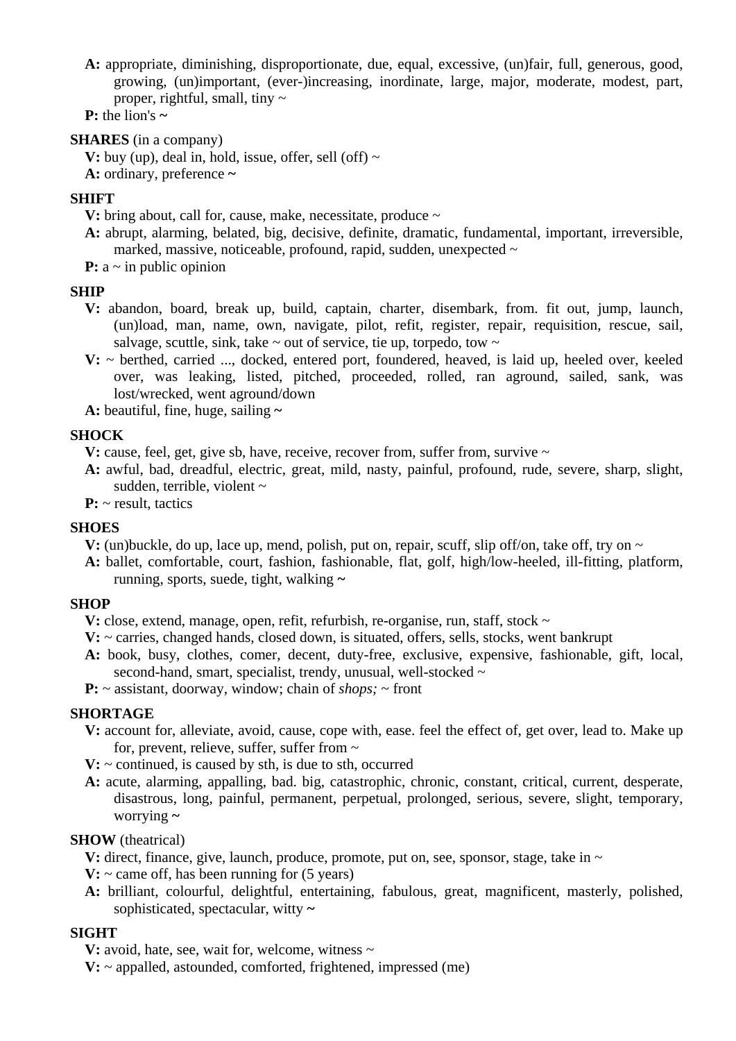**A:** appropriate, diminishing, disproportionate, due, equal, excessive, (un)fair, full, generous, good, growing, (un)important, (ever-)increasing, inordinate, large, major, moderate, modest, part, proper, rightful, small, tiny ~

**P:** the lion's **~**

**SHARES** (in a company)

**V:** buy (up), deal in, hold, issue, offer, sell (off) ~

**A:** ordinary, preference **~**

**SHIFT**

**V:** bring about, call for, cause, make, necessitate, produce ~

**A:** abrupt, alarming, belated, big, decisive, definite, dramatic, fundamental, important, irreversible, marked, massive, noticeable, profound, rapid, sudden, unexpected ~

**P:** a ~ in public opinion

**SHIP**

**V:** abandon, board, break up, build, captain, charter, disembark, from. fit out, jump, launch, (un)load, man, name, own, navigate, pilot, refit, register, repair, requisition, rescue, sail, salvage, scuttle, sink, take ~ out of service, tie up, torpedo, tow ~

**V:** ~ berthed, carried ..., docked, entered port, foundered, heaved, is laid up, heeled over, keeled over, was leaking, listed, pitched, proceeded, rolled, ran aground, sailed, sank, was lost/wrecked, went aground/down

**A:** beautiful, fine, huge, sailing **~**

**SHOCK**

**V:** cause, feel, get, give sb, have, receive, recover from, suffer from, survive ~

**A:** awful, bad, dreadful, electric, great, mild, nasty, painful, profound, rude, severe, sharp, slight, sudden, terrible, violent ~

**P:** ~ result, tactics

**SHOES**

**V:** (un)buckle, do up, lace up, mend, polish, put on, repair, scuff, slip off/on, take off, try on ~

**A:** ballet, comfortable, court, fashion, fashionable, flat, golf, high/low-heeled, ill-fitting, platform, running, sports, suede, tight, walking **~**

**SHOP**

**V:** close, extend, manage, open, refit, refurbish, re-organise, run, staff, stock ~

**V:** ~ carries, changed hands, closed down, is situated, offers, sells, stocks, went bankrupt

**A:** book, busy, clothes, comer, decent, duty-free, exclusive, expensive, fashionable, gift, local, second-hand, smart, specialist, trendy, unusual, well-stocked ~

**P:** ~ assistant, doorway, window; chain of *shops;* ~ front

**SHORTAGE**

**V:** account for, alleviate, avoid, cause, cope with, ease. feel the effect of, get over, lead to. Make up for, prevent, relieve, suffer, suffer from ~

**V:** ~ continued, is caused by sth, is due to sth, occurred

**A:** acute, alarming, appalling, bad. big, catastrophic, chronic, constant, critical, current, desperate, disastrous, long, painful, permanent, perpetual, prolonged, serious, severe, slight, temporary, worrying **~**

**SHOW** (theatrical)

**V:** direct, finance, give, launch, produce, promote, put on, see, sponsor, stage, take in ~

**V:** ~ came off, has been running for (5 years)

**A:** brilliant, colourful, delightful, entertaining, fabulous, great, magnificent, masterly, polished, sophisticated, spectacular, witty **~**

**SIGHT**

**V:** avoid, hate, see, wait for, welcome, witness ~

**V:** ~ appalled, astounded, comforted, frightened, impressed (me)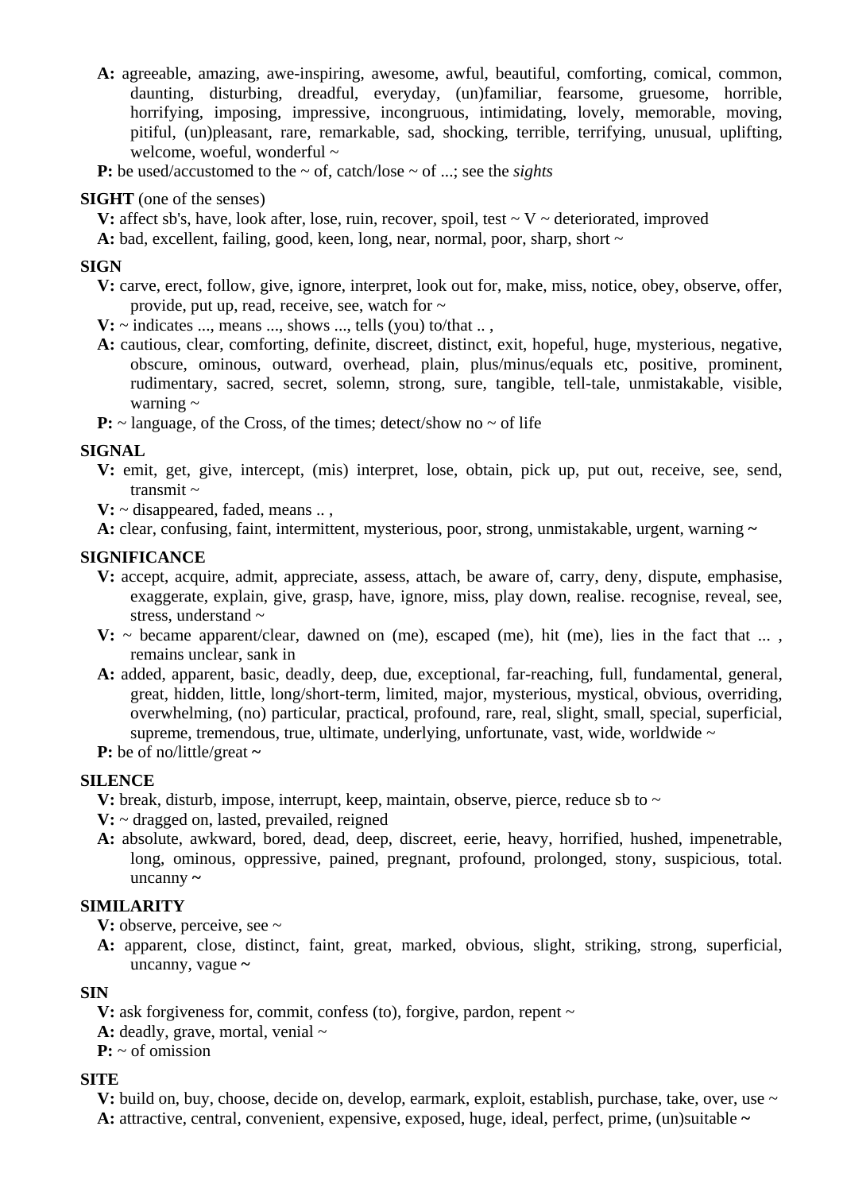**A:** agreeable, amazing, awe-inspiring, awesome, awful, beautiful, comforting, comical, common, daunting, disturbing, dreadful, everyday, (un)familiar, fearsome, gruesome, horrible, horrifying, imposing, impressive, incongruous, intimidating, lovely, memorable, moving, pitiful, (un)pleasant, rare, remarkable, sad, shocking, terrible, terrifying, unusual, uplifting, welcome, woeful, wonderful ~

**P:** be used/accustomed to the ~ of, catch/lose ~ of ...; see the *sights*

**SIGHT** (one of the senses)

**V:** affect sb's, have, look after, lose, ruin, recover, spoil, test ~ V ~ deteriorated, improved

**A:** bad, excellent, failing, good, keen, long, near, normal, poor, sharp, short ~

**SIGN**

**V:** carve, erect, follow, give, ignore, interpret, look out for, make, miss, notice, obey, observe, offer, provide, put up, read, receive, see, watch for ~

**V:** ~ indicates ..., means ..., shows ..., tells (you) to/that .. ,

**A:** cautious, clear, comforting, definite, discreet, distinct, exit, hopeful, huge, mysterious, negative, obscure, ominous, outward, overhead, plain, plus/minus/equals etc, positive, prominent, rudimentary, sacred, secret, solemn, strong, sure, tangible, tell-tale, unmistakable, visible, warning ~

**P:** ~ language, of the Cross, of the times; detect/show no ~ of life

**SIGNAL**

**V:** emit, get, give, intercept, (mis) interpret, lose, obtain, pick up, put out, receive, see, send, transmit ~

**V:** ~ disappeared, faded, means .. ,

**A:** clear, confusing, faint, intermittent, mysterious, poor, strong, unmistakable, urgent, warning **~**

**SIGNIFICANCE**

**V:** accept, acquire, admit, appreciate, assess, attach, be aware of, carry, deny, dispute, emphasise, exaggerate, explain, give, grasp, have, ignore, miss, play down, realise. recognise, reveal, see, stress, understand ~

**V:** ~ became apparent/clear, dawned on (me), escaped (me), hit (me), lies in the fact that ... , remains unclear, sank in

**A:** added, apparent, basic, deadly, deep, due, exceptional, far-reaching, full, fundamental, general, great, hidden, little, long/short-term, limited, major, mysterious, mystical, obvious, overriding, overwhelming, (no) particular, practical, profound, rare, real, slight, small, special, superficial, supreme, tremendous, true, ultimate, underlying, unfortunate, vast, wide, worldwide ~

**P:** be of no/little/great **~**

**SILENCE**

**V:** break, disturb, impose, interrupt, keep, maintain, observe, pierce, reduce sb to ~

**V:** ~ dragged on, lasted, prevailed, reigned

**A:** absolute, awkward, bored, dead, deep, discreet, eerie, heavy, horrified, hushed, impenetrable, long, ominous, oppressive, pained, pregnant, profound, prolonged, stony, suspicious, total. uncanny **~**

**SIMILARITY**

**V:** observe, perceive, see ~

**A:** apparent, close, distinct, faint, great, marked, obvious, slight, striking, strong, superficial, uncanny, vague **~**

**SIN**

**V:** ask forgiveness for, commit, confess (to), forgive, pardon, repent ~

**A:** deadly, grave, mortal, venial ~

**P:** ~ of omission

**SITE**

**V:** build on, buy, choose, decide on, develop, earmark, exploit, establish, purchase, take, over, use ~

**A:** attractive, central, convenient, expensive, exposed, huge, ideal, perfect, prime, (un)suitable **~**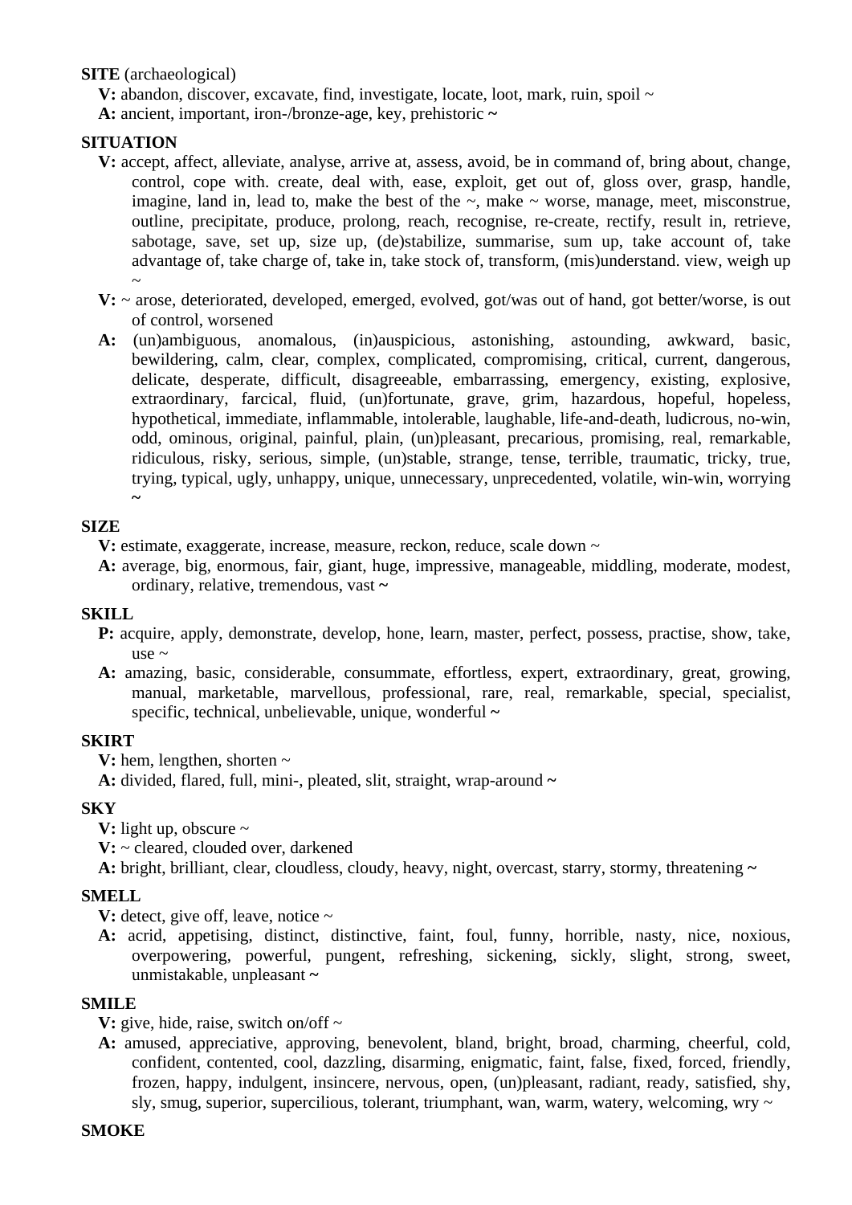**SITE** (archaeological)

**V:** abandon, discover, excavate, find, investigate, locate, loot, mark, ruin, spoil ~

**A:** ancient, important, iron-/bronze-age, key, prehistoric **~**

**SITUATION**

**V:** accept, affect, alleviate, analyse, arrive at, assess, avoid, be in command of, bring about, change, control, cope with. create, deal with, ease, exploit, get out of, gloss over, grasp, handle, imagine, land in, lead to, make the best of the ~, make ~ worse, manage, meet, misconstrue, outline, precipitate, produce, prolong, reach, recognise, re-create, rectify, result in, retrieve, sabotage, save, set up, size up, (de)stabilize, summarise, sum up, take account of, take advantage of, take charge of, take in, take stock of, transform, (mis)understand. view, weigh up ~

**V:** ~ arose, deteriorated, developed, emerged, evolved, got/was out of hand, got better/worse, is out of control, worsened

**A:** (un)ambiguous, anomalous, (in)auspicious, astonishing, astounding, awkward, basic, bewildering, calm, clear, complex, complicated, compromising, critical, current, dangerous, delicate, desperate, difficult, disagreeable, embarrassing, emergency, existing, explosive, extraordinary, farcical, fluid, (un)fortunate, grave, grim, hazardous, hopeful, hopeless, hypothetical, immediate, inflammable, intolerable, laughable, life-and-death, ludicrous, no-win, odd, ominous, original, painful, plain, (un)pleasant, precarious, promising, real, remarkable, ridiculous, risky, serious, simple, (un)stable, strange, tense, terrible, traumatic, tricky, true, trying, typical, ugly, unhappy, unique, unnecessary, unprecedented, volatile, win-win, worrying **~**

**SIZE**

**V:** estimate, exaggerate, increase, measure, reckon, reduce, scale down ~

**A:** average, big, enormous, fair, giant, huge, impressive, manageable, middling, moderate, modest, ordinary, relative, tremendous, vast **~**

**SKILL**

**P:** acquire, apply, demonstrate, develop, hone, learn, master, perfect, possess, practise, show, take, use ~

**A:** amazing, basic, considerable, consummate, effortless, expert, extraordinary, great, growing, manual, marketable, marvellous, professional, rare, real, remarkable, special, specialist, specific, technical, unbelievable, unique, wonderful **~**

**SKIRT**

**V:** hem, lengthen, shorten ~

**A:** divided, flared, full, mini-, pleated, slit, straight, wrap-around **~**

**SKY**

**V:** light up, obscure ~

**V:** ~ cleared, clouded over, darkened

**A:** bright, brilliant, clear, cloudless, cloudy, heavy, night, overcast, starry, stormy, threatening **~**

**SMELL**

**V:** detect, give off, leave, notice ~

**A:** acrid, appetising, distinct, distinctive, faint, foul, funny, horrible, nasty, nice, noxious, overpowering, powerful, pungent, refreshing, sickening, sickly, slight, strong, sweet, unmistakable, unpleasant **~**

**SMILE**

**V:** give, hide, raise, switch on/off ~

**A:** amused, appreciative, approving, benevolent, bland, bright, broad, charming, cheerful, cold, confident, contented, cool, dazzling, disarming, enigmatic, faint, false, fixed, forced, friendly, frozen, happy, indulgent, insincere, nervous, open, (un)pleasant, radiant, ready, satisfied, shy, sly, smug, superior, supercilious, tolerant, triumphant, wan, warm, watery, welcoming, wry ~

**SMOKE**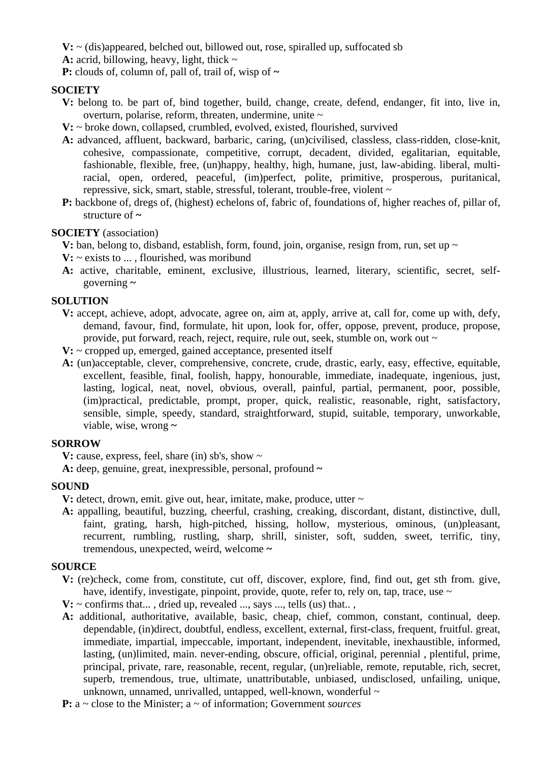**V:** ~ (dis)appeared, belched out, billowed out, rose, spiralled up, suffocated sb
**A:** acrid, billowing, heavy, light, thick ~
**P:** clouds of, column of, pall of, trail of, wisp of **~**

**SOCIETY**

**V:** belong to. be part of, bind together, build, change, create, defend, endanger, fit into, live in, overturn, polarise, reform, threaten, undermine, unite ~
**V:** ~ broke down, collapsed, crumbled, evolved, existed, flourished, survived
**A:** advanced, affluent, backward, barbaric, caring, (un)civilised, classless, class-ridden, close-knit, cohesive, compassionate, competitive, corrupt, decadent, divided, egalitarian, equitable, fashionable, flexible, free, (un)happy, healthy, high, humane, just, law-abiding. liberal, multi-racial, open, ordered, peaceful, (im)perfect, polite, primitive, prosperous, puritanical, repressive, sick, smart, stable, stressful, tolerant, trouble-free, violent ~
**P:** backbone of, dregs of, (highest) echelons of, fabric of, foundations of, higher reaches of, pillar of, structure of **~**

**SOCIETY** (association)

**V:** ban, belong to, disband, establish, form, found, join, organise, resign from, run, set up ~
**V:** ~ exists to ... , flourished, was moribund
**A:** active, charitable, eminent, exclusive, illustrious, learned, literary, scientific, secret, self-governing **~**

**SOLUTION**

**V:** accept, achieve, adopt, advocate, agree on, aim at, apply, arrive at, call for, come up with, defy, demand, favour, find, formulate, hit upon, look for, offer, oppose, prevent, produce, propose, provide, put forward, reach, reject, require, rule out, seek, stumble on, work out ~
**V:** ~ cropped up, emerged, gained acceptance, presented itself
**A:** (un)acceptable, clever, comprehensive, concrete, crude, drastic, early, easy, effective, equitable, excellent, feasible, final, foolish, happy, honourable, immediate, inadequate, ingenious, just, lasting, logical, neat, novel, obvious, overall, painful, partial, permanent, poor, possible, (im)practical, predictable, prompt, proper, quick, realistic, reasonable, right, satisfactory, sensible, simple, speedy, standard, straightforward, stupid, suitable, temporary, unworkable, viable, wise, wrong **~**

**SORROW**

**V:** cause, express, feel, share (in) sb's, show ~
**A:** deep, genuine, great, inexpressible, personal, profound **~**

**SOUND**

**V:** detect, drown, emit. give out, hear, imitate, make, produce, utter ~
**A:** appalling, beautiful, buzzing, cheerful, crashing, creaking, discordant, distant, distinctive, dull, faint, grating, harsh, high-pitched, hissing, hollow, mysterious, ominous, (un)pleasant, recurrent, rumbling, rustling, sharp, shrill, sinister, soft, sudden, sweet, terrific, tiny, tremendous, unexpected, weird, welcome **~**

**SOURCE**

**V:** (re)check, come from, constitute, cut off, discover, explore, find, find out, get sth from. give, have, identify, investigate, pinpoint, provide, quote, refer to, rely on, tap, trace, use ~
**V:** ~ confirms that... , dried up, revealed ..., says ..., tells (us) that.. ,
**A:** additional, authoritative, available, basic, cheap, chief, common, constant, continual, deep. dependable, (in)direct, doubtful, endless, excellent, external, first-class, frequent, fruitful. great, immediate, impartial, impeccable, important, independent, inevitable, inexhaustible, informed, lasting, (un)limited, main. never-ending, obscure, official, original, perennial , plentiful, prime, principal, private, rare, reasonable, recent, regular, (un)reliable, remote, reputable, rich, secret, superb, tremendous, true, ultimate, unattributable, unbiased, undisclosed, unfailing, unique, unknown, unnamed, unrivalled, untapped, well-known, wonderful ~
**P:** a ~ close to the Minister; a ~ of information; Government *sources*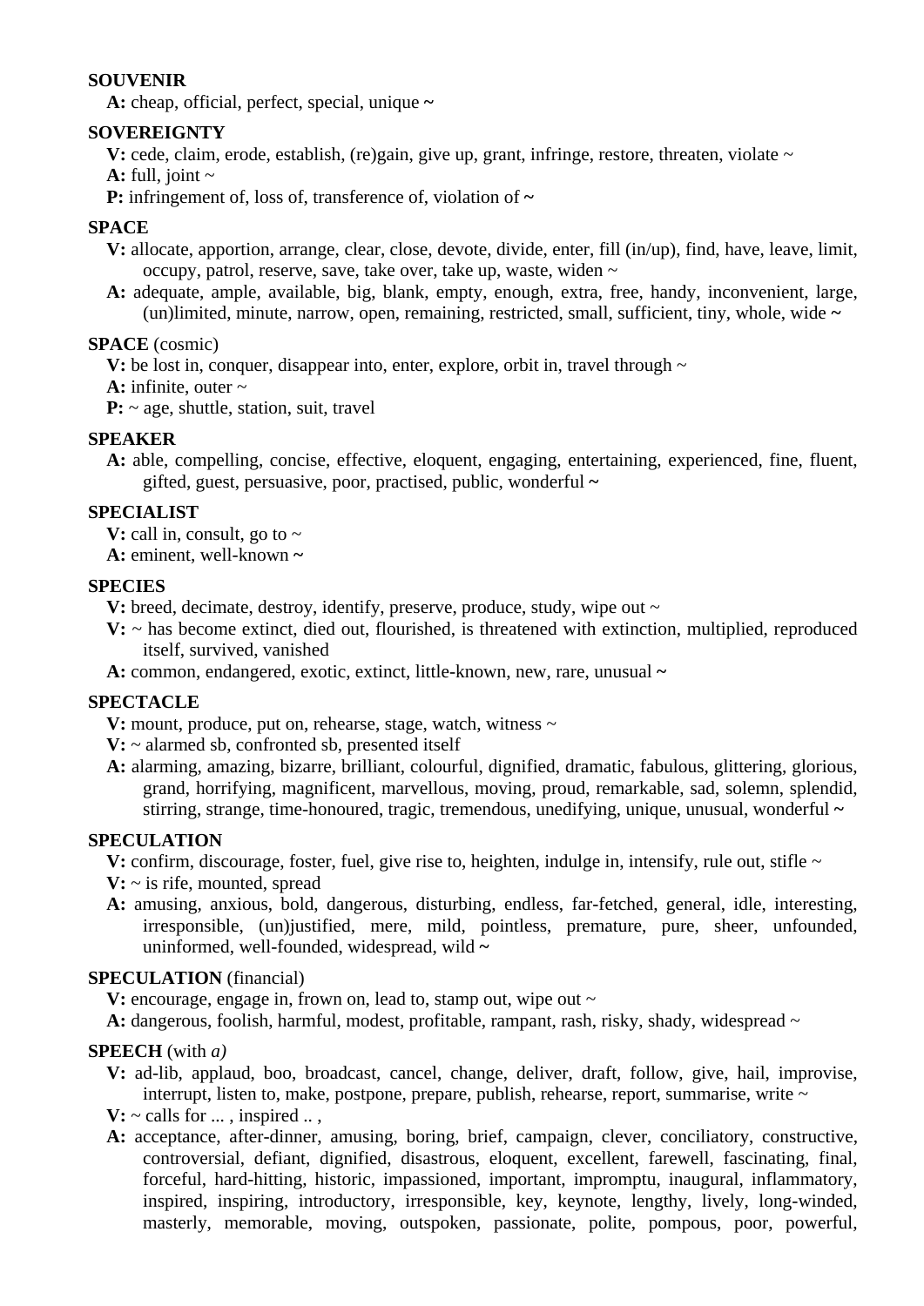**SOUVENIR**

**A:** cheap, official, perfect, special, unique **~**

**SOVEREIGNTY**

**V:** cede, claim, erode, establish, (re)gain, give up, grant, infringe, restore, threaten, violate ~

**A:** full, joint ~

**P:** infringement of, loss of, transference of, violation of **~**

**SPACE**

**V:** allocate, apportion, arrange, clear, close, devote, divide, enter, fill (in/up), find, have, leave, limit, occupy, patrol, reserve, save, take over, take up, waste, widen ~

**A:** adequate, ample, available, big, blank, empty, enough, extra, free, handy, inconvenient, large, (un)limited, minute, narrow, open, remaining, restricted, small, sufficient, tiny, whole, wide **~**

**SPACE** (cosmic)

**V:** be lost in, conquer, disappear into, enter, explore, orbit in, travel through ~

**A:** infinite, outer ~

**P:** ~ age, shuttle, station, suit, travel

**SPEAKER**

**A:** able, compelling, concise, effective, eloquent, engaging, entertaining, experienced, fine, fluent, gifted, guest, persuasive, poor, practised, public, wonderful **~**

**SPECIALIST**

**V:** call in, consult, go to ~

**A:** eminent, well-known **~**

**SPECIES**

**V:** breed, decimate, destroy, identify, preserve, produce, study, wipe out ~

**V:** ~ has become extinct, died out, flourished, is threatened with extinction, multiplied, reproduced itself, survived, vanished

**A:** common, endangered, exotic, extinct, little-known, new, rare, unusual **~**

**SPECTACLE**

**V:** mount, produce, put on, rehearse, stage, watch, witness ~

**V:** ~ alarmed sb, confronted sb, presented itself

**A:** alarming, amazing, bizarre, brilliant, colourful, dignified, dramatic, fabulous, glittering, glorious, grand, horrifying, magnificent, marvellous, moving, proud, remarkable, sad, solemn, splendid, stirring, strange, time-honoured, tragic, tremendous, unedifying, unique, unusual, wonderful **~**

**SPECULATION**

**V:** confirm, discourage, foster, fuel, give rise to, heighten, indulge in, intensify, rule out, stifle ~

**V:** ~ is rife, mounted, spread

**A:** amusing, anxious, bold, dangerous, disturbing, endless, far-fetched, general, idle, interesting, irresponsible, (un)justified, mere, mild, pointless, premature, pure, sheer, unfounded, uninformed, well-founded, widespread, wild **~**

**SPECULATION** (financial)

**V:** encourage, engage in, frown on, lead to, stamp out, wipe out ~

**A:** dangerous, foolish, harmful, modest, profitable, rampant, rash, risky, shady, widespread ~

**SPEECH** (with *a)*

**V:** ad-lib, applaud, boo, broadcast, cancel, change, deliver, draft, follow, give, hail, improvise, interrupt, listen to, make, postpone, prepare, publish, rehearse, report, summarise, write ~

**V:** ~ calls for ... , inspired .. ,

**A:** acceptance, after-dinner, amusing, boring, brief, campaign, clever, conciliatory, constructive, controversial, defiant, dignified, disastrous, eloquent, excellent, farewell, fascinating, final, forceful, hard-hitting, historic, impassioned, important, impromptu, inaugural, inflammatory, inspired, inspiring, introductory, irresponsible, key, keynote, lengthy, lively, long-winded, masterly, memorable, moving, outspoken, passionate, polite, pompous, poor, powerful,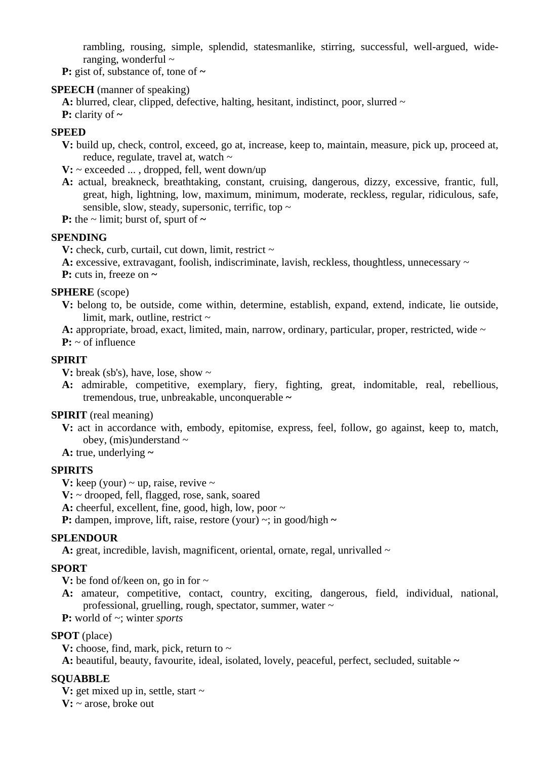rambling, rousing, simple, splendid, statesmanlike, stirring, successful, well-argued, wide-ranging, wonderful ~

**P:** gist of, substance of, tone of **~**

**SPEECH** (manner of speaking)

**A:** blurred, clear, clipped, defective, halting, hesitant, indistinct, poor, slurred ~

**P:** clarity of **~**

**SPEED**

**V:** build up, check, control, exceed, go at, increase, keep to, maintain, measure, pick up, proceed at, reduce, regulate, travel at, watch ~

**V:** ~ exceeded ... , dropped, fell, went down/up

**A:** actual, breakneck, breathtaking, constant, cruising, dangerous, dizzy, excessive, frantic, full, great, high, lightning, low, maximum, minimum, moderate, reckless, regular, ridiculous, safe, sensible, slow, steady, supersonic, terrific, top ~

**P:** the ~ limit; burst of, spurt of **~**

**SPENDING**

**V:** check, curb, curtail, cut down, limit, restrict ~

**A:** excessive, extravagant, foolish, indiscriminate, lavish, reckless, thoughtless, unnecessary ~

**P:** cuts in, freeze on **~**

**SPHERE** (scope)

**V:** belong to, be outside, come within, determine, establish, expand, extend, indicate, lie outside, limit, mark, outline, restrict ~

**A:** appropriate, broad, exact, limited, main, narrow, ordinary, particular, proper, restricted, wide ~

**P:** ~ of influence

**SPIRIT**

**V:** break (sb's), have, lose, show ~

**A:** admirable, competitive, exemplary, fiery, fighting, great, indomitable, real, rebellious, tremendous, true, unbreakable, unconquerable **~**

**SPIRIT** (real meaning)

**V:** act in accordance with, embody, epitomise, express, feel, follow, go against, keep to, match, obey, (mis)understand ~

**A:** true, underlying **~**

**SPIRITS**

**V:** keep (your) ~ up, raise, revive ~

**V:** ~ drooped, fell, flagged, rose, sank, soared

**A:** cheerful, excellent, fine, good, high, low, poor ~

**P:** dampen, improve, lift, raise, restore (your) ~; in good/high **~**

**SPLENDOUR**

**A:** great, incredible, lavish, magnificent, oriental, ornate, regal, unrivalled ~

**SPORT**

**V:** be fond of/keen on, go in for ~

**A:** amateur, competitive, contact, country, exciting, dangerous, field, individual, national, professional, gruelling, rough, spectator, summer, water ~

**P:** world of ~; winter *sports*

**SPOT** (place)

**V:** choose, find, mark, pick, return to ~

**A:** beautiful, beauty, favourite, ideal, isolated, lovely, peaceful, perfect, secluded, suitable **~**

**SQUABBLE**

**V:** get mixed up in, settle, start ~

**V:** ~ arose, broke out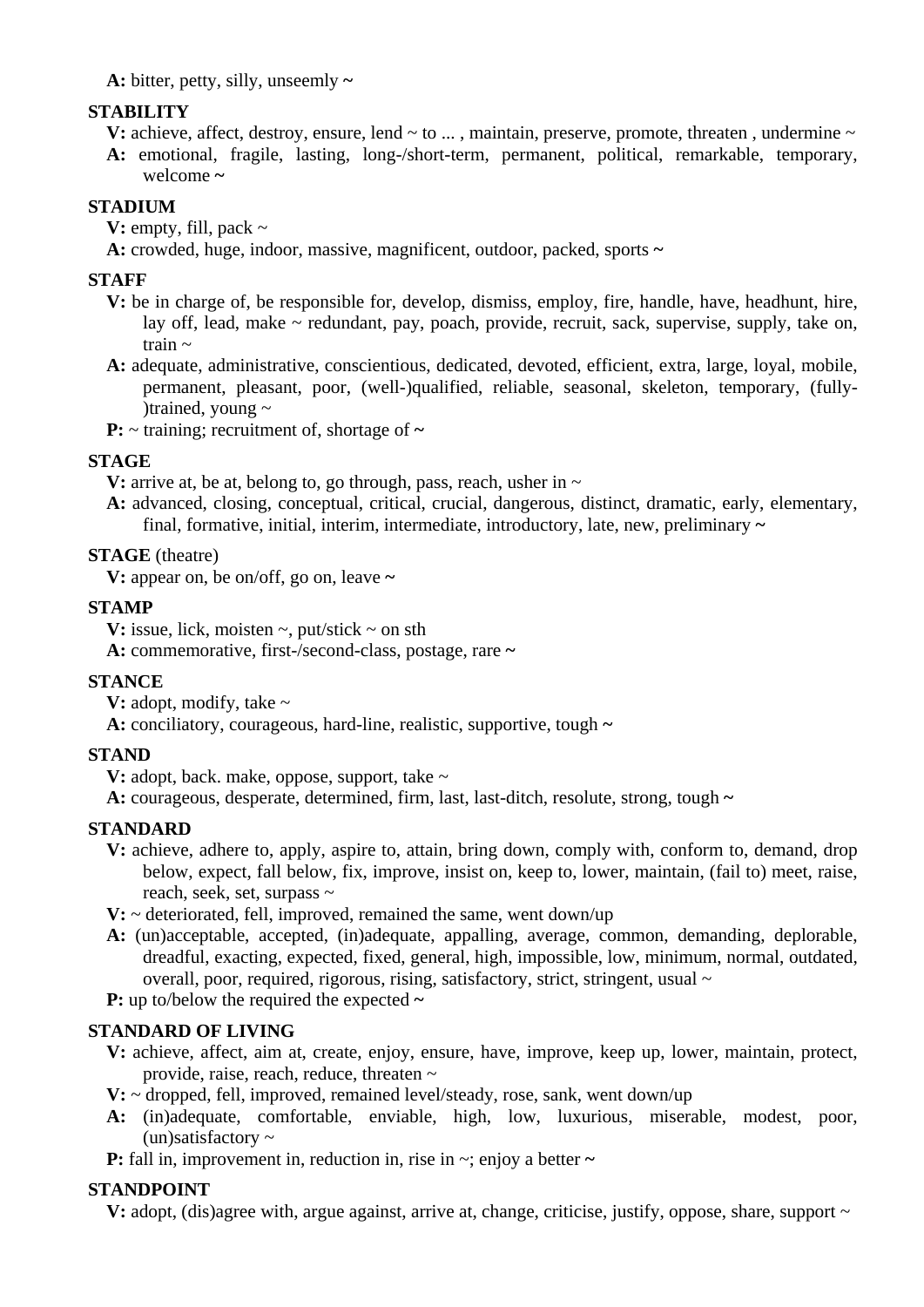**A:** bitter, petty, silly, unseemly **~**

**STABILITY**

**V:** achieve, affect, destroy, ensure, lend ~ to ... , maintain, preserve, promote, threaten , undermine ~

**A:** emotional, fragile, lasting, long-/short-term, permanent, political, remarkable, temporary, welcome **~**

**STADIUM**

**V:** empty, fill, pack ~

**A:** crowded, huge, indoor, massive, magnificent, outdoor, packed, sports **~**

**STAFF**

**V:** be in charge of, be responsible for, develop, dismiss, employ, fire, handle, have, headhunt, hire, lay off, lead, make ~ redundant, pay, poach, provide, recruit, sack, supervise, supply, take on, train ~

**A:** adequate, administrative, conscientious, dedicated, devoted, efficient, extra, large, loyal, mobile, permanent, pleasant, poor, (well-)qualified, reliable, seasonal, skeleton, temporary, (fully-)trained, young ~

**P:** ~ training; recruitment of, shortage of **~**

**STAGE**

**V:** arrive at, be at, belong to, go through, pass, reach, usher in ~

**A:** advanced, closing, conceptual, critical, crucial, dangerous, distinct, dramatic, early, elementary, final, formative, initial, interim, intermediate, introductory, late, new, preliminary **~**

**STAGE** (theatre)

**V:** appear on, be on/off, go on, leave **~**

**STAMP**

**V:** issue, lick, moisten ~, put/stick ~ on sth

**A:** commemorative, first-/second-class, postage, rare **~**

**STANCE**

**V:** adopt, modify, take ~

**A:** conciliatory, courageous, hard-line, realistic, supportive, tough **~**

**STAND**

**V:** adopt, back. make, oppose, support, take ~

**A:** courageous, desperate, determined, firm, last, last-ditch, resolute, strong, tough **~**

**STANDARD**

**V:** achieve, adhere to, apply, aspire to, attain, bring down, comply with, conform to, demand, drop below, expect, fall below, fix, improve, insist on, keep to, lower, maintain, (fail to) meet, raise, reach, seek, set, surpass ~

**V:** ~ deteriorated, fell, improved, remained the same, went down/up

**A:** (un)acceptable, accepted, (in)adequate, appalling, average, common, demanding, deplorable, dreadful, exacting, expected, fixed, general, high, impossible, low, minimum, normal, outdated, overall, poor, required, rigorous, rising, satisfactory, strict, stringent, usual ~

**P:** up to/below the required the expected **~**

**STANDARD OF LIVING**

**V:** achieve, affect, aim at, create, enjoy, ensure, have, improve, keep up, lower, maintain, protect, provide, raise, reach, reduce, threaten ~

**V:** ~ dropped, fell, improved, remained level/steady, rose, sank, went down/up

**A:** (in)adequate, comfortable, enviable, high, low, luxurious, miserable, modest, poor, (un)satisfactory ~

**P:** fall in, improvement in, reduction in, rise in ~; enjoy a better **~**

**STANDPOINT**

**V:** adopt, (dis)agree with, argue against, arrive at, change, criticise, justify, oppose, share, support ~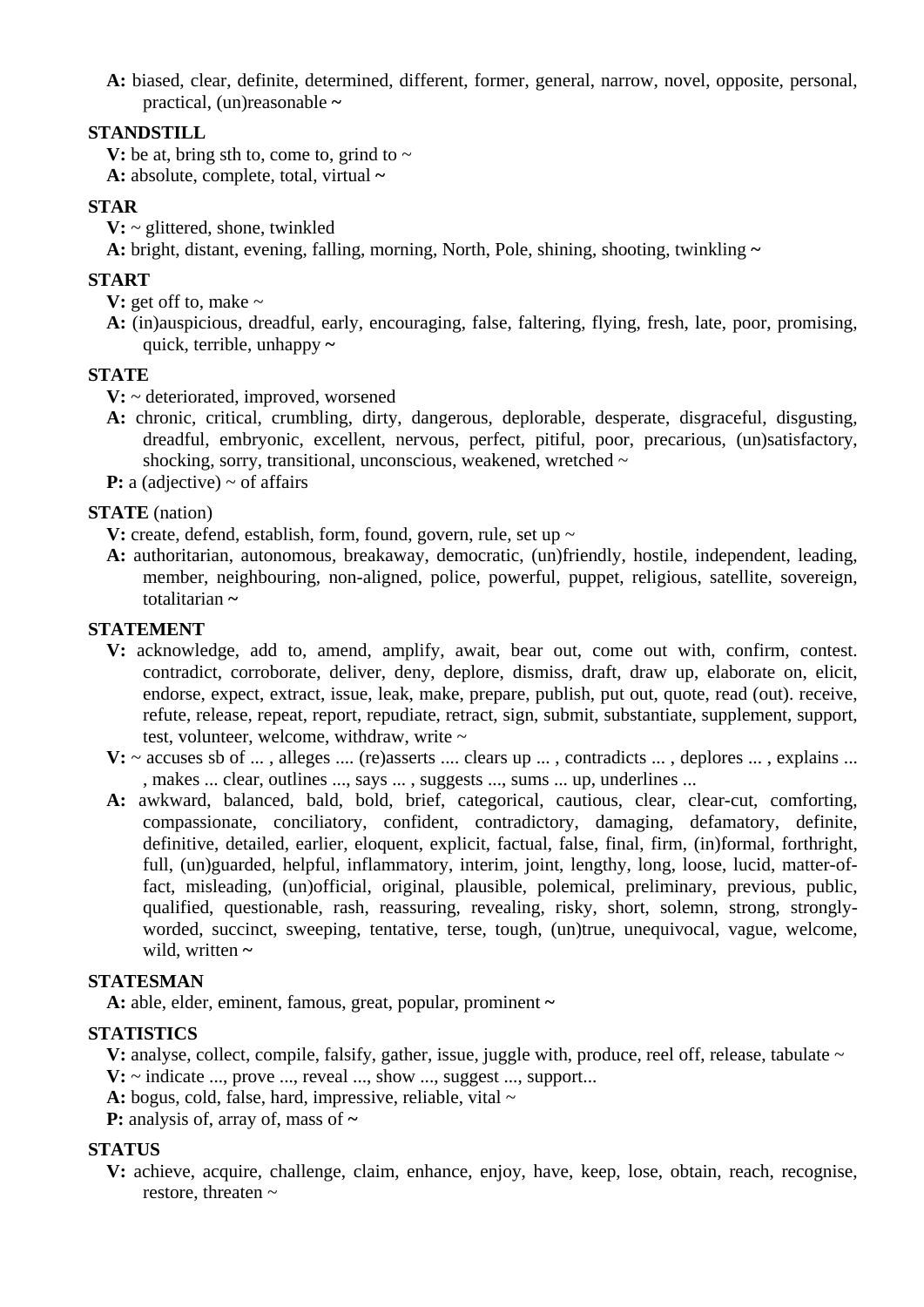**A:** biased, clear, definite, determined, different, former, general, narrow, novel, opposite, personal, practical, (un)reasonable **~**

**STANDSTILL**

**V:** be at, bring sth to, come to, grind to ~

**A:** absolute, complete, total, virtual **~**

**STAR**

**V:** ~ glittered, shone, twinkled

**A:** bright, distant, evening, falling, morning, North, Pole, shining, shooting, twinkling **~**

**START**

**V:** get off to, make ~

**A:** (in)auspicious, dreadful, early, encouraging, false, faltering, flying, fresh, late, poor, promising, quick, terrible, unhappy **~**

**STATE**

**V:** ~ deteriorated, improved, worsened

**A:** chronic, critical, crumbling, dirty, dangerous, deplorable, desperate, disgraceful, disgusting, dreadful, embryonic, excellent, nervous, perfect, pitiful, poor, precarious, (un)satisfactory, shocking, sorry, transitional, unconscious, weakened, wretched ~

**P:** a (adjective) ~ of affairs

**STATE** (nation)

**V:** create, defend, establish, form, found, govern, rule, set up ~

**A:** authoritarian, autonomous, breakaway, democratic, (un)friendly, hostile, independent, leading, member, neighbouring, non-aligned, police, powerful, puppet, religious, satellite, sovereign, totalitarian **~**

**STATEMENT**

**V:** acknowledge, add to, amend, amplify, await, bear out, come out with, confirm, contest. contradict, corroborate, deliver, deny, deplore, dismiss, draft, draw up, elaborate on, elicit, endorse, expect, extract, issue, leak, make, prepare, publish, put out, quote, read (out). receive, refute, release, repeat, report, repudiate, retract, sign, submit, substantiate, supplement, support, test, volunteer, welcome, withdraw, write ~

**V:** ~ accuses sb of ... , alleges .... (re)asserts .... clears up ... , contradicts ... , deplores ... , explains ... , makes ... clear, outlines ..., says ... , suggests ..., sums ... up, underlines ...

**A:** awkward, balanced, bald, bold, brief, categorical, cautious, clear, clear-cut, comforting, compassionate, conciliatory, confident, contradictory, damaging, defamatory, definite, definitive, detailed, earlier, eloquent, explicit, factual, false, final, firm, (in)formal, forthright, full, (un)guarded, helpful, inflammatory, interim, joint, lengthy, long, loose, lucid, matter-of-fact, misleading, (un)official, original, plausible, polemical, preliminary, previous, public, qualified, questionable, rash, reassuring, revealing, risky, short, solemn, strong, strongly-worded, succinct, sweeping, tentative, terse, tough, (un)true, unequivocal, vague, welcome, wild, written **~**

**STATESMAN**

**A:** able, elder, eminent, famous, great, popular, prominent **~**

**STATISTICS**

**V:** analyse, collect, compile, falsify, gather, issue, juggle with, produce, reel off, release, tabulate ~

**V:** ~ indicate ..., prove ..., reveal ..., show ..., suggest ..., support...

**A:** bogus, cold, false, hard, impressive, reliable, vital ~

**P:** analysis of, array of, mass of **~**

**STATUS**

**V:** achieve, acquire, challenge, claim, enhance, enjoy, have, keep, lose, obtain, reach, recognise, restore, threaten ~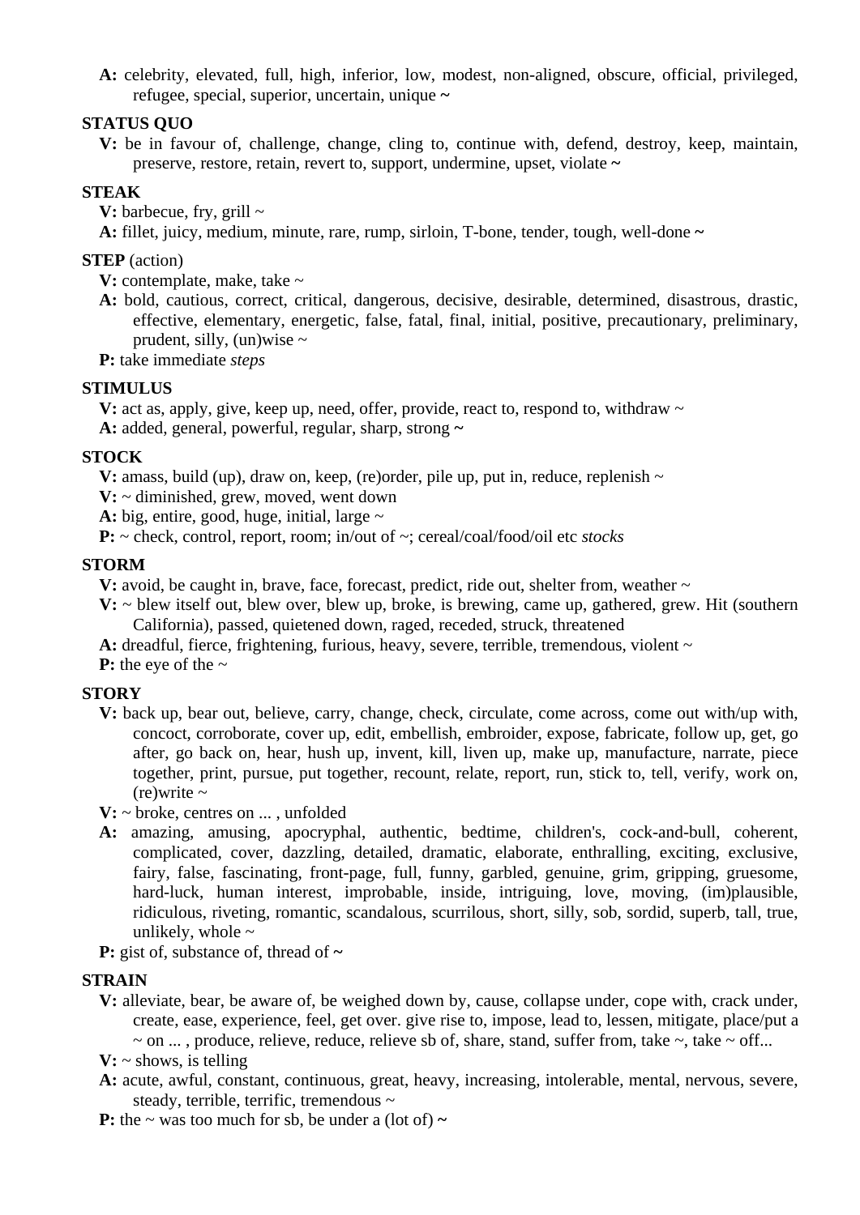**A:** celebrity, elevated, full, high, inferior, low, modest, non-aligned, obscure, official, privileged, refugee, special, superior, uncertain, unique **~**

**STATUS QUO**

**V:** be in favour of, challenge, change, cling to, continue with, defend, destroy, keep, maintain, preserve, restore, retain, revert to, support, undermine, upset, violate **~**

**STEAK**

**V:** barbecue, fry, grill ~

**A:** fillet, juicy, medium, minute, rare, rump, sirloin, T-bone, tender, tough, well-done **~**

**STEP** (action)

**V:** contemplate, make, take ~

**A:** bold, cautious, correct, critical, dangerous, decisive, desirable, determined, disastrous, drastic, effective, elementary, energetic, false, fatal, final, initial, positive, precautionary, preliminary, prudent, silly, (un)wise ~

**P:** take immediate *steps*

**STIMULUS**

**V:** act as, apply, give, keep up, need, offer, provide, react to, respond to, withdraw ~

**A:** added, general, powerful, regular, sharp, strong **~**

**STOCK**

**V:** amass, build (up), draw on, keep, (re)order, pile up, put in, reduce, replenish ~

**V:** ~ diminished, grew, moved, went down

**A:** big, entire, good, huge, initial, large ~

**P:** ~ check, control, report, room; in/out of ~; cereal/coal/food/oil etc *stocks*

**STORM**

**V:** avoid, be caught in, brave, face, forecast, predict, ride out, shelter from, weather ~

**V:** ~ blew itself out, blew over, blew up, broke, is brewing, came up, gathered, grew. Hit (southern California), passed, quietened down, raged, receded, struck, threatened

**A:** dreadful, fierce, frightening, furious, heavy, severe, terrible, tremendous, violent ~

**P:** the eye of the ~

**STORY**

**V:** back up, bear out, believe, carry, change, check, circulate, come across, come out with/up with, concoct, corroborate, cover up, edit, embellish, embroider, expose, fabricate, follow up, get, go after, go back on, hear, hush up, invent, kill, liven up, make up, manufacture, narrate, piece together, print, pursue, put together, recount, relate, report, run, stick to, tell, verify, work on, (re)write ~

**V:** ~ broke, centres on ... , unfolded

**A:** amazing, amusing, apocryphal, authentic, bedtime, children's, cock-and-bull, coherent, complicated, cover, dazzling, detailed, dramatic, elaborate, enthralling, exciting, exclusive, fairy, false, fascinating, front-page, full, funny, garbled, genuine, grim, gripping, gruesome, hard-luck, human interest, improbable, inside, intriguing, love, moving, (im)plausible, ridiculous, riveting, romantic, scandalous, scurrilous, short, silly, sob, sordid, superb, tall, true, unlikely, whole ~

**P:** gist of, substance of, thread of **~**

**STRAIN**

**V:** alleviate, bear, be aware of, be weighed down by, cause, collapse under, cope with, crack under, create, ease, experience, feel, get over. give rise to, impose, lead to, lessen, mitigate, place/put a ~ on ... , produce, relieve, reduce, relieve sb of, share, stand, suffer from, take ~, take ~ off...

**V:** ~ shows, is telling

**A:** acute, awful, constant, continuous, great, heavy, increasing, intolerable, mental, nervous, severe, steady, terrible, terrific, tremendous ~

**P:** the ~ was too much for sb, be under a (lot of) **~**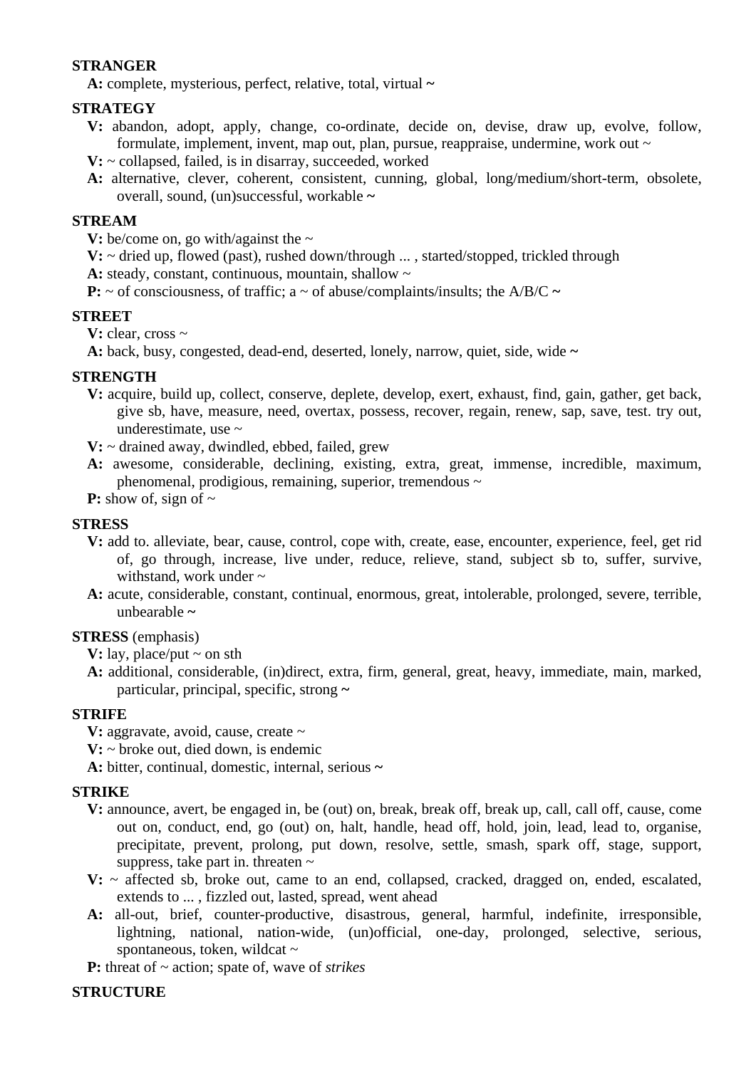**STRANGER**

**A:** complete, mysterious, perfect, relative, total, virtual **~**

**STRATEGY**

**V:** abandon, adopt, apply, change, co-ordinate, decide on, devise, draw up, evolve, follow, formulate, implement, invent, map out, plan, pursue, reappraise, undermine, work out ~

**V:** ~ collapsed, failed, is in disarray, succeeded, worked

**A:** alternative, clever, coherent, consistent, cunning, global, long/medium/short-term, obsolete, overall, sound, (un)successful, workable **~**

**STREAM**

**V:** be/come on, go with/against the ~

**V:** ~ dried up, flowed (past), rushed down/through ... , started/stopped, trickled through

**A:** steady, constant, continuous, mountain, shallow ~

**P:** ~ of consciousness, of traffic; a ~ of abuse/complaints/insults; the A/B/C **~**

**STREET**

**V:** clear, cross ~

**A:** back, busy, congested, dead-end, deserted, lonely, narrow, quiet, side, wide **~**

**STRENGTH**

**V:** acquire, build up, collect, conserve, deplete, develop, exert, exhaust, find, gain, gather, get back, give sb, have, measure, need, overtax, possess, recover, regain, renew, sap, save, test. try out, underestimate, use ~

**V:** ~ drained away, dwindled, ebbed, failed, grew

**A:** awesome, considerable, declining, existing, extra, great, immense, incredible, maximum, phenomenal, prodigious, remaining, superior, tremendous ~

**P:** show of, sign of ~

**STRESS**

**V:** add to. alleviate, bear, cause, control, cope with, create, ease, encounter, experience, feel, get rid of, go through, increase, live under, reduce, relieve, stand, subject sb to, suffer, survive, withstand, work under ~

**A:** acute, considerable, constant, continual, enormous, great, intolerable, prolonged, severe, terrible, unbearable **~**

**STRESS** (emphasis)

**V:** lay, place/put ~ on sth

**A:** additional, considerable, (in)direct, extra, firm, general, great, heavy, immediate, main, marked, particular, principal, specific, strong **~**

**STRIFE**

**V:** aggravate, avoid, cause, create ~

**V:** ~ broke out, died down, is endemic

**A:** bitter, continual, domestic, internal, serious **~**

**STRIKE**

**V:** announce, avert, be engaged in, be (out) on, break, break off, break up, call, call off, cause, come out on, conduct, end, go (out) on, halt, handle, head off, hold, join, lead, lead to, organise, precipitate, prevent, prolong, put down, resolve, settle, smash, spark off, stage, support, suppress, take part in. threaten ~

**V:** ~ affected sb, broke out, came to an end, collapsed, cracked, dragged on, ended, escalated, extends to ... , fizzled out, lasted, spread, went ahead

**A:** all-out, brief, counter-productive, disastrous, general, harmful, indefinite, irresponsible, lightning, national, nation-wide, (un)official, one-day, prolonged, selective, serious, spontaneous, token, wildcat ~

**P:** threat of ~ action; spate of, wave of *strikes*

**STRUCTURE**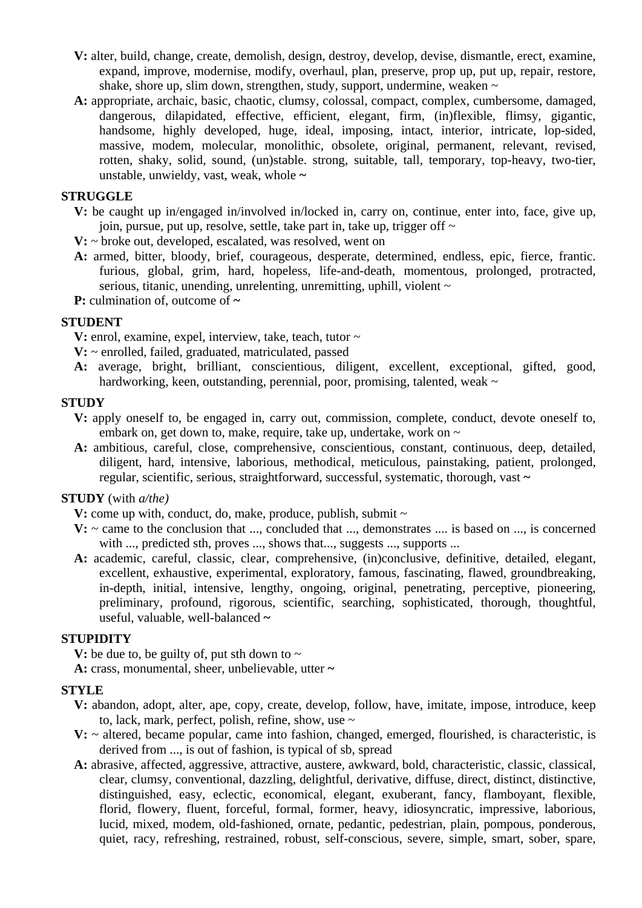**V:** alter, build, change, create, demolish, design, destroy, develop, devise, dismantle, erect, examine, expand, improve, modernise, modify, overhaul, plan, preserve, prop up, put up, repair, restore, shake, shore up, slim down, strengthen, study, support, undermine, weaken ~

**A:** appropriate, archaic, basic, chaotic, clumsy, colossal, compact, complex, cumbersome, damaged, dangerous, dilapidated, effective, efficient, elegant, firm, (in)flexible, flimsy, gigantic, handsome, highly developed, huge, ideal, imposing, intact, interior, intricate, lop-sided, massive, modem, molecular, monolithic, obsolete, original, permanent, relevant, revised, rotten, shaky, solid, sound, (un)stable. strong, suitable, tall, temporary, top-heavy, two-tier, unstable, unwieldy, vast, weak, whole **~**

**STRUGGLE**

**V:** be caught up in/engaged in/involved in/locked in, carry on, continue, enter into, face, give up, join, pursue, put up, resolve, settle, take part in, take up, trigger off ~

**V:** ~ broke out, developed, escalated, was resolved, went on

**A:** armed, bitter, bloody, brief, courageous, desperate, determined, endless, epic, fierce, frantic. furious, global, grim, hard, hopeless, life-and-death, momentous, prolonged, protracted, serious, titanic, unending, unrelenting, unremitting, uphill, violent ~

**P:** culmination of, outcome of **~**

**STUDENT**

**V:** enrol, examine, expel, interview, take, teach, tutor ~

**V:** ~ enrolled, failed, graduated, matriculated, passed

**A:** average, bright, brilliant, conscientious, diligent, excellent, exceptional, gifted, good, hardworking, keen, outstanding, perennial, poor, promising, talented, weak ~

**STUDY**

**V:** apply oneself to, be engaged in, carry out, commission, complete, conduct, devote oneself to, embark on, get down to, make, require, take up, undertake, work on ~

**A:** ambitious, careful, close, comprehensive, conscientious, constant, continuous, deep, detailed, diligent, hard, intensive, laborious, methodical, meticulous, painstaking, patient, prolonged, regular, scientific, serious, straightforward, successful, systematic, thorough, vast **~**

**STUDY** (with *a/the)*

**V:** come up with, conduct, do, make, produce, publish, submit ~

**V:** ~ came to the conclusion that ..., concluded that ..., demonstrates .... is based on ..., is concerned with ..., predicted sth, proves ..., shows that..., suggests ..., supports ...

**A:** academic, careful, classic, clear, comprehensive, (in)conclusive, definitive, detailed, elegant, excellent, exhaustive, experimental, exploratory, famous, fascinating, flawed, groundbreaking, in-depth, initial, intensive, lengthy, ongoing, original, penetrating, perceptive, pioneering, preliminary, profound, rigorous, scientific, searching, sophisticated, thorough, thoughtful, useful, valuable, well-balanced **~**

**STUPIDITY**

**V:** be due to, be guilty of, put sth down to ~

**A:** crass, monumental, sheer, unbelievable, utter **~**

**STYLE**

**V:** abandon, adopt, alter, ape, copy, create, develop, follow, have, imitate, impose, introduce, keep to, lack, mark, perfect, polish, refine, show, use ~

**V:** ~ altered, became popular, came into fashion, changed, emerged, flourished, is characteristic, is derived from ..., is out of fashion, is typical of sb, spread

**A:** abrasive, affected, aggressive, attractive, austere, awkward, bold, characteristic, classic, classical, clear, clumsy, conventional, dazzling, delightful, derivative, diffuse, direct, distinct, distinctive, distinguished, easy, eclectic, economical, elegant, exuberant, fancy, flamboyant, flexible, florid, flowery, fluent, forceful, formal, former, heavy, idiosyncratic, impressive, laborious, lucid, mixed, modem, old-fashioned, ornate, pedantic, pedestrian, plain, pompous, ponderous, quiet, racy, refreshing, restrained, robust, self-conscious, severe, simple, smart, sober, spare,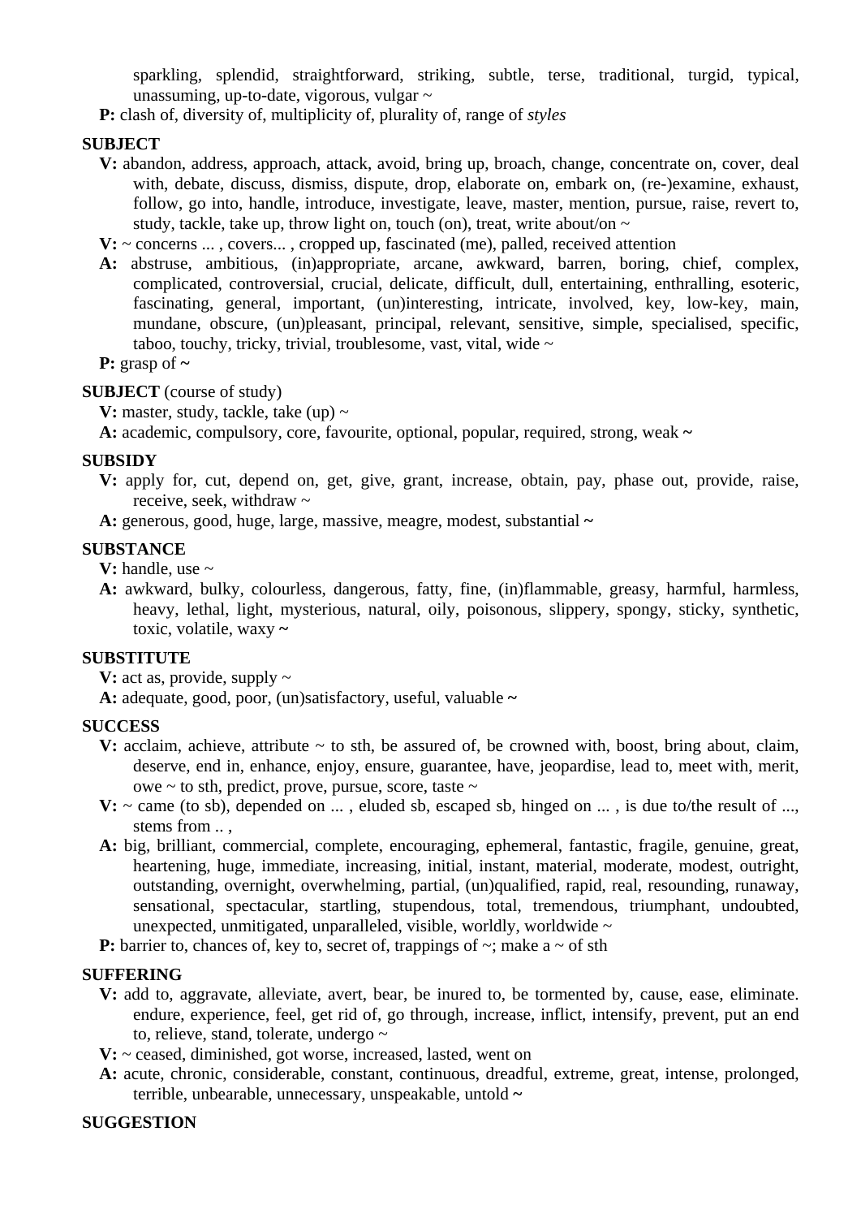sparkling, splendid, straightforward, striking, subtle, terse, traditional, turgid, typical, unassuming, up-to-date, vigorous, vulgar ~

**P:** clash of, diversity of, multiplicity of, plurality of, range of *styles*

**SUBJECT**

**V:** abandon, address, approach, attack, avoid, bring up, broach, change, concentrate on, cover, deal with, debate, discuss, dismiss, dispute, drop, elaborate on, embark on, (re-)examine, exhaust, follow, go into, handle, introduce, investigate, leave, master, mention, pursue, raise, revert to, study, tackle, take up, throw light on, touch (on), treat, write about/on ~

**V:** ~ concerns ... , covers... , cropped up, fascinated (me), palled, received attention

**A:** abstruse, ambitious, (in)appropriate, arcane, awkward, barren, boring, chief, complex, complicated, controversial, crucial, delicate, difficult, dull, entertaining, enthralling, esoteric, fascinating, general, important, (un)interesting, intricate, involved, key, low-key, main, mundane, obscure, (un)pleasant, principal, relevant, sensitive, simple, specialised, specific, taboo, touchy, tricky, trivial, troublesome, vast, vital, wide ~

**P:** grasp of **~**

**SUBJECT** (course of study)

**V:** master, study, tackle, take (up) ~

**A:** academic, compulsory, core, favourite, optional, popular, required, strong, weak **~**

**SUBSIDY**

**V:** apply for, cut, depend on, get, give, grant, increase, obtain, pay, phase out, provide, raise, receive, seek, withdraw ~

**A:** generous, good, huge, large, massive, meagre, modest, substantial **~**

**SUBSTANCE**

**V:** handle, use ~

**A:** awkward, bulky, colourless, dangerous, fatty, fine, (in)flammable, greasy, harmful, harmless, heavy, lethal, light, mysterious, natural, oily, poisonous, slippery, spongy, sticky, synthetic, toxic, volatile, waxy **~**

**SUBSTITUTE**

**V:** act as, provide, supply ~

**A:** adequate, good, poor, (un)satisfactory, useful, valuable **~**

**SUCCESS**

**V:** acclaim, achieve, attribute ~ to sth, be assured of, be crowned with, boost, bring about, claim, deserve, end in, enhance, enjoy, ensure, guarantee, have, jeopardise, lead to, meet with, merit, owe ~ to sth, predict, prove, pursue, score, taste ~

**V:** ~ came (to sb), depended on ... , eluded sb, escaped sb, hinged on ... , is due to/the result of ..., stems from .. ,

**A:** big, brilliant, commercial, complete, encouraging, ephemeral, fantastic, fragile, genuine, great, heartening, huge, immediate, increasing, initial, instant, material, moderate, modest, outright, outstanding, overnight, overwhelming, partial, (un)qualified, rapid, real, resounding, runaway, sensational, spectacular, startling, stupendous, total, tremendous, triumphant, undoubted, unexpected, unmitigated, unparalleled, visible, worldly, worldwide ~

**P:** barrier to, chances of, key to, secret of, trappings of ~; make a ~ of sth

**SUFFERING**

**V:** add to, aggravate, alleviate, avert, bear, be inured to, be tormented by, cause, ease, eliminate. endure, experience, feel, get rid of, go through, increase, inflict, intensify, prevent, put an end to, relieve, stand, tolerate, undergo ~

**V:** ~ ceased, diminished, got worse, increased, lasted, went on

**A:** acute, chronic, considerable, constant, continuous, dreadful, extreme, great, intense, prolonged, terrible, unbearable, unnecessary, unspeakable, untold **~**

**SUGGESTION**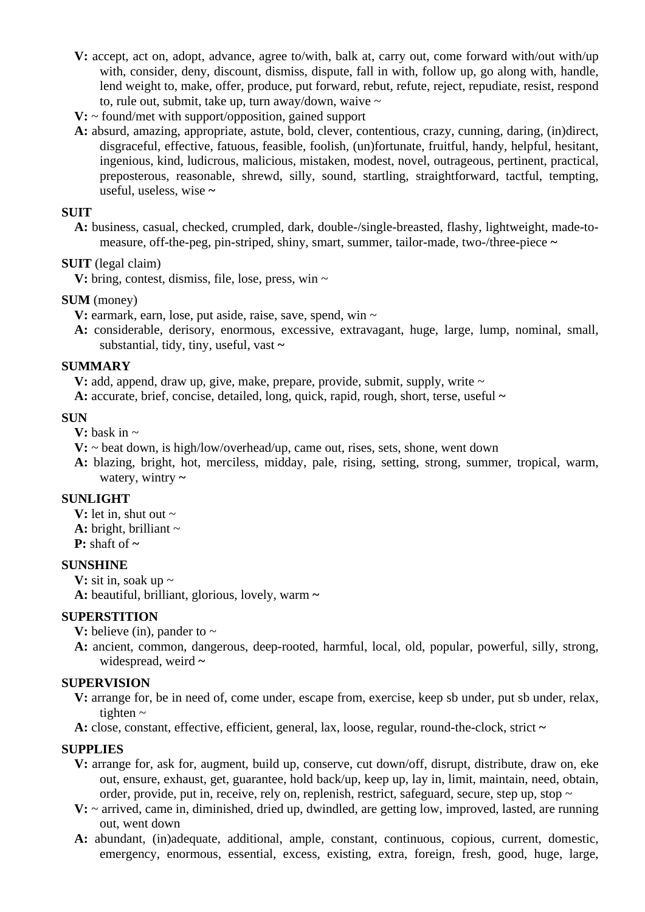**V:** accept, act on, adopt, advance, agree to/with, balk at, carry out, come forward with/out with/up with, consider, deny, discount, dismiss, dispute, fall in with, follow up, go along with, handle, lend weight to, make, offer, produce, put forward, rebut, refute, reject, repudiate, resist, respond to, rule out, submit, take up, turn away/down, waive ~

**V:** ~ found/met with support/opposition, gained support

**A:** absurd, amazing, appropriate, astute, bold, clever, contentious, crazy, cunning, daring, (in)direct, disgraceful, effective, fatuous, feasible, foolish, (un)fortunate, fruitful, handy, helpful, hesitant, ingenious, kind, ludicrous, malicious, mistaken, modest, novel, outrageous, pertinent, practical, preposterous, reasonable, shrewd, silly, sound, startling, straightforward, tactful, tempting, useful, useless, wise **~**

**SUIT**

**A:** business, casual, checked, crumpled, dark, double-/single-breasted, flashy, lightweight, made-to-measure, off-the-peg, pin-striped, shiny, smart, summer, tailor-made, two-/three-piece **~**

**SUIT** (legal claim)

**V:** bring, contest, dismiss, file, lose, press, win ~

**SUM** (money)

**V:** earmark, earn, lose, put aside, raise, save, spend, win ~

**A:** considerable, derisory, enormous, excessive, extravagant, huge, large, lump, nominal, small, substantial, tidy, tiny, useful, vast **~**

**SUMMARY**

**V:** add, append, draw up, give, make, prepare, provide, submit, supply, write ~

**A:** accurate, brief, concise, detailed, long, quick, rapid, rough, short, terse, useful **~**

**SUN**

**V:** bask in ~

**V:** ~ beat down, is high/low/overhead/up, came out, rises, sets, shone, went down

**A:** blazing, bright, hot, merciless, midday, pale, rising, setting, strong, summer, tropical, warm, watery, wintry **~**

**SUNLIGHT**

**V:** let in, shut out ~

**A:** bright, brilliant ~

**P:** shaft of **~**

**SUNSHINE**

**V:** sit in, soak up ~

**A:** beautiful, brilliant, glorious, lovely, warm **~**

**SUPERSTITION**

**V:** believe (in), pander to ~

**A:** ancient, common, dangerous, deep-rooted, harmful, local, old, popular, powerful, silly, strong, widespread, weird **~**

**SUPERVISION**

**V:** arrange for, be in need of, come under, escape from, exercise, keep sb under, put sb under, relax, tighten ~

**A:** close, constant, effective, efficient, general, lax, loose, regular, round-the-clock, strict **~**

**SUPPLIES**

**V:** arrange for, ask for, augment, build up, conserve, cut down/off, disrupt, distribute, draw on, eke out, ensure, exhaust, get, guarantee, hold back/up, keep up, lay in, limit, maintain, need, obtain, order, provide, put in, receive, rely on, replenish, restrict, safeguard, secure, step up, stop ~

**V:** ~ arrived, came in, diminished, dried up, dwindled, are getting low, improved, lasted, are running out, went down

**A:** abundant, (in)adequate, additional, ample, constant, continuous, copious, current, domestic, emergency, enormous, essential, excess, existing, extra, foreign, fresh, good, huge, large,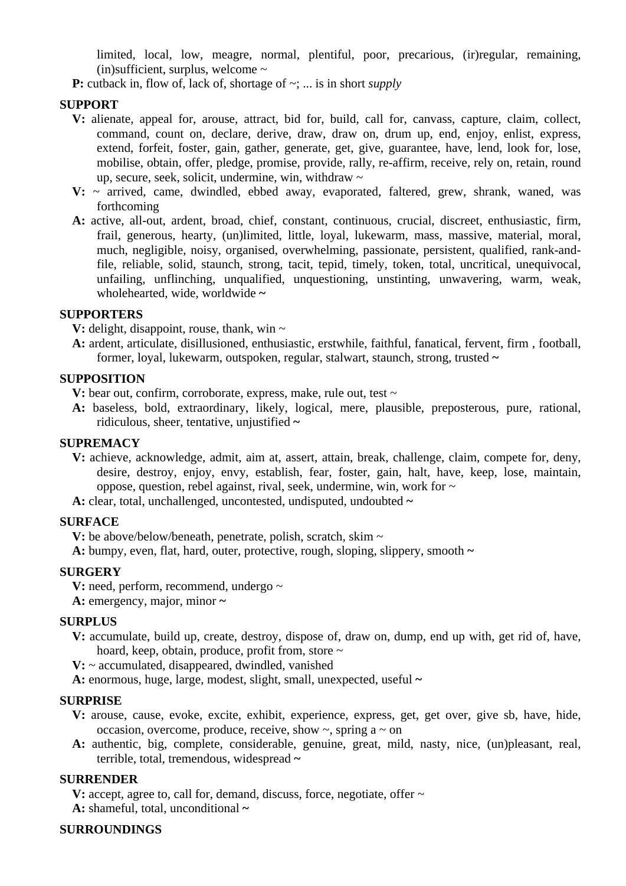limited, local, low, meagre, normal, plentiful, poor, precarious, (ir)regular, remaining, (in)sufficient, surplus, welcome ~

**P:** cutback in, flow of, lack of, shortage of ~; ... is in short *supply*

**SUPPORT**

**V:** alienate, appeal for, arouse, attract, bid for, build, call for, canvass, capture, claim, collect, command, count on, declare, derive, draw, draw on, drum up, end, enjoy, enlist, express, extend, forfeit, foster, gain, gather, generate, get, give, guarantee, have, lend, look for, lose, mobilise, obtain, offer, pledge, promise, provide, rally, re-affirm, receive, rely on, retain, round up, secure, seek, solicit, undermine, win, withdraw ~

**V:** ~ arrived, came, dwindled, ebbed away, evaporated, faltered, grew, shrank, waned, was forthcoming

**A:** active, all-out, ardent, broad, chief, constant, continuous, crucial, discreet, enthusiastic, firm, frail, generous, hearty, (un)limited, little, loyal, lukewarm, mass, massive, material, moral, much, negligible, noisy, organised, overwhelming, passionate, persistent, qualified, rank-and-file, reliable, solid, staunch, strong, tacit, tepid, timely, token, total, uncritical, unequivocal, unfailing, unflinching, unqualified, unquestioning, unstinting, unwavering, warm, weak, wholehearted, wide, worldwide **~**

**SUPPORTERS**

**V:** delight, disappoint, rouse, thank, win ~

**A:** ardent, articulate, disillusioned, enthusiastic, erstwhile, faithful, fanatical, fervent, firm , football, former, loyal, lukewarm, outspoken, regular, stalwart, staunch, strong, trusted **~**

**SUPPOSITION**

**V:** bear out, confirm, corroborate, express, make, rule out, test ~

**A:** baseless, bold, extraordinary, likely, logical, mere, plausible, preposterous, pure, rational, ridiculous, sheer, tentative, unjustified **~**

**SUPREMACY**

**V:** achieve, acknowledge, admit, aim at, assert, attain, break, challenge, claim, compete for, deny, desire, destroy, enjoy, envy, establish, fear, foster, gain, halt, have, keep, lose, maintain, oppose, question, rebel against, rival, seek, undermine, win, work for ~

**A:** clear, total, unchallenged, uncontested, undisputed, undoubted **~**

**SURFACE**

**V:** be above/below/beneath, penetrate, polish, scratch, skim ~

**A:** bumpy, even, flat, hard, outer, protective, rough, sloping, slippery, smooth **~**

**SURGERY**

**V:** need, perform, recommend, undergo ~

**A:** emergency, major, minor **~**

**SURPLUS**

**V:** accumulate, build up, create, destroy, dispose of, draw on, dump, end up with, get rid of, have, hoard, keep, obtain, produce, profit from, store ~

**V:** ~ accumulated, disappeared, dwindled, vanished

**A:** enormous, huge, large, modest, slight, small, unexpected, useful **~**

**SURPRISE**

**V:** arouse, cause, evoke, excite, exhibit, experience, express, get, get over, give sb, have, hide, occasion, overcome, produce, receive, show ~, spring a ~ on

**A:** authentic, big, complete, considerable, genuine, great, mild, nasty, nice, (un)pleasant, real, terrible, total, tremendous, widespread **~**

**SURRENDER**

**V:** accept, agree to, call for, demand, discuss, force, negotiate, offer ~

**A:** shameful, total, unconditional **~**

**SURROUNDINGS**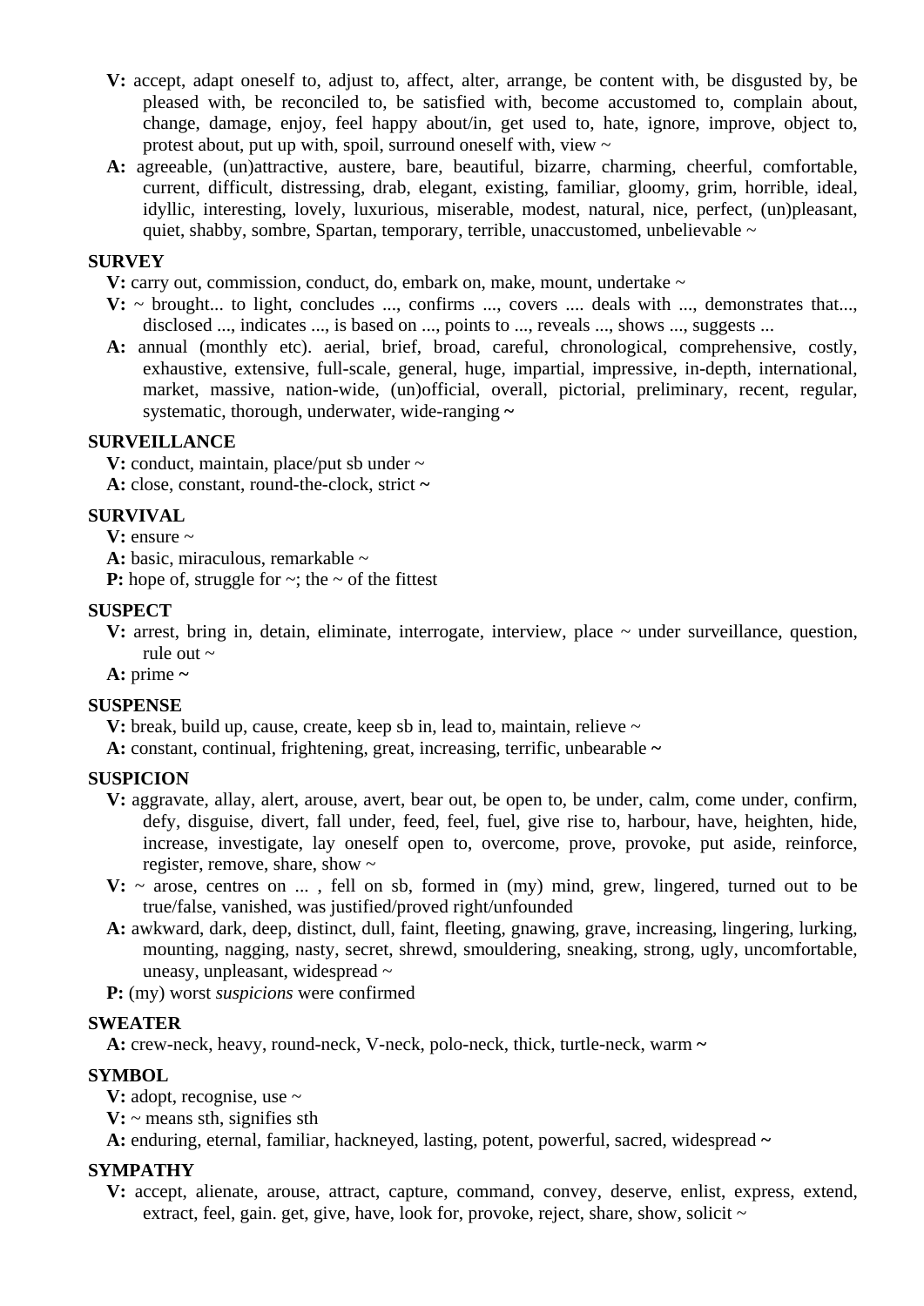**V:** accept, adapt oneself to, adjust to, affect, alter, arrange, be content with, be disgusted by, be pleased with, be reconciled to, be satisfied with, become accustomed to, complain about, change, damage, enjoy, feel happy about/in, get used to, hate, ignore, improve, object to, protest about, put up with, spoil, surround oneself with, view ~

**A:** agreeable, (un)attractive, austere, bare, beautiful, bizarre, charming, cheerful, comfortable, current, difficult, distressing, drab, elegant, existing, familiar, gloomy, grim, horrible, ideal, idyllic, interesting, lovely, luxurious, miserable, modest, natural, nice, perfect, (un)pleasant, quiet, shabby, sombre, Spartan, temporary, terrible, unaccustomed, unbelievable ~

**SURVEY**

**V:** carry out, commission, conduct, do, embark on, make, mount, undertake ~

**V:** ~ brought... to light, concludes ..., confirms ..., covers .... deals with ..., demonstrates that..., disclosed ..., indicates ..., is based on ..., points to ..., reveals ..., shows ..., suggests ...

**A:** annual (monthly etc). aerial, brief, broad, careful, chronological, comprehensive, costly, exhaustive, extensive, full-scale, general, huge, impartial, impressive, in-depth, international, market, massive, nation-wide, (un)official, overall, pictorial, preliminary, recent, regular, systematic, thorough, underwater, wide-ranging **~**

**SURVEILLANCE**

**V:** conduct, maintain, place/put sb under ~

**A:** close, constant, round-the-clock, strict **~**

**SURVIVAL**

**V:** ensure ~

**A:** basic, miraculous, remarkable ~

**P:** hope of, struggle for ~; the ~ of the fittest

**SUSPECT**

**V:** arrest, bring in, detain, eliminate, interrogate, interview, place ~ under surveillance, question, rule out ~

**A:** prime **~**

**SUSPENSE**

**V:** break, build up, cause, create, keep sb in, lead to, maintain, relieve ~

**A:** constant, continual, frightening, great, increasing, terrific, unbearable **~**

**SUSPICION**

**V:** aggravate, allay, alert, arouse, avert, bear out, be open to, be under, calm, come under, confirm, defy, disguise, divert, fall under, feed, feel, fuel, give rise to, harbour, have, heighten, hide, increase, investigate, lay oneself open to, overcome, prove, provoke, put aside, reinforce, register, remove, share, show ~

**V:** ~ arose, centres on ... , fell on sb, formed in (my) mind, grew, lingered, turned out to be true/false, vanished, was justified/proved right/unfounded

**A:** awkward, dark, deep, distinct, dull, faint, fleeting, gnawing, grave, increasing, lingering, lurking, mounting, nagging, nasty, secret, shrewd, smouldering, sneaking, strong, ugly, uncomfortable, uneasy, unpleasant, widespread ~

**P:** (my) worst *suspicions* were confirmed

**SWEATER**

**A:** crew-neck, heavy, round-neck, V-neck, polo-neck, thick, turtle-neck, warm **~**

**SYMBOL**

**V:** adopt, recognise, use ~

**V:** ~ means sth, signifies sth

**A:** enduring, eternal, familiar, hackneyed, lasting, potent, powerful, sacred, widespread **~**

**SYMPATHY**

**V:** accept, alienate, arouse, attract, capture, command, convey, deserve, enlist, express, extend, extract, feel, gain. get, give, have, look for, provoke, reject, share, show, solicit ~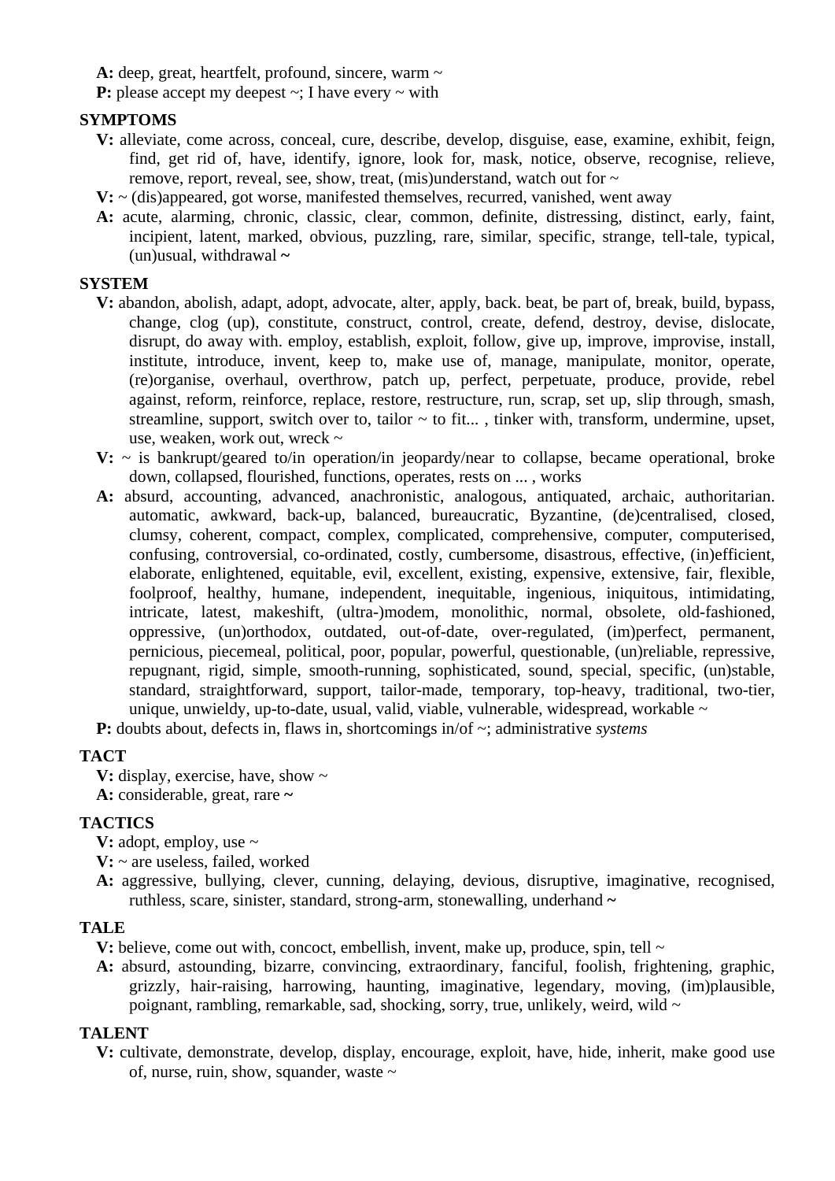**A:** deep, great, heartfelt, profound, sincere, warm ~

**P:** please accept my deepest ~; I have every ~ with

**SYMPTOMS**

**V:** alleviate, come across, conceal, cure, describe, develop, disguise, ease, examine, exhibit, feign, find, get rid of, have, identify, ignore, look for, mask, notice, observe, recognise, relieve, remove, report, reveal, see, show, treat, (mis)understand, watch out for ~

**V:** ~ (dis)appeared, got worse, manifested themselves, recurred, vanished, went away

**A:** acute, alarming, chronic, classic, clear, common, definite, distressing, distinct, early, faint, incipient, latent, marked, obvious, puzzling, rare, similar, specific, strange, tell-tale, typical, (un)usual, withdrawal **~**

**SYSTEM**

**V:** abandon, abolish, adapt, adopt, advocate, alter, apply, back. beat, be part of, break, build, bypass, change, clog (up), constitute, construct, control, create, defend, destroy, devise, dislocate, disrupt, do away with. employ, establish, exploit, follow, give up, improve, improvise, install, institute, introduce, invent, keep to, make use of, manage, manipulate, monitor, operate, (re)organise, overhaul, overthrow, patch up, perfect, perpetuate, produce, provide, rebel against, reform, reinforce, replace, restore, restructure, run, scrap, set up, slip through, smash, streamline, support, switch over to, tailor ~ to fit... , tinker with, transform, undermine, upset, use, weaken, work out, wreck ~

**V:** ~ is bankrupt/geared to/in operation/in jeopardy/near to collapse, became operational, broke down, collapsed, flourished, functions, operates, rests on ... , works

**A:** absurd, accounting, advanced, anachronistic, analogous, antiquated, archaic, authoritarian. automatic, awkward, back-up, balanced, bureaucratic, Byzantine, (de)centralised, closed, clumsy, coherent, compact, complex, complicated, comprehensive, computer, computerised, confusing, controversial, co-ordinated, costly, cumbersome, disastrous, effective, (in)efficient, elaborate, enlightened, equitable, evil, excellent, existing, expensive, extensive, fair, flexible, foolproof, healthy, humane, independent, inequitable, ingenious, iniquitous, intimidating, intricate, latest, makeshift, (ultra-)modem, monolithic, normal, obsolete, old-fashioned, oppressive, (un)orthodox, outdated, out-of-date, over-regulated, (im)perfect, permanent, pernicious, piecemeal, political, poor, popular, powerful, questionable, (un)reliable, repressive, repugnant, rigid, simple, smooth-running, sophisticated, sound, special, specific, (un)stable, standard, straightforward, support, tailor-made, temporary, top-heavy, traditional, two-tier, unique, unwieldy, up-to-date, usual, valid, viable, vulnerable, widespread, workable ~

**P:** doubts about, defects in, flaws in, shortcomings in/of ~; administrative *systems*

**TACT**

**V:** display, exercise, have, show ~

**A:** considerable, great, rare **~**

**TACTICS**

**V:** adopt, employ, use ~

**V:** ~ are useless, failed, worked

**A:** aggressive, bullying, clever, cunning, delaying, devious, disruptive, imaginative, recognised, ruthless, scare, sinister, standard, strong-arm, stonewalling, underhand **~**

**TALE**

**V:** believe, come out with, concoct, embellish, invent, make up, produce, spin, tell ~

**A:** absurd, astounding, bizarre, convincing, extraordinary, fanciful, foolish, frightening, graphic, grizzly, hair-raising, harrowing, haunting, imaginative, legendary, moving, (im)plausible, poignant, rambling, remarkable, sad, shocking, sorry, true, unlikely, weird, wild ~

**TALENT**

**V:** cultivate, demonstrate, develop, display, encourage, exploit, have, hide, inherit, make good use of, nurse, ruin, show, squander, waste ~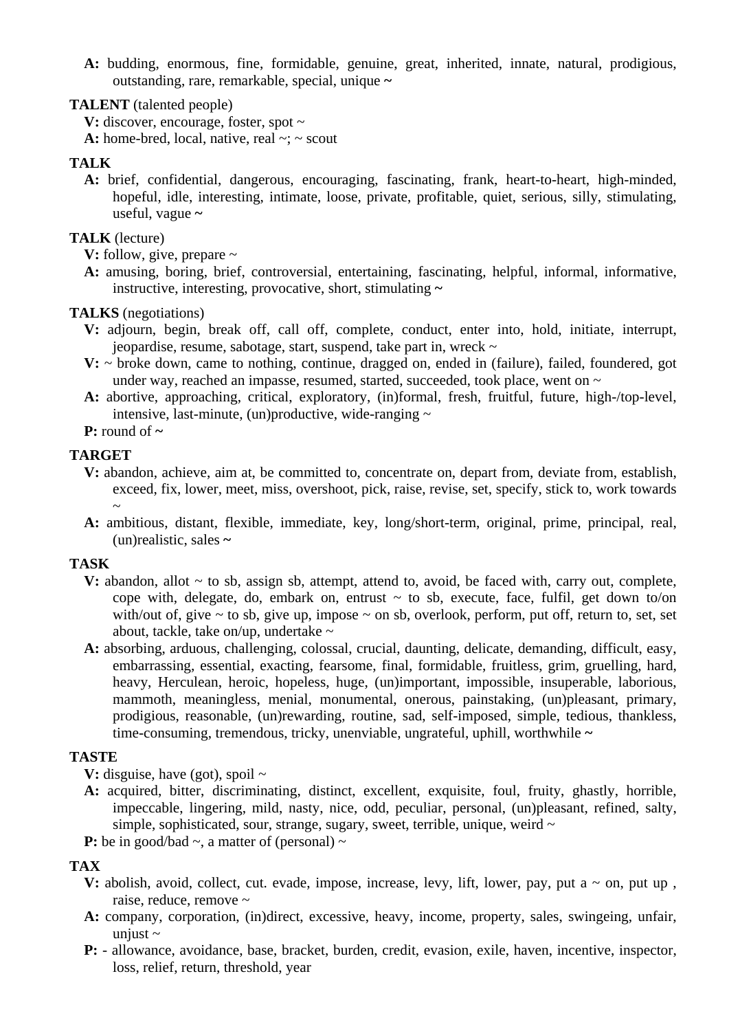**A:** budding, enormous, fine, formidable, genuine, great, inherited, innate, natural, prodigious, outstanding, rare, remarkable, special, unique **~**

**TALENT** (talented people)

**V:** discover, encourage, foster, spot ~

**A:** home-bred, local, native, real ~; ~ scout

**TALK**

**A:** brief, confidential, dangerous, encouraging, fascinating, frank, heart-to-heart, high-minded, hopeful, idle, interesting, intimate, loose, private, profitable, quiet, serious, silly, stimulating, useful, vague **~**

**TALK** (lecture)

**V:** follow, give, prepare ~

**A:** amusing, boring, brief, controversial, entertaining, fascinating, helpful, informal, informative, instructive, interesting, provocative, short, stimulating **~**

**TALKS** (negotiations)

**V:** adjourn, begin, break off, call off, complete, conduct, enter into, hold, initiate, interrupt, jeopardise, resume, sabotage, start, suspend, take part in, wreck ~

**V:** ~ broke down, came to nothing, continue, dragged on, ended in (failure), failed, foundered, got under way, reached an impasse, resumed, started, succeeded, took place, went on ~

**A:** abortive, approaching, critical, exploratory, (in)formal, fresh, fruitful, future, high-/top-level, intensive, last-minute, (un)productive, wide-ranging ~

**P:** round of **~**

**TARGET**

**V:** abandon, achieve, aim at, be committed to, concentrate on, depart from, deviate from, establish, exceed, fix, lower, meet, miss, overshoot, pick, raise, revise, set, specify, stick to, work towards ~

**A:** ambitious, distant, flexible, immediate, key, long/short-term, original, prime, principal, real, (un)realistic, sales **~**

**TASK**

**V:** abandon, allot ~ to sb, assign sb, attempt, attend to, avoid, be faced with, carry out, complete, cope with, delegate, do, embark on, entrust ~ to sb, execute, face, fulfil, get down to/on with/out of, give ~ to sb, give up, impose ~ on sb, overlook, perform, put off, return to, set, set about, tackle, take on/up, undertake ~

**A:** absorbing, arduous, challenging, colossal, crucial, daunting, delicate, demanding, difficult, easy, embarrassing, essential, exacting, fearsome, final, formidable, fruitless, grim, gruelling, hard, heavy, Herculean, heroic, hopeless, huge, (un)important, impossible, insuperable, laborious, mammoth, meaningless, menial, monumental, onerous, painstaking, (un)pleasant, primary, prodigious, reasonable, (un)rewarding, routine, sad, self-imposed, simple, tedious, thankless, time-consuming, tremendous, tricky, unenviable, ungrateful, uphill, worthwhile **~**

**TASTE**

**V:** disguise, have (got), spoil ~

**A:** acquired, bitter, discriminating, distinct, excellent, exquisite, foul, fruity, ghastly, horrible, impeccable, lingering, mild, nasty, nice, odd, peculiar, personal, (un)pleasant, refined, salty, simple, sophisticated, sour, strange, sugary, sweet, terrible, unique, weird ~

**P:** be in good/bad ~, a matter of (personal) ~

**TAX**

**V:** abolish, avoid, collect, cut. evade, impose, increase, levy, lift, lower, pay, put a ~ on, put up , raise, reduce, remove ~

**A:** company, corporation, (in)direct, excessive, heavy, income, property, sales, swingeing, unfair, unjust ~

**P:** - allowance, avoidance, base, bracket, burden, credit, evasion, exile, haven, incentive, inspector, loss, relief, return, threshold, year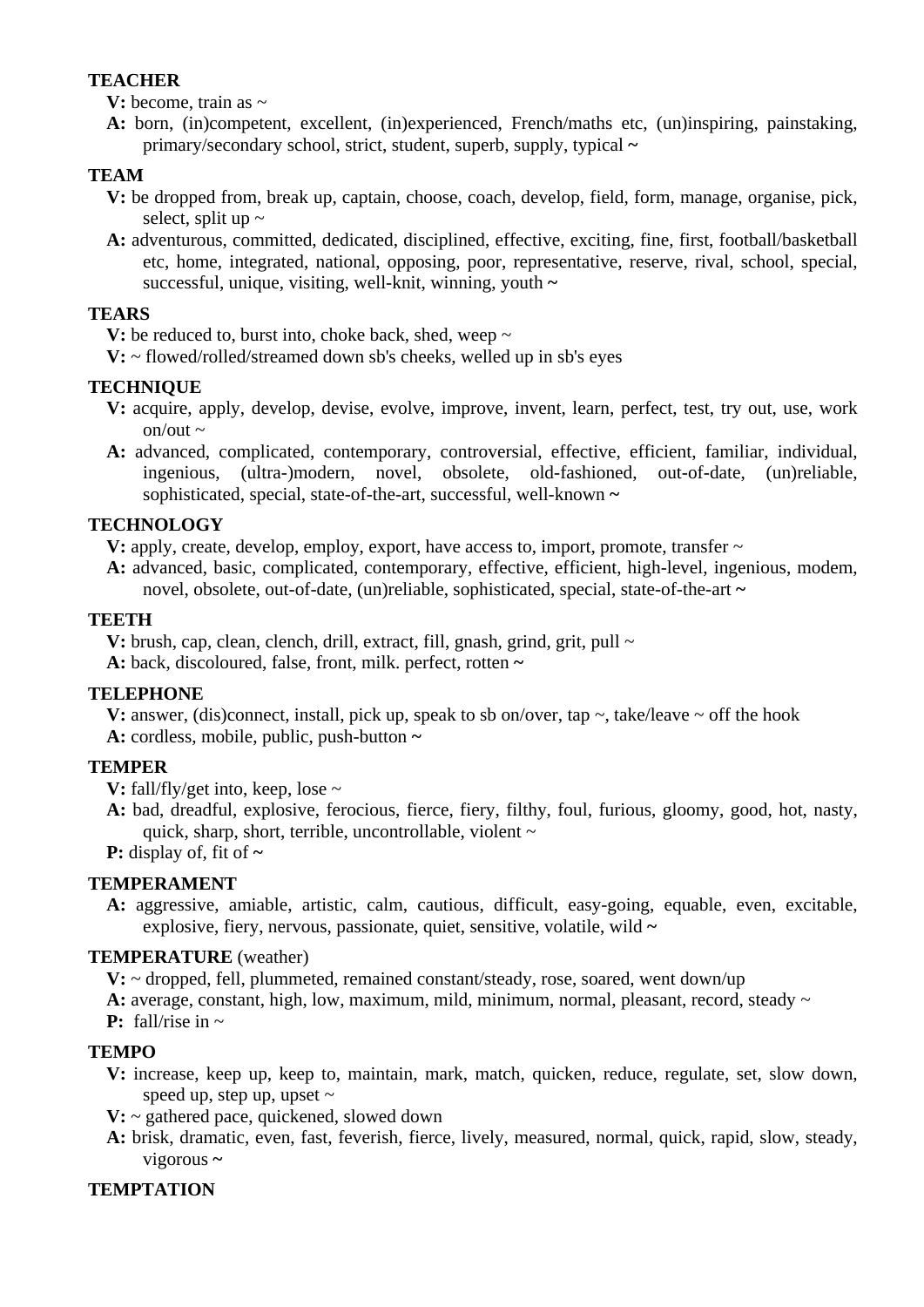**TEACHER**

**V:** become, train as ~

**A:** born, (in)competent, excellent, (in)experienced, French/maths etc, (un)inspiring, painstaking, primary/secondary school, strict, student, superb, supply, typical **~**

**TEAM**

**V:** be dropped from, break up, captain, choose, coach, develop, field, form, manage, organise, pick, select, split up ~

**A:** adventurous, committed, dedicated, disciplined, effective, exciting, fine, first, football/basketball etc, home, integrated, national, opposing, poor, representative, reserve, rival, school, special, successful, unique, visiting, well-knit, winning, youth **~**

**TEARS**

**V:** be reduced to, burst into, choke back, shed, weep ~

**V:** ~ flowed/rolled/streamed down sb's cheeks, welled up in sb's eyes

**TECHNIQUE**

**V:** acquire, apply, develop, devise, evolve, improve, invent, learn, perfect, test, try out, use, work on/out ~

**A:** advanced, complicated, contemporary, controversial, effective, efficient, familiar, individual, ingenious, (ultra-)modern, novel, obsolete, old-fashioned, out-of-date, (un)reliable, sophisticated, special, state-of-the-art, successful, well-known **~**

**TECHNOLOGY**

**V:** apply, create, develop, employ, export, have access to, import, promote, transfer ~

**A:** advanced, basic, complicated, contemporary, effective, efficient, high-level, ingenious, modem, novel, obsolete, out-of-date, (un)reliable, sophisticated, special, state-of-the-art **~**

**TEETH**

**V:** brush, cap, clean, clench, drill, extract, fill, gnash, grind, grit, pull ~

**A:** back, discoloured, false, front, milk. perfect, rotten **~**

**TELEPHONE**

**V:** answer, (dis)connect, install, pick up, speak to sb on/over, tap ~, take/leave ~ off the hook

**A:** cordless, mobile, public, push-button **~**

**TEMPER**

**V:** fall/fly/get into, keep, lose ~

**A:** bad, dreadful, explosive, ferocious, fierce, fiery, filthy, foul, furious, gloomy, good, hot, nasty, quick, sharp, short, terrible, uncontrollable, violent ~

**P:** display of, fit of **~**

**TEMPERAMENT**

**A:** aggressive, amiable, artistic, calm, cautious, difficult, easy-going, equable, even, excitable, explosive, fiery, nervous, passionate, quiet, sensitive, volatile, wild **~**

**TEMPERATURE** (weather)

**V:** ~ dropped, fell, plummeted, remained constant/steady, rose, soared, went down/up

**A:** average, constant, high, low, maximum, mild, minimum, normal, pleasant, record, steady ~

**P:** fall/rise in ~

**TEMPO**

**V:** increase, keep up, keep to, maintain, mark, match, quicken, reduce, regulate, set, slow down, speed up, step up, upset ~

**V:** ~ gathered pace, quickened, slowed down

**A:** brisk, dramatic, even, fast, feverish, fierce, lively, measured, normal, quick, rapid, slow, steady, vigorous **~**

**TEMPTATION**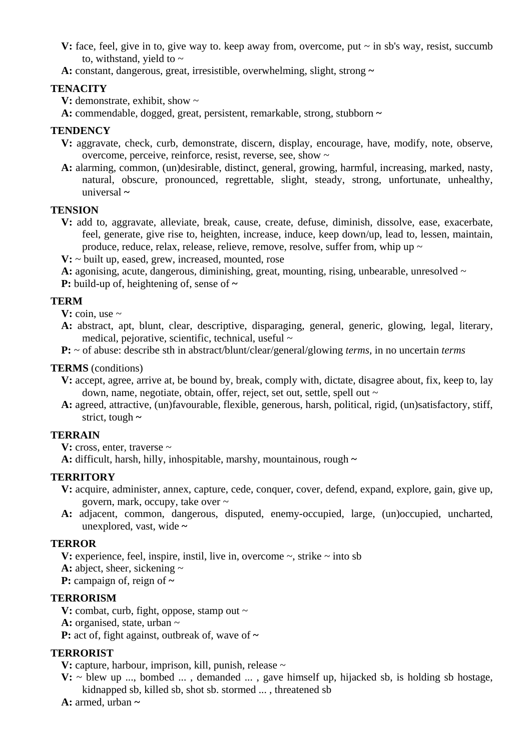**V:** face, feel, give in to, give way to. keep away from, overcome, put ~ in sb's way, resist, succumb to, withstand, yield to ~

**A:** constant, dangerous, great, irresistible, overwhelming, slight, strong ~

**TENACITY**

**V:** demonstrate, exhibit, show ~

**A:** commendable, dogged, great, persistent, remarkable, strong, stubborn ~

**TENDENCY**

**V:** aggravate, check, curb, demonstrate, discern, display, encourage, have, modify, note, observe, overcome, perceive, reinforce, resist, reverse, see, show ~

**A:** alarming, common, (un)desirable, distinct, general, growing, harmful, increasing, marked, nasty, natural, obscure, pronounced, regrettable, slight, steady, strong, unfortunate, unhealthy, universal ~

**TENSION**

**V:** add to, aggravate, alleviate, break, cause, create, defuse, diminish, dissolve, ease, exacerbate, feel, generate, give rise to, heighten, increase, induce, keep down/up, lead to, lessen, maintain, produce, reduce, relax, release, relieve, remove, resolve, suffer from, whip up ~

**V:** ~ built up, eased, grew, increased, mounted, rose

**A:** agonising, acute, dangerous, diminishing, great, mounting, rising, unbearable, unresolved ~

**P:** build-up of, heightening of, sense of ~

**TERM**

**V:** coin, use ~

**A:** abstract, apt, blunt, clear, descriptive, disparaging, general, generic, glowing, legal, literary, medical, pejorative, scientific, technical, useful ~

**P:** ~ of abuse: describe sth in abstract/blunt/clear/general/glowing *terms*, in no uncertain *terms*

**TERMS** (conditions)

**V:** accept, agree, arrive at, be bound by, break, comply with, dictate, disagree about, fix, keep to, lay down, name, negotiate, obtain, offer, reject, set out, settle, spell out ~

**A:** agreed, attractive, (un)favourable, flexible, generous, harsh, political, rigid, (un)satisfactory, stiff, strict, tough ~

**TERRAIN**

**V:** cross, enter, traverse ~

**A:** difficult, harsh, hilly, inhospitable, marshy, mountainous, rough ~

**TERRITORY**

**V:** acquire, administer, annex, capture, cede, conquer, cover, defend, expand, explore, gain, give up, govern, mark, occupy, take over ~

**A:** adjacent, common, dangerous, disputed, enemy-occupied, large, (un)occupied, uncharted, unexplored, vast, wide ~

**TERROR**

**V:** experience, feel, inspire, instil, live in, overcome ~, strike ~ into sb

**A:** abject, sheer, sickening ~

**P:** campaign of, reign of ~

**TERRORISM**

**V:** combat, curb, fight, oppose, stamp out ~

**A:** organised, state, urban ~

**P:** act of, fight against, outbreak of, wave of ~

**TERRORIST**

**V:** capture, harbour, imprison, kill, punish, release ~

**V:** ~ blew up ..., bombed ... , demanded ... , gave himself up, hijacked sb, is holding sb hostage, kidnapped sb, killed sb, shot sb. stormed ... , threatened sb

**A:** armed, urban ~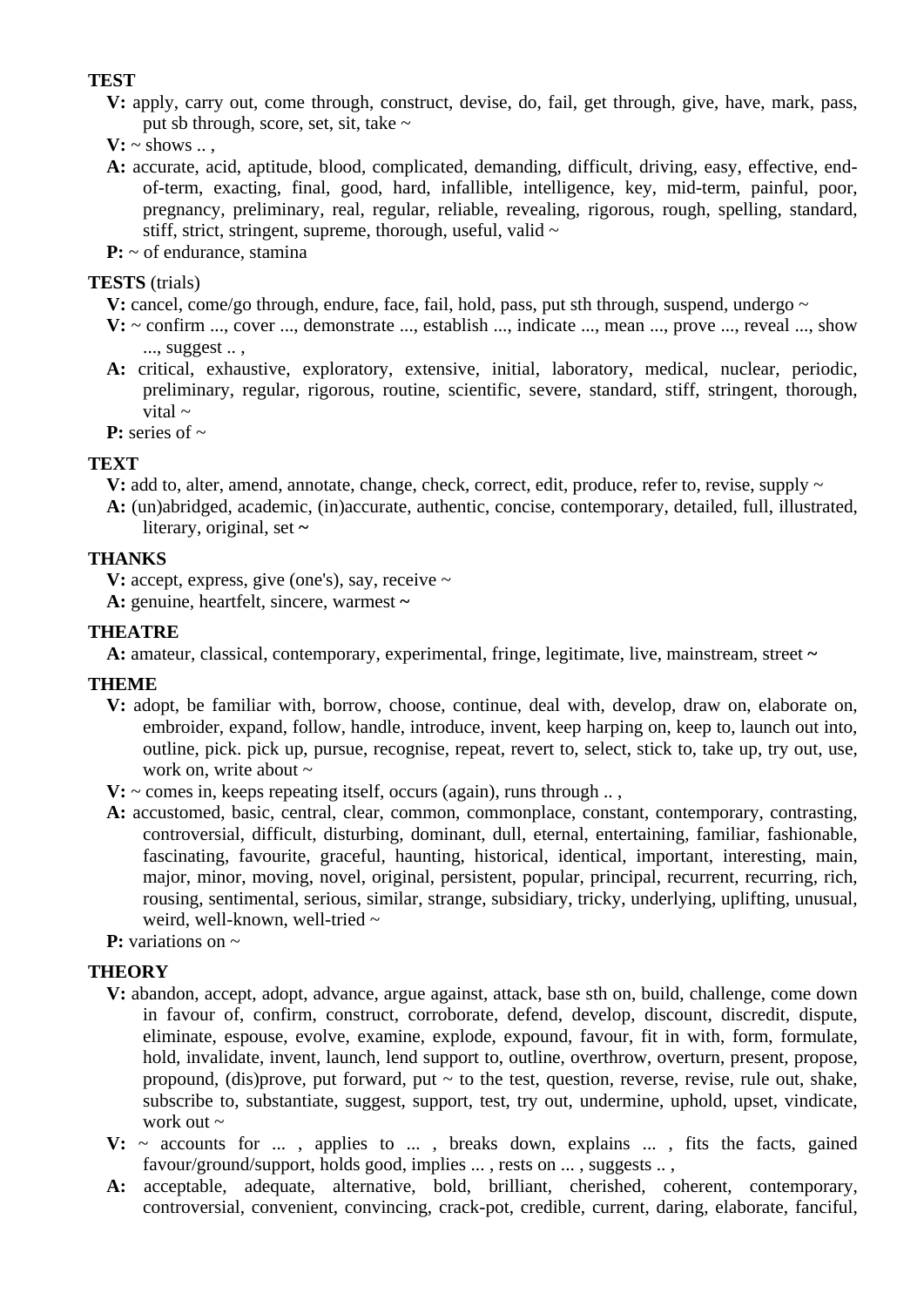**TEST**

**V:** apply, carry out, come through, construct, devise, do, fail, get through, give, have, mark, pass, put sb through, score, set, sit, take ~

**V:** ~ shows .. ,

**A:** accurate, acid, aptitude, blood, complicated, demanding, difficult, driving, easy, effective, end-of-term, exacting, final, good, hard, infallible, intelligence, key, mid-term, painful, poor, pregnancy, preliminary, real, regular, reliable, revealing, rigorous, rough, spelling, standard, stiff, strict, stringent, supreme, thorough, useful, valid ~

**P:** ~ of endurance, stamina

**TESTS** (trials)

**V:** cancel, come/go through, endure, face, fail, hold, pass, put sth through, suspend, undergo ~

**V:** ~ confirm ..., cover ..., demonstrate ..., establish ..., indicate ..., mean ..., prove ..., reveal ..., show ..., suggest .. ,

**A:** critical, exhaustive, exploratory, extensive, initial, laboratory, medical, nuclear, periodic, preliminary, regular, rigorous, routine, scientific, severe, standard, stiff, stringent, thorough, vital ~

**P:** series of ~

**TEXT**

**V:** add to, alter, amend, annotate, change, check, correct, edit, produce, refer to, revise, supply ~

**A:** (un)abridged, academic, (in)accurate, authentic, concise, contemporary, detailed, full, illustrated, literary, original, set **~**

**THANKS**

**V:** accept, express, give (one's), say, receive ~

**A:** genuine, heartfelt, sincere, warmest **~**

**THEATRE**

**A:** amateur, classical, contemporary, experimental, fringe, legitimate, live, mainstream, street **~**

**THEME**

**V:** adopt, be familiar with, borrow, choose, continue, deal with, develop, draw on, elaborate on, embroider, expand, follow, handle, introduce, invent, keep harping on, keep to, launch out into, outline, pick. pick up, pursue, recognise, repeat, revert to, select, stick to, take up, try out, use, work on, write about ~

**V:** ~ comes in, keeps repeating itself, occurs (again), runs through .. ,

**A:** accustomed, basic, central, clear, common, commonplace, constant, contemporary, contrasting, controversial, difficult, disturbing, dominant, dull, eternal, entertaining, familiar, fashionable, fascinating, favourite, graceful, haunting, historical, identical, important, interesting, main, major, minor, moving, novel, original, persistent, popular, principal, recurrent, recurring, rich, rousing, sentimental, serious, similar, strange, subsidiary, tricky, underlying, uplifting, unusual, weird, well-known, well-tried ~

**P:** variations on ~

**THEORY**

**V:** abandon, accept, adopt, advance, argue against, attack, base sth on, build, challenge, come down in favour of, confirm, construct, corroborate, defend, develop, discount, discredit, dispute, eliminate, espouse, evolve, examine, explode, expound, favour, fit in with, form, formulate, hold, invalidate, invent, launch, lend support to, outline, overthrow, overturn, present, propose, propound, (dis)prove, put forward, put ~ to the test, question, reverse, revise, rule out, shake, subscribe to, substantiate, suggest, support, test, try out, undermine, uphold, upset, vindicate, work out ~

**V:** ~ accounts for ... , applies to ... , breaks down, explains ... , fits the facts, gained favour/ground/support, holds good, implies ... , rests on ... , suggests .. ,

**A:** acceptable, adequate, alternative, bold, brilliant, cherished, coherent, contemporary, controversial, convenient, convincing, crack-pot, credible, current, daring, elaborate, fanciful,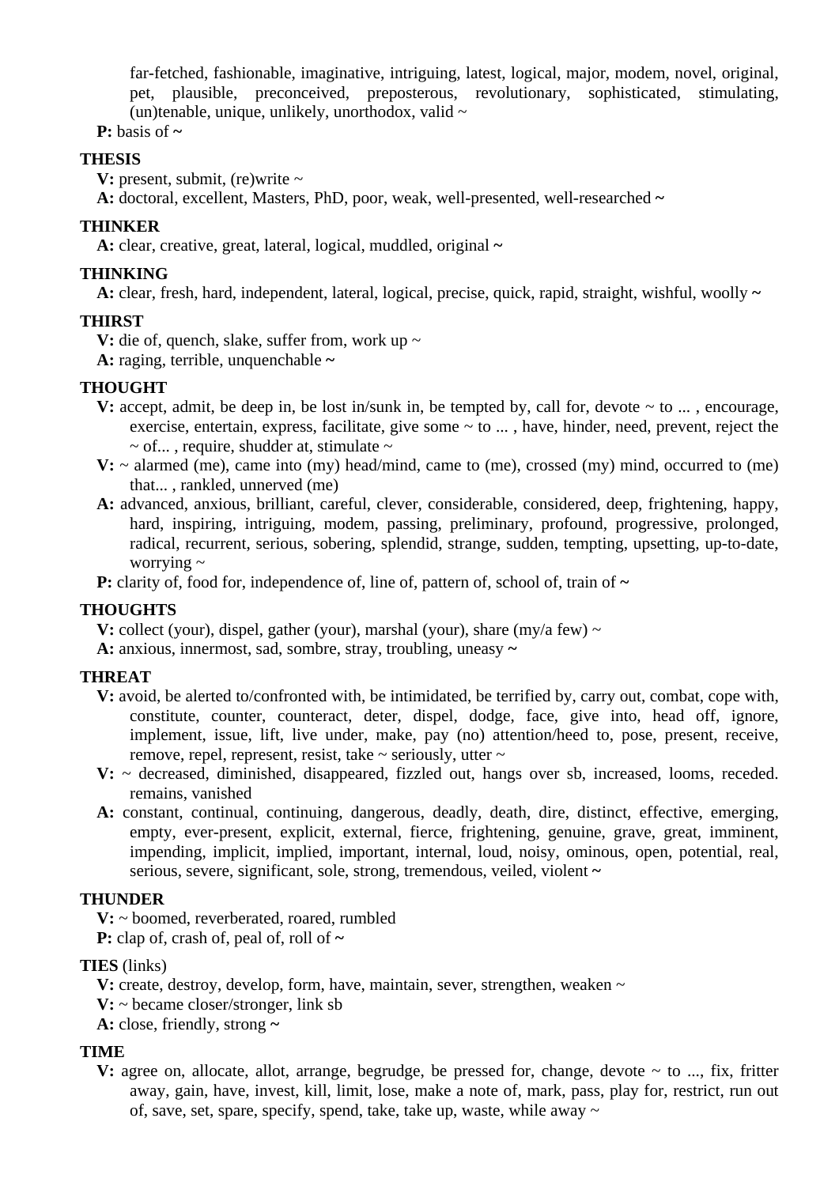far-fetched, fashionable, imaginative, intriguing, latest, logical, major, modem, novel, original, pet, plausible, preconceived, preposterous, revolutionary, sophisticated, stimulating, (un)tenable, unique, unlikely, unorthodox, valid ~

**P:** basis of **~**

**THESIS**

**V:** present, submit, (re)write ~

**A:** doctoral, excellent, Masters, PhD, poor, weak, well-presented, well-researched **~**

**THINKER**

**A:** clear, creative, great, lateral, logical, muddled, original **~**

**THINKING**

**A:** clear, fresh, hard, independent, lateral, logical, precise, quick, rapid, straight, wishful, woolly **~**

**THIRST**

**V:** die of, quench, slake, suffer from, work up ~

**A:** raging, terrible, unquenchable **~**

**THOUGHT**

**V:** accept, admit, be deep in, be lost in/sunk in, be tempted by, call for, devote ~ to ... , encourage, exercise, entertain, express, facilitate, give some ~ to ... , have, hinder, need, prevent, reject the ~ of... , require, shudder at, stimulate ~

**V:** ~ alarmed (me), came into (my) head/mind, came to (me), crossed (my) mind, occurred to (me) that... , rankled, unnerved (me)

**A:** advanced, anxious, brilliant, careful, clever, considerable, considered, deep, frightening, happy, hard, inspiring, intriguing, modem, passing, preliminary, profound, progressive, prolonged, radical, recurrent, serious, sobering, splendid, strange, sudden, tempting, upsetting, up-to-date, worrying ~

**P:** clarity of, food for, independence of, line of, pattern of, school of, train of **~**

**THOUGHTS**

**V:** collect (your), dispel, gather (your), marshal (your), share (my/a few) ~

**A:** anxious, innermost, sad, sombre, stray, troubling, uneasy **~**

**THREAT**

**V:** avoid, be alerted to/confronted with, be intimidated, be terrified by, carry out, combat, cope with, constitute, counter, counteract, deter, dispel, dodge, face, give into, head off, ignore, implement, issue, lift, live under, make, pay (no) attention/heed to, pose, present, receive, remove, repel, represent, resist, take ~ seriously, utter ~

**V:** ~ decreased, diminished, disappeared, fizzled out, hangs over sb, increased, looms, receded. remains, vanished

**A:** constant, continual, continuing, dangerous, deadly, death, dire, distinct, effective, emerging, empty, ever-present, explicit, external, fierce, frightening, genuine, grave, great, imminent, impending, implicit, implied, important, internal, loud, noisy, ominous, open, potential, real, serious, severe, significant, sole, strong, tremendous, veiled, violent **~**

**THUNDER**

**V:** ~ boomed, reverberated, roared, rumbled

**P:** clap of, crash of, peal of, roll of **~**

**TIES** (links)

**V:** create, destroy, develop, form, have, maintain, sever, strengthen, weaken ~

**V:** ~ became closer/stronger, link sb

**A:** close, friendly, strong **~**

**TIME**

**V:** agree on, allocate, allot, arrange, begrudge, be pressed for, change, devote ~ to ..., fix, fritter away, gain, have, invest, kill, limit, lose, make a note of, mark, pass, play for, restrict, run out of, save, set, spare, specify, spend, take, take up, waste, while away ~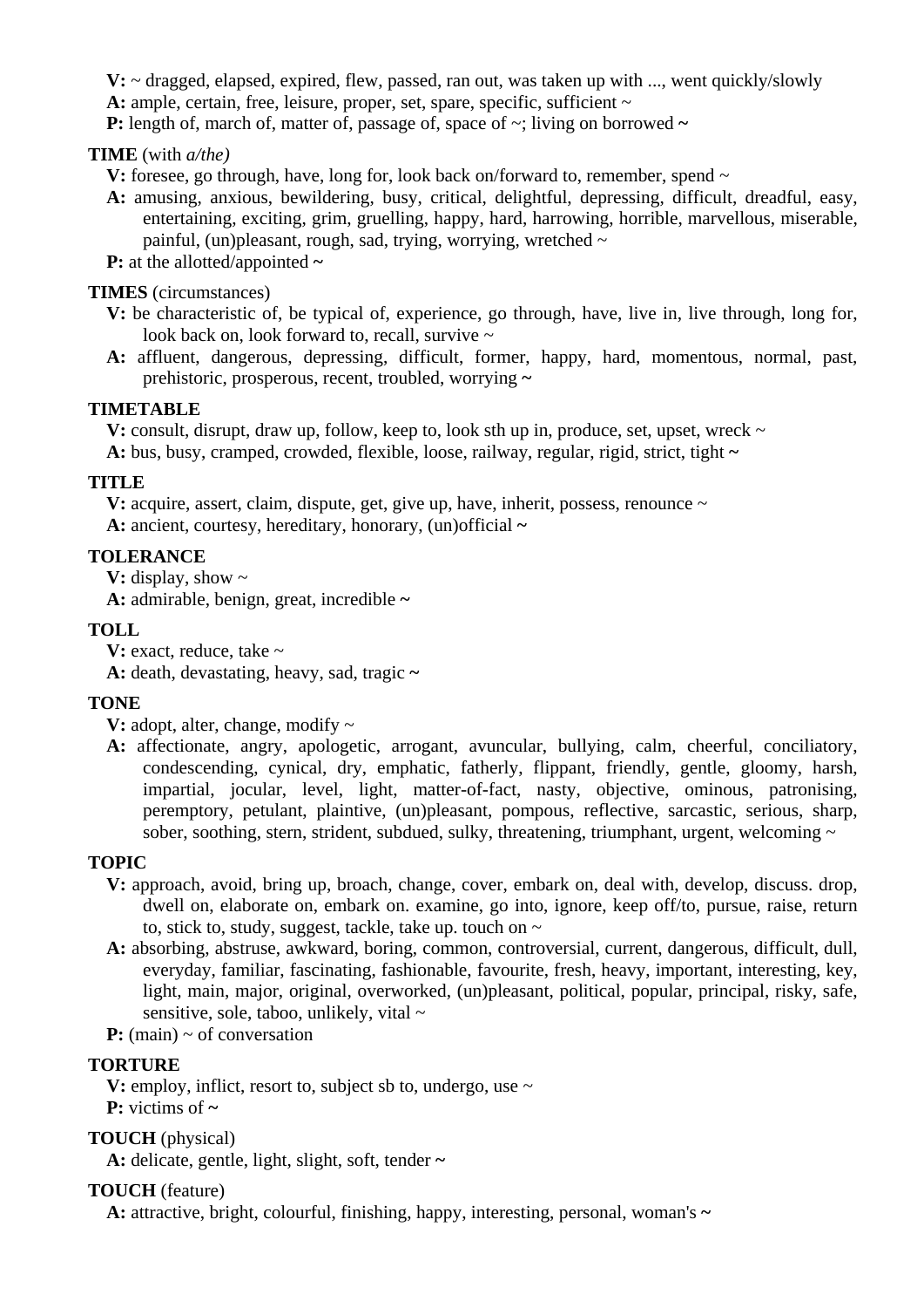**V:** ~ dragged, elapsed, expired, flew, passed, ran out, was taken up with ..., went quickly/slowly
**A:** ample, certain, free, leisure, proper, set, spare, specific, sufficient ~
**P:** length of, march of, matter of, passage of, space of ~; living on borrowed **~**

**TIME** (with *a/the)*
**V:** foresee, go through, have, long for, look back on/forward to, remember, spend ~
**A:** amusing, anxious, bewildering, busy, critical, delightful, depressing, difficult, dreadful, easy, entertaining, exciting, grim, gruelling, happy, hard, harrowing, horrible, marvellous, miserable, painful, (un)pleasant, rough, sad, trying, worrying, wretched ~
**P:** at the allotted/appointed **~**

**TIMES** (circumstances)
**V:** be characteristic of, be typical of, experience, go through, have, live in, live through, long for, look back on, look forward to, recall, survive ~
**A:** affluent, dangerous, depressing, difficult, former, happy, hard, momentous, normal, past, prehistoric, prosperous, recent, troubled, worrying **~**

**TIMETABLE**
**V:** consult, disrupt, draw up, follow, keep to, look sth up in, produce, set, upset, wreck ~
**A:** bus, busy, cramped, crowded, flexible, loose, railway, regular, rigid, strict, tight **~**

**TITLE**
**V:** acquire, assert, claim, dispute, get, give up, have, inherit, possess, renounce ~
**A:** ancient, courtesy, hereditary, honorary, (un)official **~**

**TOLERANCE**
**V:** display, show ~
**A:** admirable, benign, great, incredible **~**

**TOLL**
**V:** exact, reduce, take ~
**A:** death, devastating, heavy, sad, tragic **~**

**TONE**
**V:** adopt, alter, change, modify ~
**A:** affectionate, angry, apologetic, arrogant, avuncular, bullying, calm, cheerful, conciliatory, condescending, cynical, dry, emphatic, fatherly, flippant, friendly, gentle, gloomy, harsh, impartial, jocular, level, light, matter-of-fact, nasty, objective, ominous, patronising, peremptory, petulant, plaintive, (un)pleasant, pompous, reflective, sarcastic, serious, sharp, sober, soothing, stern, strident, subdued, sulky, threatening, triumphant, urgent, welcoming ~

**TOPIC**
**V:** approach, avoid, bring up, broach, change, cover, embark on, deal with, develop, discuss. drop, dwell on, elaborate on, embark on. examine, go into, ignore, keep off/to, pursue, raise, return to, stick to, study, suggest, tackle, take up. touch on ~
**A:** absorbing, abstruse, awkward, boring, common, controversial, current, dangerous, difficult, dull, everyday, familiar, fascinating, fashionable, favourite, fresh, heavy, important, interesting, key, light, main, major, original, overworked, (un)pleasant, political, popular, principal, risky, safe, sensitive, sole, taboo, unlikely, vital ~
**P:** (main) ~ of conversation

**TORTURE**
**V:** employ, inflict, resort to, subject sb to, undergo, use ~
**P:** victims of **~**

**TOUCH** (physical)
**A:** delicate, gentle, light, slight, soft, tender **~**

**TOUCH** (feature)
**A:** attractive, bright, colourful, finishing, happy, interesting, personal, woman's **~**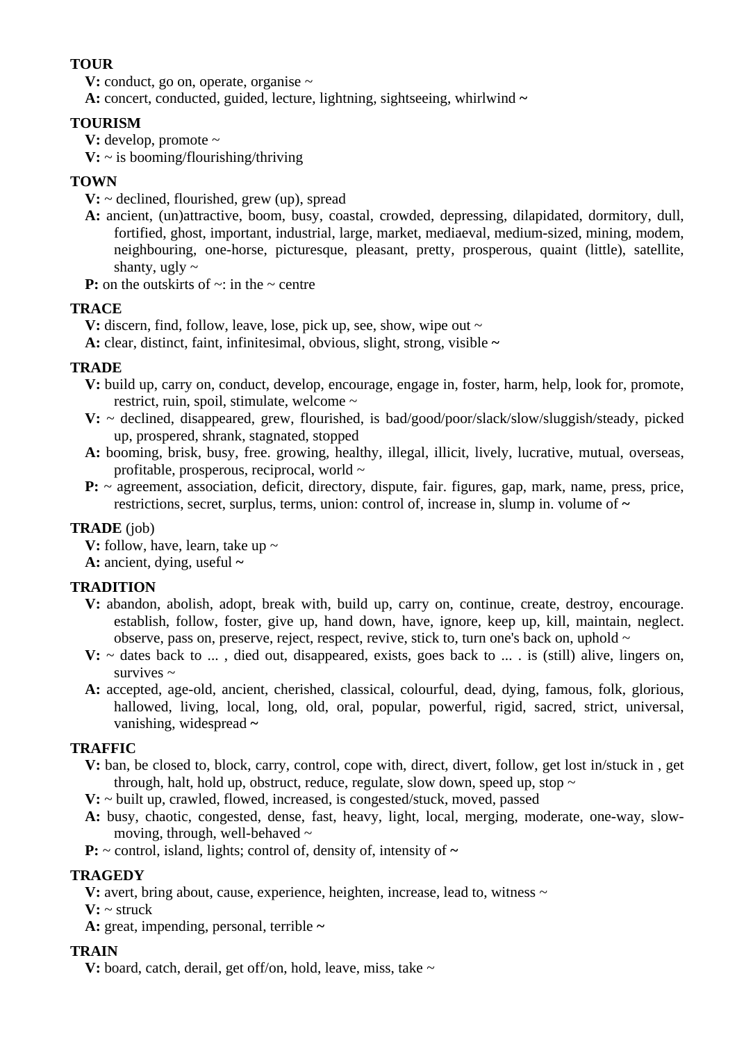**TOUR**

**V:** conduct, go on, operate, organise ~

**A:** concert, conducted, guided, lecture, lightning, sightseeing, whirlwind **~**

**TOURISM**

**V:** develop, promote ~

**V:** ~ is booming/flourishing/thriving

**TOWN**

**V:** ~ declined, flourished, grew (up), spread

**A:** ancient, (un)attractive, boom, busy, coastal, crowded, depressing, dilapidated, dormitory, dull, fortified, ghost, important, industrial, large, market, mediaeval, medium-sized, mining, modem, neighbouring, one-horse, picturesque, pleasant, pretty, prosperous, quaint (little), satellite, shanty, ugly ~

**P:** on the outskirts of ~: in the ~ centre

**TRACE**

**V:** discern, find, follow, leave, lose, pick up, see, show, wipe out ~

**A:** clear, distinct, faint, infinitesimal, obvious, slight, strong, visible **~**

**TRADE**

**V:** build up, carry on, conduct, develop, encourage, engage in, foster, harm, help, look for, promote, restrict, ruin, spoil, stimulate, welcome ~

**V:** ~ declined, disappeared, grew, flourished, is bad/good/poor/slack/slow/sluggish/steady, picked up, prospered, shrank, stagnated, stopped

**A:** booming, brisk, busy, free. growing, healthy, illegal, illicit, lively, lucrative, mutual, overseas, profitable, prosperous, reciprocal, world ~

**P:** ~ agreement, association, deficit, directory, dispute, fair. figures, gap, mark, name, press, price, restrictions, secret, surplus, terms, union: control of, increase in, slump in. volume of **~**

**TRADE** (job)

**V:** follow, have, learn, take up ~

**A:** ancient, dying, useful **~**

**TRADITION**

**V:** abandon, abolish, adopt, break with, build up, carry on, continue, create, destroy, encourage. establish, follow, foster, give up, hand down, have, ignore, keep up, kill, maintain, neglect. observe, pass on, preserve, reject, respect, revive, stick to, turn one's back on, uphold ~

**V:** ~ dates back to ... , died out, disappeared, exists, goes back to ... . is (still) alive, lingers on, survives ~

**A:** accepted, age-old, ancient, cherished, classical, colourful, dead, dying, famous, folk, glorious, hallowed, living, local, long, old, oral, popular, powerful, rigid, sacred, strict, universal, vanishing, widespread **~**

**TRAFFIC**

**V:** ban, be closed to, block, carry, control, cope with, direct, divert, follow, get lost in/stuck in , get through, halt, hold up, obstruct, increase, regulate, reduce, slow down, speed up, stop ~

**V:** ~ built up, crawled, flowed, increased, is congested/stuck, moved, passed

**A:** busy, chaotic, congested, dense, fast, heavy, light, local, merging, moderate, one-way, slow-moving, through, well-behaved ~

**P:** ~ control, island, lights; control of, density of, intensity of **~**

**TRAGEDY**

**V:** avert, bring about, cause, experience, heighten, increase, lead to, witness ~

**V:** ~ struck

**A:** great, impending, personal, terrible **~**

**TRAIN**

**V:** board, catch, derail, get off/on, hold, leave, miss, take ~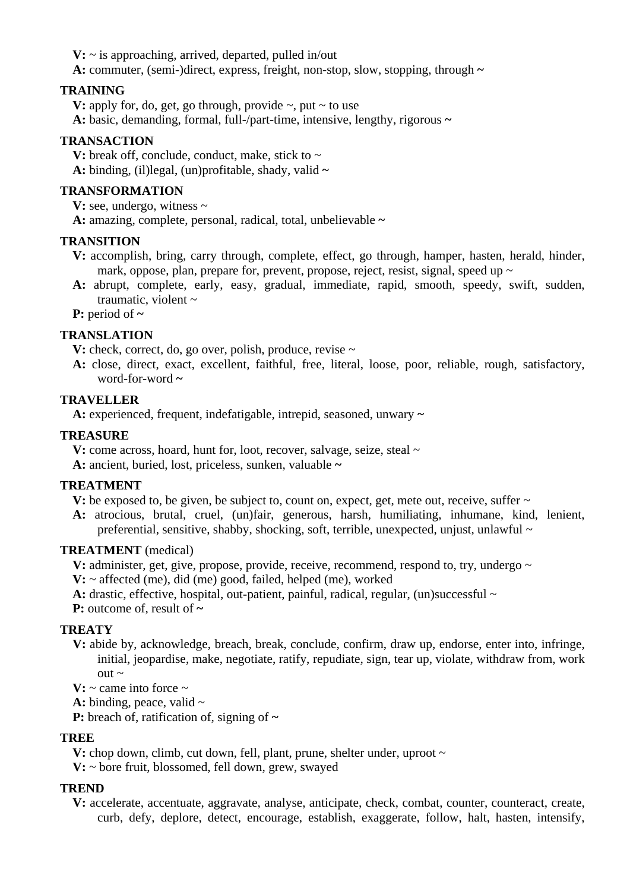**V:** ~ is approaching, arrived, departed, pulled in/out
**A:** commuter, (semi-)direct, express, freight, non-stop, slow, stopping, through **~**

**TRAINING**
**V:** apply for, do, get, go through, provide ~, put ~ to use
**A:** basic, demanding, formal, full-/part-time, intensive, lengthy, rigorous **~**

**TRANSACTION**
**V:** break off, conclude, conduct, make, stick to ~
**A:** binding, (il)legal, (un)profitable, shady, valid **~**

**TRANSFORMATION**
**V:** see, undergo, witness ~
**A:** amazing, complete, personal, radical, total, unbelievable **~**

**TRANSITION**
**V:** accomplish, bring, carry through, complete, effect, go through, hamper, hasten, herald, hinder, mark, oppose, plan, prepare for, prevent, propose, reject, resist, signal, speed up ~
**A:** abrupt, complete, early, easy, gradual, immediate, rapid, smooth, speedy, swift, sudden, traumatic, violent ~
**P:** period of **~**

**TRANSLATION**
**V:** check, correct, do, go over, polish, produce, revise ~
**A:** close, direct, exact, excellent, faithful, free, literal, loose, poor, reliable, rough, satisfactory, word-for-word **~**

**TRAVELLER**
**A:** experienced, frequent, indefatigable, intrepid, seasoned, unwary **~**

**TREASURE**
**V:** come across, hoard, hunt for, loot, recover, salvage, seize, steal ~
**A:** ancient, buried, lost, priceless, sunken, valuable **~**

**TREATMENT**
**V:** be exposed to, be given, be subject to, count on, expect, get, mete out, receive, suffer ~
**A:** atrocious, brutal, cruel, (un)fair, generous, harsh, humiliating, inhumane, kind, lenient, preferential, sensitive, shabby, shocking, soft, terrible, unexpected, unjust, unlawful ~

**TREATMENT** (medical)
**V:** administer, get, give, propose, provide, receive, recommend, respond to, try, undergo ~
**V:** ~ affected (me), did (me) good, failed, helped (me), worked
**A:** drastic, effective, hospital, out-patient, painful, radical, regular, (un)successful ~
**P:** outcome of, result of **~**

**TREATY**
**V:** abide by, acknowledge, breach, break, conclude, confirm, draw up, endorse, enter into, infringe, initial, jeopardise, make, negotiate, ratify, repudiate, sign, tear up, violate, withdraw from, work out ~
**V:** ~ came into force ~
**A:** binding, peace, valid ~
**P:** breach of, ratification of, signing of **~**

**TREE**
**V:** chop down, climb, cut down, fell, plant, prune, shelter under, uproot ~
**V:** ~ bore fruit, blossomed, fell down, grew, swayed

**TREND**
**V:** accelerate, accentuate, aggravate, analyse, anticipate, check, combat, counter, counteract, create, curb, defy, deplore, detect, encourage, establish, exaggerate, follow, halt, hasten, intensify,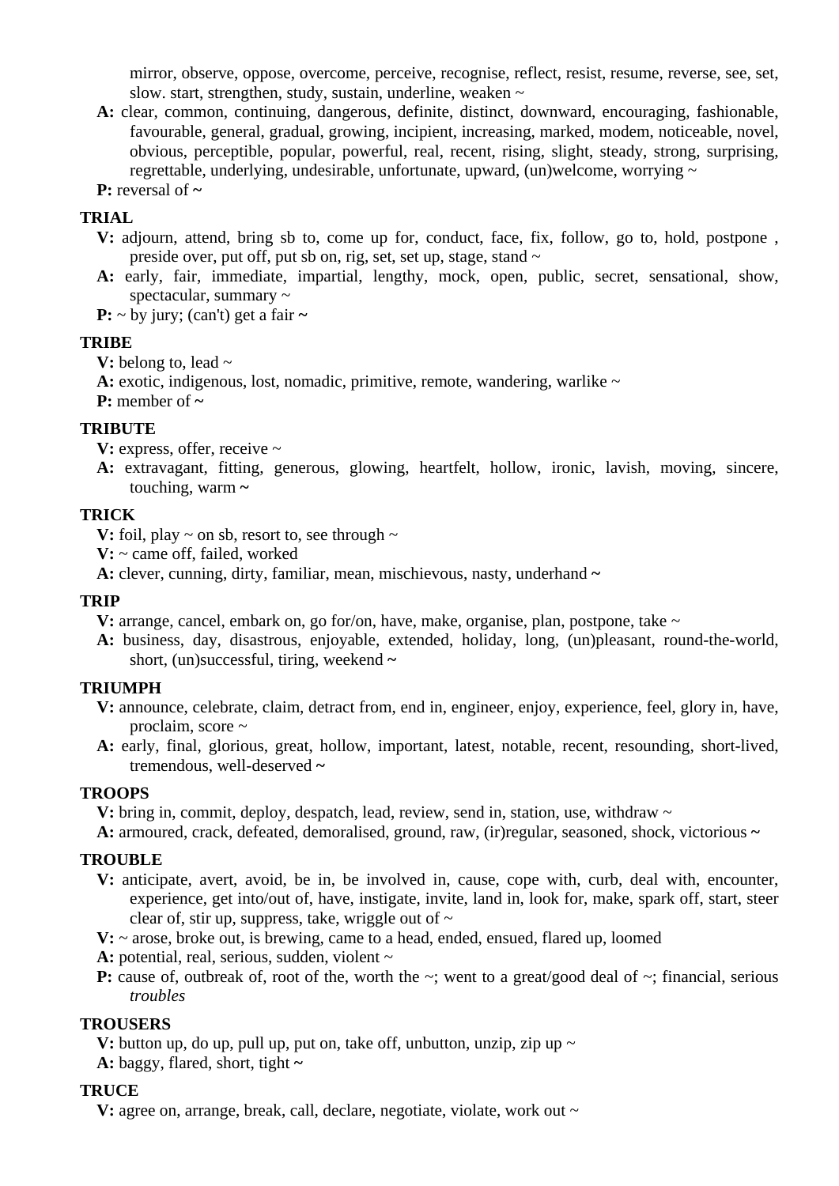mirror, observe, oppose, overcome, perceive, recognise, reflect, resist, resume, reverse, see, set, slow. start, strengthen, study, sustain, underline, weaken ~

**A:** clear, common, continuing, dangerous, definite, distinct, downward, encouraging, fashionable, favourable, general, gradual, growing, incipient, increasing, marked, modem, noticeable, novel, obvious, perceptible, popular, powerful, real, recent, rising, slight, steady, strong, surprising, regrettable, underlying, undesirable, unfortunate, upward, (un)welcome, worrying ~

**P:** reversal of ~

**TRIAL**

**V:** adjourn, attend, bring sb to, come up for, conduct, face, fix, follow, go to, hold, postpone , preside over, put off, put sb on, rig, set, set up, stage, stand ~

**A:** early, fair, immediate, impartial, lengthy, mock, open, public, secret, sensational, show, spectacular, summary ~

**P:** ~ by jury; (can't) get a fair ~

**TRIBE**

**V:** belong to, lead ~

**A:** exotic, indigenous, lost, nomadic, primitive, remote, wandering, warlike ~

**P:** member of ~

**TRIBUTE**

**V:** express, offer, receive ~

**A:** extravagant, fitting, generous, glowing, heartfelt, hollow, ironic, lavish, moving, sincere, touching, warm ~

**TRICK**

**V:** foil, play ~ on sb, resort to, see through ~

**V:** ~ came off, failed, worked

**A:** clever, cunning, dirty, familiar, mean, mischievous, nasty, underhand ~

**TRIP**

**V:** arrange, cancel, embark on, go for/on, have, make, organise, plan, postpone, take ~

**A:** business, day, disastrous, enjoyable, extended, holiday, long, (un)pleasant, round-the-world, short, (un)successful, tiring, weekend ~

**TRIUMPH**

**V:** announce, celebrate, claim, detract from, end in, engineer, enjoy, experience, feel, glory in, have, proclaim, score ~

**A:** early, final, glorious, great, hollow, important, latest, notable, recent, resounding, short-lived, tremendous, well-deserved ~

**TROOPS**

**V:** bring in, commit, deploy, despatch, lead, review, send in, station, use, withdraw ~

**A:** armoured, crack, defeated, demoralised, ground, raw, (ir)regular, seasoned, shock, victorious ~

**TROUBLE**

**V:** anticipate, avert, avoid, be in, be involved in, cause, cope with, curb, deal with, encounter, experience, get into/out of, have, instigate, invite, land in, look for, make, spark off, start, steer clear of, stir up, suppress, take, wriggle out of ~

**V:** ~ arose, broke out, is brewing, came to a head, ended, ensued, flared up, loomed

**A:** potential, real, serious, sudden, violent ~

**P:** cause of, outbreak of, root of the, worth the ~; went to a great/good deal of ~; financial, serious *troubles*

**TROUSERS**

**V:** button up, do up, pull up, put on, take off, unbutton, unzip, zip up ~

**A:** baggy, flared, short, tight ~

**TRUCE**

**V:** agree on, arrange, break, call, declare, negotiate, violate, work out ~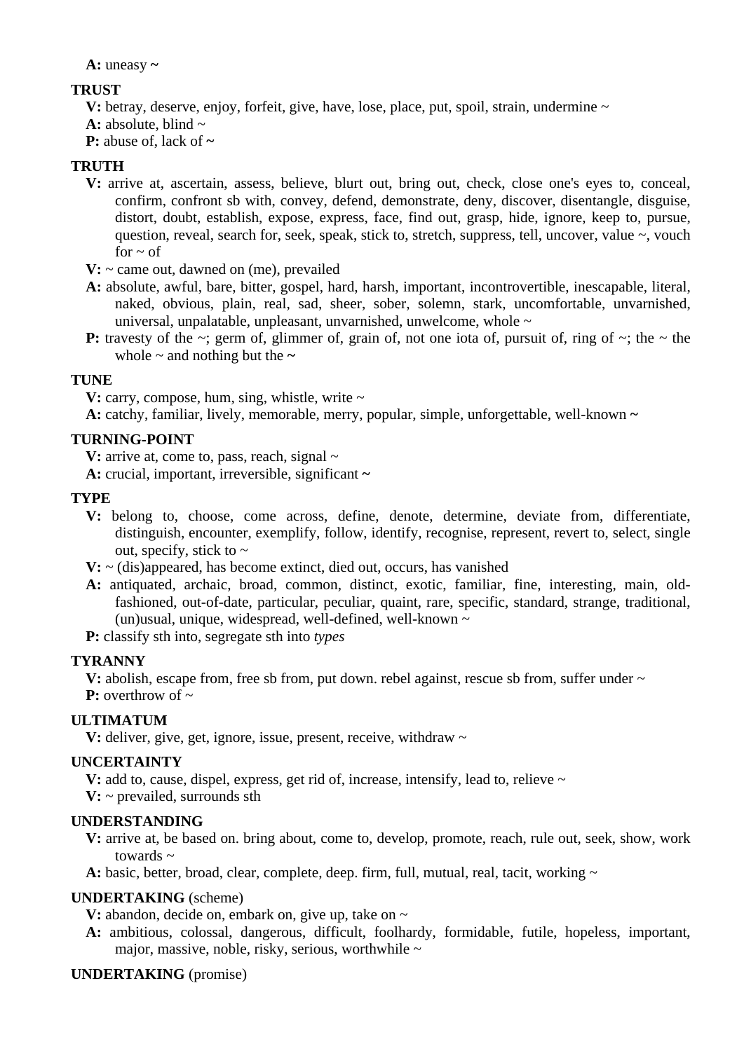**A:** uneasy **~**

**TRUST**

**V:** betray, deserve, enjoy, forfeit, give, have, lose, place, put, spoil, strain, undermine ~

**A:** absolute, blind ~

**P:** abuse of, lack of **~**

**TRUTH**

**V:** arrive at, ascertain, assess, believe, blurt out, bring out, check, close one's eyes to, conceal, confirm, confront sb with, convey, defend, demonstrate, deny, discover, disentangle, disguise, distort, doubt, establish, expose, express, face, find out, grasp, hide, ignore, keep to, pursue, question, reveal, search for, seek, speak, stick to, stretch, suppress, tell, uncover, value ~, vouch for ~ of

**V:** ~ came out, dawned on (me), prevailed

**A:** absolute, awful, bare, bitter, gospel, hard, harsh, important, incontrovertible, inescapable, literal, naked, obvious, plain, real, sad, sheer, sober, solemn, stark, uncomfortable, unvarnished, universal, unpalatable, unpleasant, unvarnished, unwelcome, whole ~

**P:** travesty of the ~; germ of, glimmer of, grain of, not one iota of, pursuit of, ring of ~; the ~ the whole ~ and nothing but the **~**

**TUNE**

**V:** carry, compose, hum, sing, whistle, write ~

**A:** catchy, familiar, lively, memorable, merry, popular, simple, unforgettable, well-known **~**

**TURNING-POINT**

**V:** arrive at, come to, pass, reach, signal ~

**A:** crucial, important, irreversible, significant **~**

**TYPE**

**V:** belong to, choose, come across, define, denote, determine, deviate from, differentiate, distinguish, encounter, exemplify, follow, identify, recognise, represent, revert to, select, single out, specify, stick to ~

**V:** ~ (dis)appeared, has become extinct, died out, occurs, has vanished

**A:** antiquated, archaic, broad, common, distinct, exotic, familiar, fine, interesting, main, old-fashioned, out-of-date, particular, peculiar, quaint, rare, specific, standard, strange, traditional, (un)usual, unique, widespread, well-defined, well-known ~

**P:** classify sth into, segregate sth into *types*

**TYRANNY**

**V:** abolish, escape from, free sb from, put down. rebel against, rescue sb from, suffer under ~

**P:** overthrow of ~

**ULTIMATUM**

**V:** deliver, give, get, ignore, issue, present, receive, withdraw ~

**UNCERTAINTY**

**V:** add to, cause, dispel, express, get rid of, increase, intensify, lead to, relieve ~

**V:** ~ prevailed, surrounds sth

**UNDERSTANDING**

**V:** arrive at, be based on. bring about, come to, develop, promote, reach, rule out, seek, show, work towards ~

**A:** basic, better, broad, clear, complete, deep. firm, full, mutual, real, tacit, working ~

**UNDERTAKING** (scheme)

**V:** abandon, decide on, embark on, give up, take on ~

**A:** ambitious, colossal, dangerous, difficult, foolhardy, formidable, futile, hopeless, important, major, massive, noble, risky, serious, worthwhile ~

**UNDERTAKING** (promise)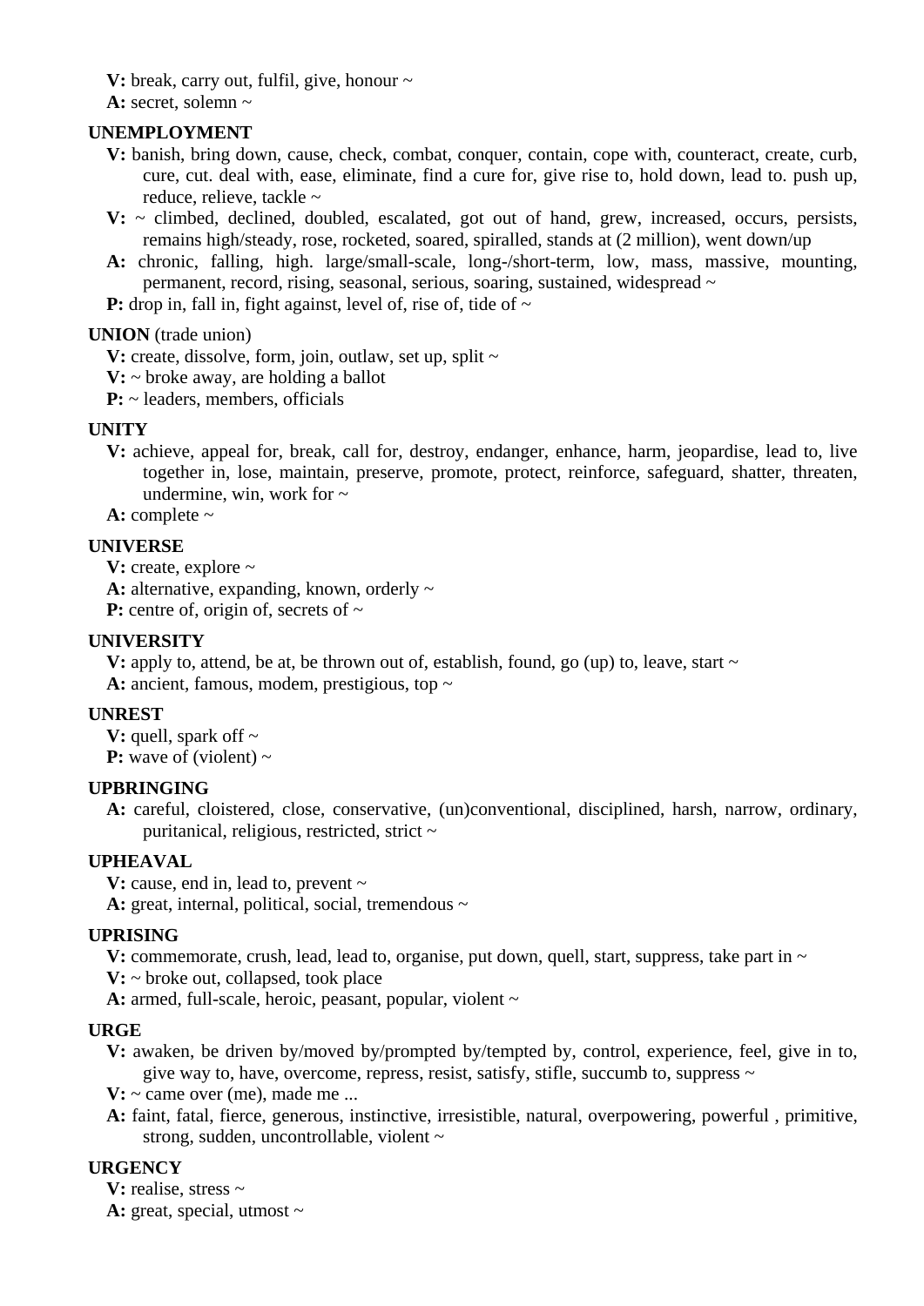**V:** break, carry out, fulfil, give, honour ~
**A:** secret, solemn ~

**UNEMPLOYMENT**

**V:** banish, bring down, cause, check, combat, conquer, contain, cope with, counteract, create, curb, cure, cut. deal with, ease, eliminate, find a cure for, give rise to, hold down, lead to. push up, reduce, relieve, tackle ~
**V:** ~ climbed, declined, doubled, escalated, got out of hand, grew, increased, occurs, persists, remains high/steady, rose, rocketed, soared, spiralled, stands at (2 million), went down/up
**A:** chronic, falling, high. large/small-scale, long-/short-term, low, mass, massive, mounting, permanent, record, rising, seasonal, serious, soaring, sustained, widespread ~
**P:** drop in, fall in, fight against, level of, rise of, tide of ~

**UNION** (trade union)

**V:** create, dissolve, form, join, outlaw, set up, split ~
**V:** ~ broke away, are holding a ballot
**P:** ~ leaders, members, officials

**UNITY**

**V:** achieve, appeal for, break, call for, destroy, endanger, enhance, harm, jeopardise, lead to, live together in, lose, maintain, preserve, promote, protect, reinforce, safeguard, shatter, threaten, undermine, win, work for ~
**A:** complete ~

**UNIVERSE**

**V:** create, explore ~
**A:** alternative, expanding, known, orderly ~
**P:** centre of, origin of, secrets of ~

**UNIVERSITY**

**V:** apply to, attend, be at, be thrown out of, establish, found, go (up) to, leave, start ~
**A:** ancient, famous, modem, prestigious, top ~

**UNREST**

**V:** quell, spark off ~
**P:** wave of (violent) ~

**UPBRINGING**

**A:** careful, cloistered, close, conservative, (un)conventional, disciplined, harsh, narrow, ordinary, puritanical, religious, restricted, strict ~

**UPHEAVAL**

**V:** cause, end in, lead to, prevent ~
**A:** great, internal, political, social, tremendous ~

**UPRISING**

**V:** commemorate, crush, lead, lead to, organise, put down, quell, start, suppress, take part in ~
**V:** ~ broke out, collapsed, took place
**A:** armed, full-scale, heroic, peasant, popular, violent ~

**URGE**

**V:** awaken, be driven by/moved by/prompted by/tempted by, control, experience, feel, give in to, give way to, have, overcome, repress, resist, satisfy, stifle, succumb to, suppress ~
**V:** ~ came over (me), made me ...
**A:** faint, fatal, fierce, generous, instinctive, irresistible, natural, overpowering, powerful , primitive, strong, sudden, uncontrollable, violent ~

**URGENCY**

**V:** realise, stress ~
**A:** great, special, utmost ~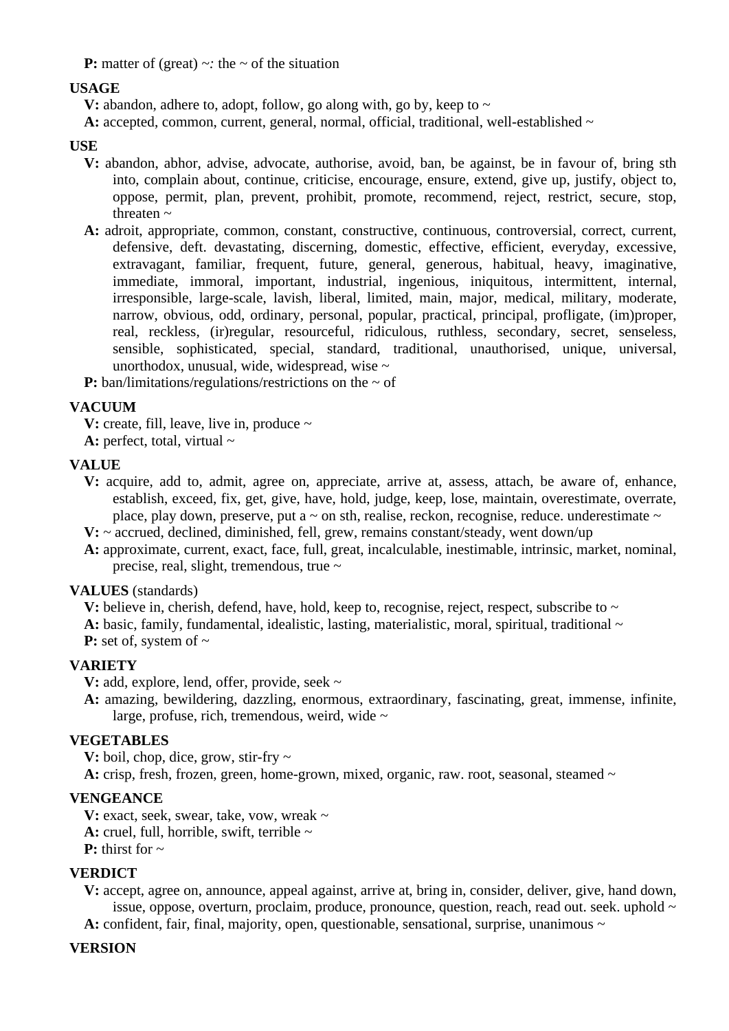**P:** matter of (great) ~*:* the ~ of the situation

**USAGE**

**V:** abandon, adhere to, adopt, follow, go along with, go by, keep to ~

**A:** accepted, common, current, general, normal, official, traditional, well-established ~

**USE**

**V:** abandon, abhor, advise, advocate, authorise, avoid, ban, be against, be in favour of, bring sth into, complain about, continue, criticise, encourage, ensure, extend, give up, justify, object to, oppose, permit, plan, prevent, prohibit, promote, recommend, reject, restrict, secure, stop, threaten ~

**A:** adroit, appropriate, common, constant, constructive, continuous, controversial, correct, current, defensive, deft. devastating, discerning, domestic, effective, efficient, everyday, excessive, extravagant, familiar, frequent, future, general, generous, habitual, heavy, imaginative, immediate, immoral, important, industrial, ingenious, iniquitous, intermittent, internal, irresponsible, large-scale, lavish, liberal, limited, main, major, medical, military, moderate, narrow, obvious, odd, ordinary, personal, popular, practical, principal, profligate, (im)proper, real, reckless, (ir)regular, resourceful, ridiculous, ruthless, secondary, secret, senseless, sensible, sophisticated, special, standard, traditional, unauthorised, unique, universal, unorthodox, unusual, wide, widespread, wise ~

**P:** ban/limitations/regulations/restrictions on the ~ of

**VACUUM**

**V:** create, fill, leave, live in, produce ~

**A:** perfect, total, virtual ~

**VALUE**

**V:** acquire, add to, admit, agree on, appreciate, arrive at, assess, attach, be aware of, enhance, establish, exceed, fix, get, give, have, hold, judge, keep, lose, maintain, overestimate, overrate, place, play down, preserve, put a ~ on sth, realise, reckon, recognise, reduce. underestimate ~

**V:** ~ accrued, declined, diminished, fell, grew, remains constant/steady, went down/up

**A:** approximate, current, exact, face, full, great, incalculable, inestimable, intrinsic, market, nominal, precise, real, slight, tremendous, true ~

**VALUES** (standards)

**V:** believe in, cherish, defend, have, hold, keep to, recognise, reject, respect, subscribe to ~

**A:** basic, family, fundamental, idealistic, lasting, materialistic, moral, spiritual, traditional ~

**P:** set of, system of ~

**VARIETY**

**V:** add, explore, lend, offer, provide, seek ~

**A:** amazing, bewildering, dazzling, enormous, extraordinary, fascinating, great, immense, infinite, large, profuse, rich, tremendous, weird, wide ~

**VEGETABLES**

**V:** boil, chop, dice, grow, stir-fry ~

**A:** crisp, fresh, frozen, green, home-grown, mixed, organic, raw. root, seasonal, steamed ~

**VENGEANCE**

**V:** exact, seek, swear, take, vow, wreak ~

**A:** cruel, full, horrible, swift, terrible ~

**P:** thirst for ~

**VERDICT**

**V:** accept, agree on, announce, appeal against, arrive at, bring in, consider, deliver, give, hand down, issue, oppose, overturn, proclaim, produce, pronounce, question, reach, read out. seek. uphold ~

**A:** confident, fair, final, majority, open, questionable, sensational, surprise, unanimous ~

**VERSION**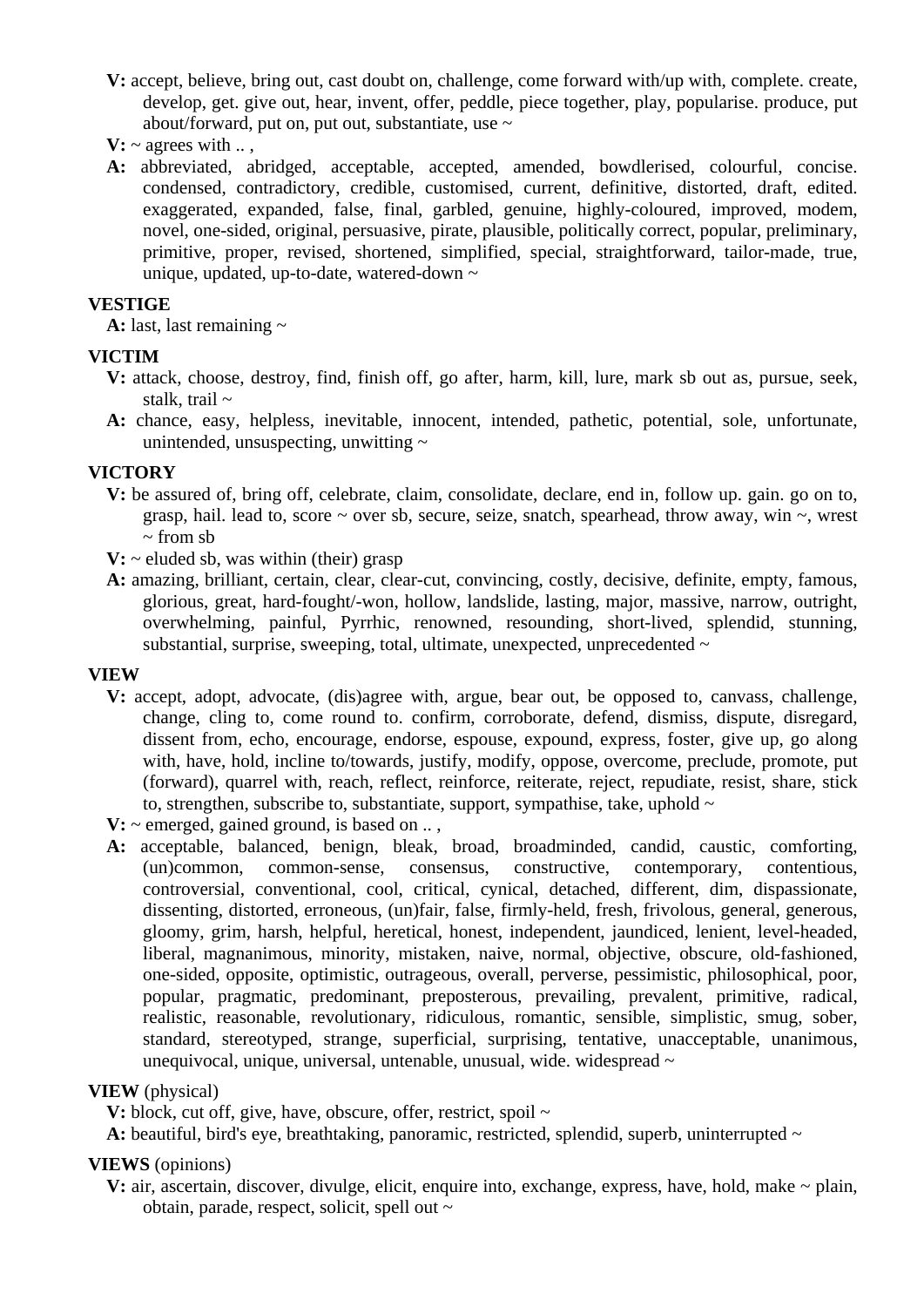**V:** accept, believe, bring out, cast doubt on, challenge, come forward with/up with, complete. create, develop, get. give out, hear, invent, offer, peddle, piece together, play, popularise. produce, put about/forward, put on, put out, substantiate, use ~

**V:** ~ agrees with .. ,

**A:** abbreviated, abridged, acceptable, accepted, amended, bowdlerised, colourful, concise. condensed, contradictory, credible, customised, current, definitive, distorted, draft, edited. exaggerated, expanded, false, final, garbled, genuine, highly-coloured, improved, modem, novel, one-sided, original, persuasive, pirate, plausible, politically correct, popular, preliminary, primitive, proper, revised, shortened, simplified, special, straightforward, tailor-made, true, unique, updated, up-to-date, watered-down ~

**VESTIGE**

**A:** last, last remaining ~

**VICTIM**

**V:** attack, choose, destroy, find, finish off, go after, harm, kill, lure, mark sb out as, pursue, seek, stalk, trail ~

**A:** chance, easy, helpless, inevitable, innocent, intended, pathetic, potential, sole, unfortunate, unintended, unsuspecting, unwitting ~

**VICTORY**

**V:** be assured of, bring off, celebrate, claim, consolidate, declare, end in, follow up. gain. go on to, grasp, hail. lead to, score ~ over sb, secure, seize, snatch, spearhead, throw away, win ~, wrest ~ from sb

**V:** ~ eluded sb, was within (their) grasp

**A:** amazing, brilliant, certain, clear, clear-cut, convincing, costly, decisive, definite, empty, famous, glorious, great, hard-fought/-won, hollow, landslide, lasting, major, massive, narrow, outright, overwhelming, painful, Pyrrhic, renowned, resounding, short-lived, splendid, stunning, substantial, surprise, sweeping, total, ultimate, unexpected, unprecedented ~

**VIEW**

**V:** accept, adopt, advocate, (dis)agree with, argue, bear out, be opposed to, canvass, challenge, change, cling to, come round to. confirm, corroborate, defend, dismiss, dispute, disregard, dissent from, echo, encourage, endorse, espouse, expound, express, foster, give up, go along with, have, hold, incline to/towards, justify, modify, oppose, overcome, preclude, promote, put (forward), quarrel with, reach, reflect, reinforce, reiterate, reject, repudiate, resist, share, stick to, strengthen, subscribe to, substantiate, support, sympathise, take, uphold ~

**V:** ~ emerged, gained ground, is based on .. ,

**A:** acceptable, balanced, benign, bleak, broad, broadminded, candid, caustic, comforting, (un)common, common-sense, consensus, constructive, contemporary, contentious, controversial, conventional, cool, critical, cynical, detached, different, dim, dispassionate, dissenting, distorted, erroneous, (un)fair, false, firmly-held, fresh, frivolous, general, generous, gloomy, grim, harsh, helpful, heretical, honest, independent, jaundiced, lenient, level-headed, liberal, magnanimous, minority, mistaken, naive, normal, objective, obscure, old-fashioned, one-sided, opposite, optimistic, outrageous, overall, perverse, pessimistic, philosophical, poor, popular, pragmatic, predominant, preposterous, prevailing, prevalent, primitive, radical, realistic, reasonable, revolutionary, ridiculous, romantic, sensible, simplistic, smug, sober, standard, stereotyped, strange, superficial, surprising, tentative, unacceptable, unanimous, unequivocal, unique, universal, untenable, unusual, wide. widespread ~

**VIEW** (physical)

**V:** block, cut off, give, have, obscure, offer, restrict, spoil ~

**A:** beautiful, bird's eye, breathtaking, panoramic, restricted, splendid, superb, uninterrupted ~

**VIEWS** (opinions)

**V:** air, ascertain, discover, divulge, elicit, enquire into, exchange, express, have, hold, make ~ plain, obtain, parade, respect, solicit, spell out ~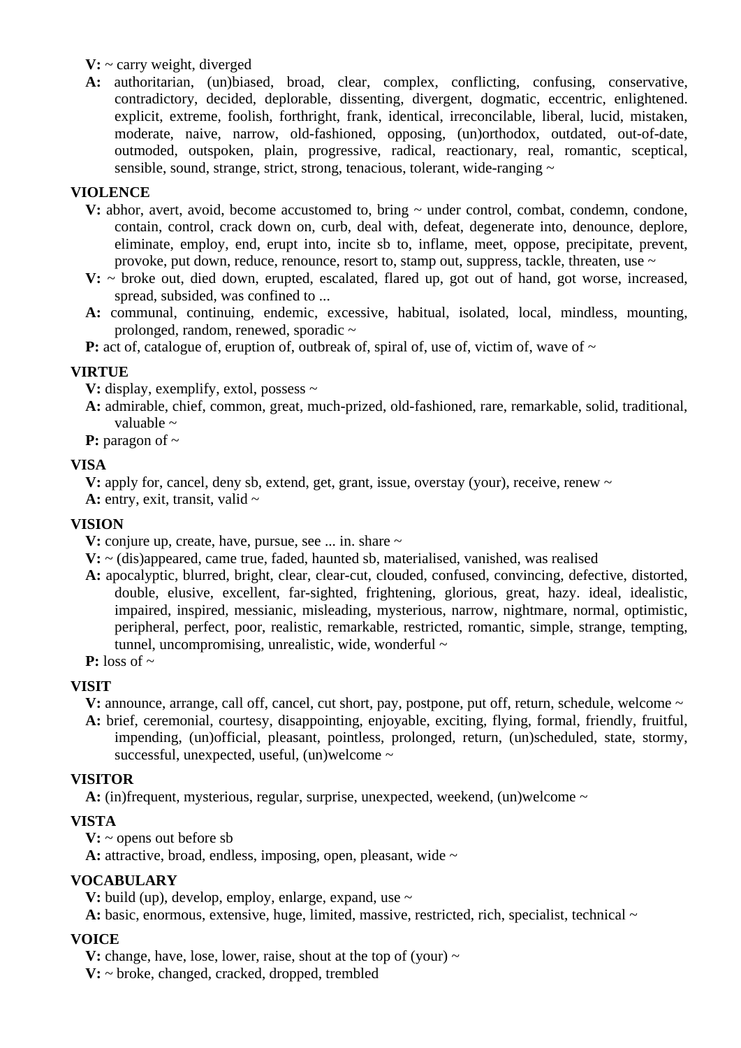**V:** ~ carry weight, diverged

**A:** authoritarian, (un)biased, broad, clear, complex, conflicting, confusing, conservative, contradictory, decided, deplorable, dissenting, divergent, dogmatic, eccentric, enlightened. explicit, extreme, foolish, forthright, frank, identical, irreconcilable, liberal, lucid, mistaken, moderate, naive, narrow, old-fashioned, opposing, (un)orthodox, outdated, out-of-date, outmoded, outspoken, plain, progressive, radical, reactionary, real, romantic, sceptical, sensible, sound, strange, strict, strong, tenacious, tolerant, wide-ranging ~

**VIOLENCE**

**V:** abhor, avert, avoid, become accustomed to, bring ~ under control, combat, condemn, condone, contain, control, crack down on, curb, deal with, defeat, degenerate into, denounce, deplore, eliminate, employ, end, erupt into, incite sb to, inflame, meet, oppose, precipitate, prevent, provoke, put down, reduce, renounce, resort to, stamp out, suppress, tackle, threaten, use ~

**V:** ~ broke out, died down, erupted, escalated, flared up, got out of hand, got worse, increased, spread, subsided, was confined to ...

**A:** communal, continuing, endemic, excessive, habitual, isolated, local, mindless, mounting, prolonged, random, renewed, sporadic ~

**P:** act of, catalogue of, eruption of, outbreak of, spiral of, use of, victim of, wave of ~

**VIRTUE**

**V:** display, exemplify, extol, possess ~

**A:** admirable, chief, common, great, much-prized, old-fashioned, rare, remarkable, solid, traditional, valuable ~

**P:** paragon of ~

**VISA**

**V:** apply for, cancel, deny sb, extend, get, grant, issue, overstay (your), receive, renew ~

**A:** entry, exit, transit, valid ~

**VISION**

**V:** conjure up, create, have, pursue, see ... in. share ~

**V:** ~ (dis)appeared, came true, faded, haunted sb, materialised, vanished, was realised

**A:** apocalyptic, blurred, bright, clear, clear-cut, clouded, confused, convincing, defective, distorted, double, elusive, excellent, far-sighted, frightening, glorious, great, hazy. ideal, idealistic, impaired, inspired, messianic, misleading, mysterious, narrow, nightmare, normal, optimistic, peripheral, perfect, poor, realistic, remarkable, restricted, romantic, simple, strange, tempting, tunnel, uncompromising, unrealistic, wide, wonderful ~

**P:** loss of ~

**VISIT**

**V:** announce, arrange, call off, cancel, cut short, pay, postpone, put off, return, schedule, welcome ~

**A:** brief, ceremonial, courtesy, disappointing, enjoyable, exciting, flying, formal, friendly, fruitful, impending, (un)official, pleasant, pointless, prolonged, return, (un)scheduled, state, stormy, successful, unexpected, useful, (un)welcome ~

**VISITOR**

**A:** (in)frequent, mysterious, regular, surprise, unexpected, weekend, (un)welcome ~

**VISTA**

**V:** ~ opens out before sb

**A:** attractive, broad, endless, imposing, open, pleasant, wide ~

**VOCABULARY**

**V:** build (up), develop, employ, enlarge, expand, use ~

**A:** basic, enormous, extensive, huge, limited, massive, restricted, rich, specialist, technical ~

**VOICE**

**V:** change, have, lose, lower, raise, shout at the top of (your) ~

**V:** ~ broke, changed, cracked, dropped, trembled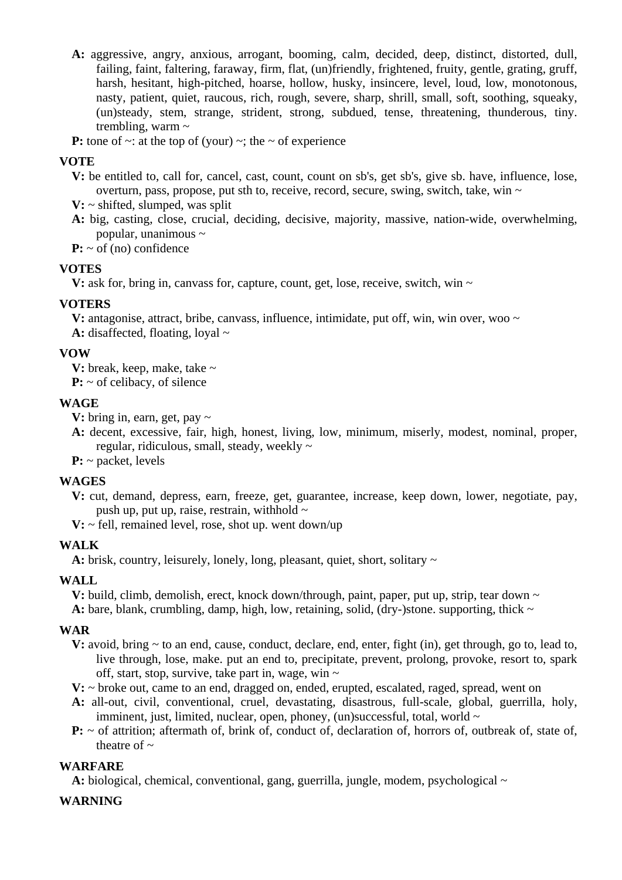**A:** aggressive, angry, anxious, arrogant, booming, calm, decided, deep, distinct, distorted, dull, failing, faint, faltering, faraway, firm, flat, (un)friendly, frightened, fruity, gentle, grating, gruff, harsh, hesitant, high-pitched, hoarse, hollow, husky, insincere, level, loud, low, monotonous, nasty, patient, quiet, raucous, rich, rough, severe, sharp, shrill, small, soft, soothing, squeaky, (un)steady, stem, strange, strident, strong, subdued, tense, threatening, thunderous, tiny. trembling, warm ~

**P:** tone of ~: at the top of (your) ~; the ~ of experience

**VOTE**

**V:** be entitled to, call for, cancel, cast, count, count on sb's, get sb's, give sb. have, influence, lose, overturn, pass, propose, put sth to, receive, record, secure, swing, switch, take, win ~

**V:** ~ shifted, slumped, was split

**A:** big, casting, close, crucial, deciding, decisive, majority, massive, nation-wide, overwhelming, popular, unanimous ~

**P:** ~ of (no) confidence

**VOTES**

**V:** ask for, bring in, canvass for, capture, count, get, lose, receive, switch, win ~

**VOTERS**

**V:** antagonise, attract, bribe, canvass, influence, intimidate, put off, win, win over, woo ~

**A:** disaffected, floating, loyal ~

**VOW**

**V:** break, keep, make, take ~

**P:** ~ of celibacy, of silence

**WAGE**

**V:** bring in, earn, get, pay ~

**A:** decent, excessive, fair, high, honest, living, low, minimum, miserly, modest, nominal, proper, regular, ridiculous, small, steady, weekly ~

**P:** ~ packet, levels

**WAGES**

**V:** cut, demand, depress, earn, freeze, get, guarantee, increase, keep down, lower, negotiate, pay, push up, put up, raise, restrain, withhold ~

**V:** ~ fell, remained level, rose, shot up. went down/up

**WALK**

**A:** brisk, country, leisurely, lonely, long, pleasant, quiet, short, solitary ~

**WALL**

**V:** build, climb, demolish, erect, knock down/through, paint, paper, put up, strip, tear down ~

**A:** bare, blank, crumbling, damp, high, low, retaining, solid, (dry-)stone. supporting, thick ~

**WAR**

**V:** avoid, bring ~ to an end, cause, conduct, declare, end, enter, fight (in), get through, go to, lead to, live through, lose, make. put an end to, precipitate, prevent, prolong, provoke, resort to, spark off, start, stop, survive, take part in, wage, win ~

**V:** ~ broke out, came to an end, dragged on, ended, erupted, escalated, raged, spread, went on

**A:** all-out, civil, conventional, cruel, devastating, disastrous, full-scale, global, guerrilla, holy, imminent, just, limited, nuclear, open, phoney, (un)successful, total, world ~

**P:** ~ of attrition; aftermath of, brink of, conduct of, declaration of, horrors of, outbreak of, state of, theatre of ~

**WARFARE**

**A:** biological, chemical, conventional, gang, guerrilla, jungle, modem, psychological ~

**WARNING**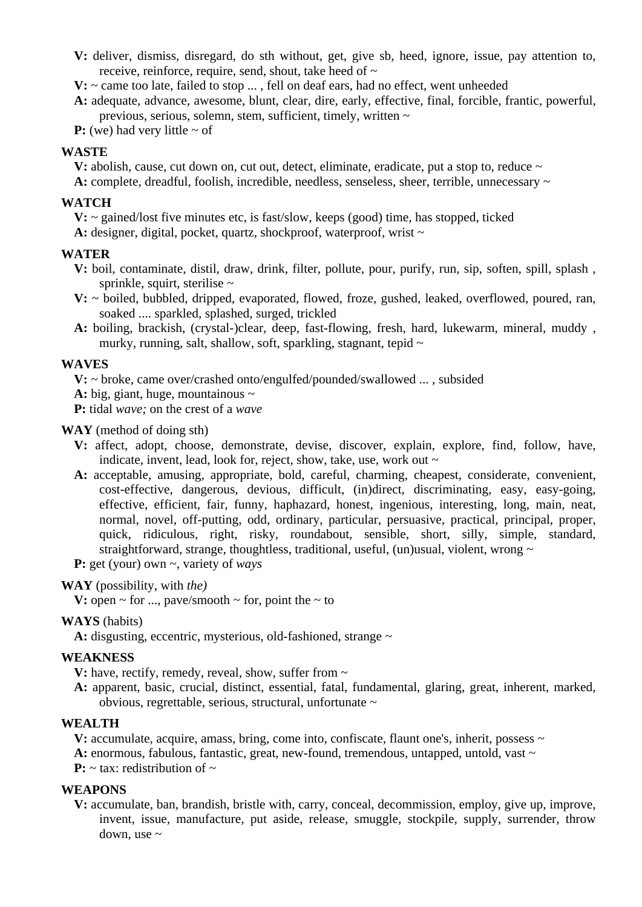**V:** deliver, dismiss, disregard, do sth without, get, give sb, heed, ignore, issue, pay attention to, receive, reinforce, require, send, shout, take heed of ~

**V:** ~ came too late, failed to stop ... , fell on deaf ears, had no effect, went unheeded

**A:** adequate, advance, awesome, blunt, clear, dire, early, effective, final, forcible, frantic, powerful, previous, serious, solemn, stem, sufficient, timely, written ~

**P:** (we) had very little ~ of

**WASTE**

**V:** abolish, cause, cut down on, cut out, detect, eliminate, eradicate, put a stop to, reduce ~

**A:** complete, dreadful, foolish, incredible, needless, senseless, sheer, terrible, unnecessary ~

**WATCH**

**V:** ~ gained/lost five minutes etc, is fast/slow, keeps (good) time, has stopped, ticked

**A:** designer, digital, pocket, quartz, shockproof, waterproof, wrist ~

**WATER**

**V:** boil, contaminate, distil, draw, drink, filter, pollute, pour, purify, run, sip, soften, spill, splash , sprinkle, squirt, sterilise ~

**V:** ~ boiled, bubbled, dripped, evaporated, flowed, froze, gushed, leaked, overflowed, poured, ran, soaked .... sparkled, splashed, surged, trickled

**A:** boiling, brackish, (crystal-)clear, deep, fast-flowing, fresh, hard, lukewarm, mineral, muddy , murky, running, salt, shallow, soft, sparkling, stagnant, tepid ~

**WAVES**

**V:** ~ broke, came over/crashed onto/engulfed/pounded/swallowed ... , subsided

**A:** big, giant, huge, mountainous ~

**P:** tidal *wave;* on the crest of a *wave*

**WAY** (method of doing sth)

**V:** affect, adopt, choose, demonstrate, devise, discover, explain, explore, find, follow, have, indicate, invent, lead, look for, reject, show, take, use, work out ~

**A:** acceptable, amusing, appropriate, bold, careful, charming, cheapest, considerate, convenient, cost-effective, dangerous, devious, difficult, (in)direct, discriminating, easy, easy-going, effective, efficient, fair, funny, haphazard, honest, ingenious, interesting, long, main, neat, normal, novel, off-putting, odd, ordinary, particular, persuasive, practical, principal, proper, quick, ridiculous, right, risky, roundabout, sensible, short, silly, simple, standard, straightforward, strange, thoughtless, traditional, useful, (un)usual, violent, wrong ~

**P:** get (your) own ~, variety of *ways*

**WAY** (possibility, with *the)*

**V:** open ~ for ..., pave/smooth ~ for, point the ~ to

**WAYS** (habits)

**A:** disgusting, eccentric, mysterious, old-fashioned, strange ~

**WEAKNESS**

**V:** have, rectify, remedy, reveal, show, suffer from ~

**A:** apparent, basic, crucial, distinct, essential, fatal, fundamental, glaring, great, inherent, marked, obvious, regrettable, serious, structural, unfortunate ~

**WEALTH**

**V:** accumulate, acquire, amass, bring, come into, confiscate, flaunt one's, inherit, possess ~

**A:** enormous, fabulous, fantastic, great, new-found, tremendous, untapped, untold, vast ~

**P:** ~ tax: redistribution of ~

**WEAPONS**

**V:** accumulate, ban, brandish, bristle with, carry, conceal, decommission, employ, give up, improve, invent, issue, manufacture, put aside, release, smuggle, stockpile, supply, surrender, throw down, use ~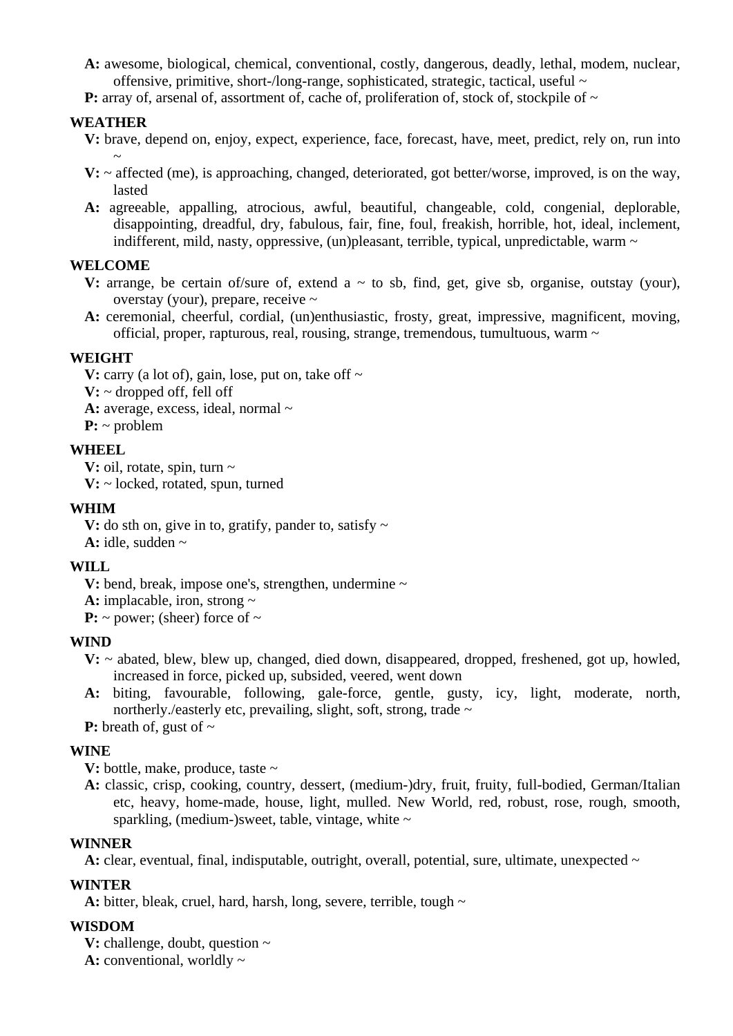**A:** awesome, biological, chemical, conventional, costly, dangerous, deadly, lethal, modem, nuclear, offensive, primitive, short-/long-range, sophisticated, strategic, tactical, useful ~

**P:** array of, arsenal of, assortment of, cache of, proliferation of, stock of, stockpile of ~

**WEATHER**

**V:** brave, depend on, enjoy, expect, experience, face, forecast, have, meet, predict, rely on, run into ~

**V:** ~ affected (me), is approaching, changed, deteriorated, got better/worse, improved, is on the way, lasted

**A:** agreeable, appalling, atrocious, awful, beautiful, changeable, cold, congenial, deplorable, disappointing, dreadful, dry, fabulous, fair, fine, foul, freakish, horrible, hot, ideal, inclement, indifferent, mild, nasty, oppressive, (un)pleasant, terrible, typical, unpredictable, warm ~

**WELCOME**

**V:** arrange, be certain of/sure of, extend a ~ to sb, find, get, give sb, organise, outstay (your), overstay (your), prepare, receive ~

**A:** ceremonial, cheerful, cordial, (un)enthusiastic, frosty, great, impressive, magnificent, moving, official, proper, rapturous, real, rousing, strange, tremendous, tumultuous, warm ~

**WEIGHT**

**V:** carry (a lot of), gain, lose, put on, take off ~

**V:** ~ dropped off, fell off

**A:** average, excess, ideal, normal ~

**P:** ~ problem

**WHEEL**

**V:** oil, rotate, spin, turn ~

**V:** ~ locked, rotated, spun, turned

**WHIM**

**V:** do sth on, give in to, gratify, pander to, satisfy ~

**A:** idle, sudden ~

**WILL**

**V:** bend, break, impose one's, strengthen, undermine ~

**A:** implacable, iron, strong ~

**P:** ~ power; (sheer) force of ~

**WIND**

**V:** ~ abated, blew, blew up, changed, died down, disappeared, dropped, freshened, got up, howled, increased in force, picked up, subsided, veered, went down

**A:** biting, favourable, following, gale-force, gentle, gusty, icy, light, moderate, north, northerly./easterly etc, prevailing, slight, soft, strong, trade ~

**P:** breath of, gust of ~

**WINE**

**V:** bottle, make, produce, taste ~

**A:** classic, crisp, cooking, country, dessert, (medium-)dry, fruit, fruity, full-bodied, German/Italian etc, heavy, home-made, house, light, mulled. New World, red, robust, rose, rough, smooth, sparkling, (medium-)sweet, table, vintage, white ~

**WINNER**

**A:** clear, eventual, final, indisputable, outright, overall, potential, sure, ultimate, unexpected ~

**WINTER**

**A:** bitter, bleak, cruel, hard, harsh, long, severe, terrible, tough ~

**WISDOM**

**V:** challenge, doubt, question ~

**A:** conventional, worldly ~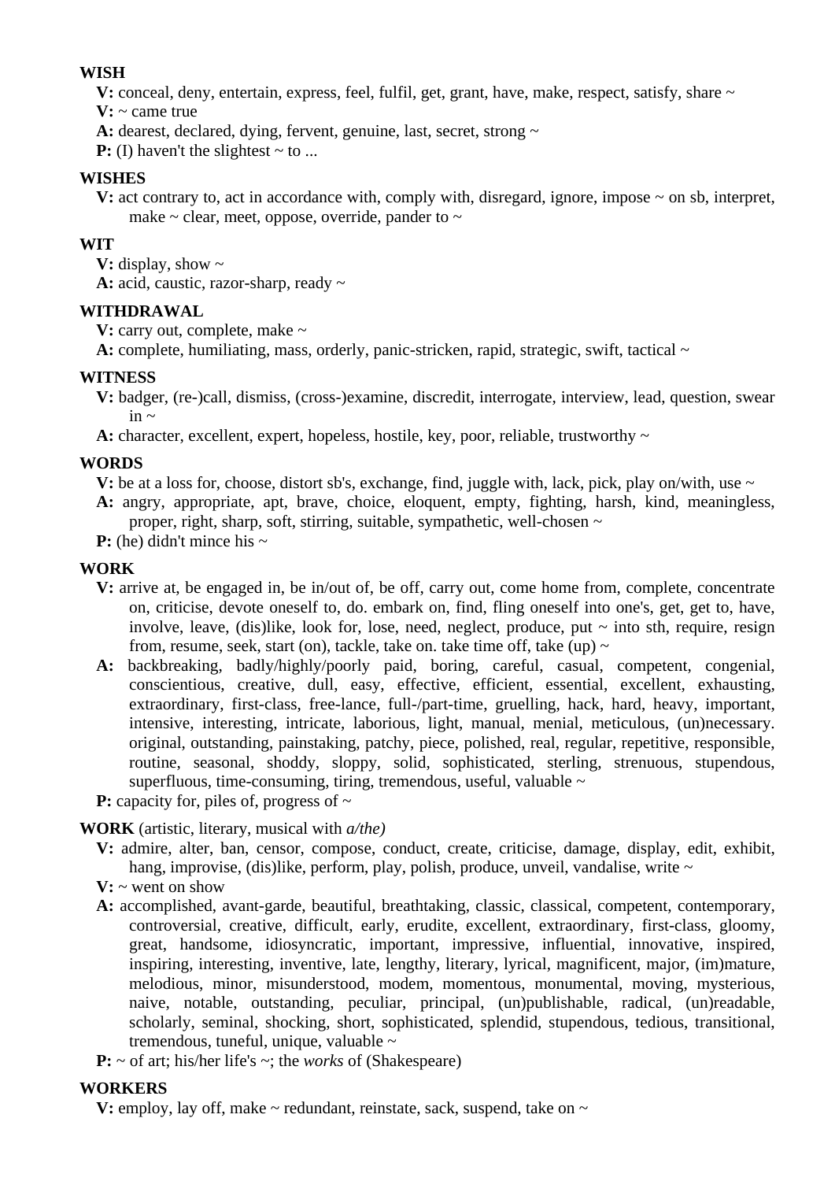**WISH**

**V:** conceal, deny, entertain, express, feel, fulfil, get, grant, have, make, respect, satisfy, share ~

**V:** ~ came true

**A:** dearest, declared, dying, fervent, genuine, last, secret, strong ~

**P:** (I) haven't the slightest ~ to ...

**WISHES**

**V:** act contrary to, act in accordance with, comply with, disregard, ignore, impose ~ on sb, interpret, make ~ clear, meet, oppose, override, pander to ~

**WIT**

**V:** display, show ~

**A:** acid, caustic, razor-sharp, ready ~

**WITHDRAWAL**

**V:** carry out, complete, make ~

**A:** complete, humiliating, mass, orderly, panic-stricken, rapid, strategic, swift, tactical ~

**WITNESS**

**V:** badger, (re-)call, dismiss, (cross-)examine, discredit, interrogate, interview, lead, question, swear in ~

**A:** character, excellent, expert, hopeless, hostile, key, poor, reliable, trustworthy ~

**WORDS**

**V:** be at a loss for, choose, distort sb's, exchange, find, juggle with, lack, pick, play on/with, use ~

**A:** angry, appropriate, apt, brave, choice, eloquent, empty, fighting, harsh, kind, meaningless, proper, right, sharp, soft, stirring, suitable, sympathetic, well-chosen ~

**P:** (he) didn't mince his ~

**WORK**

**V:** arrive at, be engaged in, be in/out of, be off, carry out, come home from, complete, concentrate on, criticise, devote oneself to, do. embark on, find, fling oneself into one's, get, get to, have, involve, leave, (dis)like, look for, lose, need, neglect, produce, put ~ into sth, require, resign from, resume, seek, start (on), tackle, take on. take time off, take (up) ~

**A:** backbreaking, badly/highly/poorly paid, boring, careful, casual, competent, congenial, conscientious, creative, dull, easy, effective, efficient, essential, excellent, exhausting, extraordinary, first-class, free-lance, full-/part-time, gruelling, hack, hard, heavy, important, intensive, interesting, intricate, laborious, light, manual, menial, meticulous, (un)necessary. original, outstanding, painstaking, patchy, piece, polished, real, regular, repetitive, responsible, routine, seasonal, shoddy, sloppy, solid, sophisticated, sterling, strenuous, stupendous, superfluous, time-consuming, tiring, tremendous, useful, valuable ~

**P:** capacity for, piles of, progress of ~

**WORK** (artistic, literary, musical with *a/the)*

**V:** admire, alter, ban, censor, compose, conduct, create, criticise, damage, display, edit, exhibit, hang, improvise, (dis)like, perform, play, polish, produce, unveil, vandalise, write ~

**V:** ~ went on show

**A:** accomplished, avant-garde, beautiful, breathtaking, classic, classical, competent, contemporary, controversial, creative, difficult, early, erudite, excellent, extraordinary, first-class, gloomy, great, handsome, idiosyncratic, important, impressive, influential, innovative, inspired, inspiring, interesting, inventive, late, lengthy, literary, lyrical, magnificent, major, (im)mature, melodious, minor, misunderstood, modem, momentous, monumental, moving, mysterious, naive, notable, outstanding, peculiar, principal, (un)publishable, radical, (un)readable, scholarly, seminal, shocking, short, sophisticated, splendid, stupendous, tedious, transitional, tremendous, tuneful, unique, valuable ~

**P:** ~ of art; his/her life's ~; the *works* of (Shakespeare)

**WORKERS**

**V:** employ, lay off, make ~ redundant, reinstate, sack, suspend, take on ~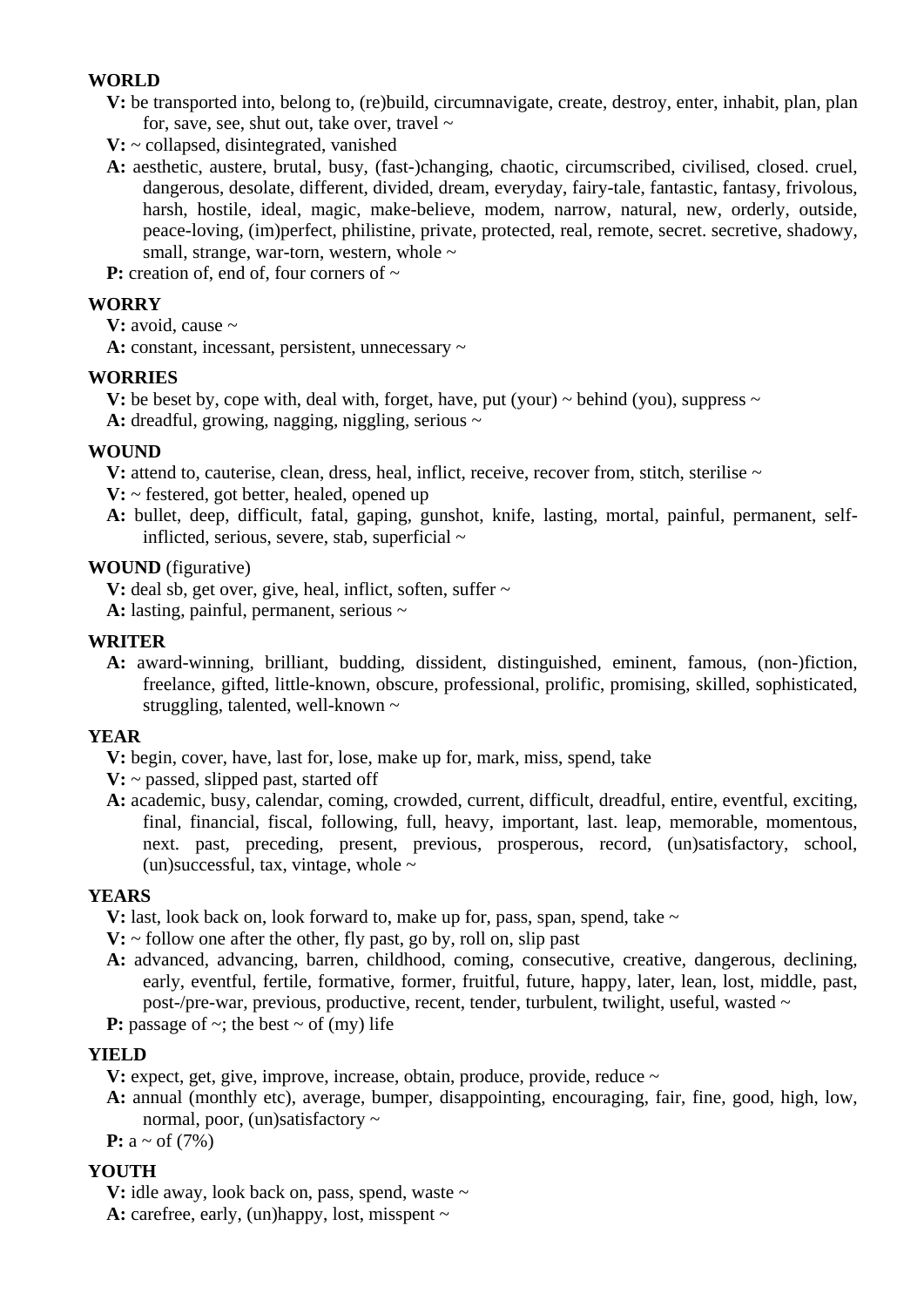**WORLD**

**V:** be transported into, belong to, (re)build, circumnavigate, create, destroy, enter, inhabit, plan, plan for, save, see, shut out, take over, travel ~

**V:** ~ collapsed, disintegrated, vanished

**A:** aesthetic, austere, brutal, busy, (fast-)changing, chaotic, circumscribed, civilised, closed. cruel, dangerous, desolate, different, divided, dream, everyday, fairy-tale, fantastic, fantasy, frivolous, harsh, hostile, ideal, magic, make-believe, modem, narrow, natural, new, orderly, outside, peace-loving, (im)perfect, philistine, private, protected, real, remote, secret. secretive, shadowy, small, strange, war-torn, western, whole ~

**P:** creation of, end of, four corners of ~

**WORRY**

**V:** avoid, cause ~

**A:** constant, incessant, persistent, unnecessary ~

**WORRIES**

**V:** be beset by, cope with, deal with, forget, have, put (your) ~ behind (you), suppress ~

**A:** dreadful, growing, nagging, niggling, serious ~

**WOUND**

**V:** attend to, cauterise, clean, dress, heal, inflict, receive, recover from, stitch, sterilise ~

**V:** ~ festered, got better, healed, opened up

**A:** bullet, deep, difficult, fatal, gaping, gunshot, knife, lasting, mortal, painful, permanent, self-inflicted, serious, severe, stab, superficial ~

**WOUND** (figurative)

**V:** deal sb, get over, give, heal, inflict, soften, suffer ~

**A:** lasting, painful, permanent, serious ~

**WRITER**

**A:** award-winning, brilliant, budding, dissident, distinguished, eminent, famous, (non-)fiction, freelance, gifted, little-known, obscure, professional, prolific, promising, skilled, sophisticated, struggling, talented, well-known ~

**YEAR**

**V:** begin, cover, have, last for, lose, make up for, mark, miss, spend, take

**V:** ~ passed, slipped past, started off

**A:** academic, busy, calendar, coming, crowded, current, difficult, dreadful, entire, eventful, exciting, final, financial, fiscal, following, full, heavy, important, last. leap, memorable, momentous, next. past, preceding, present, previous, prosperous, record, (un)satisfactory, school, (un)successful, tax, vintage, whole ~

**YEARS**

**V:** last, look back on, look forward to, make up for, pass, span, spend, take ~

**V:** ~ follow one after the other, fly past, go by, roll on, slip past

**A:** advanced, advancing, barren, childhood, coming, consecutive, creative, dangerous, declining, early, eventful, fertile, formative, former, fruitful, future, happy, later, lean, lost, middle, past, post-/pre-war, previous, productive, recent, tender, turbulent, twilight, useful, wasted ~

**P:** passage of ~; the best ~ of (my) life

**YIELD**

**V:** expect, get, give, improve, increase, obtain, produce, provide, reduce ~

**A:** annual (monthly etc), average, bumper, disappointing, encouraging, fair, fine, good, high, low, normal, poor, (un)satisfactory ~

**P:** a ~ of (7%)

**YOUTH**

**V:** idle away, look back on, pass, spend, waste ~

**A:** carefree, early, (un)happy, lost, misspent ~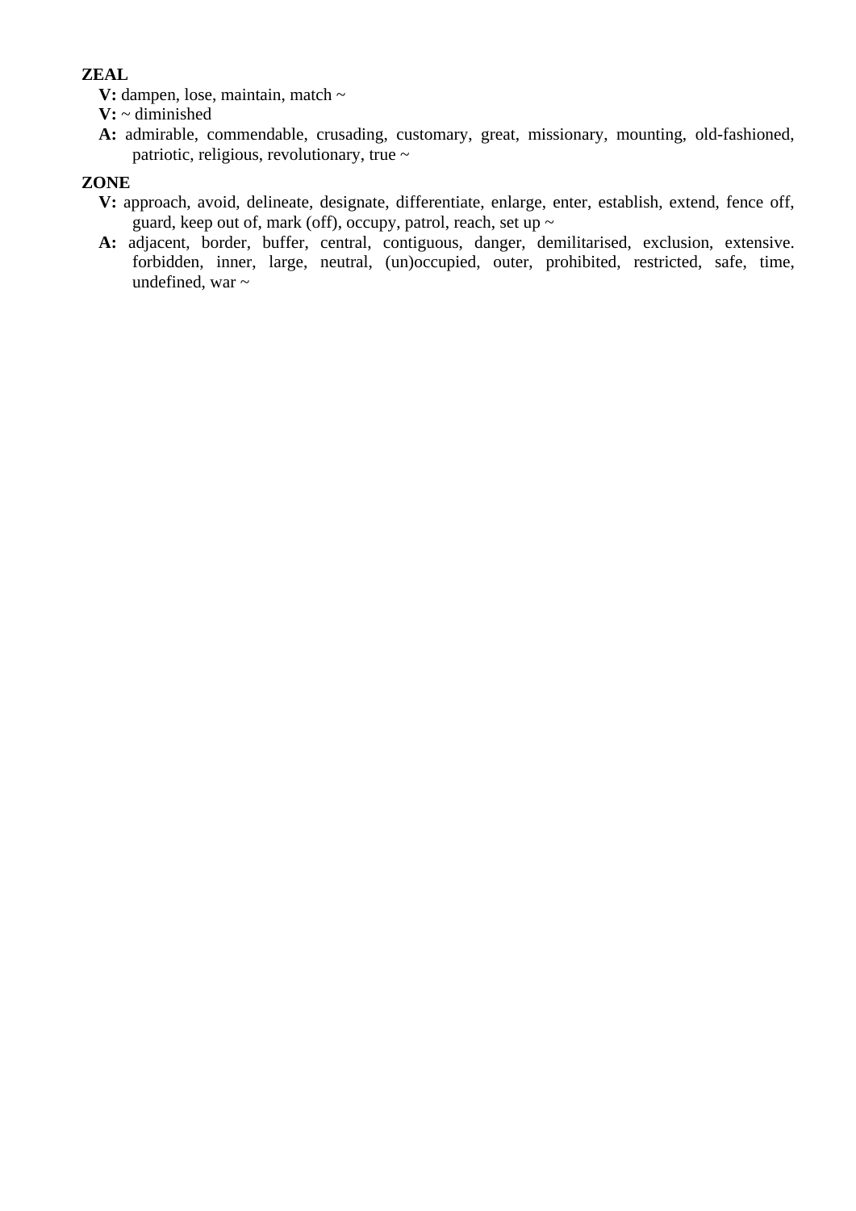**ZEAL**

**V:** dampen, lose, maintain, match ~

**V:** ~ diminished

**A:** admirable, commendable, crusading, customary, great, missionary, mounting, old-fashioned, patriotic, religious, revolutionary, true ~

**ZONE**

**V:** approach, avoid, delineate, designate, differentiate, enlarge, enter, establish, extend, fence off, guard, keep out of, mark (off), occupy, patrol, reach, set up ~

**A:** adjacent, border, buffer, central, contiguous, danger, demilitarised, exclusion, extensive. forbidden, inner, large, neutral, (un)occupied, outer, prohibited, restricted, safe, time, undefined, war ~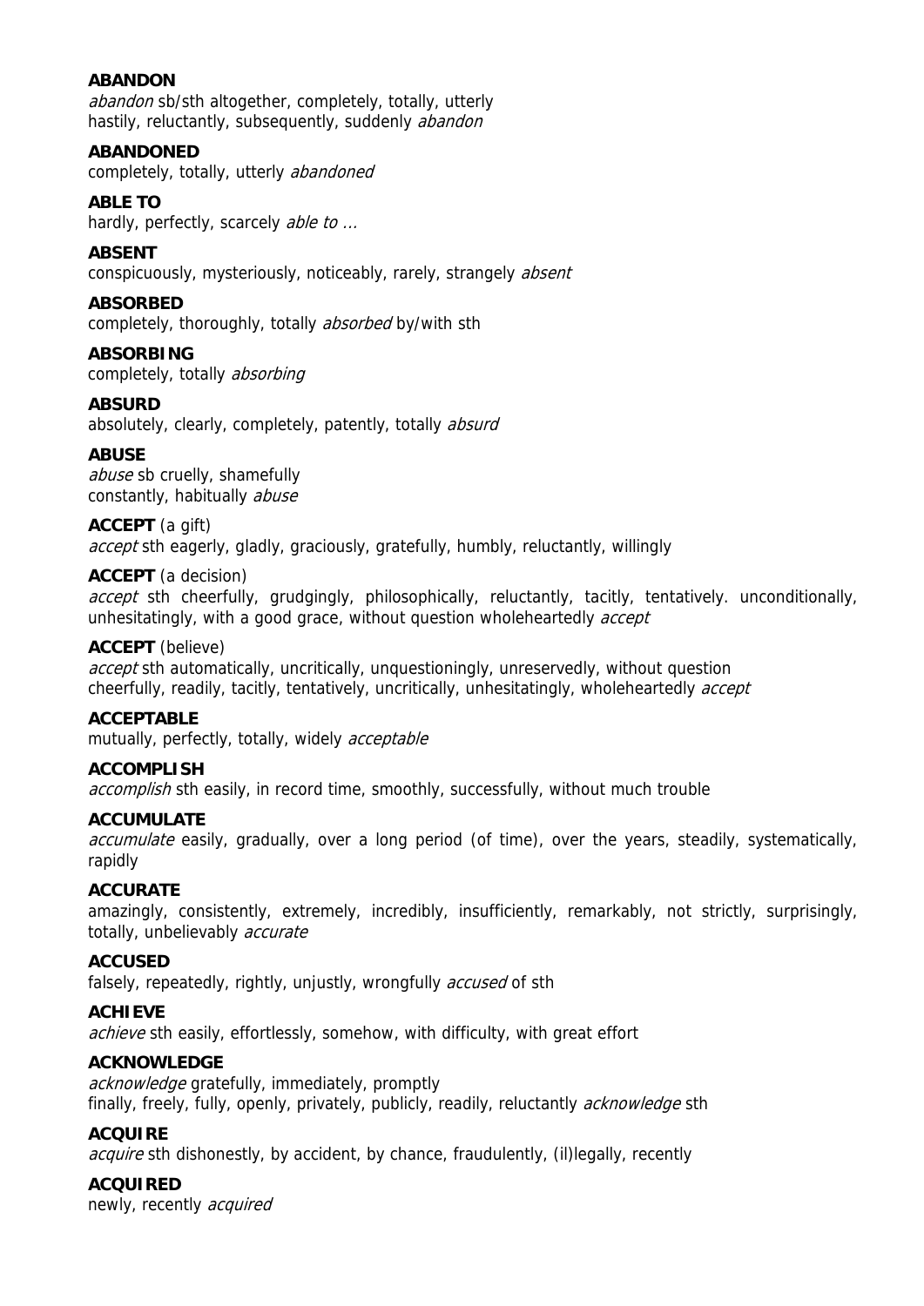**ABANDON**
*abandon* sb/sth altogether, completely, totally, utterly
hastily, reluctantly, subsequently, suddenly *abandon*

**ABANDONED**
completely, totally, utterly *abandoned*

**ABLE TO**
hardly, perfectly, scarcely *able to ...*

**ABSENT**
conspicuously, mysteriously, noticeably, rarely, strangely *absent*

**ABSORBED**
completely, thoroughly, totally *absorbed* by/with sth

**ABSORBING**
completely, totally *absorbing*

**ABSURD**
absolutely, clearly, completely, patently, totally *absurd*

**ABUSE**
*abuse* sb cruelly, shamefully
constantly, habitually *abuse*

**ACCEPT** (a gift)
*accept* sth eagerly, gladly, graciously, gratefully, humbly, reluctantly, willingly

**ACCEPT** (a decision)
*accept* sth cheerfully, grudgingly, philosophically, reluctantly, tacitly, tentatively. unconditionally, unhesitatingly, with a good grace, without question wholeheartedly *accept*

**ACCEPT** (believe)
*accept* sth automatically, uncritically, unquestioningly, unreservedly, without question
cheerfully, readily, tacitly, tentatively, uncritically, unhesitatingly, wholeheartedly *accept*

**ACCEPTABLE**
mutually, perfectly, totally, widely *acceptable*

**ACCOMPLISH**
*accomplish* sth easily, in record time, smoothly, successfully, without much trouble

**ACCUMULATE**
*accumulate* easily, gradually, over a long period (of time), over the years, steadily, systematically, rapidly

**ACCURATE**
amazingly, consistently, extremely, incredibly, insufficiently, remarkably, not strictly, surprisingly, totally, unbelievably *accurate*

**ACCUSED**
falsely, repeatedly, rightly, unjustly, wrongfully *accused* of sth

**ACHIEVE**
*achieve* sth easily, effortlessly, somehow, with difficulty, with great effort

**ACKNOWLEDGE**
*acknowledge* gratefully, immediately, promptly
finally, freely, fully, openly, privately, publicly, readily, reluctantly *acknowledge* sth

**ACQUIRE**
*acquire* sth dishonestly, by accident, by chance, fraudulently, (il)legally, recently

**ACQUIRED**
newly, recently *acquired*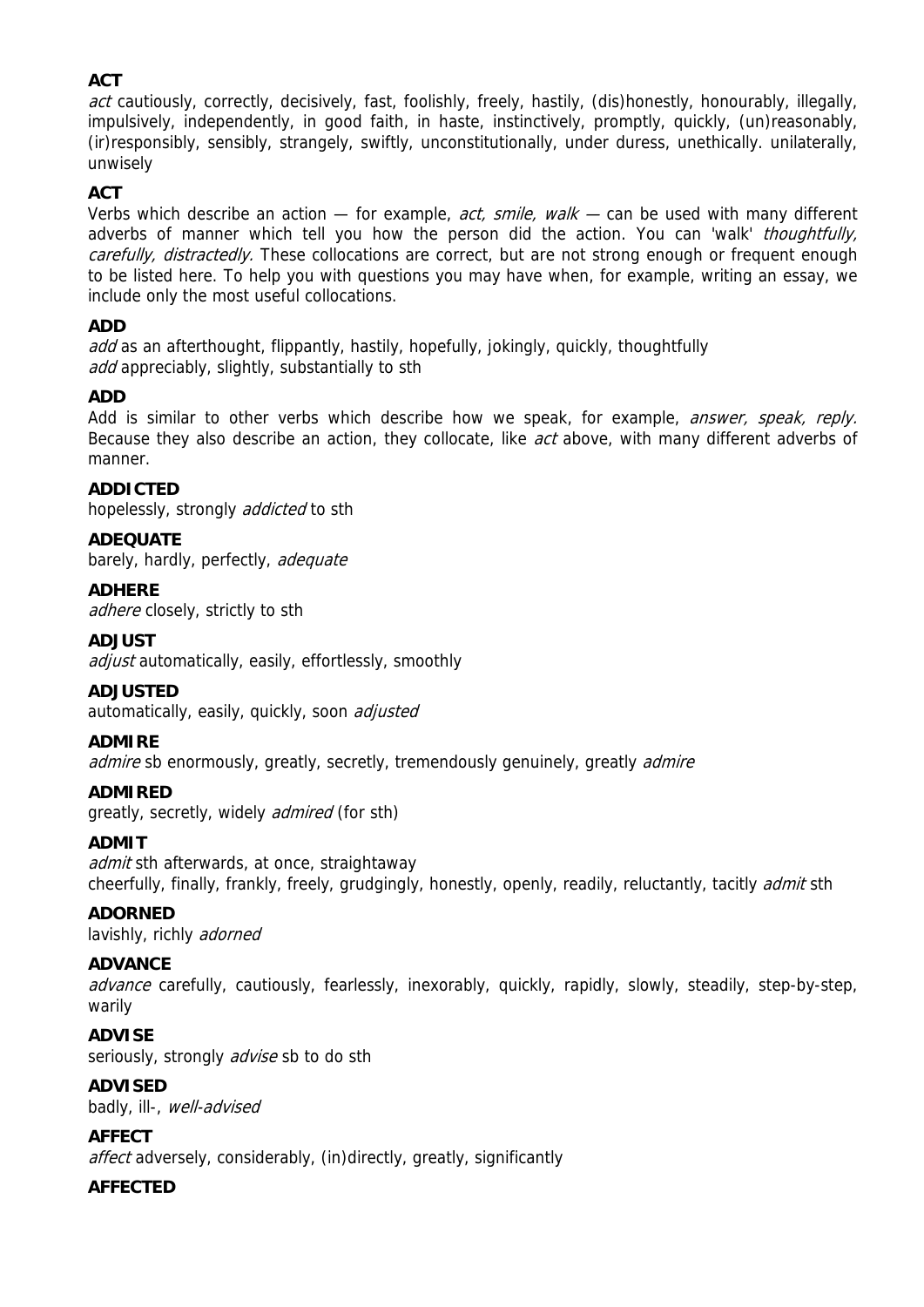**ACT**
*act* cautiously, correctly, decisively, fast, foolishly, freely, hastily, (dis)honestly, honourably, illegally, impulsively, independently, in good faith, in haste, instinctively, promptly, quickly, (un)reasonably, (ir)responsibly, sensibly, strangely, swiftly, unconstitutionally, under duress, unethically. unilaterally, unwisely

**ACT**
Verbs which describe an action — for example, *act, smile, walk* — can be used with many different adverbs of manner which tell you how the person did the action. You can 'walk' *thoughtfully, carefully, distractedly.* These collocations are correct, but are not strong enough or frequent enough to be listed here. To help you with questions you may have when, for example, writing an essay, we include only the most useful collocations.

**ADD**
*add* as an afterthought, flippantly, hastily, hopefully, jokingly, quickly, thoughtfully
*add* appreciably, slightly, substantially to sth

**ADD**
Add is similar to other verbs which describe how we speak, for example, *answer, speak, reply.* Because they also describe an action, they collocate, like *act* above, with many different adverbs of manner.

**ADDICTED**
hopelessly, strongly *addicted* to sth

**ADEQUATE**
barely, hardly, perfectly, *adequate*

**ADHERE**
*adhere* closely, strictly to sth

**ADJUST**
*adjust* automatically, easily, effortlessly, smoothly

**ADJUSTED**
automatically, easily, quickly, soon *adjusted*

**ADMIRE**
*admire* sb enormously, greatly, secretly, tremendously genuinely, greatly *admire*

**ADMIRED**
greatly, secretly, widely *admired* (for sth)

**ADMIT**
*admit* sth afterwards, at once, straightaway
cheerfully, finally, frankly, freely, grudgingly, honestly, openly, readily, reluctantly, tacitly *admit* sth

**ADORNED**
lavishly, richly *adorned*

**ADVANCE**
*advance* carefully, cautiously, fearlessly, inexorably, quickly, rapidly, slowly, steadily, step-by-step, warily

**ADVISE**
seriously, strongly *advise* sb to do sth

**ADVISED**
badly, ill-, *well-advised*

**AFFECT**
*affect* adversely, considerably, (in)directly, greatly, significantly

**AFFECTED**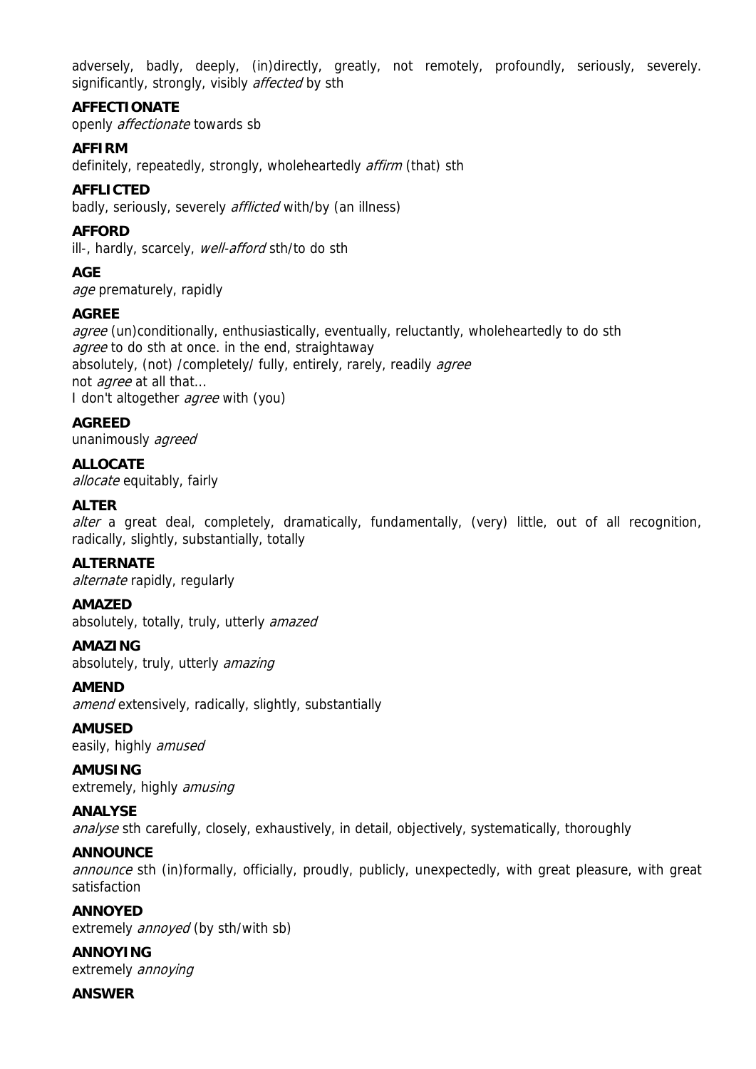adversely, badly, deeply, (in)directly, greatly, not remotely, profoundly, seriously, severely. significantly, strongly, visibly *affected* by sth

**AFFECTIONATE**
openly *affectionate* towards sb

**AFFIRM**
definitely, repeatedly, strongly, wholeheartedly *affirm* (that) sth

**AFFLICTED**
badly, seriously, severely *afflicted* with/by (an illness)

**AFFORD**
ill-, hardly, scarcely, *well-afford* sth/to do sth

**AGE**
*age* prematurely, rapidly

**AGREE**
*agree* (un)conditionally, enthusiastically, eventually, reluctantly, wholeheartedly to do sth
*agree* to do sth at once. in the end, straightaway
absolutely, (not) /completely/ fully, entirely, rarely, readily *agree*
not *agree* at all that...
I don't altogether *agree* with (you)

**AGREED**
unanimously *agreed*

**ALLOCATE**
*allocate* equitably, fairly

**ALTER**
*alter* a great deal, completely, dramatically, fundamentally, (very) little, out of all recognition, radically, slightly, substantially, totally

**ALTERNATE**
*alternate* rapidly, regularly

**AMAZED**
absolutely, totally, truly, utterly *amazed*

**AMAZING**
absolutely, truly, utterly *amazing*

**AMEND**
*amend* extensively, radically, slightly, substantially

**AMUSED**
easily, highly *amused*

**AMUSING**
extremely, highly *amusing*

**ANALYSE**
*analyse* sth carefully, closely, exhaustively, in detail, objectively, systematically, thoroughly

**ANNOUNCE**
*announce* sth (in)formally, officially, proudly, publicly, unexpectedly, with great pleasure, with great satisfaction

**ANNOYED**
extremely *annoyed* (by sth/with sb)

**ANNOYING**
extremely *annoying*

**ANSWER**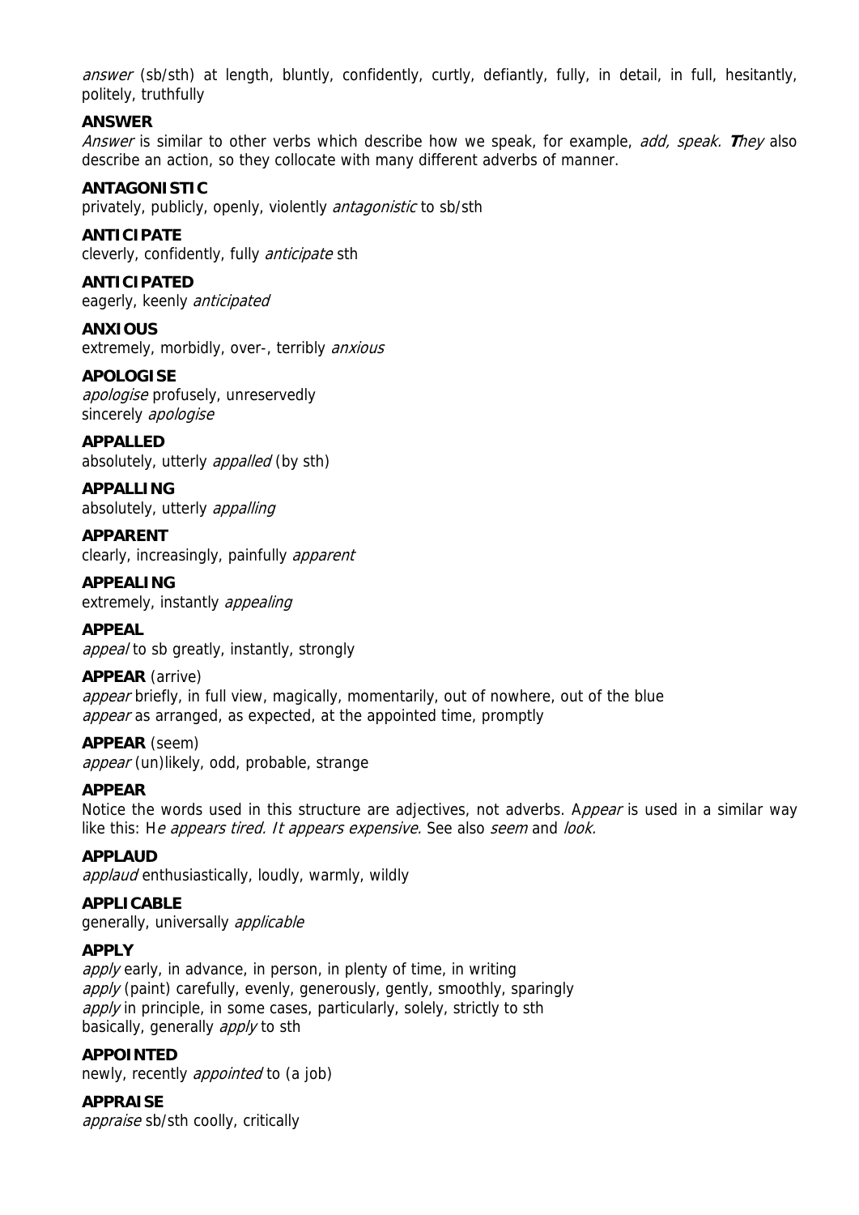*answer* (sb/sth) at length, bluntly, confidently, curtly, defiantly, fully, in detail, in full, hesitantly, politely, truthfully

**ANSWER**

*Answer* is similar to other verbs which describe how we speak, for example, *add, speak.* ***T****hey* also describe an action, so they collocate with many different adverbs of manner.

**ANTAGONISTIC**

privately, publicly, openly, violently *antagonistic* to sb/sth

**ANTICIPATE**

cleverly, confidently, fully *anticipate* sth

**ANTICIPATED**

eagerly, keenly *anticipated*

**ANXIOUS**

extremely, morbidly, over-, terribly *anxious*

**APOLOGISE**

*apologise* profusely, unreservedly
sincerely *apologise*

**APPALLED**

absolutely, utterly *appalled* (by sth)

**APPALLING**

absolutely, utterly *appalling*

**APPARENT**

clearly, increasingly, painfully *apparent*

**APPEALING**

extremely, instantly *appealing*

**APPEAL**

*appeal* to sb greatly, instantly, strongly

**APPEAR** (arrive)

*appear* briefly, in full view, magically, momentarily, out of nowhere, out of the blue
*appear* as arranged, as expected, at the appointed time, promptly

**APPEAR** (seem)

*appear* (un)likely, odd, probable, strange

**APPEAR**

Notice the words used in this structure are adjectives, not adverbs. A*ppear* is used in a similar way like this: H*e appears tired. It appears expensive.* See also *seem* and *look.*

**APPLAUD**

*applaud* enthusiastically, loudly, warmly, wildly

**APPLICABLE**

generally, universally *applicable*

**APPLY**

*apply* early, in advance, in person, in plenty of time, in writing
*apply* (paint) carefully, evenly, generously, gently, smoothly, sparingly
*apply* in principle, in some cases, particularly, solely, strictly to sth
basically, generally *apply* to sth

**APPOINTED**

newly, recently *appointed* to (a job)

**APPRAISE**

*appraise* sb/sth coolly, critically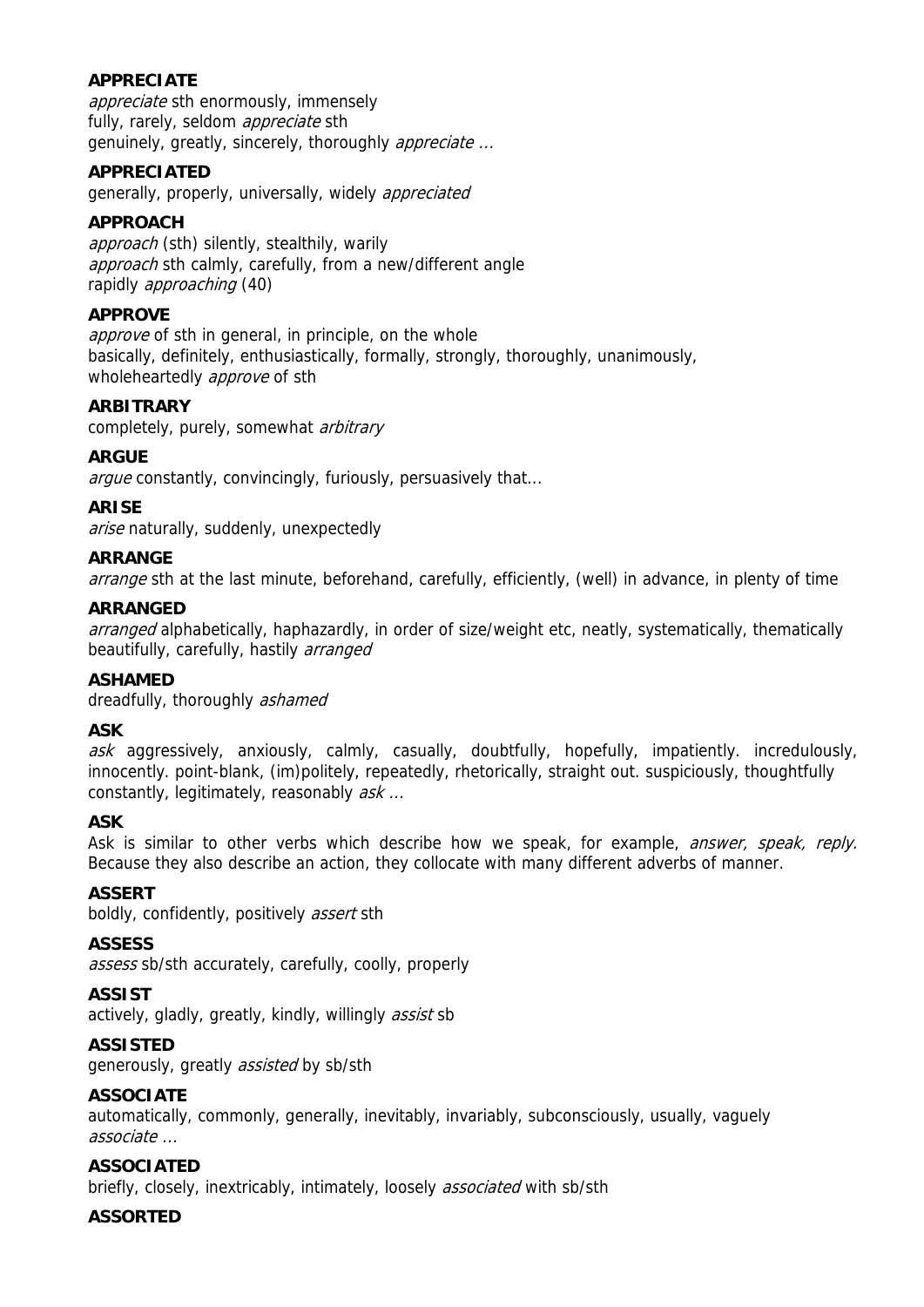**APPRECIATE**
*appreciate* sth enormously, immensely
fully, rarely, seldom *appreciate* sth
genuinely, greatly, sincerely, thoroughly *appreciate ...*

**APPRECIATED**
generally, properly, universally, widely *appreciated*

**APPROACH**
*approach* (sth) silently, stealthily, warily
*approach* sth calmly, carefully, from a new/different angle
rapidly *approaching* (40)

**APPROVE**
*approve* of sth in general, in principle, on the whole
basically, definitely, enthusiastically, formally, strongly, thoroughly, unanimously, wholeheartedly *approve* of sth

**ARBITRARY**
completely, purely, somewhat *arbitrary*

**ARGUE**
*argue* constantly, convincingly, furiously, persuasively that...

**ARISE**
*arise* naturally, suddenly, unexpectedly

**ARRANGE**
*arrange* sth at the last minute, beforehand, carefully, efficiently, (well) in advance, in plenty of time

**ARRANGED**
*arranged* alphabetically, haphazardly, in order of size/weight etc, neatly, systematically, thematically
beautifully, carefully, hastily *arranged*

**ASHAMED**
dreadfully, thoroughly *ashamed*

**ASK**
*ask* aggressively, anxiously, calmly, casually, doubtfully, hopefully, impatiently. incredulously, innocently. point-blank, (im)politely, repeatedly, rhetorically, straight out. suspiciously, thoughtfully
constantly, legitimately, reasonably *ask ...*

**ASK**
Ask is similar to other verbs which describe how we speak, for example, *answer, speak, reply.* Because they also describe an action, they collocate with many different adverbs of manner.

**ASSERT**
boldly, confidently, positively *assert* sth

**ASSESS**
*assess* sb/sth accurately, carefully, coolly, properly

**ASSIST**
actively, gladly, greatly, kindly, willingly *assist* sb

**ASSISTED**
generously, greatly *assisted* by sb/sth

**ASSOCIATE**
automatically, commonly, generally, inevitably, invariably, subconsciously, usually, vaguely *associate ...*

**ASSOCIATED**
briefly, closely, inextricably, intimately, loosely *associated* with sb/sth

**ASSORTED**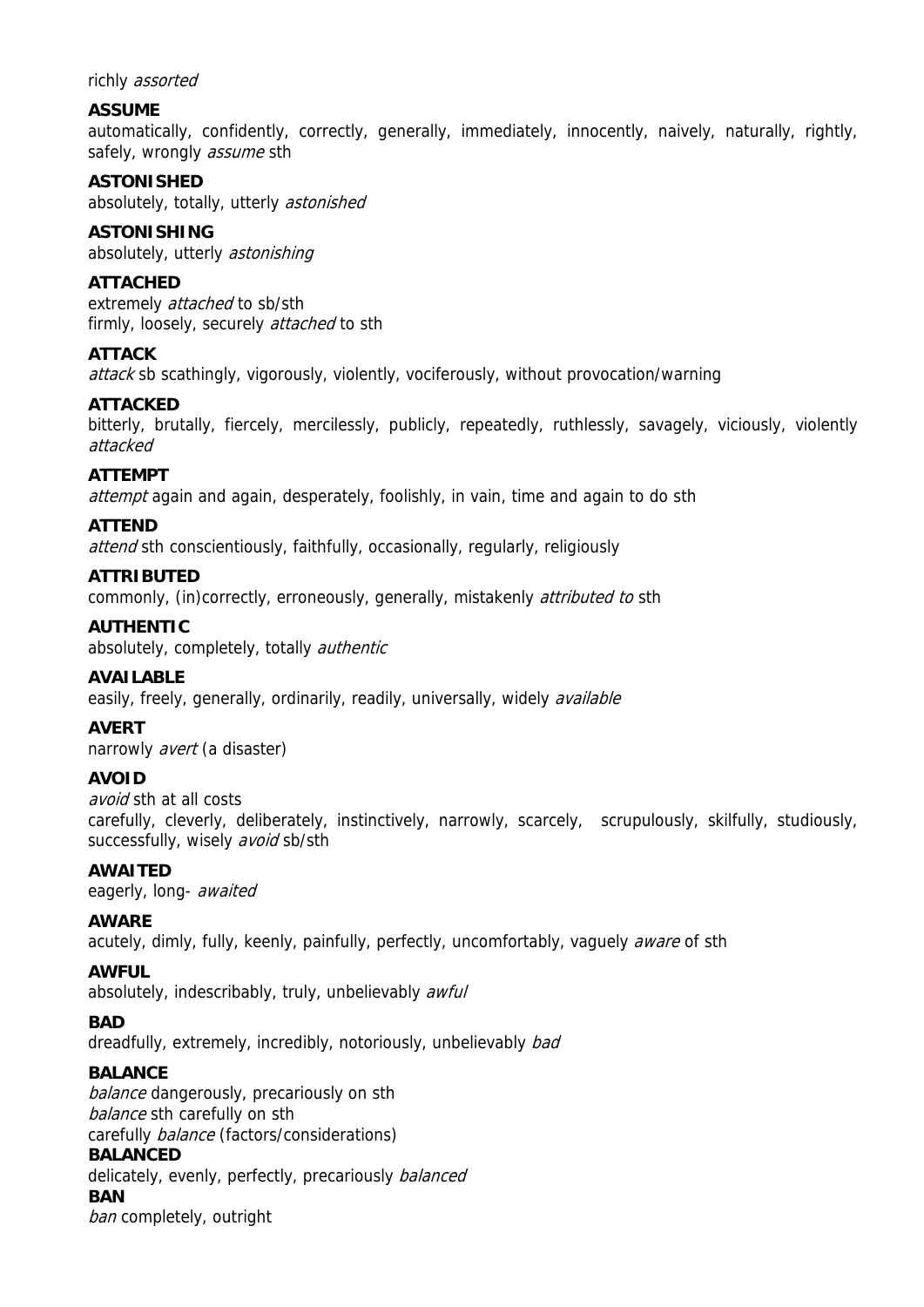richly *assorted*

**ASSUME**
automatically, confidently, correctly, generally, immediately, innocently, naively, naturally, rightly, safely, wrongly *assume* sth

**ASTONISHED**
absolutely, totally, utterly *astonished*

**ASTONISHING**
absolutely, utterly *astonishing*

**ATTACHED**
extremely *attached* to sb/sth
firmly, loosely, securely *attached* to sth

**ATTACK**
*attack* sb scathingly, vigorously, violently, vociferously, without provocation/warning

**ATTACKED**
bitterly, brutally, fiercely, mercilessly, publicly, repeatedly, ruthlessly, savagely, viciously, violently *attacked*

**ATTEMPT**
*attempt* again and again, desperately, foolishly, in vain, time and again to do sth

**ATTEND**
*attend* sth conscientiously, faithfully, occasionally, regularly, religiously

**ATTRIBUTED**
commonly, (in)correctly, erroneously, generally, mistakenly *attributed to* sth

**AUTHENTIC**
absolutely, completely, totally *authentic*

**AVAILABLE**
easily, freely, generally, ordinarily, readily, universally, widely *available*

**AVERT**
narrowly *avert* (a disaster)

**AVOID**
*avoid* sth at all costs
carefully, cleverly, deliberately, instinctively, narrowly, scarcely, scrupulously, skilfully, studiously, successfully, wisely *avoid* sb/sth

**AWAITED**
eagerly, long- *awaited*

**AWARE**
acutely, dimly, fully, keenly, painfully, perfectly, uncomfortably, vaguely *aware* of sth

**AWFUL**
absolutely, indescribably, truly, unbelievably *awful*

**BAD**
dreadfully, extremely, incredibly, notoriously, unbelievably *bad*

**BALANCE**
*balance* dangerously, precariously on sth
*balance* sth carefully on sth
carefully *balance* (factors/considerations)

**BALANCED**
delicately, evenly, perfectly, precariously *balanced*

**BAN**
*ban* completely, outright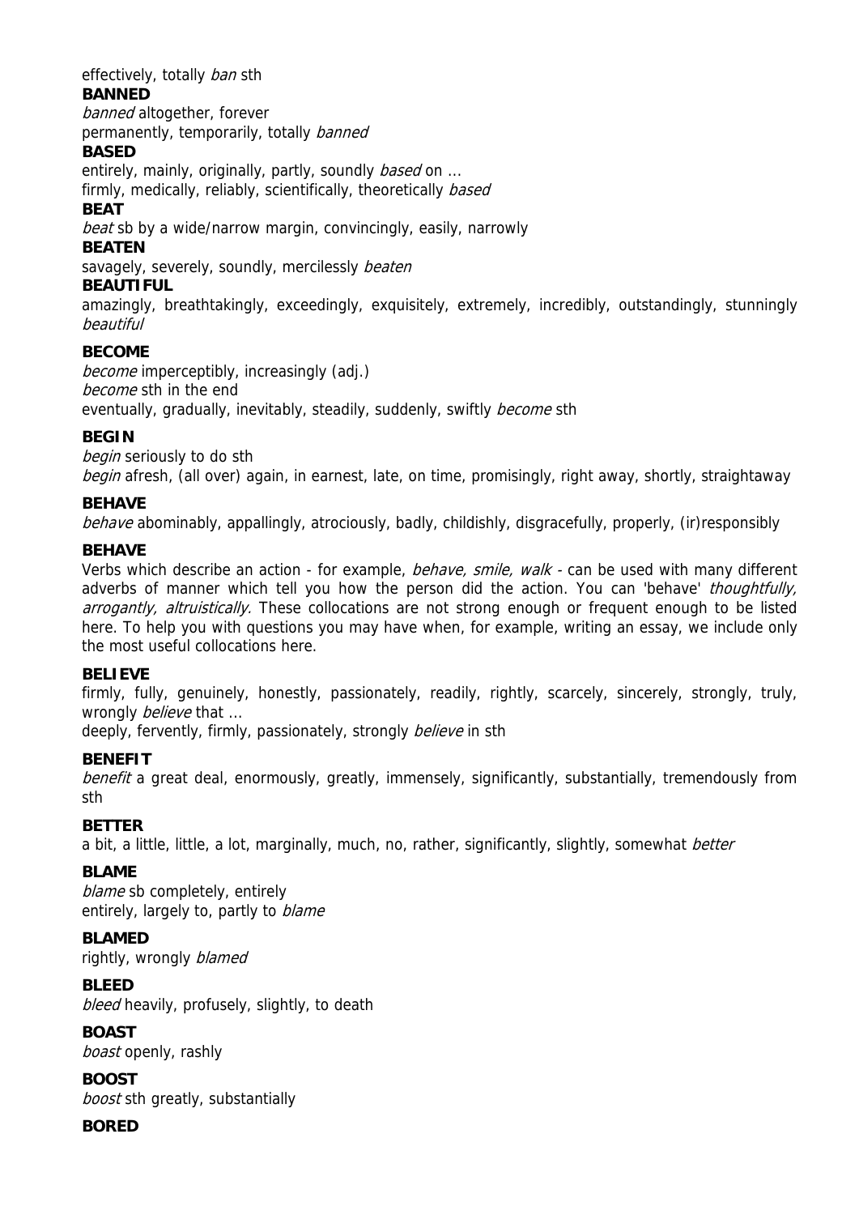effectively, totally *ban* sth

**BANNED**

*banned* altogether, forever
permanently, temporarily, totally *banned*

**BASED**

entirely, mainly, originally, partly, soundly *based* on ...
firmly, medically, reliably, scientifically, theoretically *based*

**BEAT**

*beat* sb by a wide/narrow margin, convincingly, easily, narrowly

**BEATEN**

savagely, severely, soundly, mercilessly *beaten*

**BEAUTIFUL**

amazingly, breathtakingly, exceedingly, exquisitely, extremely, incredibly, outstandingly, stunningly *beautiful*

**BECOME**

*become* imperceptibly, increasingly (adj.)
*become* sth in the end
eventually, gradually, inevitably, steadily, suddenly, swiftly *become* sth

**BEGIN**

*begin* seriously to do sth
*begin* afresh, (all over) again, in earnest, late, on time, promisingly, right away, shortly, straightaway

**BEHAVE**

*behave* abominably, appallingly, atrociously, badly, childishly, disgracefully, properly, (ir)responsibly

**BEHAVE**

Verbs which describe an action - for example, *behave, smile, walk* - can be used with many different adverbs of manner which tell you how the person did the action. You can 'behave' *thoughtfully, arrogantly, altruistically.* These collocations are not strong enough or frequent enough to be listed here. To help you with questions you may have when, for example, writing an essay, we include only the most useful collocations here.

**BELIEVE**

firmly, fully, genuinely, honestly, passionately, readily, rightly, scarcely, sincerely, strongly, truly, wrongly *believe* that ...
deeply, fervently, firmly, passionately, strongly *believe* in sth

**BENEFIT**

*benefit* a great deal, enormously, greatly, immensely, significantly, substantially, tremendously from sth

**BETTER**

a bit, a little, little, a lot, marginally, much, no, rather, significantly, slightly, somewhat *better*

**BLAME**

*blame* sb completely, entirely
entirely, largely to, partly to *blame*

**BLAMED**

rightly, wrongly *blamed*

**BLEED**

*bleed* heavily, profusely, slightly, to death

**BOAST**

*boast* openly, rashly

**BOOST**

*boost* sth greatly, substantially

**BORED**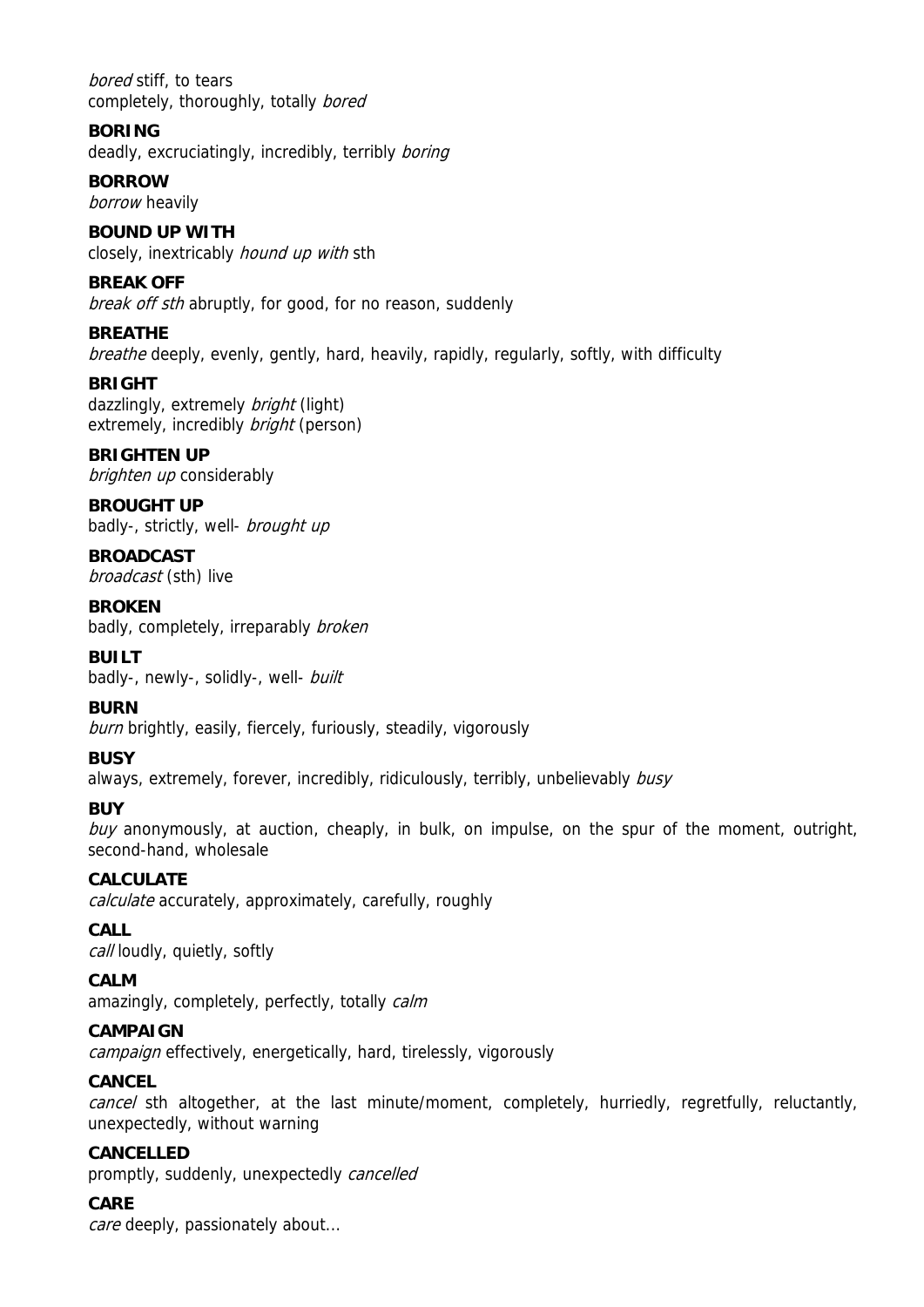*bored* stiff, to tears
completely, thoroughly, totally *bored*

**BORING**
deadly, excruciatingly, incredibly, terribly *boring*

**BORROW**
*borrow* heavily

**BOUND UP WITH**
closely, inextricably *bound up with* sth

**BREAK OFF**
*break off sth* abruptly, for good, for no reason, suddenly

**BREATHE**
*breathe* deeply, evenly, gently, hard, heavily, rapidly, regularly, softly, with difficulty

**BRIGHT**
dazzlingly, extremely *bright* (light)
extremely, incredibly *bright* (person)

**BRIGHTEN UP**
*brighten up* considerably

**BROUGHT UP**
badly-, strictly, well- *brought up*

**BROADCAST**
*broadcast* (sth) live

**BROKEN**
badly, completely, irreparably *broken*

**BUILT**
badly-, newly-, solidly-, well- *built*

**BURN**
*burn* brightly, easily, fiercely, furiously, steadily, vigorously

**BUSY**
always, extremely, forever, incredibly, ridiculously, terribly, unbelievably *busy*

**BUY**
*buy* anonymously, at auction, cheaply, in bulk, on impulse, on the spur of the moment, outright, second-hand, wholesale

**CALCULATE**
*calculate* accurately, approximately, carefully, roughly

**CALL**
*call* loudly, quietly, softly

**CALM**
amazingly, completely, perfectly, totally *calm*

**CAMPAIGN**
*campaign* effectively, energetically, hard, tirelessly, vigorously

**CANCEL**
*cancel* sth altogether, at the last minute/moment, completely, hurriedly, regretfully, reluctantly, unexpectedly, without warning

**CANCELLED**
promptly, suddenly, unexpectedly *cancelled*

**CARE**
*care* deeply, passionately about...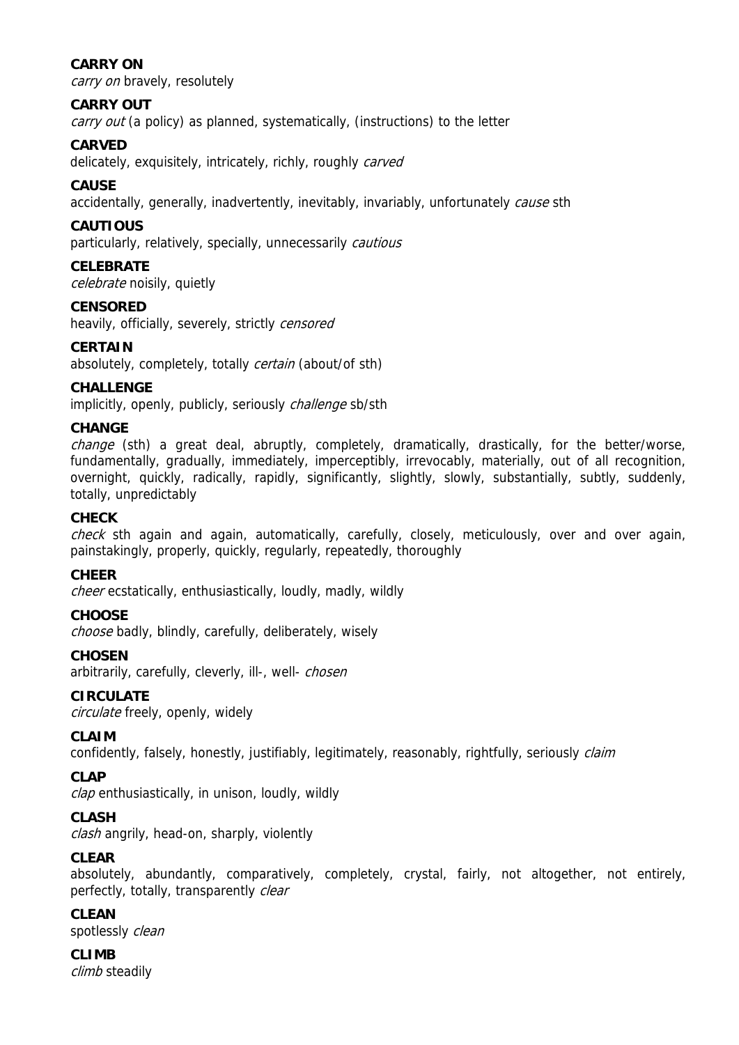**CARRY ON**
*carry on* bravely, resolutely

**CARRY OUT**
*carry out* (a policy) as planned, systematically, (instructions) to the letter

**CARVED**
delicately, exquisitely, intricately, richly, roughly *carved*

**CAUSE**
accidentally, generally, inadvertently, inevitably, invariably, unfortunately *cause* sth

**CAUTIOUS**
particularly, relatively, specially, unnecessarily *cautious*

**CELEBRATE**
*celebrate* noisily, quietly

**CENSORED**
heavily, officially, severely, strictly *censored*

**CERTAIN**
absolutely, completely, totally *certain* (about/of sth)

**CHALLENGE**
implicitly, openly, publicly, seriously *challenge* sb/sth

**CHANGE**
*change* (sth) a great deal, abruptly, completely, dramatically, drastically, for the better/worse, fundamentally, gradually, immediately, imperceptibly, irrevocably, materially, out of all recognition, overnight, quickly, radically, rapidly, significantly, slightly, slowly, substantially, subtly, suddenly, totally, unpredictably

**CHECK**
*check* sth again and again, automatically, carefully, closely, meticulously, over and over again, painstakingly, properly, quickly, regularly, repeatedly, thoroughly

**CHEER**
*cheer* ecstatically, enthusiastically, loudly, madly, wildly

**CHOOSE**
*choose* badly, blindly, carefully, deliberately, wisely

**CHOSEN**
arbitrarily, carefully, cleverly, ill-, well- *chosen*

**CIRCULATE**
*circulate* freely, openly, widely

**CLAIM**
confidently, falsely, honestly, justifiably, legitimately, reasonably, rightfully, seriously *claim*

**CLAP**
*clap* enthusiastically, in unison, loudly, wildly

**CLASH**
*clash* angrily, head-on, sharply, violently

**CLEAR**
absolutely, abundantly, comparatively, completely, crystal, fairly, not altogether, not entirely, perfectly, totally, transparently *clear*

**CLEAN**
spotlessly *clean*

**CLIMB**
*climb* steadily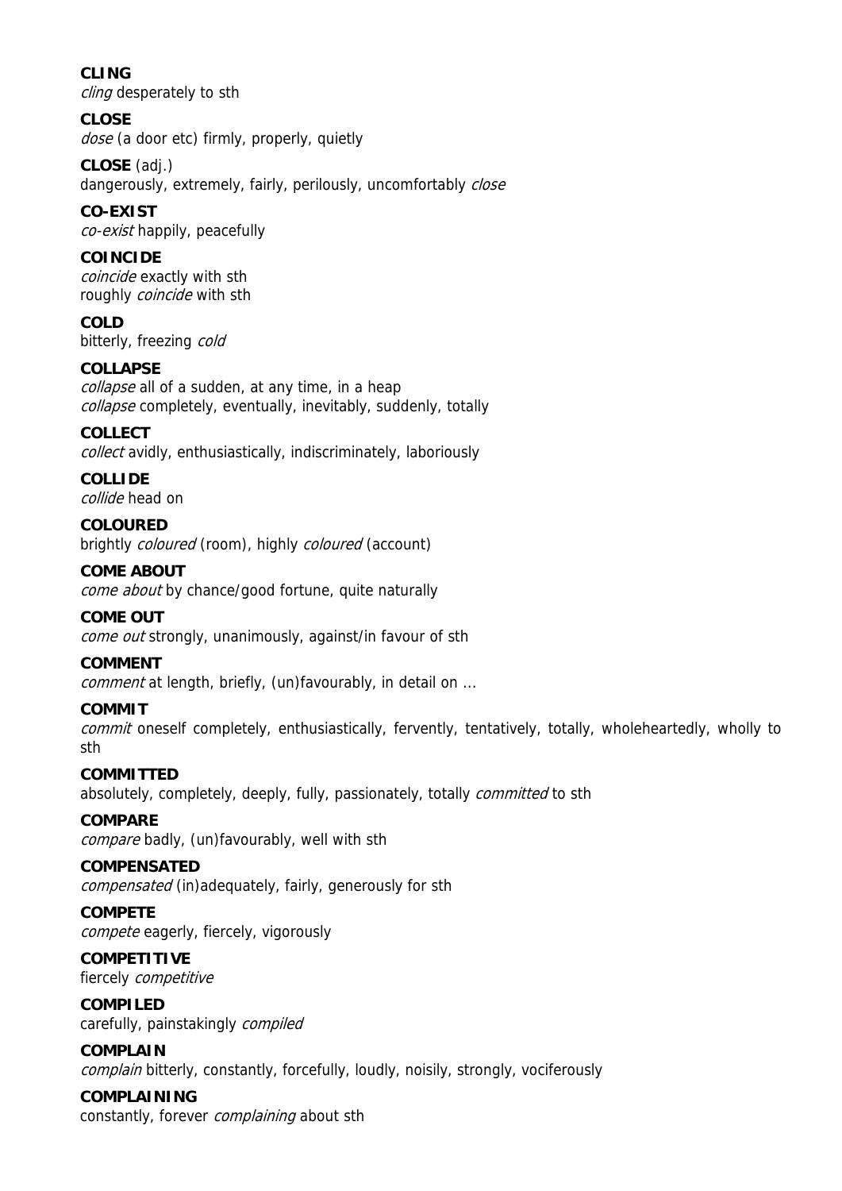**CLING**
*cling* desperately to sth

**CLOSE**
*dose* (a door etc) firmly, properly, quietly

**CLOSE** (adj.)
dangerously, extremely, fairly, perilously, uncomfortably *close*

**CO-EXIST**
*co-exist* happily, peacefully

**COINCIDE**
*coincide* exactly with sth
roughly *coincide* with sth

**COLD**
bitterly, freezing *cold*

**COLLAPSE**
*collapse* all of a sudden, at any time, in a heap
*collapse* completely, eventually, inevitably, suddenly, totally

**COLLECT**
*collect* avidly, enthusiastically, indiscriminately, laboriously

**COLLIDE**
*collide* head on

**COLOURED**
brightly *coloured* (room), highly *coloured* (account)

**COME ABOUT**
*come about* by chance/good fortune, quite naturally

**COME OUT**
*come out* strongly, unanimously, against/in favour of sth

**COMMENT**
*comment* at length, briefly, (un)favourably, in detail on ...

**COMMIT**
*commit* oneself completely, enthusiastically, fervently, tentatively, totally, wholeheartedly, wholly to sth

**COMMITTED**
absolutely, completely, deeply, fully, passionately, totally *committed* to sth

**COMPARE**
*compare* badly, (un)favourably, well with sth

**COMPENSATED**
*compensated* (in)adequately, fairly, generously for sth

**COMPETE**
*compete* eagerly, fiercely, vigorously

**COMPETITIVE**
fiercely *competitive*

**COMPILED**
carefully, painstakingly *compiled*

**COMPLAIN**
*complain* bitterly, constantly, forcefully, loudly, noisily, strongly, vociferously

**COMPLAINING**
constantly, forever *complaining* about sth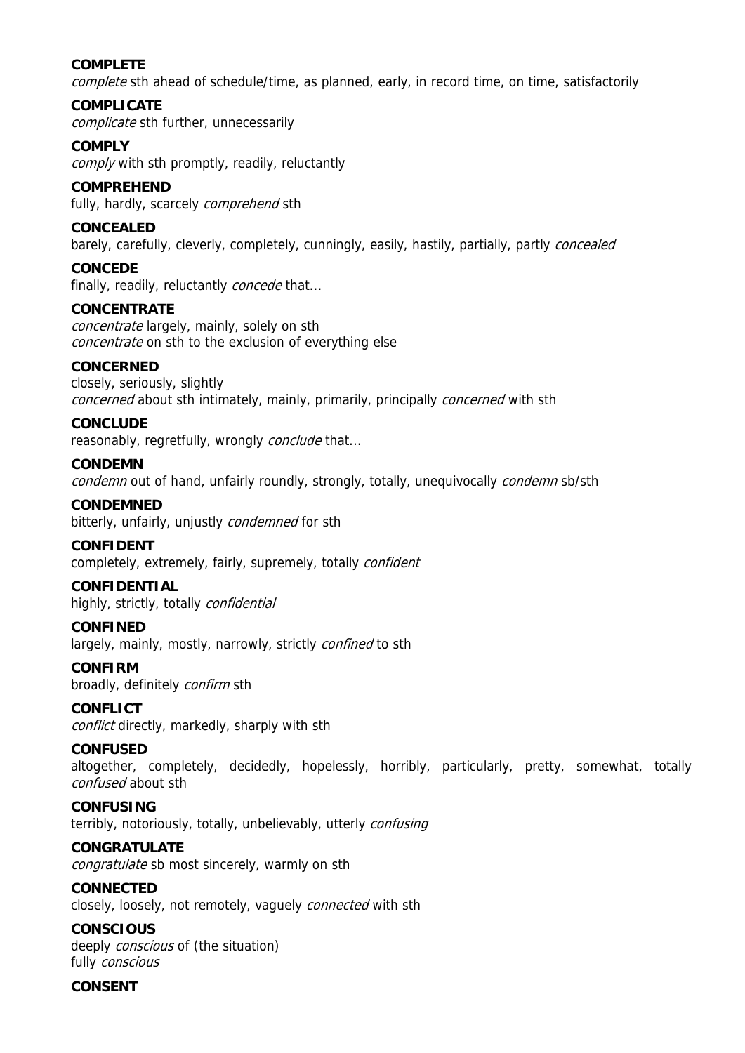**COMPLETE**
*complete* sth ahead of schedule/time, as planned, early, in record time, on time, satisfactorily

**COMPLICATE**
*complicate* sth further, unnecessarily

**COMPLY**
*comply* with sth promptly, readily, reluctantly

**COMPREHEND**
fully, hardly, scarcely *comprehend* sth

**CONCEALED**
barely, carefully, cleverly, completely, cunningly, easily, hastily, partially, partly *concealed*

**CONCEDE**
finally, readily, reluctantly *concede* that...

**CONCENTRATE**
*concentrate* largely, mainly, solely on sth
*concentrate* on sth to the exclusion of everything else

**CONCERNED**
closely, seriously, slightly
*concerned* about sth intimately, mainly, primarily, principally *concerned* with sth

**CONCLUDE**
reasonably, regretfully, wrongly *conclude* that...

**CONDEMN**
*condemn* out of hand, unfairly roundly, strongly, totally, unequivocally *condemn* sb/sth

**CONDEMNED**
bitterly, unfairly, unjustly *condemned* for sth

**CONFIDENT**
completely, extremely, fairly, supremely, totally *confident*

**CONFIDENTIAL**
highly, strictly, totally *confidential*

**CONFINED**
largely, mainly, mostly, narrowly, strictly *confined* to sth

**CONFIRM**
broadly, definitely *confirm* sth

**CONFLICT**
*conflict* directly, markedly, sharply with sth

**CONFUSED**
altogether, completely, decidedly, hopelessly, horribly, particularly, pretty, somewhat, totally *confused* about sth

**CONFUSING**
terribly, notoriously, totally, unbelievably, utterly *confusing*

**CONGRATULATE**
*congratulate* sb most sincerely, warmly on sth

**CONNECTED**
closely, loosely, not remotely, vaguely *connected* with sth

**CONSCIOUS**
deeply *conscious* of (the situation)
fully *conscious*

**CONSENT**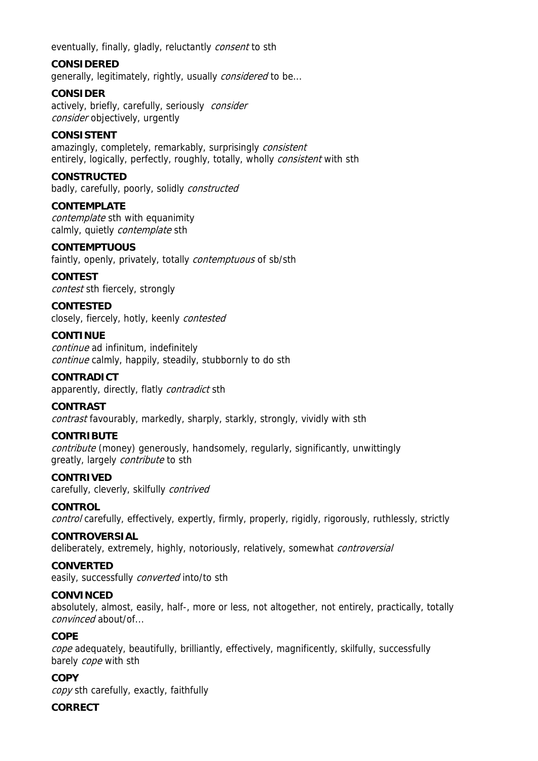eventually, finally, gladly, reluctantly *consent* to sth

**CONSIDERED**
generally, legitimately, rightly, usually *considered* to be...

**CONSIDER**
actively, briefly, carefully, seriously *consider*
*consider* objectively, urgently

**CONSISTENT**
amazingly, completely, remarkably, surprisingly *consistent*
entirely, logically, perfectly, roughly, totally, wholly *consistent* with sth

**CONSTRUCTED**
badly, carefully, poorly, solidly *constructed*

**CONTEMPLATE**
*contemplate* sth with equanimity
calmly, quietly *contemplate* sth

**CONTEMPTUOUS**
faintly, openly, privately, totally *contemptuous* of sb/sth

**CONTEST**
*contest* sth fiercely, strongly

**CONTESTED**
closely, fiercely, hotly, keenly *contested*

**CONTINUE**
*continue* ad infinitum, indefinitely
*continue* calmly, happily, steadily, stubbornly to do sth

**CONTRADICT**
apparently, directly, flatly *contradict* sth

**CONTRAST**
*contrast* favourably, markedly, sharply, starkly, strongly, vividly with sth

**CONTRIBUTE**
*contribute* (money) generously, handsomely, regularly, significantly, unwittingly
greatly, largely *contribute* to sth

**CONTRIVED**
carefully, cleverly, skilfully *contrived*

**CONTROL**
*control* carefully, effectively, expertly, firmly, properly, rigidly, rigorously, ruthlessly, strictly

**CONTROVERSIAL**
deliberately, extremely, highly, notoriously, relatively, somewhat *controversial*

**CONVERTED**
easily, successfully *converted* into/to sth

**CONVINCED**
absolutely, almost, easily, half-, more or less, not altogether, not entirely, practically, totally *convinced* about/of...

**COPE**
*cope* adequately, beautifully, brilliantly, effectively, magnificently, skilfully, successfully
barely *cope* with sth

**COPY**
*copy* sth carefully, exactly, faithfully

**CORRECT**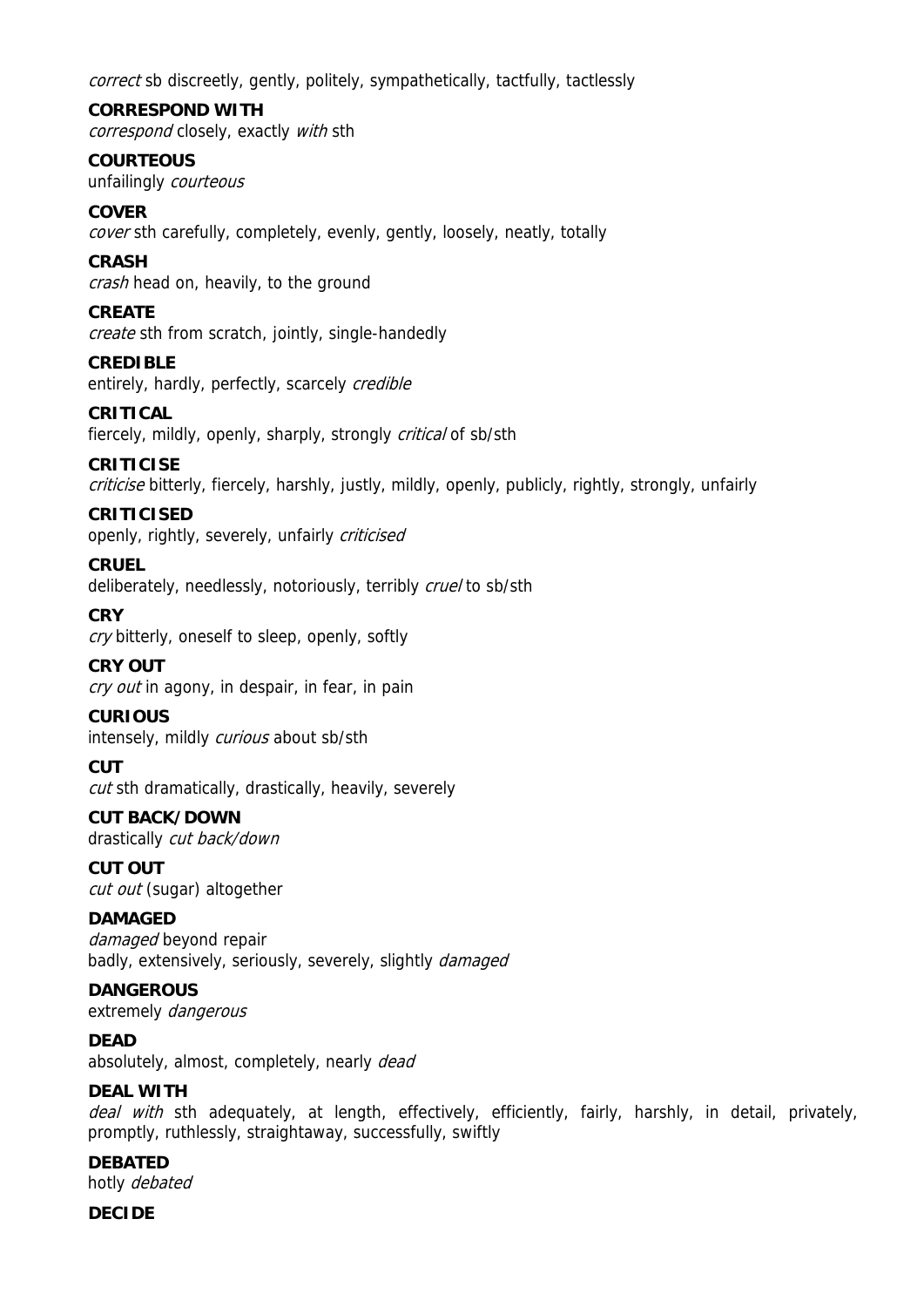*correct* sb discreetly, gently, politely, sympathetically, tactfully, tactlessly

**CORRESPOND WITH**
*correspond* closely, exactly *with* sth

**COURTEOUS**
unfailingly *courteous*

**COVER**
*cover* sth carefully, completely, evenly, gently, loosely, neatly, totally

**CRASH**
*crash* head on, heavily, to the ground

**CREATE**
*create* sth from scratch, jointly, single-handedly

**CREDIBLE**
entirely, hardly, perfectly, scarcely *credible*

**CRITICAL**
fiercely, mildly, openly, sharply, strongly *critical* of sb/sth

**CRITICISE**
*criticise* bitterly, fiercely, harshly, justly, mildly, openly, publicly, rightly, strongly, unfairly

**CRITICISED**
openly, rightly, severely, unfairly *criticised*

**CRUEL**
deliberately, needlessly, notoriously, terribly *cruel* to sb/sth

**CRY**
*cry* bitterly, oneself to sleep, openly, softly

**CRY OUT**
*cry out* in agony, in despair, in fear, in pain

**CURIOUS**
intensely, mildly *curious* about sb/sth

**CUT**
*cut* sth dramatically, drastically, heavily, severely

**CUT BACK/DOWN**
drastically *cut back/down*

**CUT OUT**
*cut out* (sugar) altogether

**DAMAGED**
*damaged* beyond repair
badly, extensively, seriously, severely, slightly *damaged*

**DANGEROUS**
extremely *dangerous*

**DEAD**
absolutely, almost, completely, nearly *dead*

**DEAL WITH**
*deal with* sth adequately, at length, effectively, efficiently, fairly, harshly, in detail, privately, promptly, ruthlessly, straightaway, successfully, swiftly

**DEBATED**
hotly *debated*

**DECIDE**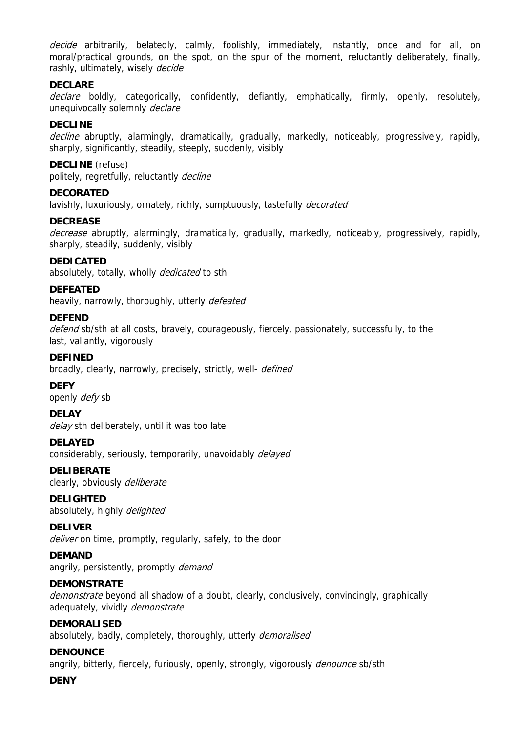*decide* arbitrarily, belatedly, calmly, foolishly, immediately, instantly, once and for all, on moral/practical grounds, on the spot, on the spur of the moment, reluctantly deliberately, finally, rashly, ultimately, wisely *decide*

**DECLARE**
*declare* boldly, categorically, confidently, defiantly, emphatically, firmly, openly, resolutely, unequivocally solemnly *declare*

**DECLINE**
*decline* abruptly, alarmingly, dramatically, gradually, markedly, noticeably, progressively, rapidly, sharply, significantly, steadily, steeply, suddenly, visibly

**DECLINE** (refuse)
politely, regretfully, reluctantly *decline*

**DECORATED**
lavishly, luxuriously, ornately, richly, sumptuously, tastefully *decorated*

**DECREASE**
*decrease* abruptly, alarmingly, dramatically, gradually, markedly, noticeably, progressively, rapidly, sharply, steadily, suddenly, visibly

**DEDICATED**
absolutely, totally, wholly *dedicated* to sth

**DEFEATED**
heavily, narrowly, thoroughly, utterly *defeated*

**DEFEND**
*defend* sb/sth at all costs, bravely, courageously, fiercely, passionately, successfully, to the last, valiantly, vigorously

**DEFINED**
broadly, clearly, narrowly, precisely, strictly, well- *defined*

**DEFY**
openly *defy* sb

**DELAY**
*delay* sth deliberately, until it was too late

**DELAYED**
considerably, seriously, temporarily, unavoidably *delayed*

**DELIBERATE**
clearly, obviously *deliberate*

**DELIGHTED**
absolutely, highly *delighted*

**DELIVER**
*deliver* on time, promptly, regularly, safely, to the door

**DEMAND**
angrily, persistently, promptly *demand*

**DEMONSTRATE**
*demonstrate* beyond all shadow of a doubt, clearly, conclusively, convincingly, graphically adequately, vividly *demonstrate*

**DEMORALISED**
absolutely, badly, completely, thoroughly, utterly *demoralised*

**DENOUNCE**
angrily, bitterly, fiercely, furiously, openly, strongly, vigorously *denounce* sb/sth

**DENY**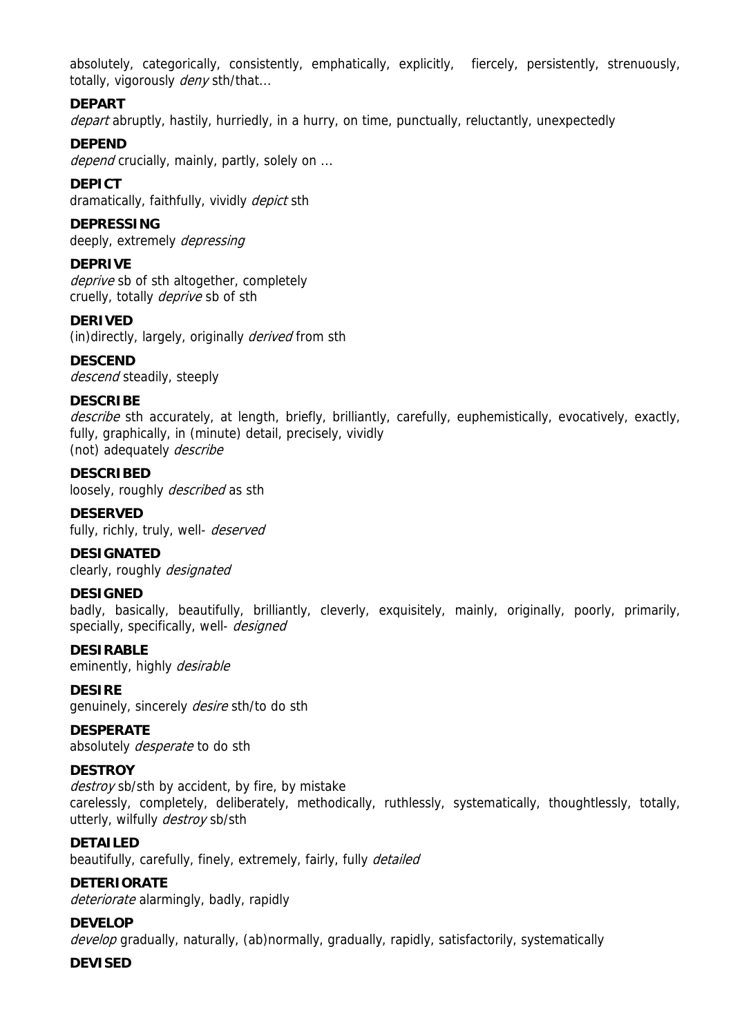absolutely, categorically, consistently, emphatically, explicitly, fiercely, persistently, strenuously, totally, vigorously *deny* sth/that...

**DEPART**

*depart* abruptly, hastily, hurriedly, in a hurry, on time, punctually, reluctantly, unexpectedly

**DEPEND**

*depend* crucially, mainly, partly, solely on ...

**DEPICT**

dramatically, faithfully, vividly *depict* sth

**DEPRESSING**

deeply, extremely *depressing*

**DEPRIVE**

*deprive* sb of sth altogether, completely
cruelly, totally *deprive* sb of sth

**DERIVED**

(in)directly, largely, originally *derived* from sth

**DESCEND**

*descend* steadily, steeply

**DESCRIBE**

*describe* sth accurately, at length, briefly, brilliantly, carefully, euphemistically, evocatively, exactly, fully, graphically, in (minute) detail, precisely, vividly
(not) adequately *describe*

**DESCRIBED**

loosely, roughly *described* as sth

**DESERVED**

fully, richly, truly, well- *deserved*

**DESIGNATED**

clearly, roughly *designated*

**DESIGNED**

badly, basically, beautifully, brilliantly, cleverly, exquisitely, mainly, originally, poorly, primarily, specially, specifically, well- *designed*

**DESIRABLE**

eminently, highly *desirable*

**DESIRE**

genuinely, sincerely *desire* sth/to do sth

**DESPERATE**

absolutely *desperate* to do sth

**DESTROY**

*destroy* sb/sth by accident, by fire, by mistake
carelessly, completely, deliberately, methodically, ruthlessly, systematically, thoughtlessly, totally, utterly, wilfully *destroy* sb/sth

**DETAILED**

beautifully, carefully, finely, extremely, fairly, fully *detailed*

**DETERIORATE**

*deteriorate* alarmingly, badly, rapidly

**DEVELOP**

*develop* gradually, naturally, (ab)normally, gradually, rapidly, satisfactorily, systematically

**DEVISED**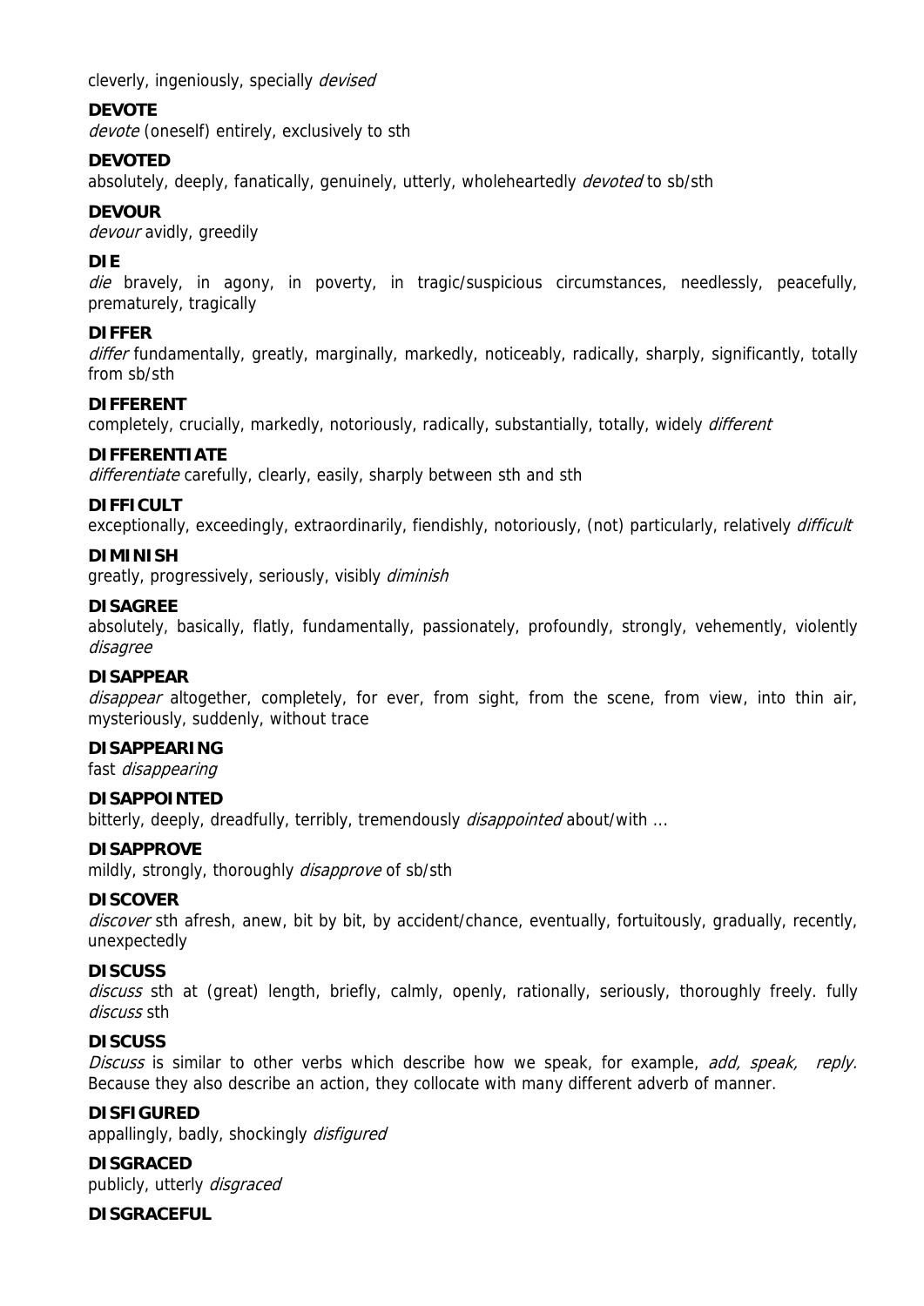cleverly, ingeniously, specially *devised*

**DEVOTE**

*devote* (oneself) entirely, exclusively to sth

**DEVOTED**

absolutely, deeply, fanatically, genuinely, utterly, wholeheartedly *devoted* to sb/sth

**DEVOUR**

*devour* avidly, greedily

**DIE**

*die* bravely, in agony, in poverty, in tragic/suspicious circumstances, needlessly, peacefully, prematurely, tragically

**DIFFER**

*differ* fundamentally, greatly, marginally, markedly, noticeably, radically, sharply, significantly, totally from sb/sth

**DIFFERENT**

completely, crucially, markedly, notoriously, radically, substantially, totally, widely *different*

**DIFFERENTIATE**

*differentiate* carefully, clearly, easily, sharply between sth and sth

**DIFFICULT**

exceptionally, exceedingly, extraordinarily, fiendishly, notoriously, (not) particularly, relatively *difficult*

**DIMINISH**

greatly, progressively, seriously, visibly *diminish*

**DISAGREE**

absolutely, basically, flatly, fundamentally, passionately, profoundly, strongly, vehemently, violently *disagree*

**DISAPPEAR**

*disappear* altogether, completely, for ever, from sight, from the scene, from view, into thin air, mysteriously, suddenly, without trace

**DISAPPEARING**

fast *disappearing*

**DISAPPOINTED**

bitterly, deeply, dreadfully, terribly, tremendously *disappointed* about/with ...

**DISAPPROVE**

mildly, strongly, thoroughly *disapprove* of sb/sth

**DISCOVER**

*discover* sth afresh, anew, bit by bit, by accident/chance, eventually, fortuitously, gradually, recently, unexpectedly

**DISCUSS**

*discuss* sth at (great) length, briefly, calmly, openly, rationally, seriously, thoroughly freely. fully *discuss* sth

**DISCUSS**

*Discuss* is similar to other verbs which describe how we speak, for example, *add, speak, reply.* Because they also describe an action, they collocate with many different adverb of manner.

**DISFIGURED**

appallingly, badly, shockingly *disfigured*

**DISGRACED**

publicly, utterly *disgraced*

**DISGRACEFUL**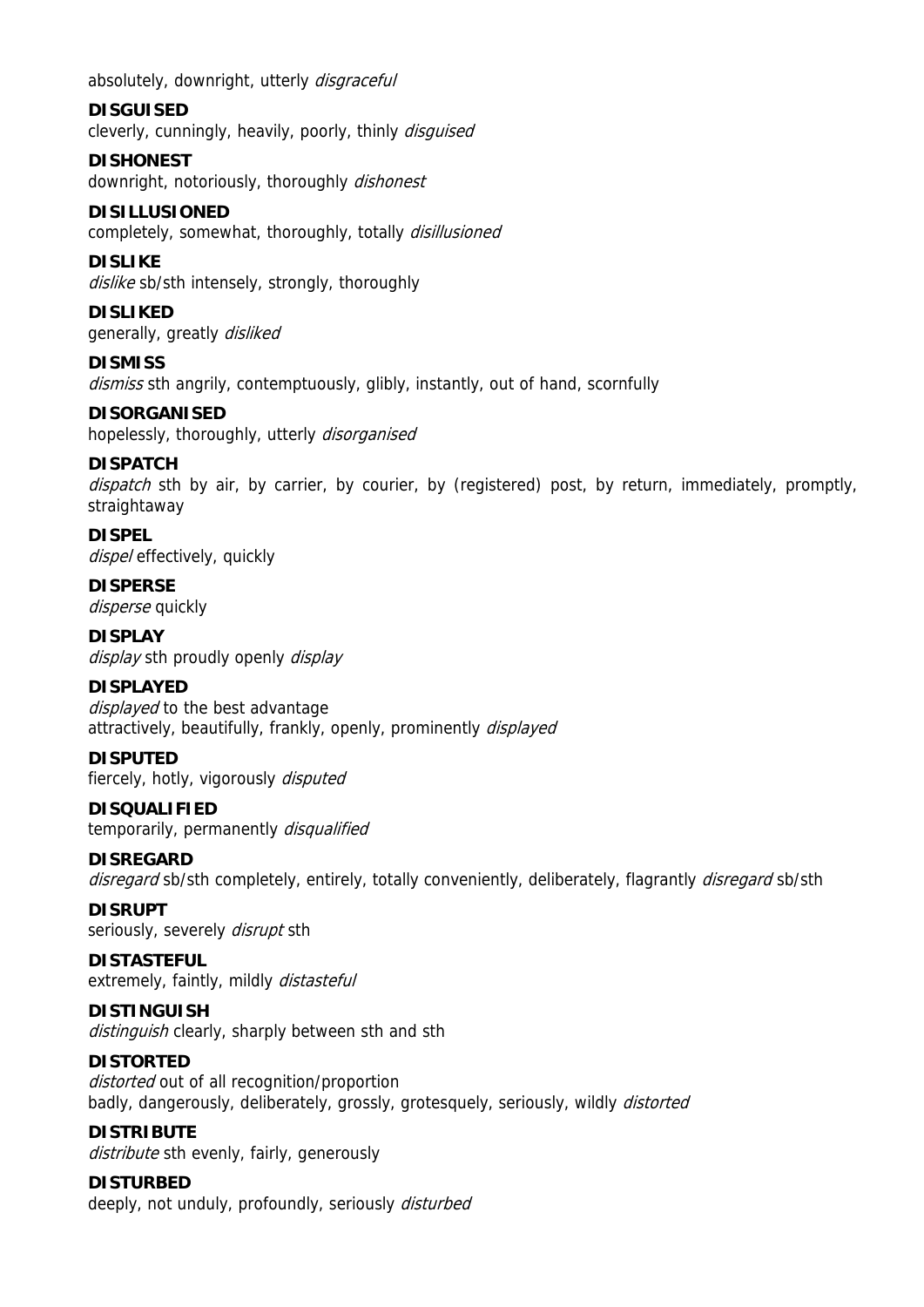absolutely, downright, utterly *disgraceful*

**DISGUISED**
cleverly, cunningly, heavily, poorly, thinly *disguised*

**DISHONEST**
downright, notoriously, thoroughly *dishonest*

**DISILLUSIONED**
completely, somewhat, thoroughly, totally *disillusioned*

**DISLIKE**
*dislike* sb/sth intensely, strongly, thoroughly

**DISLIKED**
generally, greatly *disliked*

**DISMISS**
*dismiss* sth angrily, contemptuously, glibly, instantly, out of hand, scornfully

**DISORGANISED**
hopelessly, thoroughly, utterly *disorganised*

**DISPATCH**
*dispatch* sth by air, by carrier, by courier, by (registered) post, by return, immediately, promptly, straightaway

**DISPEL**
*dispel* effectively, quickly

**DISPERSE**
*disperse* quickly

**DISPLAY**
*display* sth proudly openly *display*

**DISPLAYED**
*displayed* to the best advantage
attractively, beautifully, frankly, openly, prominently *displayed*

**DISPUTED**
fiercely, hotly, vigorously *disputed*

**DISQUALIFIED**
temporarily, permanently *disqualified*

**DISREGARD**
*disregard* sb/sth completely, entirely, totally conveniently, deliberately, flagrantly *disregard* sb/sth

**DISRUPT**
seriously, severely *disrupt* sth

**DISTASTEFUL**
extremely, faintly, mildly *distasteful*

**DISTINGUISH**
*distinguish* clearly, sharply between sth and sth

**DISTORTED**
*distorted* out of all recognition/proportion
badly, dangerously, deliberately, grossly, grotesquely, seriously, wildly *distorted*

**DISTRIBUTE**
*distribute* sth evenly, fairly, generously

**DISTURBED**
deeply, not unduly, profoundly, seriously *disturbed*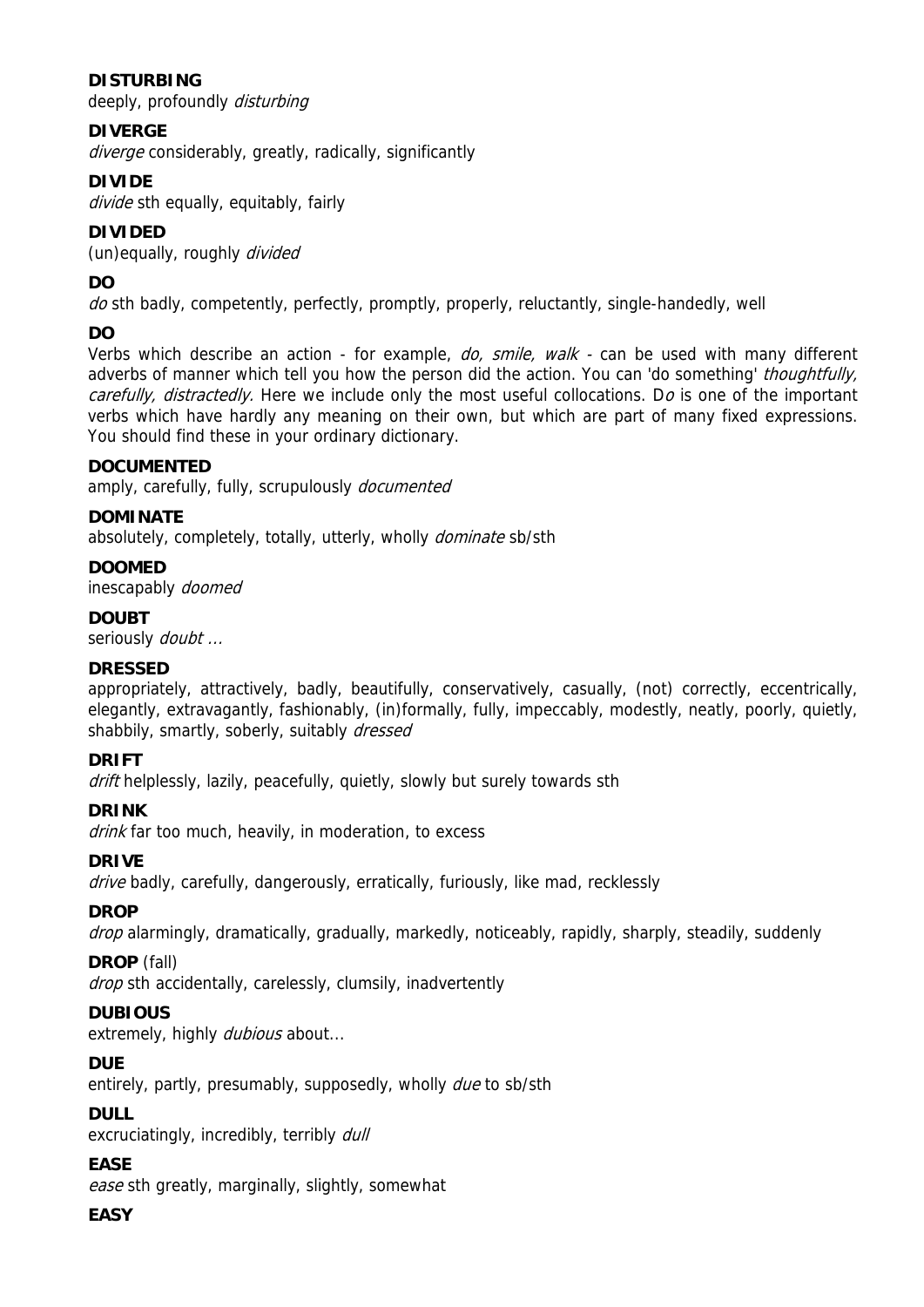**DISTURBING**
deeply, profoundly *disturbing*

**DIVERGE**
*diverge* considerably, greatly, radically, significantly

**DIVIDE**
*divide* sth equally, equitably, fairly

**DIVIDED**
(un)equally, roughly *divided*

**DO**
*do* sth badly, competently, perfectly, promptly, properly, reluctantly, single-handedly, well

**DO**
Verbs which describe an action - for example, *do, smile, walk* - can be used with many different adverbs of manner which tell you how the person did the action. You can 'do something' *thoughtfully, carefully, distractedly*. Here we include only the most useful collocations. D*o* is one of the important verbs which have hardly any meaning on their own, but which are part of many fixed expressions. You should find these in your ordinary dictionary.

**DOCUMENTED**
amply, carefully, fully, scrupulously *documented*

**DOMINATE**
absolutely, completely, totally, utterly, wholly *dominate* sb/sth

**DOOMED**
inescapably *doomed*

**DOUBT**
seriously *doubt ...*

**DRESSED**
appropriately, attractively, badly, beautifully, conservatively, casually, (not) correctly, eccentrically, elegantly, extravagantly, fashionably, (in)formally, fully, impeccably, modestly, neatly, poorly, quietly, shabbily, smartly, soberly, suitably *dressed*

**DRIFT**
*drift* helplessly, lazily, peacefully, quietly, slowly but surely towards sth

**DRINK**
*drink* far too much, heavily, in moderation, to excess

**DRIVE**
*drive* badly, carefully, dangerously, erratically, furiously, like mad, recklessly

**DROP**
*drop* alarmingly, dramatically, gradually, markedly, noticeably, rapidly, sharply, steadily, suddenly

**DROP** (fall)
*drop* sth accidentally, carelessly, clumsily, inadvertently

**DUBIOUS**
extremely, highly *dubious* about...

**DUE**
entirely, partly, presumably, supposedly, wholly *due* to sb/sth

**DULL**
excruciatingly, incredibly, terribly *dull*

**EASE**
*ease* sth greatly, marginally, slightly, somewhat

**EASY**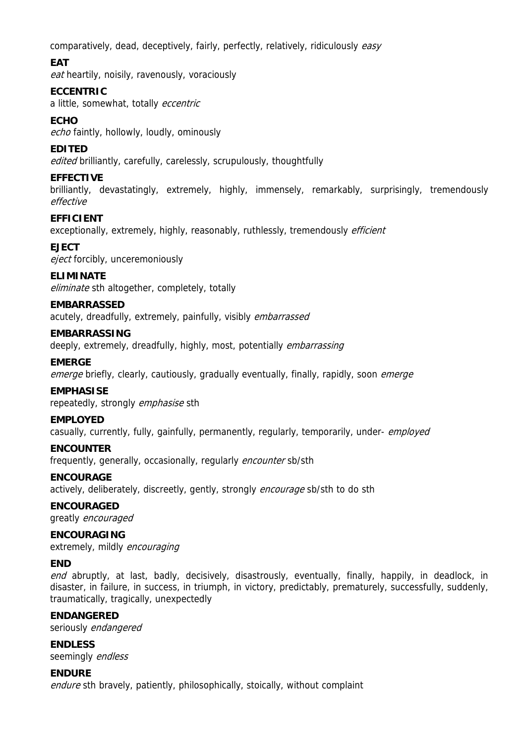comparatively, dead, deceptively, fairly, perfectly, relatively, ridiculously *easy*

**EAT**

*eat* heartily, noisily, ravenously, voraciously

**ECCENTRIC**

a little, somewhat, totally *eccentric*

**ECHO**

*echo* faintly, hollowly, loudly, ominously

**EDITED**

*edited* brilliantly, carefully, carelessly, scrupulously, thoughtfully

**EFFECTIVE**

brilliantly, devastatingly, extremely, highly, immensely, remarkably, surprisingly, tremendously *effective*

**EFFICIENT**

exceptionally, extremely, highly, reasonably, ruthlessly, tremendously *efficient*

**EJECT**

*eject* forcibly, unceremoniously

**ELIMINATE**

*eliminate* sth altogether, completely, totally

**EMBARRASSED**

acutely, dreadfully, extremely, painfully, visibly *embarrassed*

**EMBARRASSING**

deeply, extremely, dreadfully, highly, most, potentially *embarrassing*

**EMERGE**

*emerge* briefly, clearly, cautiously, gradually eventually, finally, rapidly, soon *emerge*

**EMPHASISE**

repeatedly, strongly *emphasise* sth

**EMPLOYED**

casually, currently, fully, gainfully, permanently, regularly, temporarily, under- *employed*

**ENCOUNTER**

frequently, generally, occasionally, regularly *encounter* sb/sth

**ENCOURAGE**

actively, deliberately, discreetly, gently, strongly *encourage* sb/sth to do sth

**ENCOURAGED**

greatly *encouraged*

**ENCOURAGING**

extremely, mildly *encouraging*

**END**

*end* abruptly, at last, badly, decisively, disastrously, eventually, finally, happily, in deadlock, in disaster, in failure, in success, in triumph, in victory, predictably, prematurely, successfully, suddenly, traumatically, tragically, unexpectedly

**ENDANGERED**

seriously *endangered*

**ENDLESS**

seemingly *endless*

**ENDURE**

*endure* sth bravely, patiently, philosophically, stoically, without complaint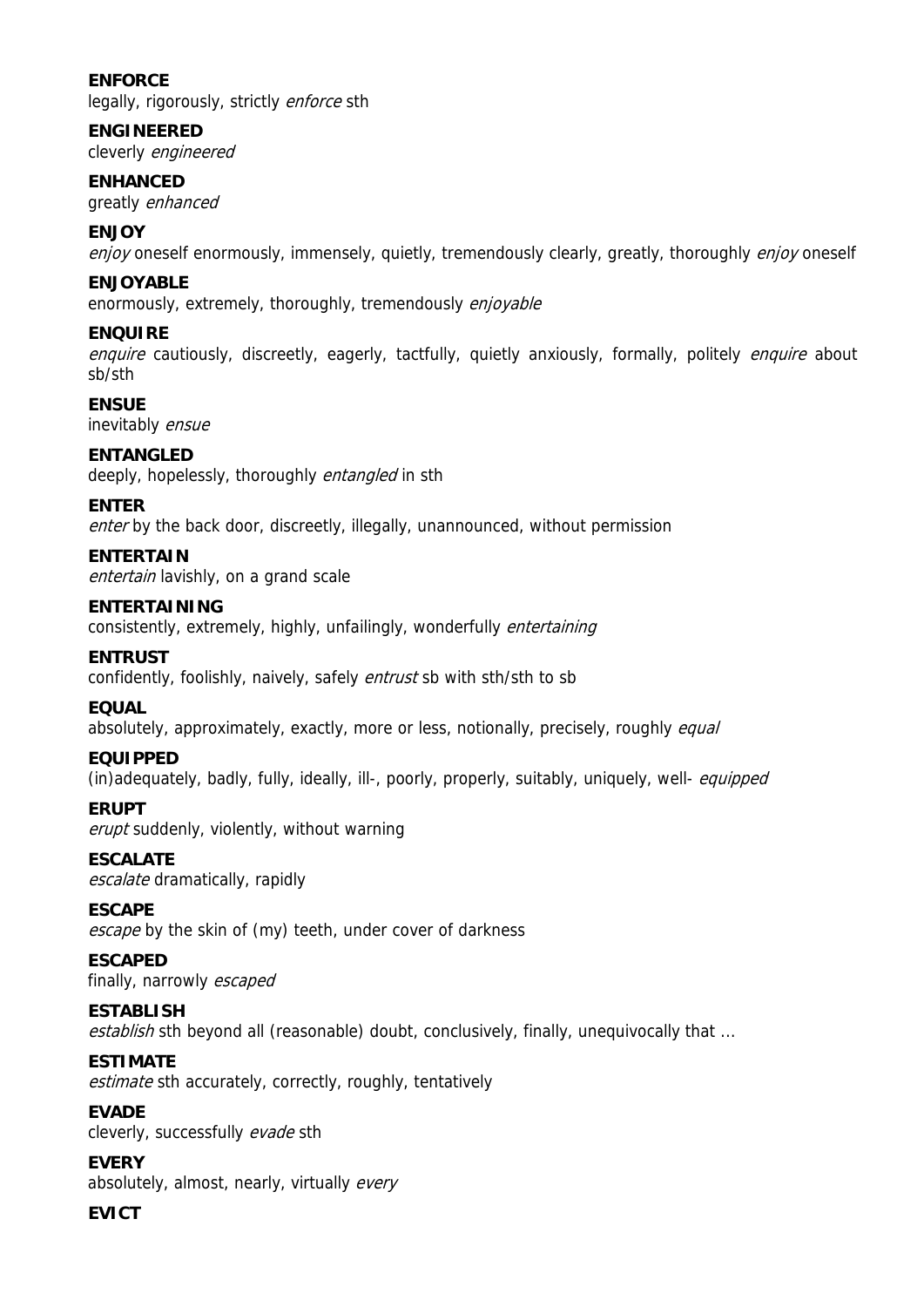**ENFORCE**
legally, rigorously, strictly *enforce* sth

**ENGINEERED**
cleverly *engineered*

**ENHANCED**
greatly *enhanced*

**ENJOY**
*enjoy* oneself enormously, immensely, quietly, tremendously clearly, greatly, thoroughly *enjoy* oneself

**ENJOYABLE**
enormously, extremely, thoroughly, tremendously *enjoyable*

**ENQUIRE**
*enquire* cautiously, discreetly, eagerly, tactfully, quietly anxiously, formally, politely *enquire* about sb/sth

**ENSUE**
inevitably *ensue*

**ENTANGLED**
deeply, hopelessly, thoroughly *entangled* in sth

**ENTER**
*enter* by the back door, discreetly, illegally, unannounced, without permission

**ENTERTAIN**
*entertain* lavishly, on a grand scale

**ENTERTAINING**
consistently, extremely, highly, unfailingly, wonderfully *entertaining*

**ENTRUST**
confidently, foolishly, naively, safely *entrust* sb with sth/sth to sb

**EQUAL**
absolutely, approximately, exactly, more or less, notionally, precisely, roughly *equal*

**EQUIPPED**
(in)adequately, badly, fully, ideally, ill-, poorly, properly, suitably, uniquely, well- *equipped*

**ERUPT**
*erupt* suddenly, violently, without warning

**ESCALATE**
*escalate* dramatically, rapidly

**ESCAPE**
*escape* by the skin of (my) teeth, under cover of darkness

**ESCAPED**
finally, narrowly *escaped*

**ESTABLISH**
*establish* sth beyond all (reasonable) doubt, conclusively, finally, unequivocally that ...

**ESTIMATE**
*estimate* sth accurately, correctly, roughly, tentatively

**EVADE**
cleverly, successfully *evade* sth

**EVERY**
absolutely, almost, nearly, virtually *every*

**EVICT**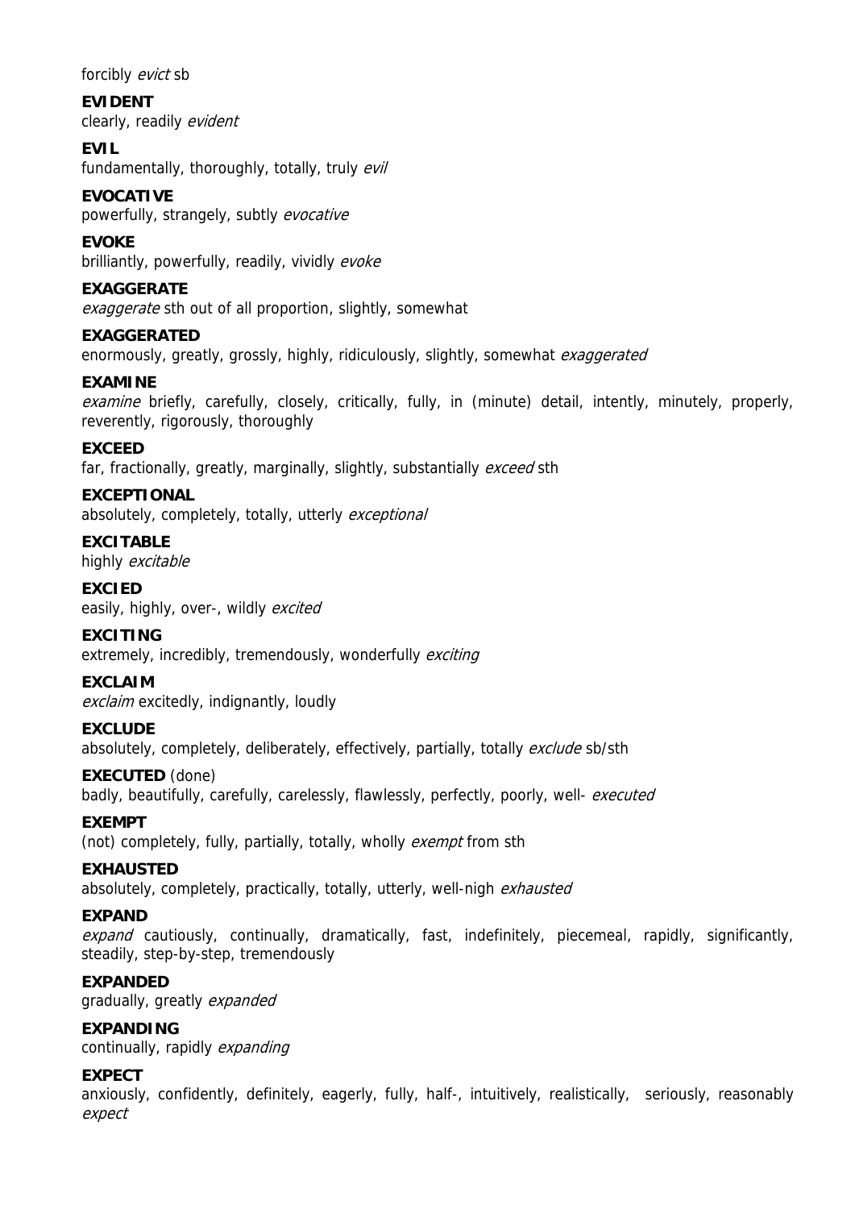forcibly *evict* sb

**EVIDENT**
clearly, readily *evident*

**EVIL**
fundamentally, thoroughly, totally, truly *evil*

**EVOCATIVE**
powerfully, strangely, subtly *evocative*

**EVOKE**
brilliantly, powerfully, readily, vividly *evoke*

**EXAGGERATE**
*exaggerate* sth out of all proportion, slightly, somewhat

**EXAGGERATED**
enormously, greatly, grossly, highly, ridiculously, slightly, somewhat *exaggerated*

**EXAMINE**
*examine* briefly, carefully, closely, critically, fully, in (minute) detail, intently, minutely, properly, reverently, rigorously, thoroughly

**EXCEED**
far, fractionally, greatly, marginally, slightly, substantially *exceed* sth

**EXCEPTIONAL**
absolutely, completely, totally, utterly *exceptional*

**EXCITABLE**
highly *excitable*

**EXCIED**
easily, highly, over-, wildly *excited*

**EXCITING**
extremely, incredibly, tremendously, wonderfully *exciting*

**EXCLAIM**
*exclaim* excitedly, indignantly, loudly

**EXCLUDE**
absolutely, completely, deliberately, effectively, partially, totally *exclude* sb/sth

**EXECUTED** (done)
badly, beautifully, carefully, carelessly, flawlessly, perfectly, poorly, well- *executed*

**EXEMPT**
(not) completely, fully, partially, totally, wholly *exempt* from sth

**EXHAUSTED**
absolutely, completely, practically, totally, utterly, well-nigh *exhausted*

**EXPAND**
*expand* cautiously, continually, dramatically, fast, indefinitely, piecemeal, rapidly, significantly, steadily, step-by-step, tremendously

**EXPANDED**
gradually, greatly *expanded*

**EXPANDING**
continually, rapidly *expanding*

**EXPECT**
anxiously, confidently, definitely, eagerly, fully, half-, intuitively, realistically, seriously, reasonably *expect*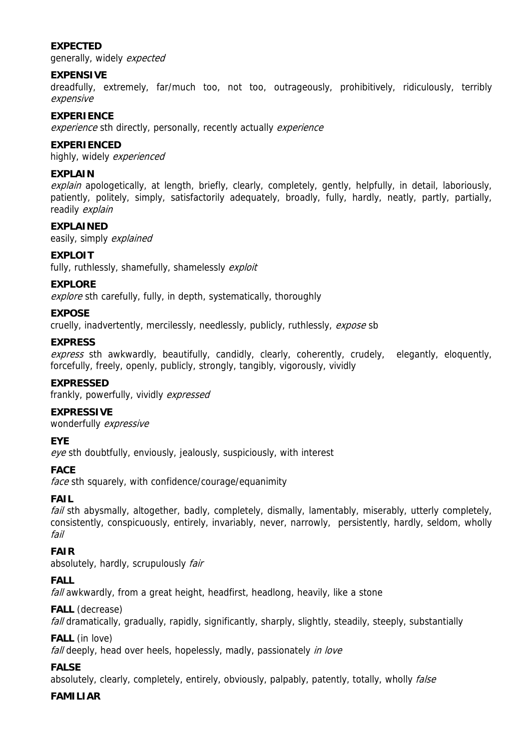**EXPECTED**
generally, widely *expected*

**EXPENSIVE**
dreadfully, extremely, far/much too, not too, outrageously, prohibitively, ridiculously, terribly *expensive*

**EXPERIENCE**
*experience* sth directly, personally, recently actually *experience*

**EXPERIENCED**
highly, widely *experienced*

**EXPLAIN**
*explain* apologetically, at length, briefly, clearly, completely, gently, helpfully, in detail, laboriously, patiently, politely, simply, satisfactorily adequately, broadly, fully, hardly, neatly, partly, partially, readily *explain*

**EXPLAINED**
easily, simply *explained*

**EXPLOIT**
fully, ruthlessly, shamefully, shamelessly *exploit*

**EXPLORE**
*explore* sth carefully, fully, in depth, systematically, thoroughly

**EXPOSE**
cruelly, inadvertently, mercilessly, needlessly, publicly, ruthlessly, *expose* sb

**EXPRESS**
*express* sth awkwardly, beautifully, candidly, clearly, coherently, crudely, elegantly, eloquently, forcefully, freely, openly, publicly, strongly, tangibly, vigorously, vividly

**EXPRESSED**
frankly, powerfully, vividly *expressed*

**EXPRESSIVE**
wonderfully *expressive*

**EYE**
*eye* sth doubtfully, enviously, jealously, suspiciously, with interest

**FACE**
*face* sth squarely, with confidence/courage/equanimity

**FAIL**
*fail* sth abysmally, altogether, badly, completely, dismally, lamentably, miserably, utterly completely, consistently, conspicuously, entirely, invariably, never, narrowly, persistently, hardly, seldom, wholly *fail*

**FAIR**
absolutely, hardly, scrupulously *fair*

**FALL**
*fall* awkwardly, from a great height, headfirst, headlong, heavily, like a stone

**FALL** (decrease)
*fall* dramatically, gradually, rapidly, significantly, sharply, slightly, steadily, steeply, substantially

**FALL** (in love)
*fall* deeply, head over heels, hopelessly, madly, passionately *in love*

**FALSE**
absolutely, clearly, completely, entirely, obviously, palpably, patently, totally, wholly *false*

**FAMILIAR**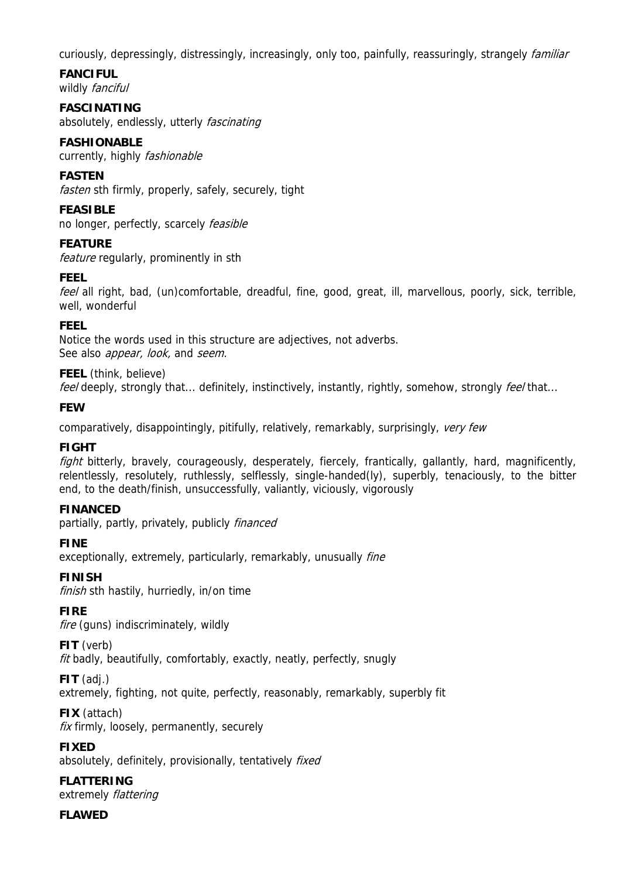curiously, depressingly, distressingly, increasingly, only too, painfully, reassuringly, strangely *familiar*

**FANCIFUL**
wildly *fanciful*

**FASCINATING**
absolutely, endlessly, utterly *fascinating*

**FASHIONABLE**
currently, highly *fashionable*

**FASTEN**
*fasten* sth firmly, properly, safely, securely, tight

**FEASIBLE**
no longer, perfectly, scarcely *feasible*

**FEATURE**
*feature* regularly, prominently in sth

**FEEL**
*feel* all right, bad, (un)comfortable, dreadful, fine, good, great, ill, marvellous, poorly, sick, terrible, well, wonderful

**FEEL**
Notice the words used in this structure are adjectives, not adverbs.
See also *appear, look,* and *seem.*

**FEEL** (think, believe)
*feel* deeply, strongly that... definitely, instinctively, instantly, rightly, somehow, strongly *feel* that...

**FEW**

comparatively, disappointingly, pitifully, relatively, remarkably, surprisingly, *very few*

**FIGHT**
*fight* bitterly, bravely, courageously, desperately, fiercely, frantically, gallantly, hard, magnificently, relentlessly, resolutely, ruthlessly, selflessly, single-handed(ly), superbly, tenaciously, to the bitter end, to the death/finish, unsuccessfully, valiantly, viciously, vigorously

**FINANCED**
partially, partly, privately, publicly *financed*

**FINE**
exceptionally, extremely, particularly, remarkably, unusually *fine*

**FINISH**
*finish* sth hastily, hurriedly, in/on time

**FIRE**
*fire* (guns) indiscriminately, wildly

**FIT** (verb)
*fit* badly, beautifully, comfortably, exactly, neatly, perfectly, snugly

**FIT** (adj.)
extremely, fighting, not quite, perfectly, reasonably, remarkably, superbly fit

**FIX** (attach)
*fix* firmly, loosely, permanently, securely

**FIXED**
absolutely, definitely, provisionally, tentatively *fixed*

**FLATTERING**
extremely *flattering*

**FLAWED**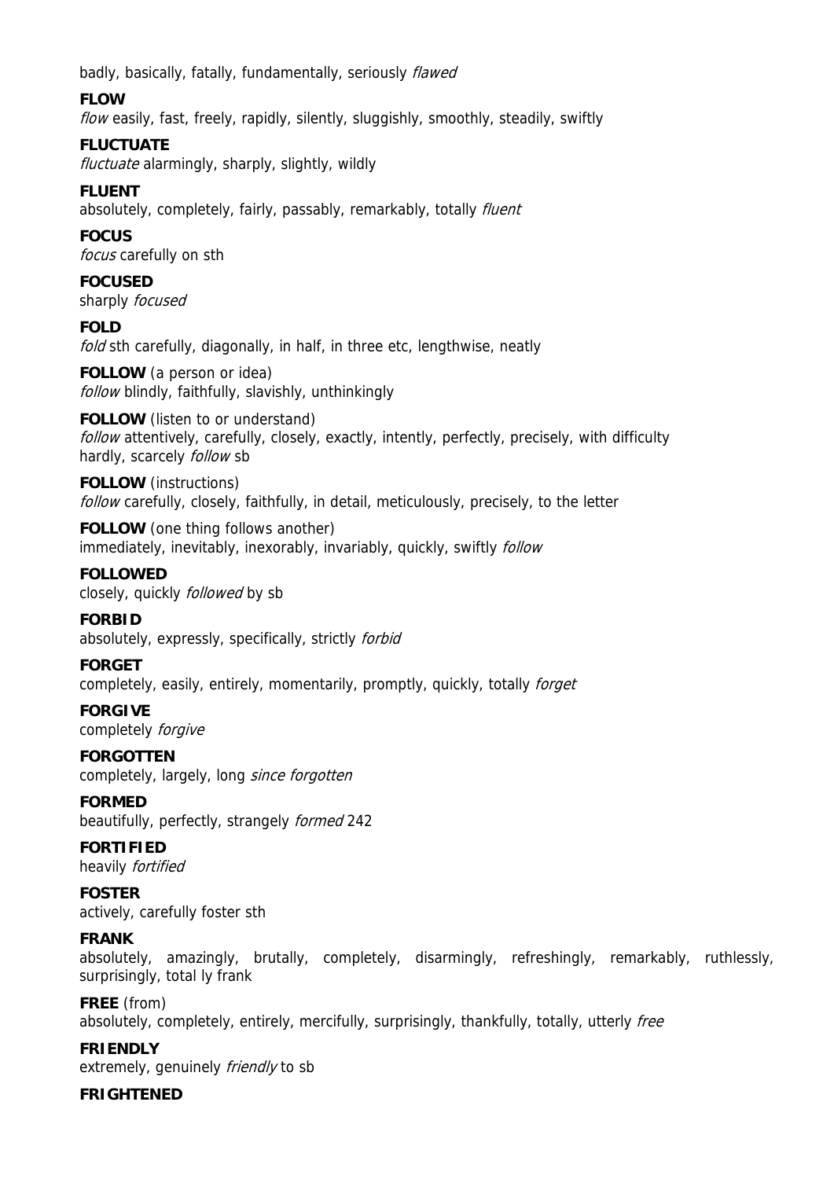badly, basically, fatally, fundamentally, seriously *flawed*

**FLOW**
*flow* easily, fast, freely, rapidly, silently, sluggishly, smoothly, steadily, swiftly

**FLUCTUATE**
*fluctuate* alarmingly, sharply, slightly, wildly

**FLUENT**
absolutely, completely, fairly, passably, remarkably, totally *fluent*

**FOCUS**
*focus* carefully on sth

**FOCUSED**
sharply *focused*

**FOLD**
*fold* sth carefully, diagonally, in half, in three etc, lengthwise, neatly

**FOLLOW** (a person or idea)
*follow* blindly, faithfully, slavishly, unthinkingly

**FOLLOW** (listen to or understand)
*follow* attentively, carefully, closely, exactly, intently, perfectly, precisely, with difficulty
hardly, scarcely *follow* sb

**FOLLOW** (instructions)
*follow* carefully, closely, faithfully, in detail, meticulously, precisely, to the letter

**FOLLOW** (one thing follows another)
immediately, inevitably, inexorably, invariably, quickly, swiftly *follow*

**FOLLOWED**
closely, quickly *followed* by sb

**FORBID**
absolutely, expressly, specifically, strictly *forbid*

**FORGET**
completely, easily, entirely, momentarily, promptly, quickly, totally *forget*

**FORGIVE**
completely *forgive*

**FORGOTTEN**
completely, largely, long *since forgotten*

**FORMED**
beautifully, perfectly, strangely *formed* 242

**FORTIFIED**
heavily *fortified*

**FOSTER**
actively, carefully foster sth

**FRANK**
absolutely, amazingly, brutally, completely, disarmingly, refreshingly, remarkably, ruthlessly, surprisingly, total ly frank

**FREE** (from)
absolutely, completely, entirely, mercifully, surprisingly, thankfully, totally, utterly *free*

**FRIENDLY**
extremely, genuinely *friendly* to sb

**FRIGHTENED**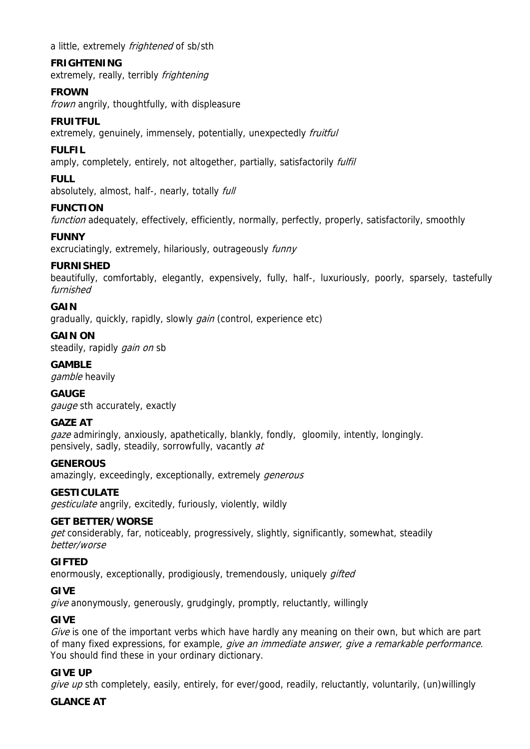a little, extremely *frightened* of sb/sth

**FRIGHTENING**
extremely, really, terribly *frightening*

**FROWN**
*frown* angrily, thoughtfully, with displeasure

**FRUITFUL**
extremely, genuinely, immensely, potentially, unexpectedly *fruitful*

**FULFIL**
amply, completely, entirely, not altogether, partially, satisfactorily *fulfil*

**FULL**
absolutely, almost, half-, nearly, totally *full*

**FUNCTION**
*function* adequately, effectively, efficiently, normally, perfectly, properly, satisfactorily, smoothly

**FUNNY**
excruciatingly, extremely, hilariously, outrageously *funny*

**FURNISHED**
beautifully, comfortably, elegantly, expensively, fully, half-, luxuriously, poorly, sparsely, tastefully *furnished*

**GAIN**
gradually, quickly, rapidly, slowly *gain* (control, experience etc)

**GAIN ON**
steadily, rapidly *gain on* sb

**GAMBLE**
*gamble* heavily

**GAUGE**
*gauge* sth accurately, exactly

**GAZE AT**
*gaze* admiringly, anxiously, apathetically, blankly, fondly, gloomily, intently, longingly. pensively, sadly, steadily, sorrowfully, vacantly *at*

**GENEROUS**
amazingly, exceedingly, exceptionally, extremely *generous*

**GESTICULATE**
*gesticulate* angrily, excitedly, furiously, violently, wildly

**GET BETTER/WORSE**
*get* considerably, far, noticeably, progressively, slightly, significantly, somewhat, steadily *better/worse*

**GIFTED**
enormously, exceptionally, prodigiously, tremendously, uniquely *gifted*

**GIVE**
*give* anonymously, generously, grudgingly, promptly, reluctantly, willingly

**GIVE**
*Give* is one of the important verbs which have hardly any meaning on their own, but which are part of many fixed expressions, for example, *give an immediate answer, give a remarkable performance.* You should find these in your ordinary dictionary.

**GIVE UP**
*give up* sth completely, easily, entirely, for ever/good, readily, reluctantly, voluntarily, (un)willingly

**GLANCE AT**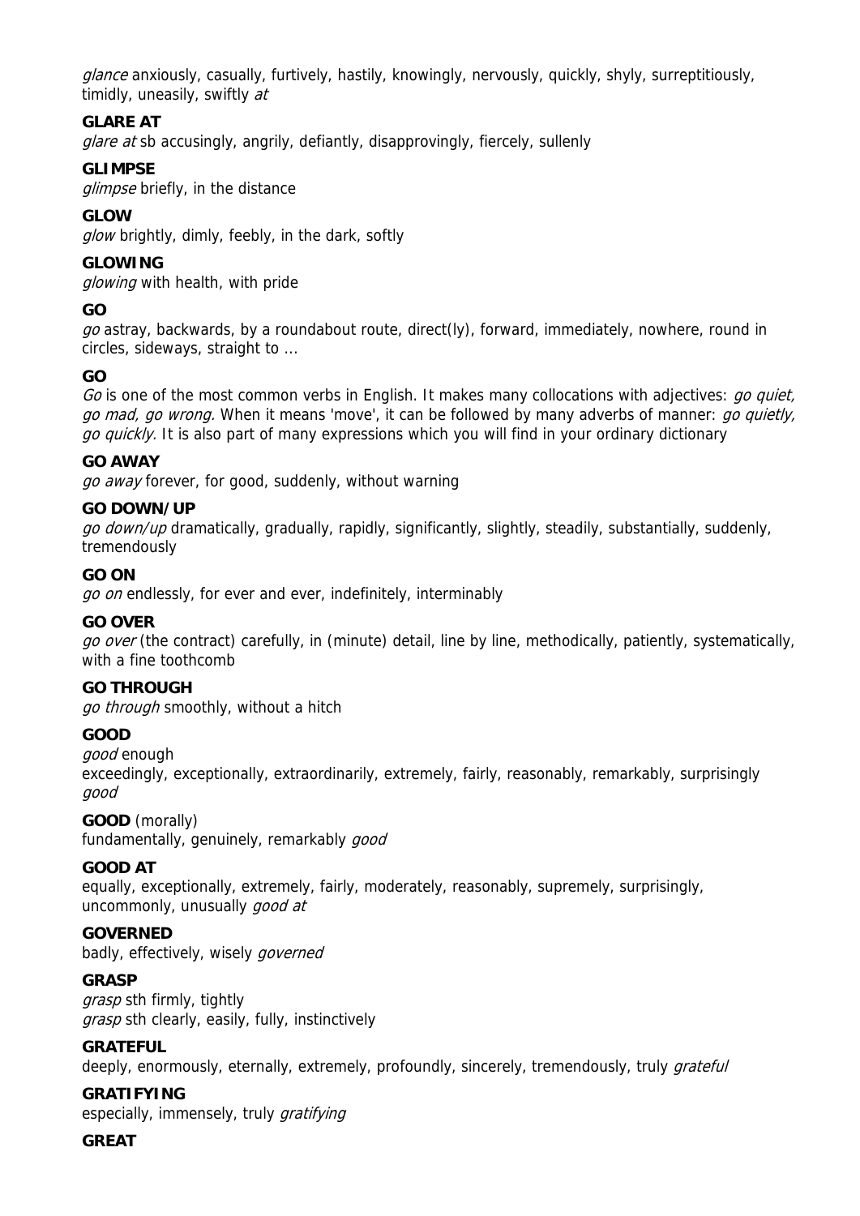*glance* anxiously, casually, furtively, hastily, knowingly, nervously, quickly, shyly, surreptitiously, timidly, uneasily, swiftly *at*

**GLARE AT**

*glare at* sb accusingly, angrily, defiantly, disapprovingly, fiercely, sullenly

**GLIMPSE**

*glimpse* briefly, in the distance

**GLOW**

*glow* brightly, dimly, feebly, in the dark, softly

**GLOWING**

*glowing* with health, with pride

**GO**

*go* astray, backwards, by a roundabout route, direct(ly), forward, immediately, nowhere, round in circles, sideways, straight to ...

**GO**

*Go* is one of the most common verbs in English. It makes many collocations with adjectives: *go quiet, go mad, go wrong.* When it means 'move', it can be followed by many adverbs of manner: *go quietly, go quickly.* It is also part of many expressions which you will find in your ordinary dictionary

**GO AWAY**

*go away* forever, for good, suddenly, without warning

**GO DOWN/UP**

*go down/up* dramatically, gradually, rapidly, significantly, slightly, steadily, substantially, suddenly, tremendously

**GO ON**

*go on* endlessly, for ever and ever, indefinitely, interminably

**GO OVER**

*go over* (the contract) carefully, in (minute) detail, line by line, methodically, patiently, systematically, with a fine toothcomb

**GO THROUGH**

*go through* smoothly, without a hitch

**GOOD**

*good* enough
exceedingly, exceptionally, extraordinarily, extremely, fairly, reasonably, remarkably, surprisingly *good*

**GOOD** (morally)

fundamentally, genuinely, remarkably *good*

**GOOD AT**

equally, exceptionally, extremely, fairly, moderately, reasonably, supremely, surprisingly, uncommonly, unusually *good at*

**GOVERNED**

badly, effectively, wisely *governed*

**GRASP**

*grasp* sth firmly, tightly
*grasp* sth clearly, easily, fully, instinctively

**GRATEFUL**

deeply, enormously, eternally, extremely, profoundly, sincerely, tremendously, truly *grateful*

**GRATIFYING**

especially, immensely, truly *gratifying*

**GREAT**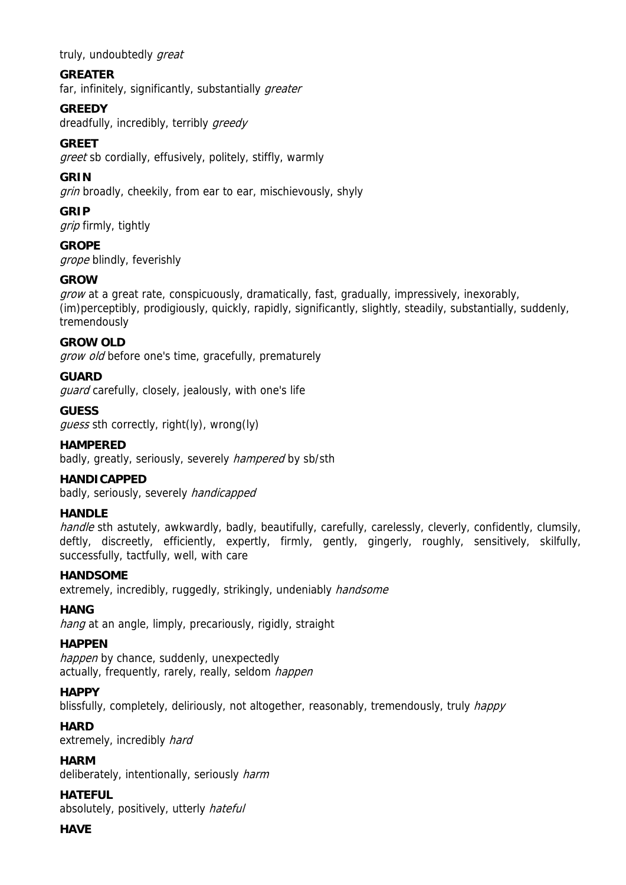truly, undoubtedly *great*

**GREATER**
far, infinitely, significantly, substantially *greater*

**GREEDY**
dreadfully, incredibly, terribly *greedy*

**GREET**
*greet* sb cordially, effusively, politely, stiffly, warmly

**GRIN**
*grin* broadly, cheekily, from ear to ear, mischievously, shyly

**GRIP**
*grip* firmly, tightly

**GROPE**
*grope* blindly, feverishly

**GROW**
*grow* at a great rate, conspicuously, dramatically, fast, gradually, impressively, inexorably, (im)perceptibly, prodigiously, quickly, rapidly, significantly, slightly, steadily, substantially, suddenly, tremendously

**GROW OLD**
*grow old* before one's time, gracefully, prematurely

**GUARD**
*guard* carefully, closely, jealously, with one's life

**GUESS**
*guess* sth correctly, right(ly), wrong(ly)

**HAMPERED**
badly, greatly, seriously, severely *hampered* by sb/sth

**HANDICAPPED**
badly, seriously, severely *handicapped*

**HANDLE**
*handle* sth astutely, awkwardly, badly, beautifully, carefully, carelessly, cleverly, confidently, clumsily, deftly, discreetly, efficiently, expertly, firmly, gently, gingerly, roughly, sensitively, skilfully, successfully, tactfully, well, with care

**HANDSOME**
extremely, incredibly, ruggedly, strikingly, undeniably *handsome*

**HANG**
*hang* at an angle, limply, precariously, rigidly, straight

**HAPPEN**
*happen* by chance, suddenly, unexpectedly
actually, frequently, rarely, really, seldom *happen*

**HAPPY**
blissfully, completely, deliriously, not altogether, reasonably, tremendously, truly *happy*

**HARD**
extremely, incredibly *hard*

**HARM**
deliberately, intentionally, seriously *harm*

**HATEFUL**
absolutely, positively, utterly *hateful*

**HAVE**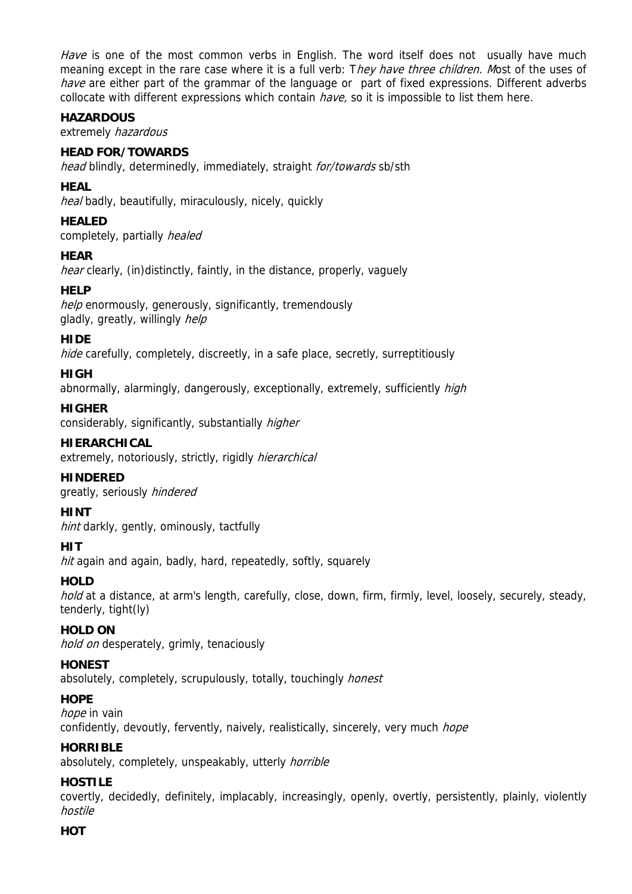*Have* is one of the most common verbs in English. The word itself does not usually have much meaning except in the rare case where it is a full verb: T*hey have three children. M*ost of the uses of *have* are either part of the grammar of the language or part of fixed expressions. Different adverbs collocate with different expressions which contain *have,* so it is impossible to list them here.

**HAZARDOUS**
extremely *hazardous*

**HEAD FOR/TOWARDS**
*head* blindly, determinedly, immediately, straight *for/towards* sb/sth

**HEAL**
*heal* badly, beautifully, miraculously, nicely, quickly

**HEALED**
completely, partially *healed*

**HEAR**
*hear* clearly, (in)distinctly, faintly, in the distance, properly, vaguely

**HELP**
*help* enormously, generously, significantly, tremendously
gladly, greatly, willingly *help*

**HIDE**
*hide* carefully, completely, discreetly, in a safe place, secretly, surreptitiously

**HIGH**
abnormally, alarmingly, dangerously, exceptionally, extremely, sufficiently *high*

**HIGHER**
considerably, significantly, substantially *higher*

**HIERARCHICAL**
extremely, notoriously, strictly, rigidly *hierarchical*

**HINDERED**
greatly, seriously *hindered*

**HINT**
*hint* darkly, gently, ominously, tactfully

**HIT**
*hit* again and again, badly, hard, repeatedly, softly, squarely

**HOLD**
*hold* at a distance, at arm's length, carefully, close, down, firm, firmly, level, loosely, securely, steady, tenderly, tight(ly)

**HOLD ON**
*hold on* desperately, grimly, tenaciously

**HONEST**
absolutely, completely, scrupulously, totally, touchingly *honest*

**HOPE**
*hope* in vain
confidently, devoutly, fervently, naively, realistically, sincerely, very much *hope*

**HORRIBLE**
absolutely, completely, unspeakably, utterly *horrible*

**HOSTILE**
covertly, decidedly, definitely, implacably, increasingly, openly, overtly, persistently, plainly, violently *hostile*

**HOT**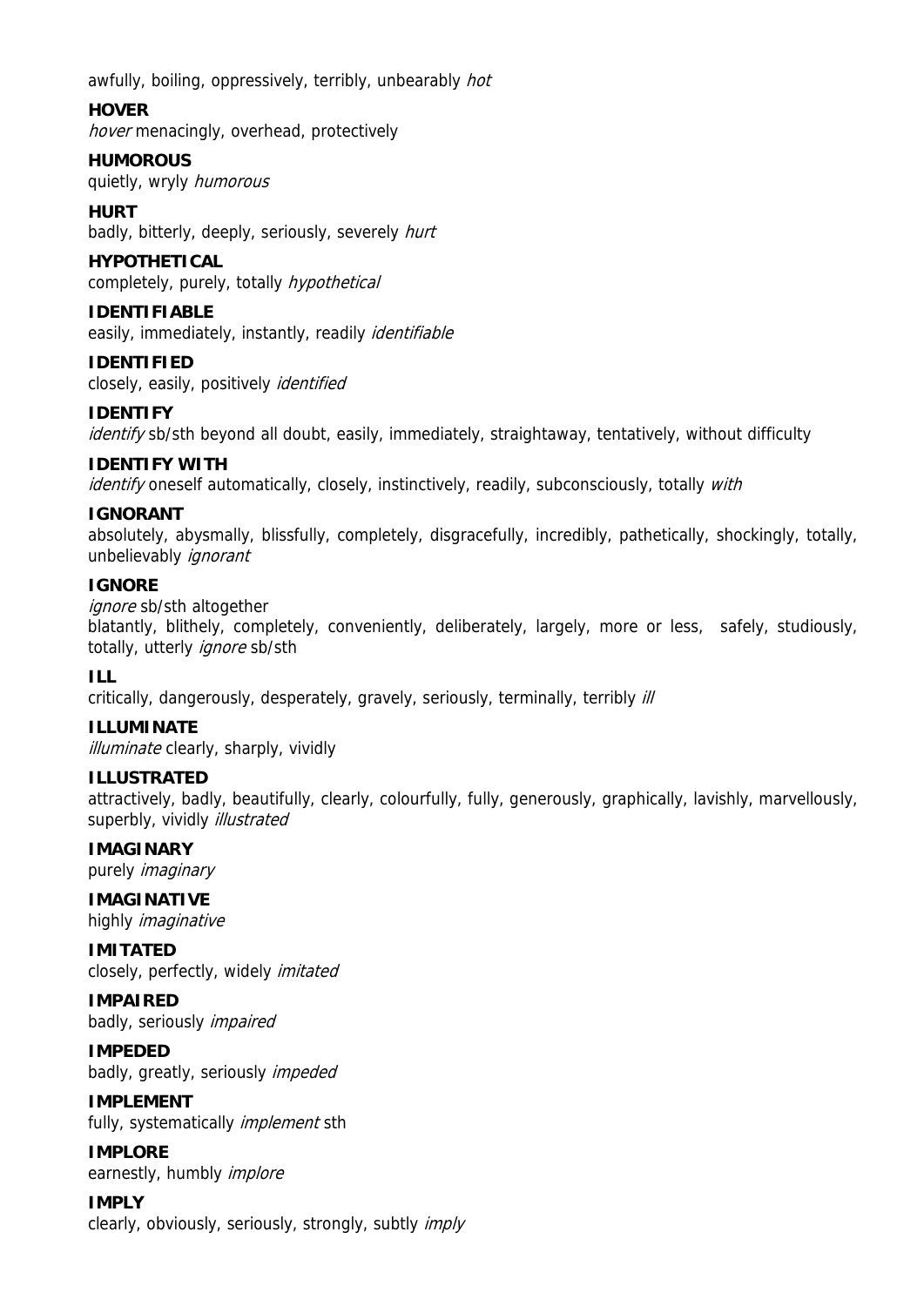awfully, boiling, oppressively, terribly, unbearably *hot*

**HOVER**
*hover* menacingly, overhead, protectively

**HUMOROUS**
quietly, wryly *humorous*

**HURT**
badly, bitterly, deeply, seriously, severely *hurt*

**HYPOTHETICAL**
completely, purely, totally *hypothetical*

**IDENTIFIABLE**
easily, immediately, instantly, readily *identifiable*

**IDENTIFIED**
closely, easily, positively *identified*

**IDENTIFY**
*identify* sb/sth beyond all doubt, easily, immediately, straightaway, tentatively, without difficulty

**IDENTIFY WITH**
*identify* oneself automatically, closely, instinctively, readily, subconsciously, totally *with*

**IGNORANT**
absolutely, abysmally, blissfully, completely, disgracefully, incredibly, pathetically, shockingly, totally, unbelievably *ignorant*

**IGNORE**
*ignore* sb/sth altogether
blatantly, blithely, completely, conveniently, deliberately, largely, more or less, safely, studiously, totally, utterly *ignore* sb/sth

**ILL**
critically, dangerously, desperately, gravely, seriously, terminally, terribly *ill*

**ILLUMINATE**
*illuminate* clearly, sharply, vividly

**ILLUSTRATED**
attractively, badly, beautifully, clearly, colourfully, fully, generously, graphically, lavishly, marvellously, superbly, vividly *illustrated*

**IMAGINARY**
purely *imaginary*

**IMAGINATIVE**
highly *imaginative*

**IMITATED**
closely, perfectly, widely *imitated*

**IMPAIRED**
badly, seriously *impaired*

**IMPEDED**
badly, greatly, seriously *impeded*

**IMPLEMENT**
fully, systematically *implement* sth

**IMPLORE**
earnestly, humbly *implore*

**IMPLY**
clearly, obviously, seriously, strongly, subtly *imply*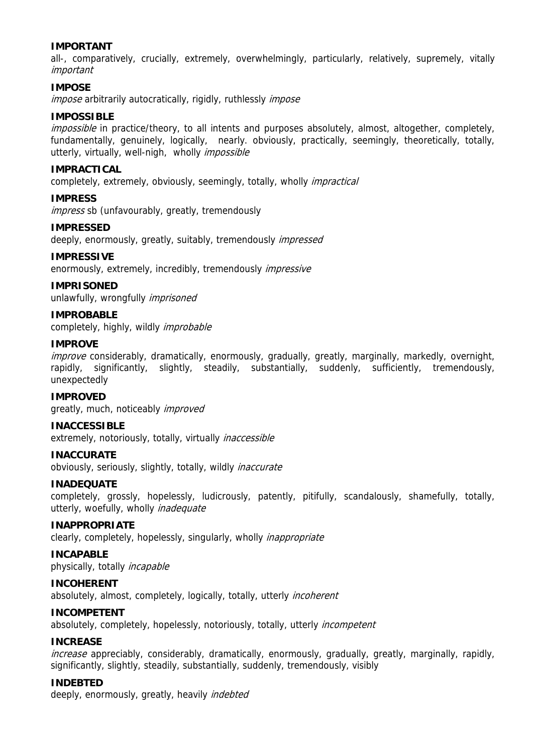**IMPORTANT**
all-, comparatively, crucially, extremely, overwhelmingly, particularly, relatively, supremely, vitally *important*

**IMPOSE**
*impose* arbitrarily autocratically, rigidly, ruthlessly *impose*

**IMPOSSIBLE**
*impossible* in practice/theory, to all intents and purposes absolutely, almost, altogether, completely, fundamentally, genuinely, logically, nearly. obviously, practically, seemingly, theoretically, totally, utterly, virtually, well-nigh, wholly *impossible*

**IMPRACTICAL**
completely, extremely, obviously, seemingly, totally, wholly *impractical*

**IMPRESS**
*impress* sb (unfavourably, greatly, tremendously

**IMPRESSED**
deeply, enormously, greatly, suitably, tremendously *impressed*

**IMPRESSIVE**
enormously, extremely, incredibly, tremendously *impressive*

**IMPRISONED**
unlawfully, wrongfully *imprisoned*

**IMPROBABLE**
completely, highly, wildly *improbable*

**IMPROVE**
*improve* considerably, dramatically, enormously, gradually, greatly, marginally, markedly, overnight, rapidly, significantly, slightly, steadily, substantially, suddenly, sufficiently, tremendously, unexpectedly

**IMPROVED**
greatly, much, noticeably *improved*

**INACCESSIBLE**
extremely, notoriously, totally, virtually *inaccessible*

**INACCURATE**
obviously, seriously, slightly, totally, wildly *inaccurate*

**INADEQUATE**
completely, grossly, hopelessly, ludicrously, patently, pitifully, scandalously, shamefully, totally, utterly, woefully, wholly *inadequate*

**INAPPROPRIATE**
clearly, completely, hopelessly, singularly, wholly *inappropriate*

**INCAPABLE**
physically, totally *incapable*

**INCOHERENT**
absolutely, almost, completely, logically, totally, utterly *incoherent*

**INCOMPETENT**
absolutely, completely, hopelessly, notoriously, totally, utterly *incompetent*

**INCREASE**
*increase* appreciably, considerably, dramatically, enormously, gradually, greatly, marginally, rapidly, significantly, slightly, steadily, substantially, suddenly, tremendously, visibly

**INDEBTED**
deeply, enormously, greatly, heavily *indebted*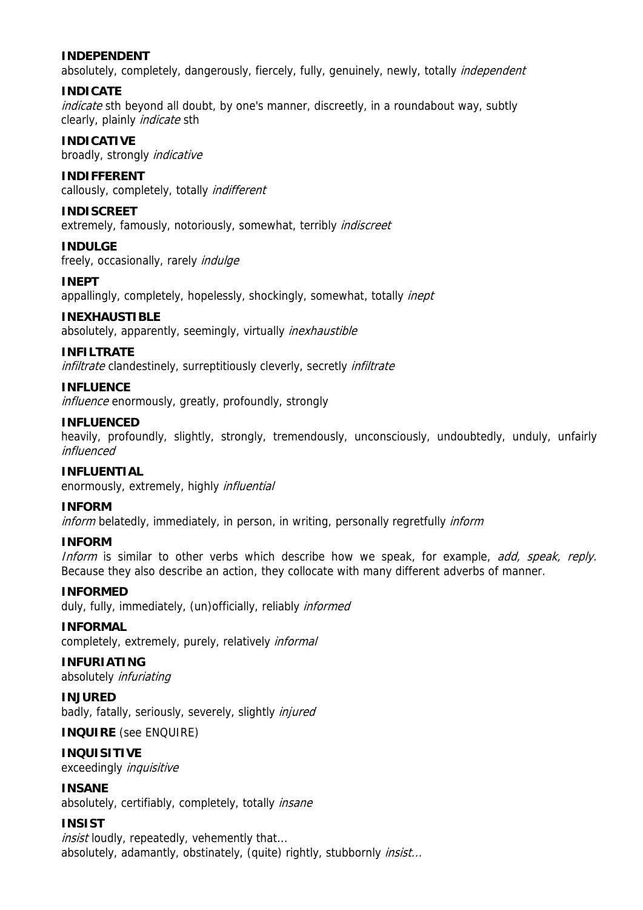**INDEPENDENT**
absolutely, completely, dangerously, fiercely, fully, genuinely, newly, totally *independent*

**INDICATE**
*indicate* sth beyond all doubt, by one's manner, discreetly, in a roundabout way, subtly
clearly, plainly *indicate* sth

**INDICATIVE**
broadly, strongly *indicative*

**INDIFFERENT**
callously, completely, totally *indifferent*

**INDISCREET**
extremely, famously, notoriously, somewhat, terribly *indiscreet*

**INDULGE**
freely, occasionally, rarely *indulge*

**INEPT**
appallingly, completely, hopelessly, shockingly, somewhat, totally *inept*

**INEXHAUSTIBLE**
absolutely, apparently, seemingly, virtually *inexhaustible*

**INFILTRATE**
*infiltrate* clandestinely, surreptitiously cleverly, secretly *infiltrate*

**INFLUENCE**
*influence* enormously, greatly, profoundly, strongly

**INFLUENCED**
heavily, profoundly, slightly, strongly, tremendously, unconsciously, undoubtedly, unduly, unfairly *influenced*

**INFLUENTIAL**
enormously, extremely, highly *influential*

**INFORM**
*inform* belatedly, immediately, in person, in writing, personally regretfully *inform*

**INFORM**
*Inform* is similar to other verbs which describe how we speak, for example, *add, speak, reply.* Because they also describe an action, they collocate with many different adverbs of manner.

**INFORMED**
duly, fully, immediately, (un)officially, reliably *informed*

**INFORMAL**
completely, extremely, purely, relatively *informal*

**INFURIATING**
absolutely *infuriating*

**INJURED**
badly, fatally, seriously, severely, slightly *injured*

**INQUIRE** (see ENQUIRE)

**INQUISITIVE**
exceedingly *inquisitive*

**INSANE**
absolutely, certifiably, completely, totally *insane*

**INSIST**
*insist* loudly, repeatedly, vehemently that...
absolutely, adamantly, obstinately, (quite) rightly, stubbornly *insist...*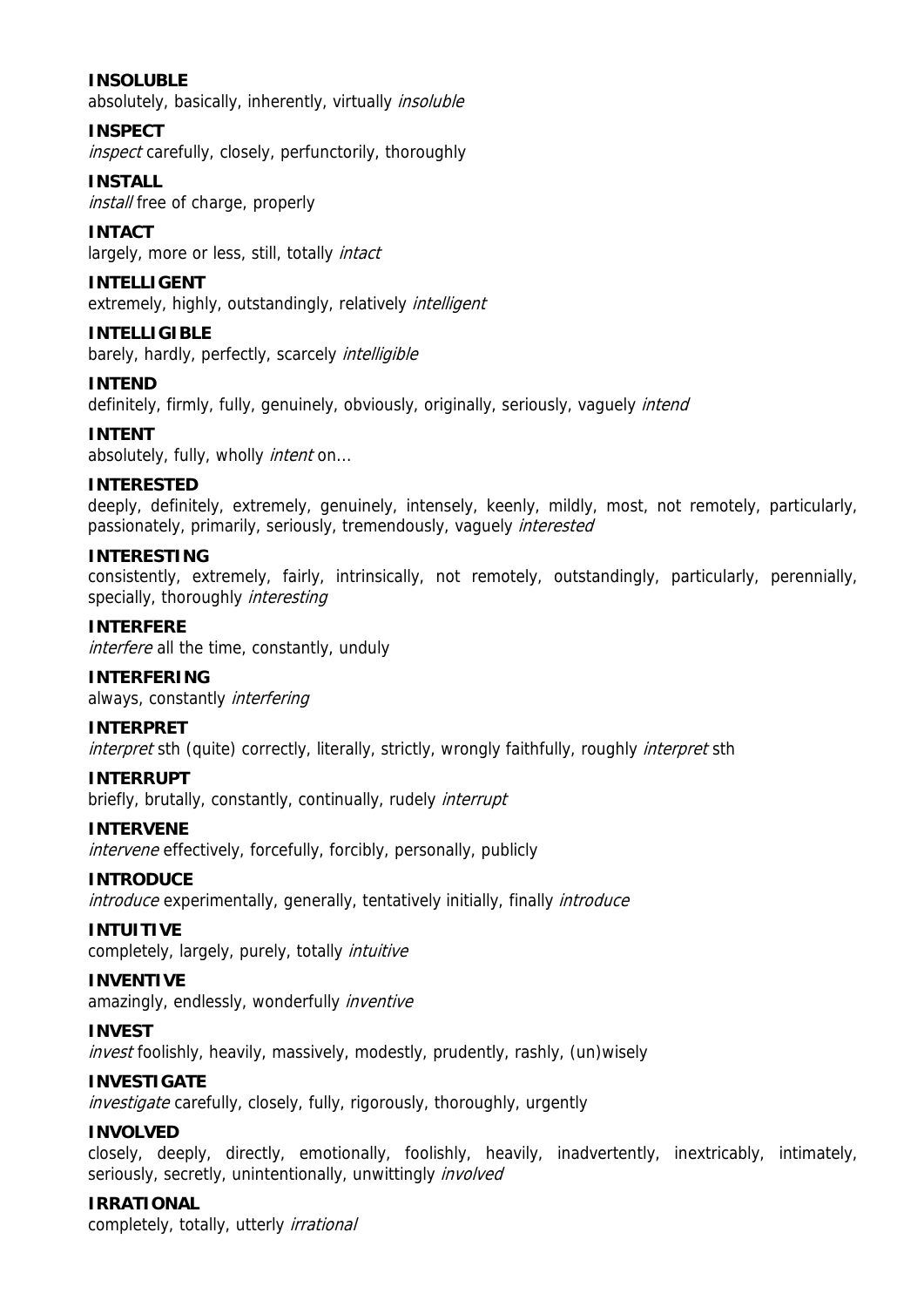**INSOLUBLE**
absolutely, basically, inherently, virtually *insoluble*

**INSPECT**
*inspect* carefully, closely, perfunctorily, thoroughly

**INSTALL**
*install* free of charge, properly

**INTACT**
largely, more or less, still, totally *intact*

**INTELLIGENT**
extremely, highly, outstandingly, relatively *intelligent*

**INTELLIGIBLE**
barely, hardly, perfectly, scarcely *intelligible*

**INTEND**
definitely, firmly, fully, genuinely, obviously, originally, seriously, vaguely *intend*

**INTENT**
absolutely, fully, wholly *intent* on...

**INTERESTED**
deeply, definitely, extremely, genuinely, intensely, keenly, mildly, most, not remotely, particularly, passionately, primarily, seriously, tremendously, vaguely *interested*

**INTERESTING**
consistently, extremely, fairly, intrinsically, not remotely, outstandingly, particularly, perennially, specially, thoroughly *interesting*

**INTERFERE**
*interfere* all the time, constantly, unduly

**INTERFERING**
always, constantly *interfering*

**INTERPRET**
*interpret* sth (quite) correctly, literally, strictly, wrongly faithfully, roughly *interpret* sth

**INTERRUPT**
briefly, brutally, constantly, continually, rudely *interrupt*

**INTERVENE**
*intervene* effectively, forcefully, forcibly, personally, publicly

**INTRODUCE**
*introduce* experimentally, generally, tentatively initially, finally *introduce*

**INTUITIVE**
completely, largely, purely, totally *intuitive*

**INVENTIVE**
amazingly, endlessly, wonderfully *inventive*

**INVEST**
*invest* foolishly, heavily, massively, modestly, prudently, rashly, (un)wisely

**INVESTIGATE**
*investigate* carefully, closely, fully, rigorously, thoroughly, urgently

**INVOLVED**
closely, deeply, directly, emotionally, foolishly, heavily, inadvertently, inextricably, intimately, seriously, secretly, unintentionally, unwittingly *involved*

**IRRATIONAL**
completely, totally, utterly *irrational*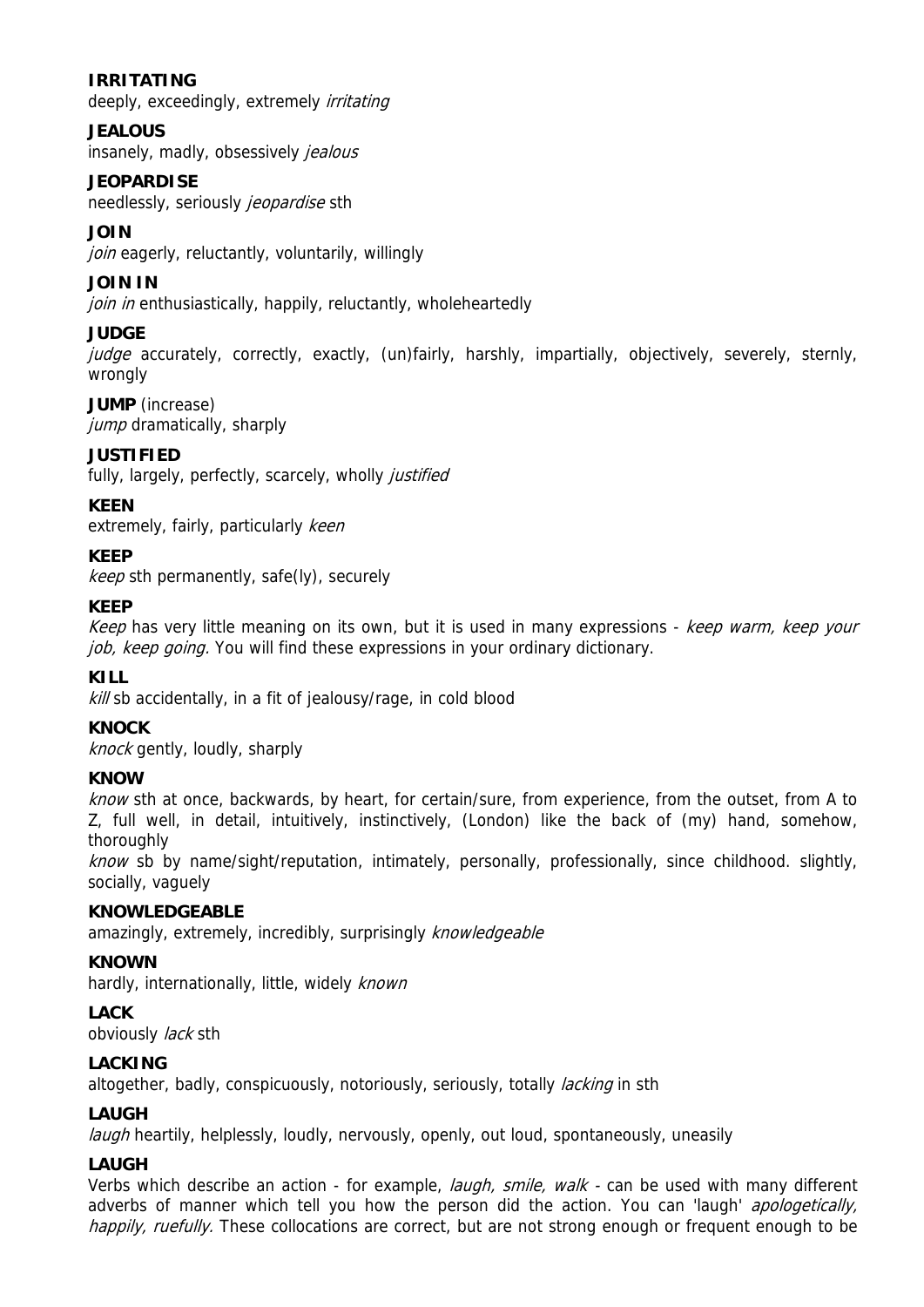**IRRITATING**
deeply, exceedingly, extremely *irritating*

**JEALOUS**
insanely, madly, obsessively *jealous*

**JEOPARDISE**
needlessly, seriously *jeopardise* sth

**JOIN**
*join* eagerly, reluctantly, voluntarily, willingly

**JOIN IN**
*join in* enthusiastically, happily, reluctantly, wholeheartedly

**JUDGE**
*judge* accurately, correctly, exactly, (un)fairly, harshly, impartially, objectively, severely, sternly, wrongly

**JUMP** (increase)
*jump* dramatically, sharply

**JUSTIFIED**
fully, largely, perfectly, scarcely, wholly *justified*

**KEEN**
extremely, fairly, particularly *keen*

**KEEP**
*keep* sth permanently, safe(ly), securely

**KEEP**
*Keep* has very little meaning on its own, but it is used in many expressions - *keep warm, keep your job, keep going.* You will find these expressions in your ordinary dictionary.

**KILL**
*kill* sb accidentally, in a fit of jealousy/rage, in cold blood

**KNOCK**
*knock* gently, loudly, sharply

**KNOW**
*know* sth at once, backwards, by heart, for certain/sure, from experience, from the outset, from A to Z, full well, in detail, intuitively, instinctively, (London) like the back of (my) hand, somehow, thoroughly
*know* sb by name/sight/reputation, intimately, personally, professionally, since childhood. slightly, socially, vaguely

**KNOWLEDGEABLE**
amazingly, extremely, incredibly, surprisingly *knowledgeable*

**KNOWN**
hardly, internationally, little, widely *known*

**LACK**
obviously *lack* sth

**LACKING**
altogether, badly, conspicuously, notoriously, seriously, totally *lacking* in sth

**LAUGH**
*laugh* heartily, helplessly, loudly, nervously, openly, out loud, spontaneously, uneasily

**LAUGH**
Verbs which describe an action - for example, *laugh, smile, walk* - can be used with many different adverbs of manner which tell you how the person did the action. You can 'laugh' *apologetically, happily, ruefully.* These collocations are correct, but are not strong enough or frequent enough to be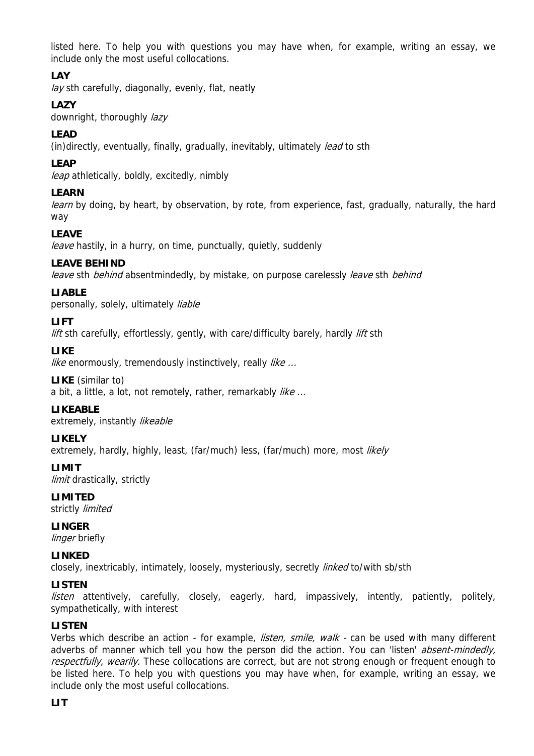listed here. To help you with questions you may have when, for example, writing an essay, we include only the most useful collocations.

**LAY**

*lay* sth carefully, diagonally, evenly, flat, neatly

**LAZY**

downright, thoroughly *lazy*

**LEAD**

(in)directly, eventually, finally, gradually, inevitably, ultimately *lead* to sth

**LEAP**

*leap* athletically, boldly, excitedly, nimbly

**LEARN**

*learn* by doing, by heart, by observation, by rote, from experience, fast, gradually, naturally, the hard way

**LEAVE**

*leave* hastily, in a hurry, on time, punctually, quietly, suddenly

**LEAVE BEHIND**

*leave* sth *behind* absentmindedly, by mistake, on purpose carelessly *leave* sth *behind*

**LIABLE**

personally, solely, ultimately *liable*

**LIFT**

*lift* sth carefully, effortlessly, gently, with care/difficulty barely, hardly *lift* sth

**LIKE**

*like* enormously, tremendously instinctively, really *like* ...

**LIKE** (similar to)

a bit, a little, a lot, not remotely, rather, remarkably *like* ...

**LIKEABLE**

extremely, instantly *likeable*

**LIKELY**

extremely, hardly, highly, least, (far/much) less, (far/much) more, most *likely*

**LIMIT**

*limit* drastically, strictly

**LIMITED**

strictly *limited*

**LINGER**

*linger* briefly

**LINKED**

closely, inextricably, intimately, loosely, mysteriously, secretly *linked* to/with sb/sth

**LISTEN**

*listen* attentively, carefully, closely, eagerly, hard, impassively, intently, patiently, politely, sympathetically, with interest

**LISTEN**

Verbs which describe an action - for example, *listen, smile, walk* - can be used with many different adverbs of manner which tell you how the person did the action. You can 'listen' *absent-mindedly, respectfully, wearily.* These collocations are correct, but are not strong enough or frequent enough to be listed here. To help you with questions you may have when, for example, writing an essay, we include only the most useful collocations.

**LIT**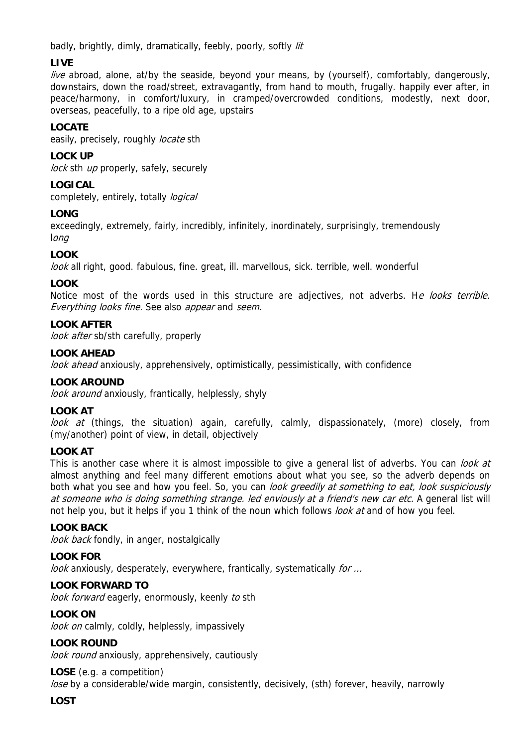badly, brightly, dimly, dramatically, feebly, poorly, softly *lit*

**LIVE**

*live* abroad, alone, at/by the seaside, beyond your means, by (yourself), comfortably, dangerously, downstairs, down the road/street, extravagantly, from hand to mouth, frugally. happily ever after, in peace/harmony, in comfort/luxury, in cramped/overcrowded conditions, modestly, next door, overseas, peacefully, to a ripe old age, upstairs

**LOCATE**

easily, precisely, roughly *locate* sth

**LOCK UP**

*lock* sth *up* properly, safely, securely

**LOGICAL**

completely, entirely, totally *logical*

**LONG**

exceedingly, extremely, fairly, incredibly, infinitely, inordinately, surprisingly, tremendously l*ong*

**LOOK**

*look* all right, good. fabulous, fine. great, ill. marvellous, sick. terrible, well. wonderful

**LOOK**

Notice most of the words used in this structure are adjectives, not adverbs. H*e looks terrible. Everything looks fine.* See also *appear* and *seem.*

**LOOK AFTER**

*look after* sb/sth carefully, properly

**LOOK AHEAD**

*look ahead* anxiously, apprehensively, optimistically, pessimistically, with confidence

**LOOK AROUND**

*look around* anxiously, frantically, helplessly, shyly

**LOOK AT**

*look at* (things, the situation) again, carefully, calmly, dispassionately, (more) closely, from (my/another) point of view, in detail, objectively

**LOOK AT**

This is another case where it is almost impossible to give a general list of adverbs. You can *look at* almost anything and feel many different emotions about what you see, so the adverb depends on both what you see and how you feel. So, you can *look greedily at something to eat, look suspiciously at someone who is doing something strange. led enviously at a friend's new car etc.* A general list will not help you, but it helps if you 1 think of the noun which follows *look at* and of how you feel.

**LOOK BACK**

*look back* fondly, in anger, nostalgically

**LOOK FOR**

*look* anxiously, desperately, everywhere, frantically, systematically *for ...*

**LOOK FORWARD TO**

*look forward* eagerly, enormously, keenly *to* sth

**LOOK ON**

*look on* calmly, coldly, helplessly, impassively

**LOOK ROUND**

*look round* anxiously, apprehensively, cautiously

**LOSE** (e.g. a competition)

*lose* by a considerable/wide margin, consistently, decisively, (sth) forever, heavily, narrowly

**LOST**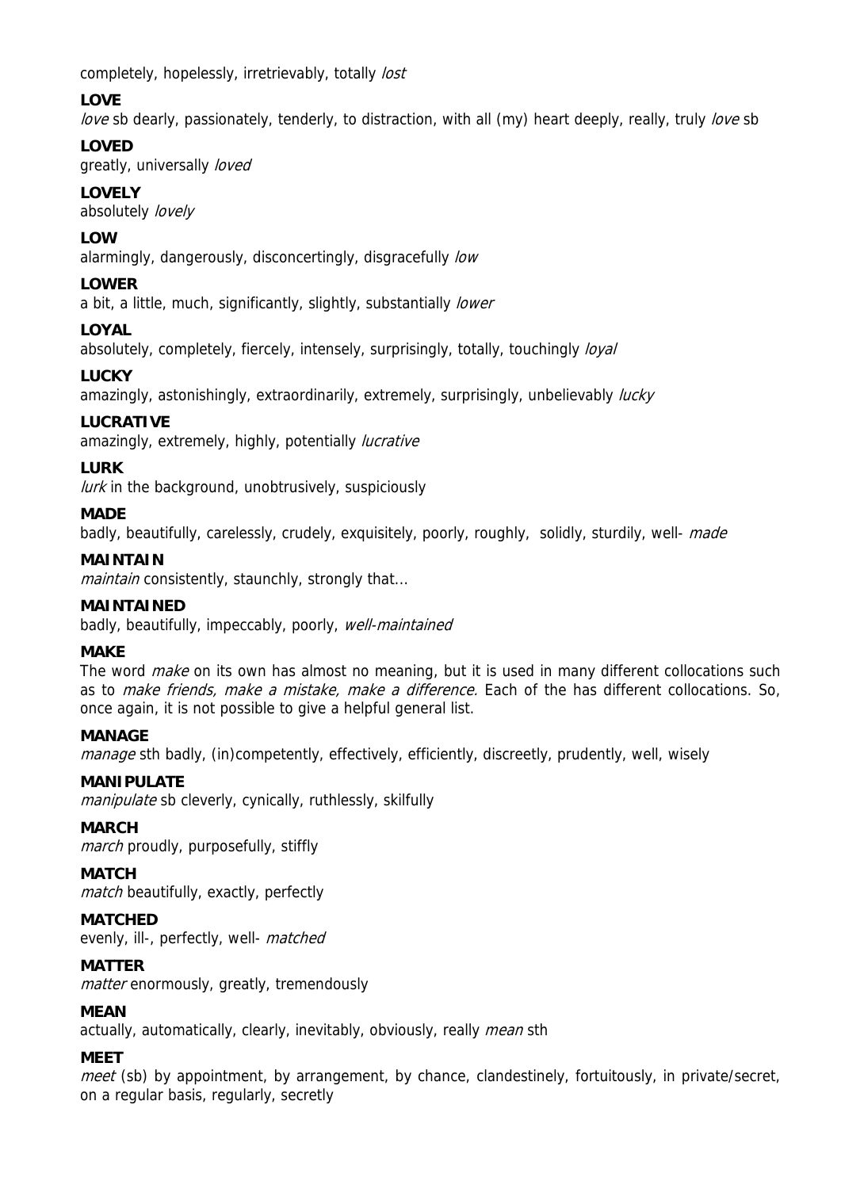completely, hopelessly, irretrievably, totally *lost*

**LOVE**

*love* sb dearly, passionately, tenderly, to distraction, with all (my) heart deeply, really, truly *love* sb

**LOVED**

greatly, universally *loved*

**LOVELY**

absolutely *lovely*

**LOW**

alarmingly, dangerously, disconcertingly, disgracefully *low*

**LOWER**

a bit, a little, much, significantly, slightly, substantially *lower*

**LOYAL**

absolutely, completely, fiercely, intensely, surprisingly, totally, touchingly *loyal*

**LUCKY**

amazingly, astonishingly, extraordinarily, extremely, surprisingly, unbelievably *lucky*

**LUCRATIVE**

amazingly, extremely, highly, potentially *lucrative*

**LURK**

*lurk* in the background, unobtrusively, suspiciously

**MADE**

badly, beautifully, carelessly, crudely, exquisitely, poorly, roughly, solidly, sturdily, well- *made*

**MAINTAIN**

*maintain* consistently, staunchly, strongly that...

**MAINTAINED**

badly, beautifully, impeccably, poorly, *well-maintained*

**MAKE**

The word *make* on its own has almost no meaning, but it is used in many different collocations such as to *make friends, make a mistake, make a difference.* Each of the has different collocations. So, once again, it is not possible to give a helpful general list.

**MANAGE**

*manage* sth badly, (in)competently, effectively, efficiently, discreetly, prudently, well, wisely

**MANIPULATE**

*manipulate* sb cleverly, cynically, ruthlessly, skilfully

**MARCH**

*march* proudly, purposefully, stiffly

**MATCH**

*match* beautifully, exactly, perfectly

**MATCHED**

evenly, ill-, perfectly, well- *matched*

**MATTER**

*matter* enormously, greatly, tremendously

**MEAN**

actually, automatically, clearly, inevitably, obviously, really *mean* sth

**MEET**

*meet* (sb) by appointment, by arrangement, by chance, clandestinely, fortuitously, in private/secret, on a regular basis, regularly, secretly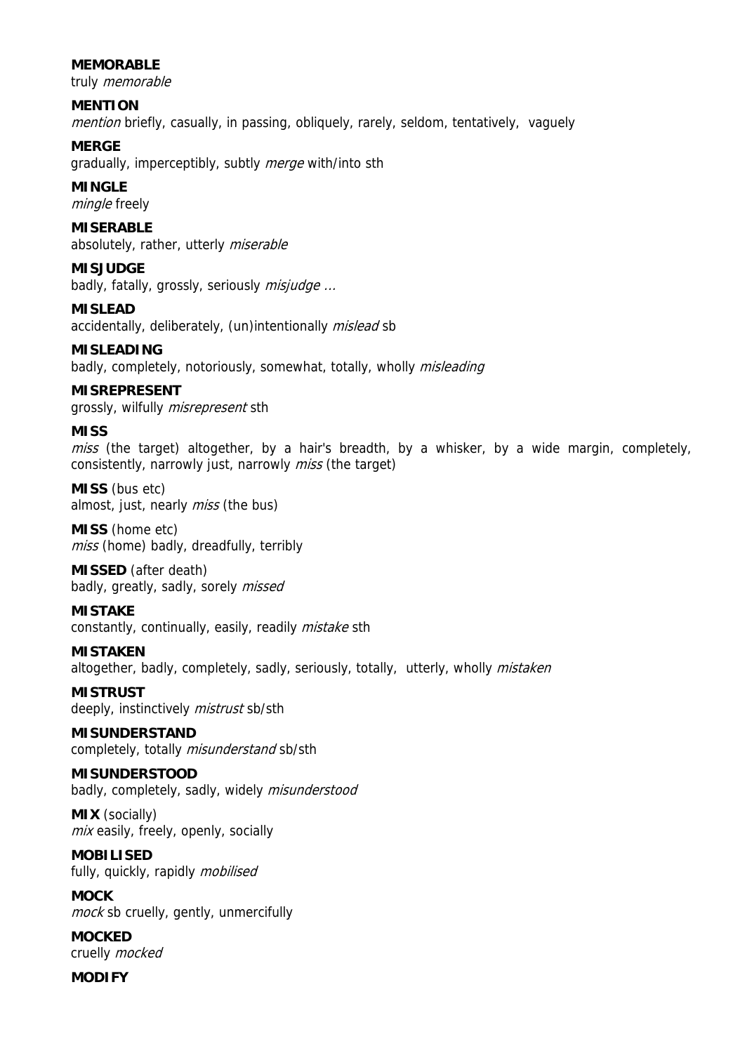**MEMORABLE**
truly *memorable*

**MENTION**
*mention* briefly, casually, in passing, obliquely, rarely, seldom, tentatively, vaguely

**MERGE**
gradually, imperceptibly, subtly *merge* with/into sth

**MINGLE**
*mingle* freely

**MISERABLE**
absolutely, rather, utterly *miserable*

**MISJUDGE**
badly, fatally, grossly, seriously *misjudge ...*

**MISLEAD**
accidentally, deliberately, (un)intentionally *mislead* sb

**MISLEADING**
badly, completely, notoriously, somewhat, totally, wholly *misleading*

**MISREPRESENT**
grossly, wilfully *misrepresent* sth

**MISS**
*miss* (the target) altogether, by a hair's breadth, by a whisker, by a wide margin, completely, consistently, narrowly just, narrowly *miss* (the target)

**MISS** (bus etc)
almost, just, nearly *miss* (the bus)

**MISS** (home etc)
*miss* (home) badly, dreadfully, terribly

**MISSED** (after death)
badly, greatly, sadly, sorely *missed*

**MISTAKE**
constantly, continually, easily, readily *mistake* sth

**MISTAKEN**
altogether, badly, completely, sadly, seriously, totally, utterly, wholly *mistaken*

**MISTRUST**
deeply, instinctively *mistrust* sb/sth

**MISUNDERSTAND**
completely, totally *misunderstand* sb/sth

**MISUNDERSTOOD**
badly, completely, sadly, widely *misunderstood*

**MIX** (socially)
*mix* easily, freely, openly, socially

**MOBILISED**
fully, quickly, rapidly *mobilised*

**MOCK**
*mock* sb cruelly, gently, unmercifully

**MOCKED**
cruelly *mocked*

**MODIFY**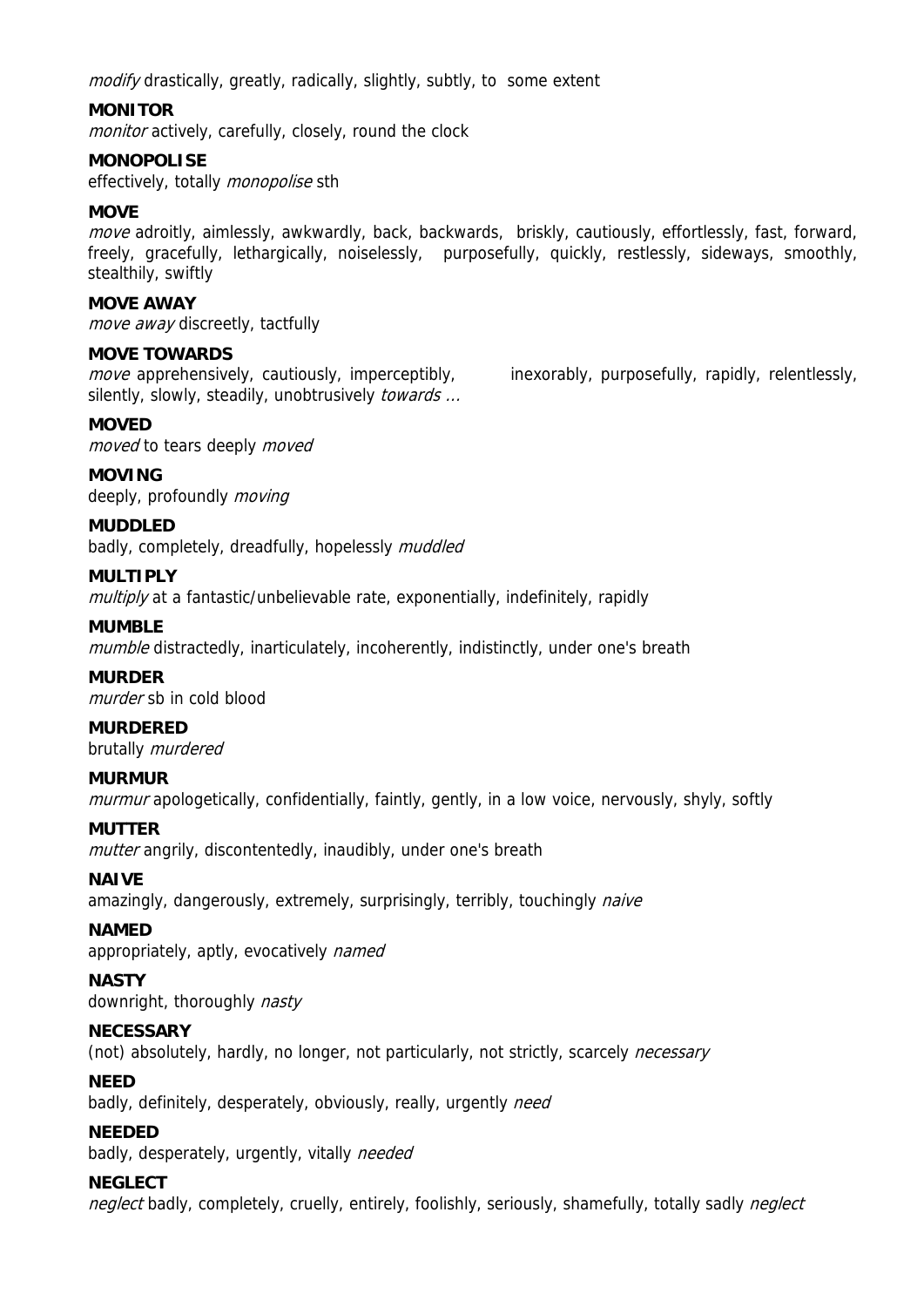*modify* drastically, greatly, radically, slightly, subtly, to some extent

**MONITOR**

*monitor* actively, carefully, closely, round the clock

**MONOPOLISE**

effectively, totally *monopolise* sth

**MOVE**

*move* adroitly, aimlessly, awkwardly, back, backwards, briskly, cautiously, effortlessly, fast, forward, freely, gracefully, lethargically, noiselessly, purposefully, quickly, restlessly, sideways, smoothly, stealthily, swiftly

**MOVE AWAY**

*move away* discreetly, tactfully

**MOVE TOWARDS**

*move* apprehensively, cautiously, imperceptibly, inexorably, purposefully, rapidly, relentlessly, silently, slowly, steadily, unobtrusively *towards ...*

**MOVED**

*moved* to tears deeply *moved*

**MOVING**

deeply, profoundly *moving*

**MUDDLED**

badly, completely, dreadfully, hopelessly *muddled*

**MULTIPLY**

*multiply* at a fantastic/unbelievable rate, exponentially, indefinitely, rapidly

**MUMBLE**

*mumble* distractedly, inarticulately, incoherently, indistinctly, under one's breath

**MURDER**

*murder* sb in cold blood

**MURDERED**

brutally *murdered*

**MURMUR**

*murmur* apologetically, confidentially, faintly, gently, in a low voice, nervously, shyly, softly

**MUTTER**

*mutter* angrily, discontentedly, inaudibly, under one's breath

**NAIVE**

amazingly, dangerously, extremely, surprisingly, terribly, touchingly *naive*

**NAMED**

appropriately, aptly, evocatively *named*

**NASTY**

downright, thoroughly *nasty*

**NECESSARY**

(not) absolutely, hardly, no longer, not particularly, not strictly, scarcely *necessary*

**NEED**

badly, definitely, desperately, obviously, really, urgently *need*

**NEEDED**

badly, desperately, urgently, vitally *needed*

**NEGLECT**

*neglect* badly, completely, cruelly, entirely, foolishly, seriously, shamefully, totally sadly *neglect*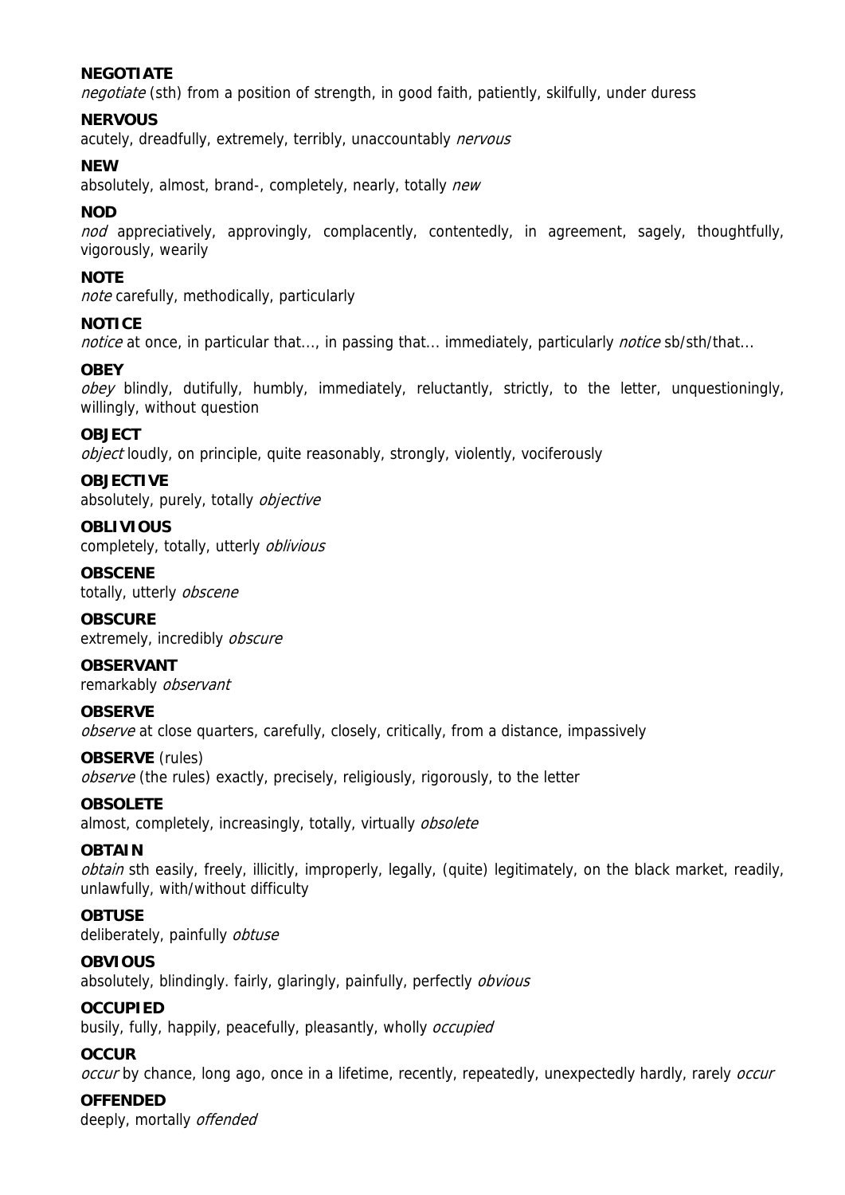**NEGOTIATE**
*negotiate* (sth) from a position of strength, in good faith, patiently, skilfully, under duress

**NERVOUS**
acutely, dreadfully, extremely, terribly, unaccountably *nervous*

**NEW**
absolutely, almost, brand-, completely, nearly, totally *new*

**NOD**
*nod* appreciatively, approvingly, complacently, contentedly, in agreement, sagely, thoughtfully, vigorously, wearily

**NOTE**
*note* carefully, methodically, particularly

**NOTICE**
*notice* at once, in particular that..., in passing that... immediately, particularly *notice* sb/sth/that...

**OBEY**
*obey* blindly, dutifully, humbly, immediately, reluctantly, strictly, to the letter, unquestioningly, willingly, without question

**OBJECT**
*object* loudly, on principle, quite reasonably, strongly, violently, vociferously

**OBJECTIVE**
absolutely, purely, totally *objective*

**OBLIVIOUS**
completely, totally, utterly *oblivious*

**OBSCENE**
totally, utterly *obscene*

**OBSCURE**
extremely, incredibly *obscure*

**OBSERVANT**
remarkably *observant*

**OBSERVE**
*observe* at close quarters, carefully, closely, critically, from a distance, impassively

**OBSERVE** (rules)
*observe* (the rules) exactly, precisely, religiously, rigorously, to the letter

**OBSOLETE**
almost, completely, increasingly, totally, virtually *obsolete*

**OBTAIN**
*obtain* sth easily, freely, illicitly, improperly, legally, (quite) legitimately, on the black market, readily, unlawfully, with/without difficulty

**OBTUSE**
deliberately, painfully *obtuse*

**OBVIOUS**
absolutely, blindingly. fairly, glaringly, painfully, perfectly *obvious*

**OCCUPIED**
busily, fully, happily, peacefully, pleasantly, wholly *occupied*

**OCCUR**
*occur* by chance, long ago, once in a lifetime, recently, repeatedly, unexpectedly hardly, rarely *occur*

**OFFENDED**
deeply, mortally *offended*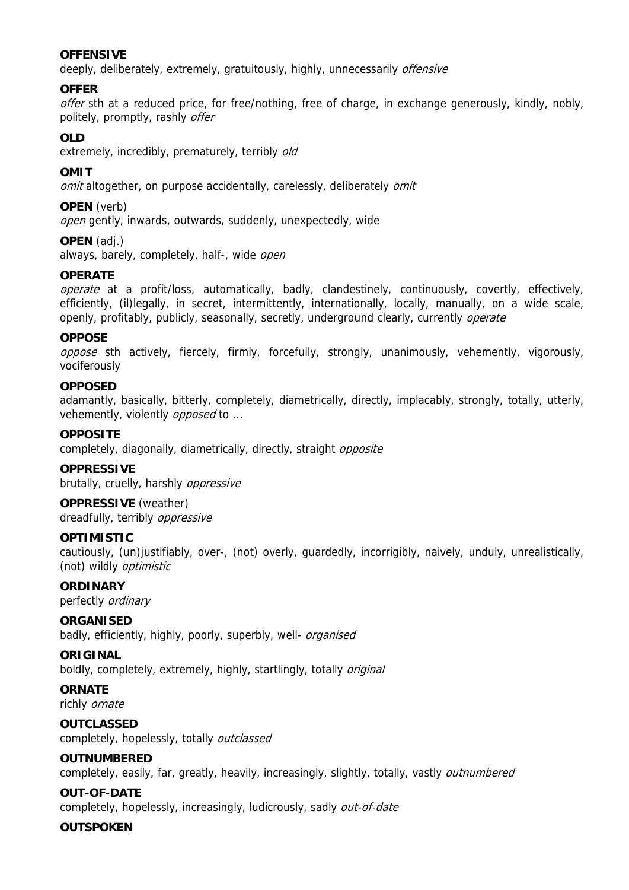**OFFENSIVE**
deeply, deliberately, extremely, gratuitously, highly, unnecessarily *offensive*

**OFFER**
*offer* sth at a reduced price, for free/nothing, free of charge, in exchange generously, kindly, nobly, politely, promptly, rashly *offer*

**OLD**
extremely, incredibly, prematurely, terribly *old*

**OMIT**
*omit* altogether, on purpose accidentally, carelessly, deliberately *omit*

**OPEN** (verb)
*open* gently, inwards, outwards, suddenly, unexpectedly, wide

**OPEN** (adj.)
always, barely, completely, half-, wide *open*

**OPERATE**
*operate* at a profit/loss, automatically, badly, clandestinely, continuously, covertly, effectively, efficiently, (il)legally, in secret, intermittently, internationally, locally, manually, on a wide scale, openly, profitably, publicly, seasonally, secretly, underground clearly, currently *operate*

**OPPOSE**
*oppose* sth actively, fiercely, firmly, forcefully, strongly, unanimously, vehemently, vigorously, vociferously

**OPPOSED**
adamantly, basically, bitterly, completely, diametrically, directly, implacably, strongly, totally, utterly, vehemently, violently *opposed* to ...

**OPPOSITE**
completely, diagonally, diametrically, directly, straight *opposite*

**OPPRESSIVE**
brutally, cruelly, harshly *oppressive*

**OPPRESSIVE** (weather)
dreadfully, terribly *oppressive*

**OPTIMISTIC**
cautiously, (un)justifiably, over-, (not) overly, guardedly, incorrigibly, naively, unduly, unrealistically, (not) wildly *optimistic*

**ORDINARY**
perfectly *ordinary*

**ORGANISED**
badly, efficiently, highly, poorly, superbly, well- *organised*

**ORIGINAL**
boldly, completely, extremely, highly, startlingly, totally *original*

**ORNATE**
richly *ornate*

**OUTCLASSED**
completely, hopelessly, totally *outclassed*

**OUTNUMBERED**
completely, easily, far, greatly, heavily, increasingly, slightly, totally, vastly *outnumbered*

**OUT-OF-DATE**
completely, hopelessly, increasingly, ludicrously, sadly *out-of-date*

**OUTSPOKEN**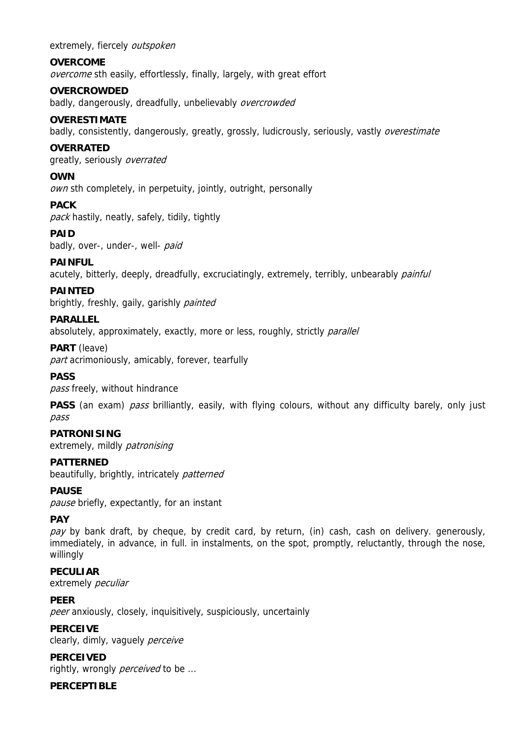extremely, fiercely *outspoken*

**OVERCOME**
*overcome* sth easily, effortlessly, finally, largely, with great effort

**OVERCROWDED**
badly, dangerously, dreadfully, unbelievably *overcrowded*

**OVERESTIMATE**
badly, consistently, dangerously, greatly, grossly, ludicrously, seriously, vastly *overestimate*

**OVERRATED**
greatly, seriously *overrated*

**OWN**
*own* sth completely, in perpetuity, jointly, outright, personally

**PACK**
*pack* hastily, neatly, safely, tidily, tightly

**PAID**
badly, over-, under-, well- *paid*

**PAINFUL**
acutely, bitterly, deeply, dreadfully, excruciatingly, extremely, terribly, unbearably *painful*

**PAINTED**
brightly, freshly, gaily, garishly *painted*

**PARALLEL**
absolutely, approximately, exactly, more or less, roughly, strictly *parallel*

**PART** (leave)
*part* acrimoniously, amicably, forever, tearfully

**PASS**
*pass* freely, without hindrance

**PASS** (an exam) *pass* brilliantly, easily, with flying colours, without any difficulty barely, only just *pass*

**PATRONISING**
extremely, mildly *patronising*

**PATTERNED**
beautifully, brightly, intricately *patterned*

**PAUSE**
*pause* briefly, expectantly, for an instant

**PAY**
*pay* by bank draft, by cheque, by credit card, by return, (in) cash, cash on delivery. generously, immediately, in advance, in full. in instalments, on the spot, promptly, reluctantly, through the nose, willingly

**PECULIAR**
extremely *peculiar*

**PEER**
*peer* anxiously, closely, inquisitively, suspiciously, uncertainly

**PERCEIVE**
clearly, dimly, vaguely *perceive*

**PERCEIVED**
rightly, wrongly *perceived* to be ...

**PERCEPTIBLE**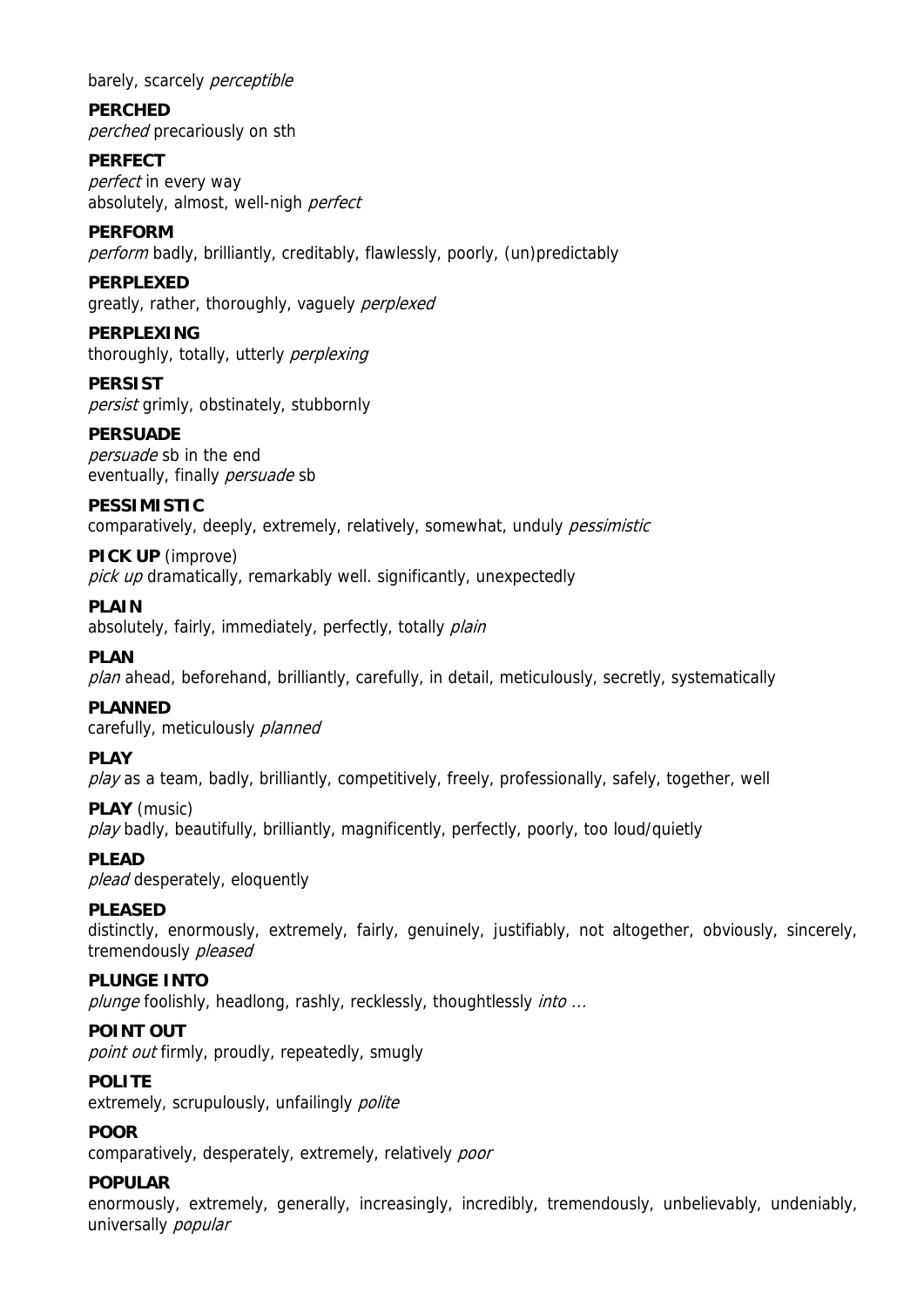barely, scarcely *perceptible*

**PERCHED**
*perched* precariously on sth

**PERFECT**
*perfect* in every way
absolutely, almost, well-nigh *perfect*

**PERFORM**
*perform* badly, brilliantly, creditably, flawlessly, poorly, (un)predictably

**PERPLEXED**
greatly, rather, thoroughly, vaguely *perplexed*

**PERPLEXING**
thoroughly, totally, utterly *perplexing*

**PERSIST**
*persist* grimly, obstinately, stubbornly

**PERSUADE**
*persuade* sb in the end
eventually, finally *persuade* sb

**PESSIMISTIC**
comparatively, deeply, extremely, relatively, somewhat, unduly *pessimistic*

**PICK UP** (improve)
*pick up* dramatically, remarkably well. significantly, unexpectedly

**PLAIN**
absolutely, fairly, immediately, perfectly, totally *plain*

**PLAN**
*plan* ahead, beforehand, brilliantly, carefully, in detail, meticulously, secretly, systematically

**PLANNED**
carefully, meticulously *planned*

**PLAY**
*play* as a team, badly, brilliantly, competitively, freely, professionally, safely, together, well

**PLAY** (music)
*play* badly, beautifully, brilliantly, magnificently, perfectly, poorly, too loud/quietly

**PLEAD**
*plead* desperately, eloquently

**PLEASED**
distinctly, enormously, extremely, fairly, genuinely, justifiably, not altogether, obviously, sincerely, tremendously *pleased*

**PLUNGE INTO**
*plunge* foolishly, headlong, rashly, recklessly, thoughtlessly *into ...*

**POINT OUT**
*point out* firmly, proudly, repeatedly, smugly

**POLITE**
extremely, scrupulously, unfailingly *polite*

**POOR**
comparatively, desperately, extremely, relatively *poor*

**POPULAR**
enormously, extremely, generally, increasingly, incredibly, tremendously, unbelievably, undeniably, universally *popular*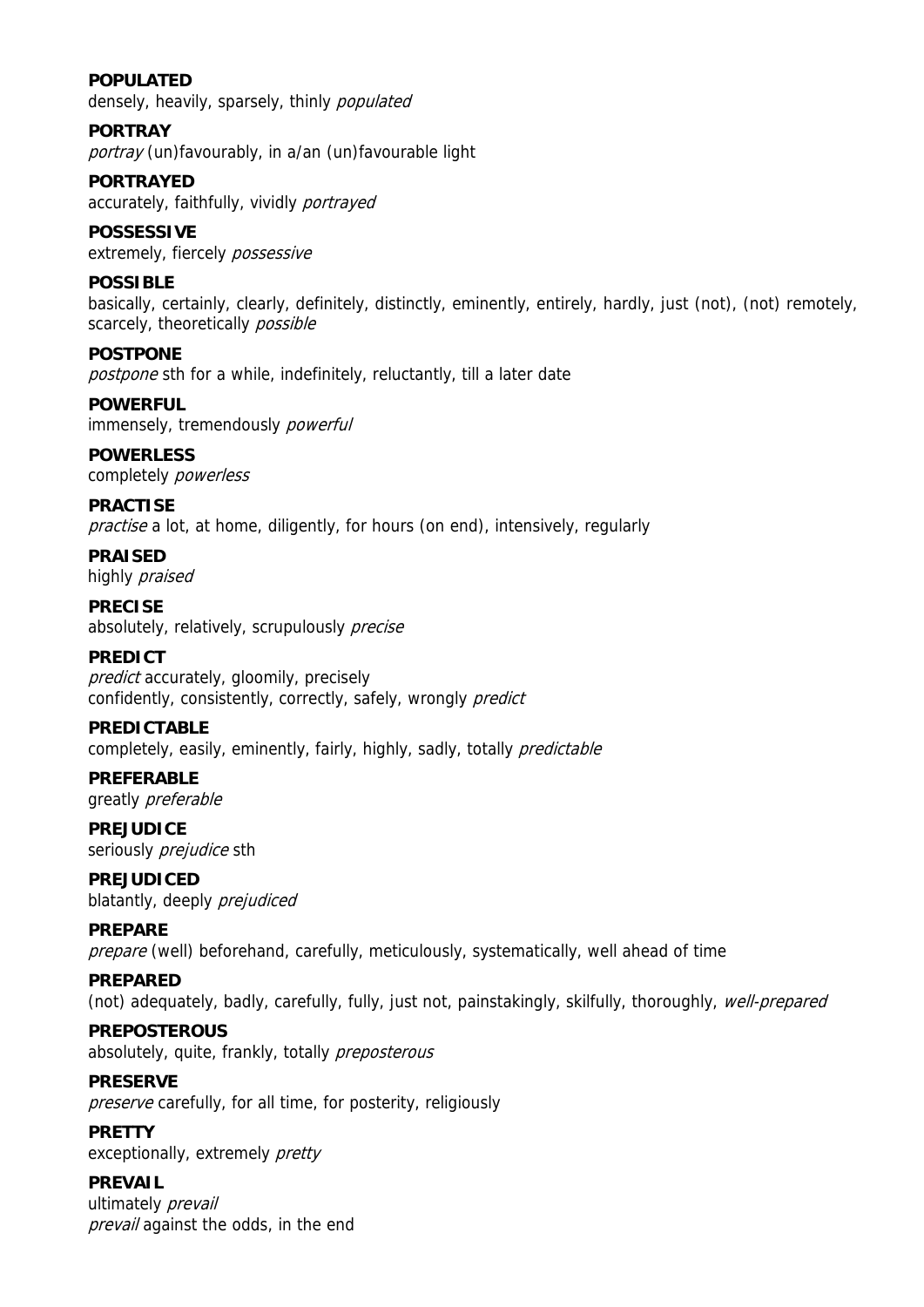**POPULATED**
densely, heavily, sparsely, thinly *populated*

**PORTRAY**
*portray* (un)favourably, in a/an (un)favourable light

**PORTRAYED**
accurately, faithfully, vividly *portrayed*

**POSSESSIVE**
extremely, fiercely *possessive*

**POSSIBLE**
basically, certainly, clearly, definitely, distinctly, eminently, entirely, hardly, just (not), (not) remotely, scarcely, theoretically *possible*

**POSTPONE**
*postpone* sth for a while, indefinitely, reluctantly, till a later date

**POWERFUL**
immensely, tremendously *powerful*

**POWERLESS**
completely *powerless*

**PRACTISE**
*practise* a lot, at home, diligently, for hours (on end), intensively, regularly

**PRAISED**
highly *praised*

**PRECISE**
absolutely, relatively, scrupulously *precise*

**PREDICT**
*predict* accurately, gloomily, precisely
confidently, consistently, correctly, safely, wrongly *predict*

**PREDICTABLE**
completely, easily, eminently, fairly, highly, sadly, totally *predictable*

**PREFERABLE**
greatly *preferable*

**PREJUDICE**
seriously *prejudice* sth

**PREJUDICED**
blatantly, deeply *prejudiced*

**PREPARE**
*prepare* (well) beforehand, carefully, meticulously, systematically, well ahead of time

**PREPARED**
(not) adequately, badly, carefully, fully, just not, painstakingly, skilfully, thoroughly, *well-prepared*

**PREPOSTEROUS**
absolutely, quite, frankly, totally *preposterous*

**PRESERVE**
*preserve* carefully, for all time, for posterity, religiously

**PRETTY**
exceptionally, extremely *pretty*

**PREVAIL**
ultimately *prevail*
*prevail* against the odds, in the end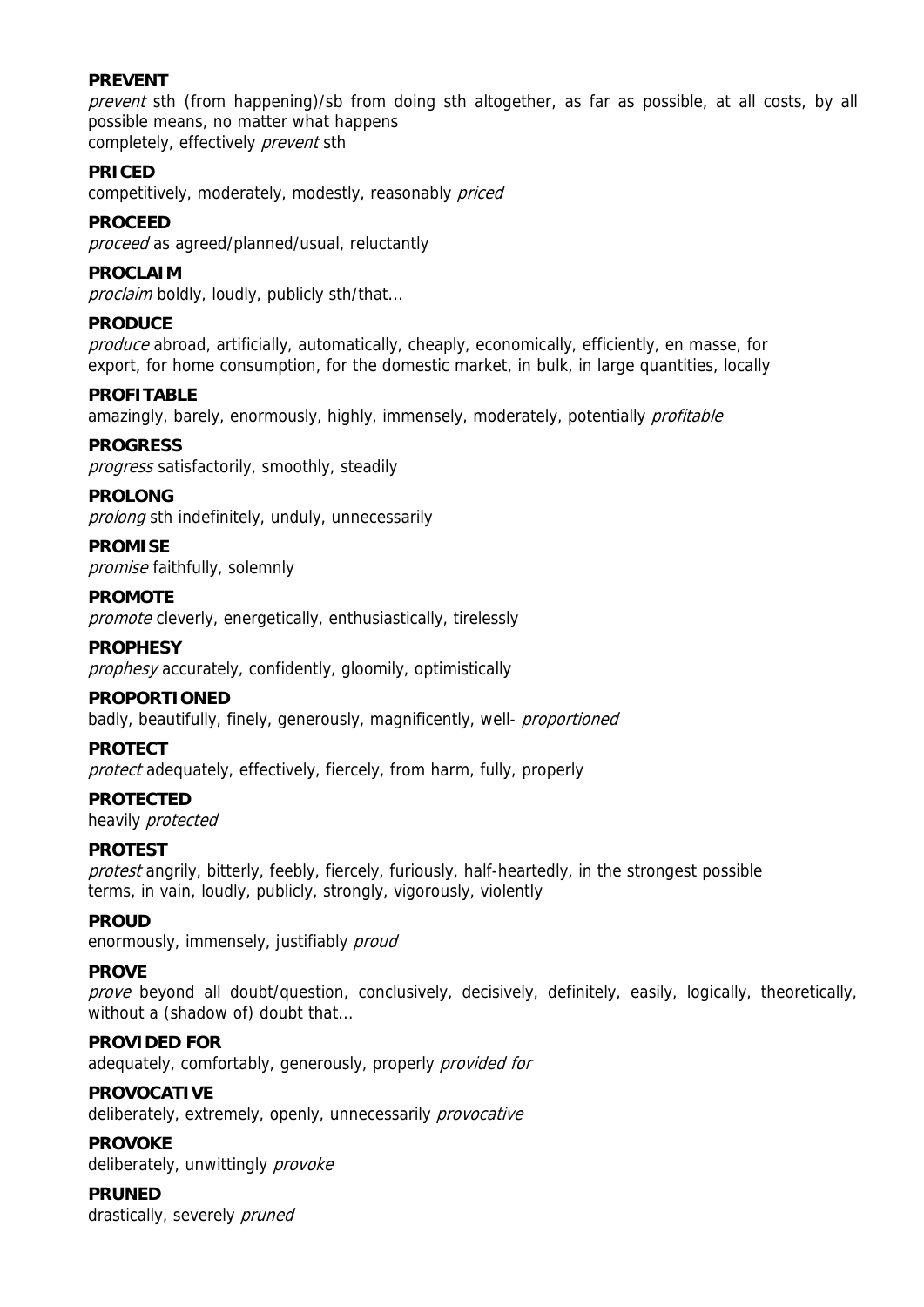**PREVENT**

*prevent* sth (from happening)/sb from doing sth altogether, as far as possible, at all costs, by all possible means, no matter what happens
completely, effectively *prevent* sth

**PRICED**

competitively, moderately, modestly, reasonably *priced*

**PROCEED**

*proceed* as agreed/planned/usual, reluctantly

**PROCLAIM**

*proclaim* boldly, loudly, publicly sth/that...

**PRODUCE**

*produce* abroad, artificially, automatically, cheaply, economically, efficiently, en masse, for export, for home consumption, for the domestic market, in bulk, in large quantities, locally

**PROFITABLE**

amazingly, barely, enormously, highly, immensely, moderately, potentially *profitable*

**PROGRESS**

*progress* satisfactorily, smoothly, steadily

**PROLONG**

*prolong* sth indefinitely, unduly, unnecessarily

**PROMISE**

*promise* faithfully, solemnly

**PROMOTE**

*promote* cleverly, energetically, enthusiastically, tirelessly

**PROPHESY**

*prophesy* accurately, confidently, gloomily, optimistically

**PROPORTIONED**

badly, beautifully, finely, generously, magnificently, well- *proportioned*

**PROTECT**

*protect* adequately, effectively, fiercely, from harm, fully, properly

**PROTECTED**

heavily *protected*

**PROTEST**

*protest* angrily, bitterly, feebly, fiercely, furiously, half-heartedly, in the strongest possible terms, in vain, loudly, publicly, strongly, vigorously, violently

**PROUD**

enormously, immensely, justifiably *proud*

**PROVE**

*prove* beyond all doubt/question, conclusively, decisively, definitely, easily, logically, theoretically, without a (shadow of) doubt that...

**PROVIDED FOR**

adequately, comfortably, generously, properly *provided for*

**PROVOCATIVE**

deliberately, extremely, openly, unnecessarily *provocative*

**PROVOKE**

deliberately, unwittingly *provoke*

**PRUNED**

drastically, severely *pruned*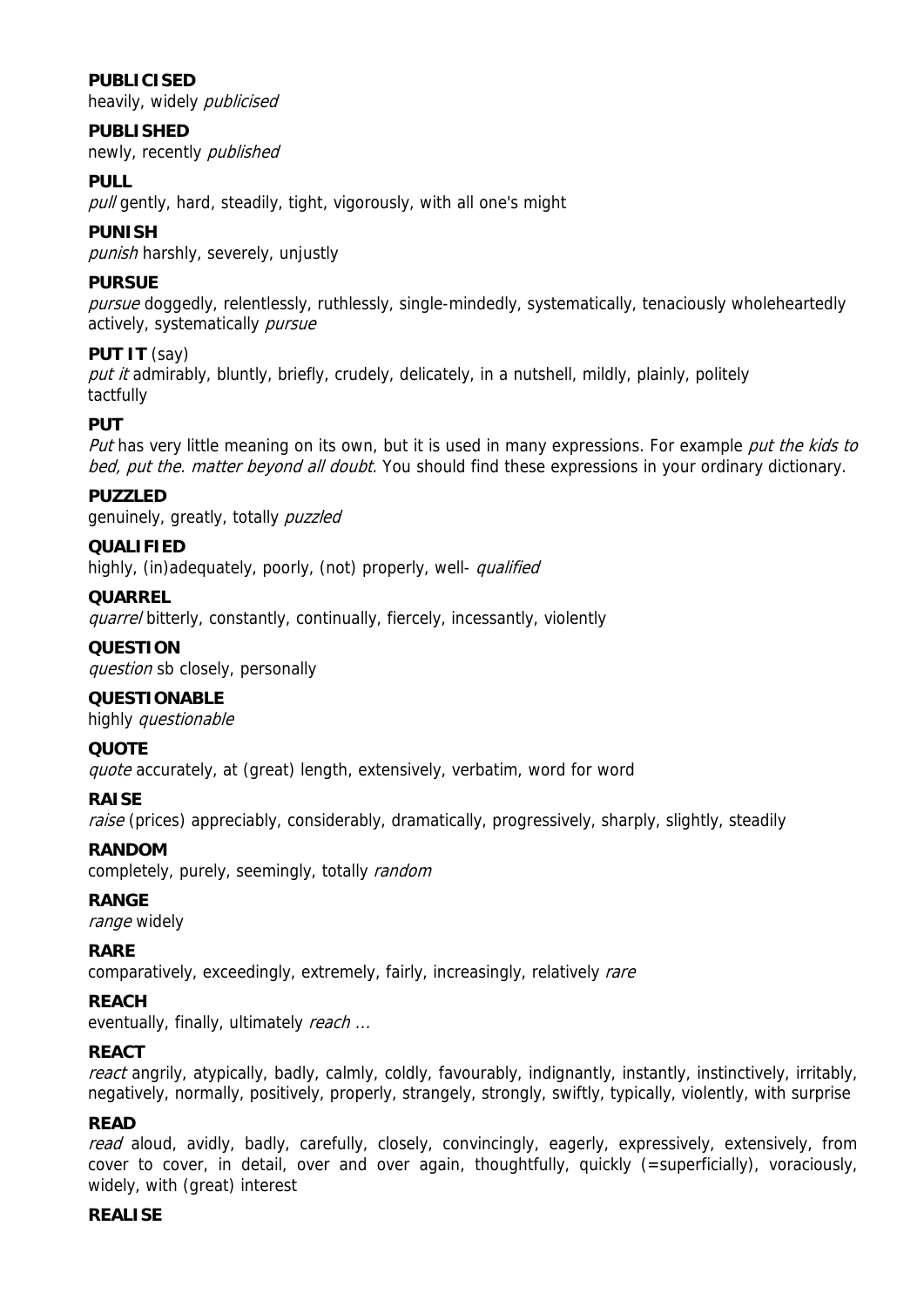**PUBLICISED**
heavily, widely *publicised*

**PUBLISHED**
newly, recently *published*

**PULL**
*pull* gently, hard, steadily, tight, vigorously, with all one's might

**PUNISH**
*punish* harshly, severely, unjustly

**PURSUE**
*pursue* doggedly, relentlessly, ruthlessly, single-mindedly, systematically, tenaciously wholeheartedly
actively, systematically *pursue*

**PUT IT** (say)
*put it* admirably, bluntly, briefly, crudely, delicately, in a nutshell, mildly, plainly, politely
tactfully

**PUT**
*Put* has very little meaning on its own, but it is used in many expressions. For example *put the kids to bed, put the. matter beyond all doubt.* You should find these expressions in your ordinary dictionary.

**PUZZLED**
genuinely, greatly, totally *puzzled*

**QUALIFIED**
highly, (in)adequately, poorly, (not) properly, well- *qualified*

**QUARREL**
*quarrel* bitterly, constantly, continually, fiercely, incessantly, violently

**QUESTION**
*question* sb closely, personally

**QUESTIONABLE**
highly *questionable*

**QUOTE**
*quote* accurately, at (great) length, extensively, verbatim, word for word

**RAISE**
*raise* (prices) appreciably, considerably, dramatically, progressively, sharply, slightly, steadily

**RANDOM**
completely, purely, seemingly, totally *random*

**RANGE**
*range* widely

**RARE**
comparatively, exceedingly, extremely, fairly, increasingly, relatively *rare*

**REACH**
eventually, finally, ultimately *reach ...*

**REACT**
*react* angrily, atypically, badly, calmly, coldly, favourably, indignantly, instantly, instinctively, irritably, negatively, normally, positively, properly, strangely, strongly, swiftly, typically, violently, with surprise

**READ**
*read* aloud, avidly, badly, carefully, closely, convincingly, eagerly, expressively, extensively, from cover to cover, in detail, over and over again, thoughtfully, quickly (=superficially), voraciously, widely, with (great) interest

**REALISE**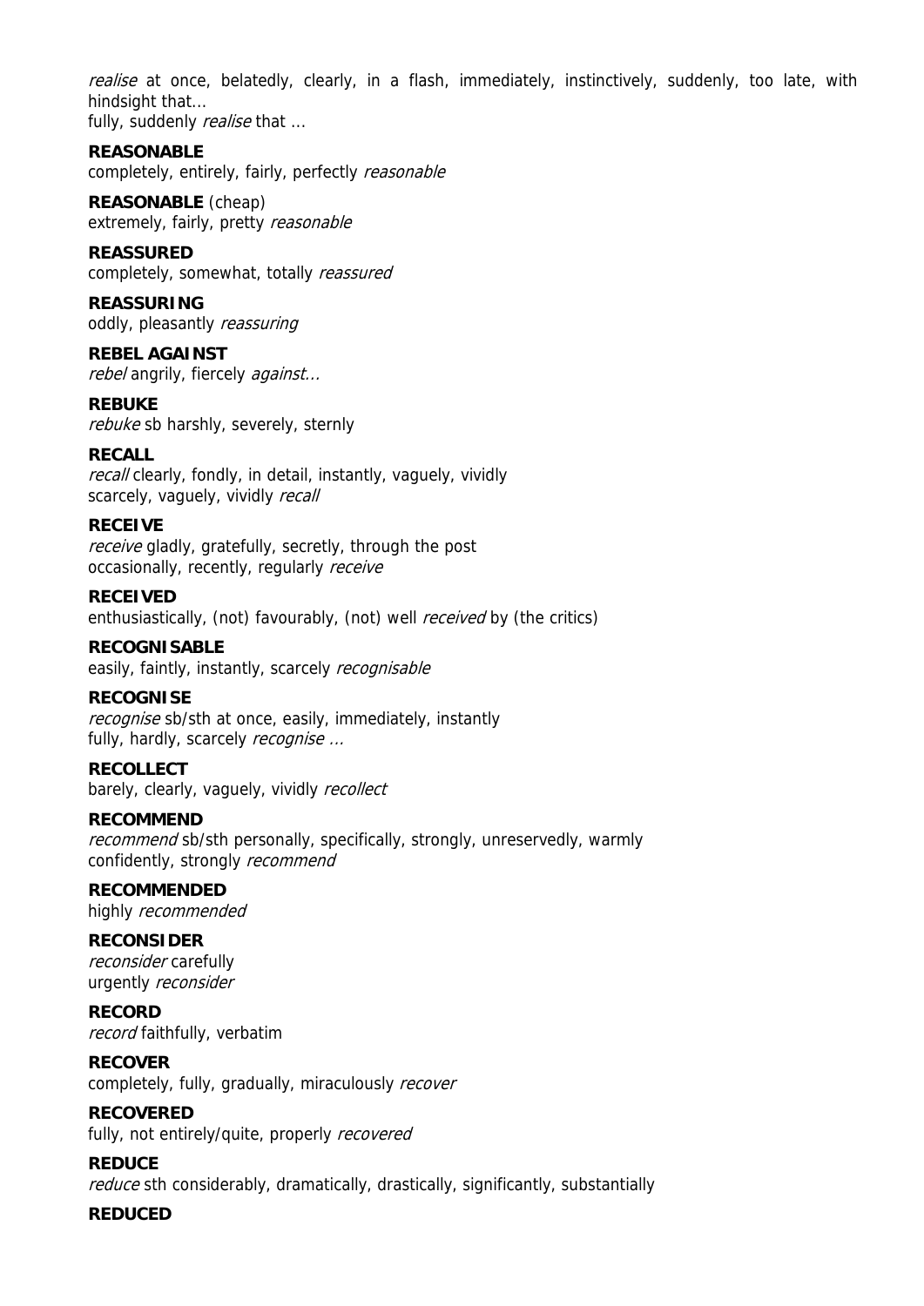*realise* at once, belatedly, clearly, in a flash, immediately, instinctively, suddenly, too late, with hindsight that...
fully, suddenly *realise* that ...

**REASONABLE**
completely, entirely, fairly, perfectly *reasonable*

**REASONABLE** (cheap)
extremely, fairly, pretty *reasonable*

**REASSURED**
completely, somewhat, totally *reassured*

**REASSURING**
oddly, pleasantly *reassuring*

**REBEL AGAINST**
*rebel* angrily, fiercely *against...*

**REBUKE**
*rebuke* sb harshly, severely, sternly

**RECALL**
*recall* clearly, fondly, in detail, instantly, vaguely, vividly
scarcely, vaguely, vividly *recall*

**RECEIVE**
*receive* gladly, gratefully, secretly, through the post
occasionally, recently, regularly *receive*

**RECEIVED**
enthusiastically, (not) favourably, (not) well *received* by (the critics)

**RECOGNISABLE**
easily, faintly, instantly, scarcely *recognisable*

**RECOGNISE**
*recognise* sb/sth at once, easily, immediately, instantly
fully, hardly, scarcely *recognise ...*

**RECOLLECT**
barely, clearly, vaguely, vividly *recollect*

**RECOMMEND**
*recommend* sb/sth personally, specifically, strongly, unreservedly, warmly
confidently, strongly *recommend*

**RECOMMENDED**
highly *recommended*

**RECONSIDER**
*reconsider* carefully
urgently *reconsider*

**RECORD**
*record* faithfully, verbatim

**RECOVER**
completely, fully, gradually, miraculously *recover*

**RECOVERED**
fully, not entirely/quite, properly *recovered*

**REDUCE**
*reduce* sth considerably, dramatically, drastically, significantly, substantially

**REDUCED**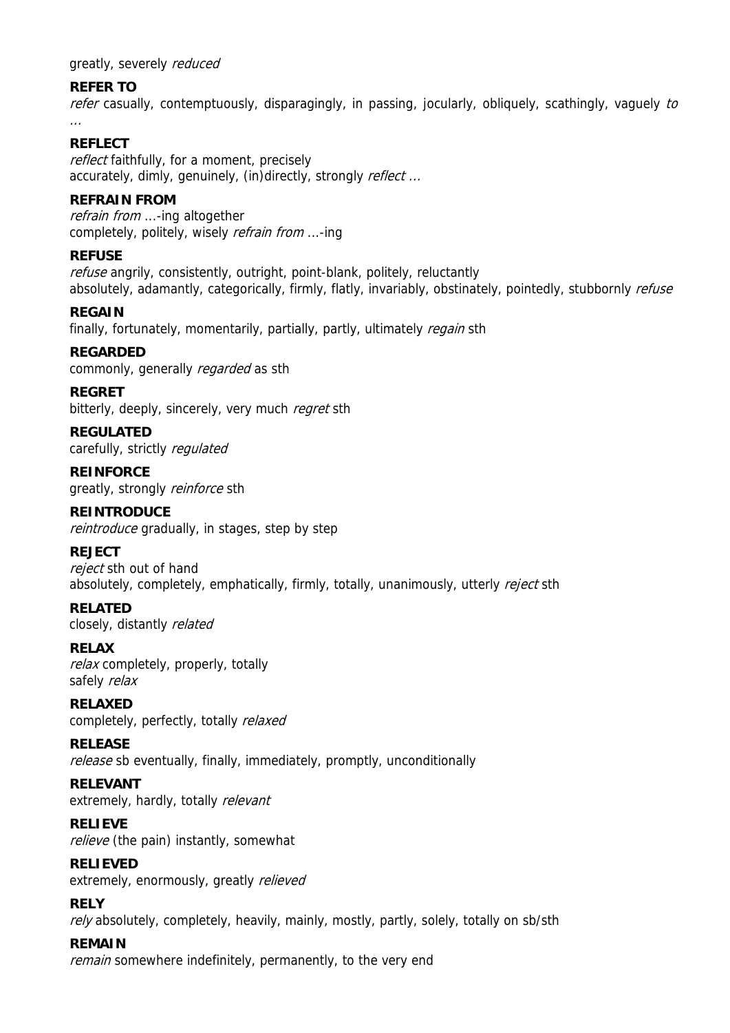greatly, severely *reduced*

**REFER TO**

*refer* casually, contemptuously, disparagingly, in passing, jocularly, obliquely, scathingly, vaguely *to ...*

**REFLECT**

*reflect* faithfully, for a moment, precisely
accurately, dimly, genuinely, (in)directly, strongly *reflect ...*

**REFRAIN FROM**

*refrain from* ...-ing altogether
completely, politely, wisely *refrain from* ...-ing

**REFUSE**

*refuse* angrily, consistently, outright, point-blank, politely, reluctantly
absolutely, adamantly, categorically, firmly, flatly, invariably, obstinately, pointedly, stubbornly *refuse*

**REGAIN**

finally, fortunately, momentarily, partially, partly, ultimately *regain* sth

**REGARDED**

commonly, generally *regarded* as sth

**REGRET**

bitterly, deeply, sincerely, very much *regret* sth

**REGULATED**

carefully, strictly *regulated*

**REINFORCE**

greatly, strongly *reinforce* sth

**REINTRODUCE**

*reintroduce* gradually, in stages, step by step

**REJECT**

*reject* sth out of hand
absolutely, completely, emphatically, firmly, totally, unanimously, utterly *reject* sth

**RELATED**

closely, distantly *related*

**RELAX**

*relax* completely, properly, totally
safely *relax*

**RELAXED**

completely, perfectly, totally *relaxed*

**RELEASE**

*release* sb eventually, finally, immediately, promptly, unconditionally

**RELEVANT**

extremely, hardly, totally *relevant*

**RELIEVE**

*relieve* (the pain) instantly, somewhat

**RELIEVED**

extremely, enormously, greatly *relieved*

**RELY**

*rely* absolutely, completely, heavily, mainly, mostly, partly, solely, totally on sb/sth

**REMAIN**

*remain* somewhere indefinitely, permanently, to the very end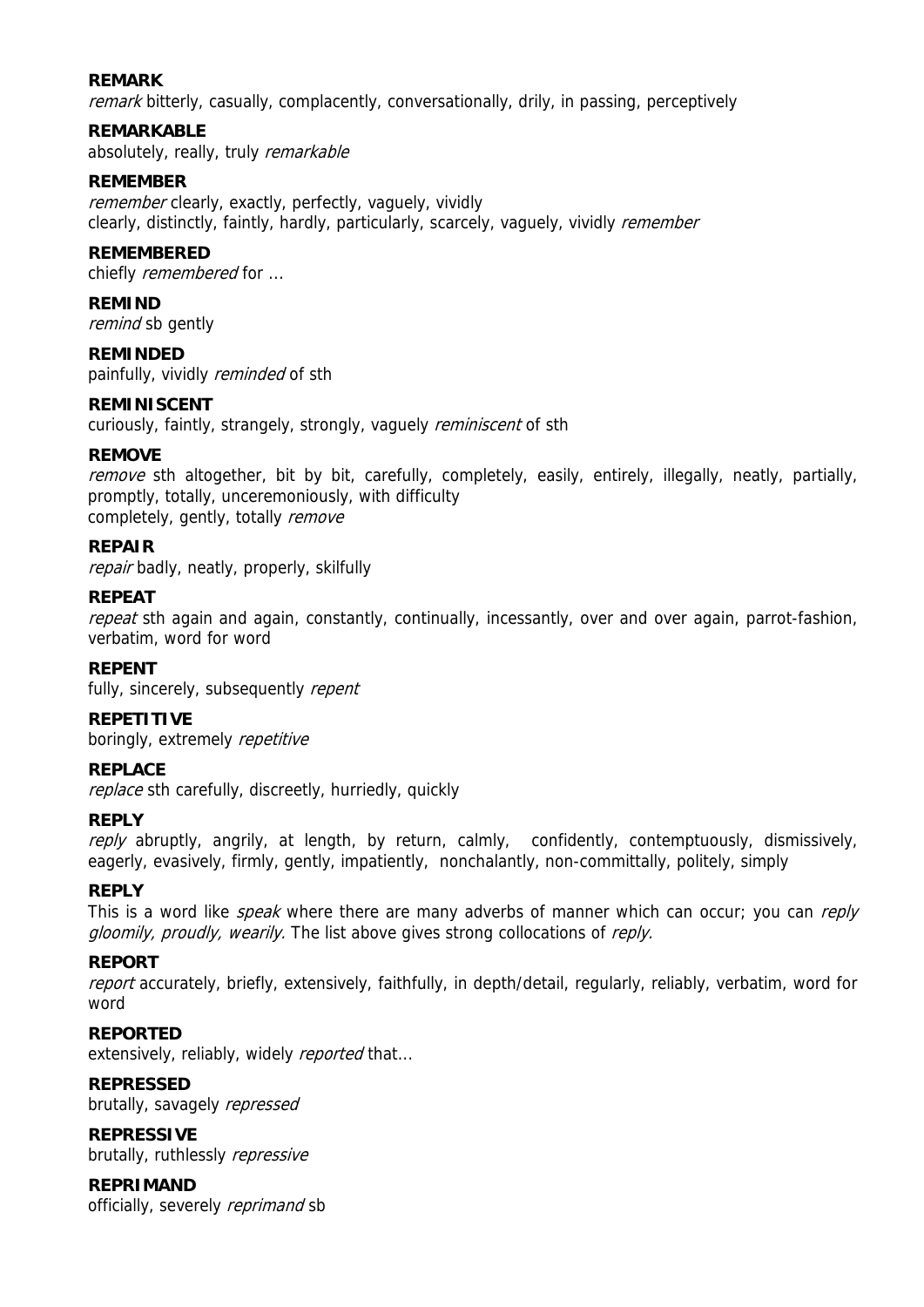**REMARK**
*remark* bitterly, casually, complacently, conversationally, drily, in passing, perceptively

**REMARKABLE**
absolutely, really, truly *remarkable*

**REMEMBER**
*remember* clearly, exactly, perfectly, vaguely, vividly
clearly, distinctly, faintly, hardly, particularly, scarcely, vaguely, vividly *remember*

**REMEMBERED**
chiefly *remembered* for ...

**REMIND**
*remind* sb gently

**REMINDED**
painfully, vividly *reminded* of sth

**REMINISCENT**
curiously, faintly, strangely, strongly, vaguely *reminiscent* of sth

**REMOVE**
*remove* sth altogether, bit by bit, carefully, completely, easily, entirely, illegally, neatly, partially, promptly, totally, unceremoniously, with difficulty
completely, gently, totally *remove*

**REPAIR**
*repair* badly, neatly, properly, skilfully

**REPEAT**
*repeat* sth again and again, constantly, continually, incessantly, over and over again, parrot-fashion, verbatim, word for word

**REPENT**
fully, sincerely, subsequently *repent*

**REPETITIVE**
boringly, extremely *repetitive*

**REPLACE**
*replace* sth carefully, discreetly, hurriedly, quickly

**REPLY**
*reply* abruptly, angrily, at length, by return, calmly, confidently, contemptuously, dismissively, eagerly, evasively, firmly, gently, impatiently, nonchalantly, non-committally, politely, simply

**REPLY**
This is a word like *speak* where there are many adverbs of manner which can occur; you can *reply gloomily, proudly, wearily.* The list above gives strong collocations of *reply.*

**REPORT**
*report* accurately, briefly, extensively, faithfully, in depth/detail, regularly, reliably, verbatim, word for word

**REPORTED**
extensively, reliably, widely *reported* that...

**REPRESSED**
brutally, savagely *repressed*

**REPRESSIVE**
brutally, ruthlessly *repressive*

**REPRIMAND**
officially, severely *reprimand* sb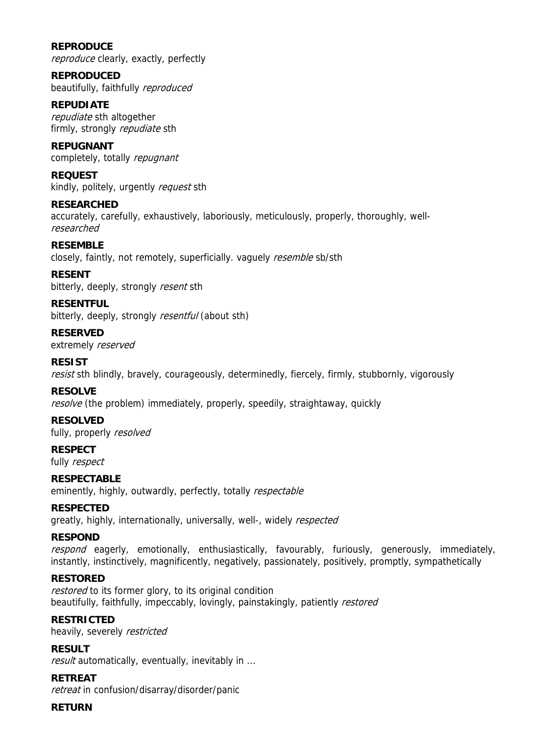**REPRODUCE**
*reproduce* clearly, exactly, perfectly

**REPRODUCED**
beautifully, faithfully *reproduced*

**REPUDIATE**
*repudiate* sth altogether
firmly, strongly *repudiate* sth

**REPUGNANT**
completely, totally *repugnant*

**REQUEST**
kindly, politely, urgently *request* sth

**RESEARCHED**
accurately, carefully, exhaustively, laboriously, meticulously, properly, thoroughly, well-*researched*

**RESEMBLE**
closely, faintly, not remotely, superficially. vaguely *resemble* sb/sth

**RESENT**
bitterly, deeply, strongly *resent* sth

**RESENTFUL**
bitterly, deeply, strongly *resentful* (about sth)

**RESERVED**
extremely *reserved*

**RESIST**
*resist* sth blindly, bravely, courageously, determinedly, fiercely, firmly, stubbornly, vigorously

**RESOLVE**
*resolve* (the problem) immediately, properly, speedily, straightaway, quickly

**RESOLVED**
fully, properly *resolved*

**RESPECT**
fully *respect*

**RESPECTABLE**
eminently, highly, outwardly, perfectly, totally *respectable*

**RESPECTED**
greatly, highly, internationally, universally, well-, widely *respected*

**RESPOND**
*respond* eagerly, emotionally, enthusiastically, favourably, furiously, generously, immediately, instantly, instinctively, magnificently, negatively, passionately, positively, promptly, sympathetically

**RESTORED**
*restored* to its former glory, to its original condition
beautifully, faithfully, impeccably, lovingly, painstakingly, patiently *restored*

**RESTRICTED**
heavily, severely *restricted*

**RESULT**
*result* automatically, eventually, inevitably in ...

**RETREAT**
*retreat* in confusion/disarray/disorder/panic

**RETURN**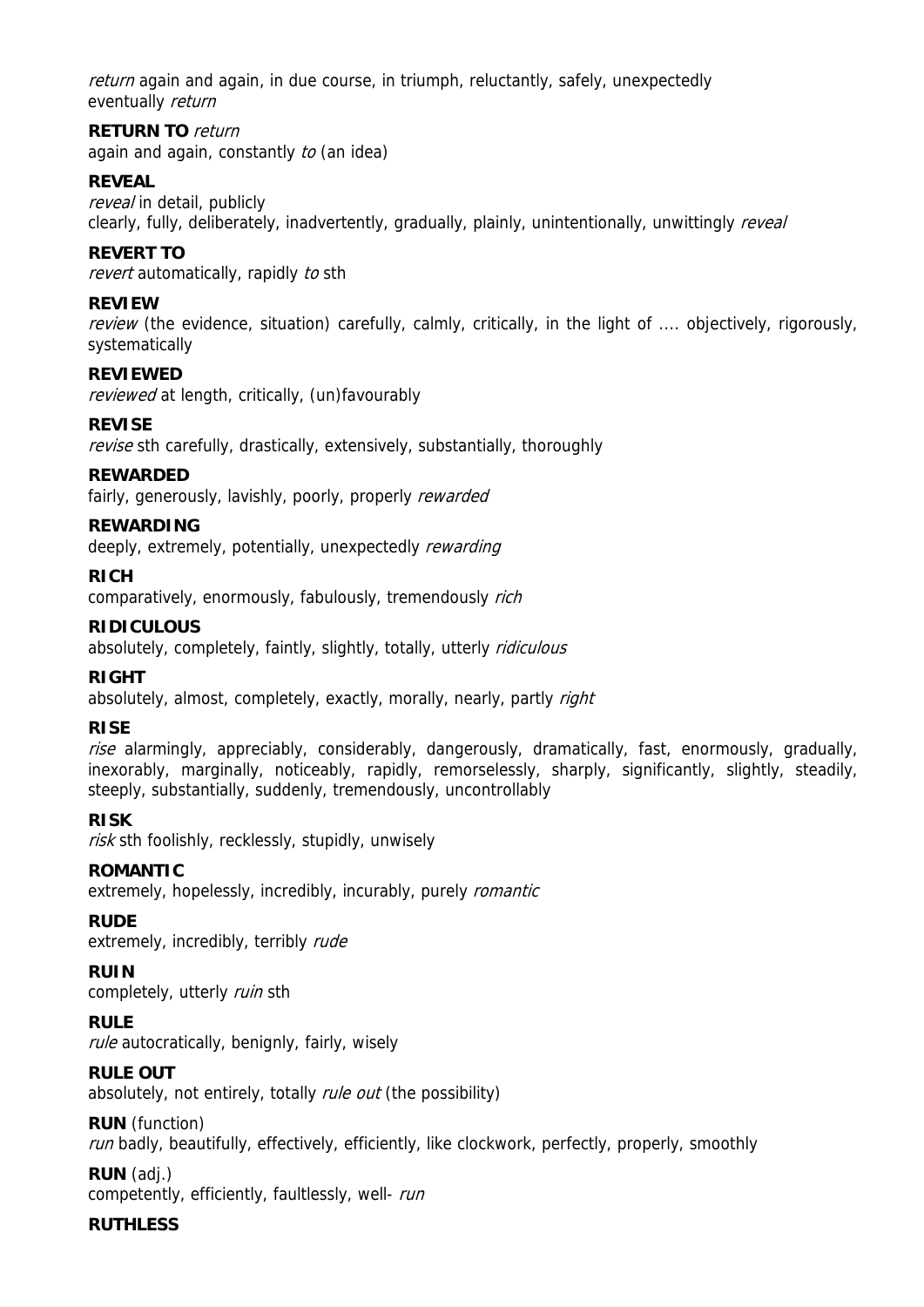*return* again and again, in due course, in triumph, reluctantly, safely, unexpectedly
eventually *return*

**RETURN TO** *return*
again and again, constantly *to* (an idea)

**REVEAL**
*reveal* in detail, publicly
clearly, fully, deliberately, inadvertently, gradually, plainly, unintentionally, unwittingly *reveal*

**REVERT TO**
*revert* automatically, rapidly *to* sth

**REVIEW**
*review* (the evidence, situation) carefully, calmly, critically, in the light of .... objectively, rigorously, systematically

**REVIEWED**
*reviewed* at length, critically, (un)favourably

**REVISE**
*revise* sth carefully, drastically, extensively, substantially, thoroughly

**REWARDED**
fairly, generously, lavishly, poorly, properly *rewarded*

**REWARDING**
deeply, extremely, potentially, unexpectedly *rewarding*

**RICH**
comparatively, enormously, fabulously, tremendously *rich*

**RIDICULOUS**
absolutely, completely, faintly, slightly, totally, utterly *ridiculous*

**RIGHT**
absolutely, almost, completely, exactly, morally, nearly, partly *right*

**RISE**
*rise* alarmingly, appreciably, considerably, dangerously, dramatically, fast, enormously, gradually, inexorably, marginally, noticeably, rapidly, remorselessly, sharply, significantly, slightly, steadily, steeply, substantially, suddenly, tremendously, uncontrollably

**RISK**
*risk* sth foolishly, recklessly, stupidly, unwisely

**ROMANTIC**
extremely, hopelessly, incredibly, incurably, purely *romantic*

**RUDE**
extremely, incredibly, terribly *rude*

**RUIN**
completely, utterly *ruin* sth

**RULE**
*rule* autocratically, benignly, fairly, wisely

**RULE OUT**
absolutely, not entirely, totally *rule out* (the possibility)

**RUN** (function)
*run* badly, beautifully, effectively, efficiently, like clockwork, perfectly, properly, smoothly

**RUN** (adj.)
competently, efficiently, faultlessly, well- *run*

**RUTHLESS**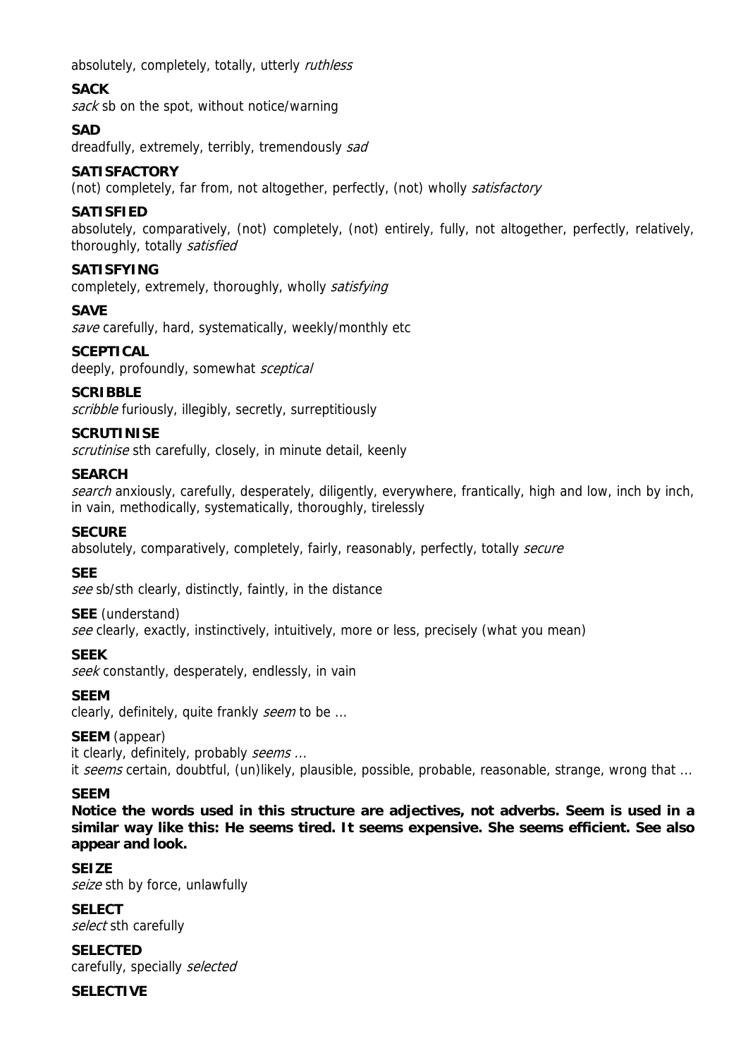absolutely, completely, totally, utterly *ruthless*

**SACK**
*sack* sb on the spot, without notice/warning

**SAD**
dreadfully, extremely, terribly, tremendously *sad*

**SATISFACTORY**
(not) completely, far from, not altogether, perfectly, (not) wholly *satisfactory*

**SATISFIED**
absolutely, comparatively, (not) completely, (not) entirely, fully, not altogether, perfectly, relatively, thoroughly, totally *satisfied*

**SATISFYING**
completely, extremely, thoroughly, wholly *satisfying*

**SAVE**
*save* carefully, hard, systematically, weekly/monthly etc

**SCEPTICAL**
deeply, profoundly, somewhat *sceptical*

**SCRIBBLE**
*scribble* furiously, illegibly, secretly, surreptitiously

**SCRUTINISE**
*scrutinise* sth carefully, closely, in minute detail, keenly

**SEARCH**
*search* anxiously, carefully, desperately, diligently, everywhere, frantically, high and low, inch by inch, in vain, methodically, systematically, thoroughly, tirelessly

**SECURE**
absolutely, comparatively, completely, fairly, reasonably, perfectly, totally *secure*

**SEE**
*see* sb/sth clearly, distinctly, faintly, in the distance

**SEE** (understand)
*see* clearly, exactly, instinctively, intuitively, more or less, precisely (what you mean)

**SEEK**
*seek* constantly, desperately, endlessly, in vain

**SEEM**
clearly, definitely, quite frankly *seem* to be ...

**SEEM** (appear)
it clearly, definitely, probably *seems* ...
it *seems* certain, doubtful, (un)likely, plausible, possible, probable, reasonable, strange, wrong that ...

**SEEM**
**Notice the words used in this structure are adjectives, not adverbs. Seem is used in a similar way like this: He seems tired. It seems expensive. She seems efficient. See also appear and look.**

**SEIZE**
*seize* sth by force, unlawfully

**SELECT**
*select* sth carefully

**SELECTED**
carefully, specially *selected*

**SELECTIVE**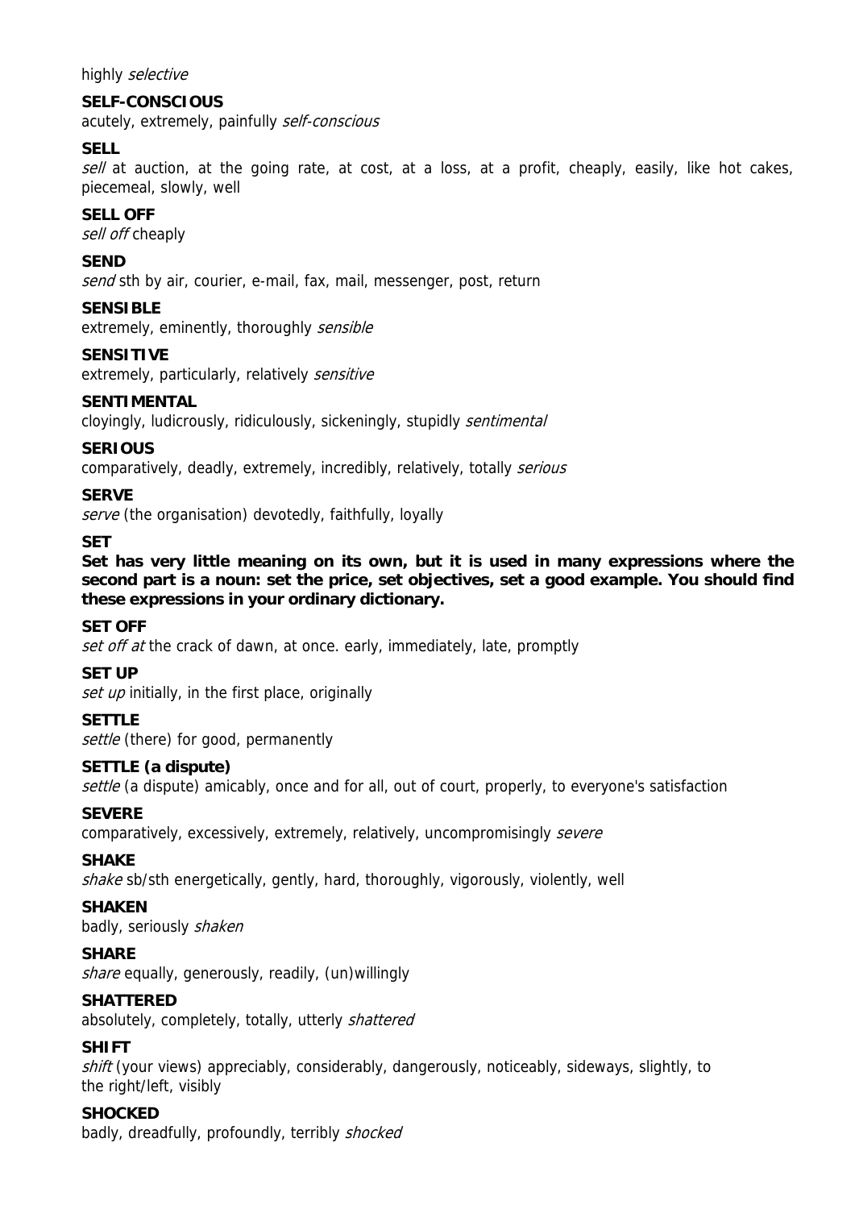highly *selective*

**SELF-CONSCIOUS**
acutely, extremely, painfully *self-conscious*

**SELL**
*sell* at auction, at the going rate, at cost, at a loss, at a profit, cheaply, easily, like hot cakes, piecemeal, slowly, well

**SELL OFF**
*sell off* cheaply

**SEND**
*send* sth by air, courier, e-mail, fax, mail, messenger, post, return

**SENSIBLE**
extremely, eminently, thoroughly *sensible*

**SENSITIVE**
extremely, particularly, relatively *sensitive*

**SENTIMENTAL**
cloyingly, ludicrously, ridiculously, sickeningly, stupidly *sentimental*

**SERIOUS**
comparatively, deadly, extremely, incredibly, relatively, totally *serious*

**SERVE**
*serve* (the organisation) devotedly, faithfully, loyally

**SET**
**Set has very little meaning on its own, but it is used in many expressions where the second part is a noun: set the price, set objectives, set a good example. You should find these expressions in your ordinary dictionary.**

**SET OFF**
*set off at* the crack of dawn, at once. early, immediately, late, promptly

**SET UP**
*set up* initially, in the first place, originally

**SETTLE**
*settle* (there) for good, permanently

**SETTLE (a dispute)**
*settle* (a dispute) amicably, once and for all, out of court, properly, to everyone's satisfaction

**SEVERE**
comparatively, excessively, extremely, relatively, uncompromisingly *severe*

**SHAKE**
*shake* sb/sth energetically, gently, hard, thoroughly, vigorously, violently, well

**SHAKEN**
badly, seriously *shaken*

**SHARE**
*share* equally, generously, readily, (un)willingly

**SHATTERED**
absolutely, completely, totally, utterly *shattered*

**SHIFT**
*shift* (your views) appreciably, considerably, dangerously, noticeably, sideways, slightly, to the right/left, visibly

**SHOCKED**
badly, dreadfully, profoundly, terribly *shocked*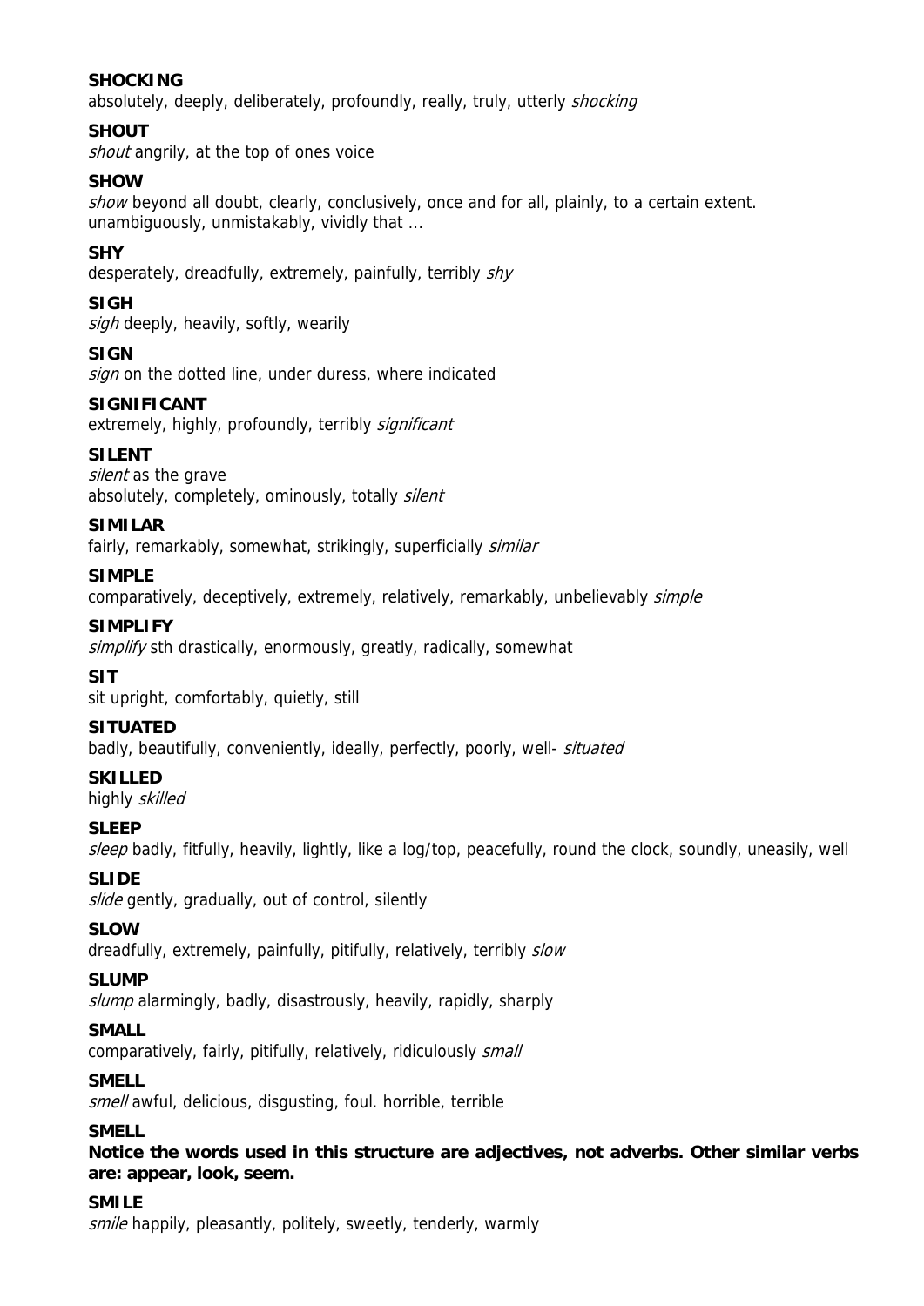**SHOCKING**
absolutely, deeply, deliberately, profoundly, really, truly, utterly *shocking*

**SHOUT**
*shout* angrily, at the top of ones voice

**SHOW**
*show* beyond all doubt, clearly, conclusively, once and for all, plainly, to a certain extent. unambiguously, unmistakably, vividly that ...

**SHY**
desperately, dreadfully, extremely, painfully, terribly *shy*

**SIGH**
*sigh* deeply, heavily, softly, wearily

**SIGN**
*sign* on the dotted line, under duress, where indicated

**SIGNIFICANT**
extremely, highly, profoundly, terribly *significant*

**SILENT**
*silent* as the grave
absolutely, completely, ominously, totally *silent*

**SIMILAR**
fairly, remarkably, somewhat, strikingly, superficially *similar*

**SIMPLE**
comparatively, deceptively, extremely, relatively, remarkably, unbelievably *simple*

**SIMPLIFY**
*simplify* sth drastically, enormously, greatly, radically, somewhat

**SIT**
sit upright, comfortably, quietly, still

**SITUATED**
badly, beautifully, conveniently, ideally, perfectly, poorly, well- *situated*

**SKILLED**
highly *skilled*

**SLEEP**
*sleep* badly, fitfully, heavily, lightly, like a log/top, peacefully, round the clock, soundly, uneasily, well

**SLIDE**
*slide* gently, gradually, out of control, silently

**SLOW**
dreadfully, extremely, painfully, pitifully, relatively, terribly *slow*

**SLUMP**
*slump* alarmingly, badly, disastrously, heavily, rapidly, sharply

**SMALL**
comparatively, fairly, pitifully, relatively, ridiculously *small*

**SMELL**
*smell* awful, delicious, disgusting, foul. horrible, terrible

**SMELL**
**Notice the words used in this structure are adjectives, not adverbs. Other similar verbs are: appear, look, seem.**

**SMILE**
*smile* happily, pleasantly, politely, sweetly, tenderly, warmly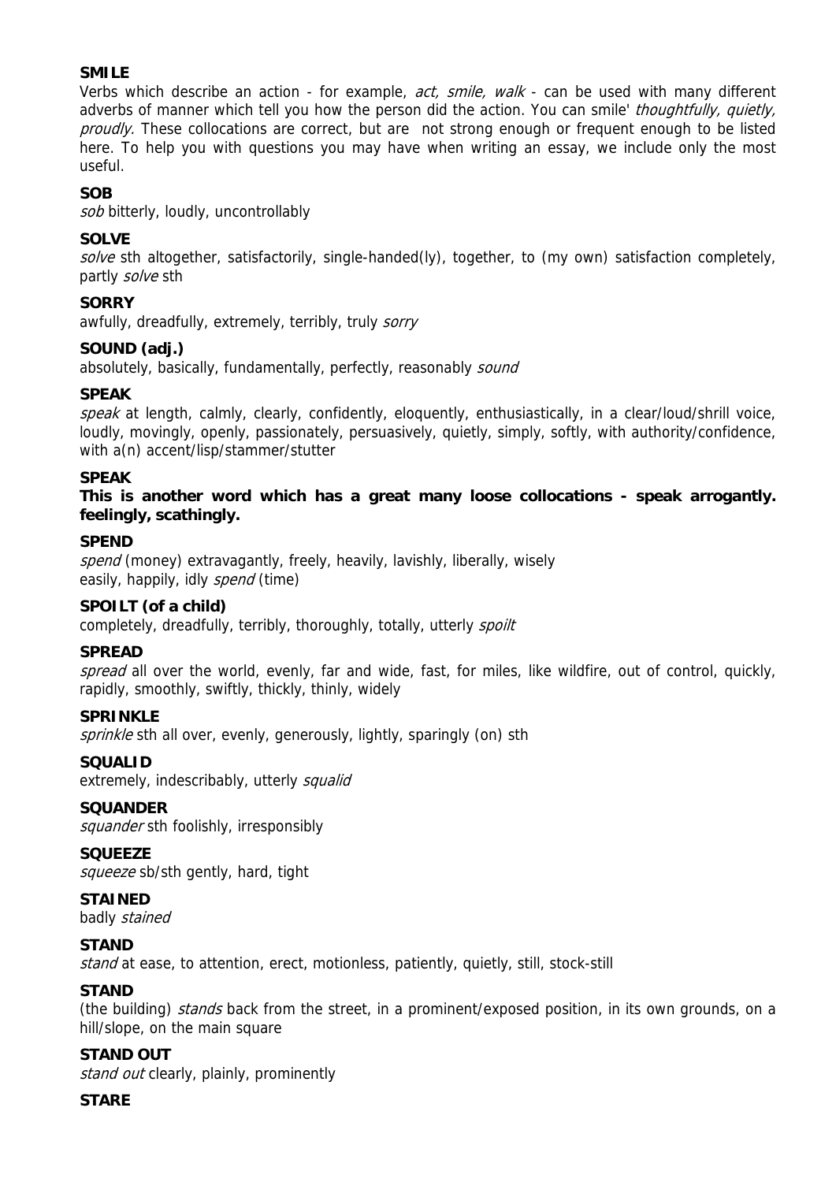**SMILE**

Verbs which describe an action - for example, *act, smile, walk* - can be used with many different adverbs of manner which tell you how the person did the action. You can smile' *thoughtfully, quietly, proudly.* These collocations are correct, but are not strong enough or frequent enough to be listed here. To help you with questions you may have when writing an essay, we include only the most useful.

**SOB**

*sob* bitterly, loudly, uncontrollably

**SOLVE**

*solve* sth altogether, satisfactorily, single-handed(ly), together, to (my own) satisfaction completely, partly *solve* sth

**SORRY**

awfully, dreadfully, extremely, terribly, truly *sorry*

**SOUND (adj.)**

absolutely, basically, fundamentally, perfectly, reasonably *sound*

**SPEAK**

*speak* at length, calmly, clearly, confidently, eloquently, enthusiastically, in a clear/loud/shrill voice, loudly, movingly, openly, passionately, persuasively, quietly, simply, softly, with authority/confidence, with a(n) accent/lisp/stammer/stutter

**SPEAK**

**This is another word which has a great many loose collocations - speak arrogantly. feelingly, scathingly.**

**SPEND**

*spend* (money) extravagantly, freely, heavily, lavishly, liberally, wisely
easily, happily, idly *spend* (time)

**SPOILT (of a child)**

completely, dreadfully, terribly, thoroughly, totally, utterly *spoilt*

**SPREAD**

*spread* all over the world, evenly, far and wide, fast, for miles, like wildfire, out of control, quickly, rapidly, smoothly, swiftly, thickly, thinly, widely

**SPRINKLE**

*sprinkle* sth all over, evenly, generously, lightly, sparingly (on) sth

**SQUALID**

extremely, indescribably, utterly *squalid*

**SQUANDER**

*squander* sth foolishly, irresponsibly

**SQUEEZE**

*squeeze* sb/sth gently, hard, tight

**STAINED**

badly *stained*

**STAND**

*stand* at ease, to attention, erect, motionless, patiently, quietly, still, stock-still

**STAND**

(the building) *stands* back from the street, in a prominent/exposed position, in its own grounds, on a hill/slope, on the main square

**STAND OUT**

*stand out* clearly, plainly, prominently

**STARE**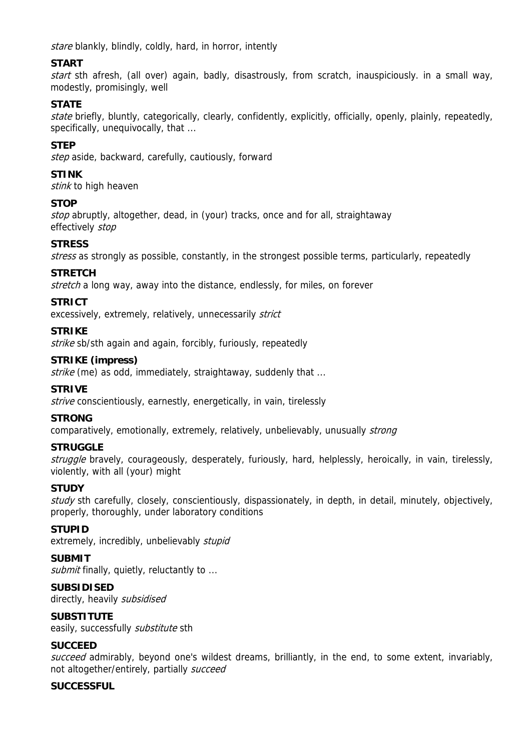*stare* blankly, blindly, coldly, hard, in horror, intently

**START**

*start* sth afresh, (all over) again, badly, disastrously, from scratch, inauspiciously. in a small way, modestly, promisingly, well

**STATE**

*state* briefly, bluntly, categorically, clearly, confidently, explicitly, officially, openly, plainly, repeatedly, specifically, unequivocally, that ...

**STEP**

*step* aside, backward, carefully, cautiously, forward

**STINK**

*stink* to high heaven

**STOP**

*stop* abruptly, altogether, dead, in (your) tracks, once and for all, straightaway
effectively *stop*

**STRESS**

*stress* as strongly as possible, constantly, in the strongest possible terms, particularly, repeatedly

**STRETCH**

*stretch* a long way, away into the distance, endlessly, for miles, on forever

**STRICT**

excessively, extremely, relatively, unnecessarily *strict*

**STRIKE**

*strike* sb/sth again and again, forcibly, furiously, repeatedly

**STRIKE (impress)**

*strike* (me) as odd, immediately, straightaway, suddenly that ...

**STRIVE**

*strive* conscientiously, earnestly, energetically, in vain, tirelessly

**STRONG**

comparatively, emotionally, extremely, relatively, unbelievably, unusually *strong*

**STRUGGLE**

*struggle* bravely, courageously, desperately, furiously, hard, helplessly, heroically, in vain, tirelessly, violently, with all (your) might

**STUDY**

*study* sth carefully, closely, conscientiously, dispassionately, in depth, in detail, minutely, objectively, properly, thoroughly, under laboratory conditions

**STUPID**

extremely, incredibly, unbelievably *stupid*

**SUBMIT**

*submit* finally, quietly, reluctantly to ...

**SUBSIDISED**

directly, heavily *subsidised*

**SUBSTITUTE**

easily, successfully *substitute* sth

**SUCCEED**

*succeed* admirably, beyond one's wildest dreams, brilliantly, in the end, to some extent, invariably, not altogether/entirely, partially *succeed*

**SUCCESSFUL**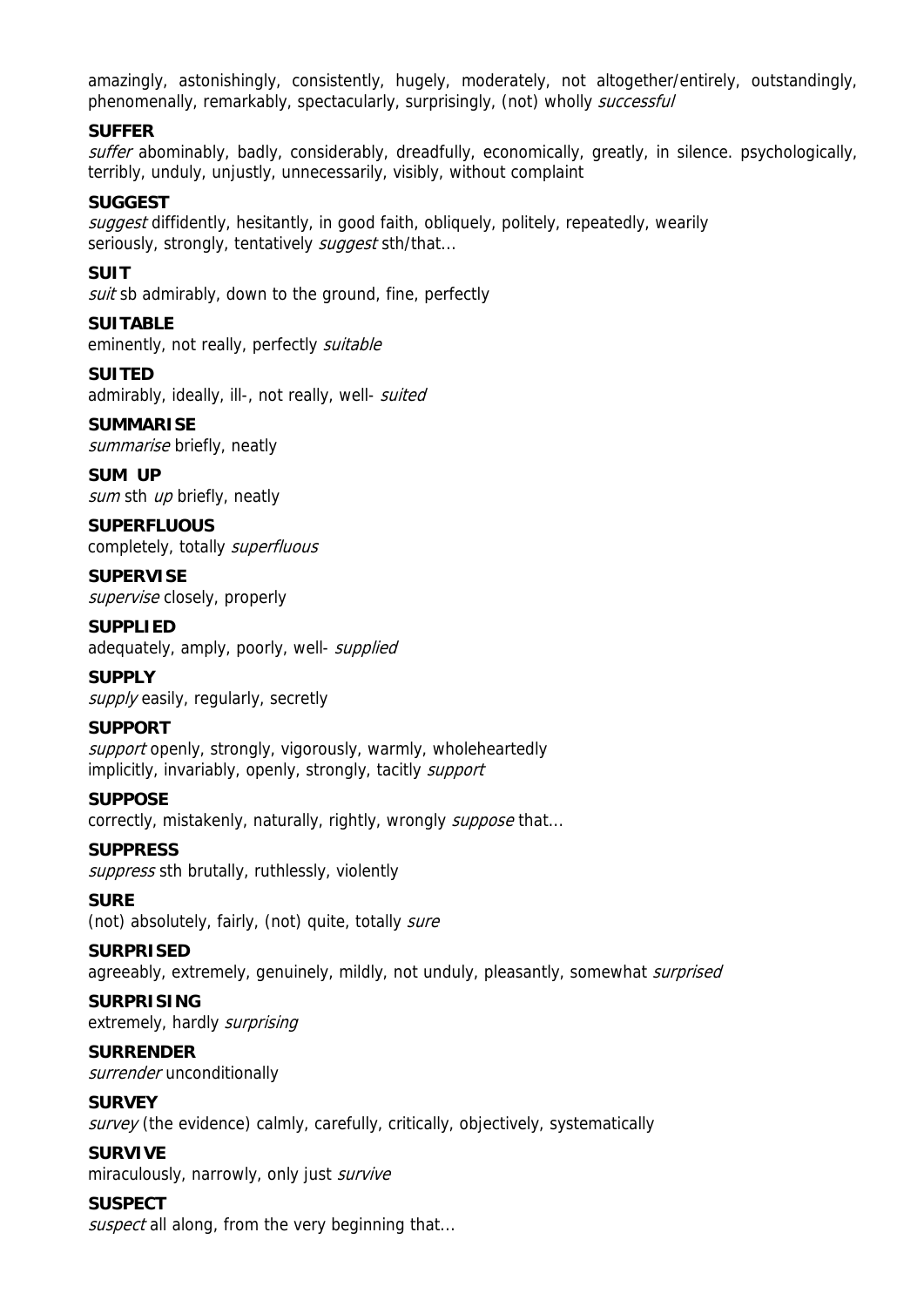amazingly, astonishingly, consistently, hugely, moderately, not altogether/entirely, outstandingly, phenomenally, remarkably, spectacularly, surprisingly, (not) wholly *successful*

**SUFFER**
*suffer* abominably, badly, considerably, dreadfully, economically, greatly, in silence. psychologically, terribly, unduly, unjustly, unnecessarily, visibly, without complaint

**SUGGEST**
*suggest* diffidently, hesitantly, in good faith, obliquely, politely, repeatedly, wearily
seriously, strongly, tentatively *suggest* sth/that...

**SUIT**
*suit* sb admirably, down to the ground, fine, perfectly

**SUITABLE**
eminently, not really, perfectly *suitable*

**SUITED**
admirably, ideally, ill-, not really, well- *suited*

**SUMMARISE**
*summarise* briefly, neatly

**SUM UP**
*sum* sth *up* briefly, neatly

**SUPERFLUOUS**
completely, totally *superfluous*

**SUPERVISE**
*supervise* closely, properly

**SUPPLIED**
adequately, amply, poorly, well- *supplied*

**SUPPLY**
*supply* easily, regularly, secretly

**SUPPORT**
*support* openly, strongly, vigorously, warmly, wholeheartedly
implicitly, invariably, openly, strongly, tacitly *support*

**SUPPOSE**
correctly, mistakenly, naturally, rightly, wrongly *suppose* that...

**SUPPRESS**
*suppress* sth brutally, ruthlessly, violently

**SURE**
(not) absolutely, fairly, (not) quite, totally *sure*

**SURPRISED**
agreeably, extremely, genuinely, mildly, not unduly, pleasantly, somewhat *surprised*

**SURPRISING**
extremely, hardly *surprising*

**SURRENDER**
*surrender* unconditionally

**SURVEY**
*survey* (the evidence) calmly, carefully, critically, objectively, systematically

**SURVIVE**
miraculously, narrowly, only just *survive*

**SUSPECT**
*suspect* all along, from the very beginning that...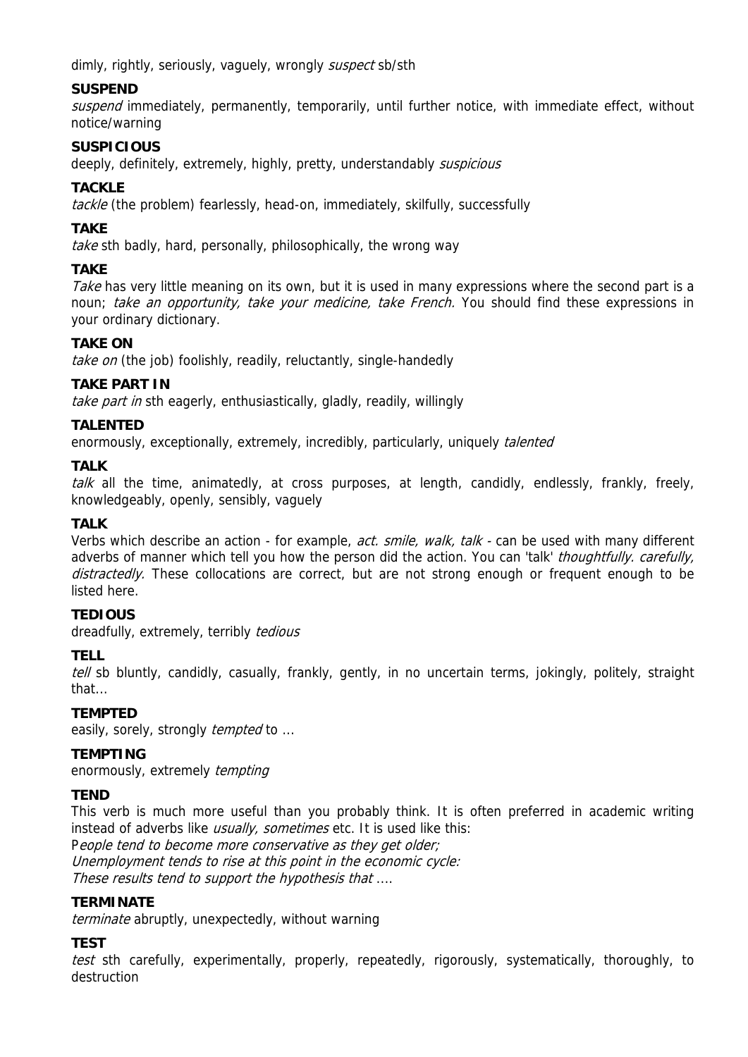dimly, rightly, seriously, vaguely, wrongly *suspect* sb/sth

**SUSPEND**

*suspend* immediately, permanently, temporarily, until further notice, with immediate effect, without notice/warning

**SUSPICIOUS**

deeply, definitely, extremely, highly, pretty, understandably *suspicious*

**TACKLE**

*tackle* (the problem) fearlessly, head-on, immediately, skilfully, successfully

**TAKE**

*take* sth badly, hard, personally, philosophically, the wrong way

**TAKE**

*Take* has very little meaning on its own, but it is used in many expressions where the second part is a noun; *take an opportunity, take your medicine, take French.* You should find these expressions in your ordinary dictionary.

**TAKE ON**

*take on* (the job) foolishly, readily, reluctantly, single-handedly

**TAKE PART IN**

*take part in* sth eagerly, enthusiastically, gladly, readily, willingly

**TALENTED**

enormously, exceptionally, extremely, incredibly, particularly, uniquely *talented*

**TALK**

*talk* all the time, animatedly, at cross purposes, at length, candidly, endlessly, frankly, freely, knowledgeably, openly, sensibly, vaguely

**TALK**

Verbs which describe an action - for example, *act. smile, walk, talk* - can be used with many different adverbs of manner which tell you how the person did the action. You can 'talk' *thoughtfully. carefully, distractedly.* These collocations are correct, but are not strong enough or frequent enough to be listed here.

**TEDIOUS**

dreadfully, extremely, terribly *tedious*

**TELL**

*tell* sb bluntly, candidly, casually, frankly, gently, in no uncertain terms, jokingly, politely, straight that...

**TEMPTED**

easily, sorely, strongly *tempted* to ...

**TEMPTING**

enormously, extremely *tempting*

**TEND**

This verb is much more useful than you probably think. It is often preferred in academic writing instead of adverbs like *usually, sometimes* etc. It is used like this:
*People tend to become more conservative as they get older;*
*Unemployment tends to rise at this point in the economic cycle:*
*These results tend to support the hypothesis that ....*

**TERMINATE**

*terminate* abruptly, unexpectedly, without warning

**TEST**

*test* sth carefully, experimentally, properly, repeatedly, rigorously, systematically, thoroughly, to destruction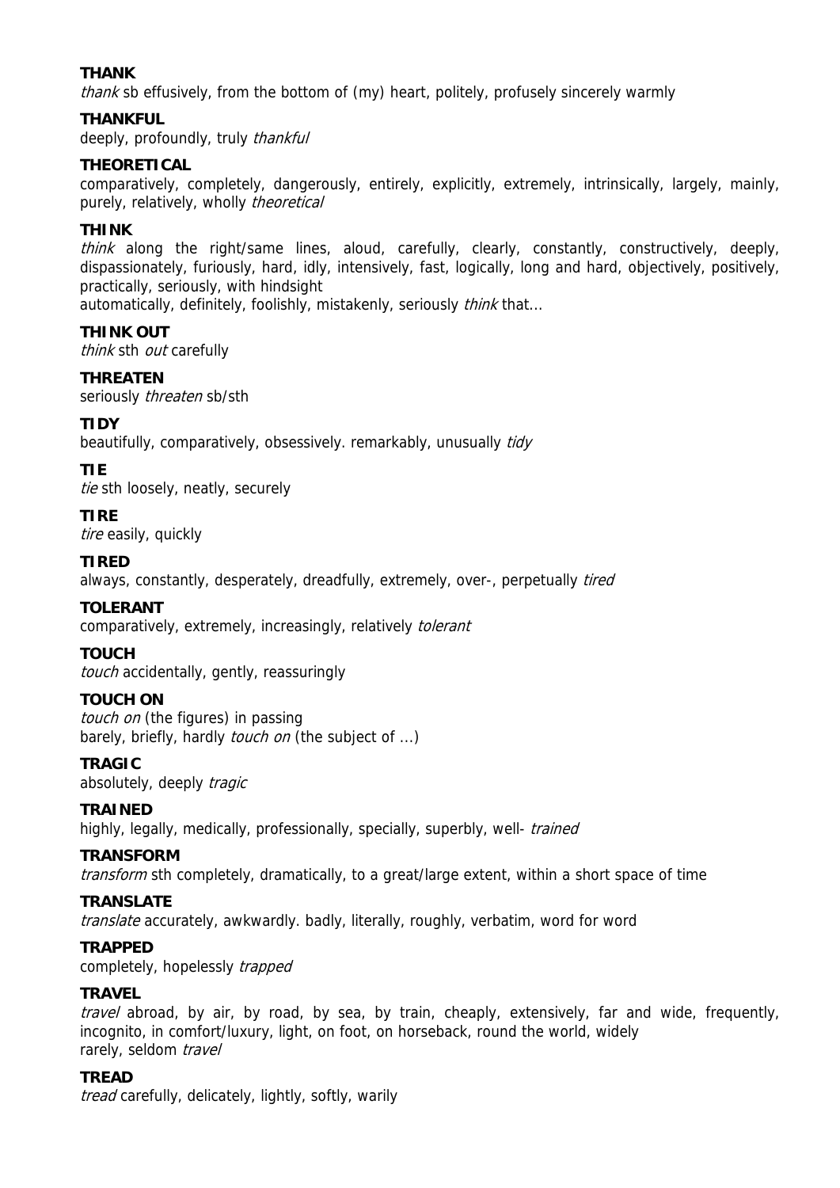**THANK**
*thank* sb effusively, from the bottom of (my) heart, politely, profusely sincerely warmly

**THANKFUL**
deeply, profoundly, truly *thankful*

**THEORETICAL**
comparatively, completely, dangerously, entirely, explicitly, extremely, intrinsically, largely, mainly, purely, relatively, wholly *theoretical*

**THINK**
*think* along the right/same lines, aloud, carefully, clearly, constantly, constructively, deeply, dispassionately, furiously, hard, idly, intensively, fast, logically, long and hard, objectively, positively, practically, seriously, with hindsight
automatically, definitely, foolishly, mistakenly, seriously *think* that...

**THINK OUT**
*think* sth *out* carefully

**THREATEN**
seriously *threaten* sb/sth

**TIDY**
beautifully, comparatively, obsessively. remarkably, unusually *tidy*

**TIE**
*tie* sth loosely, neatly, securely

**TIRE**
*tire* easily, quickly

**TIRED**
always, constantly, desperately, dreadfully, extremely, over-, perpetually *tired*

**TOLERANT**
comparatively, extremely, increasingly, relatively *tolerant*

**TOUCH**
*touch* accidentally, gently, reassuringly

**TOUCH ON**
*touch on* (the figures) in passing
barely, briefly, hardly *touch on* (the subject of ...)

**TRAGIC**
absolutely, deeply *tragic*

**TRAINED**
highly, legally, medically, professionally, specially, superbly, well- *trained*

**TRANSFORM**
*transform* sth completely, dramatically, to a great/large extent, within a short space of time

**TRANSLATE**
*translate* accurately, awkwardly. badly, literally, roughly, verbatim, word for word

**TRAPPED**
completely, hopelessly *trapped*

**TRAVEL**
*travel* abroad, by air, by road, by sea, by train, cheaply, extensively, far and wide, frequently, incognito, in comfort/luxury, light, on foot, on horseback, round the world, widely
rarely, seldom *travel*

**TREAD**
*tread* carefully, delicately, lightly, softly, warily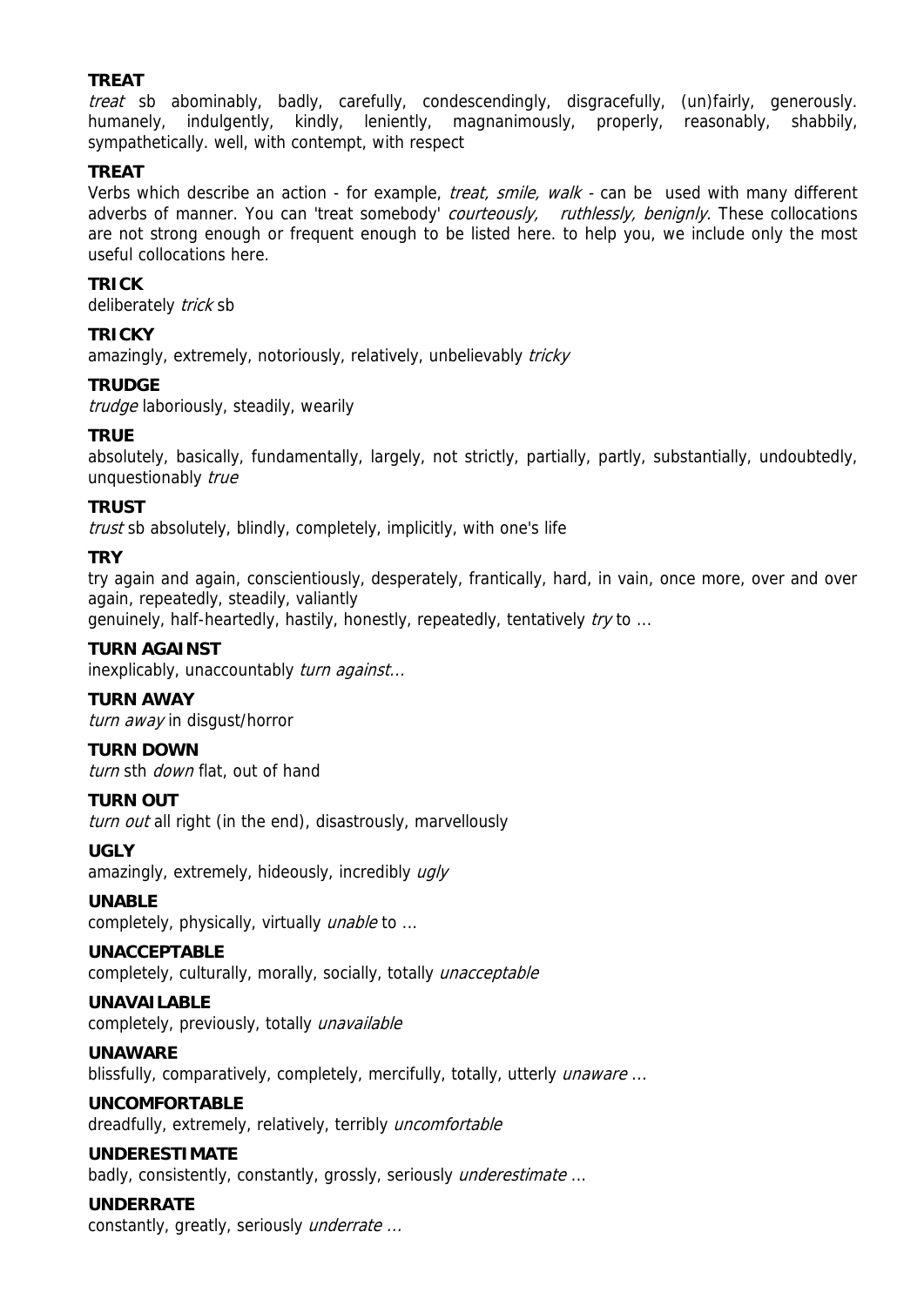**TREAT**

*treat* sb abominably, badly, carefully, condescendingly, disgracefully, (un)fairly, generously. humanely, indulgently, kindly, leniently, magnanimously, properly, reasonably, shabbily, sympathetically. well, with contempt, with respect

**TREAT**

Verbs which describe an action - for example, *treat, smile, walk* - can be used with many different adverbs of manner. You can 'treat somebody' *courteously, ruthlessly, benignly.* These collocations are not strong enough or frequent enough to be listed here. to help you, we include only the most useful collocations here.

**TRICK**

deliberately *trick* sb

**TRICKY**

amazingly, extremely, notoriously, relatively, unbelievably *tricky*

**TRUDGE**

*trudge* laboriously, steadily, wearily

**TRUE**

absolutely, basically, fundamentally, largely, not strictly, partially, partly, substantially, undoubtedly, unquestionably *true*

**TRUST**

*trust* sb absolutely, blindly, completely, implicitly, with one's life

**TRY**

try again and again, conscientiously, desperately, frantically, hard, in vain, once more, over and over again, repeatedly, steadily, valiantly

genuinely, half-heartedly, hastily, honestly, repeatedly, tentatively *try* to ...

**TURN AGAINST**

inexplicably, unaccountably *turn against...*

**TURN AWAY**

*turn away* in disgust/horror

**TURN DOWN**

*turn* sth *down* flat, out of hand

**TURN OUT**

*turn out* all right (in the end), disastrously, marvellously

**UGLY**

amazingly, extremely, hideously, incredibly *ugly*

**UNABLE**

completely, physically, virtually *unable* to ...

**UNACCEPTABLE**

completely, culturally, morally, socially, totally *unacceptable*

**UNAVAILABLE**

completely, previously, totally *unavailable*

**UNAWARE**

blissfully, comparatively, completely, mercifully, totally, utterly *unaware* ...

**UNCOMFORTABLE**

dreadfully, extremely, relatively, terribly *uncomfortable*

**UNDERESTIMATE**

badly, consistently, constantly, grossly, seriously *underestimate* ...

**UNDERRATE**

constantly, greatly, seriously *underrate ...*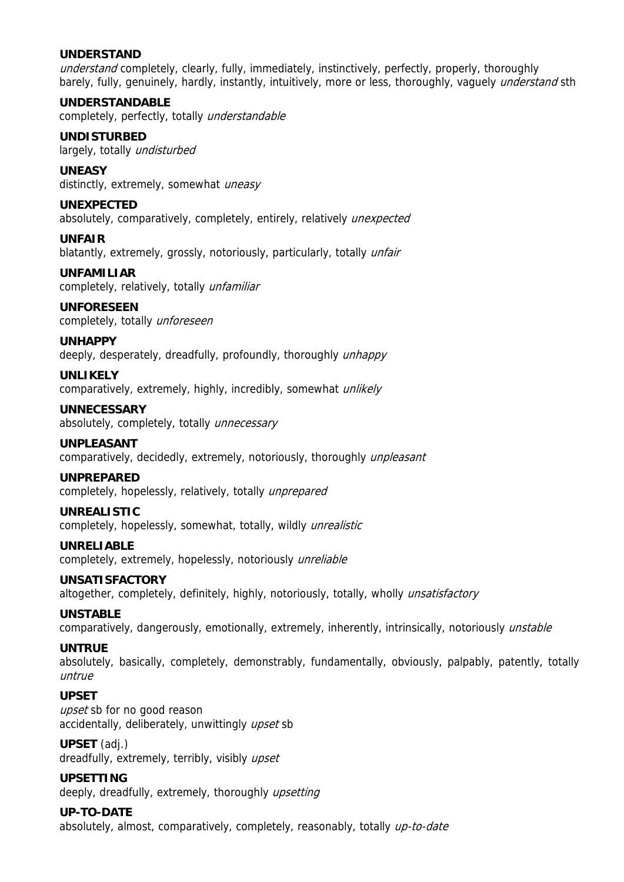**UNDERSTAND**
*understand* completely, clearly, fully, immediately, instinctively, perfectly, properly, thoroughly
barely, fully, genuinely, hardly, instantly, intuitively, more or less, thoroughly, vaguely *understand* sth

**UNDERSTANDABLE**
completely, perfectly, totally *understandable*

**UNDISTURBED**
largely, totally *undisturbed*

**UNEASY**
distinctly, extremely, somewhat *uneasy*

**UNEXPECTED**
absolutely, comparatively, completely, entirely, relatively *unexpected*

**UNFAIR**
blatantly, extremely, grossly, notoriously, particularly, totally *unfair*

**UNFAMILIAR**
completely, relatively, totally *unfamiliar*

**UNFORESEEN**
completely, totally *unforeseen*

**UNHAPPY**
deeply, desperately, dreadfully, profoundly, thoroughly *unhappy*

**UNLIKELY**
comparatively, extremely, highly, incredibly, somewhat *unlikely*

**UNNECESSARY**
absolutely, completely, totally *unnecessary*

**UNPLEASANT**
comparatively, decidedly, extremely, notoriously, thoroughly *unpleasant*

**UNPREPARED**
completely, hopelessly, relatively, totally *unprepared*

**UNREALISTIC**
completely, hopelessly, somewhat, totally, wildly *unrealistic*

**UNRELIABLE**
completely, extremely, hopelessly, notoriously *unreliable*

**UNSATISFACTORY**
altogether, completely, definitely, highly, notoriously, totally, wholly *unsatisfactory*

**UNSTABLE**
comparatively, dangerously, emotionally, extremely, inherently, intrinsically, notorious *unstable*

**UNTRUE**
absolutely, basically, completely, demonstrably, fundamentally, obviously, palpably, patently, totally *untrue*

**UPSET**
*upset* sb for no good reason
accidentally, deliberately, unwittingly *upset* sb

**UPSET** (adj.)
dreadfully, extremely, terribly, visibly *upset*

**UPSETTING**
deeply, dreadfully, extremely, thoroughly *upsetting*

**UP-TO-DATE**
absolutely, almost, comparatively, completely, reasonably, totally *up-to-date*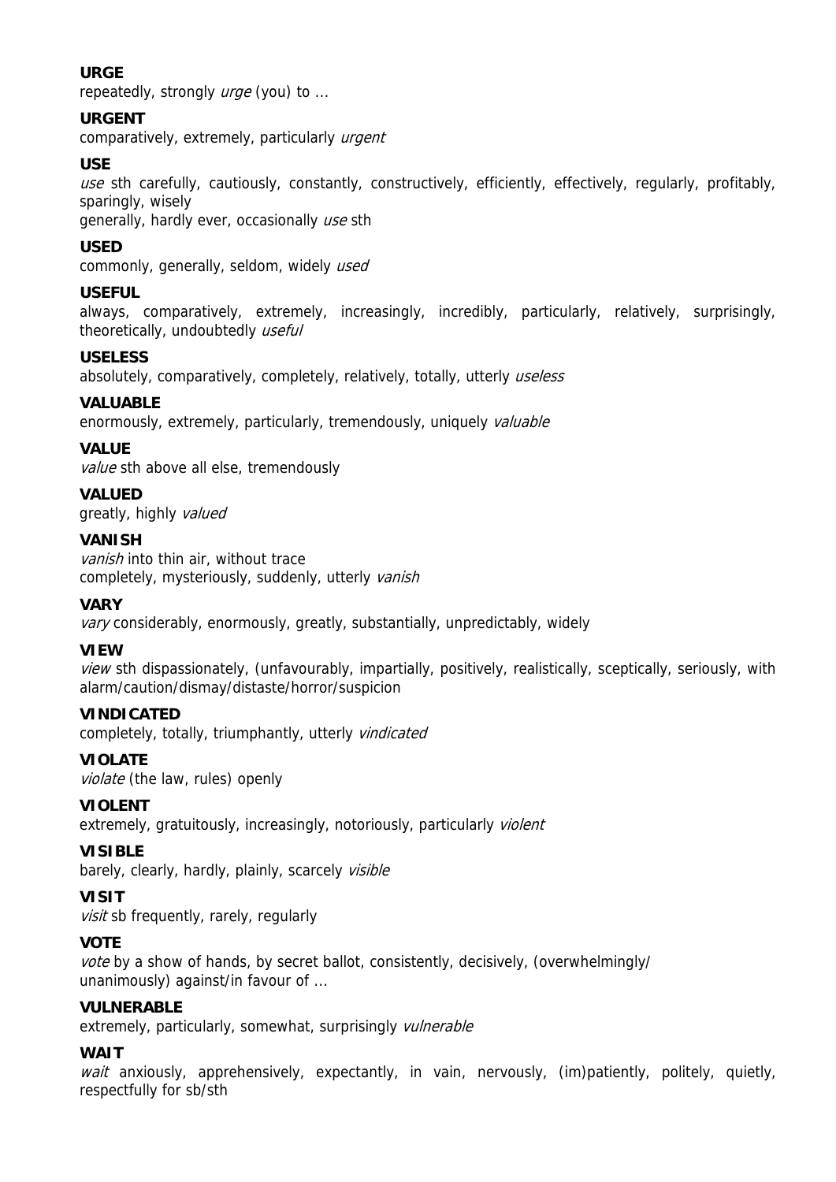**URGE**

repeatedly, strongly *urge* (you) to ...

**URGENT**

comparatively, extremely, particularly *urgent*

**USE**

*use* sth carefully, cautiously, constantly, constructively, efficiently, effectively, regularly, profitably, sparingly, wisely

generally, hardly ever, occasionally *use* sth

**USED**

commonly, generally, seldom, widely *used*

**USEFUL**

always, comparatively, extremely, increasingly, incredibly, particularly, relatively, surprisingly, theoretically, undoubtedly *useful*

**USELESS**

absolutely, comparatively, completely, relatively, totally, utterly *useless*

**VALUABLE**

enormously, extremely, particularly, tremendously, uniquely *valuable*

**VALUE**

*value* sth above all else, tremendously

**VALUED**

greatly, highly *valued*

**VANISH**

*vanish* into thin air, without trace

completely, mysteriously, suddenly, utterly *vanish*

**VARY**

*vary* considerably, enormously, greatly, substantially, unpredictably, widely

**VIEW**

*view* sth dispassionately, (unfavourably, impartially, positively, realistically, sceptically, seriously, with alarm/caution/dismay/distaste/horror/suspicion

**VINDICATED**

completely, totally, triumphantly, utterly *vindicated*

**VIOLATE**

*violate* (the law, rules) openly

**VIOLENT**

extremely, gratuitously, increasingly, notoriously, particularly *violent*

**VISIBLE**

barely, clearly, hardly, plainly, scarcely *visible*

**VISIT**

*visit* sb frequently, rarely, regularly

**VOTE**

*vote* by a show of hands, by secret ballot, consistently, decisively, (overwhelmingly/unanimously) against/in favour of ...

**VULNERABLE**

extremely, particularly, somewhat, surprisingly *vulnerable*

**WAIT**

*wait* anxiously, apprehensively, expectantly, in vain, nervously, (im)patiently, politely, quietly, respectfully for sb/sth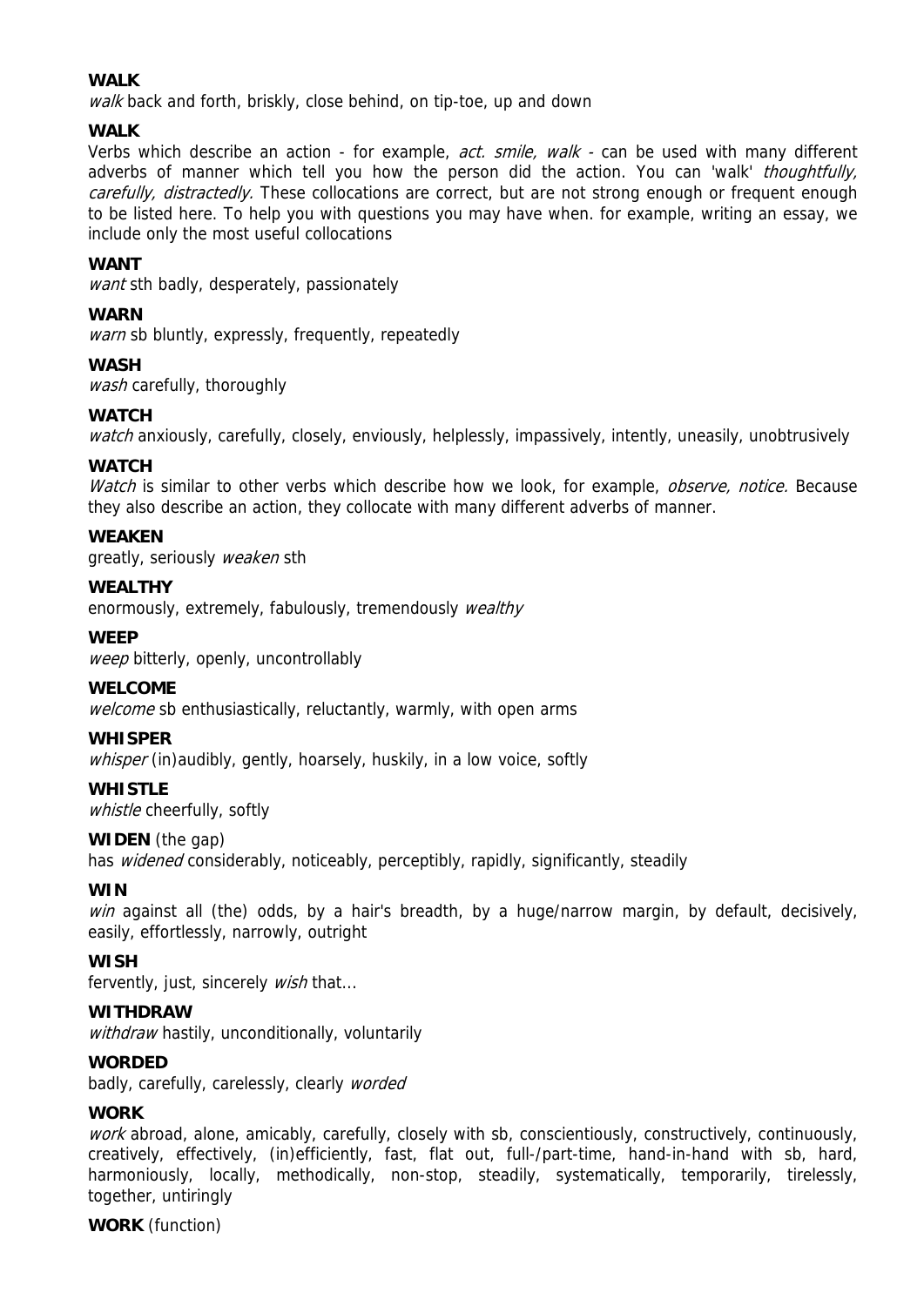**WALK**

*walk* back and forth, briskly, close behind, on tip-toe, up and down

**WALK**

Verbs which describe an action - for example, *act. smile, walk* - can be used with many different adverbs of manner which tell you how the person did the action. You can 'walk' *thoughtfully, carefully, distractedly.* These collocations are correct, but are not strong enough or frequent enough to be listed here. To help you with questions you may have when. for example, writing an essay, we include only the most useful collocations

**WANT**

*want* sth badly, desperately, passionately

**WARN**

*warn* sb bluntly, expressly, frequently, repeatedly

**WASH**

*wash* carefully, thoroughly

**WATCH**

*watch* anxiously, carefully, closely, enviously, helplessly, impassively, intently, uneasily, unobtrusively

**WATCH**

*Watch* is similar to other verbs which describe how we look, for example, *observe, notice.* Because they also describe an action, they collocate with many different adverbs of manner.

**WEAKEN**

greatly, seriously *weaken* sth

**WEALTHY**

enormously, extremely, fabulously, tremendously *wealthy*

**WEEP**

*weep* bitterly, openly, uncontrollably

**WELCOME**

*welcome* sb enthusiastically, reluctantly, warmly, with open arms

**WHISPER**

*whisper* (in)audibly, gently, hoarsely, huskily, in a low voice, softly

**WHISTLE**

*whistle* cheerfully, softly

**WIDEN** (the gap)

has *widened* considerably, noticeably, perceptibly, rapidly, significantly, steadily

**WIN**

*win* against all (the) odds, by a hair's breadth, by a huge/narrow margin, by default, decisively, easily, effortlessly, narrowly, outright

**WISH**

fervently, just, sincerely *wish* that...

**WITHDRAW**

*withdraw* hastily, unconditionally, voluntarily

**WORDED**

badly, carefully, carelessly, clearly *worded*

**WORK**

*work* abroad, alone, amicably, carefully, closely with sb, conscientiously, constructively, continuously, creatively, effectively, (in)efficiently, fast, flat out, full-/part-time, hand-in-hand with sb, hard, harmoniously, locally, methodically, non-stop, steadily, systematically, temporarily, tirelessly, together, untiringly

**WORK** (function)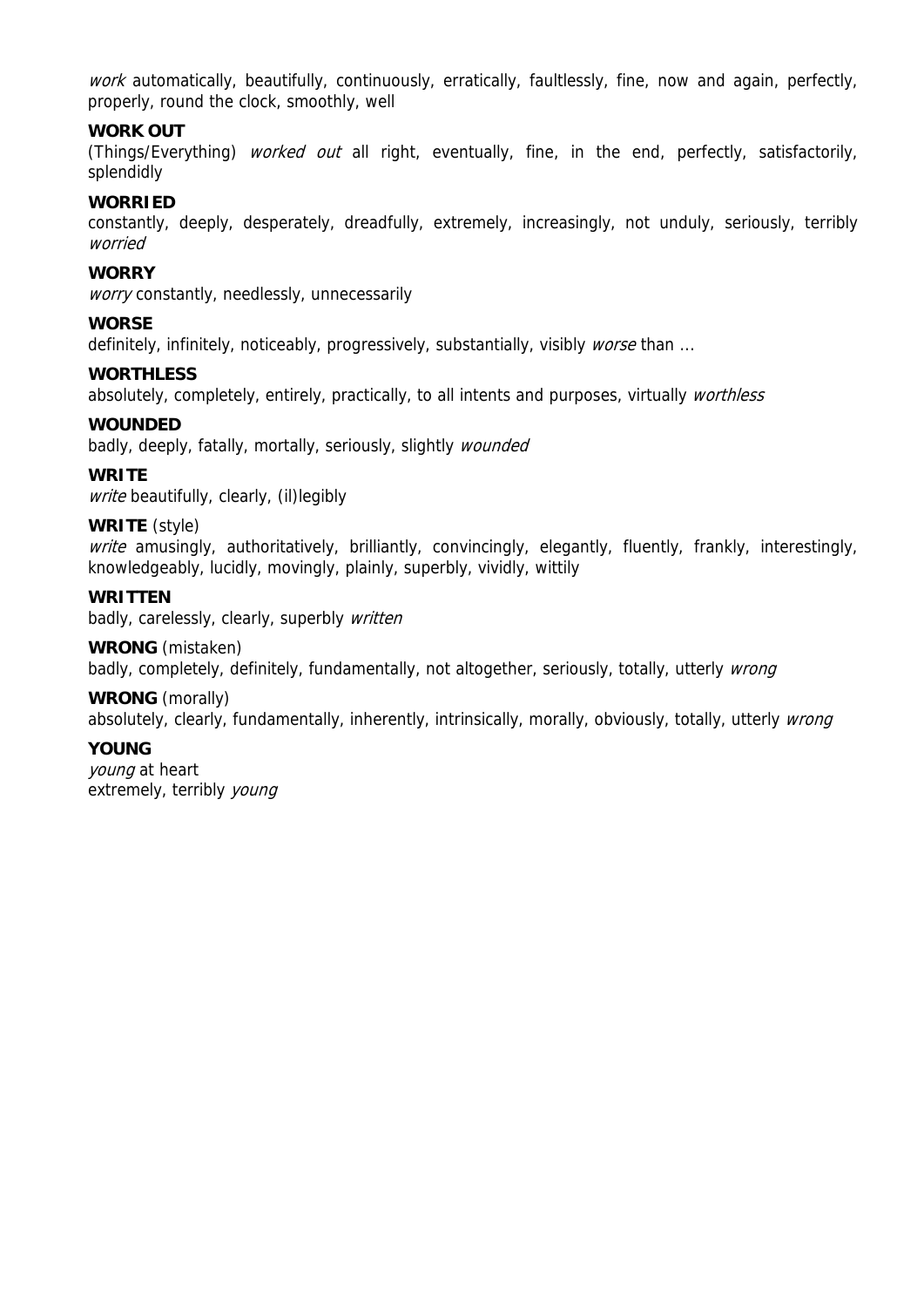*work* automatically, beautifully, continuously, erratically, faultlessly, fine, now and again, perfectly, properly, round the clock, smoothly, well

**WORK OUT**
(Things/Everything) *worked out* all right, eventually, fine, in the end, perfectly, satisfactorily, splendidly

**WORRIED**
constantly, deeply, desperately, dreadfully, extremely, increasingly, not unduly, seriously, terribly *worried*

**WORRY**
*worry* constantly, needlessly, unnecessarily

**WORSE**
definitely, infinitely, noticeably, progressively, substantially, visibly *worse* than ...

**WORTHLESS**
absolutely, completely, entirely, practically, to all intents and purposes, virtually *worthless*

**WOUNDED**
badly, deeply, fatally, mortally, seriously, slightly *wounded*

**WRITE**
*write* beautifully, clearly, (il)legibly

**WRITE** (style)
*write* amusingly, authoritatively, brilliantly, convincingly, elegantly, fluently, frankly, interestingly, knowledgeably, lucidly, movingly, plainly, superbly, vividly, wittily

**WRITTEN**
badly, carelessly, clearly, superbly *written*

**WRONG** (mistaken)
badly, completely, definitely, fundamentally, not altogether, seriously, totally, utterly *wrong*

**WRONG** (morally)
absolutely, clearly, fundamentally, inherently, intrinsically, morally, obviously, totally, utterly *wrong*

**YOUNG**
*young* at heart
extremely, terribly *young*